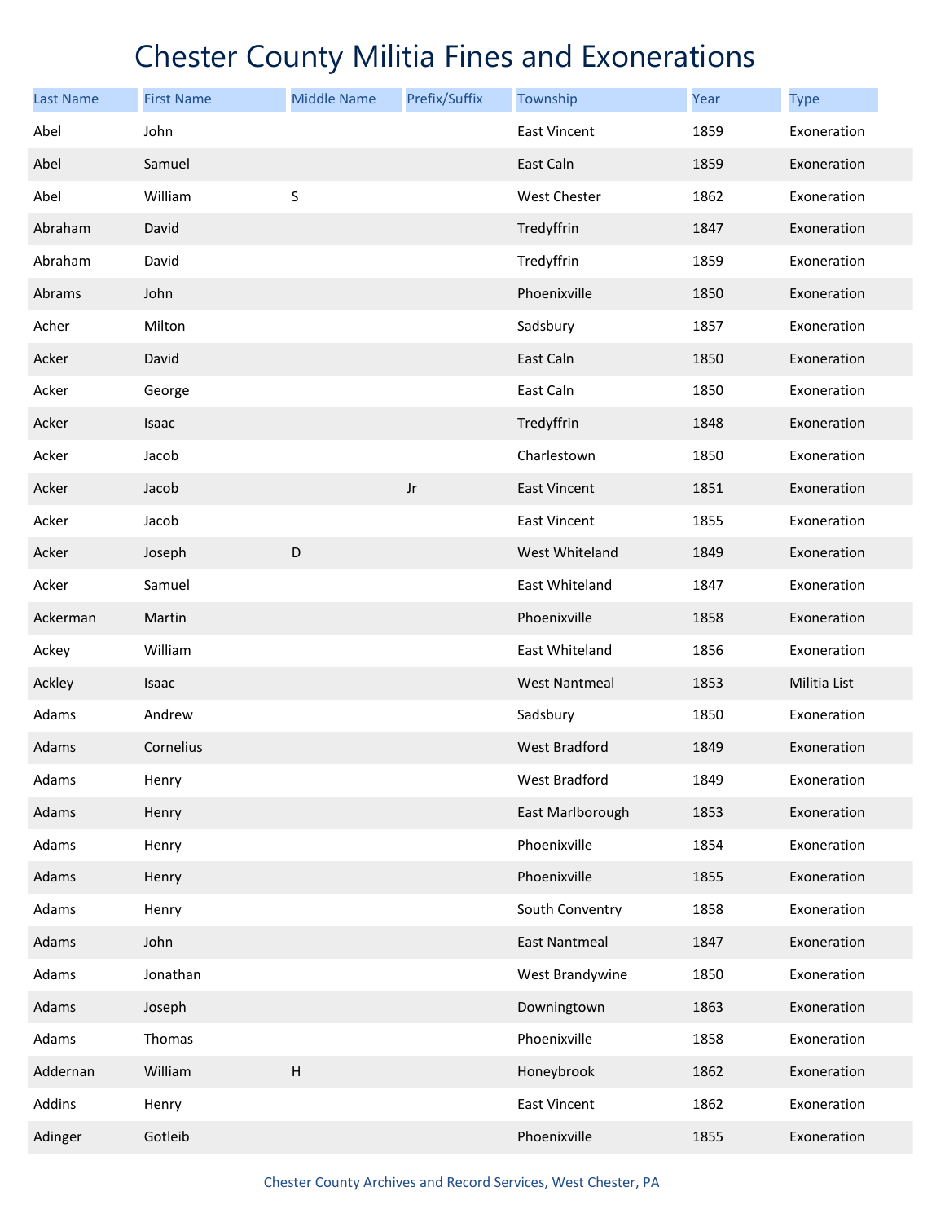# Chester County Militia Fines and Exonerations

| Last Name | First Name | Middle Name | Prefix/Suffix | Township | Year | Type |
|---|---|---|---|---|---|---|
| Abel | John | | | East Vincent | 1859 | Exoneration |
| Abel | Samuel | | | East Caln | 1859 | Exoneration |
| Abel | William | S | | West Chester | 1862 | Exoneration |
| Abraham | David | | | Tredyffrin | 1847 | Exoneration |
| Abraham | David | | | Tredyffrin | 1859 | Exoneration |
| Abrams | John | | | Phoenixville | 1850 | Exoneration |
| Acher | Milton | | | Sadsbury | 1857 | Exoneration |
| Acker | David | | | East Caln | 1850 | Exoneration |
| Acker | George | | | East Caln | 1850 | Exoneration |
| Acker | Isaac | | | Tredyffrin | 1848 | Exoneration |
| Acker | Jacob | | | Charlestown | 1850 | Exoneration |
| Acker | Jacob | | Jr | East Vincent | 1851 | Exoneration |
| Acker | Jacob | | | East Vincent | 1855 | Exoneration |
| Acker | Joseph | D | | West Whiteland | 1849 | Exoneration |
| Acker | Samuel | | | East Whiteland | 1847 | Exoneration |
| Ackerman | Martin | | | Phoenixville | 1858 | Exoneration |
| Ackey | William | | | East Whiteland | 1856 | Exoneration |
| Ackley | Isaac | | | West Nantmeal | 1853 | Militia List |
| Adams | Andrew | | | Sadsbury | 1850 | Exoneration |
| Adams | Cornelius | | | West Bradford | 1849 | Exoneration |
| Adams | Henry | | | West Bradford | 1849 | Exoneration |
| Adams | Henry | | | East Marlborough | 1853 | Exoneration |
| Adams | Henry | | | Phoenixville | 1854 | Exoneration |
| Adams | Henry | | | Phoenixville | 1855 | Exoneration |
| Adams | Henry | | | South Conventry | 1858 | Exoneration |
| Adams | John | | | East Nantmeal | 1847 | Exoneration |
| Adams | Jonathan | | | West Brandywine | 1850 | Exoneration |
| Adams | Joseph | | | Downingtown | 1863 | Exoneration |
| Adams | Thomas | | | Phoenixville | 1858 | Exoneration |
| Addernan | William | H | | Honeybrook | 1862 | Exoneration |
| Addins | Henry | | | East Vincent | 1862 | Exoneration |
| Adinger | Gotleib | | | Phoenixville | 1855 | Exoneration |

Chester County Archives and Record Services, West Chester, PA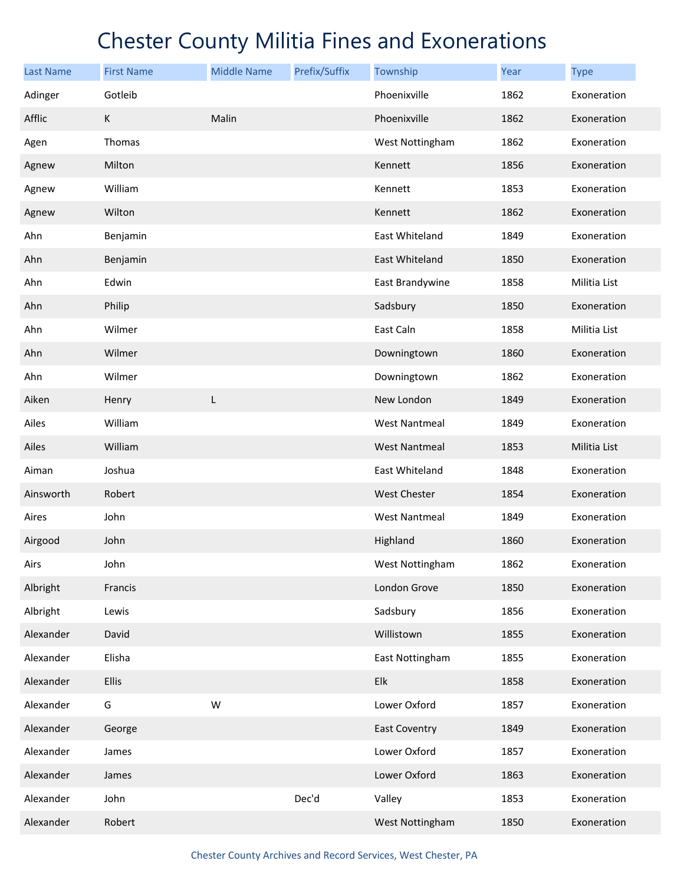# Chester County Militia Fines and Exonerations

| Last Name | First Name | Middle Name | Prefix/Suffix | Township | Year | Type |
|---|---|---|---|---|---|---|
| Adinger | Gotleib | | | Phoenixville | 1862 | Exoneration |
| Afflic | K | Malin | | Phoenixville | 1862 | Exoneration |
| Agen | Thomas | | | West Nottingham | 1862 | Exoneration |
| Agnew | Milton | | | Kennett | 1856 | Exoneration |
| Agnew | William | | | Kennett | 1853 | Exoneration |
| Agnew | Wilton | | | Kennett | 1862 | Exoneration |
| Ahn | Benjamin | | | East Whiteland | 1849 | Exoneration |
| Ahn | Benjamin | | | East Whiteland | 1850 | Exoneration |
| Ahn | Edwin | | | East Brandywine | 1858 | Militia List |
| Ahn | Philip | | | Sadsbury | 1850 | Exoneration |
| Ahn | Wilmer | | | East Caln | 1858 | Militia List |
| Ahn | Wilmer | | | Downingtown | 1860 | Exoneration |
| Ahn | Wilmer | | | Downingtown | 1862 | Exoneration |
| Aiken | Henry | L | | New London | 1849 | Exoneration |
| Ailes | William | | | West Nantmeal | 1849 | Exoneration |
| Ailes | William | | | West Nantmeal | 1853 | Militia List |
| Aiman | Joshua | | | East Whiteland | 1848 | Exoneration |
| Ainsworth | Robert | | | West Chester | 1854 | Exoneration |
| Aires | John | | | West Nantmeal | 1849 | Exoneration |
| Airgood | John | | | Highland | 1860 | Exoneration |
| Airs | John | | | West Nottingham | 1862 | Exoneration |
| Albright | Francis | | | London Grove | 1850 | Exoneration |
| Albright | Lewis | | | Sadsbury | 1856 | Exoneration |
| Alexander | David | | | Willistown | 1855 | Exoneration |
| Alexander | Elisha | | | East Nottingham | 1855 | Exoneration |
| Alexander | Ellis | | | Elk | 1858 | Exoneration |
| Alexander | G | W | | Lower Oxford | 1857 | Exoneration |
| Alexander | George | | | East Coventry | 1849 | Exoneration |
| Alexander | James | | | Lower Oxford | 1857 | Exoneration |
| Alexander | James | | | Lower Oxford | 1863 | Exoneration |
| Alexander | John | | Dec'd | Valley | 1853 | Exoneration |
| Alexander | Robert | | | West Nottingham | 1850 | Exoneration |

Chester County Archives and Record Services, West Chester, PA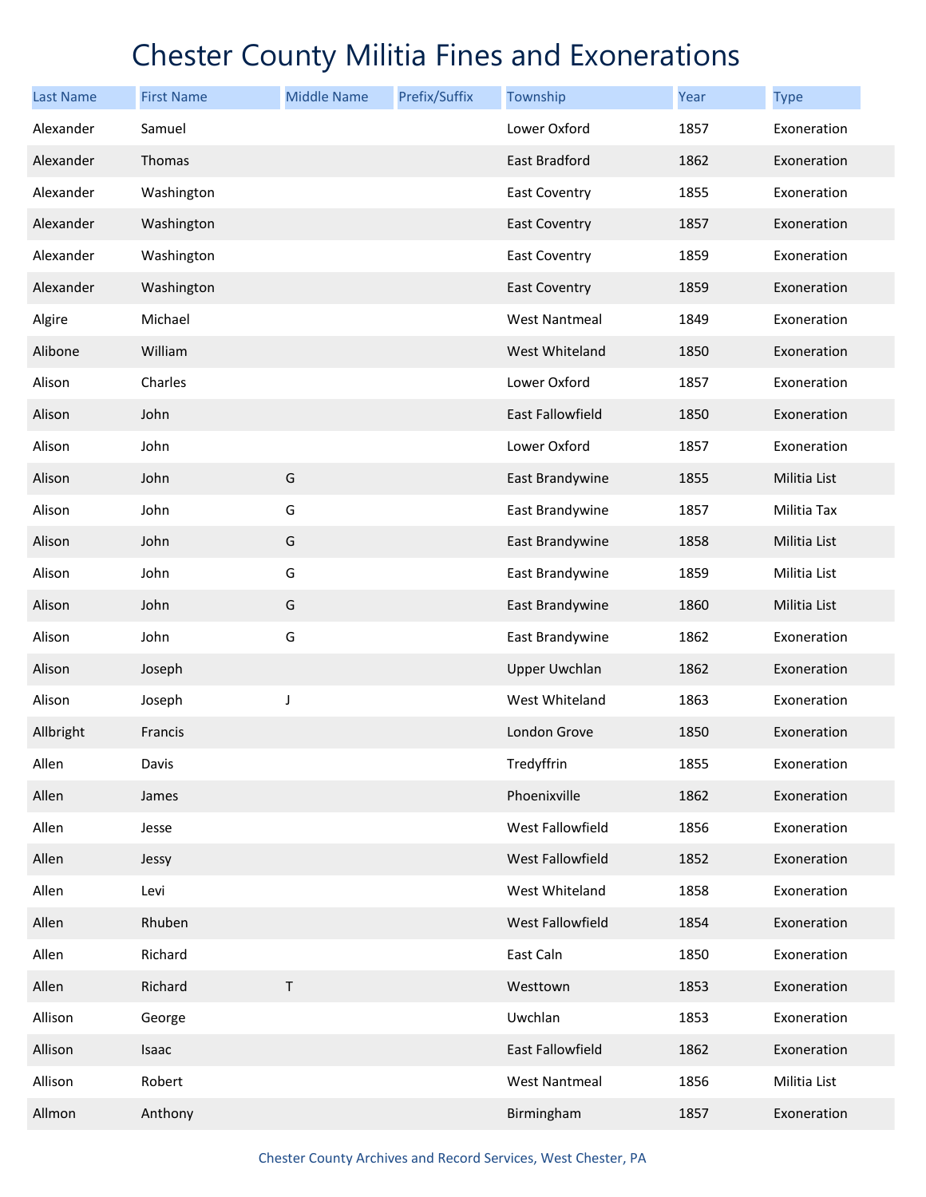# Chester County Militia Fines and Exonerations

| Last Name | First Name | Middle Name | Prefix/Suffix | Township | Year | Type |
|---|---|---|---|---|---|---|
| Alexander | Samuel | | | Lower Oxford | 1857 | Exoneration |
| Alexander | Thomas | | | East Bradford | 1862 | Exoneration |
| Alexander | Washington | | | East Coventry | 1855 | Exoneration |
| Alexander | Washington | | | East Coventry | 1857 | Exoneration |
| Alexander | Washington | | | East Coventry | 1859 | Exoneration |
| Alexander | Washington | | | East Coventry | 1859 | Exoneration |
| Algire | Michael | | | West Nantmeal | 1849 | Exoneration |
| Alibone | William | | | West Whiteland | 1850 | Exoneration |
| Alison | Charles | | | Lower Oxford | 1857 | Exoneration |
| Alison | John | | | East Fallowfield | 1850 | Exoneration |
| Alison | John | | | Lower Oxford | 1857 | Exoneration |
| Alison | John | G | | East Brandywine | 1855 | Militia List |
| Alison | John | G | | East Brandywine | 1857 | Militia Tax |
| Alison | John | G | | East Brandywine | 1858 | Militia List |
| Alison | John | G | | East Brandywine | 1859 | Militia List |
| Alison | John | G | | East Brandywine | 1860 | Militia List |
| Alison | John | G | | East Brandywine | 1862 | Exoneration |
| Alison | Joseph | | | Upper Uwchlan | 1862 | Exoneration |
| Alison | Joseph | J | | West Whiteland | 1863 | Exoneration |
| Allbright | Francis | | | London Grove | 1850 | Exoneration |
| Allen | Davis | | | Tredyffrin | 1855 | Exoneration |
| Allen | James | | | Phoenixville | 1862 | Exoneration |
| Allen | Jesse | | | West Fallowfield | 1856 | Exoneration |
| Allen | Jessy | | | West Fallowfield | 1852 | Exoneration |
| Allen | Levi | | | West Whiteland | 1858 | Exoneration |
| Allen | Rhuben | | | West Fallowfield | 1854 | Exoneration |
| Allen | Richard | | | East Caln | 1850 | Exoneration |
| Allen | Richard | T | | Westtown | 1853 | Exoneration |
| Allison | George | | | Uwchlan | 1853 | Exoneration |
| Allison | Isaac | | | East Fallowfield | 1862 | Exoneration |
| Allison | Robert | | | West Nantmeal | 1856 | Militia List |
| Allmon | Anthony | | | Birmingham | 1857 | Exoneration |

Chester County Archives and Record Services, West Chester, PA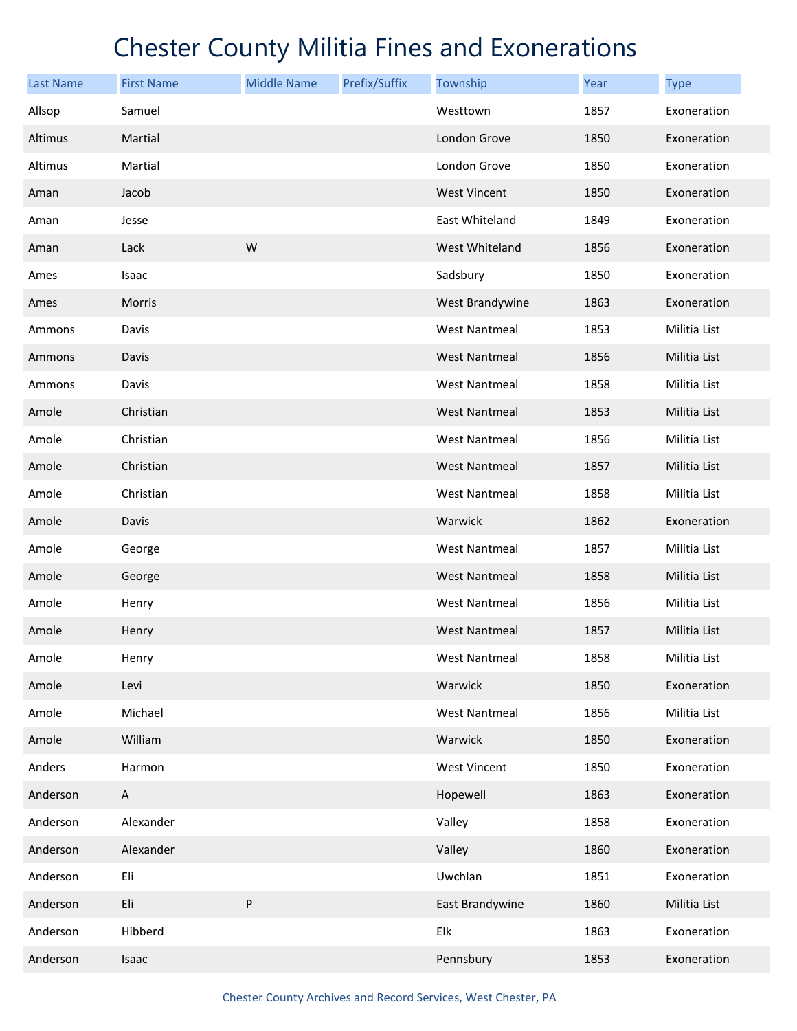# Chester County Militia Fines and Exonerations

| Last Name | First Name | Middle Name | Prefix/Suffix | Township | Year | Type |
|---|---|---|---|---|---|---|
| Allsop | Samuel | | | Westtown | 1857 | Exoneration |
| Altimus | Martial | | | London Grove | 1850 | Exoneration |
| Altimus | Martial | | | London Grove | 1850 | Exoneration |
| Aman | Jacob | | | West Vincent | 1850 | Exoneration |
| Aman | Jesse | | | East Whiteland | 1849 | Exoneration |
| Aman | Lack | W | | West Whiteland | 1856 | Exoneration |
| Ames | Isaac | | | Sadsbury | 1850 | Exoneration |
| Ames | Morris | | | West Brandywine | 1863 | Exoneration |
| Ammons | Davis | | | West Nantmeal | 1853 | Militia List |
| Ammons | Davis | | | West Nantmeal | 1856 | Militia List |
| Ammons | Davis | | | West Nantmeal | 1858 | Militia List |
| Amole | Christian | | | West Nantmeal | 1853 | Militia List |
| Amole | Christian | | | West Nantmeal | 1856 | Militia List |
| Amole | Christian | | | West Nantmeal | 1857 | Militia List |
| Amole | Christian | | | West Nantmeal | 1858 | Militia List |
| Amole | Davis | | | Warwick | 1862 | Exoneration |
| Amole | George | | | West Nantmeal | 1857 | Militia List |
| Amole | George | | | West Nantmeal | 1858 | Militia List |
| Amole | Henry | | | West Nantmeal | 1856 | Militia List |
| Amole | Henry | | | West Nantmeal | 1857 | Militia List |
| Amole | Henry | | | West Nantmeal | 1858 | Militia List |
| Amole | Levi | | | Warwick | 1850 | Exoneration |
| Amole | Michael | | | West Nantmeal | 1856 | Militia List |
| Amole | William | | | Warwick | 1850 | Exoneration |
| Anders | Harmon | | | West Vincent | 1850 | Exoneration |
| Anderson | A | | | Hopewell | 1863 | Exoneration |
| Anderson | Alexander | | | Valley | 1858 | Exoneration |
| Anderson | Alexander | | | Valley | 1860 | Exoneration |
| Anderson | Eli | | | Uwchlan | 1851 | Exoneration |
| Anderson | Eli | P | | East Brandywine | 1860 | Militia List |
| Anderson | Hibberd | | | Elk | 1863 | Exoneration |
| Anderson | Isaac | | | Pennsbury | 1853 | Exoneration |

Chester County Archives and Record Services, West Chester, PA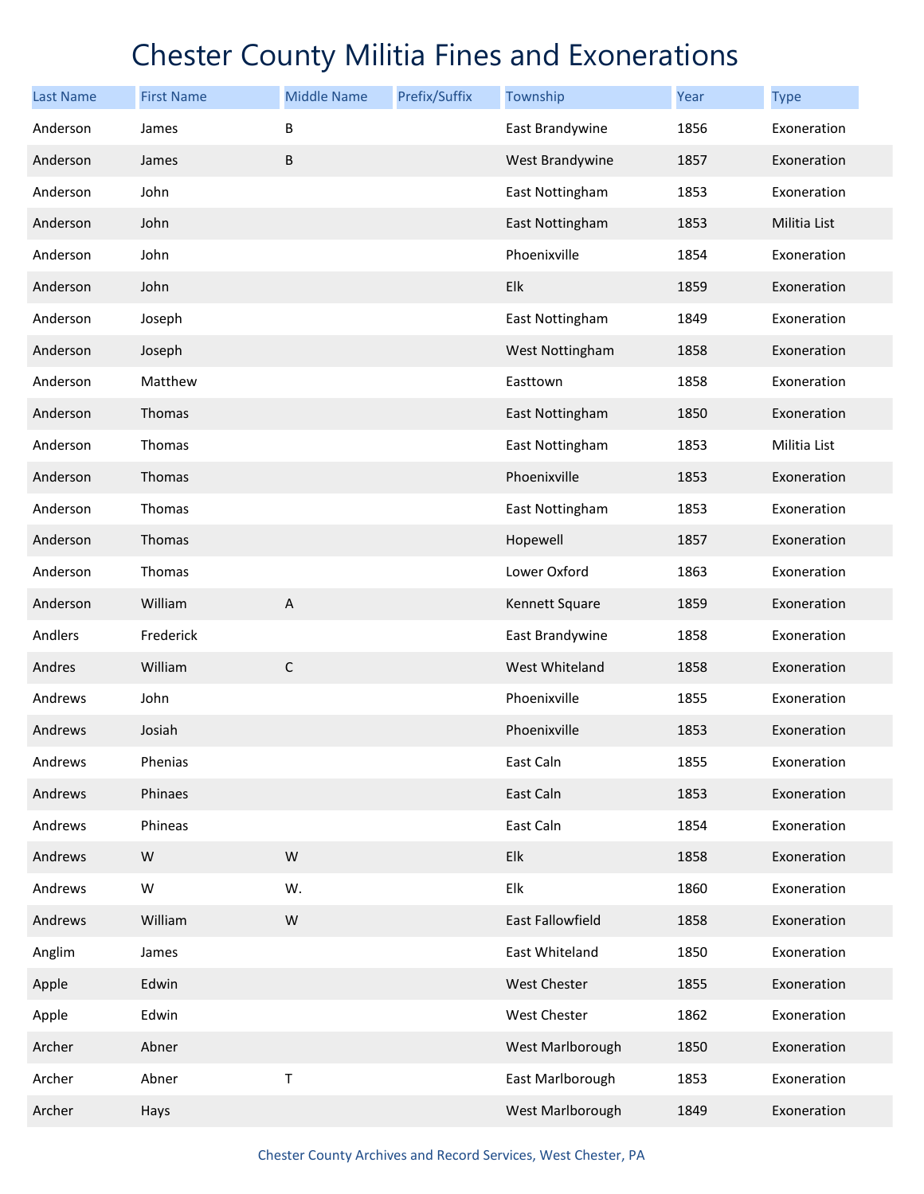# Chester County Militia Fines and Exonerations

| Last Name | First Name | Middle Name | Prefix/Suffix | Township | Year | Type |
|---|---|---|---|---|---|---|
| Anderson | James | B | | East Brandywine | 1856 | Exoneration |
| Anderson | James | B | | West Brandywine | 1857 | Exoneration |
| Anderson | John | | | East Nottingham | 1853 | Exoneration |
| Anderson | John | | | East Nottingham | 1853 | Militia List |
| Anderson | John | | | Phoenixville | 1854 | Exoneration |
| Anderson | John | | | Elk | 1859 | Exoneration |
| Anderson | Joseph | | | East Nottingham | 1849 | Exoneration |
| Anderson | Joseph | | | West Nottingham | 1858 | Exoneration |
| Anderson | Matthew | | | Easttown | 1858 | Exoneration |
| Anderson | Thomas | | | East Nottingham | 1850 | Exoneration |
| Anderson | Thomas | | | East Nottingham | 1853 | Militia List |
| Anderson | Thomas | | | Phoenixville | 1853 | Exoneration |
| Anderson | Thomas | | | East Nottingham | 1853 | Exoneration |
| Anderson | Thomas | | | Hopewell | 1857 | Exoneration |
| Anderson | Thomas | | | Lower Oxford | 1863 | Exoneration |
| Anderson | William | A | | Kennett Square | 1859 | Exoneration |
| Andlers | Frederick | | | East Brandywine | 1858 | Exoneration |
| Andres | William | C | | West Whiteland | 1858 | Exoneration |
| Andrews | John | | | Phoenixville | 1855 | Exoneration |
| Andrews | Josiah | | | Phoenixville | 1853 | Exoneration |
| Andrews | Phenias | | | East Caln | 1855 | Exoneration |
| Andrews | Phinaes | | | East Caln | 1853 | Exoneration |
| Andrews | Phineas | | | East Caln | 1854 | Exoneration |
| Andrews | W | W | | Elk | 1858 | Exoneration |
| Andrews | W | W. | | Elk | 1860 | Exoneration |
| Andrews | William | W | | East Fallowfield | 1858 | Exoneration |
| Anglim | James | | | East Whiteland | 1850 | Exoneration |
| Apple | Edwin | | | West Chester | 1855 | Exoneration |
| Apple | Edwin | | | West Chester | 1862 | Exoneration |
| Archer | Abner | | | West Marlborough | 1850 | Exoneration |
| Archer | Abner | T | | East Marlborough | 1853 | Exoneration |
| Archer | Hays | | | West Marlborough | 1849 | Exoneration |

Chester County Archives and Record Services, West Chester, PA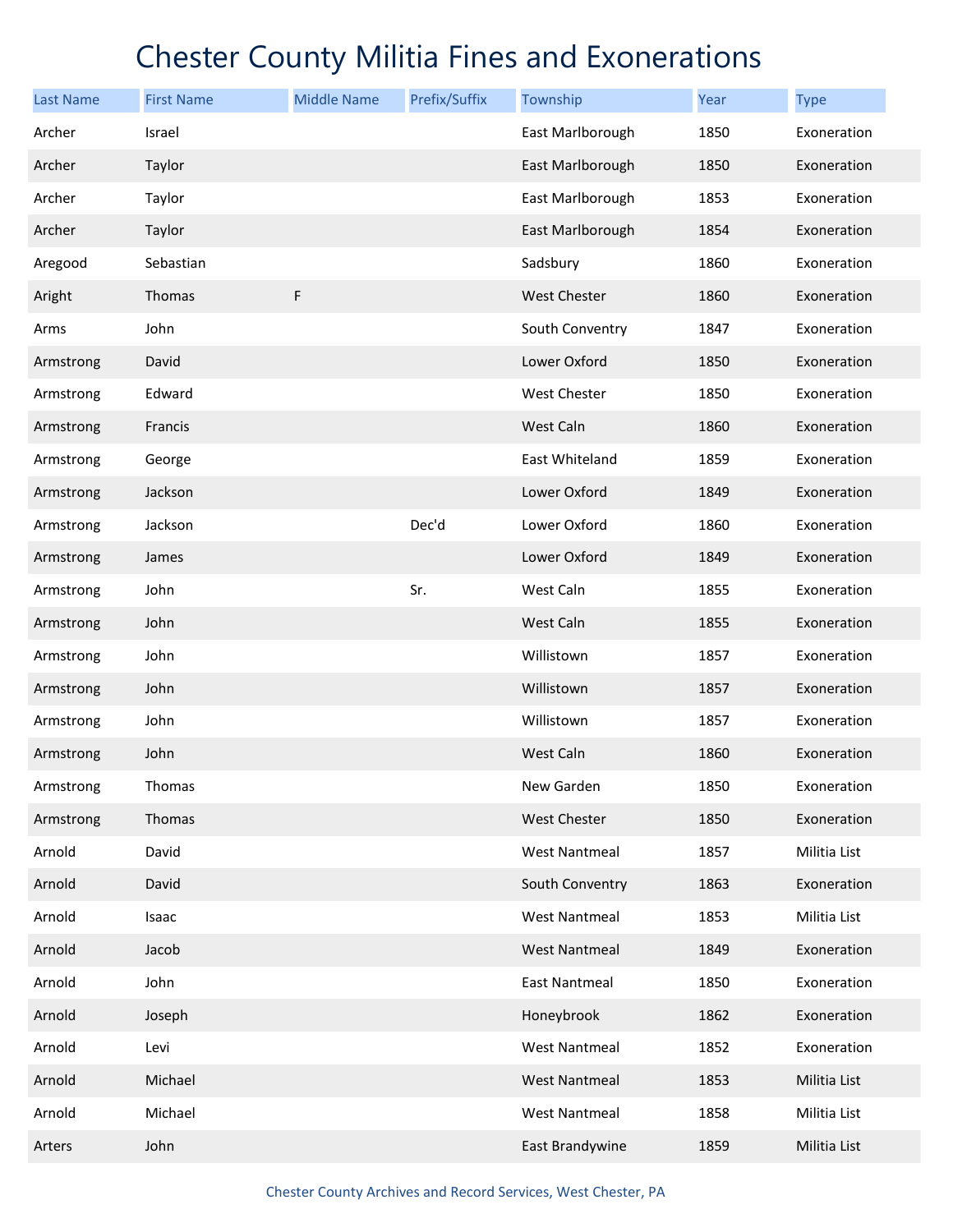# Chester County Militia Fines and Exonerations

| Last Name | First Name | Middle Name | Prefix/Suffix | Township | Year | Type |
|---|---|---|---|---|---|---|
| Archer | Israel | | | East Marlborough | 1850 | Exoneration |
| Archer | Taylor | | | East Marlborough | 1850 | Exoneration |
| Archer | Taylor | | | East Marlborough | 1853 | Exoneration |
| Archer | Taylor | | | East Marlborough | 1854 | Exoneration |
| Aregood | Sebastian | | | Sadsbury | 1860 | Exoneration |
| Aright | Thomas | F | | West Chester | 1860 | Exoneration |
| Arms | John | | | South Conventry | 1847 | Exoneration |
| Armstrong | David | | | Lower Oxford | 1850 | Exoneration |
| Armstrong | Edward | | | West Chester | 1850 | Exoneration |
| Armstrong | Francis | | | West Caln | 1860 | Exoneration |
| Armstrong | George | | | East Whiteland | 1859 | Exoneration |
| Armstrong | Jackson | | | Lower Oxford | 1849 | Exoneration |
| Armstrong | Jackson | | Dec'd | Lower Oxford | 1860 | Exoneration |
| Armstrong | James | | | Lower Oxford | 1849 | Exoneration |
| Armstrong | John | | Sr. | West Caln | 1855 | Exoneration |
| Armstrong | John | | | West Caln | 1855 | Exoneration |
| Armstrong | John | | | Willistown | 1857 | Exoneration |
| Armstrong | John | | | Willistown | 1857 | Exoneration |
| Armstrong | John | | | Willistown | 1857 | Exoneration |
| Armstrong | John | | | West Caln | 1860 | Exoneration |
| Armstrong | Thomas | | | New Garden | 1850 | Exoneration |
| Armstrong | Thomas | | | West Chester | 1850 | Exoneration |
| Arnold | David | | | West Nantmeal | 1857 | Militia List |
| Arnold | David | | | South Conventry | 1863 | Exoneration |
| Arnold | Isaac | | | West Nantmeal | 1853 | Militia List |
| Arnold | Jacob | | | West Nantmeal | 1849 | Exoneration |
| Arnold | John | | | East Nantmeal | 1850 | Exoneration |
| Arnold | Joseph | | | Honeybrook | 1862 | Exoneration |
| Arnold | Levi | | | West Nantmeal | 1852 | Exoneration |
| Arnold | Michael | | | West Nantmeal | 1853 | Militia List |
| Arnold | Michael | | | West Nantmeal | 1858 | Militia List |
| Arters | John | | | East Brandywine | 1859 | Militia List |

Chester County Archives and Record Services, West Chester, PA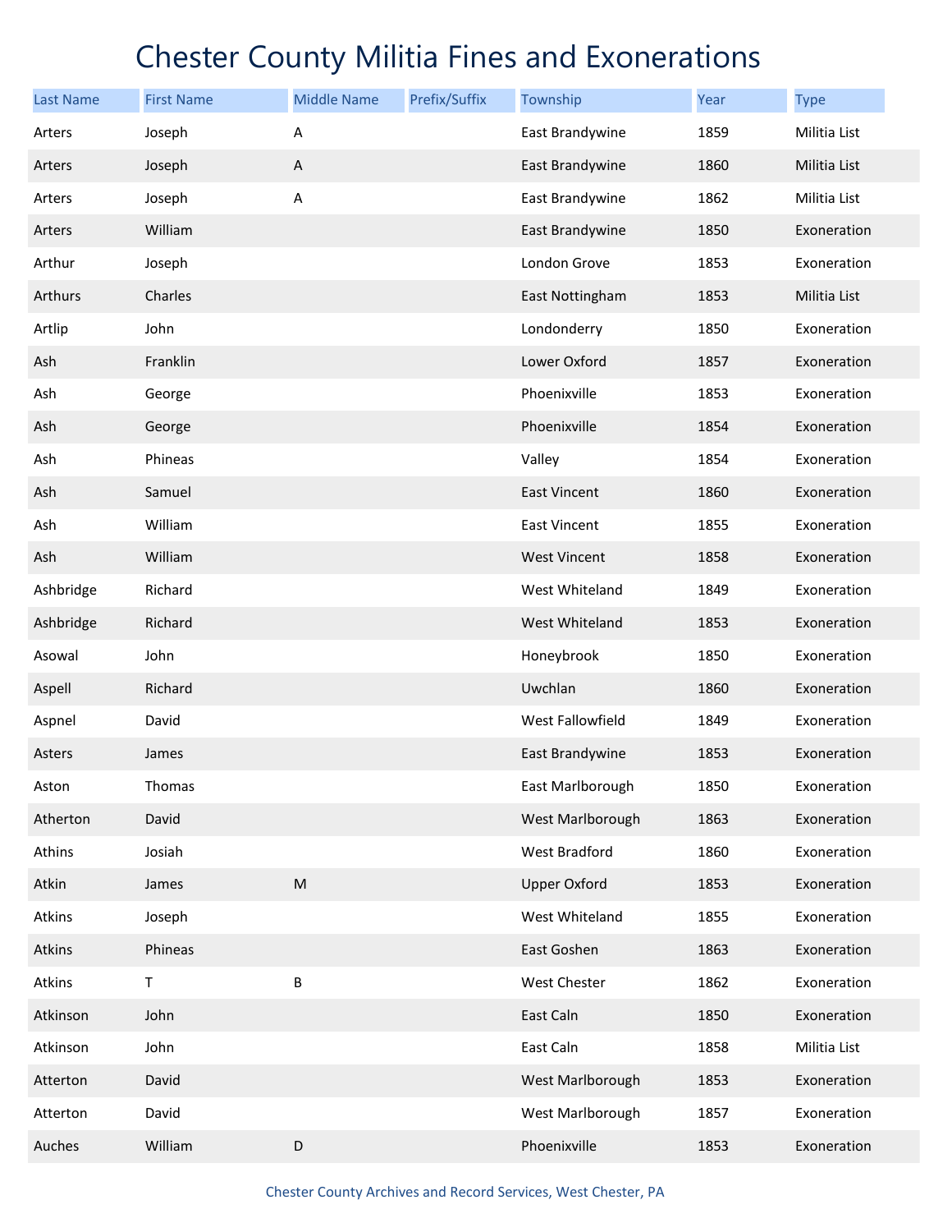# Chester County Militia Fines and Exonerations

| Last Name | First Name | Middle Name | Prefix/Suffix | Township | Year | Type |
|---|---|---|---|---|---|---|
| Arters | Joseph | A | | East Brandywine | 1859 | Militia List |
| Arters | Joseph | A | | East Brandywine | 1860 | Militia List |
| Arters | Joseph | A | | East Brandywine | 1862 | Militia List |
| Arters | William | | | East Brandywine | 1850 | Exoneration |
| Arthur | Joseph | | | London Grove | 1853 | Exoneration |
| Arthurs | Charles | | | East Nottingham | 1853 | Militia List |
| Artlip | John | | | Londonderry | 1850 | Exoneration |
| Ash | Franklin | | | Lower Oxford | 1857 | Exoneration |
| Ash | George | | | Phoenixville | 1853 | Exoneration |
| Ash | George | | | Phoenixville | 1854 | Exoneration |
| Ash | Phineas | | | Valley | 1854 | Exoneration |
| Ash | Samuel | | | East Vincent | 1860 | Exoneration |
| Ash | William | | | East Vincent | 1855 | Exoneration |
| Ash | William | | | West Vincent | 1858 | Exoneration |
| Ashbridge | Richard | | | West Whiteland | 1849 | Exoneration |
| Ashbridge | Richard | | | West Whiteland | 1853 | Exoneration |
| Asowal | John | | | Honeybrook | 1850 | Exoneration |
| Aspell | Richard | | | Uwchlan | 1860 | Exoneration |
| Aspnel | David | | | West Fallowfield | 1849 | Exoneration |
| Asters | James | | | East Brandywine | 1853 | Exoneration |
| Aston | Thomas | | | East Marlborough | 1850 | Exoneration |
| Atherton | David | | | West Marlborough | 1863 | Exoneration |
| Athins | Josiah | | | West Bradford | 1860 | Exoneration |
| Atkin | James | M | | Upper Oxford | 1853 | Exoneration |
| Atkins | Joseph | | | West Whiteland | 1855 | Exoneration |
| Atkins | Phineas | | | East Goshen | 1863 | Exoneration |
| Atkins | T | B | | West Chester | 1862 | Exoneration |
| Atkinson | John | | | East Caln | 1850 | Exoneration |
| Atkinson | John | | | East Caln | 1858 | Militia List |
| Atterton | David | | | West Marlborough | 1853 | Exoneration |
| Atterton | David | | | West Marlborough | 1857 | Exoneration |
| Auches | William | D | | Phoenixville | 1853 | Exoneration |

Chester County Archives and Record Services, West Chester, PA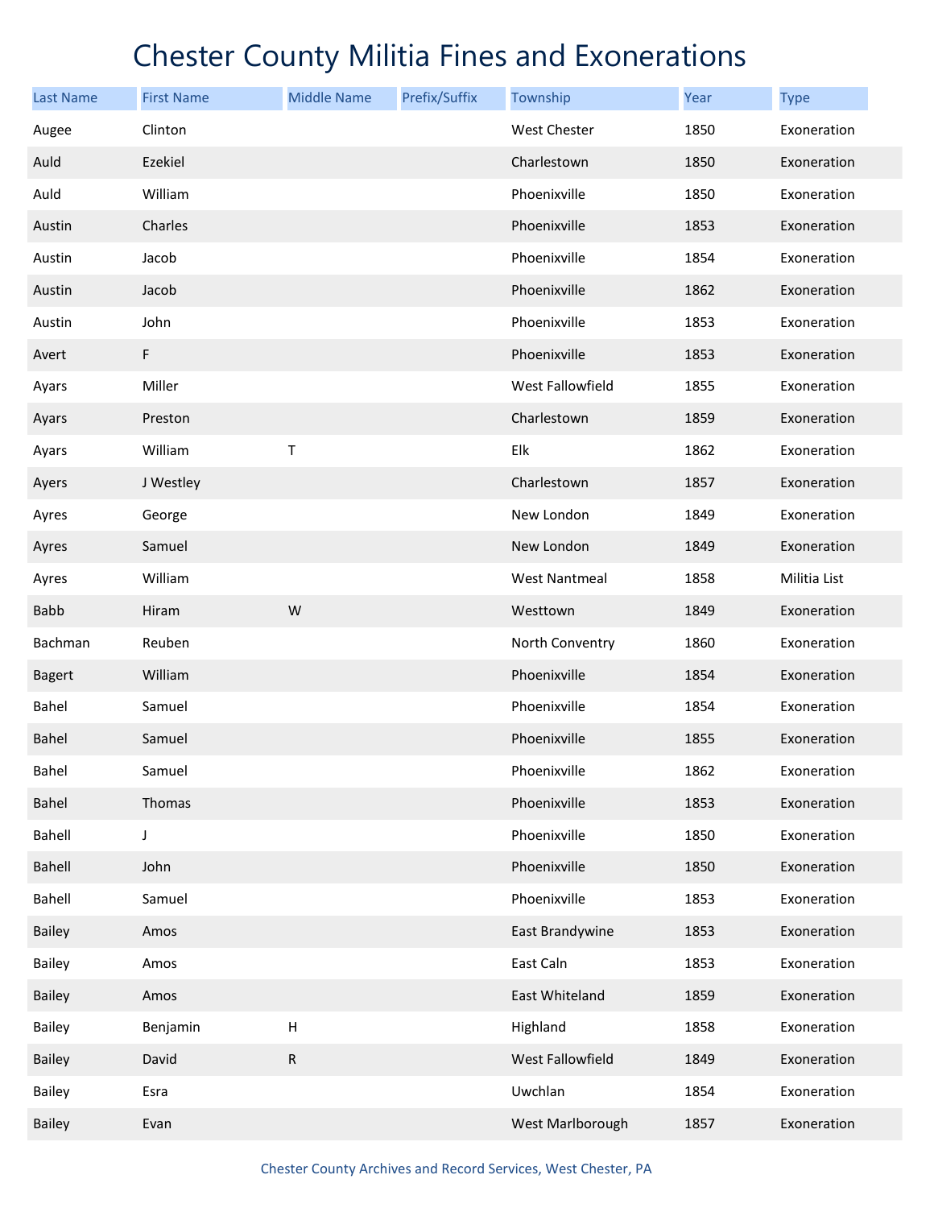# Chester County Militia Fines and Exonerations

| Last Name | First Name | Middle Name | Prefix/Suffix | Township | Year | Type |
|---|---|---|---|---|---|---|
| Augee | Clinton | | | West Chester | 1850 | Exoneration |
| Auld | Ezekiel | | | Charlestown | 1850 | Exoneration |
| Auld | William | | | Phoenixville | 1850 | Exoneration |
| Austin | Charles | | | Phoenixville | 1853 | Exoneration |
| Austin | Jacob | | | Phoenixville | 1854 | Exoneration |
| Austin | Jacob | | | Phoenixville | 1862 | Exoneration |
| Austin | John | | | Phoenixville | 1853 | Exoneration |
| Avert | F | | | Phoenixville | 1853 | Exoneration |
| Ayars | Miller | | | West Fallowfield | 1855 | Exoneration |
| Ayars | Preston | | | Charlestown | 1859 | Exoneration |
| Ayars | William | T | | Elk | 1862 | Exoneration |
| Ayers | J Westley | | | Charlestown | 1857 | Exoneration |
| Ayres | George | | | New London | 1849 | Exoneration |
| Ayres | Samuel | | | New London | 1849 | Exoneration |
| Ayres | William | | | West Nantmeal | 1858 | Militia List |
| Babb | Hiram | W | | Westtown | 1849 | Exoneration |
| Bachman | Reuben | | | North Conventry | 1860 | Exoneration |
| Bagert | William | | | Phoenixville | 1854 | Exoneration |
| Bahel | Samuel | | | Phoenixville | 1854 | Exoneration |
| Bahel | Samuel | | | Phoenixville | 1855 | Exoneration |
| Bahel | Samuel | | | Phoenixville | 1862 | Exoneration |
| Bahel | Thomas | | | Phoenixville | 1853 | Exoneration |
| Bahell | J | | | Phoenixville | 1850 | Exoneration |
| Bahell | John | | | Phoenixville | 1850 | Exoneration |
| Bahell | Samuel | | | Phoenixville | 1853 | Exoneration |
| Bailey | Amos | | | East Brandywine | 1853 | Exoneration |
| Bailey | Amos | | | East Caln | 1853 | Exoneration |
| Bailey | Amos | | | East Whiteland | 1859 | Exoneration |
| Bailey | Benjamin | H | | Highland | 1858 | Exoneration |
| Bailey | David | R | | West Fallowfield | 1849 | Exoneration |
| Bailey | Esra | | | Uwchlan | 1854 | Exoneration |
| Bailey | Evan | | | West Marlborough | 1857 | Exoneration |

Chester County Archives and Record Services, West Chester, PA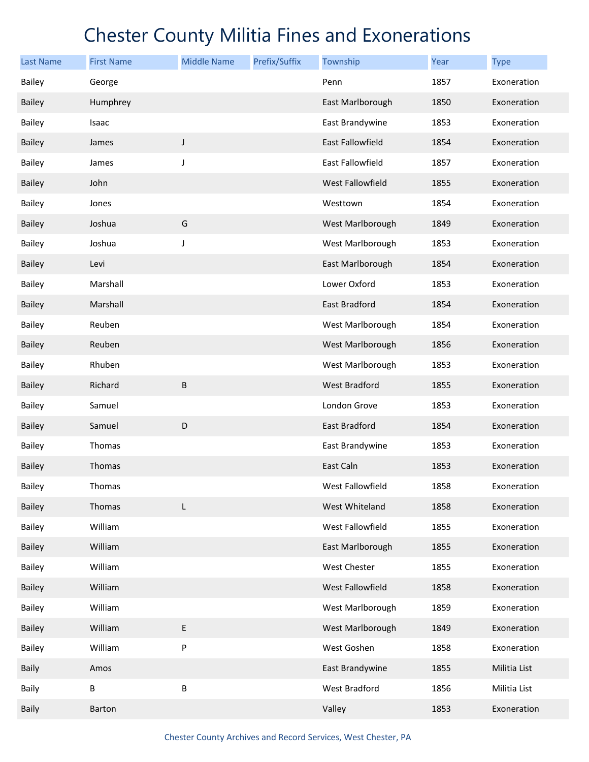# Chester County Militia Fines and Exonerations

| Last Name | First Name | Middle Name | Prefix/Suffix | Township | Year | Type |
|---|---|---|---|---|---|---|
| Bailey | George | | | Penn | 1857 | Exoneration |
| Bailey | Humphrey | | | East Marlborough | 1850 | Exoneration |
| Bailey | Isaac | | | East Brandywine | 1853 | Exoneration |
| Bailey | James | J | | East Fallowfield | 1854 | Exoneration |
| Bailey | James | J | | East Fallowfield | 1857 | Exoneration |
| Bailey | John | | | West Fallowfield | 1855 | Exoneration |
| Bailey | Jones | | | Westtown | 1854 | Exoneration |
| Bailey | Joshua | G | | West Marlborough | 1849 | Exoneration |
| Bailey | Joshua | J | | West Marlborough | 1853 | Exoneration |
| Bailey | Levi | | | East Marlborough | 1854 | Exoneration |
| Bailey | Marshall | | | Lower Oxford | 1853 | Exoneration |
| Bailey | Marshall | | | East Bradford | 1854 | Exoneration |
| Bailey | Reuben | | | West Marlborough | 1854 | Exoneration |
| Bailey | Reuben | | | West Marlborough | 1856 | Exoneration |
| Bailey | Rhuben | | | West Marlborough | 1853 | Exoneration |
| Bailey | Richard | B | | West Bradford | 1855 | Exoneration |
| Bailey | Samuel | | | London Grove | 1853 | Exoneration |
| Bailey | Samuel | D | | East Bradford | 1854 | Exoneration |
| Bailey | Thomas | | | East Brandywine | 1853 | Exoneration |
| Bailey | Thomas | | | East Caln | 1853 | Exoneration |
| Bailey | Thomas | | | West Fallowfield | 1858 | Exoneration |
| Bailey | Thomas | L | | West Whiteland | 1858 | Exoneration |
| Bailey | William | | | West Fallowfield | 1855 | Exoneration |
| Bailey | William | | | East Marlborough | 1855 | Exoneration |
| Bailey | William | | | West Chester | 1855 | Exoneration |
| Bailey | William | | | West Fallowfield | 1858 | Exoneration |
| Bailey | William | | | West Marlborough | 1859 | Exoneration |
| Bailey | William | E | | West Marlborough | 1849 | Exoneration |
| Bailey | William | P | | West Goshen | 1858 | Exoneration |
| Baily | Amos | | | East Brandywine | 1855 | Militia List |
| Baily | B | B | | West Bradford | 1856 | Militia List |
| Baily | Barton | | | Valley | 1853 | Exoneration |

Chester County Archives and Record Services, West Chester, PA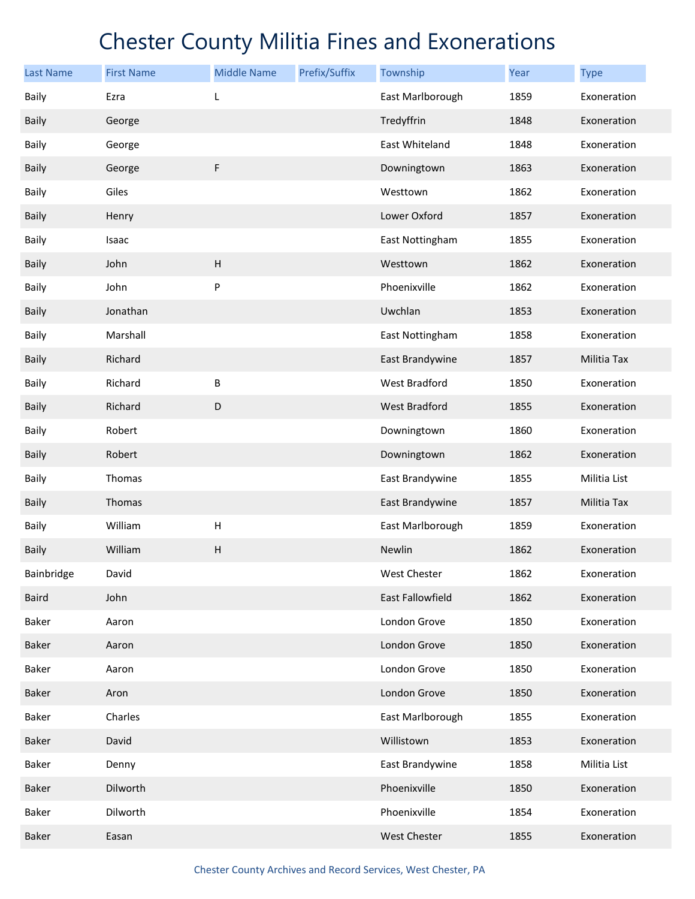# Chester County Militia Fines and Exonerations

| Last Name | First Name | Middle Name | Prefix/Suffix | Township | Year | Type |
|---|---|---|---|---|---|---|
| Baily | Ezra | L | | East Marlborough | 1859 | Exoneration |
| Baily | George | | | Tredyffrin | 1848 | Exoneration |
| Baily | George | | | East Whiteland | 1848 | Exoneration |
| Baily | George | F | | Downingtown | 1863 | Exoneration |
| Baily | Giles | | | Westtown | 1862 | Exoneration |
| Baily | Henry | | | Lower Oxford | 1857 | Exoneration |
| Baily | Isaac | | | East Nottingham | 1855 | Exoneration |
| Baily | John | H | | Westtown | 1862 | Exoneration |
| Baily | John | P | | Phoenixville | 1862 | Exoneration |
| Baily | Jonathan | | | Uwchlan | 1853 | Exoneration |
| Baily | Marshall | | | East Nottingham | 1858 | Exoneration |
| Baily | Richard | | | East Brandywine | 1857 | Militia Tax |
| Baily | Richard | B | | West Bradford | 1850 | Exoneration |
| Baily | Richard | D | | West Bradford | 1855 | Exoneration |
| Baily | Robert | | | Downingtown | 1860 | Exoneration |
| Baily | Robert | | | Downingtown | 1862 | Exoneration |
| Baily | Thomas | | | East Brandywine | 1855 | Militia List |
| Baily | Thomas | | | East Brandywine | 1857 | Militia Tax |
| Baily | William | H | | East Marlborough | 1859 | Exoneration |
| Baily | William | H | | Newlin | 1862 | Exoneration |
| Bainbridge | David | | | West Chester | 1862 | Exoneration |
| Baird | John | | | East Fallowfield | 1862 | Exoneration |
| Baker | Aaron | | | London Grove | 1850 | Exoneration |
| Baker | Aaron | | | London Grove | 1850 | Exoneration |
| Baker | Aaron | | | London Grove | 1850 | Exoneration |
| Baker | Aron | | | London Grove | 1850 | Exoneration |
| Baker | Charles | | | East Marlborough | 1855 | Exoneration |
| Baker | David | | | Willistown | 1853 | Exoneration |
| Baker | Denny | | | East Brandywine | 1858 | Militia List |
| Baker | Dilworth | | | Phoenixville | 1850 | Exoneration |
| Baker | Dilworth | | | Phoenixville | 1854 | Exoneration |
| Baker | Easan | | | West Chester | 1855 | Exoneration |

Chester County Archives and Record Services, West Chester, PA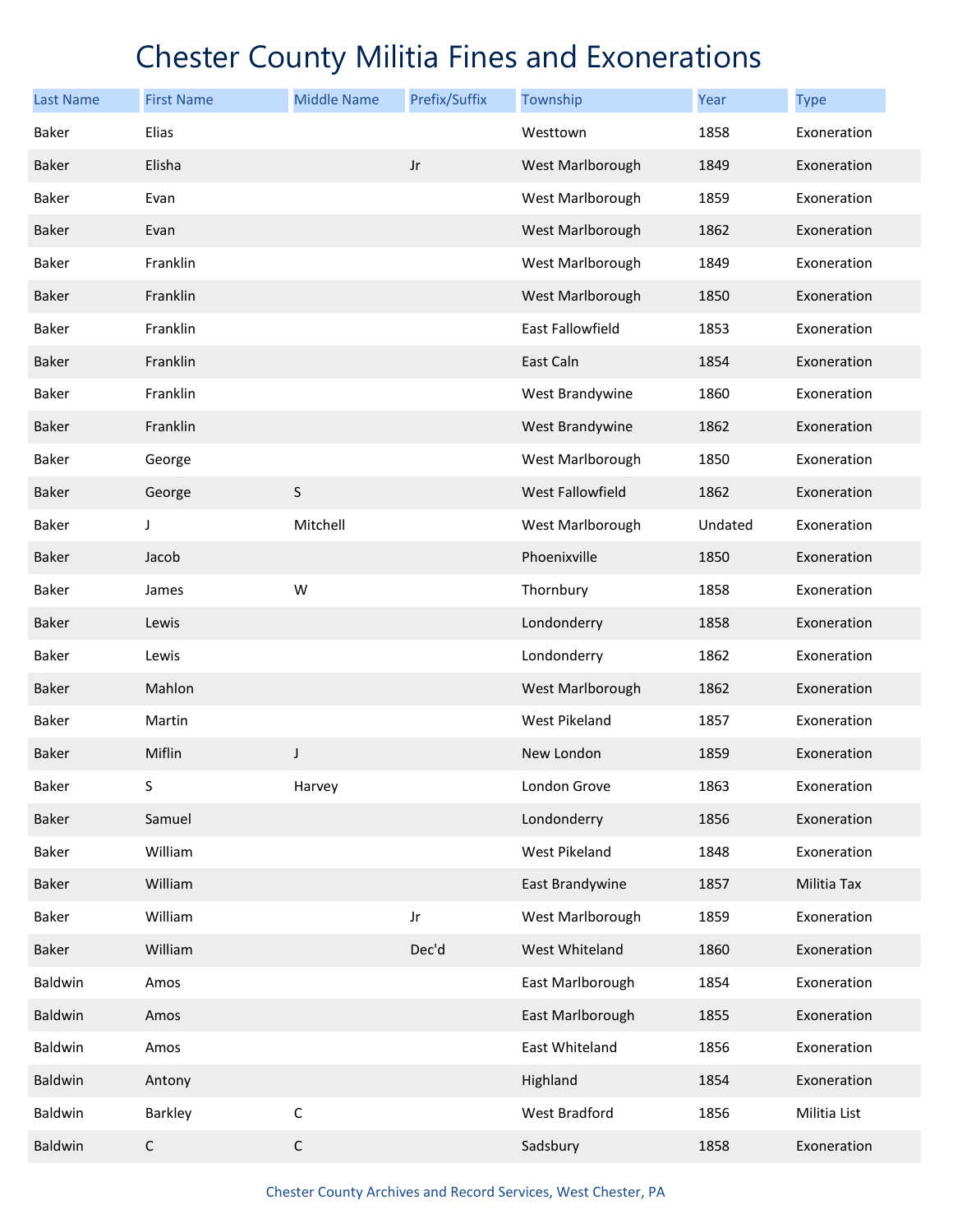# Chester County Militia Fines and Exonerations

| Last Name | First Name | Middle Name | Prefix/Suffix | Township | Year | Type |
|---|---|---|---|---|---|---|
| Baker | Elias | | | Westtown | 1858 | Exoneration |
| Baker | Elisha | | Jr | West Marlborough | 1849 | Exoneration |
| Baker | Evan | | | West Marlborough | 1859 | Exoneration |
| Baker | Evan | | | West Marlborough | 1862 | Exoneration |
| Baker | Franklin | | | West Marlborough | 1849 | Exoneration |
| Baker | Franklin | | | West Marlborough | 1850 | Exoneration |
| Baker | Franklin | | | East Fallowfield | 1853 | Exoneration |
| Baker | Franklin | | | East Caln | 1854 | Exoneration |
| Baker | Franklin | | | West Brandywine | 1860 | Exoneration |
| Baker | Franklin | | | West Brandywine | 1862 | Exoneration |
| Baker | George | | | West Marlborough | 1850 | Exoneration |
| Baker | George | S | | West Fallowfield | 1862 | Exoneration |
| Baker | J | Mitchell | | West Marlborough | Undated | Exoneration |
| Baker | Jacob | | | Phoenixville | 1850 | Exoneration |
| Baker | James | W | | Thornbury | 1858 | Exoneration |
| Baker | Lewis | | | Londonderry | 1858 | Exoneration |
| Baker | Lewis | | | Londonderry | 1862 | Exoneration |
| Baker | Mahlon | | | West Marlborough | 1862 | Exoneration |
| Baker | Martin | | | West Pikeland | 1857 | Exoneration |
| Baker | Miflin | J | | New London | 1859 | Exoneration |
| Baker | S | Harvey | | London Grove | 1863 | Exoneration |
| Baker | Samuel | | | Londonderry | 1856 | Exoneration |
| Baker | William | | | West Pikeland | 1848 | Exoneration |
| Baker | William | | | East Brandywine | 1857 | Militia Tax |
| Baker | William | | Jr | West Marlborough | 1859 | Exoneration |
| Baker | William | | Dec'd | West Whiteland | 1860 | Exoneration |
| Baldwin | Amos | | | East Marlborough | 1854 | Exoneration |
| Baldwin | Amos | | | East Marlborough | 1855 | Exoneration |
| Baldwin | Amos | | | East Whiteland | 1856 | Exoneration |
| Baldwin | Antony | | | Highland | 1854 | Exoneration |
| Baldwin | Barkley | C | | West Bradford | 1856 | Militia List |
| Baldwin | C | C | | Sadsbury | 1858 | Exoneration |

Chester County Archives and Record Services, West Chester, PA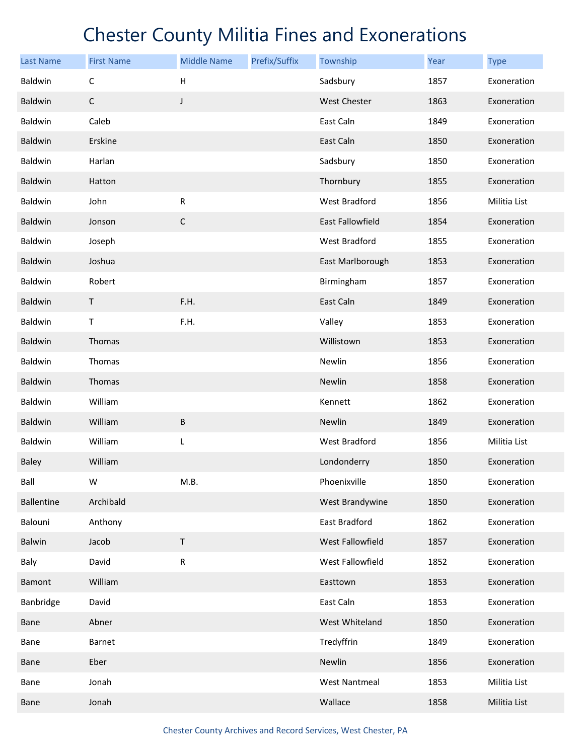# Chester County Militia Fines and Exonerations

| Last Name | First Name | Middle Name | Prefix/Suffix | Township | Year | Type |
|---|---|---|---|---|---|---|
| Baldwin | C | H | | Sadsbury | 1857 | Exoneration |
| Baldwin | C | J | | West Chester | 1863 | Exoneration |
| Baldwin | Caleb | | | East Caln | 1849 | Exoneration |
| Baldwin | Erskine | | | East Caln | 1850 | Exoneration |
| Baldwin | Harlan | | | Sadsbury | 1850 | Exoneration |
| Baldwin | Hatton | | | Thornbury | 1855 | Exoneration |
| Baldwin | John | R | | West Bradford | 1856 | Militia List |
| Baldwin | Jonson | C | | East Fallowfield | 1854 | Exoneration |
| Baldwin | Joseph | | | West Bradford | 1855 | Exoneration |
| Baldwin | Joshua | | | East Marlborough | 1853 | Exoneration |
| Baldwin | Robert | | | Birmingham | 1857 | Exoneration |
| Baldwin | T | F.H. | | East Caln | 1849 | Exoneration |
| Baldwin | T | F.H. | | Valley | 1853 | Exoneration |
| Baldwin | Thomas | | | Willistown | 1853 | Exoneration |
| Baldwin | Thomas | | | Newlin | 1856 | Exoneration |
| Baldwin | Thomas | | | Newlin | 1858 | Exoneration |
| Baldwin | William | | | Kennett | 1862 | Exoneration |
| Baldwin | William | B | | Newlin | 1849 | Exoneration |
| Baldwin | William | L | | West Bradford | 1856 | Militia List |
| Baley | William | | | Londonderry | 1850 | Exoneration |
| Ball | W | M.B. | | Phoenixville | 1850 | Exoneration |
| Ballentine | Archibald | | | West Brandywine | 1850 | Exoneration |
| Balouni | Anthony | | | East Bradford | 1862 | Exoneration |
| Balwin | Jacob | T | | West Fallowfield | 1857 | Exoneration |
| Baly | David | R | | West Fallowfield | 1852 | Exoneration |
| Bamont | William | | | Easttown | 1853 | Exoneration |
| Banbridge | David | | | East Caln | 1853 | Exoneration |
| Bane | Abner | | | West Whiteland | 1850 | Exoneration |
| Bane | Barnet | | | Tredyffrin | 1849 | Exoneration |
| Bane | Eber | | | Newlin | 1856 | Exoneration |
| Bane | Jonah | | | West Nantmeal | 1853 | Militia List |
| Bane | Jonah | | | Wallace | 1858 | Militia List |

Chester County Archives and Record Services, West Chester, PA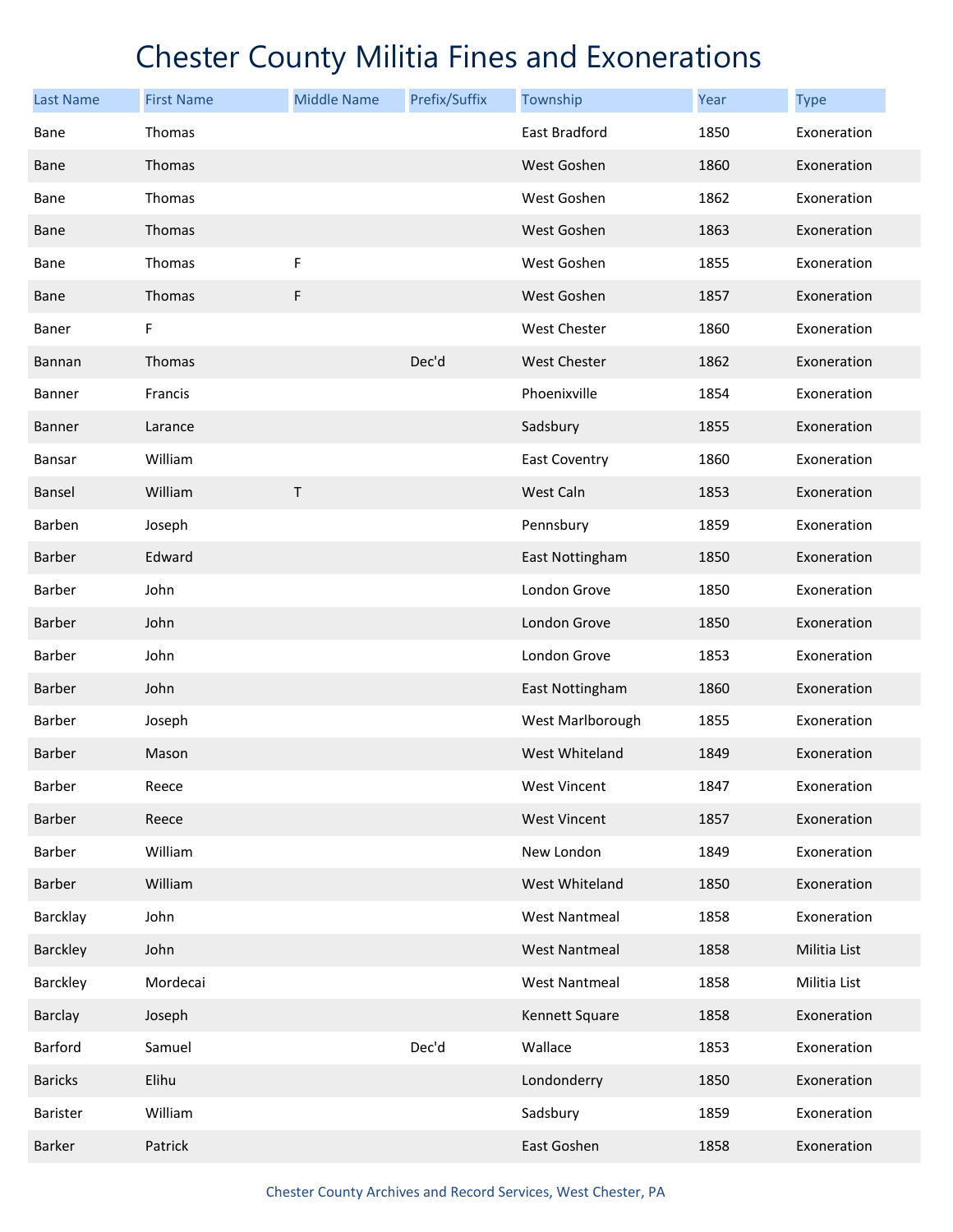# Chester County Militia Fines and Exonerations

| Last Name | First Name | Middle Name | Prefix/Suffix | Township | Year | Type |
|---|---|---|---|---|---|---|
| Bane | Thomas | | | East Bradford | 1850 | Exoneration |
| Bane | Thomas | | | West Goshen | 1860 | Exoneration |
| Bane | Thomas | | | West Goshen | 1862 | Exoneration |
| Bane | Thomas | | | West Goshen | 1863 | Exoneration |
| Bane | Thomas | F | | West Goshen | 1855 | Exoneration |
| Bane | Thomas | F | | West Goshen | 1857 | Exoneration |
| Baner | F | | | West Chester | 1860 | Exoneration |
| Bannan | Thomas | | Dec'd | West Chester | 1862 | Exoneration |
| Banner | Francis | | | Phoenixville | 1854 | Exoneration |
| Banner | Larance | | | Sadsbury | 1855 | Exoneration |
| Bansar | William | | | East Coventry | 1860 | Exoneration |
| Bansel | William | T | | West Caln | 1853 | Exoneration |
| Barben | Joseph | | | Pennsbury | 1859 | Exoneration |
| Barber | Edward | | | East Nottingham | 1850 | Exoneration |
| Barber | John | | | London Grove | 1850 | Exoneration |
| Barber | John | | | London Grove | 1850 | Exoneration |
| Barber | John | | | London Grove | 1853 | Exoneration |
| Barber | John | | | East Nottingham | 1860 | Exoneration |
| Barber | Joseph | | | West Marlborough | 1855 | Exoneration |
| Barber | Mason | | | West Whiteland | 1849 | Exoneration |
| Barber | Reece | | | West Vincent | 1847 | Exoneration |
| Barber | Reece | | | West Vincent | 1857 | Exoneration |
| Barber | William | | | New London | 1849 | Exoneration |
| Barber | William | | | West Whiteland | 1850 | Exoneration |
| Barcklay | John | | | West Nantmeal | 1858 | Exoneration |
| Barckley | John | | | West Nantmeal | 1858 | Militia List |
| Barckley | Mordecai | | | West Nantmeal | 1858 | Militia List |
| Barclay | Joseph | | | Kennett Square | 1858 | Exoneration |
| Barford | Samuel | | Dec'd | Wallace | 1853 | Exoneration |
| Baricks | Elihu | | | Londonderry | 1850 | Exoneration |
| Barister | William | | | Sadsbury | 1859 | Exoneration |
| Barker | Patrick | | | East Goshen | 1858 | Exoneration |

Chester County Archives and Record Services, West Chester, PA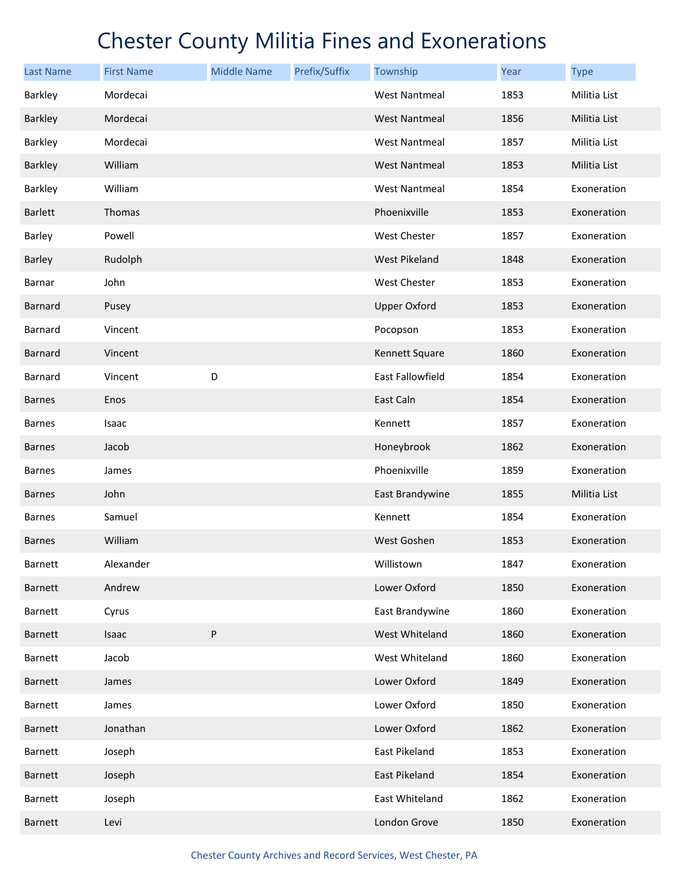# Chester County Militia Fines and Exonerations

| Last Name | First Name | Middle Name | Prefix/Suffix | Township | Year | Type |
|---|---|---|---|---|---|---|
| Barkley | Mordecai | | | West Nantmeal | 1853 | Militia List |
| Barkley | Mordecai | | | West Nantmeal | 1856 | Militia List |
| Barkley | Mordecai | | | West Nantmeal | 1857 | Militia List |
| Barkley | William | | | West Nantmeal | 1853 | Militia List |
| Barkley | William | | | West Nantmeal | 1854 | Exoneration |
| Barlett | Thomas | | | Phoenixville | 1853 | Exoneration |
| Barley | Powell | | | West Chester | 1857 | Exoneration |
| Barley | Rudolph | | | West Pikeland | 1848 | Exoneration |
| Barnar | John | | | West Chester | 1853 | Exoneration |
| Barnard | Pusey | | | Upper Oxford | 1853 | Exoneration |
| Barnard | Vincent | | | Pocopson | 1853 | Exoneration |
| Barnard | Vincent | | | Kennett Square | 1860 | Exoneration |
| Barnard | Vincent | D | | East Fallowfield | 1854 | Exoneration |
| Barnes | Enos | | | East Caln | 1854 | Exoneration |
| Barnes | Isaac | | | Kennett | 1857 | Exoneration |
| Barnes | Jacob | | | Honeybrook | 1862 | Exoneration |
| Barnes | James | | | Phoenixville | 1859 | Exoneration |
| Barnes | John | | | East Brandywine | 1855 | Militia List |
| Barnes | Samuel | | | Kennett | 1854 | Exoneration |
| Barnes | William | | | West Goshen | 1853 | Exoneration |
| Barnett | Alexander | | | Willistown | 1847 | Exoneration |
| Barnett | Andrew | | | Lower Oxford | 1850 | Exoneration |
| Barnett | Cyrus | | | East Brandywine | 1860 | Exoneration |
| Barnett | Isaac | P | | West Whiteland | 1860 | Exoneration |
| Barnett | Jacob | | | West Whiteland | 1860 | Exoneration |
| Barnett | James | | | Lower Oxford | 1849 | Exoneration |
| Barnett | James | | | Lower Oxford | 1850 | Exoneration |
| Barnett | Jonathan | | | Lower Oxford | 1862 | Exoneration |
| Barnett | Joseph | | | East Pikeland | 1853 | Exoneration |
| Barnett | Joseph | | | East Pikeland | 1854 | Exoneration |
| Barnett | Joseph | | | East Whiteland | 1862 | Exoneration |
| Barnett | Levi | | | London Grove | 1850 | Exoneration |

Chester County Archives and Record Services, West Chester, PA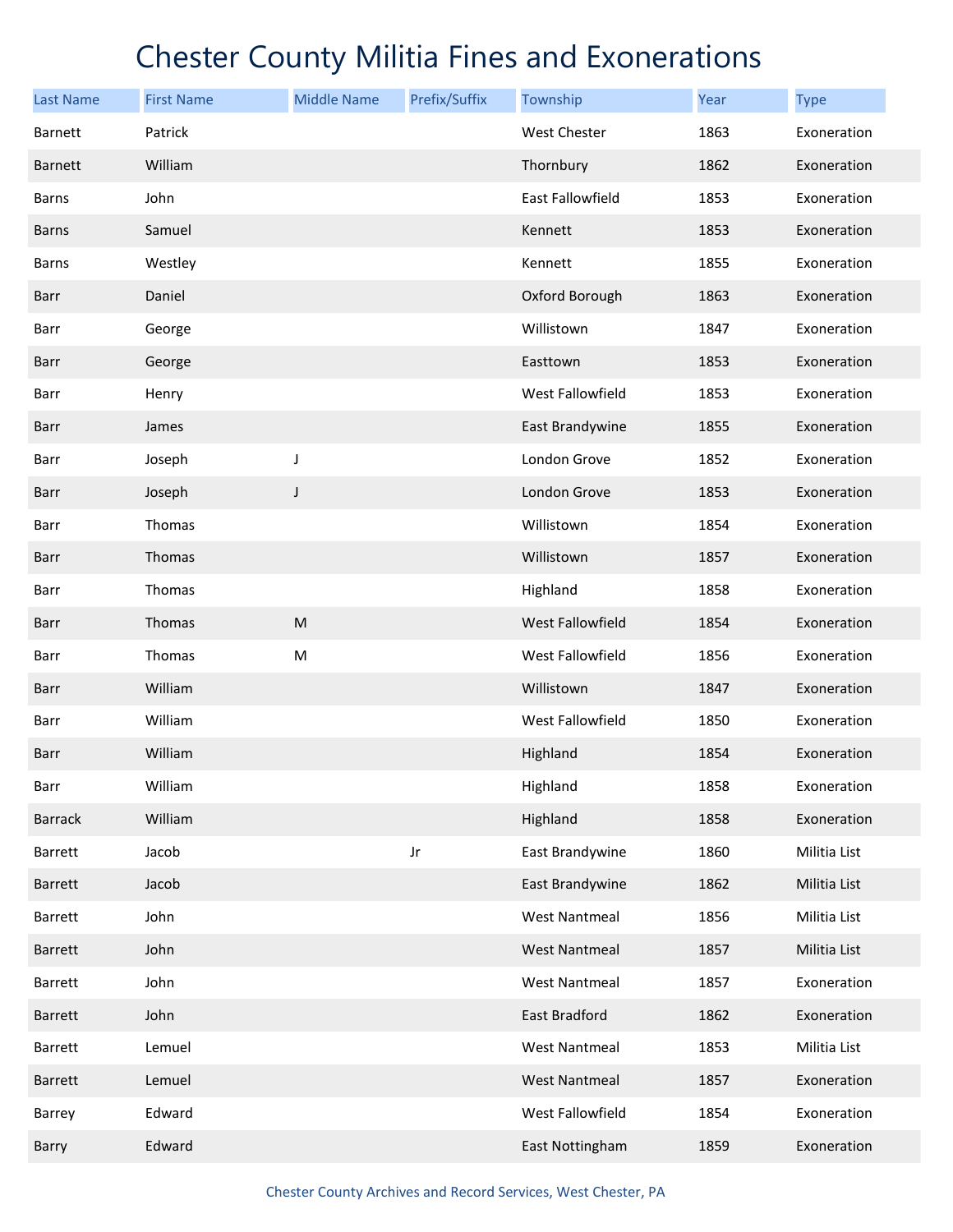# Chester County Militia Fines and Exonerations

| Last Name | First Name | Middle Name | Prefix/Suffix | Township | Year | Type |
|---|---|---|---|---|---|---|
| Barnett | Patrick | | | West Chester | 1863 | Exoneration |
| Barnett | William | | | Thornbury | 1862 | Exoneration |
| Barns | John | | | East Fallowfield | 1853 | Exoneration |
| Barns | Samuel | | | Kennett | 1853 | Exoneration |
| Barns | Westley | | | Kennett | 1855 | Exoneration |
| Barr | Daniel | | | Oxford Borough | 1863 | Exoneration |
| Barr | George | | | Willistown | 1847 | Exoneration |
| Barr | George | | | Easttown | 1853 | Exoneration |
| Barr | Henry | | | West Fallowfield | 1853 | Exoneration |
| Barr | James | | | East Brandywine | 1855 | Exoneration |
| Barr | Joseph | J | | London Grove | 1852 | Exoneration |
| Barr | Joseph | J | | London Grove | 1853 | Exoneration |
| Barr | Thomas | | | Willistown | 1854 | Exoneration |
| Barr | Thomas | | | Willistown | 1857 | Exoneration |
| Barr | Thomas | | | Highland | 1858 | Exoneration |
| Barr | Thomas | M | | West Fallowfield | 1854 | Exoneration |
| Barr | Thomas | M | | West Fallowfield | 1856 | Exoneration |
| Barr | William | | | Willistown | 1847 | Exoneration |
| Barr | William | | | West Fallowfield | 1850 | Exoneration |
| Barr | William | | | Highland | 1854 | Exoneration |
| Barr | William | | | Highland | 1858 | Exoneration |
| Barrack | William | | | Highland | 1858 | Exoneration |
| Barrett | Jacob | | Jr | East Brandywine | 1860 | Militia List |
| Barrett | Jacob | | | East Brandywine | 1862 | Militia List |
| Barrett | John | | | West Nantmeal | 1856 | Militia List |
| Barrett | John | | | West Nantmeal | 1857 | Militia List |
| Barrett | John | | | West Nantmeal | 1857 | Exoneration |
| Barrett | John | | | East Bradford | 1862 | Exoneration |
| Barrett | Lemuel | | | West Nantmeal | 1853 | Militia List |
| Barrett | Lemuel | | | West Nantmeal | 1857 | Exoneration |
| Barrey | Edward | | | West Fallowfield | 1854 | Exoneration |
| Barry | Edward | | | East Nottingham | 1859 | Exoneration |

Chester County Archives and Record Services, West Chester, PA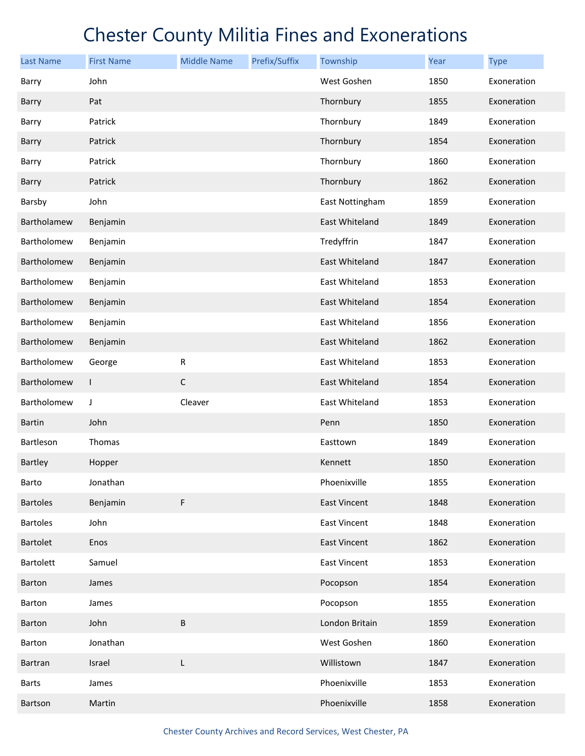# Chester County Militia Fines and Exonerations

| Last Name | First Name | Middle Name | Prefix/Suffix | Township | Year | Type |
| --- | --- | --- | --- | --- | --- | --- |
| Barry | John | | | West Goshen | 1850 | Exoneration |
| Barry | Pat | | | Thornbury | 1855 | Exoneration |
| Barry | Patrick | | | Thornbury | 1849 | Exoneration |
| Barry | Patrick | | | Thornbury | 1854 | Exoneration |
| Barry | Patrick | | | Thornbury | 1860 | Exoneration |
| Barry | Patrick | | | Thornbury | 1862 | Exoneration |
| Barsby | John | | | East Nottingham | 1859 | Exoneration |
| Bartholamew | Benjamin | | | East Whiteland | 1849 | Exoneration |
| Bartholomew | Benjamin | | | Tredyffrin | 1847 | Exoneration |
| Bartholomew | Benjamin | | | East Whiteland | 1847 | Exoneration |
| Bartholomew | Benjamin | | | East Whiteland | 1853 | Exoneration |
| Bartholomew | Benjamin | | | East Whiteland | 1854 | Exoneration |
| Bartholomew | Benjamin | | | East Whiteland | 1856 | Exoneration |
| Bartholomew | Benjamin | | | East Whiteland | 1862 | Exoneration |
| Bartholomew | George | R | | East Whiteland | 1853 | Exoneration |
| Bartholomew | I | C | | East Whiteland | 1854 | Exoneration |
| Bartholomew | J | Cleaver | | East Whiteland | 1853 | Exoneration |
| Bartin | John | | | Penn | 1850 | Exoneration |
| Bartleson | Thomas | | | Easttown | 1849 | Exoneration |
| Bartley | Hopper | | | Kennett | 1850 | Exoneration |
| Barto | Jonathan | | | Phoenixville | 1855 | Exoneration |
| Bartoles | Benjamin | F | | East Vincent | 1848 | Exoneration |
| Bartoles | John | | | East Vincent | 1848 | Exoneration |
| Bartolet | Enos | | | East Vincent | 1862 | Exoneration |
| Bartolett | Samuel | | | East Vincent | 1853 | Exoneration |
| Barton | James | | | Pocopson | 1854 | Exoneration |
| Barton | James | | | Pocopson | 1855 | Exoneration |
| Barton | John | B | | London Britain | 1859 | Exoneration |
| Barton | Jonathan | | | West Goshen | 1860 | Exoneration |
| Bartran | Israel | L | | Willistown | 1847 | Exoneration |
| Barts | James | | | Phoenixville | 1853 | Exoneration |
| Bartson | Martin | | | Phoenixville | 1858 | Exoneration |

Chester County Archives and Record Services, West Chester, PA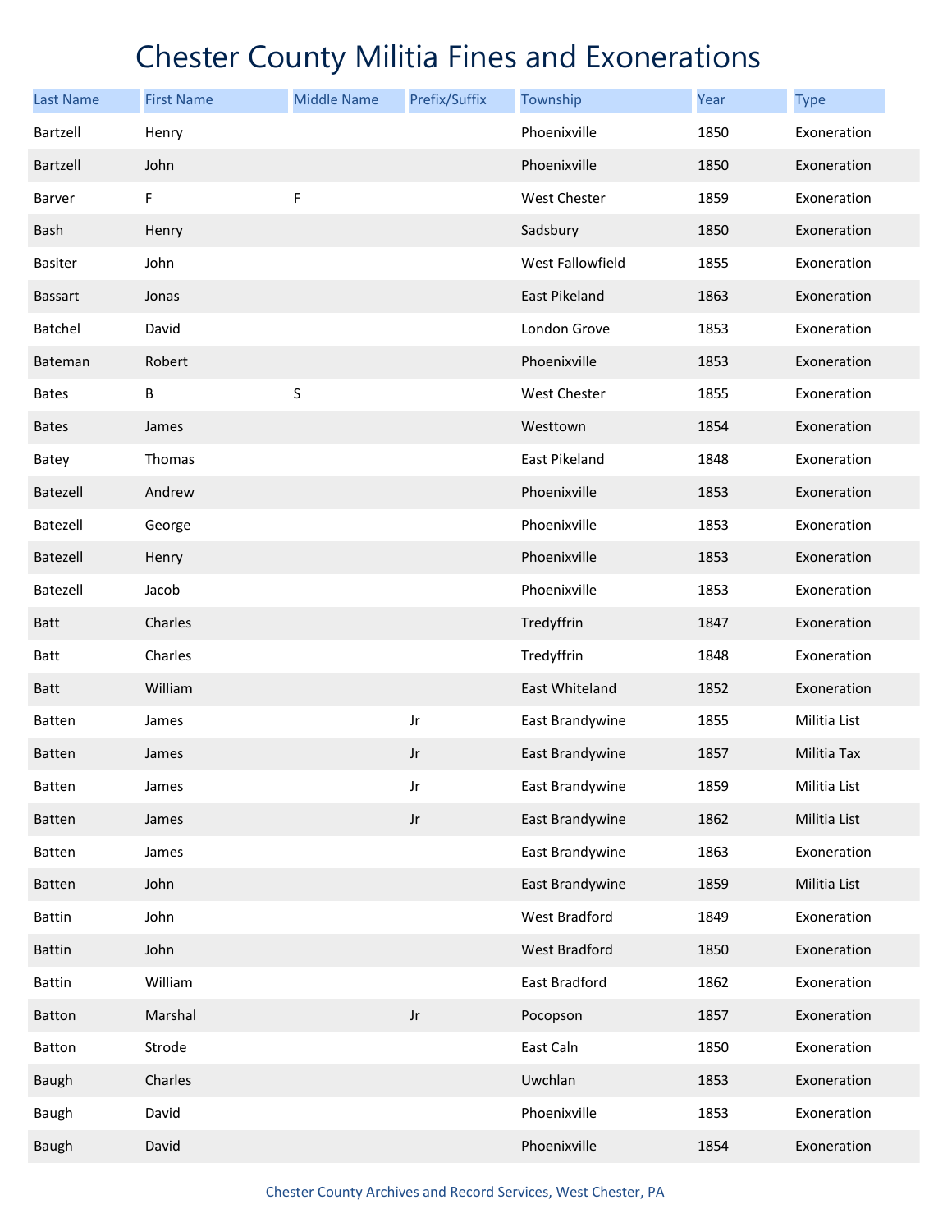# Chester County Militia Fines and Exonerations

| Last Name | First Name | Middle Name | Prefix/Suffix | Township | Year | Type |
|---|---|---|---|---|---|---|
| Bartzell | Henry | | | Phoenixville | 1850 | Exoneration |
| Bartzell | John | | | Phoenixville | 1850 | Exoneration |
| Barver | F | F | | West Chester | 1859 | Exoneration |
| Bash | Henry | | | Sadsbury | 1850 | Exoneration |
| Basiter | John | | | West Fallowfield | 1855 | Exoneration |
| Bassart | Jonas | | | East Pikeland | 1863 | Exoneration |
| Batchel | David | | | London Grove | 1853 | Exoneration |
| Bateman | Robert | | | Phoenixville | 1853 | Exoneration |
| Bates | B | S | | West Chester | 1855 | Exoneration |
| Bates | James | | | Westtown | 1854 | Exoneration |
| Batey | Thomas | | | East Pikeland | 1848 | Exoneration |
| Batezell | Andrew | | | Phoenixville | 1853 | Exoneration |
| Batezell | George | | | Phoenixville | 1853 | Exoneration |
| Batezell | Henry | | | Phoenixville | 1853 | Exoneration |
| Batezell | Jacob | | | Phoenixville | 1853 | Exoneration |
| Batt | Charles | | | Tredyffrin | 1847 | Exoneration |
| Batt | Charles | | | Tredyffrin | 1848 | Exoneration |
| Batt | William | | | East Whiteland | 1852 | Exoneration |
| Batten | James | | Jr | East Brandywine | 1855 | Militia List |
| Batten | James | | Jr | East Brandywine | 1857 | Militia Tax |
| Batten | James | | Jr | East Brandywine | 1859 | Militia List |
| Batten | James | | Jr | East Brandywine | 1862 | Militia List |
| Batten | James | | | East Brandywine | 1863 | Exoneration |
| Batten | John | | | East Brandywine | 1859 | Militia List |
| Battin | John | | | West Bradford | 1849 | Exoneration |
| Battin | John | | | West Bradford | 1850 | Exoneration |
| Battin | William | | | East Bradford | 1862 | Exoneration |
| Batton | Marshal | | Jr | Pocopson | 1857 | Exoneration |
| Batton | Strode | | | East Caln | 1850 | Exoneration |
| Baugh | Charles | | | Uwchlan | 1853 | Exoneration |
| Baugh | David | | | Phoenixville | 1853 | Exoneration |
| Baugh | David | | | Phoenixville | 1854 | Exoneration |

Chester County Archives and Record Services, West Chester, PA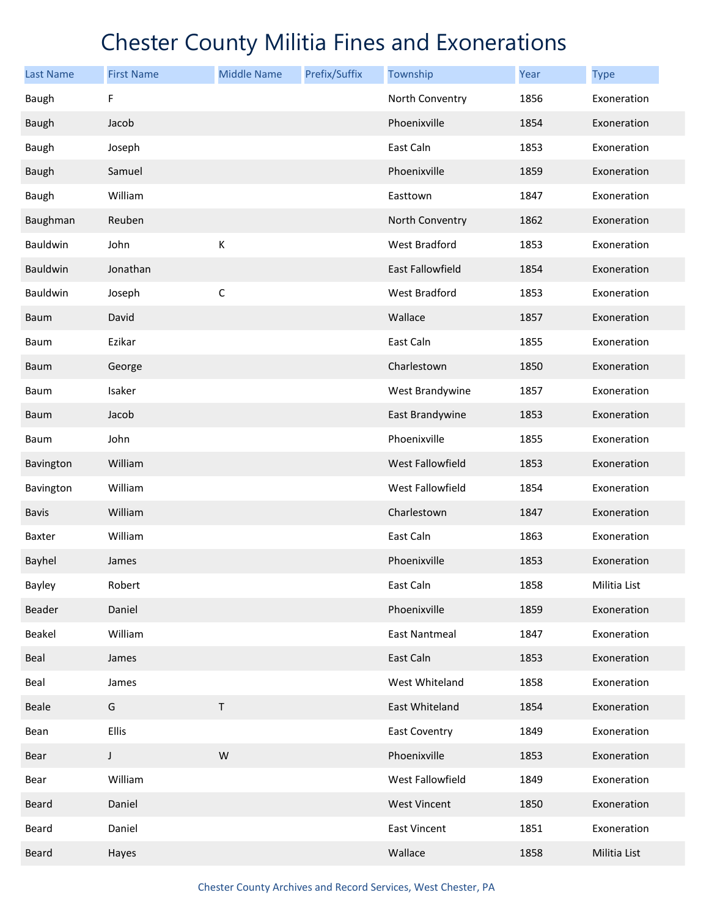# Chester County Militia Fines and Exonerations

| Last Name | First Name | Middle Name | Prefix/Suffix | Township | Year | Type |
|---|---|---|---|---|---|---|
| Baugh | F | | | North Conventry | 1856 | Exoneration |
| Baugh | Jacob | | | Phoenixville | 1854 | Exoneration |
| Baugh | Joseph | | | East Caln | 1853 | Exoneration |
| Baugh | Samuel | | | Phoenixville | 1859 | Exoneration |
| Baugh | William | | | Easttown | 1847 | Exoneration |
| Baughman | Reuben | | | North Conventry | 1862 | Exoneration |
| Bauldwin | John | K | | West Bradford | 1853 | Exoneration |
| Bauldwin | Jonathan | | | East Fallowfield | 1854 | Exoneration |
| Bauldwin | Joseph | C | | West Bradford | 1853 | Exoneration |
| Baum | David | | | Wallace | 1857 | Exoneration |
| Baum | Ezikar | | | East Caln | 1855 | Exoneration |
| Baum | George | | | Charlestown | 1850 | Exoneration |
| Baum | Isaker | | | West Brandywine | 1857 | Exoneration |
| Baum | Jacob | | | East Brandywine | 1853 | Exoneration |
| Baum | John | | | Phoenixville | 1855 | Exoneration |
| Bavington | William | | | West Fallowfield | 1853 | Exoneration |
| Bavington | William | | | West Fallowfield | 1854 | Exoneration |
| Bavis | William | | | Charlestown | 1847 | Exoneration |
| Baxter | William | | | East Caln | 1863 | Exoneration |
| Bayhel | James | | | Phoenixville | 1853 | Exoneration |
| Bayley | Robert | | | East Caln | 1858 | Militia List |
| Beader | Daniel | | | Phoenixville | 1859 | Exoneration |
| Beakel | William | | | East Nantmeal | 1847 | Exoneration |
| Beal | James | | | East Caln | 1853 | Exoneration |
| Beal | James | | | West Whiteland | 1858 | Exoneration |
| Beale | G | T | | East Whiteland | 1854 | Exoneration |
| Bean | Ellis | | | East Coventry | 1849 | Exoneration |
| Bear | J | W | | Phoenixville | 1853 | Exoneration |
| Bear | William | | | West Fallowfield | 1849 | Exoneration |
| Beard | Daniel | | | West Vincent | 1850 | Exoneration |
| Beard | Daniel | | | East Vincent | 1851 | Exoneration |
| Beard | Hayes | | | Wallace | 1858 | Militia List |

Chester County Archives and Record Services, West Chester, PA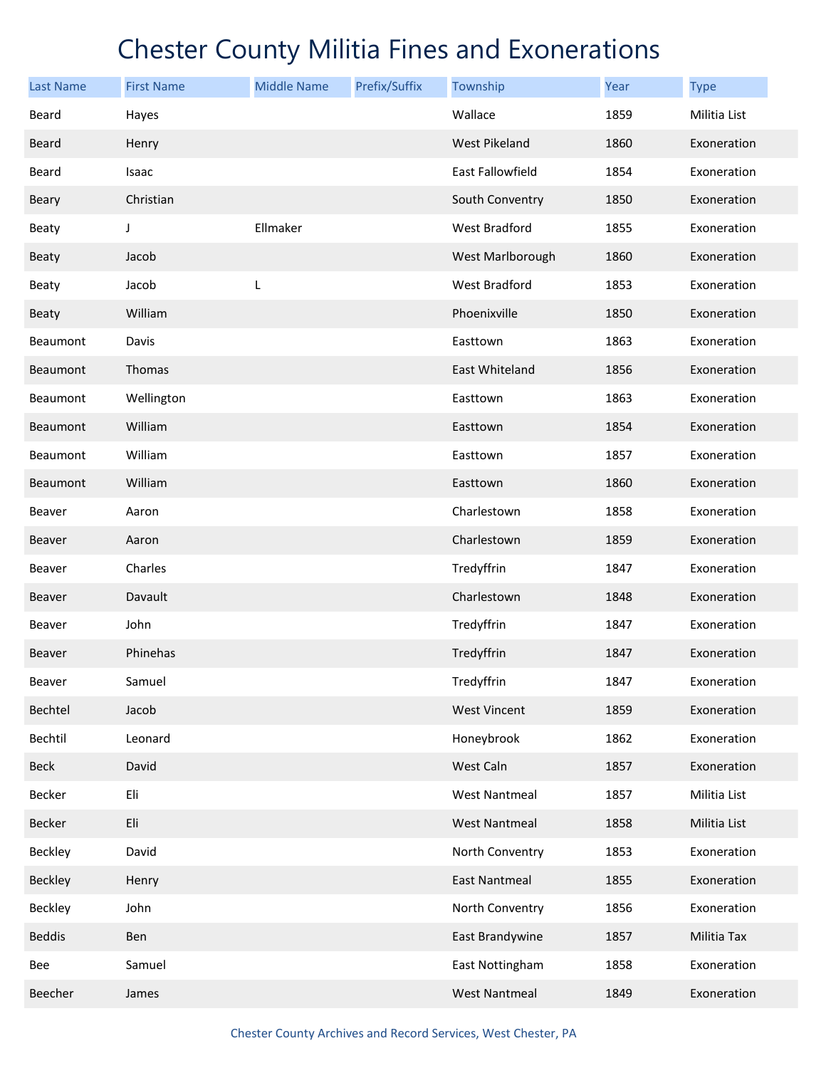# Chester County Militia Fines and Exonerations

| Last Name | First Name | Middle Name | Prefix/Suffix | Township | Year | Type |
|---|---|---|---|---|---|---|
| Beard | Hayes | | | Wallace | 1859 | Militia List |
| Beard | Henry | | | West Pikeland | 1860 | Exoneration |
| Beard | Isaac | | | East Fallowfield | 1854 | Exoneration |
| Beary | Christian | | | South Conventry | 1850 | Exoneration |
| Beaty | J | Ellmaker | | West Bradford | 1855 | Exoneration |
| Beaty | Jacob | | | West Marlborough | 1860 | Exoneration |
| Beaty | Jacob | L | | West Bradford | 1853 | Exoneration |
| Beaty | William | | | Phoenixville | 1850 | Exoneration |
| Beaumont | Davis | | | Easttown | 1863 | Exoneration |
| Beaumont | Thomas | | | East Whiteland | 1856 | Exoneration |
| Beaumont | Wellington | | | Easttown | 1863 | Exoneration |
| Beaumont | William | | | Easttown | 1854 | Exoneration |
| Beaumont | William | | | Easttown | 1857 | Exoneration |
| Beaumont | William | | | Easttown | 1860 | Exoneration |
| Beaver | Aaron | | | Charlestown | 1858 | Exoneration |
| Beaver | Aaron | | | Charlestown | 1859 | Exoneration |
| Beaver | Charles | | | Tredyffrin | 1847 | Exoneration |
| Beaver | Davault | | | Charlestown | 1848 | Exoneration |
| Beaver | John | | | Tredyffrin | 1847 | Exoneration |
| Beaver | Phinehas | | | Tredyffrin | 1847 | Exoneration |
| Beaver | Samuel | | | Tredyffrin | 1847 | Exoneration |
| Bechtel | Jacob | | | West Vincent | 1859 | Exoneration |
| Bechtil | Leonard | | | Honeybrook | 1862 | Exoneration |
| Beck | David | | | West Caln | 1857 | Exoneration |
| Becker | Eli | | | West Nantmeal | 1857 | Militia List |
| Becker | Eli | | | West Nantmeal | 1858 | Militia List |
| Beckley | David | | | North Conventry | 1853 | Exoneration |
| Beckley | Henry | | | East Nantmeal | 1855 | Exoneration |
| Beckley | John | | | North Conventry | 1856 | Exoneration |
| Beddis | Ben | | | East Brandywine | 1857 | Militia Tax |
| Bee | Samuel | | | East Nottingham | 1858 | Exoneration |
| Beecher | James | | | West Nantmeal | 1849 | Exoneration |

Chester County Archives and Record Services, West Chester, PA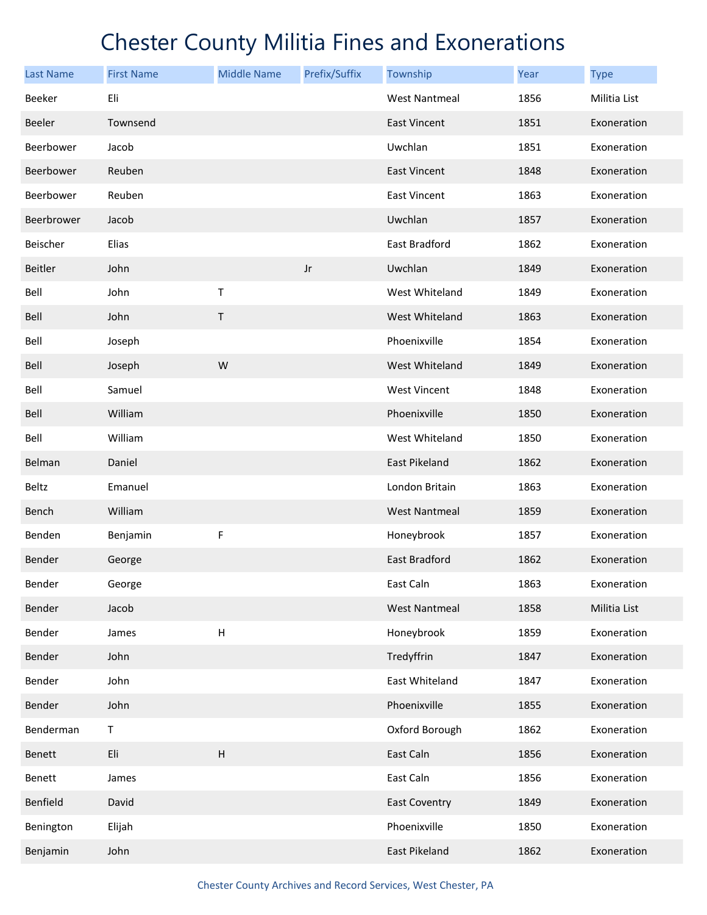# Chester County Militia Fines and Exonerations

| Last Name | First Name | Middle Name | Prefix/Suffix | Township | Year | Type |
|---|---|---|---|---|---|---|
| Beeker | Eli | | | West Nantmeal | 1856 | Militia List |
| Beeler | Townsend | | | East Vincent | 1851 | Exoneration |
| Beerbower | Jacob | | | Uwchlan | 1851 | Exoneration |
| Beerbower | Reuben | | | East Vincent | 1848 | Exoneration |
| Beerbower | Reuben | | | East Vincent | 1863 | Exoneration |
| Beerbrower | Jacob | | | Uwchlan | 1857 | Exoneration |
| Beischer | Elias | | | East Bradford | 1862 | Exoneration |
| Beitler | John | | Jr | Uwchlan | 1849 | Exoneration |
| Bell | John | T | | West Whiteland | 1849 | Exoneration |
| Bell | John | T | | West Whiteland | 1863 | Exoneration |
| Bell | Joseph | | | Phoenixville | 1854 | Exoneration |
| Bell | Joseph | W | | West Whiteland | 1849 | Exoneration |
| Bell | Samuel | | | West Vincent | 1848 | Exoneration |
| Bell | William | | | Phoenixville | 1850 | Exoneration |
| Bell | William | | | West Whiteland | 1850 | Exoneration |
| Belman | Daniel | | | East Pikeland | 1862 | Exoneration |
| Beltz | Emanuel | | | London Britain | 1863 | Exoneration |
| Bench | William | | | West Nantmeal | 1859 | Exoneration |
| Benden | Benjamin | F | | Honeybrook | 1857 | Exoneration |
| Bender | George | | | East Bradford | 1862 | Exoneration |
| Bender | George | | | East Caln | 1863 | Exoneration |
| Bender | Jacob | | | West Nantmeal | 1858 | Militia List |
| Bender | James | H | | Honeybrook | 1859 | Exoneration |
| Bender | John | | | Tredyffrin | 1847 | Exoneration |
| Bender | John | | | East Whiteland | 1847 | Exoneration |
| Bender | John | | | Phoenixville | 1855 | Exoneration |
| Benderman | T | | | Oxford Borough | 1862 | Exoneration |
| Benett | Eli | H | | East Caln | 1856 | Exoneration |
| Benett | James | | | East Caln | 1856 | Exoneration |
| Benfield | David | | | East Coventry | 1849 | Exoneration |
| Benington | Elijah | | | Phoenixville | 1850 | Exoneration |
| Benjamin | John | | | East Pikeland | 1862 | Exoneration |

Chester County Archives and Record Services, West Chester, PA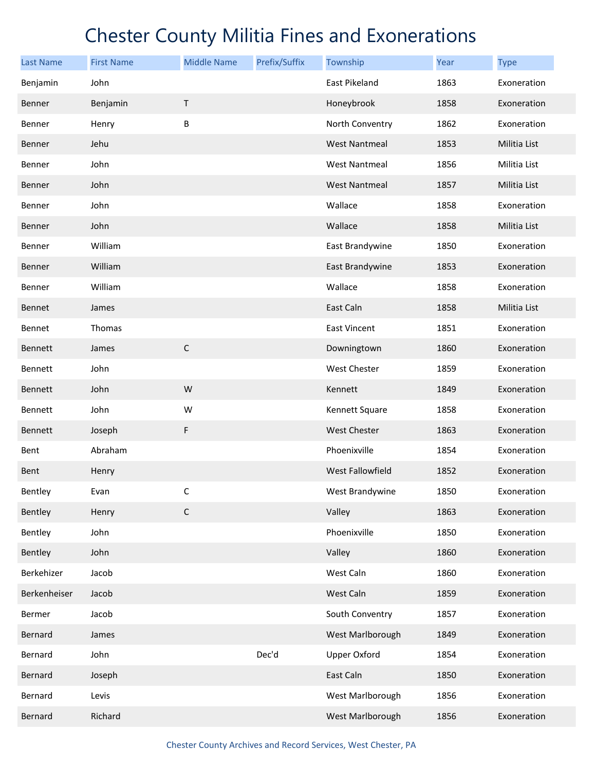# Chester County Militia Fines and Exonerations

| Last Name | First Name | Middle Name | Prefix/Suffix | Township | Year | Type |
|---|---|---|---|---|---|---|
| Benjamin | John | | | East Pikeland | 1863 | Exoneration |
| Benner | Benjamin | T | | Honeybrook | 1858 | Exoneration |
| Benner | Henry | B | | North Conventry | 1862 | Exoneration |
| Benner | Jehu | | | West Nantmeal | 1853 | Militia List |
| Benner | John | | | West Nantmeal | 1856 | Militia List |
| Benner | John | | | West Nantmeal | 1857 | Militia List |
| Benner | John | | | Wallace | 1858 | Exoneration |
| Benner | John | | | Wallace | 1858 | Militia List |
| Benner | William | | | East Brandywine | 1850 | Exoneration |
| Benner | William | | | East Brandywine | 1853 | Exoneration |
| Benner | William | | | Wallace | 1858 | Exoneration |
| Bennet | James | | | East Caln | 1858 | Militia List |
| Bennet | Thomas | | | East Vincent | 1851 | Exoneration |
| Bennett | James | C | | Downingtown | 1860 | Exoneration |
| Bennett | John | | | West Chester | 1859 | Exoneration |
| Bennett | John | W | | Kennett | 1849 | Exoneration |
| Bennett | John | W | | Kennett Square | 1858 | Exoneration |
| Bennett | Joseph | F | | West Chester | 1863 | Exoneration |
| Bent | Abraham | | | Phoenixville | 1854 | Exoneration |
| Bent | Henry | | | West Fallowfield | 1852 | Exoneration |
| Bentley | Evan | C | | West Brandywine | 1850 | Exoneration |
| Bentley | Henry | C | | Valley | 1863 | Exoneration |
| Bentley | John | | | Phoenixville | 1850 | Exoneration |
| Bentley | John | | | Valley | 1860 | Exoneration |
| Berkehizer | Jacob | | | West Caln | 1860 | Exoneration |
| Berkenheiser | Jacob | | | West Caln | 1859 | Exoneration |
| Bermer | Jacob | | | South Conventry | 1857 | Exoneration |
| Bernard | James | | | West Marlborough | 1849 | Exoneration |
| Bernard | John | | Dec'd | Upper Oxford | 1854 | Exoneration |
| Bernard | Joseph | | | East Caln | 1850 | Exoneration |
| Bernard | Levis | | | West Marlborough | 1856 | Exoneration |
| Bernard | Richard | | | West Marlborough | 1856 | Exoneration |

Chester County Archives and Record Services, West Chester, PA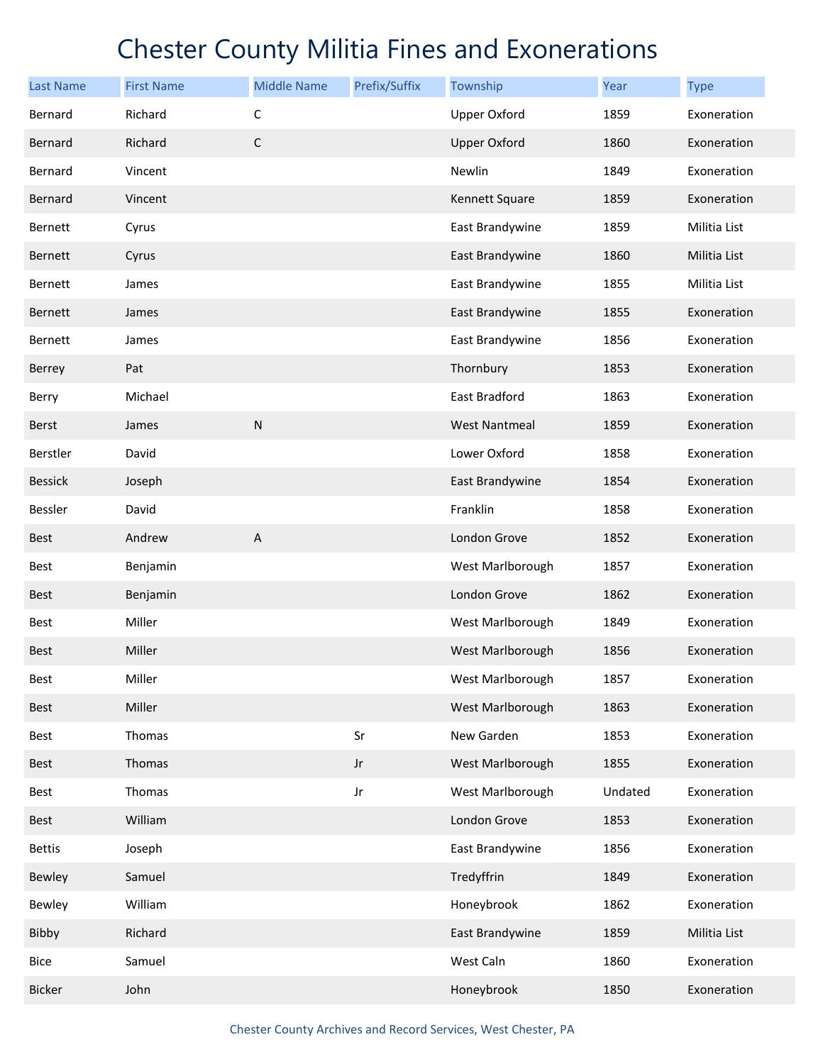# Chester County Militia Fines and Exonerations

| Last Name | First Name | Middle Name | Prefix/Suffix | Township | Year | Type |
|---|---|---|---|---|---|---|
| Bernard | Richard | C | | Upper Oxford | 1859 | Exoneration |
| Bernard | Richard | C | | Upper Oxford | 1860 | Exoneration |
| Bernard | Vincent | | | Newlin | 1849 | Exoneration |
| Bernard | Vincent | | | Kennett Square | 1859 | Exoneration |
| Bernett | Cyrus | | | East Brandywine | 1859 | Militia List |
| Bernett | Cyrus | | | East Brandywine | 1860 | Militia List |
| Bernett | James | | | East Brandywine | 1855 | Militia List |
| Bernett | James | | | East Brandywine | 1855 | Exoneration |
| Bernett | James | | | East Brandywine | 1856 | Exoneration |
| Berrey | Pat | | | Thornbury | 1853 | Exoneration |
| Berry | Michael | | | East Bradford | 1863 | Exoneration |
| Berst | James | N | | West Nantmeal | 1859 | Exoneration |
| Berstler | David | | | Lower Oxford | 1858 | Exoneration |
| Bessick | Joseph | | | East Brandywine | 1854 | Exoneration |
| Bessler | David | | | Franklin | 1858 | Exoneration |
| Best | Andrew | A | | London Grove | 1852 | Exoneration |
| Best | Benjamin | | | West Marlborough | 1857 | Exoneration |
| Best | Benjamin | | | London Grove | 1862 | Exoneration |
| Best | Miller | | | West Marlborough | 1849 | Exoneration |
| Best | Miller | | | West Marlborough | 1856 | Exoneration |
| Best | Miller | | | West Marlborough | 1857 | Exoneration |
| Best | Miller | | | West Marlborough | 1863 | Exoneration |
| Best | Thomas | | Sr | New Garden | 1853 | Exoneration |
| Best | Thomas | | Jr | West Marlborough | 1855 | Exoneration |
| Best | Thomas | | Jr | West Marlborough | Undated | Exoneration |
| Best | William | | | London Grove | 1853 | Exoneration |
| Bettis | Joseph | | | East Brandywine | 1856 | Exoneration |
| Bewley | Samuel | | | Tredyffrin | 1849 | Exoneration |
| Bewley | William | | | Honeybrook | 1862 | Exoneration |
| Bibby | Richard | | | East Brandywine | 1859 | Militia List |
| Bice | Samuel | | | West Caln | 1860 | Exoneration |
| Bicker | John | | | Honeybrook | 1850 | Exoneration |

Chester County Archives and Record Services, West Chester, PA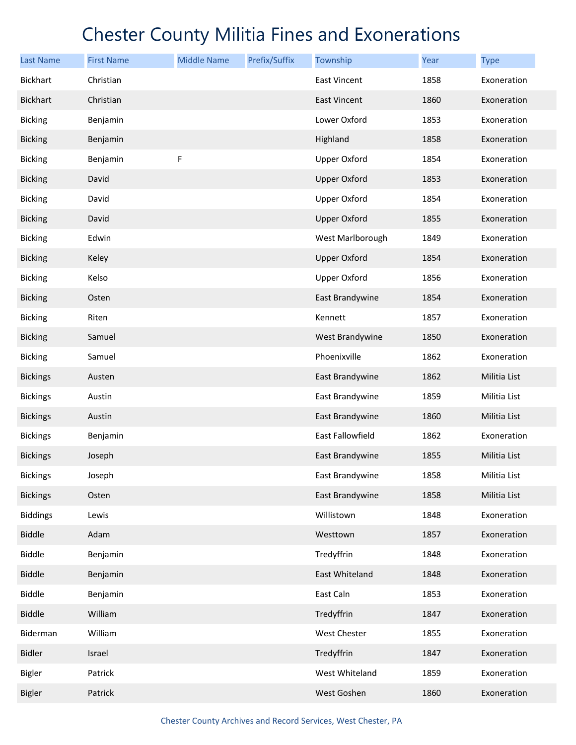# Chester County Militia Fines and Exonerations

| Last Name | First Name | Middle Name | Prefix/Suffix | Township | Year | Type |
|---|---|---|---|---|---|---|
| Bickhart | Christian | | | East Vincent | 1858 | Exoneration |
| Bickhart | Christian | | | East Vincent | 1860 | Exoneration |
| Bicking | Benjamin | | | Lower Oxford | 1853 | Exoneration |
| Bicking | Benjamin | | | Highland | 1858 | Exoneration |
| Bicking | Benjamin | F | | Upper Oxford | 1854 | Exoneration |
| Bicking | David | | | Upper Oxford | 1853 | Exoneration |
| Bicking | David | | | Upper Oxford | 1854 | Exoneration |
| Bicking | David | | | Upper Oxford | 1855 | Exoneration |
| Bicking | Edwin | | | West Marlborough | 1849 | Exoneration |
| Bicking | Keley | | | Upper Oxford | 1854 | Exoneration |
| Bicking | Kelso | | | Upper Oxford | 1856 | Exoneration |
| Bicking | Osten | | | East Brandywine | 1854 | Exoneration |
| Bicking | Riten | | | Kennett | 1857 | Exoneration |
| Bicking | Samuel | | | West Brandywine | 1850 | Exoneration |
| Bicking | Samuel | | | Phoenixville | 1862 | Exoneration |
| Bickings | Austen | | | East Brandywine | 1862 | Militia List |
| Bickings | Austin | | | East Brandywine | 1859 | Militia List |
| Bickings | Austin | | | East Brandywine | 1860 | Militia List |
| Bickings | Benjamin | | | East Fallowfield | 1862 | Exoneration |
| Bickings | Joseph | | | East Brandywine | 1855 | Militia List |
| Bickings | Joseph | | | East Brandywine | 1858 | Militia List |
| Bickings | Osten | | | East Brandywine | 1858 | Militia List |
| Biddings | Lewis | | | Willistown | 1848 | Exoneration |
| Biddle | Adam | | | Westtown | 1857 | Exoneration |
| Biddle | Benjamin | | | Tredyffrin | 1848 | Exoneration |
| Biddle | Benjamin | | | East Whiteland | 1848 | Exoneration |
| Biddle | Benjamin | | | East Caln | 1853 | Exoneration |
| Biddle | William | | | Tredyffrin | 1847 | Exoneration |
| Biderman | William | | | West Chester | 1855 | Exoneration |
| Bidler | Israel | | | Tredyffrin | 1847 | Exoneration |
| Bigler | Patrick | | | West Whiteland | 1859 | Exoneration |
| Bigler | Patrick | | | West Goshen | 1860 | Exoneration |

Chester County Archives and Record Services, West Chester, PA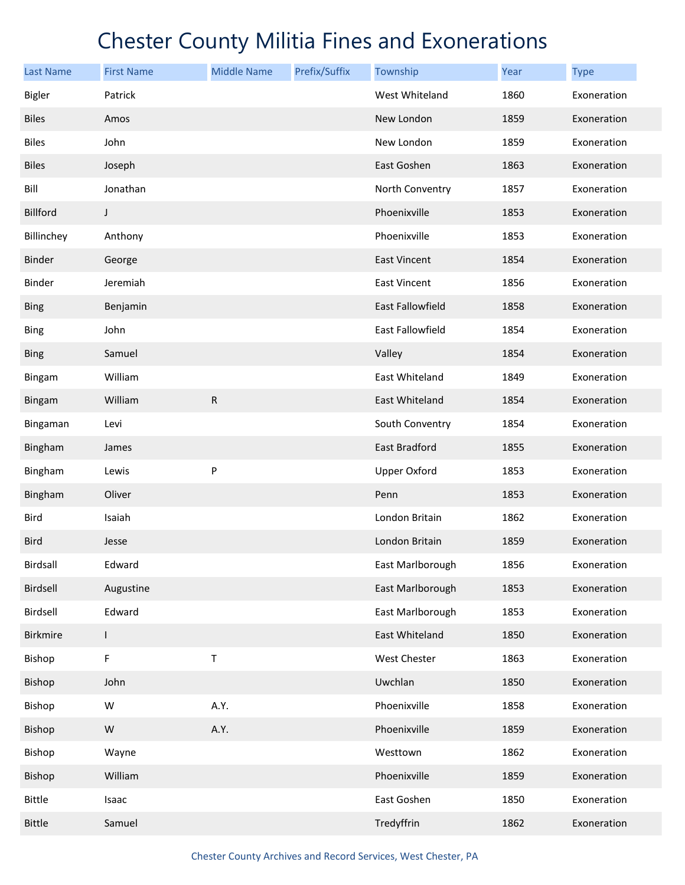# Chester County Militia Fines and Exonerations

| Last Name | First Name | Middle Name | Prefix/Suffix | Township | Year | Type |
|---|---|---|---|---|---|---|
| Bigler | Patrick | | | West Whiteland | 1860 | Exoneration |
| Biles | Amos | | | New London | 1859 | Exoneration |
| Biles | John | | | New London | 1859 | Exoneration |
| Biles | Joseph | | | East Goshen | 1863 | Exoneration |
| Bill | Jonathan | | | North Conventry | 1857 | Exoneration |
| Billford | J | | | Phoenixville | 1853 | Exoneration |
| Billinchey | Anthony | | | Phoenixville | 1853 | Exoneration |
| Binder | George | | | East Vincent | 1854 | Exoneration |
| Binder | Jeremiah | | | East Vincent | 1856 | Exoneration |
| Bing | Benjamin | | | East Fallowfield | 1858 | Exoneration |
| Bing | John | | | East Fallowfield | 1854 | Exoneration |
| Bing | Samuel | | | Valley | 1854 | Exoneration |
| Bingam | William | | | East Whiteland | 1849 | Exoneration |
| Bingam | William | R | | East Whiteland | 1854 | Exoneration |
| Bingaman | Levi | | | South Conventry | 1854 | Exoneration |
| Bingham | James | | | East Bradford | 1855 | Exoneration |
| Bingham | Lewis | P | | Upper Oxford | 1853 | Exoneration |
| Bingham | Oliver | | | Penn | 1853 | Exoneration |
| Bird | Isaiah | | | London Britain | 1862 | Exoneration |
| Bird | Jesse | | | London Britain | 1859 | Exoneration |
| Birdsall | Edward | | | East Marlborough | 1856 | Exoneration |
| Birdsell | Augustine | | | East Marlborough | 1853 | Exoneration |
| Birdsell | Edward | | | East Marlborough | 1853 | Exoneration |
| Birkmire | I | | | East Whiteland | 1850 | Exoneration |
| Bishop | F | T | | West Chester | 1863 | Exoneration |
| Bishop | John | | | Uwchlan | 1850 | Exoneration |
| Bishop | W | A.Y. | | Phoenixville | 1858 | Exoneration |
| Bishop | W | A.Y. | | Phoenixville | 1859 | Exoneration |
| Bishop | Wayne | | | Westtown | 1862 | Exoneration |
| Bishop | William | | | Phoenixville | 1859 | Exoneration |
| Bittle | Isaac | | | East Goshen | 1850 | Exoneration |
| Bittle | Samuel | | | Tredyffrin | 1862 | Exoneration |

Chester County Archives and Record Services, West Chester, PA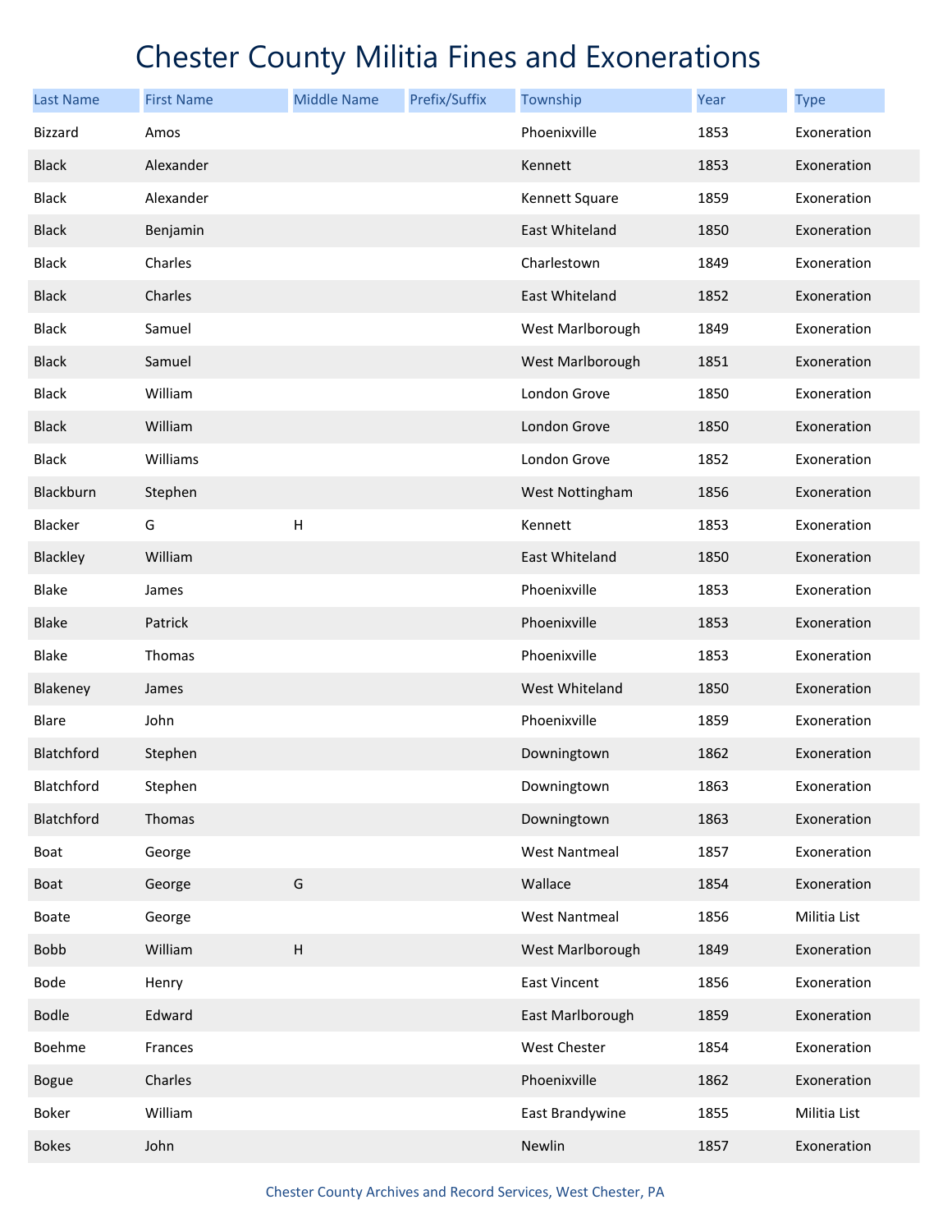# Chester County Militia Fines and Exonerations

| Last Name | First Name | Middle Name | Prefix/Suffix | Township | Year | Type |
|---|---|---|---|---|---|---|
| Bizzard | Amos | | | Phoenixville | 1853 | Exoneration |
| Black | Alexander | | | Kennett | 1853 | Exoneration |
| Black | Alexander | | | Kennett Square | 1859 | Exoneration |
| Black | Benjamin | | | East Whiteland | 1850 | Exoneration |
| Black | Charles | | | Charlestown | 1849 | Exoneration |
| Black | Charles | | | East Whiteland | 1852 | Exoneration |
| Black | Samuel | | | West Marlborough | 1849 | Exoneration |
| Black | Samuel | | | West Marlborough | 1851 | Exoneration |
| Black | William | | | London Grove | 1850 | Exoneration |
| Black | William | | | London Grove | 1850 | Exoneration |
| Black | Williams | | | London Grove | 1852 | Exoneration |
| Blackburn | Stephen | | | West Nottingham | 1856 | Exoneration |
| Blacker | G | H | | Kennett | 1853 | Exoneration |
| Blackley | William | | | East Whiteland | 1850 | Exoneration |
| Blake | James | | | Phoenixville | 1853 | Exoneration |
| Blake | Patrick | | | Phoenixville | 1853 | Exoneration |
| Blake | Thomas | | | Phoenixville | 1853 | Exoneration |
| Blakeney | James | | | West Whiteland | 1850 | Exoneration |
| Blare | John | | | Phoenixville | 1859 | Exoneration |
| Blatchford | Stephen | | | Downingtown | 1862 | Exoneration |
| Blatchford | Stephen | | | Downingtown | 1863 | Exoneration |
| Blatchford | Thomas | | | Downingtown | 1863 | Exoneration |
| Boat | George | | | West Nantmeal | 1857 | Exoneration |
| Boat | George | G | | Wallace | 1854 | Exoneration |
| Boate | George | | | West Nantmeal | 1856 | Militia List |
| Bobb | William | H | | West Marlborough | 1849 | Exoneration |
| Bode | Henry | | | East Vincent | 1856 | Exoneration |
| Bodle | Edward | | | East Marlborough | 1859 | Exoneration |
| Boehme | Frances | | | West Chester | 1854 | Exoneration |
| Bogue | Charles | | | Phoenixville | 1862 | Exoneration |
| Boker | William | | | East Brandywine | 1855 | Militia List |
| Bokes | John | | | Newlin | 1857 | Exoneration |

Chester County Archives and Record Services, West Chester, PA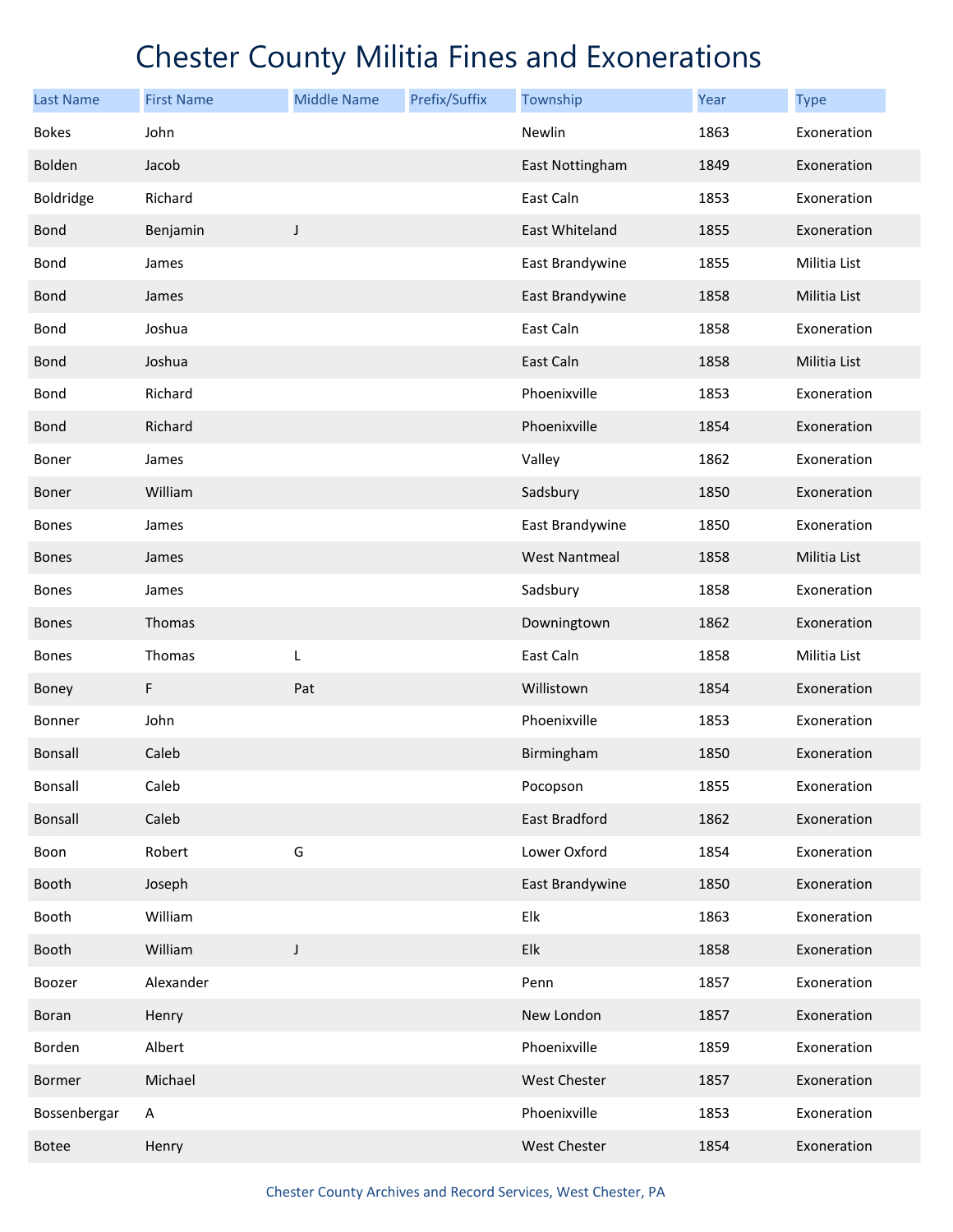# Chester County Militia Fines and Exonerations

| Last Name | First Name | Middle Name | Prefix/Suffix | Township | Year | Type |
|---|---|---|---|---|---|---|
| Bokes | John | | | Newlin | 1863 | Exoneration |
| Bolden | Jacob | | | East Nottingham | 1849 | Exoneration |
| Boldridge | Richard | | | East Caln | 1853 | Exoneration |
| Bond | Benjamin | J | | East Whiteland | 1855 | Exoneration |
| Bond | James | | | East Brandywine | 1855 | Militia List |
| Bond | James | | | East Brandywine | 1858 | Militia List |
| Bond | Joshua | | | East Caln | 1858 | Exoneration |
| Bond | Joshua | | | East Caln | 1858 | Militia List |
| Bond | Richard | | | Phoenixville | 1853 | Exoneration |
| Bond | Richard | | | Phoenixville | 1854 | Exoneration |
| Boner | James | | | Valley | 1862 | Exoneration |
| Boner | William | | | Sadsbury | 1850 | Exoneration |
| Bones | James | | | East Brandywine | 1850 | Exoneration |
| Bones | James | | | West Nantmeal | 1858 | Militia List |
| Bones | James | | | Sadsbury | 1858 | Exoneration |
| Bones | Thomas | | | Downingtown | 1862 | Exoneration |
| Bones | Thomas | L | | East Caln | 1858 | Militia List |
| Boney | F | Pat | | Willistown | 1854 | Exoneration |
| Bonner | John | | | Phoenixville | 1853 | Exoneration |
| Bonsall | Caleb | | | Birmingham | 1850 | Exoneration |
| Bonsall | Caleb | | | Pocopson | 1855 | Exoneration |
| Bonsall | Caleb | | | East Bradford | 1862 | Exoneration |
| Boon | Robert | G | | Lower Oxford | 1854 | Exoneration |
| Booth | Joseph | | | East Brandywine | 1850 | Exoneration |
| Booth | William | | | Elk | 1863 | Exoneration |
| Booth | William | J | | Elk | 1858 | Exoneration |
| Boozer | Alexander | | | Penn | 1857 | Exoneration |
| Boran | Henry | | | New London | 1857 | Exoneration |
| Borden | Albert | | | Phoenixville | 1859 | Exoneration |
| Bormer | Michael | | | West Chester | 1857 | Exoneration |
| Bossenbergar | A | | | Phoenixville | 1853 | Exoneration |
| Botee | Henry | | | West Chester | 1854 | Exoneration |

Chester County Archives and Record Services, West Chester, PA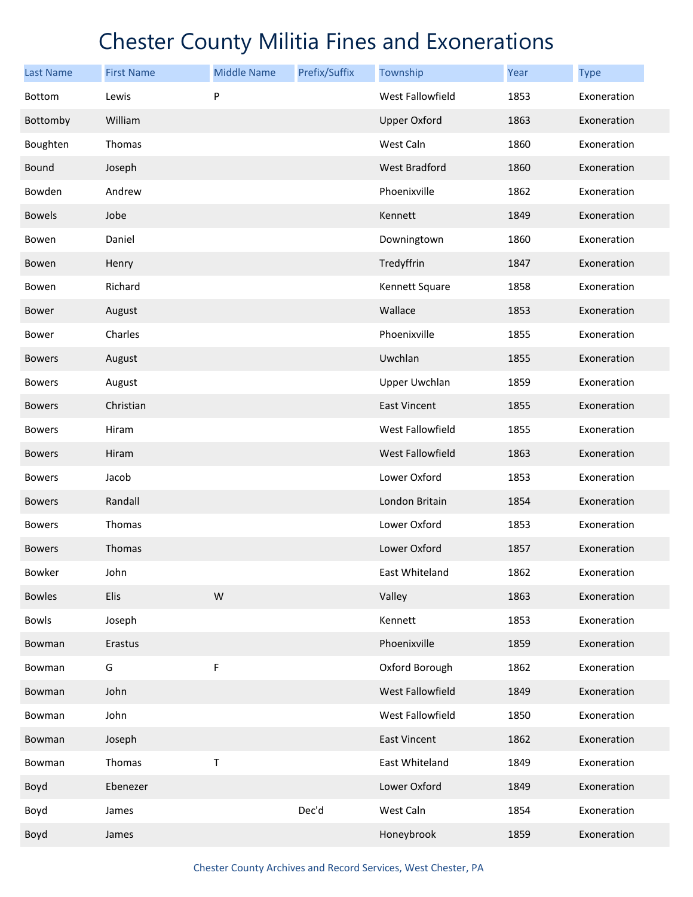# Chester County Militia Fines and Exonerations

| Last Name | First Name | Middle Name | Prefix/Suffix | Township | Year | Type |
|---|---|---|---|---|---|---|
| Bottom | Lewis | P | | West Fallowfield | 1853 | Exoneration |
| Bottomby | William | | | Upper Oxford | 1863 | Exoneration |
| Boughten | Thomas | | | West Caln | 1860 | Exoneration |
| Bound | Joseph | | | West Bradford | 1860 | Exoneration |
| Bowden | Andrew | | | Phoenixville | 1862 | Exoneration |
| Bowels | Jobe | | | Kennett | 1849 | Exoneration |
| Bowen | Daniel | | | Downingtown | 1860 | Exoneration |
| Bowen | Henry | | | Tredyffrin | 1847 | Exoneration |
| Bowen | Richard | | | Kennett Square | 1858 | Exoneration |
| Bower | August | | | Wallace | 1853 | Exoneration |
| Bower | Charles | | | Phoenixville | 1855 | Exoneration |
| Bowers | August | | | Uwchlan | 1855 | Exoneration |
| Bowers | August | | | Upper Uwchlan | 1859 | Exoneration |
| Bowers | Christian | | | East Vincent | 1855 | Exoneration |
| Bowers | Hiram | | | West Fallowfield | 1855 | Exoneration |
| Bowers | Hiram | | | West Fallowfield | 1863 | Exoneration |
| Bowers | Jacob | | | Lower Oxford | 1853 | Exoneration |
| Bowers | Randall | | | London Britain | 1854 | Exoneration |
| Bowers | Thomas | | | Lower Oxford | 1853 | Exoneration |
| Bowers | Thomas | | | Lower Oxford | 1857 | Exoneration |
| Bowker | John | | | East Whiteland | 1862 | Exoneration |
| Bowles | Elis | W | | Valley | 1863 | Exoneration |
| Bowls | Joseph | | | Kennett | 1853 | Exoneration |
| Bowman | Erastus | | | Phoenixville | 1859 | Exoneration |
| Bowman | G | F | | Oxford Borough | 1862 | Exoneration |
| Bowman | John | | | West Fallowfield | 1849 | Exoneration |
| Bowman | John | | | West Fallowfield | 1850 | Exoneration |
| Bowman | Joseph | | | East Vincent | 1862 | Exoneration |
| Bowman | Thomas | T | | East Whiteland | 1849 | Exoneration |
| Boyd | Ebenezer | | | Lower Oxford | 1849 | Exoneration |
| Boyd | James | | Dec'd | West Caln | 1854 | Exoneration |
| Boyd | James | | | Honeybrook | 1859 | Exoneration |

Chester County Archives and Record Services, West Chester, PA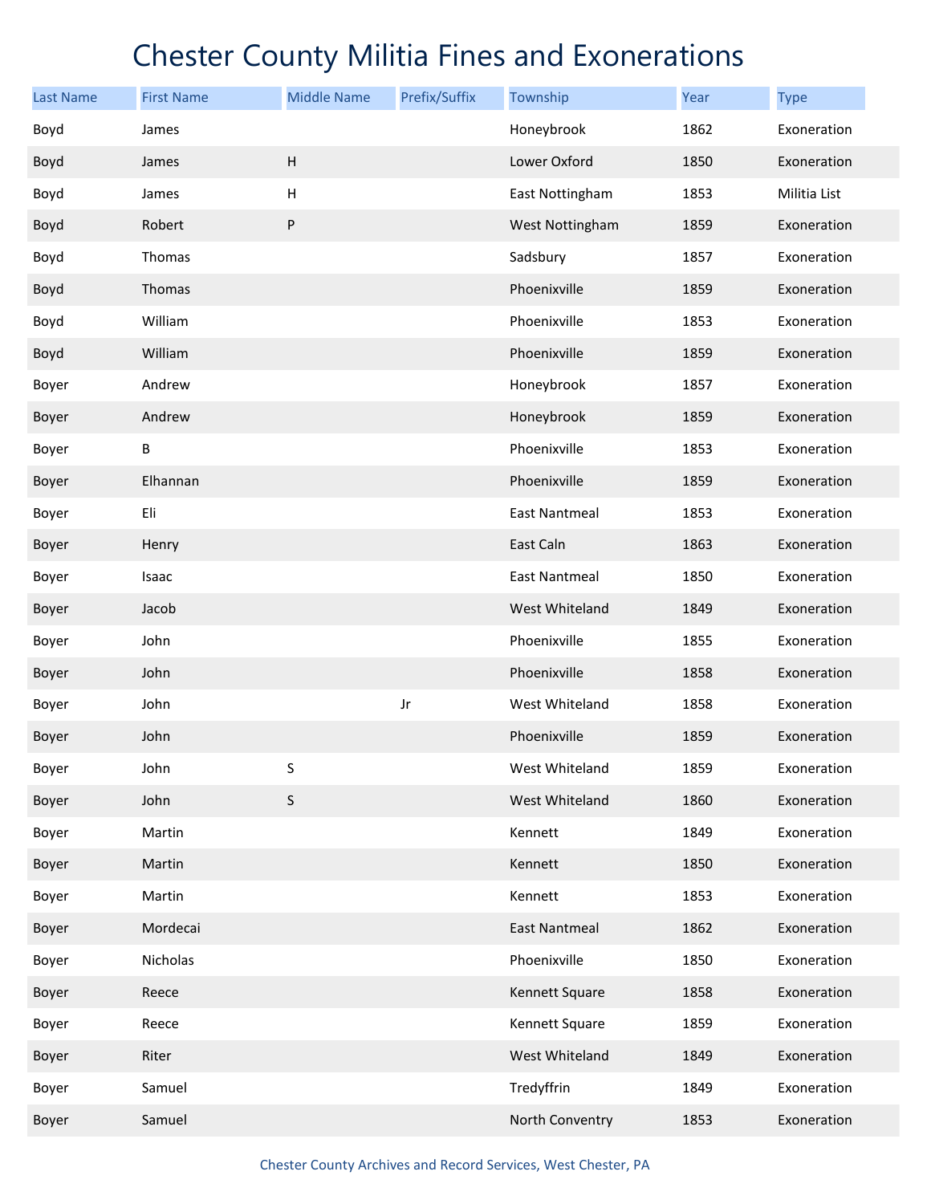# Chester County Militia Fines and Exonerations

| Last Name | First Name | Middle Name | Prefix/Suffix | Township | Year | Type |
|---|---|---|---|---|---|---|
| Boyd | James | | | Honeybrook | 1862 | Exoneration |
| Boyd | James | H | | Lower Oxford | 1850 | Exoneration |
| Boyd | James | H | | East Nottingham | 1853 | Militia List |
| Boyd | Robert | P | | West Nottingham | 1859 | Exoneration |
| Boyd | Thomas | | | Sadsbury | 1857 | Exoneration |
| Boyd | Thomas | | | Phoenixville | 1859 | Exoneration |
| Boyd | William | | | Phoenixville | 1853 | Exoneration |
| Boyd | William | | | Phoenixville | 1859 | Exoneration |
| Boyer | Andrew | | | Honeybrook | 1857 | Exoneration |
| Boyer | Andrew | | | Honeybrook | 1859 | Exoneration |
| Boyer | B | | | Phoenixville | 1853 | Exoneration |
| Boyer | Elhannan | | | Phoenixville | 1859 | Exoneration |
| Boyer | Eli | | | East Nantmeal | 1853 | Exoneration |
| Boyer | Henry | | | East Caln | 1863 | Exoneration |
| Boyer | Isaac | | | East Nantmeal | 1850 | Exoneration |
| Boyer | Jacob | | | West Whiteland | 1849 | Exoneration |
| Boyer | John | | | Phoenixville | 1855 | Exoneration |
| Boyer | John | | | Phoenixville | 1858 | Exoneration |
| Boyer | John | | Jr | West Whiteland | 1858 | Exoneration |
| Boyer | John | | | Phoenixville | 1859 | Exoneration |
| Boyer | John | S | | West Whiteland | 1859 | Exoneration |
| Boyer | John | S | | West Whiteland | 1860 | Exoneration |
| Boyer | Martin | | | Kennett | 1849 | Exoneration |
| Boyer | Martin | | | Kennett | 1850 | Exoneration |
| Boyer | Martin | | | Kennett | 1853 | Exoneration |
| Boyer | Mordecai | | | East Nantmeal | 1862 | Exoneration |
| Boyer | Nicholas | | | Phoenixville | 1850 | Exoneration |
| Boyer | Reece | | | Kennett Square | 1858 | Exoneration |
| Boyer | Reece | | | Kennett Square | 1859 | Exoneration |
| Boyer | Riter | | | West Whiteland | 1849 | Exoneration |
| Boyer | Samuel | | | Tredyffrin | 1849 | Exoneration |
| Boyer | Samuel | | | North Conventry | 1853 | Exoneration |

Chester County Archives and Record Services, West Chester, PA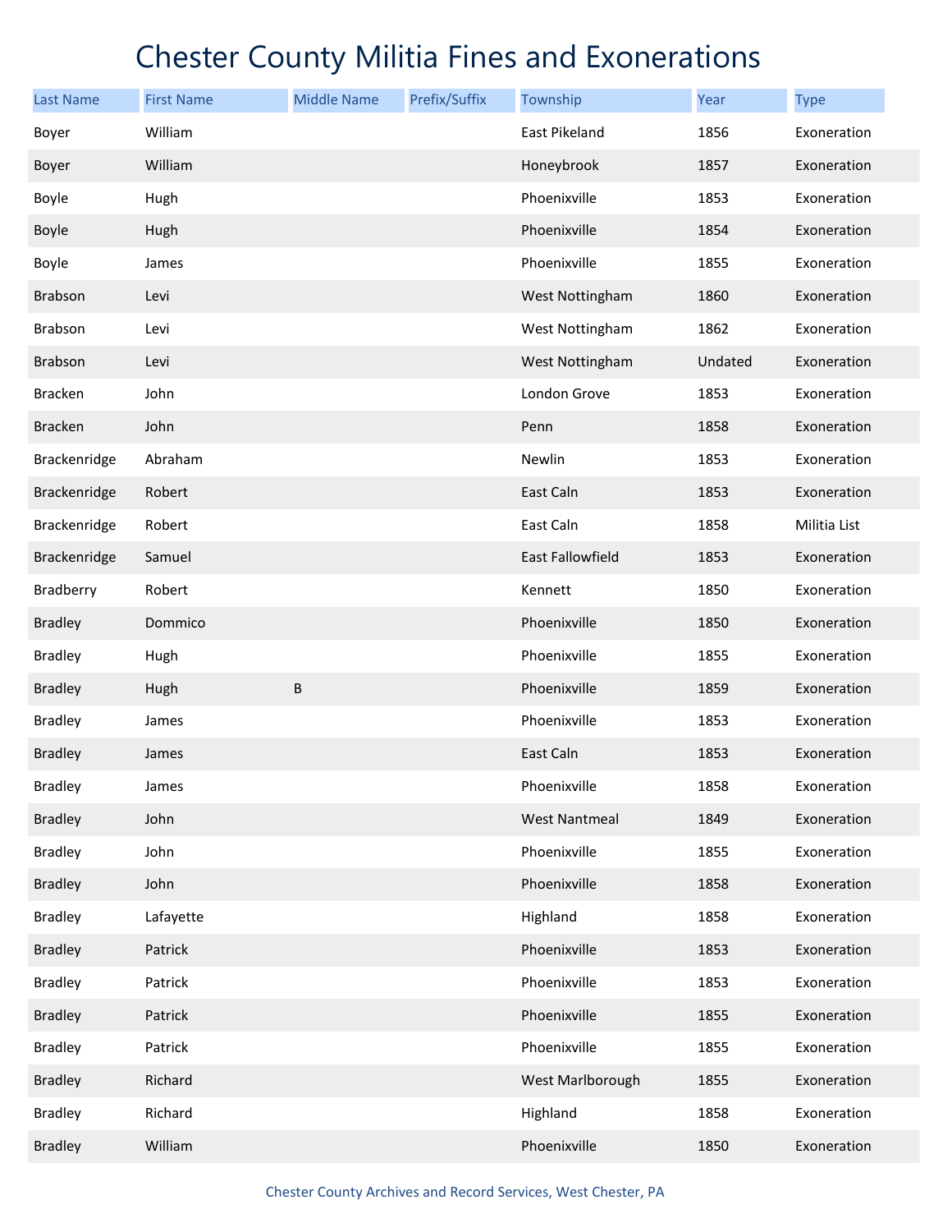# Chester County Militia Fines and Exonerations

| Last Name | First Name | Middle Name | Prefix/Suffix | Township | Year | Type |
|---|---|---|---|---|---|---|
| Boyer | William | | | East Pikeland | 1856 | Exoneration |
| Boyer | William | | | Honeybrook | 1857 | Exoneration |
| Boyle | Hugh | | | Phoenixville | 1853 | Exoneration |
| Boyle | Hugh | | | Phoenixville | 1854 | Exoneration |
| Boyle | James | | | Phoenixville | 1855 | Exoneration |
| Brabson | Levi | | | West Nottingham | 1860 | Exoneration |
| Brabson | Levi | | | West Nottingham | 1862 | Exoneration |
| Brabson | Levi | | | West Nottingham | Undated | Exoneration |
| Bracken | John | | | London Grove | 1853 | Exoneration |
| Bracken | John | | | Penn | 1858 | Exoneration |
| Brackenridge | Abraham | | | Newlin | 1853 | Exoneration |
| Brackenridge | Robert | | | East Caln | 1853 | Exoneration |
| Brackenridge | Robert | | | East Caln | 1858 | Militia List |
| Brackenridge | Samuel | | | East Fallowfield | 1853 | Exoneration |
| Bradberry | Robert | | | Kennett | 1850 | Exoneration |
| Bradley | Dommico | | | Phoenixville | 1850 | Exoneration |
| Bradley | Hugh | | | Phoenixville | 1855 | Exoneration |
| Bradley | Hugh | B | | Phoenixville | 1859 | Exoneration |
| Bradley | James | | | Phoenixville | 1853 | Exoneration |
| Bradley | James | | | East Caln | 1853 | Exoneration |
| Bradley | James | | | Phoenixville | 1858 | Exoneration |
| Bradley | John | | | West Nantmeal | 1849 | Exoneration |
| Bradley | John | | | Phoenixville | 1855 | Exoneration |
| Bradley | John | | | Phoenixville | 1858 | Exoneration |
| Bradley | Lafayette | | | Highland | 1858 | Exoneration |
| Bradley | Patrick | | | Phoenixville | 1853 | Exoneration |
| Bradley | Patrick | | | Phoenixville | 1853 | Exoneration |
| Bradley | Patrick | | | Phoenixville | 1855 | Exoneration |
| Bradley | Patrick | | | Phoenixville | 1855 | Exoneration |
| Bradley | Richard | | | West Marlborough | 1855 | Exoneration |
| Bradley | Richard | | | Highland | 1858 | Exoneration |
| Bradley | William | | | Phoenixville | 1850 | Exoneration |

Chester County Archives and Record Services, West Chester, PA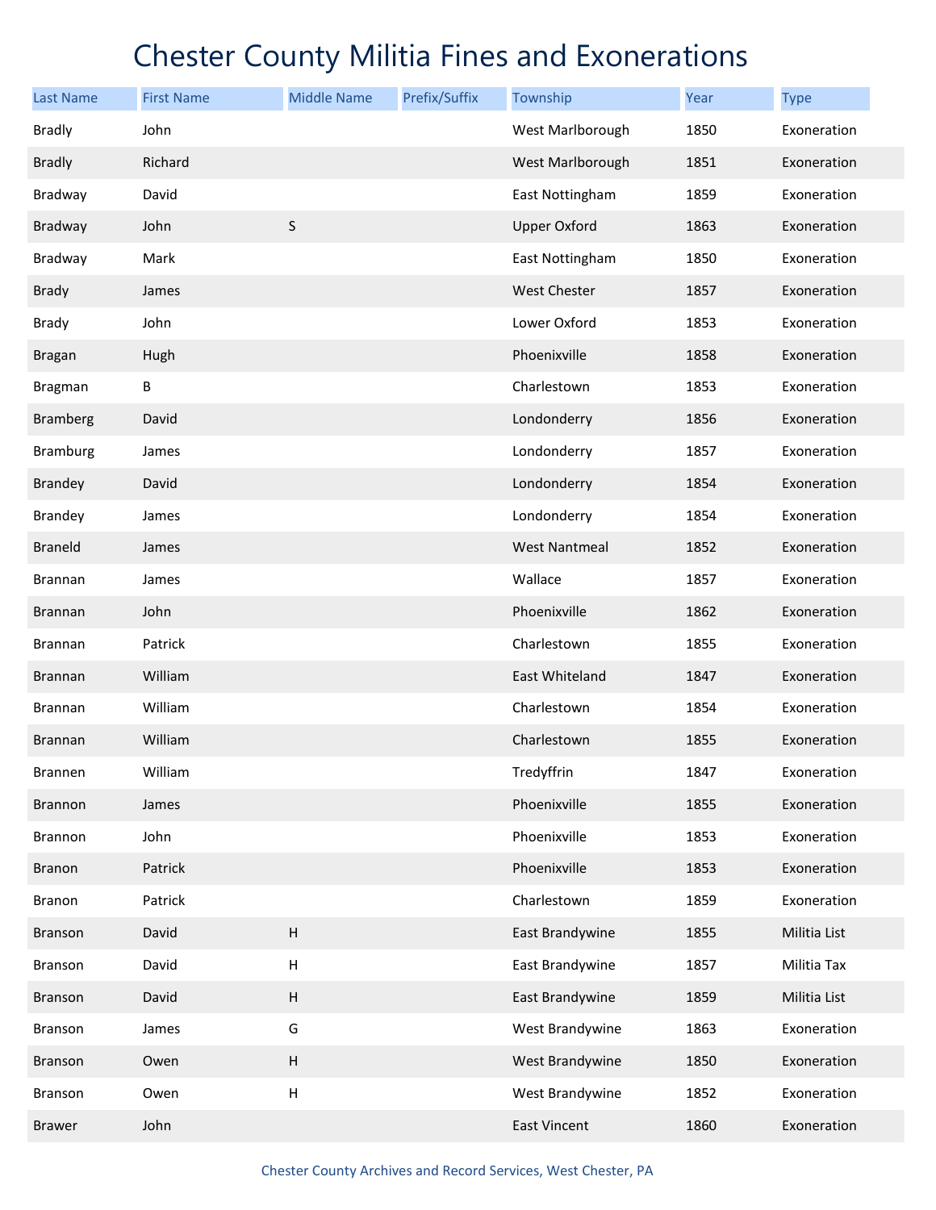# Chester County Militia Fines and Exonerations

| Last Name | First Name | Middle Name | Prefix/Suffix | Township | Year | Type |
|---|---|---|---|---|---|---|
| Bradly | John | | | West Marlborough | 1850 | Exoneration |
| Bradly | Richard | | | West Marlborough | 1851 | Exoneration |
| Bradway | David | | | East Nottingham | 1859 | Exoneration |
| Bradway | John | S | | Upper Oxford | 1863 | Exoneration |
| Bradway | Mark | | | East Nottingham | 1850 | Exoneration |
| Brady | James | | | West Chester | 1857 | Exoneration |
| Brady | John | | | Lower Oxford | 1853 | Exoneration |
| Bragan | Hugh | | | Phoenixville | 1858 | Exoneration |
| Bragman | B | | | Charlestown | 1853 | Exoneration |
| Bramberg | David | | | Londonderry | 1856 | Exoneration |
| Bramburg | James | | | Londonderry | 1857 | Exoneration |
| Brandey | David | | | Londonderry | 1854 | Exoneration |
| Brandey | James | | | Londonderry | 1854 | Exoneration |
| Braneld | James | | | West Nantmeal | 1852 | Exoneration |
| Brannan | James | | | Wallace | 1857 | Exoneration |
| Brannan | John | | | Phoenixville | 1862 | Exoneration |
| Brannan | Patrick | | | Charlestown | 1855 | Exoneration |
| Brannan | William | | | East Whiteland | 1847 | Exoneration |
| Brannan | William | | | Charlestown | 1854 | Exoneration |
| Brannan | William | | | Charlestown | 1855 | Exoneration |
| Brannen | William | | | Tredyffrin | 1847 | Exoneration |
| Brannon | James | | | Phoenixville | 1855 | Exoneration |
| Brannon | John | | | Phoenixville | 1853 | Exoneration |
| Branon | Patrick | | | Phoenixville | 1853 | Exoneration |
| Branon | Patrick | | | Charlestown | 1859 | Exoneration |
| Branson | David | H | | East Brandywine | 1855 | Militia List |
| Branson | David | H | | East Brandywine | 1857 | Militia Tax |
| Branson | David | H | | East Brandywine | 1859 | Militia List |
| Branson | James | G | | West Brandywine | 1863 | Exoneration |
| Branson | Owen | H | | West Brandywine | 1850 | Exoneration |
| Branson | Owen | H | | West Brandywine | 1852 | Exoneration |
| Brawer | John | | | East Vincent | 1860 | Exoneration |

Chester County Archives and Record Services, West Chester, PA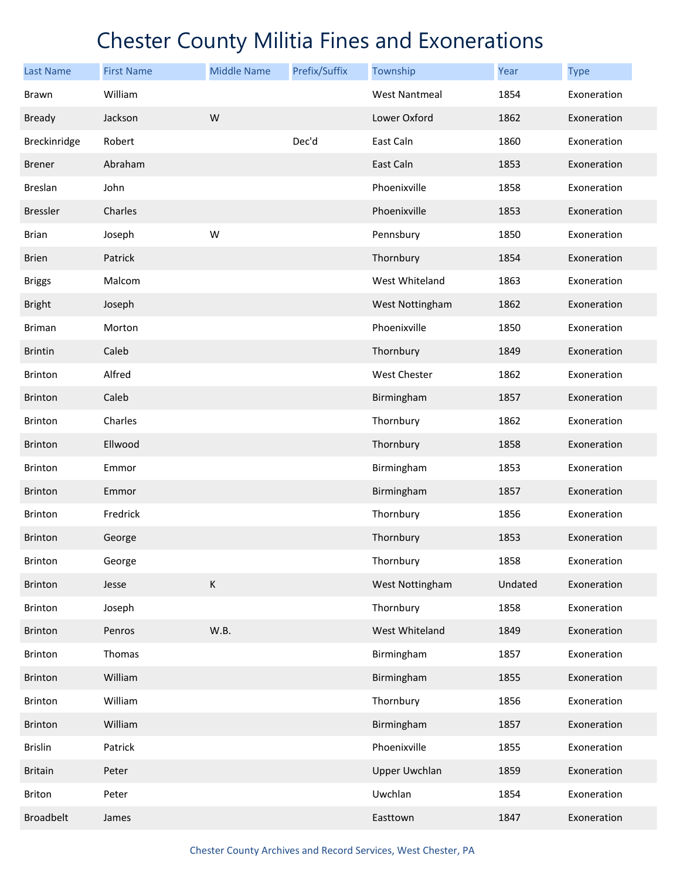# Chester County Militia Fines and Exonerations

| Last Name | First Name | Middle Name | Prefix/Suffix | Township | Year | Type |
|---|---|---|---|---|---|---|
| Brawn | William | | | West Nantmeal | 1854 | Exoneration |
| Bready | Jackson | W | | Lower Oxford | 1862 | Exoneration |
| Breckinridge | Robert | | Dec'd | East Caln | 1860 | Exoneration |
| Brener | Abraham | | | East Caln | 1853 | Exoneration |
| Breslan | John | | | Phoenixville | 1858 | Exoneration |
| Bressler | Charles | | | Phoenixville | 1853 | Exoneration |
| Brian | Joseph | W | | Pennsbury | 1850 | Exoneration |
| Brien | Patrick | | | Thornbury | 1854 | Exoneration |
| Briggs | Malcom | | | West Whiteland | 1863 | Exoneration |
| Bright | Joseph | | | West Nottingham | 1862 | Exoneration |
| Briman | Morton | | | Phoenixville | 1850 | Exoneration |
| Brintin | Caleb | | | Thornbury | 1849 | Exoneration |
| Brinton | Alfred | | | West Chester | 1862 | Exoneration |
| Brinton | Caleb | | | Birmingham | 1857 | Exoneration |
| Brinton | Charles | | | Thornbury | 1862 | Exoneration |
| Brinton | Ellwood | | | Thornbury | 1858 | Exoneration |
| Brinton | Emmor | | | Birmingham | 1853 | Exoneration |
| Brinton | Emmor | | | Birmingham | 1857 | Exoneration |
| Brinton | Fredrick | | | Thornbury | 1856 | Exoneration |
| Brinton | George | | | Thornbury | 1853 | Exoneration |
| Brinton | George | | | Thornbury | 1858 | Exoneration |
| Brinton | Jesse | K | | West Nottingham | Undated | Exoneration |
| Brinton | Joseph | | | Thornbury | 1858 | Exoneration |
| Brinton | Penros | W.B. | | West Whiteland | 1849 | Exoneration |
| Brinton | Thomas | | | Birmingham | 1857 | Exoneration |
| Brinton | William | | | Birmingham | 1855 | Exoneration |
| Brinton | William | | | Thornbury | 1856 | Exoneration |
| Brinton | William | | | Birmingham | 1857 | Exoneration |
| Brislin | Patrick | | | Phoenixville | 1855 | Exoneration |
| Britain | Peter | | | Upper Uwchlan | 1859 | Exoneration |
| Briton | Peter | | | Uwchlan | 1854 | Exoneration |
| Broadbelt | James | | | Easttown | 1847 | Exoneration |

Chester County Archives and Record Services, West Chester, PA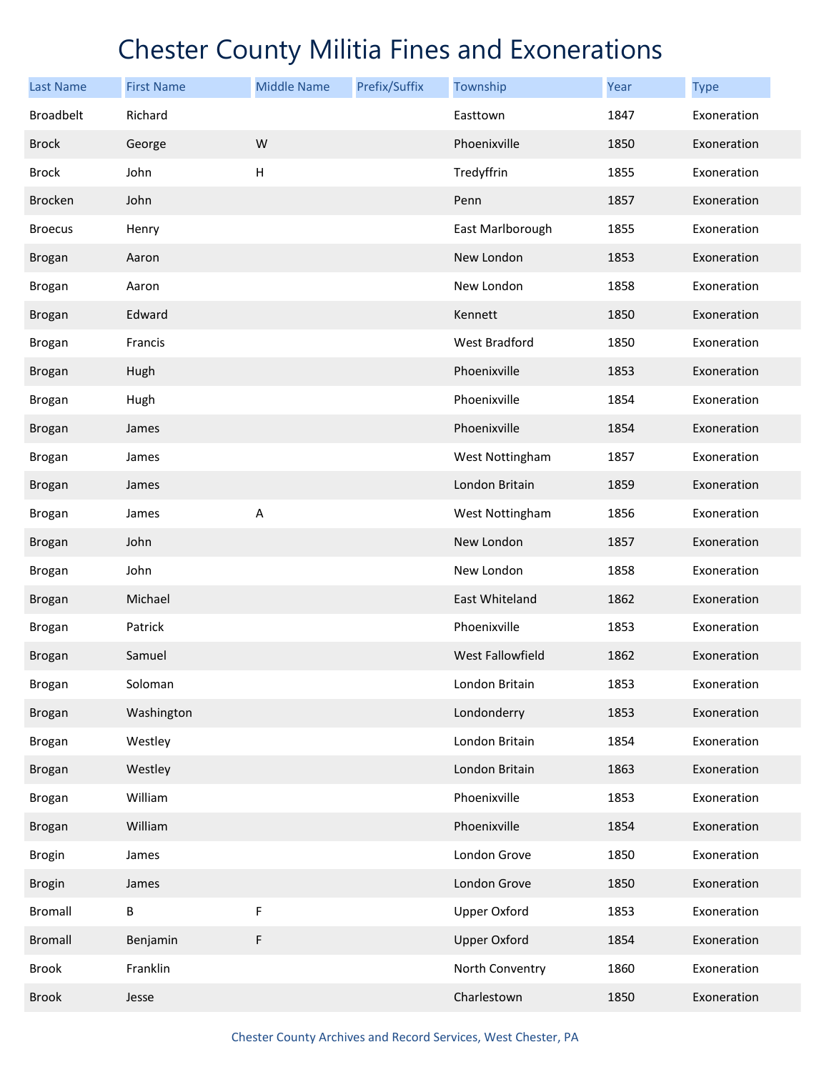# Chester County Militia Fines and Exonerations

| Last Name | First Name | Middle Name | Prefix/Suffix | Township | Year | Type |
|---|---|---|---|---|---|---|
| Broadbelt | Richard | | | Easttown | 1847 | Exoneration |
| Brock | George | W | | Phoenixville | 1850 | Exoneration |
| Brock | John | H | | Tredyffrin | 1855 | Exoneration |
| Brocken | John | | | Penn | 1857 | Exoneration |
| Broecus | Henry | | | East Marlborough | 1855 | Exoneration |
| Brogan | Aaron | | | New London | 1853 | Exoneration |
| Brogan | Aaron | | | New London | 1858 | Exoneration |
| Brogan | Edward | | | Kennett | 1850 | Exoneration |
| Brogan | Francis | | | West Bradford | 1850 | Exoneration |
| Brogan | Hugh | | | Phoenixville | 1853 | Exoneration |
| Brogan | Hugh | | | Phoenixville | 1854 | Exoneration |
| Brogan | James | | | Phoenixville | 1854 | Exoneration |
| Brogan | James | | | West Nottingham | 1857 | Exoneration |
| Brogan | James | | | London Britain | 1859 | Exoneration |
| Brogan | James | A | | West Nottingham | 1856 | Exoneration |
| Brogan | John | | | New London | 1857 | Exoneration |
| Brogan | John | | | New London | 1858 | Exoneration |
| Brogan | Michael | | | East Whiteland | 1862 | Exoneration |
| Brogan | Patrick | | | Phoenixville | 1853 | Exoneration |
| Brogan | Samuel | | | West Fallowfield | 1862 | Exoneration |
| Brogan | Soloman | | | London Britain | 1853 | Exoneration |
| Brogan | Washington | | | Londonderry | 1853 | Exoneration |
| Brogan | Westley | | | London Britain | 1854 | Exoneration |
| Brogan | Westley | | | London Britain | 1863 | Exoneration |
| Brogan | William | | | Phoenixville | 1853 | Exoneration |
| Brogan | William | | | Phoenixville | 1854 | Exoneration |
| Brogin | James | | | London Grove | 1850 | Exoneration |
| Brogin | James | | | London Grove | 1850 | Exoneration |
| Bromall | B | F | | Upper Oxford | 1853 | Exoneration |
| Bromall | Benjamin | F | | Upper Oxford | 1854 | Exoneration |
| Brook | Franklin | | | North Conventry | 1860 | Exoneration |
| Brook | Jesse | | | Charlestown | 1850 | Exoneration |

Chester County Archives and Record Services, West Chester, PA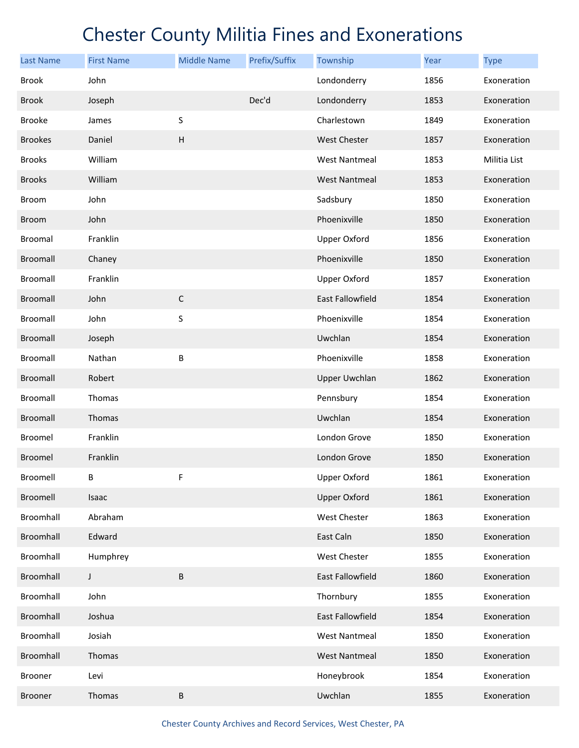# Chester County Militia Fines and Exonerations

| Last Name | First Name | Middle Name | Prefix/Suffix | Township | Year | Type |
|---|---|---|---|---|---|---|
| Brook | John | | | Londonderry | 1856 | Exoneration |
| Brook | Joseph | | Dec'd | Londonderry | 1853 | Exoneration |
| Brooke | James | S | | Charlestown | 1849 | Exoneration |
| Brookes | Daniel | H | | West Chester | 1857 | Exoneration |
| Brooks | William | | | West Nantmeal | 1853 | Militia List |
| Brooks | William | | | West Nantmeal | 1853 | Exoneration |
| Broom | John | | | Sadsbury | 1850 | Exoneration |
| Broom | John | | | Phoenixville | 1850 | Exoneration |
| Broomal | Franklin | | | Upper Oxford | 1856 | Exoneration |
| Broomall | Chaney | | | Phoenixville | 1850 | Exoneration |
| Broomall | Franklin | | | Upper Oxford | 1857 | Exoneration |
| Broomall | John | C | | East Fallowfield | 1854 | Exoneration |
| Broomall | John | S | | Phoenixville | 1854 | Exoneration |
| Broomall | Joseph | | | Uwchlan | 1854 | Exoneration |
| Broomall | Nathan | B | | Phoenixville | 1858 | Exoneration |
| Broomall | Robert | | | Upper Uwchlan | 1862 | Exoneration |
| Broomall | Thomas | | | Pennsbury | 1854 | Exoneration |
| Broomall | Thomas | | | Uwchlan | 1854 | Exoneration |
| Broomel | Franklin | | | London Grove | 1850 | Exoneration |
| Broomel | Franklin | | | London Grove | 1850 | Exoneration |
| Broomell | B | F | | Upper Oxford | 1861 | Exoneration |
| Broomell | Isaac | | | Upper Oxford | 1861 | Exoneration |
| Broomhall | Abraham | | | West Chester | 1863 | Exoneration |
| Broomhall | Edward | | | East Caln | 1850 | Exoneration |
| Broomhall | Humphrey | | | West Chester | 1855 | Exoneration |
| Broomhall | J | B | | East Fallowfield | 1860 | Exoneration |
| Broomhall | John | | | Thornbury | 1855 | Exoneration |
| Broomhall | Joshua | | | East Fallowfield | 1854 | Exoneration |
| Broomhall | Josiah | | | West Nantmeal | 1850 | Exoneration |
| Broomhall | Thomas | | | West Nantmeal | 1850 | Exoneration |
| Brooner | Levi | | | Honeybrook | 1854 | Exoneration |
| Brooner | Thomas | B | | Uwchlan | 1855 | Exoneration |

Chester County Archives and Record Services, West Chester, PA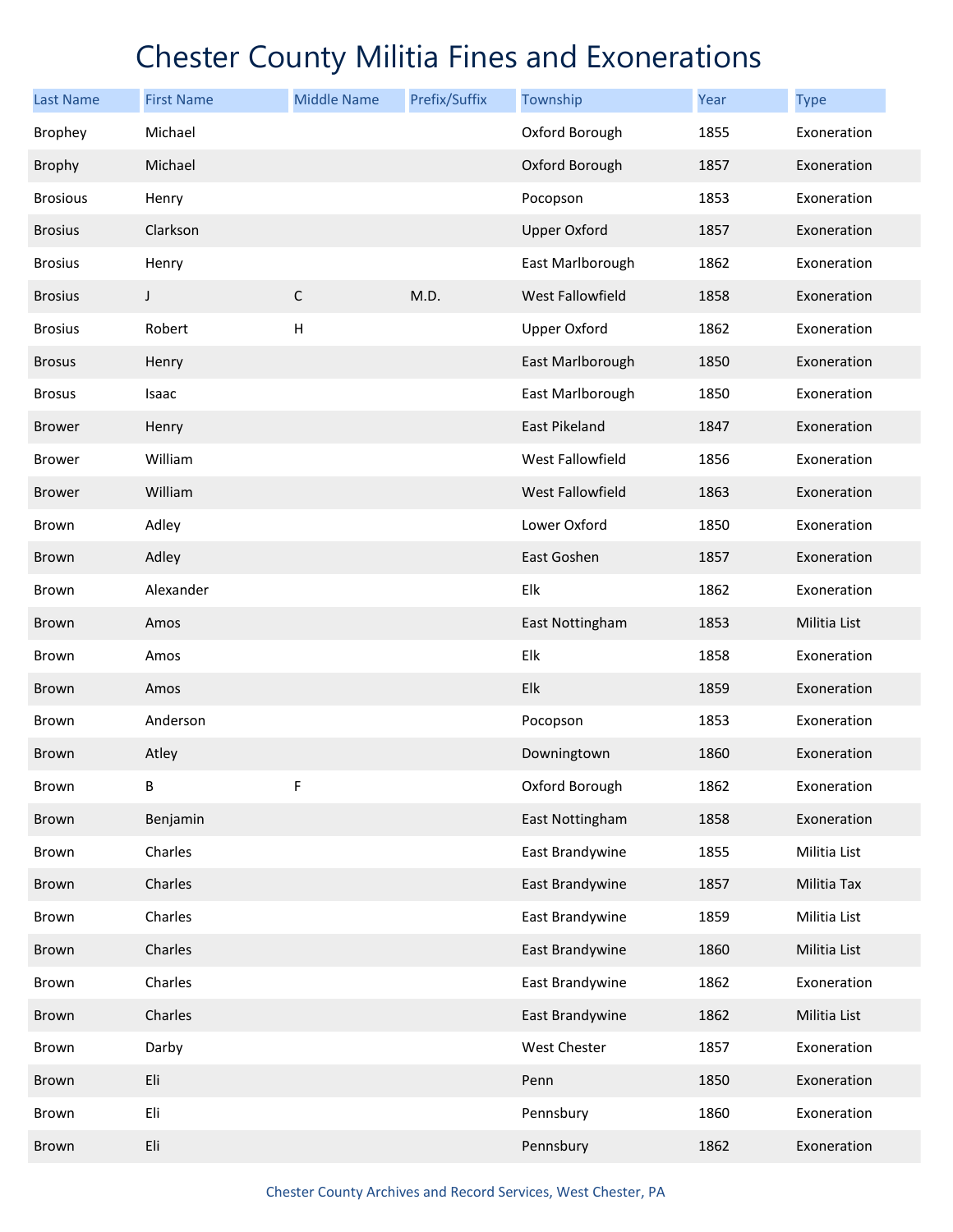# Chester County Militia Fines and Exonerations

| Last Name | First Name | Middle Name | Prefix/Suffix | Township | Year | Type |
|---|---|---|---|---|---|---|
| Brophey | Michael | | | Oxford Borough | 1855 | Exoneration |
| Brophy | Michael | | | Oxford Borough | 1857 | Exoneration |
| Brosious | Henry | | | Pocopson | 1853 | Exoneration |
| Brosius | Clarkson | | | Upper Oxford | 1857 | Exoneration |
| Brosius | Henry | | | East Marlborough | 1862 | Exoneration |
| Brosius | J | C | M.D. | West Fallowfield | 1858 | Exoneration |
| Brosius | Robert | H | | Upper Oxford | 1862 | Exoneration |
| Brosus | Henry | | | East Marlborough | 1850 | Exoneration |
| Brosus | Isaac | | | East Marlborough | 1850 | Exoneration |
| Brower | Henry | | | East Pikeland | 1847 | Exoneration |
| Brower | William | | | West Fallowfield | 1856 | Exoneration |
| Brower | William | | | West Fallowfield | 1863 | Exoneration |
| Brown | Adley | | | Lower Oxford | 1850 | Exoneration |
| Brown | Adley | | | East Goshen | 1857 | Exoneration |
| Brown | Alexander | | | Elk | 1862 | Exoneration |
| Brown | Amos | | | East Nottingham | 1853 | Militia List |
| Brown | Amos | | | Elk | 1858 | Exoneration |
| Brown | Amos | | | Elk | 1859 | Exoneration |
| Brown | Anderson | | | Pocopson | 1853 | Exoneration |
| Brown | Atley | | | Downingtown | 1860 | Exoneration |
| Brown | B | F | | Oxford Borough | 1862 | Exoneration |
| Brown | Benjamin | | | East Nottingham | 1858 | Exoneration |
| Brown | Charles | | | East Brandywine | 1855 | Militia List |
| Brown | Charles | | | East Brandywine | 1857 | Militia Tax |
| Brown | Charles | | | East Brandywine | 1859 | Militia List |
| Brown | Charles | | | East Brandywine | 1860 | Militia List |
| Brown | Charles | | | East Brandywine | 1862 | Exoneration |
| Brown | Charles | | | East Brandywine | 1862 | Militia List |
| Brown | Darby | | | West Chester | 1857 | Exoneration |
| Brown | Eli | | | Penn | 1850 | Exoneration |
| Brown | Eli | | | Pennsbury | 1860 | Exoneration |
| Brown | Eli | | | Pennsbury | 1862 | Exoneration |

Chester County Archives and Record Services, West Chester, PA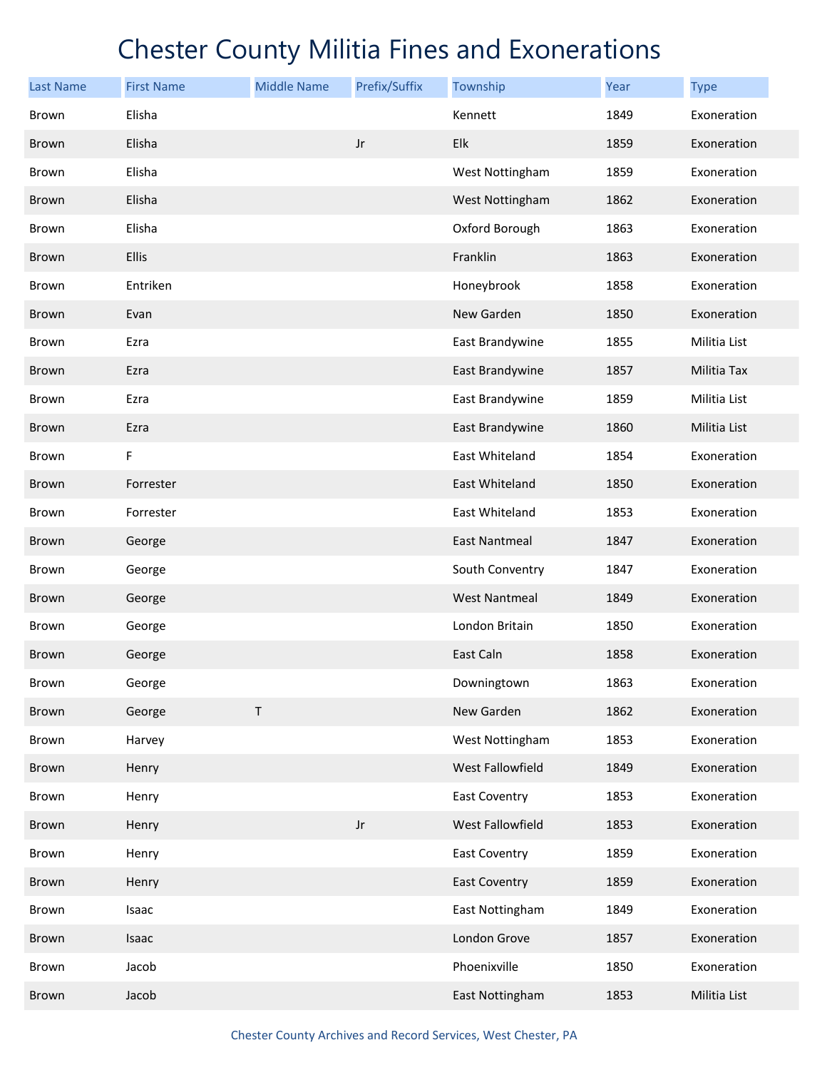# Chester County Militia Fines and Exonerations

| Last Name | First Name | Middle Name | Prefix/Suffix | Township | Year | Type |
|---|---|---|---|---|---|---|
| Brown | Elisha | | | Kennett | 1849 | Exoneration |
| Brown | Elisha | | Jr | Elk | 1859 | Exoneration |
| Brown | Elisha | | | West Nottingham | 1859 | Exoneration |
| Brown | Elisha | | | West Nottingham | 1862 | Exoneration |
| Brown | Elisha | | | Oxford Borough | 1863 | Exoneration |
| Brown | Ellis | | | Franklin | 1863 | Exoneration |
| Brown | Entriken | | | Honeybrook | 1858 | Exoneration |
| Brown | Evan | | | New Garden | 1850 | Exoneration |
| Brown | Ezra | | | East Brandywine | 1855 | Militia List |
| Brown | Ezra | | | East Brandywine | 1857 | Militia Tax |
| Brown | Ezra | | | East Brandywine | 1859 | Militia List |
| Brown | Ezra | | | East Brandywine | 1860 | Militia List |
| Brown | F | | | East Whiteland | 1854 | Exoneration |
| Brown | Forrester | | | East Whiteland | 1850 | Exoneration |
| Brown | Forrester | | | East Whiteland | 1853 | Exoneration |
| Brown | George | | | East Nantmeal | 1847 | Exoneration |
| Brown | George | | | South Conventry | 1847 | Exoneration |
| Brown | George | | | West Nantmeal | 1849 | Exoneration |
| Brown | George | | | London Britain | 1850 | Exoneration |
| Brown | George | | | East Caln | 1858 | Exoneration |
| Brown | George | | | Downingtown | 1863 | Exoneration |
| Brown | George | T | | New Garden | 1862 | Exoneration |
| Brown | Harvey | | | West Nottingham | 1853 | Exoneration |
| Brown | Henry | | | West Fallowfield | 1849 | Exoneration |
| Brown | Henry | | | East Coventry | 1853 | Exoneration |
| Brown | Henry | | Jr | West Fallowfield | 1853 | Exoneration |
| Brown | Henry | | | East Coventry | 1859 | Exoneration |
| Brown | Henry | | | East Coventry | 1859 | Exoneration |
| Brown | Isaac | | | East Nottingham | 1849 | Exoneration |
| Brown | Isaac | | | London Grove | 1857 | Exoneration |
| Brown | Jacob | | | Phoenixville | 1850 | Exoneration |
| Brown | Jacob | | | East Nottingham | 1853 | Militia List |

Chester County Archives and Record Services, West Chester, PA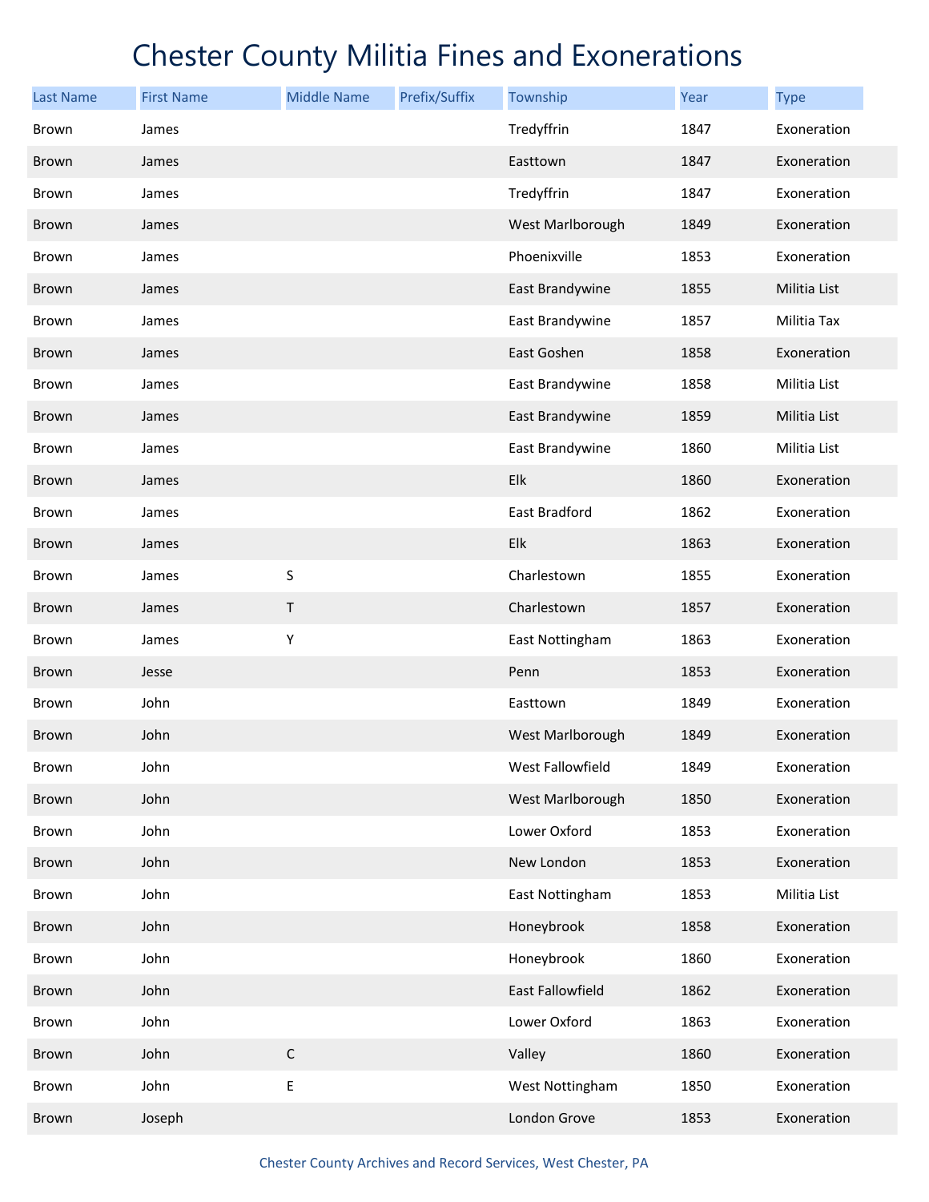# Chester County Militia Fines and Exonerations

| Last Name | First Name | Middle Name | Prefix/Suffix | Township | Year | Type |
|---|---|---|---|---|---|---|
| Brown | James | | | Tredyffrin | 1847 | Exoneration |
| Brown | James | | | Easttown | 1847 | Exoneration |
| Brown | James | | | Tredyffrin | 1847 | Exoneration |
| Brown | James | | | West Marlborough | 1849 | Exoneration |
| Brown | James | | | Phoenixville | 1853 | Exoneration |
| Brown | James | | | East Brandywine | 1855 | Militia List |
| Brown | James | | | East Brandywine | 1857 | Militia Tax |
| Brown | James | | | East Goshen | 1858 | Exoneration |
| Brown | James | | | East Brandywine | 1858 | Militia List |
| Brown | James | | | East Brandywine | 1859 | Militia List |
| Brown | James | | | East Brandywine | 1860 | Militia List |
| Brown | James | | | Elk | 1860 | Exoneration |
| Brown | James | | | East Bradford | 1862 | Exoneration |
| Brown | James | | | Elk | 1863 | Exoneration |
| Brown | James | S | | Charlestown | 1855 | Exoneration |
| Brown | James | T | | Charlestown | 1857 | Exoneration |
| Brown | James | Y | | East Nottingham | 1863 | Exoneration |
| Brown | Jesse | | | Penn | 1853 | Exoneration |
| Brown | John | | | Easttown | 1849 | Exoneration |
| Brown | John | | | West Marlborough | 1849 | Exoneration |
| Brown | John | | | West Fallowfield | 1849 | Exoneration |
| Brown | John | | | West Marlborough | 1850 | Exoneration |
| Brown | John | | | Lower Oxford | 1853 | Exoneration |
| Brown | John | | | New London | 1853 | Exoneration |
| Brown | John | | | East Nottingham | 1853 | Militia List |
| Brown | John | | | Honeybrook | 1858 | Exoneration |
| Brown | John | | | Honeybrook | 1860 | Exoneration |
| Brown | John | | | East Fallowfield | 1862 | Exoneration |
| Brown | John | | | Lower Oxford | 1863 | Exoneration |
| Brown | John | C | | Valley | 1860 | Exoneration |
| Brown | John | E | | West Nottingham | 1850 | Exoneration |
| Brown | Joseph | | | London Grove | 1853 | Exoneration |

Chester County Archives and Record Services, West Chester, PA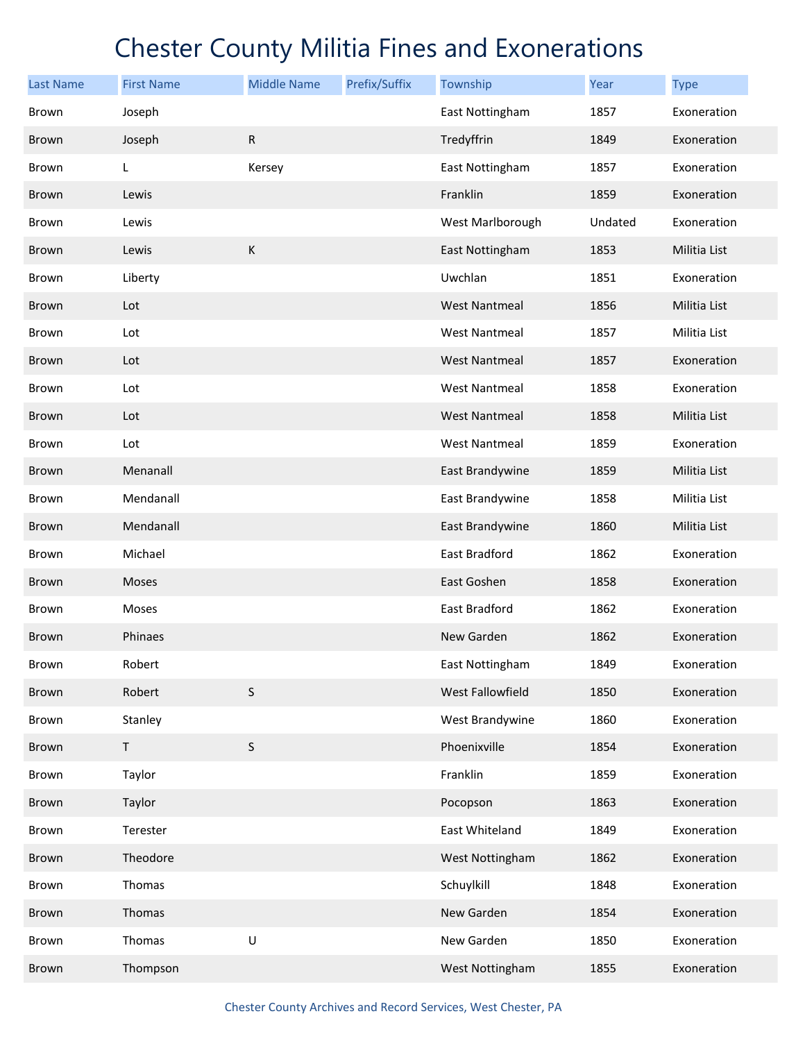# Chester County Militia Fines and Exonerations

| Last Name | First Name | Middle Name | Prefix/Suffix | Township | Year | Type |
|---|---|---|---|---|---|---|
| Brown | Joseph | | | East Nottingham | 1857 | Exoneration |
| Brown | Joseph | R | | Tredyffrin | 1849 | Exoneration |
| Brown | L | Kersey | | East Nottingham | 1857 | Exoneration |
| Brown | Lewis | | | Franklin | 1859 | Exoneration |
| Brown | Lewis | | | West Marlborough | Undated | Exoneration |
| Brown | Lewis | K | | East Nottingham | 1853 | Militia List |
| Brown | Liberty | | | Uwchlan | 1851 | Exoneration |
| Brown | Lot | | | West Nantmeal | 1856 | Militia List |
| Brown | Lot | | | West Nantmeal | 1857 | Militia List |
| Brown | Lot | | | West Nantmeal | 1857 | Exoneration |
| Brown | Lot | | | West Nantmeal | 1858 | Exoneration |
| Brown | Lot | | | West Nantmeal | 1858 | Militia List |
| Brown | Lot | | | West Nantmeal | 1859 | Exoneration |
| Brown | Menanall | | | East Brandywine | 1859 | Militia List |
| Brown | Mendanall | | | East Brandywine | 1858 | Militia List |
| Brown | Mendanall | | | East Brandywine | 1860 | Militia List |
| Brown | Michael | | | East Bradford | 1862 | Exoneration |
| Brown | Moses | | | East Goshen | 1858 | Exoneration |
| Brown | Moses | | | East Bradford | 1862 | Exoneration |
| Brown | Phinaes | | | New Garden | 1862 | Exoneration |
| Brown | Robert | | | East Nottingham | 1849 | Exoneration |
| Brown | Robert | S | | West Fallowfield | 1850 | Exoneration |
| Brown | Stanley | | | West Brandywine | 1860 | Exoneration |
| Brown | T | S | | Phoenixville | 1854 | Exoneration |
| Brown | Taylor | | | Franklin | 1859 | Exoneration |
| Brown | Taylor | | | Pocopson | 1863 | Exoneration |
| Brown | Terester | | | East Whiteland | 1849 | Exoneration |
| Brown | Theodore | | | West Nottingham | 1862 | Exoneration |
| Brown | Thomas | | | Schuylkill | 1848 | Exoneration |
| Brown | Thomas | | | New Garden | 1854 | Exoneration |
| Brown | Thomas | U | | New Garden | 1850 | Exoneration |
| Brown | Thompson | | | West Nottingham | 1855 | Exoneration |

Chester County Archives and Record Services, West Chester, PA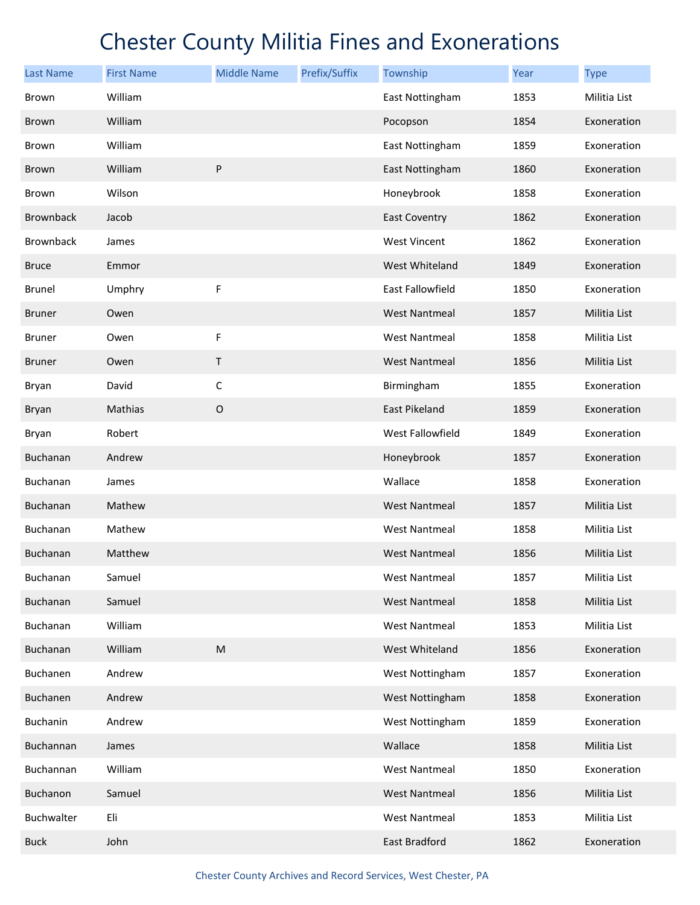# Chester County Militia Fines and Exonerations

| Last Name | First Name | Middle Name | Prefix/Suffix | Township | Year | Type |
|---|---|---|---|---|---|---|
| Brown | William | | | East Nottingham | 1853 | Militia List |
| Brown | William | | | Pocopson | 1854 | Exoneration |
| Brown | William | | | East Nottingham | 1859 | Exoneration |
| Brown | William | P | | East Nottingham | 1860 | Exoneration |
| Brown | Wilson | | | Honeybrook | 1858 | Exoneration |
| Brownback | Jacob | | | East Coventry | 1862 | Exoneration |
| Brownback | James | | | West Vincent | 1862 | Exoneration |
| Bruce | Emmor | | | West Whiteland | 1849 | Exoneration |
| Brunel | Umphry | F | | East Fallowfield | 1850 | Exoneration |
| Bruner | Owen | | | West Nantmeal | 1857 | Militia List |
| Bruner | Owen | F | | West Nantmeal | 1858 | Militia List |
| Bruner | Owen | T | | West Nantmeal | 1856 | Militia List |
| Bryan | David | C | | Birmingham | 1855 | Exoneration |
| Bryan | Mathias | O | | East Pikeland | 1859 | Exoneration |
| Bryan | Robert | | | West Fallowfield | 1849 | Exoneration |
| Buchanan | Andrew | | | Honeybrook | 1857 | Exoneration |
| Buchanan | James | | | Wallace | 1858 | Exoneration |
| Buchanan | Mathew | | | West Nantmeal | 1857 | Militia List |
| Buchanan | Mathew | | | West Nantmeal | 1858 | Militia List |
| Buchanan | Matthew | | | West Nantmeal | 1856 | Militia List |
| Buchanan | Samuel | | | West Nantmeal | 1857 | Militia List |
| Buchanan | Samuel | | | West Nantmeal | 1858 | Militia List |
| Buchanan | William | | | West Nantmeal | 1853 | Militia List |
| Buchanan | William | M | | West Whiteland | 1856 | Exoneration |
| Buchanen | Andrew | | | West Nottingham | 1857 | Exoneration |
| Buchanen | Andrew | | | West Nottingham | 1858 | Exoneration |
| Buchanin | Andrew | | | West Nottingham | 1859 | Exoneration |
| Buchannan | James | | | Wallace | 1858 | Militia List |
| Buchannan | William | | | West Nantmeal | 1850 | Exoneration |
| Buchanon | Samuel | | | West Nantmeal | 1856 | Militia List |
| Buchwalter | Eli | | | West Nantmeal | 1853 | Militia List |
| Buck | John | | | East Bradford | 1862 | Exoneration |

Chester County Archives and Record Services, West Chester, PA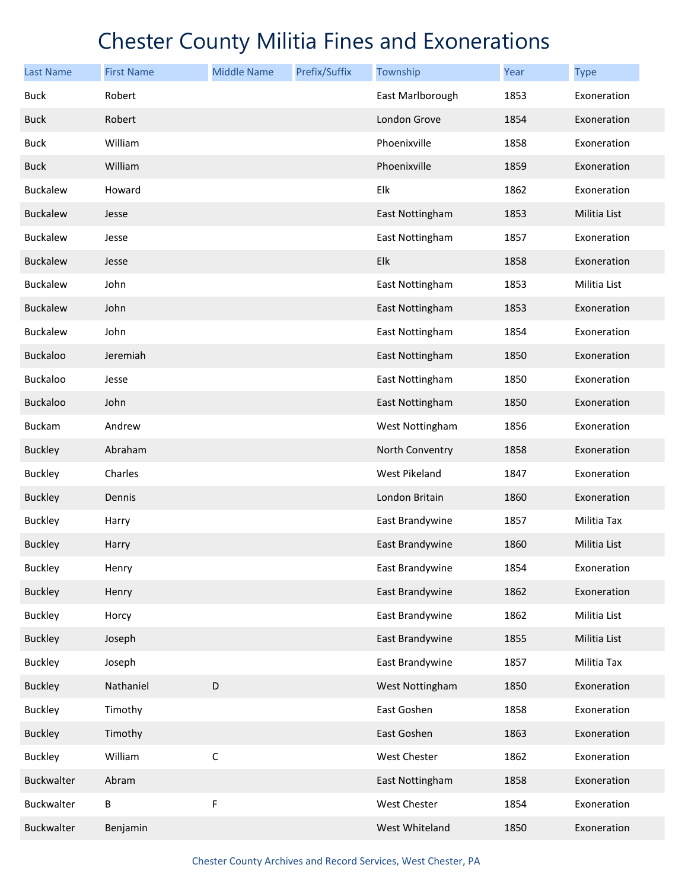# Chester County Militia Fines and Exonerations

| Last Name | First Name | Middle Name | Prefix/Suffix | Township | Year | Type |
|---|---|---|---|---|---|---|
| Buck | Robert | | | East Marlborough | 1853 | Exoneration |
| Buck | Robert | | | London Grove | 1854 | Exoneration |
| Buck | William | | | Phoenixville | 1858 | Exoneration |
| Buck | William | | | Phoenixville | 1859 | Exoneration |
| Buckalew | Howard | | | Elk | 1862 | Exoneration |
| Buckalew | Jesse | | | East Nottingham | 1853 | Militia List |
| Buckalew | Jesse | | | East Nottingham | 1857 | Exoneration |
| Buckalew | Jesse | | | Elk | 1858 | Exoneration |
| Buckalew | John | | | East Nottingham | 1853 | Militia List |
| Buckalew | John | | | East Nottingham | 1853 | Exoneration |
| Buckalew | John | | | East Nottingham | 1854 | Exoneration |
| Buckaloo | Jeremiah | | | East Nottingham | 1850 | Exoneration |
| Buckaloo | Jesse | | | East Nottingham | 1850 | Exoneration |
| Buckaloo | John | | | East Nottingham | 1850 | Exoneration |
| Buckam | Andrew | | | West Nottingham | 1856 | Exoneration |
| Buckley | Abraham | | | North Conventry | 1858 | Exoneration |
| Buckley | Charles | | | West Pikeland | 1847 | Exoneration |
| Buckley | Dennis | | | London Britain | 1860 | Exoneration |
| Buckley | Harry | | | East Brandywine | 1857 | Militia Tax |
| Buckley | Harry | | | East Brandywine | 1860 | Militia List |
| Buckley | Henry | | | East Brandywine | 1854 | Exoneration |
| Buckley | Henry | | | East Brandywine | 1862 | Exoneration |
| Buckley | Horcy | | | East Brandywine | 1862 | Militia List |
| Buckley | Joseph | | | East Brandywine | 1855 | Militia List |
| Buckley | Joseph | | | East Brandywine | 1857 | Militia Tax |
| Buckley | Nathaniel | D | | West Nottingham | 1850 | Exoneration |
| Buckley | Timothy | | | East Goshen | 1858 | Exoneration |
| Buckley | Timothy | | | East Goshen | 1863 | Exoneration |
| Buckley | William | C | | West Chester | 1862 | Exoneration |
| Buckwalter | Abram | | | East Nottingham | 1858 | Exoneration |
| Buckwalter | B | F | | West Chester | 1854 | Exoneration |
| Buckwalter | Benjamin | | | West Whiteland | 1850 | Exoneration |

Chester County Archives and Record Services, West Chester, PA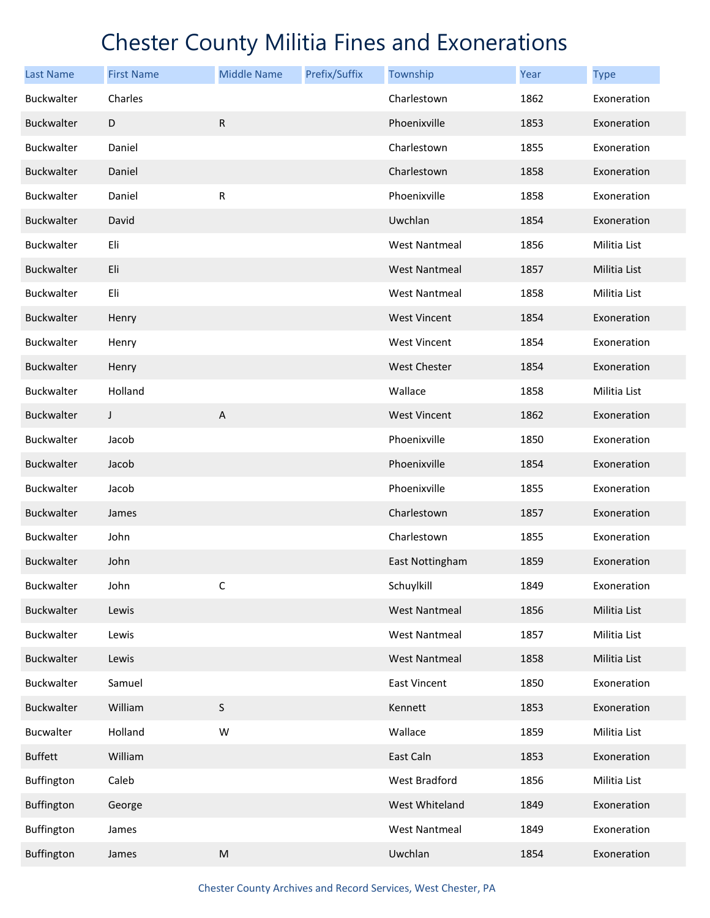# Chester County Militia Fines and Exonerations

| Last Name | First Name | Middle Name | Prefix/Suffix | Township | Year | Type |
|---|---|---|---|---|---|---|
| Buckwalter | Charles | | | Charlestown | 1862 | Exoneration |
| Buckwalter | D | R | | Phoenixville | 1853 | Exoneration |
| Buckwalter | Daniel | | | Charlestown | 1855 | Exoneration |
| Buckwalter | Daniel | | | Charlestown | 1858 | Exoneration |
| Buckwalter | Daniel | R | | Phoenixville | 1858 | Exoneration |
| Buckwalter | David | | | Uwchlan | 1854 | Exoneration |
| Buckwalter | Eli | | | West Nantmeal | 1856 | Militia List |
| Buckwalter | Eli | | | West Nantmeal | 1857 | Militia List |
| Buckwalter | Eli | | | West Nantmeal | 1858 | Militia List |
| Buckwalter | Henry | | | West Vincent | 1854 | Exoneration |
| Buckwalter | Henry | | | West Vincent | 1854 | Exoneration |
| Buckwalter | Henry | | | West Chester | 1854 | Exoneration |
| Buckwalter | Holland | | | Wallace | 1858 | Militia List |
| Buckwalter | J | A | | West Vincent | 1862 | Exoneration |
| Buckwalter | Jacob | | | Phoenixville | 1850 | Exoneration |
| Buckwalter | Jacob | | | Phoenixville | 1854 | Exoneration |
| Buckwalter | Jacob | | | Phoenixville | 1855 | Exoneration |
| Buckwalter | James | | | Charlestown | 1857 | Exoneration |
| Buckwalter | John | | | Charlestown | 1855 | Exoneration |
| Buckwalter | John | | | East Nottingham | 1859 | Exoneration |
| Buckwalter | John | C | | Schuylkill | 1849 | Exoneration |
| Buckwalter | Lewis | | | West Nantmeal | 1856 | Militia List |
| Buckwalter | Lewis | | | West Nantmeal | 1857 | Militia List |
| Buckwalter | Lewis | | | West Nantmeal | 1858 | Militia List |
| Buckwalter | Samuel | | | East Vincent | 1850 | Exoneration |
| Buckwalter | William | S | | Kennett | 1853 | Exoneration |
| Bucwalter | Holland | W | | Wallace | 1859 | Militia List |
| Buffett | William | | | East Caln | 1853 | Exoneration |
| Buffington | Caleb | | | West Bradford | 1856 | Militia List |
| Buffington | George | | | West Whiteland | 1849 | Exoneration |
| Buffington | James | | | West Nantmeal | 1849 | Exoneration |
| Buffington | James | M | | Uwchlan | 1854 | Exoneration |

Chester County Archives and Record Services, West Chester, PA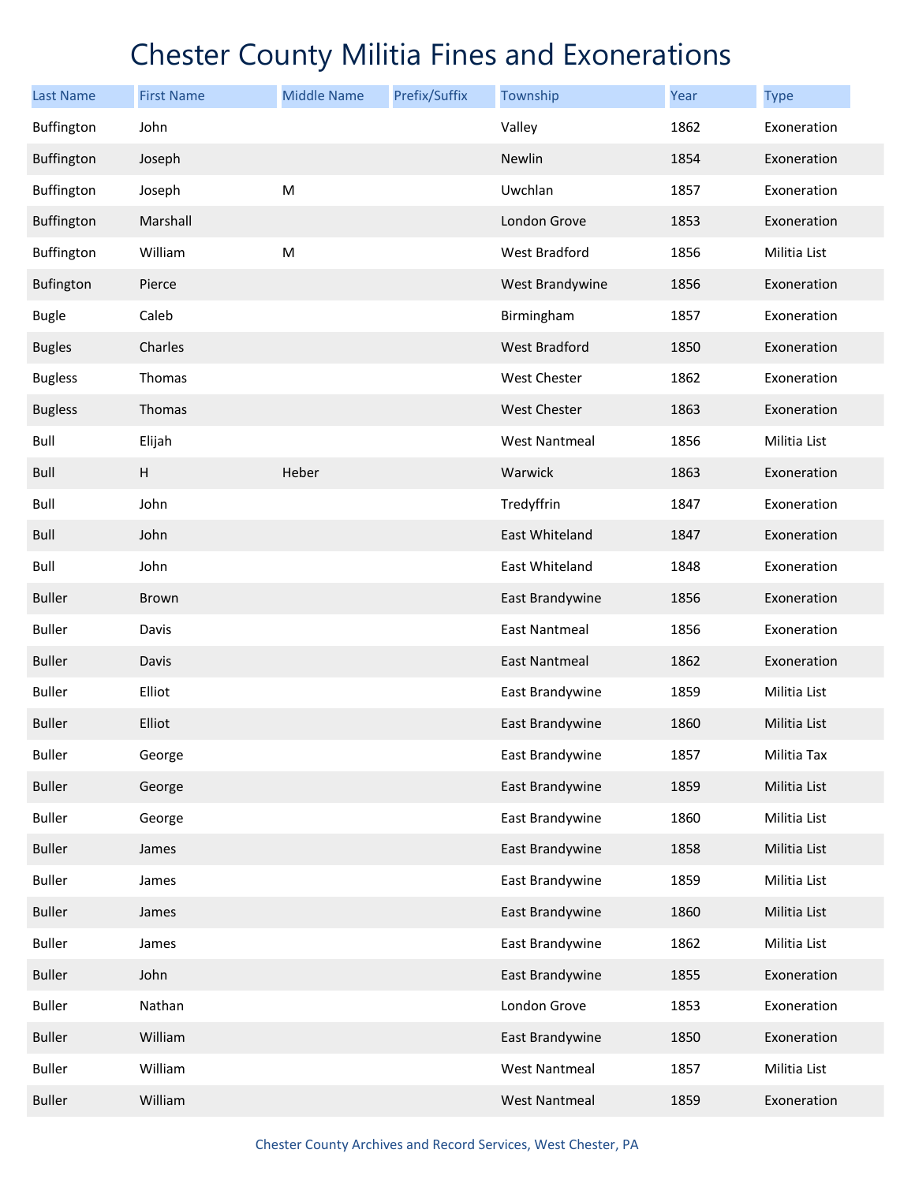# Chester County Militia Fines and Exonerations

| Last Name | First Name | Middle Name | Prefix/Suffix | Township | Year | Type |
|---|---|---|---|---|---|---|
| Buffington | John | | | Valley | 1862 | Exoneration |
| Buffington | Joseph | | | Newlin | 1854 | Exoneration |
| Buffington | Joseph | M | | Uwchlan | 1857 | Exoneration |
| Buffington | Marshall | | | London Grove | 1853 | Exoneration |
| Buffington | William | M | | West Bradford | 1856 | Militia List |
| Bufington | Pierce | | | West Brandywine | 1856 | Exoneration |
| Bugle | Caleb | | | Birmingham | 1857 | Exoneration |
| Bugles | Charles | | | West Bradford | 1850 | Exoneration |
| Bugless | Thomas | | | West Chester | 1862 | Exoneration |
| Bugless | Thomas | | | West Chester | 1863 | Exoneration |
| Bull | Elijah | | | West Nantmeal | 1856 | Militia List |
| Bull | H | Heber | | Warwick | 1863 | Exoneration |
| Bull | John | | | Tredyffrin | 1847 | Exoneration |
| Bull | John | | | East Whiteland | 1847 | Exoneration |
| Bull | John | | | East Whiteland | 1848 | Exoneration |
| Buller | Brown | | | East Brandywine | 1856 | Exoneration |
| Buller | Davis | | | East Nantmeal | 1856 | Exoneration |
| Buller | Davis | | | East Nantmeal | 1862 | Exoneration |
| Buller | Elliot | | | East Brandywine | 1859 | Militia List |
| Buller | Elliot | | | East Brandywine | 1860 | Militia List |
| Buller | George | | | East Brandywine | 1857 | Militia Tax |
| Buller | George | | | East Brandywine | 1859 | Militia List |
| Buller | George | | | East Brandywine | 1860 | Militia List |
| Buller | James | | | East Brandywine | 1858 | Militia List |
| Buller | James | | | East Brandywine | 1859 | Militia List |
| Buller | James | | | East Brandywine | 1860 | Militia List |
| Buller | James | | | East Brandywine | 1862 | Militia List |
| Buller | John | | | East Brandywine | 1855 | Exoneration |
| Buller | Nathan | | | London Grove | 1853 | Exoneration |
| Buller | William | | | East Brandywine | 1850 | Exoneration |
| Buller | William | | | West Nantmeal | 1857 | Militia List |
| Buller | William | | | West Nantmeal | 1859 | Exoneration |

Chester County Archives and Record Services, West Chester, PA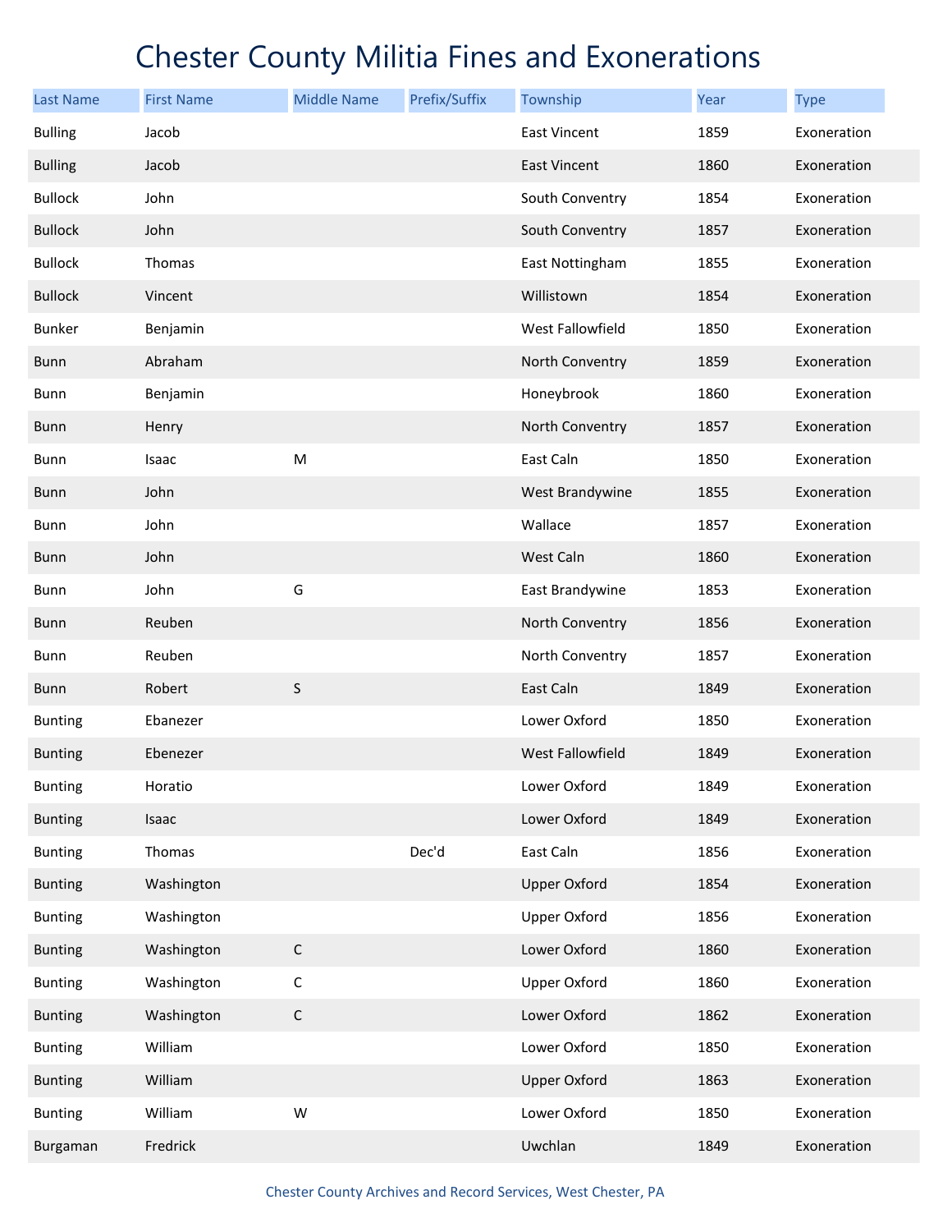# Chester County Militia Fines and Exonerations

| Last Name | First Name | Middle Name | Prefix/Suffix | Township | Year | Type |
|---|---|---|---|---|---|---|
| Bulling | Jacob | | | East Vincent | 1859 | Exoneration |
| Bulling | Jacob | | | East Vincent | 1860 | Exoneration |
| Bullock | John | | | South Conventry | 1854 | Exoneration |
| Bullock | John | | | South Conventry | 1857 | Exoneration |
| Bullock | Thomas | | | East Nottingham | 1855 | Exoneration |
| Bullock | Vincent | | | Willistown | 1854 | Exoneration |
| Bunker | Benjamin | | | West Fallowfield | 1850 | Exoneration |
| Bunn | Abraham | | | North Conventry | 1859 | Exoneration |
| Bunn | Benjamin | | | Honeybrook | 1860 | Exoneration |
| Bunn | Henry | | | North Conventry | 1857 | Exoneration |
| Bunn | Isaac | M | | East Caln | 1850 | Exoneration |
| Bunn | John | | | West Brandywine | 1855 | Exoneration |
| Bunn | John | | | Wallace | 1857 | Exoneration |
| Bunn | John | | | West Caln | 1860 | Exoneration |
| Bunn | John | G | | East Brandywine | 1853 | Exoneration |
| Bunn | Reuben | | | North Conventry | 1856 | Exoneration |
| Bunn | Reuben | | | North Conventry | 1857 | Exoneration |
| Bunn | Robert | S | | East Caln | 1849 | Exoneration |
| Bunting | Ebanezer | | | Lower Oxford | 1850 | Exoneration |
| Bunting | Ebenezer | | | West Fallowfield | 1849 | Exoneration |
| Bunting | Horatio | | | Lower Oxford | 1849 | Exoneration |
| Bunting | Isaac | | | Lower Oxford | 1849 | Exoneration |
| Bunting | Thomas | | Dec'd | East Caln | 1856 | Exoneration |
| Bunting | Washington | | | Upper Oxford | 1854 | Exoneration |
| Bunting | Washington | | | Upper Oxford | 1856 | Exoneration |
| Bunting | Washington | C | | Lower Oxford | 1860 | Exoneration |
| Bunting | Washington | C | | Upper Oxford | 1860 | Exoneration |
| Bunting | Washington | C | | Lower Oxford | 1862 | Exoneration |
| Bunting | William | | | Lower Oxford | 1850 | Exoneration |
| Bunting | William | | | Upper Oxford | 1863 | Exoneration |
| Bunting | William | W | | Lower Oxford | 1850 | Exoneration |
| Burgaman | Fredrick | | | Uwchlan | 1849 | Exoneration |

Chester County Archives and Record Services, West Chester, PA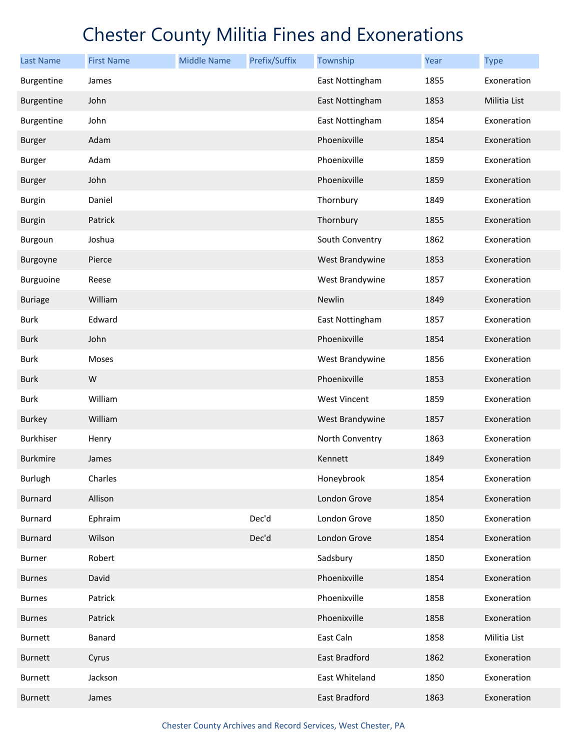# Chester County Militia Fines and Exonerations

| Last Name | First Name | Middle Name | Prefix/Suffix | Township | Year | Type |
|---|---|---|---|---|---|---|
| Burgentine | James | | | East Nottingham | 1855 | Exoneration |
| Burgentine | John | | | East Nottingham | 1853 | Militia List |
| Burgentine | John | | | East Nottingham | 1854 | Exoneration |
| Burger | Adam | | | Phoenixville | 1854 | Exoneration |
| Burger | Adam | | | Phoenixville | 1859 | Exoneration |
| Burger | John | | | Phoenixville | 1859 | Exoneration |
| Burgin | Daniel | | | Thornbury | 1849 | Exoneration |
| Burgin | Patrick | | | Thornbury | 1855 | Exoneration |
| Burgoun | Joshua | | | South Conventry | 1862 | Exoneration |
| Burgoyne | Pierce | | | West Brandywine | 1853 | Exoneration |
| Burguoine | Reese | | | West Brandywine | 1857 | Exoneration |
| Buriage | William | | | Newlin | 1849 | Exoneration |
| Burk | Edward | | | East Nottingham | 1857 | Exoneration |
| Burk | John | | | Phoenixville | 1854 | Exoneration |
| Burk | Moses | | | West Brandywine | 1856 | Exoneration |
| Burk | W | | | Phoenixville | 1853 | Exoneration |
| Burk | William | | | West Vincent | 1859 | Exoneration |
| Burkey | William | | | West Brandywine | 1857 | Exoneration |
| Burkhiser | Henry | | | North Conventry | 1863 | Exoneration |
| Burkmire | James | | | Kennett | 1849 | Exoneration |
| Burlugh | Charles | | | Honeybrook | 1854 | Exoneration |
| Burnard | Allison | | | London Grove | 1854 | Exoneration |
| Burnard | Ephraim | | Dec'd | London Grove | 1850 | Exoneration |
| Burnard | Wilson | | Dec'd | London Grove | 1854 | Exoneration |
| Burner | Robert | | | Sadsbury | 1850 | Exoneration |
| Burnes | David | | | Phoenixville | 1854 | Exoneration |
| Burnes | Patrick | | | Phoenixville | 1858 | Exoneration |
| Burnes | Patrick | | | Phoenixville | 1858 | Exoneration |
| Burnett | Banard | | | East Caln | 1858 | Militia List |
| Burnett | Cyrus | | | East Bradford | 1862 | Exoneration |
| Burnett | Jackson | | | East Whiteland | 1850 | Exoneration |
| Burnett | James | | | East Bradford | 1863 | Exoneration |

Chester County Archives and Record Services, West Chester, PA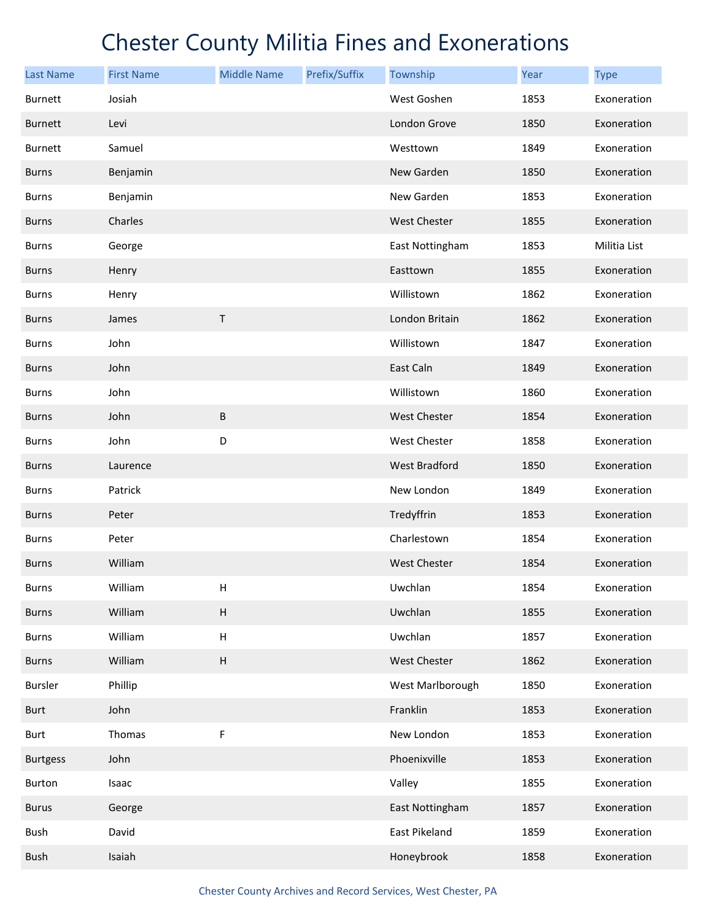# Chester County Militia Fines and Exonerations

| Last Name | First Name | Middle Name | Prefix/Suffix | Township | Year | Type |
|---|---|---|---|---|---|---|
| Burnett | Josiah | | | West Goshen | 1853 | Exoneration |
| Burnett | Levi | | | London Grove | 1850 | Exoneration |
| Burnett | Samuel | | | Westtown | 1849 | Exoneration |
| Burns | Benjamin | | | New Garden | 1850 | Exoneration |
| Burns | Benjamin | | | New Garden | 1853 | Exoneration |
| Burns | Charles | | | West Chester | 1855 | Exoneration |
| Burns | George | | | East Nottingham | 1853 | Militia List |
| Burns | Henry | | | Easttown | 1855 | Exoneration |
| Burns | Henry | | | Willistown | 1862 | Exoneration |
| Burns | James | T | | London Britain | 1862 | Exoneration |
| Burns | John | | | Willistown | 1847 | Exoneration |
| Burns | John | | | East Caln | 1849 | Exoneration |
| Burns | John | | | Willistown | 1860 | Exoneration |
| Burns | John | B | | West Chester | 1854 | Exoneration |
| Burns | John | D | | West Chester | 1858 | Exoneration |
| Burns | Laurence | | | West Bradford | 1850 | Exoneration |
| Burns | Patrick | | | New London | 1849 | Exoneration |
| Burns | Peter | | | Tredyffrin | 1853 | Exoneration |
| Burns | Peter | | | Charlestown | 1854 | Exoneration |
| Burns | William | | | West Chester | 1854 | Exoneration |
| Burns | William | H | | Uwchlan | 1854 | Exoneration |
| Burns | William | H | | Uwchlan | 1855 | Exoneration |
| Burns | William | H | | Uwchlan | 1857 | Exoneration |
| Burns | William | H | | West Chester | 1862 | Exoneration |
| Bursler | Phillip | | | West Marlborough | 1850 | Exoneration |
| Burt | John | | | Franklin | 1853 | Exoneration |
| Burt | Thomas | F | | New London | 1853 | Exoneration |
| Burtgess | John | | | Phoenixville | 1853 | Exoneration |
| Burton | Isaac | | | Valley | 1855 | Exoneration |
| Burus | George | | | East Nottingham | 1857 | Exoneration |
| Bush | David | | | East Pikeland | 1859 | Exoneration |
| Bush | Isaiah | | | Honeybrook | 1858 | Exoneration |

Chester County Archives and Record Services, West Chester, PA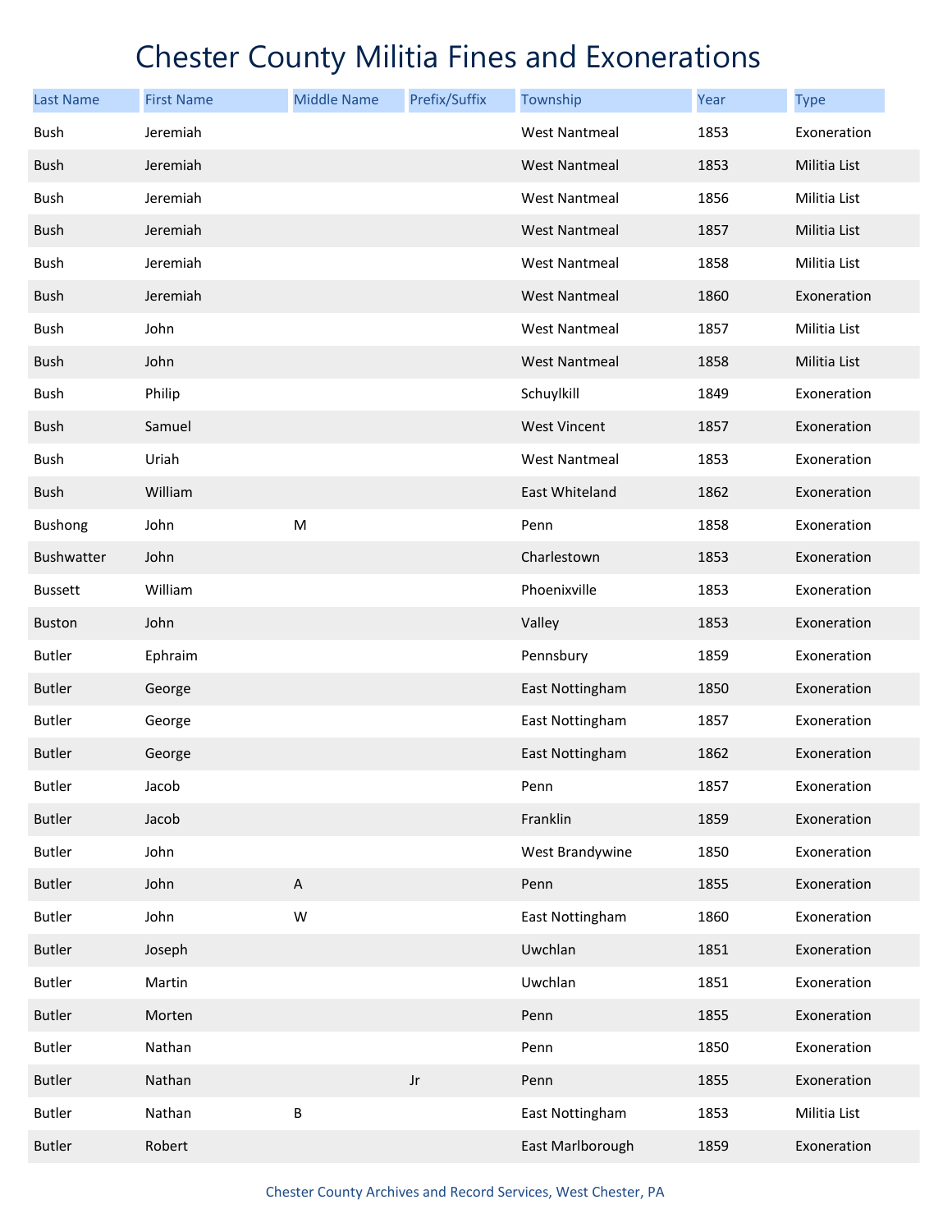# Chester County Militia Fines and Exonerations

| Last Name | First Name | Middle Name | Prefix/Suffix | Township | Year | Type |
|---|---|---|---|---|---|---|
| Bush | Jeremiah | | | West Nantmeal | 1853 | Exoneration |
| Bush | Jeremiah | | | West Nantmeal | 1853 | Militia List |
| Bush | Jeremiah | | | West Nantmeal | 1856 | Militia List |
| Bush | Jeremiah | | | West Nantmeal | 1857 | Militia List |
| Bush | Jeremiah | | | West Nantmeal | 1858 | Militia List |
| Bush | Jeremiah | | | West Nantmeal | 1860 | Exoneration |
| Bush | John | | | West Nantmeal | 1857 | Militia List |
| Bush | John | | | West Nantmeal | 1858 | Militia List |
| Bush | Philip | | | Schuylkill | 1849 | Exoneration |
| Bush | Samuel | | | West Vincent | 1857 | Exoneration |
| Bush | Uriah | | | West Nantmeal | 1853 | Exoneration |
| Bush | William | | | East Whiteland | 1862 | Exoneration |
| Bushong | John | M | | Penn | 1858 | Exoneration |
| Bushwatter | John | | | Charlestown | 1853 | Exoneration |
| Bussett | William | | | Phoenixville | 1853 | Exoneration |
| Buston | John | | | Valley | 1853 | Exoneration |
| Butler | Ephraim | | | Pennsbury | 1859 | Exoneration |
| Butler | George | | | East Nottingham | 1850 | Exoneration |
| Butler | George | | | East Nottingham | 1857 | Exoneration |
| Butler | George | | | East Nottingham | 1862 | Exoneration |
| Butler | Jacob | | | Penn | 1857 | Exoneration |
| Butler | Jacob | | | Franklin | 1859 | Exoneration |
| Butler | John | | | West Brandywine | 1850 | Exoneration |
| Butler | John | A | | Penn | 1855 | Exoneration |
| Butler | John | W | | East Nottingham | 1860 | Exoneration |
| Butler | Joseph | | | Uwchlan | 1851 | Exoneration |
| Butler | Martin | | | Uwchlan | 1851 | Exoneration |
| Butler | Morten | | | Penn | 1855 | Exoneration |
| Butler | Nathan | | | Penn | 1850 | Exoneration |
| Butler | Nathan | | Jr | Penn | 1855 | Exoneration |
| Butler | Nathan | B | | East Nottingham | 1853 | Militia List |
| Butler | Robert | | | East Marlborough | 1859 | Exoneration |

Chester County Archives and Record Services, West Chester, PA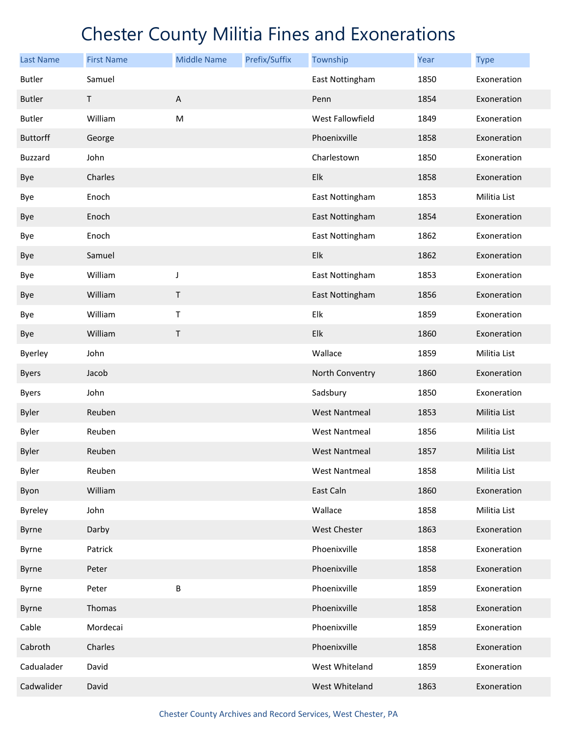# Chester County Militia Fines and Exonerations

| Last Name | First Name | Middle Name | Prefix/Suffix | Township | Year | Type |
|---|---|---|---|---|---|---|
| Butler | Samuel | | | East Nottingham | 1850 | Exoneration |
| Butler | T | A | | Penn | 1854 | Exoneration |
| Butler | William | M | | West Fallowfield | 1849 | Exoneration |
| Buttorff | George | | | Phoenixville | 1858 | Exoneration |
| Buzzard | John | | | Charlestown | 1850 | Exoneration |
| Bye | Charles | | | Elk | 1858 | Exoneration |
| Bye | Enoch | | | East Nottingham | 1853 | Militia List |
| Bye | Enoch | | | East Nottingham | 1854 | Exoneration |
| Bye | Enoch | | | East Nottingham | 1862 | Exoneration |
| Bye | Samuel | | | Elk | 1862 | Exoneration |
| Bye | William | J | | East Nottingham | 1853 | Exoneration |
| Bye | William | T | | East Nottingham | 1856 | Exoneration |
| Bye | William | T | | Elk | 1859 | Exoneration |
| Bye | William | T | | Elk | 1860 | Exoneration |
| Byerley | John | | | Wallace | 1859 | Militia List |
| Byers | Jacob | | | North Conventry | 1860 | Exoneration |
| Byers | John | | | Sadsbury | 1850 | Exoneration |
| Byler | Reuben | | | West Nantmeal | 1853 | Militia List |
| Byler | Reuben | | | West Nantmeal | 1856 | Militia List |
| Byler | Reuben | | | West Nantmeal | 1857 | Militia List |
| Byler | Reuben | | | West Nantmeal | 1858 | Militia List |
| Byon | William | | | East Caln | 1860 | Exoneration |
| Byreley | John | | | Wallace | 1858 | Militia List |
| Byrne | Darby | | | West Chester | 1863 | Exoneration |
| Byrne | Patrick | | | Phoenixville | 1858 | Exoneration |
| Byrne | Peter | | | Phoenixville | 1858 | Exoneration |
| Byrne | Peter | B | | Phoenixville | 1859 | Exoneration |
| Byrne | Thomas | | | Phoenixville | 1858 | Exoneration |
| Cable | Mordecai | | | Phoenixville | 1859 | Exoneration |
| Cabroth | Charles | | | Phoenixville | 1858 | Exoneration |
| Cadualader | David | | | West Whiteland | 1859 | Exoneration |
| Cadwalider | David | | | West Whiteland | 1863 | Exoneration |

Chester County Archives and Record Services, West Chester, PA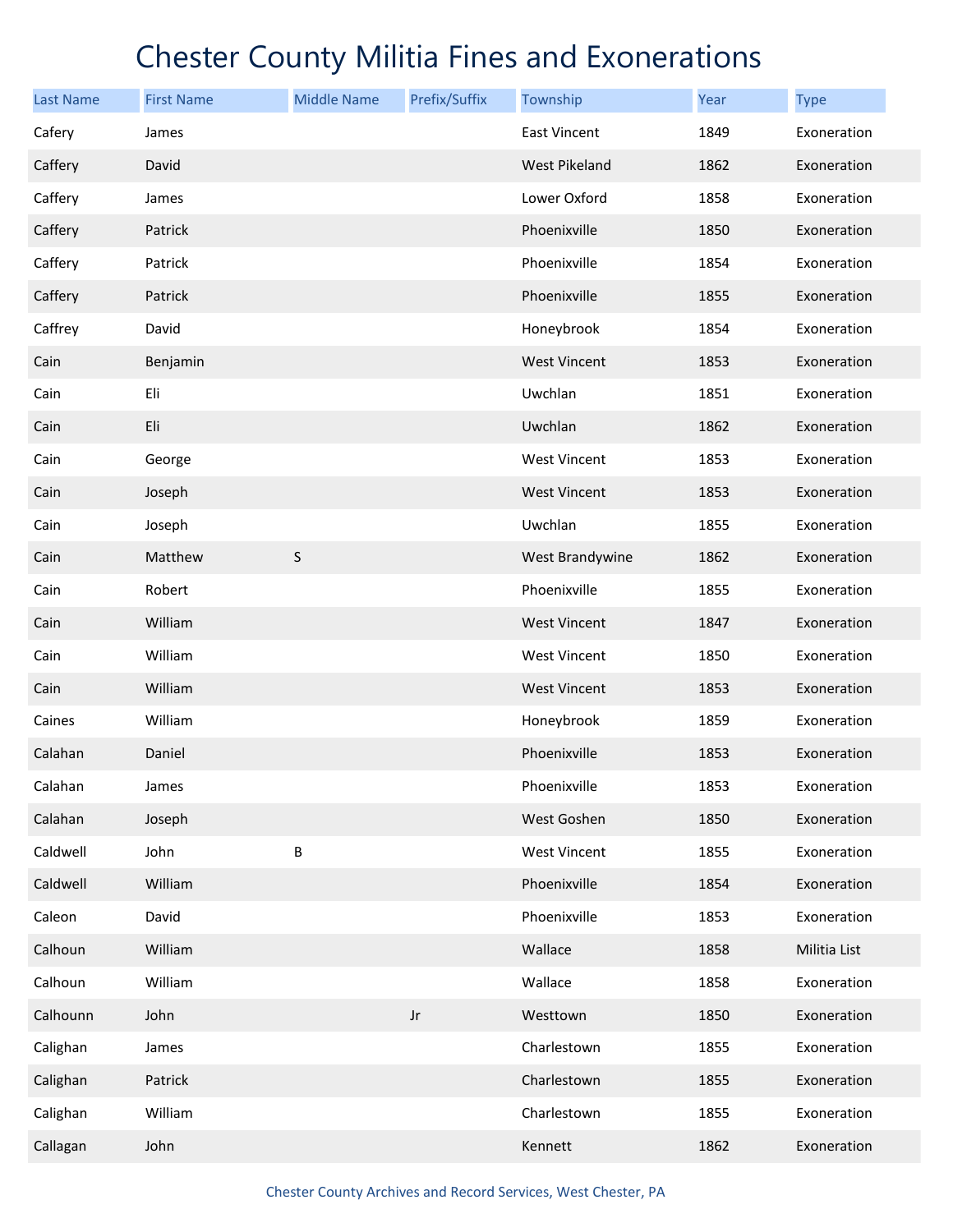# Chester County Militia Fines and Exonerations

| Last Name | First Name | Middle Name | Prefix/Suffix | Township | Year | Type |
|---|---|---|---|---|---|---|
| Cafery | James | | | East Vincent | 1849 | Exoneration |
| Caffery | David | | | West Pikeland | 1862 | Exoneration |
| Caffery | James | | | Lower Oxford | 1858 | Exoneration |
| Caffery | Patrick | | | Phoenixville | 1850 | Exoneration |
| Caffery | Patrick | | | Phoenixville | 1854 | Exoneration |
| Caffery | Patrick | | | Phoenixville | 1855 | Exoneration |
| Caffrey | David | | | Honeybrook | 1854 | Exoneration |
| Cain | Benjamin | | | West Vincent | 1853 | Exoneration |
| Cain | Eli | | | Uwchlan | 1851 | Exoneration |
| Cain | Eli | | | Uwchlan | 1862 | Exoneration |
| Cain | George | | | West Vincent | 1853 | Exoneration |
| Cain | Joseph | | | West Vincent | 1853 | Exoneration |
| Cain | Joseph | | | Uwchlan | 1855 | Exoneration |
| Cain | Matthew | S | | West Brandywine | 1862 | Exoneration |
| Cain | Robert | | | Phoenixville | 1855 | Exoneration |
| Cain | William | | | West Vincent | 1847 | Exoneration |
| Cain | William | | | West Vincent | 1850 | Exoneration |
| Cain | William | | | West Vincent | 1853 | Exoneration |
| Caines | William | | | Honeybrook | 1859 | Exoneration |
| Calahan | Daniel | | | Phoenixville | 1853 | Exoneration |
| Calahan | James | | | Phoenixville | 1853 | Exoneration |
| Calahan | Joseph | | | West Goshen | 1850 | Exoneration |
| Caldwell | John | B | | West Vincent | 1855 | Exoneration |
| Caldwell | William | | | Phoenixville | 1854 | Exoneration |
| Caleon | David | | | Phoenixville | 1853 | Exoneration |
| Calhoun | William | | | Wallace | 1858 | Militia List |
| Calhoun | William | | | Wallace | 1858 | Exoneration |
| Calhounn | John | | Jr | Westtown | 1850 | Exoneration |
| Calighan | James | | | Charlestown | 1855 | Exoneration |
| Calighan | Patrick | | | Charlestown | 1855 | Exoneration |
| Calighan | William | | | Charlestown | 1855 | Exoneration |
| Callagan | John | | | Kennett | 1862 | Exoneration |

Chester County Archives and Record Services, West Chester, PA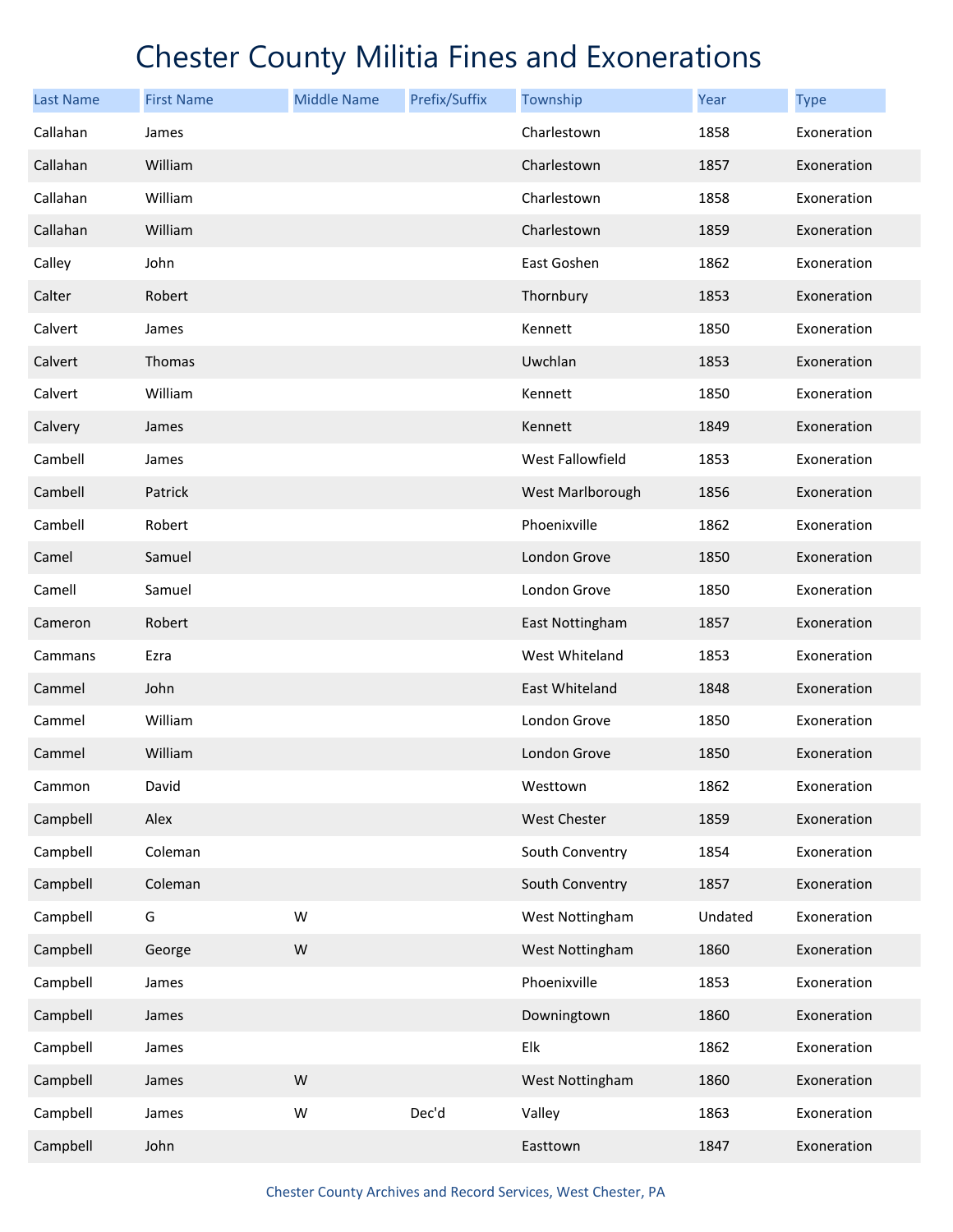# Chester County Militia Fines and Exonerations

| Last Name | First Name | Middle Name | Prefix/Suffix | Township | Year | Type |
|---|---|---|---|---|---|---|
| Callahan | James | | | Charlestown | 1858 | Exoneration |
| Callahan | William | | | Charlestown | 1857 | Exoneration |
| Callahan | William | | | Charlestown | 1858 | Exoneration |
| Callahan | William | | | Charlestown | 1859 | Exoneration |
| Calley | John | | | East Goshen | 1862 | Exoneration |
| Calter | Robert | | | Thornbury | 1853 | Exoneration |
| Calvert | James | | | Kennett | 1850 | Exoneration |
| Calvert | Thomas | | | Uwchlan | 1853 | Exoneration |
| Calvert | William | | | Kennett | 1850 | Exoneration |
| Calvery | James | | | Kennett | 1849 | Exoneration |
| Cambell | James | | | West Fallowfield | 1853 | Exoneration |
| Cambell | Patrick | | | West Marlborough | 1856 | Exoneration |
| Cambell | Robert | | | Phoenixville | 1862 | Exoneration |
| Camel | Samuel | | | London Grove | 1850 | Exoneration |
| Camell | Samuel | | | London Grove | 1850 | Exoneration |
| Cameron | Robert | | | East Nottingham | 1857 | Exoneration |
| Cammans | Ezra | | | West Whiteland | 1853 | Exoneration |
| Cammel | John | | | East Whiteland | 1848 | Exoneration |
| Cammel | William | | | London Grove | 1850 | Exoneration |
| Cammel | William | | | London Grove | 1850 | Exoneration |
| Cammon | David | | | Westtown | 1862 | Exoneration |
| Campbell | Alex | | | West Chester | 1859 | Exoneration |
| Campbell | Coleman | | | South Conventry | 1854 | Exoneration |
| Campbell | Coleman | | | South Conventry | 1857 | Exoneration |
| Campbell | G | W | | West Nottingham | Undated | Exoneration |
| Campbell | George | W | | West Nottingham | 1860 | Exoneration |
| Campbell | James | | | Phoenixville | 1853 | Exoneration |
| Campbell | James | | | Downingtown | 1860 | Exoneration |
| Campbell | James | | | Elk | 1862 | Exoneration |
| Campbell | James | W | | West Nottingham | 1860 | Exoneration |
| Campbell | James | W | Dec'd | Valley | 1863 | Exoneration |
| Campbell | John | | | Easttown | 1847 | Exoneration |

Chester County Archives and Record Services, West Chester, PA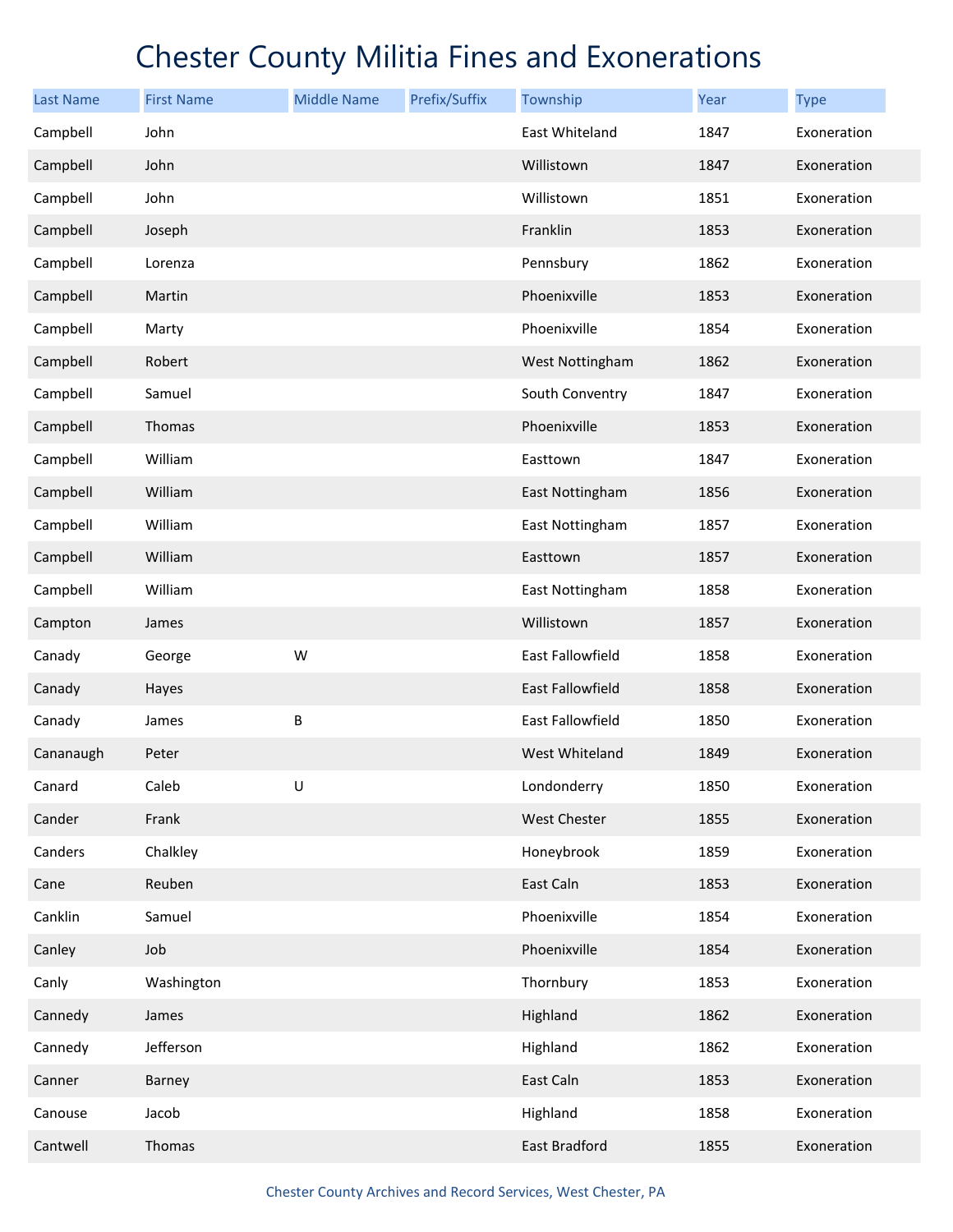# Chester County Militia Fines and Exonerations

| Last Name | First Name | Middle Name | Prefix/Suffix | Township | Year | Type |
|---|---|---|---|---|---|---|
| Campbell | John | | | East Whiteland | 1847 | Exoneration |
| Campbell | John | | | Willistown | 1847 | Exoneration |
| Campbell | John | | | Willistown | 1851 | Exoneration |
| Campbell | Joseph | | | Franklin | 1853 | Exoneration |
| Campbell | Lorenza | | | Pennsbury | 1862 | Exoneration |
| Campbell | Martin | | | Phoenixville | 1853 | Exoneration |
| Campbell | Marty | | | Phoenixville | 1854 | Exoneration |
| Campbell | Robert | | | West Nottingham | 1862 | Exoneration |
| Campbell | Samuel | | | South Conventry | 1847 | Exoneration |
| Campbell | Thomas | | | Phoenixville | 1853 | Exoneration |
| Campbell | William | | | Easttown | 1847 | Exoneration |
| Campbell | William | | | East Nottingham | 1856 | Exoneration |
| Campbell | William | | | East Nottingham | 1857 | Exoneration |
| Campbell | William | | | Easttown | 1857 | Exoneration |
| Campbell | William | | | East Nottingham | 1858 | Exoneration |
| Campton | James | | | Willistown | 1857 | Exoneration |
| Canady | George | W | | East Fallowfield | 1858 | Exoneration |
| Canady | Hayes | | | East Fallowfield | 1858 | Exoneration |
| Canady | James | B | | East Fallowfield | 1850 | Exoneration |
| Cananaugh | Peter | | | West Whiteland | 1849 | Exoneration |
| Canard | Caleb | U | | Londonderry | 1850 | Exoneration |
| Cander | Frank | | | West Chester | 1855 | Exoneration |
| Canders | Chalkley | | | Honeybrook | 1859 | Exoneration |
| Cane | Reuben | | | East Caln | 1853 | Exoneration |
| Canklin | Samuel | | | Phoenixville | 1854 | Exoneration |
| Canley | Job | | | Phoenixville | 1854 | Exoneration |
| Canly | Washington | | | Thornbury | 1853 | Exoneration |
| Cannedy | James | | | Highland | 1862 | Exoneration |
| Cannedy | Jefferson | | | Highland | 1862 | Exoneration |
| Canner | Barney | | | East Caln | 1853 | Exoneration |
| Canouse | Jacob | | | Highland | 1858 | Exoneration |
| Cantwell | Thomas | | | East Bradford | 1855 | Exoneration |

Chester County Archives and Record Services, West Chester, PA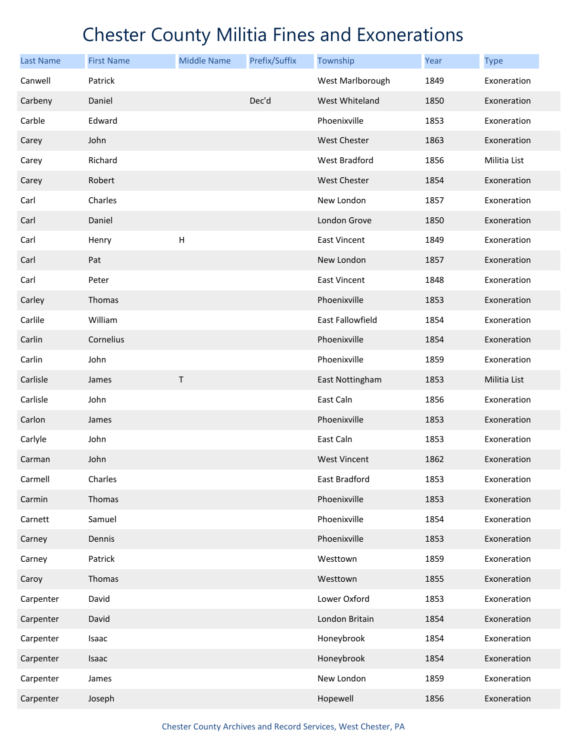# Chester County Militia Fines and Exonerations

| Last Name | First Name | Middle Name | Prefix/Suffix | Township | Year | Type |
|---|---|---|---|---|---|---|
| Canwell | Patrick | | | West Marlborough | 1849 | Exoneration |
| Carbeny | Daniel | | Dec'd | West Whiteland | 1850 | Exoneration |
| Carble | Edward | | | Phoenixville | 1853 | Exoneration |
| Carey | John | | | West Chester | 1863 | Exoneration |
| Carey | Richard | | | West Bradford | 1856 | Militia List |
| Carey | Robert | | | West Chester | 1854 | Exoneration |
| Carl | Charles | | | New London | 1857 | Exoneration |
| Carl | Daniel | | | London Grove | 1850 | Exoneration |
| Carl | Henry | H | | East Vincent | 1849 | Exoneration |
| Carl | Pat | | | New London | 1857 | Exoneration |
| Carl | Peter | | | East Vincent | 1848 | Exoneration |
| Carley | Thomas | | | Phoenixville | 1853 | Exoneration |
| Carlile | William | | | East Fallowfield | 1854 | Exoneration |
| Carlin | Cornelius | | | Phoenixville | 1854 | Exoneration |
| Carlin | John | | | Phoenixville | 1859 | Exoneration |
| Carlisle | James | T | | East Nottingham | 1853 | Militia List |
| Carlisle | John | | | East Caln | 1856 | Exoneration |
| Carlon | James | | | Phoenixville | 1853 | Exoneration |
| Carlyle | John | | | East Caln | 1853 | Exoneration |
| Carman | John | | | West Vincent | 1862 | Exoneration |
| Carmell | Charles | | | East Bradford | 1853 | Exoneration |
| Carmin | Thomas | | | Phoenixville | 1853 | Exoneration |
| Carnett | Samuel | | | Phoenixville | 1854 | Exoneration |
| Carney | Dennis | | | Phoenixville | 1853 | Exoneration |
| Carney | Patrick | | | Westtown | 1859 | Exoneration |
| Caroy | Thomas | | | Westtown | 1855 | Exoneration |
| Carpenter | David | | | Lower Oxford | 1853 | Exoneration |
| Carpenter | David | | | London Britain | 1854 | Exoneration |
| Carpenter | Isaac | | | Honeybrook | 1854 | Exoneration |
| Carpenter | Isaac | | | Honeybrook | 1854 | Exoneration |
| Carpenter | James | | | New London | 1859 | Exoneration |
| Carpenter | Joseph | | | Hopewell | 1856 | Exoneration |

Chester County Archives and Record Services, West Chester, PA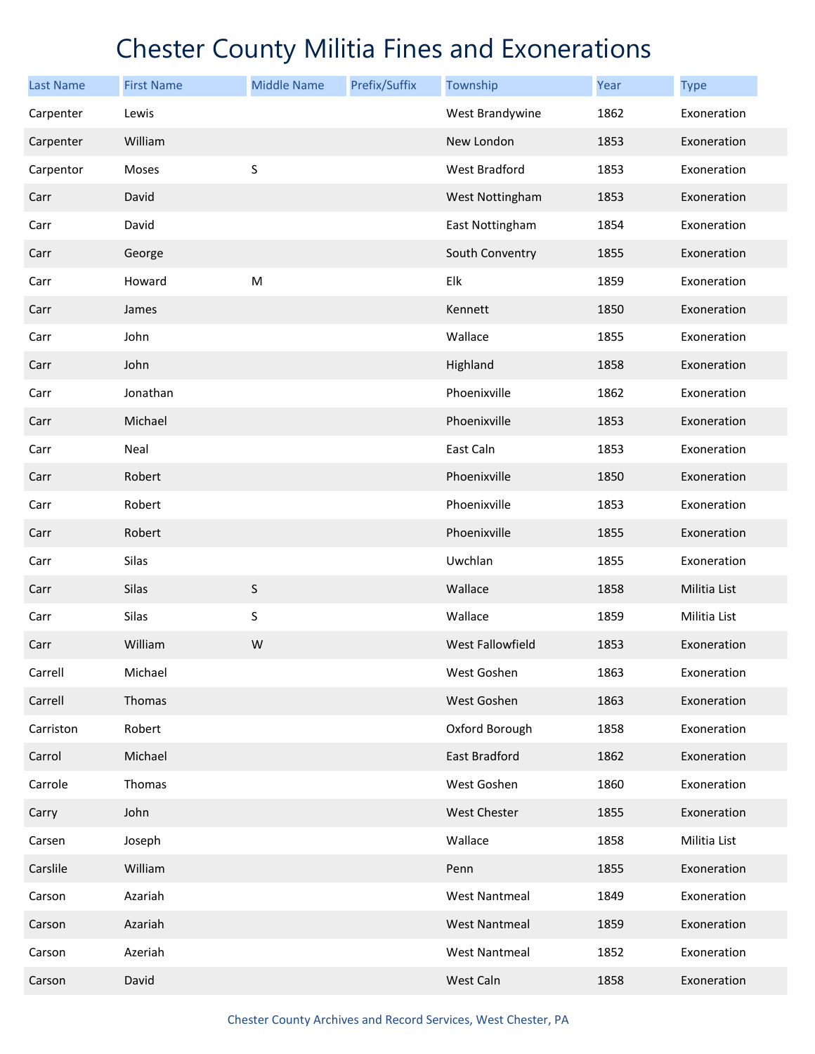# Chester County Militia Fines and Exonerations

| Last Name | First Name | Middle Name | Prefix/Suffix | Township | Year | Type |
|---|---|---|---|---|---|---|
| Carpenter | Lewis | | | West Brandywine | 1862 | Exoneration |
| Carpenter | William | | | New London | 1853 | Exoneration |
| Carpentor | Moses | S | | West Bradford | 1853 | Exoneration |
| Carr | David | | | West Nottingham | 1853 | Exoneration |
| Carr | David | | | East Nottingham | 1854 | Exoneration |
| Carr | George | | | South Conventry | 1855 | Exoneration |
| Carr | Howard | M | | Elk | 1859 | Exoneration |
| Carr | James | | | Kennett | 1850 | Exoneration |
| Carr | John | | | Wallace | 1855 | Exoneration |
| Carr | John | | | Highland | 1858 | Exoneration |
| Carr | Jonathan | | | Phoenixville | 1862 | Exoneration |
| Carr | Michael | | | Phoenixville | 1853 | Exoneration |
| Carr | Neal | | | East Caln | 1853 | Exoneration |
| Carr | Robert | | | Phoenixville | 1850 | Exoneration |
| Carr | Robert | | | Phoenixville | 1853 | Exoneration |
| Carr | Robert | | | Phoenixville | 1855 | Exoneration |
| Carr | Silas | | | Uwchlan | 1855 | Exoneration |
| Carr | Silas | S | | Wallace | 1858 | Militia List |
| Carr | Silas | S | | Wallace | 1859 | Militia List |
| Carr | William | W | | West Fallowfield | 1853 | Exoneration |
| Carrell | Michael | | | West Goshen | 1863 | Exoneration |
| Carrell | Thomas | | | West Goshen | 1863 | Exoneration |
| Carriston | Robert | | | Oxford Borough | 1858 | Exoneration |
| Carrol | Michael | | | East Bradford | 1862 | Exoneration |
| Carrole | Thomas | | | West Goshen | 1860 | Exoneration |
| Carry | John | | | West Chester | 1855 | Exoneration |
| Carsen | Joseph | | | Wallace | 1858 | Militia List |
| Carslile | William | | | Penn | 1855 | Exoneration |
| Carson | Azariah | | | West Nantmeal | 1849 | Exoneration |
| Carson | Azariah | | | West Nantmeal | 1859 | Exoneration |
| Carson | Azeriah | | | West Nantmeal | 1852 | Exoneration |
| Carson | David | | | West Caln | 1858 | Exoneration |

Chester County Archives and Record Services, West Chester, PA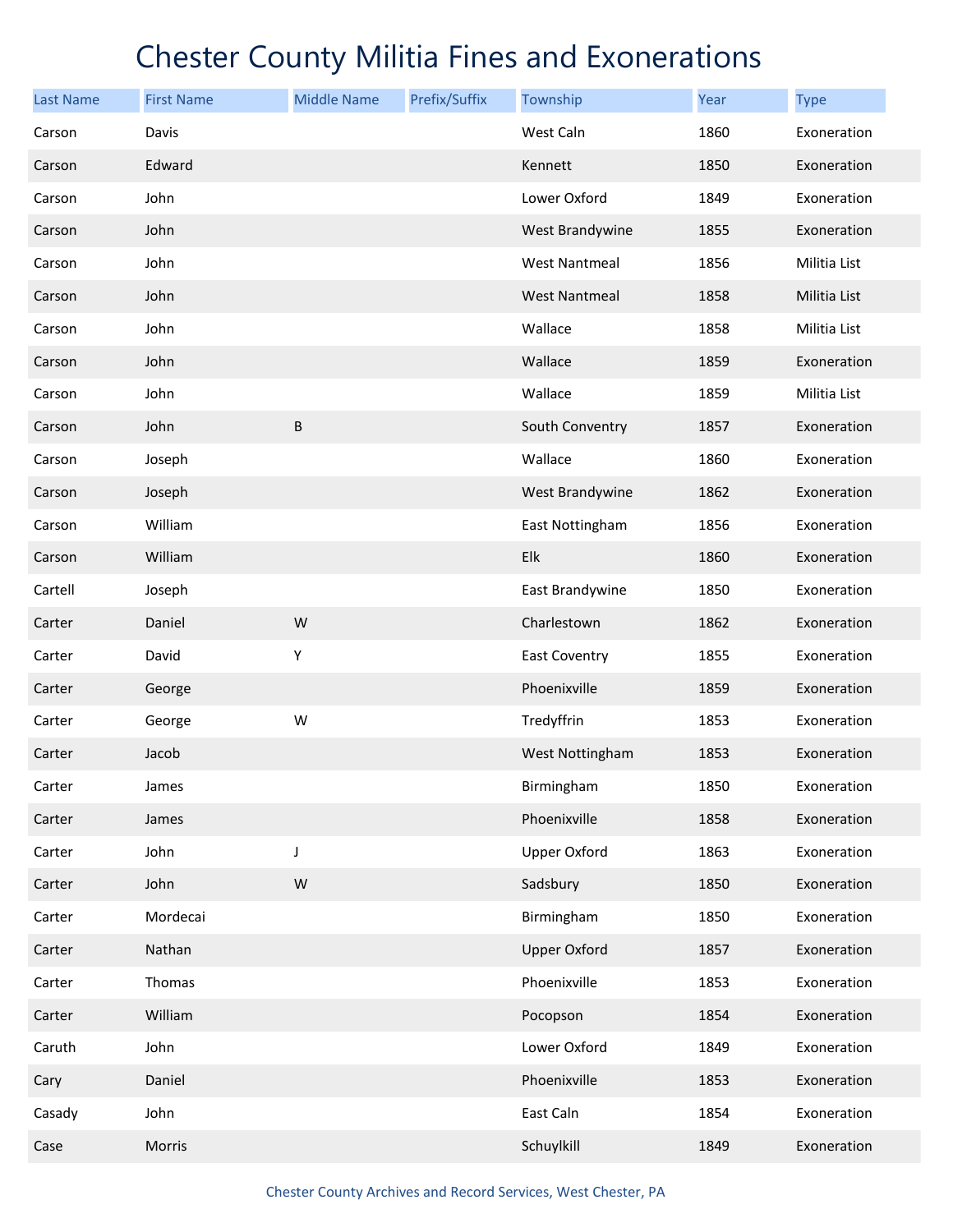# Chester County Militia Fines and Exonerations

| Last Name | First Name | Middle Name | Prefix/Suffix | Township | Year | Type |
|---|---|---|---|---|---|---|
| Carson | Davis | | | West Caln | 1860 | Exoneration |
| Carson | Edward | | | Kennett | 1850 | Exoneration |
| Carson | John | | | Lower Oxford | 1849 | Exoneration |
| Carson | John | | | West Brandywine | 1855 | Exoneration |
| Carson | John | | | West Nantmeal | 1856 | Militia List |
| Carson | John | | | West Nantmeal | 1858 | Militia List |
| Carson | John | | | Wallace | 1858 | Militia List |
| Carson | John | | | Wallace | 1859 | Exoneration |
| Carson | John | | | Wallace | 1859 | Militia List |
| Carson | John | B | | South Conventry | 1857 | Exoneration |
| Carson | Joseph | | | Wallace | 1860 | Exoneration |
| Carson | Joseph | | | West Brandywine | 1862 | Exoneration |
| Carson | William | | | East Nottingham | 1856 | Exoneration |
| Carson | William | | | Elk | 1860 | Exoneration |
| Cartell | Joseph | | | East Brandywine | 1850 | Exoneration |
| Carter | Daniel | W | | Charlestown | 1862 | Exoneration |
| Carter | David | Y | | East Coventry | 1855 | Exoneration |
| Carter | George | | | Phoenixville | 1859 | Exoneration |
| Carter | George | W | | Tredyffrin | 1853 | Exoneration |
| Carter | Jacob | | | West Nottingham | 1853 | Exoneration |
| Carter | James | | | Birmingham | 1850 | Exoneration |
| Carter | James | | | Phoenixville | 1858 | Exoneration |
| Carter | John | J | | Upper Oxford | 1863 | Exoneration |
| Carter | John | W | | Sadsbury | 1850 | Exoneration |
| Carter | Mordecai | | | Birmingham | 1850 | Exoneration |
| Carter | Nathan | | | Upper Oxford | 1857 | Exoneration |
| Carter | Thomas | | | Phoenixville | 1853 | Exoneration |
| Carter | William | | | Pocopson | 1854 | Exoneration |
| Caruth | John | | | Lower Oxford | 1849 | Exoneration |
| Cary | Daniel | | | Phoenixville | 1853 | Exoneration |
| Casady | John | | | East Caln | 1854 | Exoneration |
| Case | Morris | | | Schuylkill | 1849 | Exoneration |

Chester County Archives and Record Services, West Chester, PA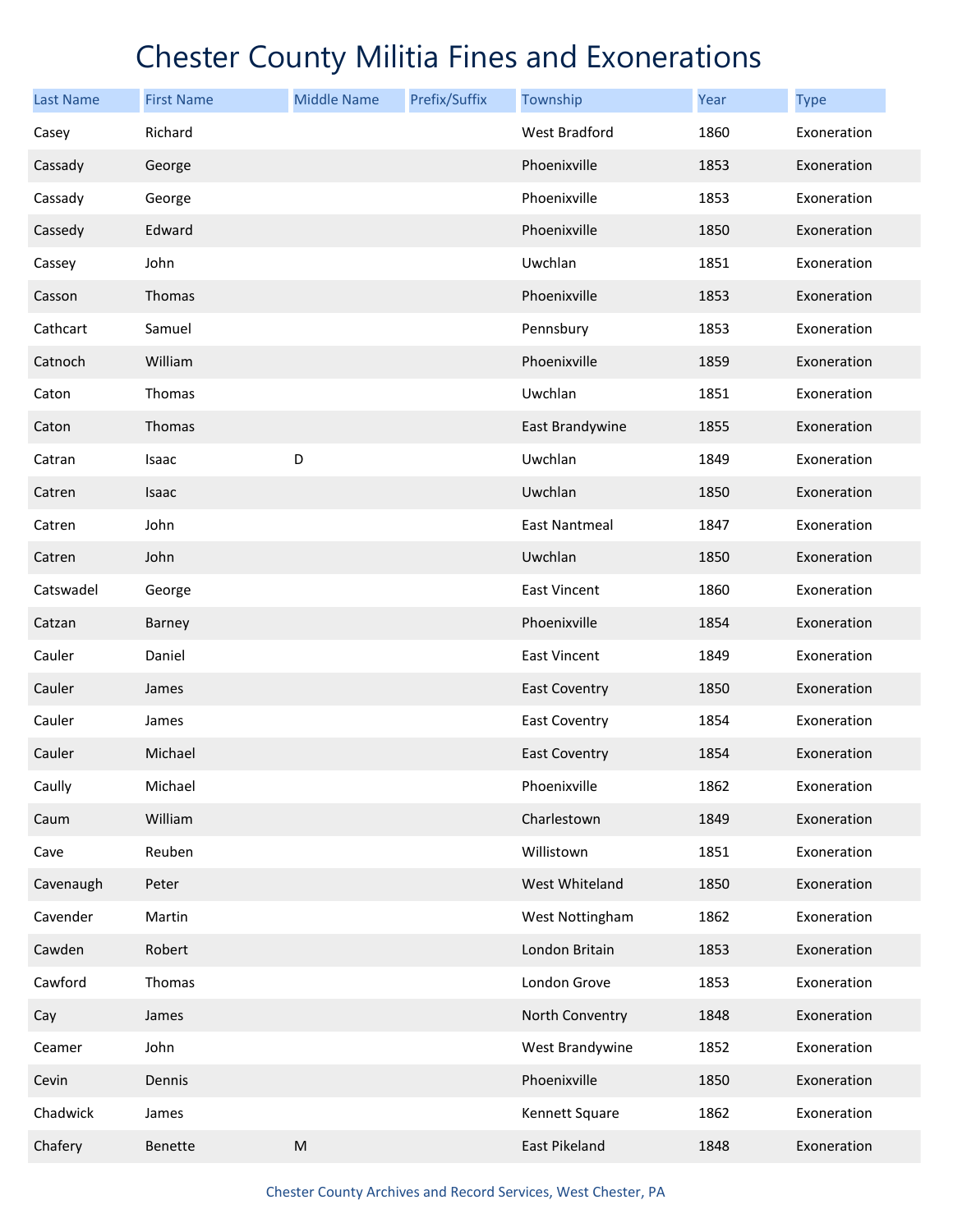# Chester County Militia Fines and Exonerations

| Last Name | First Name | Middle Name | Prefix/Suffix | Township | Year | Type |
| --- | --- | --- | --- | --- | --- | --- |
| Casey | Richard | | | West Bradford | 1860 | Exoneration |
| Cassady | George | | | Phoenixville | 1853 | Exoneration |
| Cassady | George | | | Phoenixville | 1853 | Exoneration |
| Cassedy | Edward | | | Phoenixville | 1850 | Exoneration |
| Cassey | John | | | Uwchlan | 1851 | Exoneration |
| Casson | Thomas | | | Phoenixville | 1853 | Exoneration |
| Cathcart | Samuel | | | Pennsbury | 1853 | Exoneration |
| Catnoch | William | | | Phoenixville | 1859 | Exoneration |
| Caton | Thomas | | | Uwchlan | 1851 | Exoneration |
| Caton | Thomas | | | East Brandywine | 1855 | Exoneration |
| Catran | Isaac | D | | Uwchlan | 1849 | Exoneration |
| Catren | Isaac | | | Uwchlan | 1850 | Exoneration |
| Catren | John | | | East Nantmeal | 1847 | Exoneration |
| Catren | John | | | Uwchlan | 1850 | Exoneration |
| Catswadel | George | | | East Vincent | 1860 | Exoneration |
| Catzan | Barney | | | Phoenixville | 1854 | Exoneration |
| Cauler | Daniel | | | East Vincent | 1849 | Exoneration |
| Cauler | James | | | East Coventry | 1850 | Exoneration |
| Cauler | James | | | East Coventry | 1854 | Exoneration |
| Cauler | Michael | | | East Coventry | 1854 | Exoneration |
| Caully | Michael | | | Phoenixville | 1862 | Exoneration |
| Caum | William | | | Charlestown | 1849 | Exoneration |
| Cave | Reuben | | | Willistown | 1851 | Exoneration |
| Cavenaugh | Peter | | | West Whiteland | 1850 | Exoneration |
| Cavender | Martin | | | West Nottingham | 1862 | Exoneration |
| Cawden | Robert | | | London Britain | 1853 | Exoneration |
| Cawford | Thomas | | | London Grove | 1853 | Exoneration |
| Cay | James | | | North Conventry | 1848 | Exoneration |
| Ceamer | John | | | West Brandywine | 1852 | Exoneration |
| Cevin | Dennis | | | Phoenixville | 1850 | Exoneration |
| Chadwick | James | | | Kennett Square | 1862 | Exoneration |
| Chafery | Benette | M | | East Pikeland | 1848 | Exoneration |

Chester County Archives and Record Services, West Chester, PA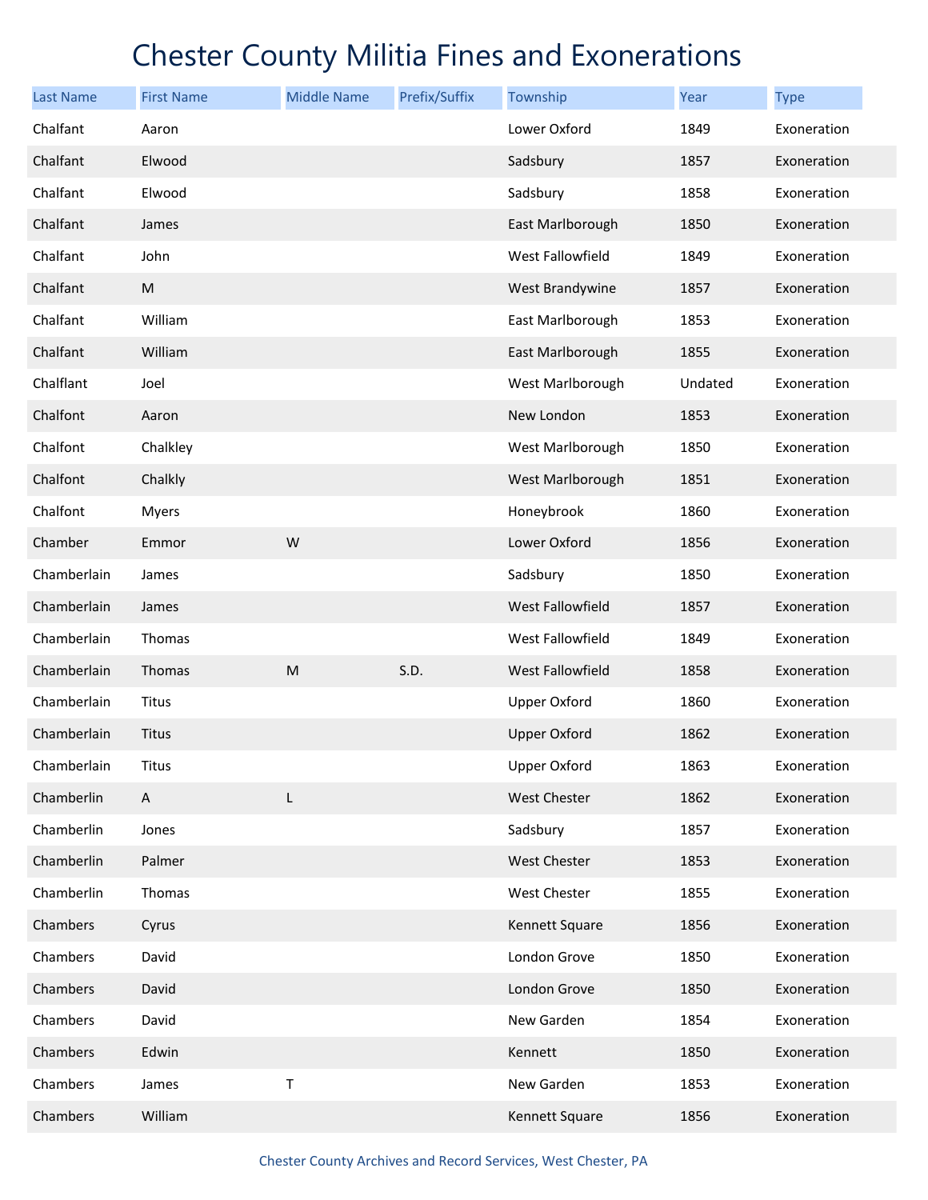# Chester County Militia Fines and Exonerations

| Last Name | First Name | Middle Name | Prefix/Suffix | Township | Year | Type |
|---|---|---|---|---|---|---|
| Chalfant | Aaron | | | Lower Oxford | 1849 | Exoneration |
| Chalfant | Elwood | | | Sadsbury | 1857 | Exoneration |
| Chalfant | Elwood | | | Sadsbury | 1858 | Exoneration |
| Chalfant | James | | | East Marlborough | 1850 | Exoneration |
| Chalfant | John | | | West Fallowfield | 1849 | Exoneration |
| Chalfant | M | | | West Brandywine | 1857 | Exoneration |
| Chalfant | William | | | East Marlborough | 1853 | Exoneration |
| Chalfant | William | | | East Marlborough | 1855 | Exoneration |
| Chalflant | Joel | | | West Marlborough | Undated | Exoneration |
| Chalfont | Aaron | | | New London | 1853 | Exoneration |
| Chalfont | Chalkley | | | West Marlborough | 1850 | Exoneration |
| Chalfont | Chalkly | | | West Marlborough | 1851 | Exoneration |
| Chalfont | Myers | | | Honeybrook | 1860 | Exoneration |
| Chamber | Emmor | W | | Lower Oxford | 1856 | Exoneration |
| Chamberlain | James | | | Sadsbury | 1850 | Exoneration |
| Chamberlain | James | | | West Fallowfield | 1857 | Exoneration |
| Chamberlain | Thomas | | | West Fallowfield | 1849 | Exoneration |
| Chamberlain | Thomas | M | S.D. | West Fallowfield | 1858 | Exoneration |
| Chamberlain | Titus | | | Upper Oxford | 1860 | Exoneration |
| Chamberlain | Titus | | | Upper Oxford | 1862 | Exoneration |
| Chamberlain | Titus | | | Upper Oxford | 1863 | Exoneration |
| Chamberlin | A | L | | West Chester | 1862 | Exoneration |
| Chamberlin | Jones | | | Sadsbury | 1857 | Exoneration |
| Chamberlin | Palmer | | | West Chester | 1853 | Exoneration |
| Chamberlin | Thomas | | | West Chester | 1855 | Exoneration |
| Chambers | Cyrus | | | Kennett Square | 1856 | Exoneration |
| Chambers | David | | | London Grove | 1850 | Exoneration |
| Chambers | David | | | London Grove | 1850 | Exoneration |
| Chambers | David | | | New Garden | 1854 | Exoneration |
| Chambers | Edwin | | | Kennett | 1850 | Exoneration |
| Chambers | James | T | | New Garden | 1853 | Exoneration |
| Chambers | William | | | Kennett Square | 1856 | Exoneration |

Chester County Archives and Record Services, West Chester, PA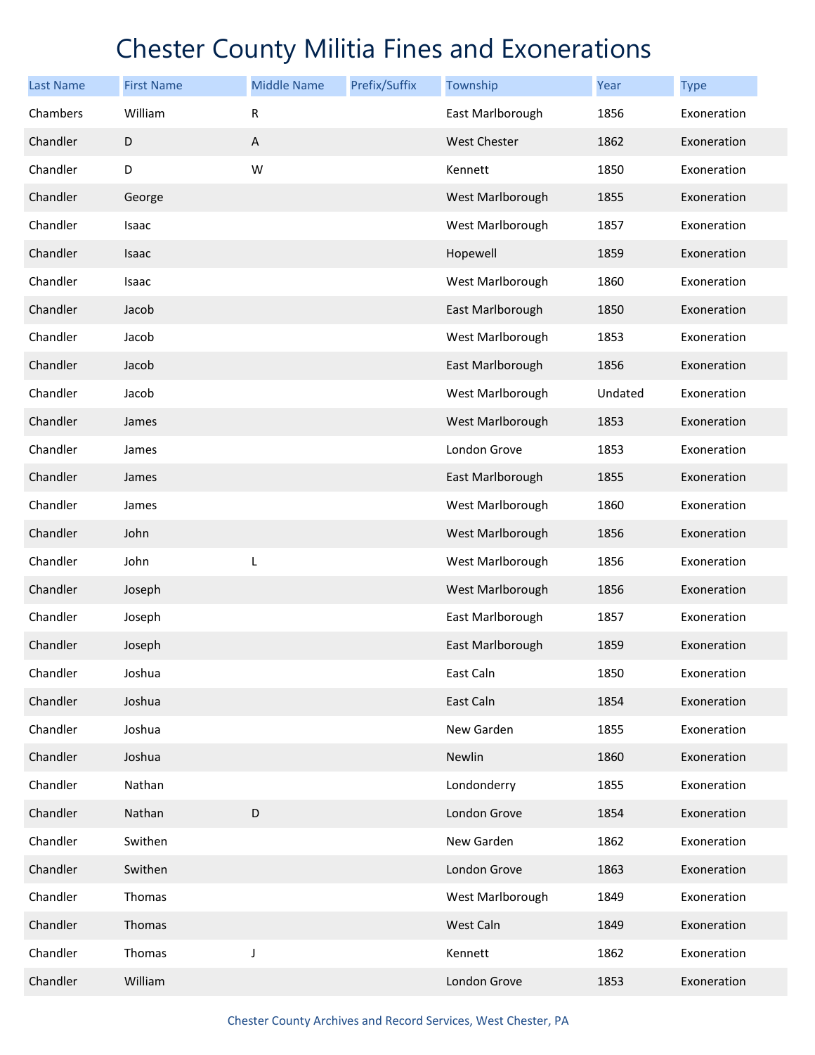# Chester County Militia Fines and Exonerations

| Last Name | First Name | Middle Name | Prefix/Suffix | Township | Year | Type |
|---|---|---|---|---|---|---|
| Chambers | William | R | | East Marlborough | 1856 | Exoneration |
| Chandler | D | A | | West Chester | 1862 | Exoneration |
| Chandler | D | W | | Kennett | 1850 | Exoneration |
| Chandler | George | | | West Marlborough | 1855 | Exoneration |
| Chandler | Isaac | | | West Marlborough | 1857 | Exoneration |
| Chandler | Isaac | | | Hopewell | 1859 | Exoneration |
| Chandler | Isaac | | | West Marlborough | 1860 | Exoneration |
| Chandler | Jacob | | | East Marlborough | 1850 | Exoneration |
| Chandler | Jacob | | | West Marlborough | 1853 | Exoneration |
| Chandler | Jacob | | | East Marlborough | 1856 | Exoneration |
| Chandler | Jacob | | | West Marlborough | Undated | Exoneration |
| Chandler | James | | | West Marlborough | 1853 | Exoneration |
| Chandler | James | | | London Grove | 1853 | Exoneration |
| Chandler | James | | | East Marlborough | 1855 | Exoneration |
| Chandler | James | | | West Marlborough | 1860 | Exoneration |
| Chandler | John | | | West Marlborough | 1856 | Exoneration |
| Chandler | John | L | | West Marlborough | 1856 | Exoneration |
| Chandler | Joseph | | | West Marlborough | 1856 | Exoneration |
| Chandler | Joseph | | | East Marlborough | 1857 | Exoneration |
| Chandler | Joseph | | | East Marlborough | 1859 | Exoneration |
| Chandler | Joshua | | | East Caln | 1850 | Exoneration |
| Chandler | Joshua | | | East Caln | 1854 | Exoneration |
| Chandler | Joshua | | | New Garden | 1855 | Exoneration |
| Chandler | Joshua | | | Newlin | 1860 | Exoneration |
| Chandler | Nathan | | | Londonderry | 1855 | Exoneration |
| Chandler | Nathan | D | | London Grove | 1854 | Exoneration |
| Chandler | Swithen | | | New Garden | 1862 | Exoneration |
| Chandler | Swithen | | | London Grove | 1863 | Exoneration |
| Chandler | Thomas | | | West Marlborough | 1849 | Exoneration |
| Chandler | Thomas | | | West Caln | 1849 | Exoneration |
| Chandler | Thomas | J | | Kennett | 1862 | Exoneration |
| Chandler | William | | | London Grove | 1853 | Exoneration |

Chester County Archives and Record Services, West Chester, PA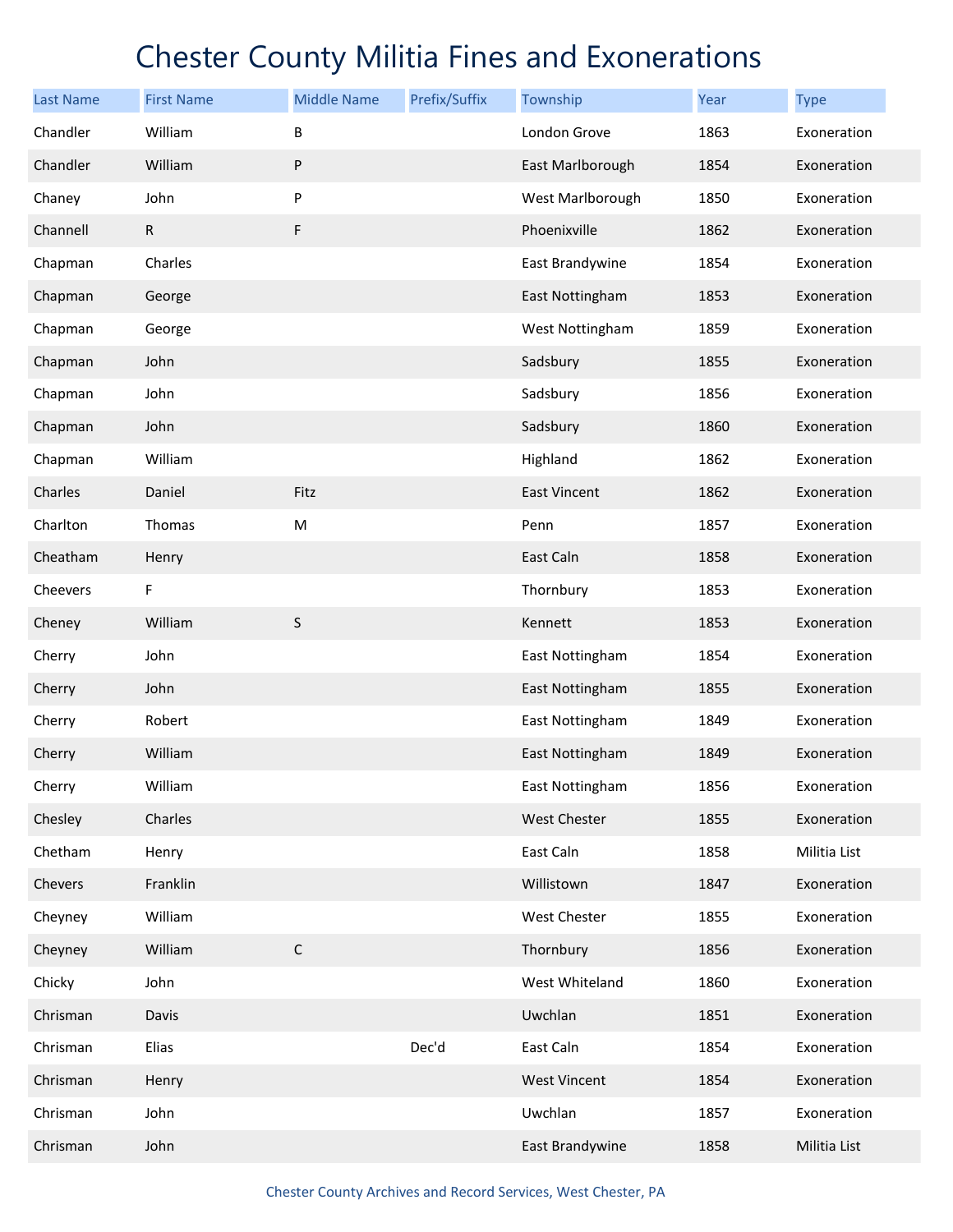# Chester County Militia Fines and Exonerations

| Last Name | First Name | Middle Name | Prefix/Suffix | Township | Year | Type |
|---|---|---|---|---|---|---|
| Chandler | William | B | | London Grove | 1863 | Exoneration |
| Chandler | William | P | | East Marlborough | 1854 | Exoneration |
| Chaney | John | P | | West Marlborough | 1850 | Exoneration |
| Channell | R | F | | Phoenixville | 1862 | Exoneration |
| Chapman | Charles | | | East Brandywine | 1854 | Exoneration |
| Chapman | George | | | East Nottingham | 1853 | Exoneration |
| Chapman | George | | | West Nottingham | 1859 | Exoneration |
| Chapman | John | | | Sadsbury | 1855 | Exoneration |
| Chapman | John | | | Sadsbury | 1856 | Exoneration |
| Chapman | John | | | Sadsbury | 1860 | Exoneration |
| Chapman | William | | | Highland | 1862 | Exoneration |
| Charles | Daniel | Fitz | | East Vincent | 1862 | Exoneration |
| Charlton | Thomas | M | | Penn | 1857 | Exoneration |
| Cheatham | Henry | | | East Caln | 1858 | Exoneration |
| Cheevers | F | | | Thornbury | 1853 | Exoneration |
| Cheney | William | S | | Kennett | 1853 | Exoneration |
| Cherry | John | | | East Nottingham | 1854 | Exoneration |
| Cherry | John | | | East Nottingham | 1855 | Exoneration |
| Cherry | Robert | | | East Nottingham | 1849 | Exoneration |
| Cherry | William | | | East Nottingham | 1849 | Exoneration |
| Cherry | William | | | East Nottingham | 1856 | Exoneration |
| Chesley | Charles | | | West Chester | 1855 | Exoneration |
| Chetham | Henry | | | East Caln | 1858 | Militia List |
| Chevers | Franklin | | | Willistown | 1847 | Exoneration |
| Cheyney | William | | | West Chester | 1855 | Exoneration |
| Cheyney | William | C | | Thornbury | 1856 | Exoneration |
| Chicky | John | | | West Whiteland | 1860 | Exoneration |
| Chrisman | Davis | | | Uwchlan | 1851 | Exoneration |
| Chrisman | Elias | | Dec'd | East Caln | 1854 | Exoneration |
| Chrisman | Henry | | | West Vincent | 1854 | Exoneration |
| Chrisman | John | | | Uwchlan | 1857 | Exoneration |
| Chrisman | John | | | East Brandywine | 1858 | Militia List |

Chester County Archives and Record Services, West Chester, PA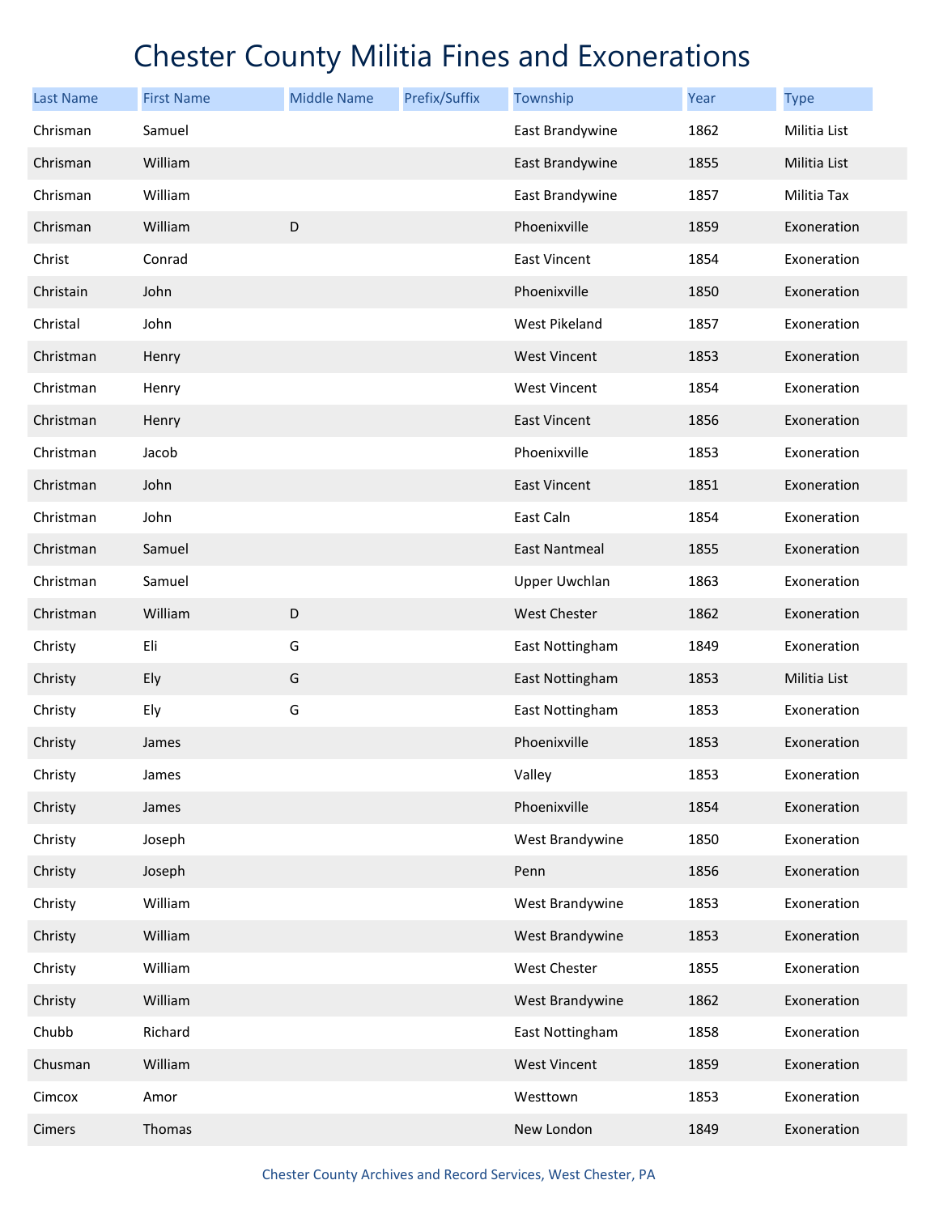# Chester County Militia Fines and Exonerations

| Last Name | First Name | Middle Name | Prefix/Suffix | Township | Year | Type |
|---|---|---|---|---|---|---|
| Chrisman | Samuel | | | East Brandywine | 1862 | Militia List |
| Chrisman | William | | | East Brandywine | 1855 | Militia List |
| Chrisman | William | | | East Brandywine | 1857 | Militia Tax |
| Chrisman | William | D | | Phoenixville | 1859 | Exoneration |
| Christ | Conrad | | | East Vincent | 1854 | Exoneration |
| Christain | John | | | Phoenixville | 1850 | Exoneration |
| Christal | John | | | West Pikeland | 1857 | Exoneration |
| Christman | Henry | | | West Vincent | 1853 | Exoneration |
| Christman | Henry | | | West Vincent | 1854 | Exoneration |
| Christman | Henry | | | East Vincent | 1856 | Exoneration |
| Christman | Jacob | | | Phoenixville | 1853 | Exoneration |
| Christman | John | | | East Vincent | 1851 | Exoneration |
| Christman | John | | | East Caln | 1854 | Exoneration |
| Christman | Samuel | | | East Nantmeal | 1855 | Exoneration |
| Christman | Samuel | | | Upper Uwchlan | 1863 | Exoneration |
| Christman | William | D | | West Chester | 1862 | Exoneration |
| Christy | Eli | G | | East Nottingham | 1849 | Exoneration |
| Christy | Ely | G | | East Nottingham | 1853 | Militia List |
| Christy | Ely | G | | East Nottingham | 1853 | Exoneration |
| Christy | James | | | Phoenixville | 1853 | Exoneration |
| Christy | James | | | Valley | 1853 | Exoneration |
| Christy | James | | | Phoenixville | 1854 | Exoneration |
| Christy | Joseph | | | West Brandywine | 1850 | Exoneration |
| Christy | Joseph | | | Penn | 1856 | Exoneration |
| Christy | William | | | West Brandywine | 1853 | Exoneration |
| Christy | William | | | West Brandywine | 1853 | Exoneration |
| Christy | William | | | West Chester | 1855 | Exoneration |
| Christy | William | | | West Brandywine | 1862 | Exoneration |
| Chubb | Richard | | | East Nottingham | 1858 | Exoneration |
| Chusman | William | | | West Vincent | 1859 | Exoneration |
| Cimcox | Amor | | | Westtown | 1853 | Exoneration |
| Cimers | Thomas | | | New London | 1849 | Exoneration |

Chester County Archives and Record Services, West Chester, PA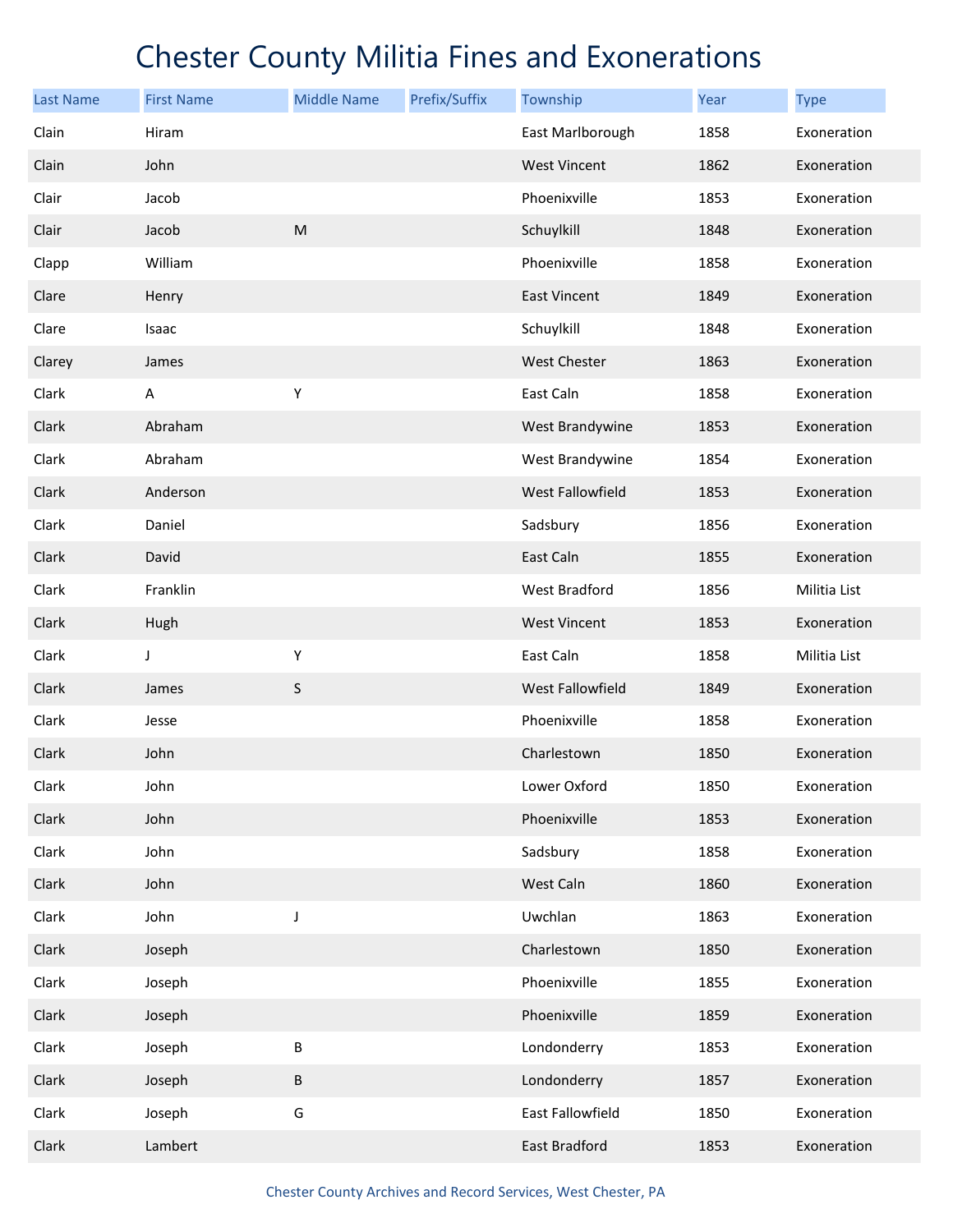# Chester County Militia Fines and Exonerations

| Last Name | First Name | Middle Name | Prefix/Suffix | Township | Year | Type |
|---|---|---|---|---|---|---|
| Clain | Hiram | | | East Marlborough | 1858 | Exoneration |
| Clain | John | | | West Vincent | 1862 | Exoneration |
| Clair | Jacob | | | Phoenixville | 1853 | Exoneration |
| Clair | Jacob | M | | Schuylkill | 1848 | Exoneration |
| Clapp | William | | | Phoenixville | 1858 | Exoneration |
| Clare | Henry | | | East Vincent | 1849 | Exoneration |
| Clare | Isaac | | | Schuylkill | 1848 | Exoneration |
| Clarey | James | | | West Chester | 1863 | Exoneration |
| Clark | A | Y | | East Caln | 1858 | Exoneration |
| Clark | Abraham | | | West Brandywine | 1853 | Exoneration |
| Clark | Abraham | | | West Brandywine | 1854 | Exoneration |
| Clark | Anderson | | | West Fallowfield | 1853 | Exoneration |
| Clark | Daniel | | | Sadsbury | 1856 | Exoneration |
| Clark | David | | | East Caln | 1855 | Exoneration |
| Clark | Franklin | | | West Bradford | 1856 | Militia List |
| Clark | Hugh | | | West Vincent | 1853 | Exoneration |
| Clark | J | Y | | East Caln | 1858 | Militia List |
| Clark | James | S | | West Fallowfield | 1849 | Exoneration |
| Clark | Jesse | | | Phoenixville | 1858 | Exoneration |
| Clark | John | | | Charlestown | 1850 | Exoneration |
| Clark | John | | | Lower Oxford | 1850 | Exoneration |
| Clark | John | | | Phoenixville | 1853 | Exoneration |
| Clark | John | | | Sadsbury | 1858 | Exoneration |
| Clark | John | | | West Caln | 1860 | Exoneration |
| Clark | John | J | | Uwchlan | 1863 | Exoneration |
| Clark | Joseph | | | Charlestown | 1850 | Exoneration |
| Clark | Joseph | | | Phoenixville | 1855 | Exoneration |
| Clark | Joseph | | | Phoenixville | 1859 | Exoneration |
| Clark | Joseph | B | | Londonderry | 1853 | Exoneration |
| Clark | Joseph | B | | Londonderry | 1857 | Exoneration |
| Clark | Joseph | G | | East Fallowfield | 1850 | Exoneration |
| Clark | Lambert | | | East Bradford | 1853 | Exoneration |

Chester County Archives and Record Services, West Chester, PA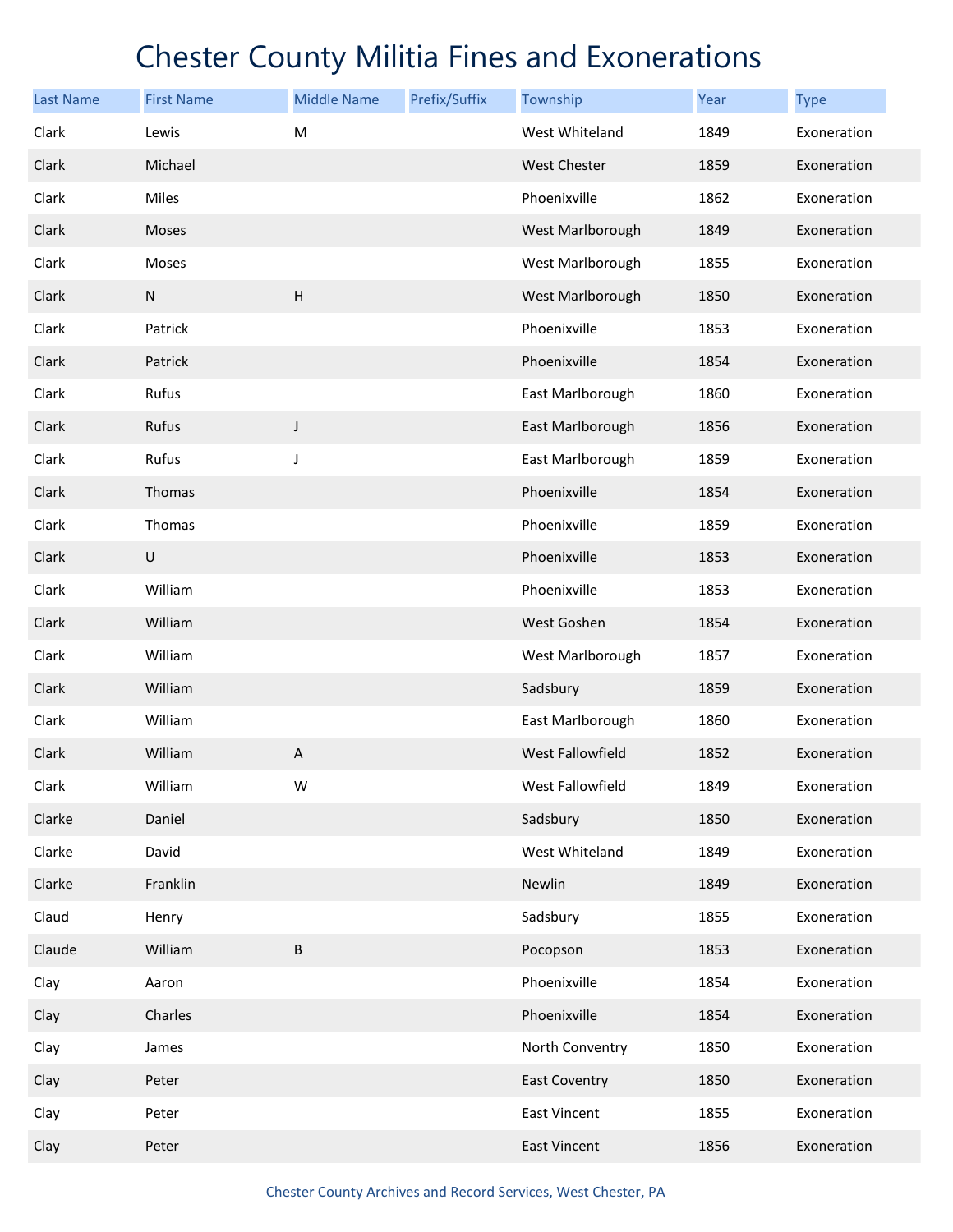# Chester County Militia Fines and Exonerations

| Last Name | First Name | Middle Name | Prefix/Suffix | Township | Year | Type |
|---|---|---|---|---|---|---|
| Clark | Lewis | M | | West Whiteland | 1849 | Exoneration |
| Clark | Michael | | | West Chester | 1859 | Exoneration |
| Clark | Miles | | | Phoenixville | 1862 | Exoneration |
| Clark | Moses | | | West Marlborough | 1849 | Exoneration |
| Clark | Moses | | | West Marlborough | 1855 | Exoneration |
| Clark | N | H | | West Marlborough | 1850 | Exoneration |
| Clark | Patrick | | | Phoenixville | 1853 | Exoneration |
| Clark | Patrick | | | Phoenixville | 1854 | Exoneration |
| Clark | Rufus | | | East Marlborough | 1860 | Exoneration |
| Clark | Rufus | J | | East Marlborough | 1856 | Exoneration |
| Clark | Rufus | J | | East Marlborough | 1859 | Exoneration |
| Clark | Thomas | | | Phoenixville | 1854 | Exoneration |
| Clark | Thomas | | | Phoenixville | 1859 | Exoneration |
| Clark | U | | | Phoenixville | 1853 | Exoneration |
| Clark | William | | | Phoenixville | 1853 | Exoneration |
| Clark | William | | | West Goshen | 1854 | Exoneration |
| Clark | William | | | West Marlborough | 1857 | Exoneration |
| Clark | William | | | Sadsbury | 1859 | Exoneration |
| Clark | William | | | East Marlborough | 1860 | Exoneration |
| Clark | William | A | | West Fallowfield | 1852 | Exoneration |
| Clark | William | W | | West Fallowfield | 1849 | Exoneration |
| Clarke | Daniel | | | Sadsbury | 1850 | Exoneration |
| Clarke | David | | | West Whiteland | 1849 | Exoneration |
| Clarke | Franklin | | | Newlin | 1849 | Exoneration |
| Claud | Henry | | | Sadsbury | 1855 | Exoneration |
| Claude | William | B | | Pocopson | 1853 | Exoneration |
| Clay | Aaron | | | Phoenixville | 1854 | Exoneration |
| Clay | Charles | | | Phoenixville | 1854 | Exoneration |
| Clay | James | | | North Conventry | 1850 | Exoneration |
| Clay | Peter | | | East Coventry | 1850 | Exoneration |
| Clay | Peter | | | East Vincent | 1855 | Exoneration |
| Clay | Peter | | | East Vincent | 1856 | Exoneration |

Chester County Archives and Record Services, West Chester, PA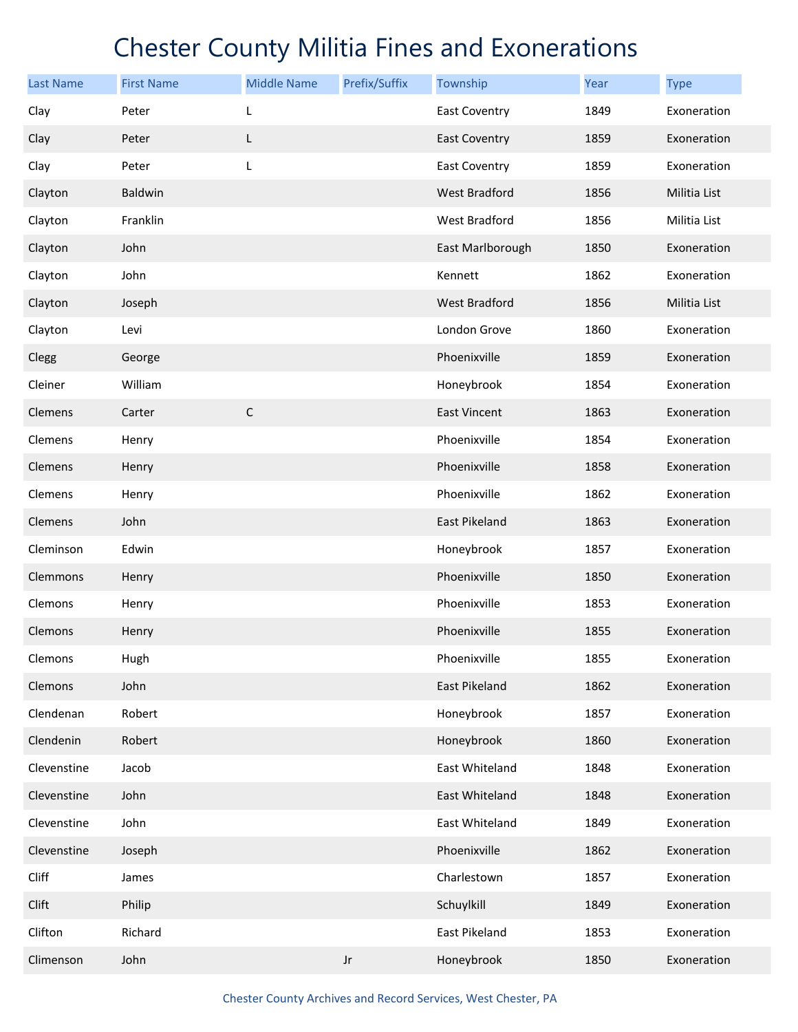# Chester County Militia Fines and Exonerations

| Last Name | First Name | Middle Name | Prefix/Suffix | Township | Year | Type |
|---|---|---|---|---|---|---|
| Clay | Peter | L | | East Coventry | 1849 | Exoneration |
| Clay | Peter | L | | East Coventry | 1859 | Exoneration |
| Clay | Peter | L | | East Coventry | 1859 | Exoneration |
| Clayton | Baldwin | | | West Bradford | 1856 | Militia List |
| Clayton | Franklin | | | West Bradford | 1856 | Militia List |
| Clayton | John | | | East Marlborough | 1850 | Exoneration |
| Clayton | John | | | Kennett | 1862 | Exoneration |
| Clayton | Joseph | | | West Bradford | 1856 | Militia List |
| Clayton | Levi | | | London Grove | 1860 | Exoneration |
| Clegg | George | | | Phoenixville | 1859 | Exoneration |
| Cleiner | William | | | Honeybrook | 1854 | Exoneration |
| Clemens | Carter | C | | East Vincent | 1863 | Exoneration |
| Clemens | Henry | | | Phoenixville | 1854 | Exoneration |
| Clemens | Henry | | | Phoenixville | 1858 | Exoneration |
| Clemens | Henry | | | Phoenixville | 1862 | Exoneration |
| Clemens | John | | | East Pikeland | 1863 | Exoneration |
| Cleminson | Edwin | | | Honeybrook | 1857 | Exoneration |
| Clemmons | Henry | | | Phoenixville | 1850 | Exoneration |
| Clemons | Henry | | | Phoenixville | 1853 | Exoneration |
| Clemons | Henry | | | Phoenixville | 1855 | Exoneration |
| Clemons | Hugh | | | Phoenixville | 1855 | Exoneration |
| Clemons | John | | | East Pikeland | 1862 | Exoneration |
| Clendenan | Robert | | | Honeybrook | 1857 | Exoneration |
| Clendenin | Robert | | | Honeybrook | 1860 | Exoneration |
| Clevenstine | Jacob | | | East Whiteland | 1848 | Exoneration |
| Clevenstine | John | | | East Whiteland | 1848 | Exoneration |
| Clevenstine | John | | | East Whiteland | 1849 | Exoneration |
| Clevenstine | Joseph | | | Phoenixville | 1862 | Exoneration |
| Cliff | James | | | Charlestown | 1857 | Exoneration |
| Clift | Philip | | | Schuylkill | 1849 | Exoneration |
| Clifton | Richard | | | East Pikeland | 1853 | Exoneration |
| Climenson | John | | Jr | Honeybrook | 1850 | Exoneration |

Chester County Archives and Record Services, West Chester, PA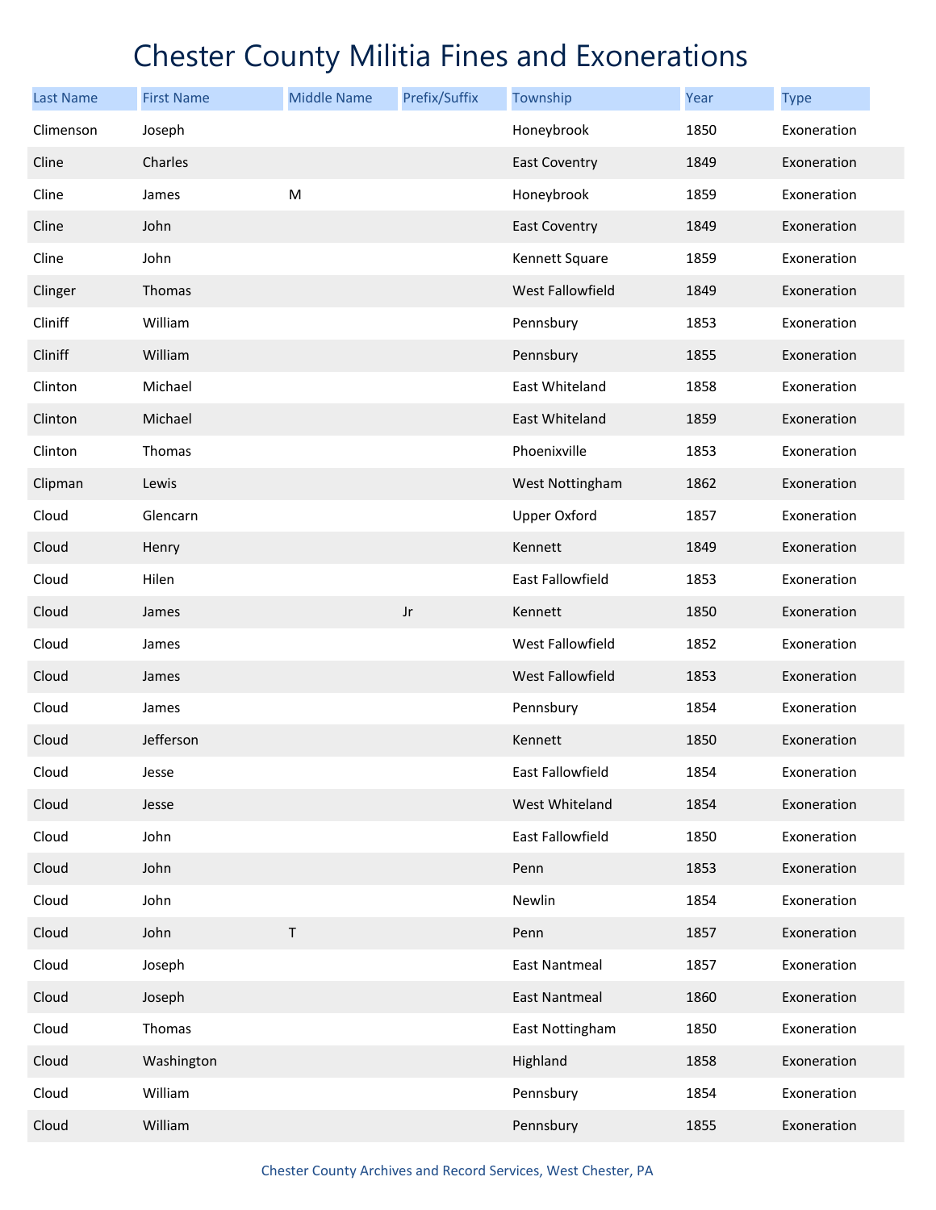# Chester County Militia Fines and Exonerations

| Last Name | First Name | Middle Name | Prefix/Suffix | Township | Year | Type |
|---|---|---|---|---|---|---|
| Climenson | Joseph | | | Honeybrook | 1850 | Exoneration |
| Cline | Charles | | | East Coventry | 1849 | Exoneration |
| Cline | James | M | | Honeybrook | 1859 | Exoneration |
| Cline | John | | | East Coventry | 1849 | Exoneration |
| Cline | John | | | Kennett Square | 1859 | Exoneration |
| Clinger | Thomas | | | West Fallowfield | 1849 | Exoneration |
| Cliniff | William | | | Pennsbury | 1853 | Exoneration |
| Cliniff | William | | | Pennsbury | 1855 | Exoneration |
| Clinton | Michael | | | East Whiteland | 1858 | Exoneration |
| Clinton | Michael | | | East Whiteland | 1859 | Exoneration |
| Clinton | Thomas | | | Phoenixville | 1853 | Exoneration |
| Clipman | Lewis | | | West Nottingham | 1862 | Exoneration |
| Cloud | Glencarn | | | Upper Oxford | 1857 | Exoneration |
| Cloud | Henry | | | Kennett | 1849 | Exoneration |
| Cloud | Hilen | | | East Fallowfield | 1853 | Exoneration |
| Cloud | James | | Jr | Kennett | 1850 | Exoneration |
| Cloud | James | | | West Fallowfield | 1852 | Exoneration |
| Cloud | James | | | West Fallowfield | 1853 | Exoneration |
| Cloud | James | | | Pennsbury | 1854 | Exoneration |
| Cloud | Jefferson | | | Kennett | 1850 | Exoneration |
| Cloud | Jesse | | | East Fallowfield | 1854 | Exoneration |
| Cloud | Jesse | | | West Whiteland | 1854 | Exoneration |
| Cloud | John | | | East Fallowfield | 1850 | Exoneration |
| Cloud | John | | | Penn | 1853 | Exoneration |
| Cloud | John | | | Newlin | 1854 | Exoneration |
| Cloud | John | T | | Penn | 1857 | Exoneration |
| Cloud | Joseph | | | East Nantmeal | 1857 | Exoneration |
| Cloud | Joseph | | | East Nantmeal | 1860 | Exoneration |
| Cloud | Thomas | | | East Nottingham | 1850 | Exoneration |
| Cloud | Washington | | | Highland | 1858 | Exoneration |
| Cloud | William | | | Pennsbury | 1854 | Exoneration |
| Cloud | William | | | Pennsbury | 1855 | Exoneration |

Chester County Archives and Record Services, West Chester, PA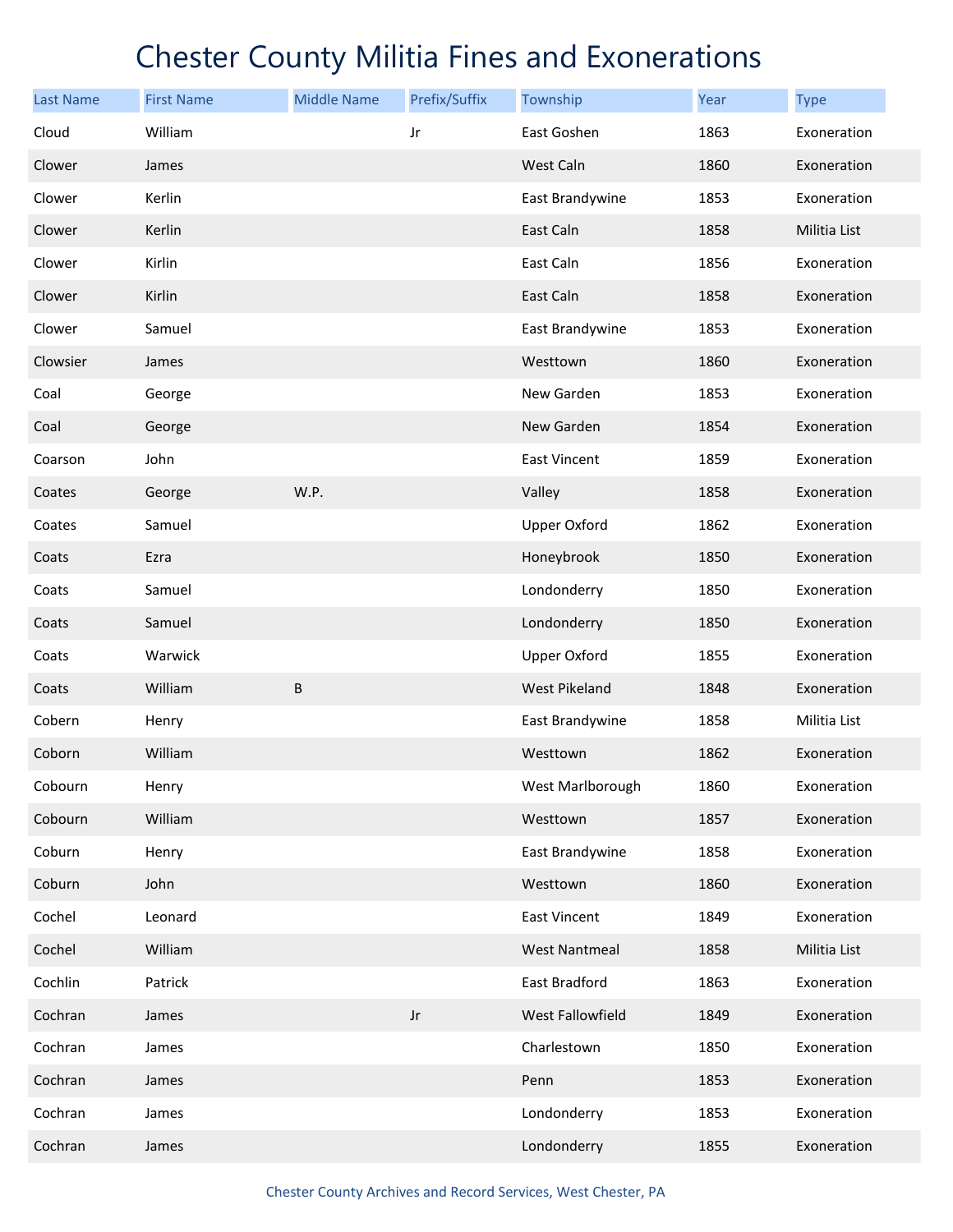# Chester County Militia Fines and Exonerations

| Last Name | First Name | Middle Name | Prefix/Suffix | Township | Year | Type |
|---|---|---|---|---|---|---|
| Cloud | William | | Jr | East Goshen | 1863 | Exoneration |
| Clower | James | | | West Caln | 1860 | Exoneration |
| Clower | Kerlin | | | East Brandywine | 1853 | Exoneration |
| Clower | Kerlin | | | East Caln | 1858 | Militia List |
| Clower | Kirlin | | | East Caln | 1856 | Exoneration |
| Clower | Kirlin | | | East Caln | 1858 | Exoneration |
| Clower | Samuel | | | East Brandywine | 1853 | Exoneration |
| Clowsier | James | | | Westtown | 1860 | Exoneration |
| Coal | George | | | New Garden | 1853 | Exoneration |
| Coal | George | | | New Garden | 1854 | Exoneration |
| Coarson | John | | | East Vincent | 1859 | Exoneration |
| Coates | George | W.P. | | Valley | 1858 | Exoneration |
| Coates | Samuel | | | Upper Oxford | 1862 | Exoneration |
| Coats | Ezra | | | Honeybrook | 1850 | Exoneration |
| Coats | Samuel | | | Londonderry | 1850 | Exoneration |
| Coats | Samuel | | | Londonderry | 1850 | Exoneration |
| Coats | Warwick | | | Upper Oxford | 1855 | Exoneration |
| Coats | William | B | | West Pikeland | 1848 | Exoneration |
| Cobern | Henry | | | East Brandywine | 1858 | Militia List |
| Coborn | William | | | Westtown | 1862 | Exoneration |
| Cobourn | Henry | | | West Marlborough | 1860 | Exoneration |
| Cobourn | William | | | Westtown | 1857 | Exoneration |
| Coburn | Henry | | | East Brandywine | 1858 | Exoneration |
| Coburn | John | | | Westtown | 1860 | Exoneration |
| Cochel | Leonard | | | East Vincent | 1849 | Exoneration |
| Cochel | William | | | West Nantmeal | 1858 | Militia List |
| Cochlin | Patrick | | | East Bradford | 1863 | Exoneration |
| Cochran | James | | Jr | West Fallowfield | 1849 | Exoneration |
| Cochran | James | | | Charlestown | 1850 | Exoneration |
| Cochran | James | | | Penn | 1853 | Exoneration |
| Cochran | James | | | Londonderry | 1853 | Exoneration |
| Cochran | James | | | Londonderry | 1855 | Exoneration |

Chester County Archives and Record Services, West Chester, PA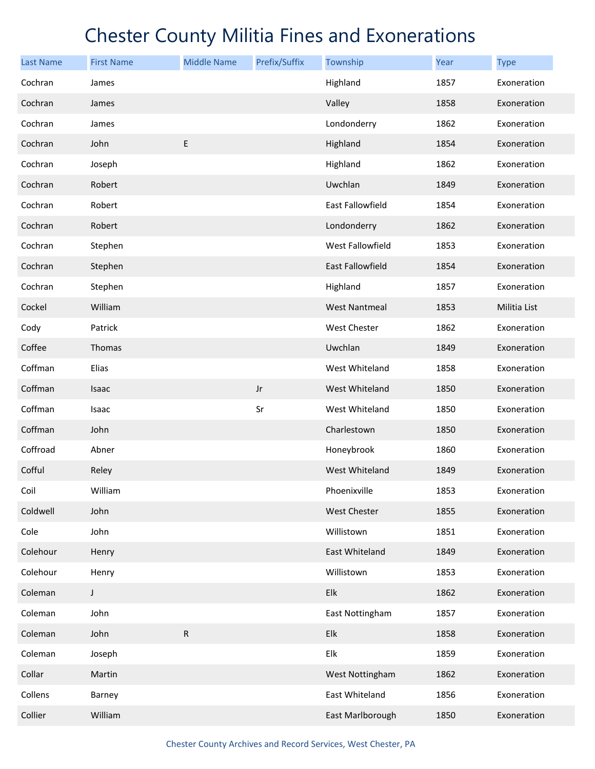# Chester County Militia Fines and Exonerations

| Last Name | First Name | Middle Name | Prefix/Suffix | Township | Year | Type |
|---|---|---|---|---|---|---|
| Cochran | James | | | Highland | 1857 | Exoneration |
| Cochran | James | | | Valley | 1858 | Exoneration |
| Cochran | James | | | Londonderry | 1862 | Exoneration |
| Cochran | John | E | | Highland | 1854 | Exoneration |
| Cochran | Joseph | | | Highland | 1862 | Exoneration |
| Cochran | Robert | | | Uwchlan | 1849 | Exoneration |
| Cochran | Robert | | | East Fallowfield | 1854 | Exoneration |
| Cochran | Robert | | | Londonderry | 1862 | Exoneration |
| Cochran | Stephen | | | West Fallowfield | 1853 | Exoneration |
| Cochran | Stephen | | | East Fallowfield | 1854 | Exoneration |
| Cochran | Stephen | | | Highland | 1857 | Exoneration |
| Cockel | William | | | West Nantmeal | 1853 | Militia List |
| Cody | Patrick | | | West Chester | 1862 | Exoneration |
| Coffee | Thomas | | | Uwchlan | 1849 | Exoneration |
| Coffman | Elias | | | West Whiteland | 1858 | Exoneration |
| Coffman | Isaac | | Jr | West Whiteland | 1850 | Exoneration |
| Coffman | Isaac | | Sr | West Whiteland | 1850 | Exoneration |
| Coffman | John | | | Charlestown | 1850 | Exoneration |
| Coffroad | Abner | | | Honeybrook | 1860 | Exoneration |
| Cofful | Reley | | | West Whiteland | 1849 | Exoneration |
| Coil | William | | | Phoenixville | 1853 | Exoneration |
| Coldwell | John | | | West Chester | 1855 | Exoneration |
| Cole | John | | | Willistown | 1851 | Exoneration |
| Colehour | Henry | | | East Whiteland | 1849 | Exoneration |
| Colehour | Henry | | | Willistown | 1853 | Exoneration |
| Coleman | J | | | Elk | 1862 | Exoneration |
| Coleman | John | | | East Nottingham | 1857 | Exoneration |
| Coleman | John | R | | Elk | 1858 | Exoneration |
| Coleman | Joseph | | | Elk | 1859 | Exoneration |
| Collar | Martin | | | West Nottingham | 1862 | Exoneration |
| Collens | Barney | | | East Whiteland | 1856 | Exoneration |
| Collier | William | | | East Marlborough | 1850 | Exoneration |

Chester County Archives and Record Services, West Chester, PA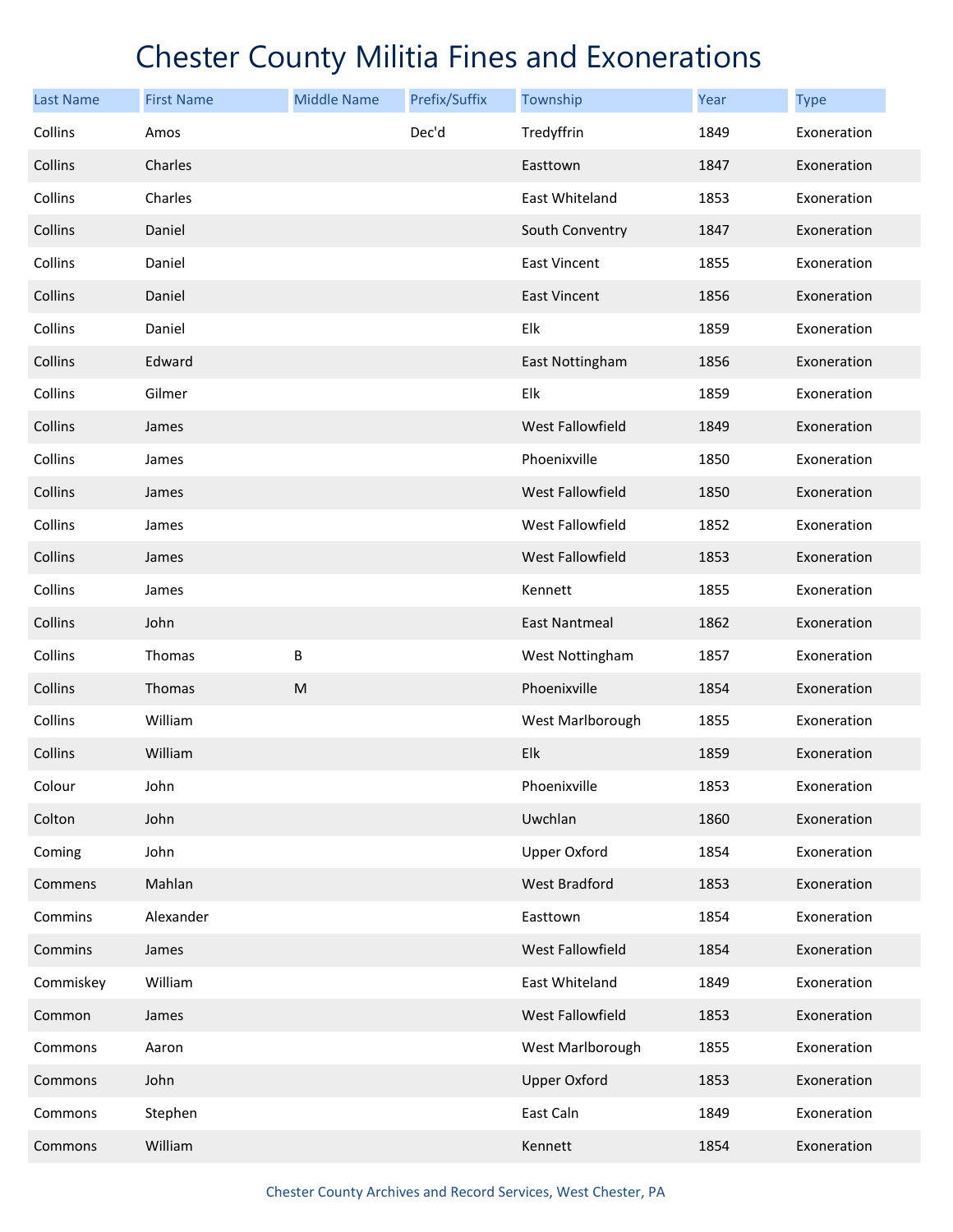# Chester County Militia Fines and Exonerations

| Last Name | First Name | Middle Name | Prefix/Suffix | Township | Year | Type |
|---|---|---|---|---|---|---|
| Collins | Amos | | Dec'd | Tredyffrin | 1849 | Exoneration |
| Collins | Charles | | | Easttown | 1847 | Exoneration |
| Collins | Charles | | | East Whiteland | 1853 | Exoneration |
| Collins | Daniel | | | South Conventry | 1847 | Exoneration |
| Collins | Daniel | | | East Vincent | 1855 | Exoneration |
| Collins | Daniel | | | East Vincent | 1856 | Exoneration |
| Collins | Daniel | | | Elk | 1859 | Exoneration |
| Collins | Edward | | | East Nottingham | 1856 | Exoneration |
| Collins | Gilmer | | | Elk | 1859 | Exoneration |
| Collins | James | | | West Fallowfield | 1849 | Exoneration |
| Collins | James | | | Phoenixville | 1850 | Exoneration |
| Collins | James | | | West Fallowfield | 1850 | Exoneration |
| Collins | James | | | West Fallowfield | 1852 | Exoneration |
| Collins | James | | | West Fallowfield | 1853 | Exoneration |
| Collins | James | | | Kennett | 1855 | Exoneration |
| Collins | John | | | East Nantmeal | 1862 | Exoneration |
| Collins | Thomas | B | | West Nottingham | 1857 | Exoneration |
| Collins | Thomas | M | | Phoenixville | 1854 | Exoneration |
| Collins | William | | | West Marlborough | 1855 | Exoneration |
| Collins | William | | | Elk | 1859 | Exoneration |
| Colour | John | | | Phoenixville | 1853 | Exoneration |
| Colton | John | | | Uwchlan | 1860 | Exoneration |
| Coming | John | | | Upper Oxford | 1854 | Exoneration |
| Commens | Mahlan | | | West Bradford | 1853 | Exoneration |
| Commins | Alexander | | | Easttown | 1854 | Exoneration |
| Commins | James | | | West Fallowfield | 1854 | Exoneration |
| Commiskey | William | | | East Whiteland | 1849 | Exoneration |
| Common | James | | | West Fallowfield | 1853 | Exoneration |
| Commons | Aaron | | | West Marlborough | 1855 | Exoneration |
| Commons | John | | | Upper Oxford | 1853 | Exoneration |
| Commons | Stephen | | | East Caln | 1849 | Exoneration |
| Commons | William | | | Kennett | 1854 | Exoneration |

Chester County Archives and Record Services, West Chester, PA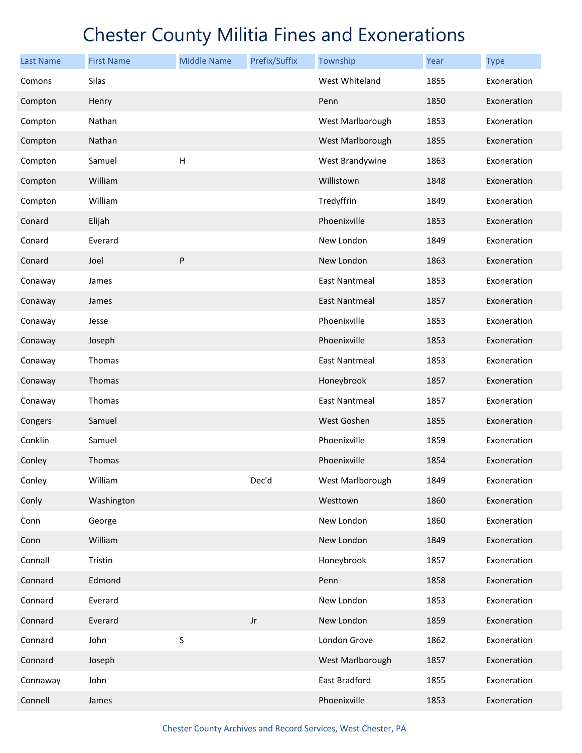# Chester County Militia Fines and Exonerations

| Last Name | First Name | Middle Name | Prefix/Suffix | Township | Year | Type |
|---|---|---|---|---|---|---|
| Comons | Silas | | | West Whiteland | 1855 | Exoneration |
| Compton | Henry | | | Penn | 1850 | Exoneration |
| Compton | Nathan | | | West Marlborough | 1853 | Exoneration |
| Compton | Nathan | | | West Marlborough | 1855 | Exoneration |
| Compton | Samuel | H | | West Brandywine | 1863 | Exoneration |
| Compton | William | | | Willistown | 1848 | Exoneration |
| Compton | William | | | Tredyffrin | 1849 | Exoneration |
| Conard | Elijah | | | Phoenixville | 1853 | Exoneration |
| Conard | Everard | | | New London | 1849 | Exoneration |
| Conard | Joel | P | | New London | 1863 | Exoneration |
| Conaway | James | | | East Nantmeal | 1853 | Exoneration |
| Conaway | James | | | East Nantmeal | 1857 | Exoneration |
| Conaway | Jesse | | | Phoenixville | 1853 | Exoneration |
| Conaway | Joseph | | | Phoenixville | 1853 | Exoneration |
| Conaway | Thomas | | | East Nantmeal | 1853 | Exoneration |
| Conaway | Thomas | | | Honeybrook | 1857 | Exoneration |
| Conaway | Thomas | | | East Nantmeal | 1857 | Exoneration |
| Congers | Samuel | | | West Goshen | 1855 | Exoneration |
| Conklin | Samuel | | | Phoenixville | 1859 | Exoneration |
| Conley | Thomas | | | Phoenixville | 1854 | Exoneration |
| Conley | William | | Dec'd | West Marlborough | 1849 | Exoneration |
| Conly | Washington | | | Westtown | 1860 | Exoneration |
| Conn | George | | | New London | 1860 | Exoneration |
| Conn | William | | | New London | 1849 | Exoneration |
| Connall | Tristin | | | Honeybrook | 1857 | Exoneration |
| Connard | Edmond | | | Penn | 1858 | Exoneration |
| Connard | Everard | | | New London | 1853 | Exoneration |
| Connard | Everard | | Jr | New London | 1859 | Exoneration |
| Connard | John | S | | London Grove | 1862 | Exoneration |
| Connard | Joseph | | | West Marlborough | 1857 | Exoneration |
| Connaway | John | | | East Bradford | 1855 | Exoneration |
| Connell | James | | | Phoenixville | 1853 | Exoneration |

Chester County Archives and Record Services, West Chester, PA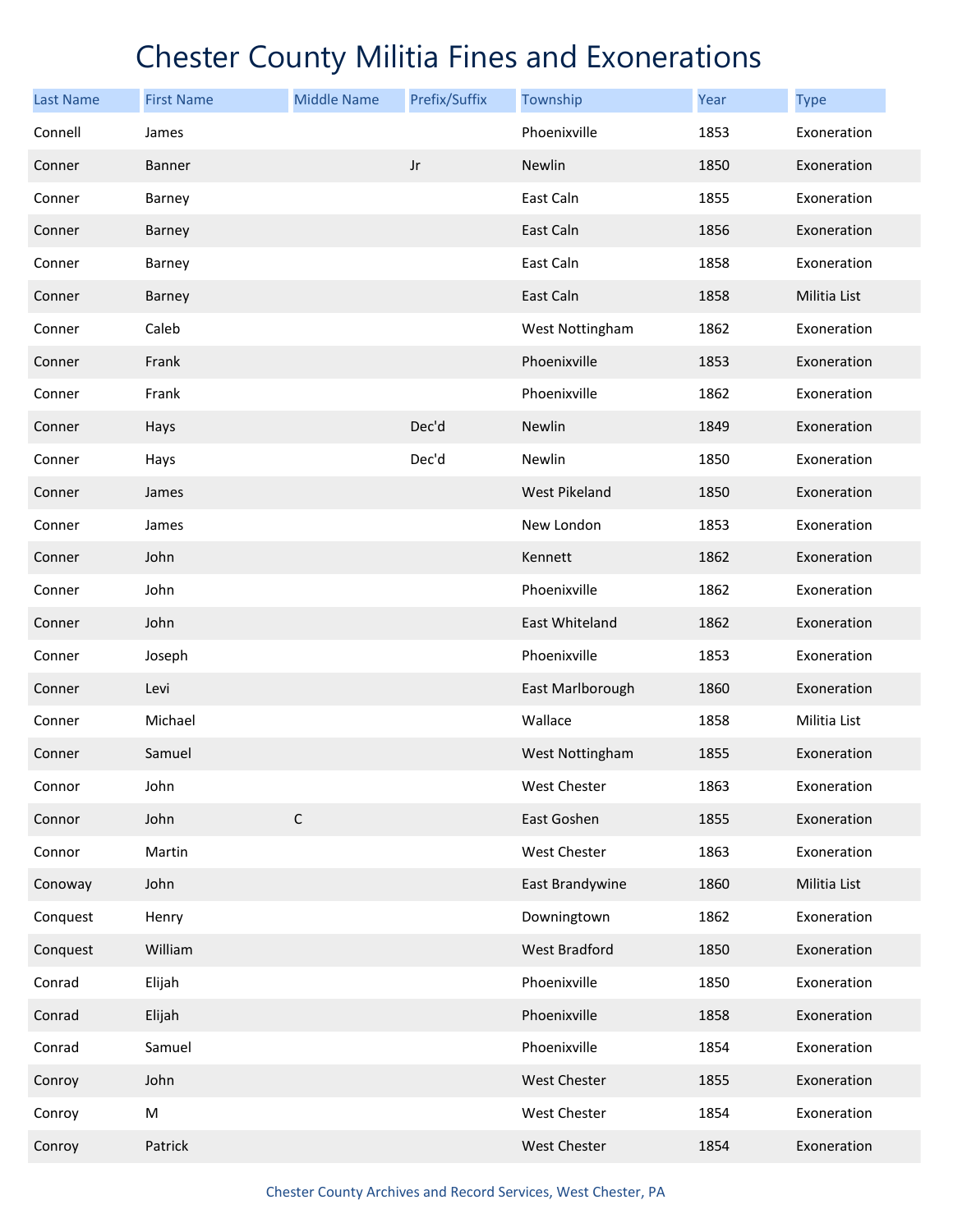# Chester County Militia Fines and Exonerations

| Last Name | First Name | Middle Name | Prefix/Suffix | Township | Year | Type |
|---|---|---|---|---|---|---|
| Connell | James | | | Phoenixville | 1853 | Exoneration |
| Conner | Banner | | Jr | Newlin | 1850 | Exoneration |
| Conner | Barney | | | East Caln | 1855 | Exoneration |
| Conner | Barney | | | East Caln | 1856 | Exoneration |
| Conner | Barney | | | East Caln | 1858 | Exoneration |
| Conner | Barney | | | East Caln | 1858 | Militia List |
| Conner | Caleb | | | West Nottingham | 1862 | Exoneration |
| Conner | Frank | | | Phoenixville | 1853 | Exoneration |
| Conner | Frank | | | Phoenixville | 1862 | Exoneration |
| Conner | Hays | | Dec'd | Newlin | 1849 | Exoneration |
| Conner | Hays | | Dec'd | Newlin | 1850 | Exoneration |
| Conner | James | | | West Pikeland | 1850 | Exoneration |
| Conner | James | | | New London | 1853 | Exoneration |
| Conner | John | | | Kennett | 1862 | Exoneration |
| Conner | John | | | Phoenixville | 1862 | Exoneration |
| Conner | John | | | East Whiteland | 1862 | Exoneration |
| Conner | Joseph | | | Phoenixville | 1853 | Exoneration |
| Conner | Levi | | | East Marlborough | 1860 | Exoneration |
| Conner | Michael | | | Wallace | 1858 | Militia List |
| Conner | Samuel | | | West Nottingham | 1855 | Exoneration |
| Connor | John | | | West Chester | 1863 | Exoneration |
| Connor | John | C | | East Goshen | 1855 | Exoneration |
| Connor | Martin | | | West Chester | 1863 | Exoneration |
| Conoway | John | | | East Brandywine | 1860 | Militia List |
| Conquest | Henry | | | Downingtown | 1862 | Exoneration |
| Conquest | William | | | West Bradford | 1850 | Exoneration |
| Conrad | Elijah | | | Phoenixville | 1850 | Exoneration |
| Conrad | Elijah | | | Phoenixville | 1858 | Exoneration |
| Conrad | Samuel | | | Phoenixville | 1854 | Exoneration |
| Conroy | John | | | West Chester | 1855 | Exoneration |
| Conroy | M | | | West Chester | 1854 | Exoneration |
| Conroy | Patrick | | | West Chester | 1854 | Exoneration |

Chester County Archives and Record Services, West Chester, PA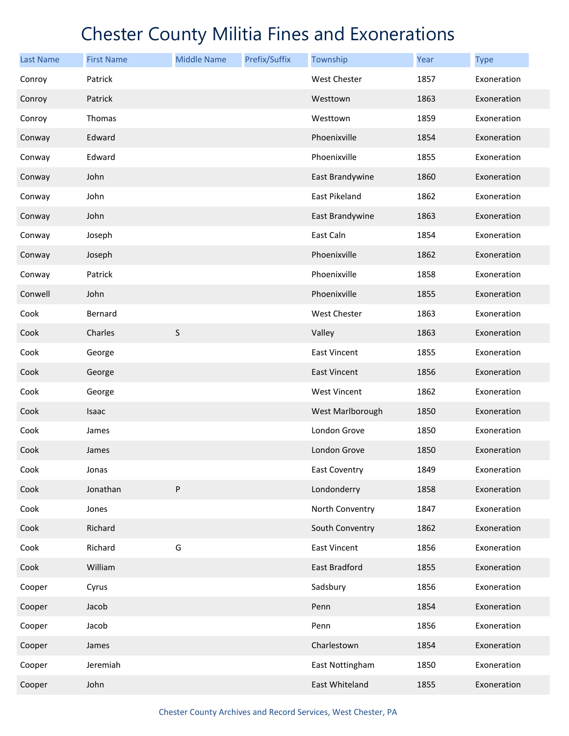# Chester County Militia Fines and Exonerations

| Last Name | First Name | Middle Name | Prefix/Suffix | Township | Year | Type |
|---|---|---|---|---|---|---|
| Conroy | Patrick | | | West Chester | 1857 | Exoneration |
| Conroy | Patrick | | | Westtown | 1863 | Exoneration |
| Conroy | Thomas | | | Westtown | 1859 | Exoneration |
| Conway | Edward | | | Phoenixville | 1854 | Exoneration |
| Conway | Edward | | | Phoenixville | 1855 | Exoneration |
| Conway | John | | | East Brandywine | 1860 | Exoneration |
| Conway | John | | | East Pikeland | 1862 | Exoneration |
| Conway | John | | | East Brandywine | 1863 | Exoneration |
| Conway | Joseph | | | East Caln | 1854 | Exoneration |
| Conway | Joseph | | | Phoenixville | 1862 | Exoneration |
| Conway | Patrick | | | Phoenixville | 1858 | Exoneration |
| Conwell | John | | | Phoenixville | 1855 | Exoneration |
| Cook | Bernard | | | West Chester | 1863 | Exoneration |
| Cook | Charles | S | | Valley | 1863 | Exoneration |
| Cook | George | | | East Vincent | 1855 | Exoneration |
| Cook | George | | | East Vincent | 1856 | Exoneration |
| Cook | George | | | West Vincent | 1862 | Exoneration |
| Cook | Isaac | | | West Marlborough | 1850 | Exoneration |
| Cook | James | | | London Grove | 1850 | Exoneration |
| Cook | James | | | London Grove | 1850 | Exoneration |
| Cook | Jonas | | | East Coventry | 1849 | Exoneration |
| Cook | Jonathan | P | | Londonderry | 1858 | Exoneration |
| Cook | Jones | | | North Conventry | 1847 | Exoneration |
| Cook | Richard | | | South Conventry | 1862 | Exoneration |
| Cook | Richard | G | | East Vincent | 1856 | Exoneration |
| Cook | William | | | East Bradford | 1855 | Exoneration |
| Cooper | Cyrus | | | Sadsbury | 1856 | Exoneration |
| Cooper | Jacob | | | Penn | 1854 | Exoneration |
| Cooper | Jacob | | | Penn | 1856 | Exoneration |
| Cooper | James | | | Charlestown | 1854 | Exoneration |
| Cooper | Jeremiah | | | East Nottingham | 1850 | Exoneration |
| Cooper | John | | | East Whiteland | 1855 | Exoneration |

Chester County Archives and Record Services, West Chester, PA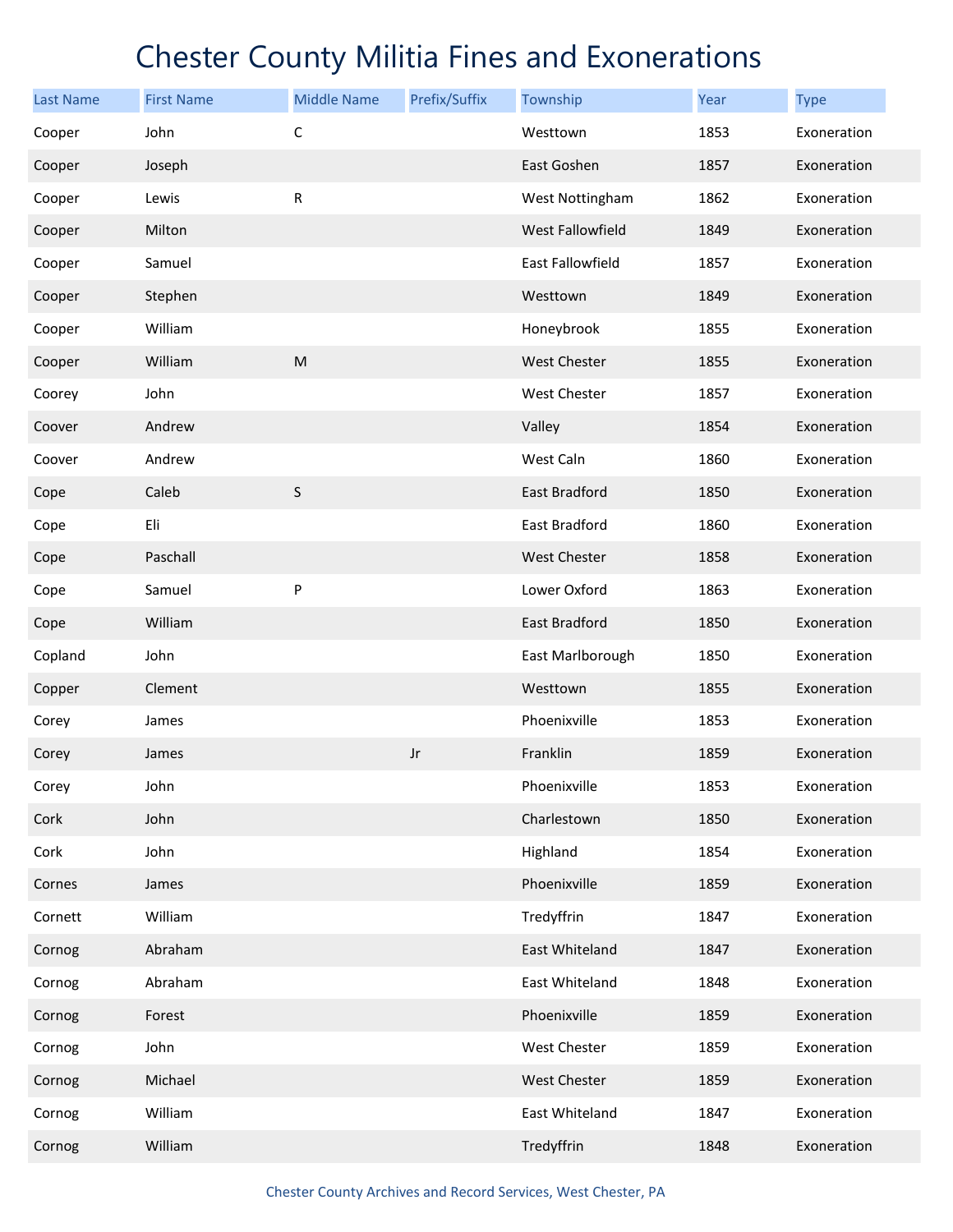# Chester County Militia Fines and Exonerations

| Last Name | First Name | Middle Name | Prefix/Suffix | Township | Year | Type |
|---|---|---|---|---|---|---|
| Cooper | John | C | | Westtown | 1853 | Exoneration |
| Cooper | Joseph | | | East Goshen | 1857 | Exoneration |
| Cooper | Lewis | R | | West Nottingham | 1862 | Exoneration |
| Cooper | Milton | | | West Fallowfield | 1849 | Exoneration |
| Cooper | Samuel | | | East Fallowfield | 1857 | Exoneration |
| Cooper | Stephen | | | Westtown | 1849 | Exoneration |
| Cooper | William | | | Honeybrook | 1855 | Exoneration |
| Cooper | William | M | | West Chester | 1855 | Exoneration |
| Coorey | John | | | West Chester | 1857 | Exoneration |
| Coover | Andrew | | | Valley | 1854 | Exoneration |
| Coover | Andrew | | | West Caln | 1860 | Exoneration |
| Cope | Caleb | S | | East Bradford | 1850 | Exoneration |
| Cope | Eli | | | East Bradford | 1860 | Exoneration |
| Cope | Paschall | | | West Chester | 1858 | Exoneration |
| Cope | Samuel | P | | Lower Oxford | 1863 | Exoneration |
| Cope | William | | | East Bradford | 1850 | Exoneration |
| Copland | John | | | East Marlborough | 1850 | Exoneration |
| Copper | Clement | | | Westtown | 1855 | Exoneration |
| Corey | James | | | Phoenixville | 1853 | Exoneration |
| Corey | James | | Jr | Franklin | 1859 | Exoneration |
| Corey | John | | | Phoenixville | 1853 | Exoneration |
| Cork | John | | | Charlestown | 1850 | Exoneration |
| Cork | John | | | Highland | 1854 | Exoneration |
| Cornes | James | | | Phoenixville | 1859 | Exoneration |
| Cornett | William | | | Tredyffrin | 1847 | Exoneration |
| Cornog | Abraham | | | East Whiteland | 1847 | Exoneration |
| Cornog | Abraham | | | East Whiteland | 1848 | Exoneration |
| Cornog | Forest | | | Phoenixville | 1859 | Exoneration |
| Cornog | John | | | West Chester | 1859 | Exoneration |
| Cornog | Michael | | | West Chester | 1859 | Exoneration |
| Cornog | William | | | East Whiteland | 1847 | Exoneration |
| Cornog | William | | | Tredyffrin | 1848 | Exoneration |

Chester County Archives and Record Services, West Chester, PA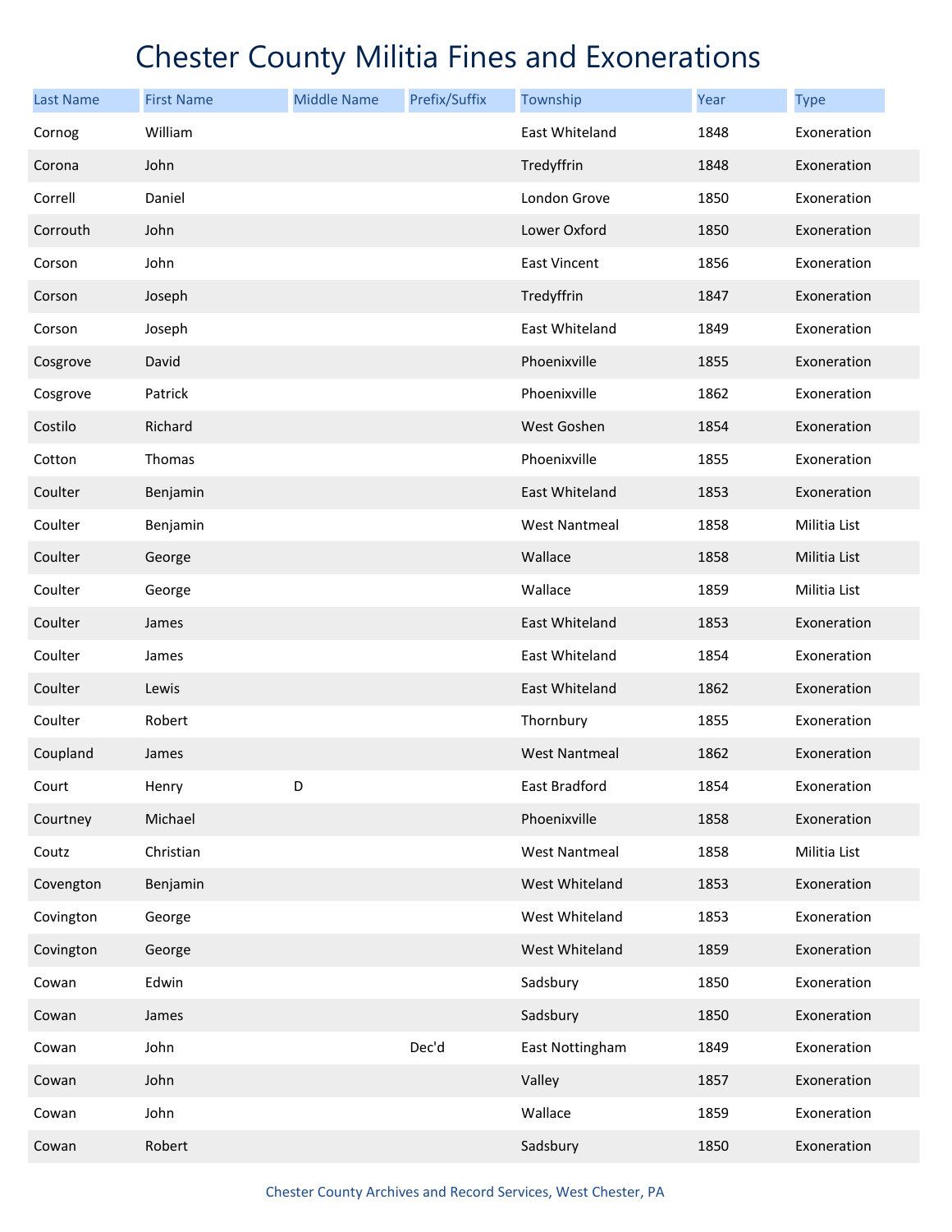# Chester County Militia Fines and Exonerations

| Last Name | First Name | Middle Name | Prefix/Suffix | Township | Year | Type |
|---|---|---|---|---|---|---|
| Cornog | William | | | East Whiteland | 1848 | Exoneration |
| Corona | John | | | Tredyffrin | 1848 | Exoneration |
| Correll | Daniel | | | London Grove | 1850 | Exoneration |
| Corrouth | John | | | Lower Oxford | 1850 | Exoneration |
| Corson | John | | | East Vincent | 1856 | Exoneration |
| Corson | Joseph | | | Tredyffrin | 1847 | Exoneration |
| Corson | Joseph | | | East Whiteland | 1849 | Exoneration |
| Cosgrove | David | | | Phoenixville | 1855 | Exoneration |
| Cosgrove | Patrick | | | Phoenixville | 1862 | Exoneration |
| Costilo | Richard | | | West Goshen | 1854 | Exoneration |
| Cotton | Thomas | | | Phoenixville | 1855 | Exoneration |
| Coulter | Benjamin | | | East Whiteland | 1853 | Exoneration |
| Coulter | Benjamin | | | West Nantmeal | 1858 | Militia List |
| Coulter | George | | | Wallace | 1858 | Militia List |
| Coulter | George | | | Wallace | 1859 | Militia List |
| Coulter | James | | | East Whiteland | 1853 | Exoneration |
| Coulter | James | | | East Whiteland | 1854 | Exoneration |
| Coulter | Lewis | | | East Whiteland | 1862 | Exoneration |
| Coulter | Robert | | | Thornbury | 1855 | Exoneration |
| Coupland | James | | | West Nantmeal | 1862 | Exoneration |
| Court | Henry | D | | East Bradford | 1854 | Exoneration |
| Courtney | Michael | | | Phoenixville | 1858 | Exoneration |
| Coutz | Christian | | | West Nantmeal | 1858 | Militia List |
| Covengton | Benjamin | | | West Whiteland | 1853 | Exoneration |
| Covington | George | | | West Whiteland | 1853 | Exoneration |
| Covington | George | | | West Whiteland | 1859 | Exoneration |
| Cowan | Edwin | | | Sadsbury | 1850 | Exoneration |
| Cowan | James | | | Sadsbury | 1850 | Exoneration |
| Cowan | John | | Dec'd | East Nottingham | 1849 | Exoneration |
| Cowan | John | | | Valley | 1857 | Exoneration |
| Cowan | John | | | Wallace | 1859 | Exoneration |
| Cowan | Robert | | | Sadsbury | 1850 | Exoneration |

Chester County Archives and Record Services, West Chester, PA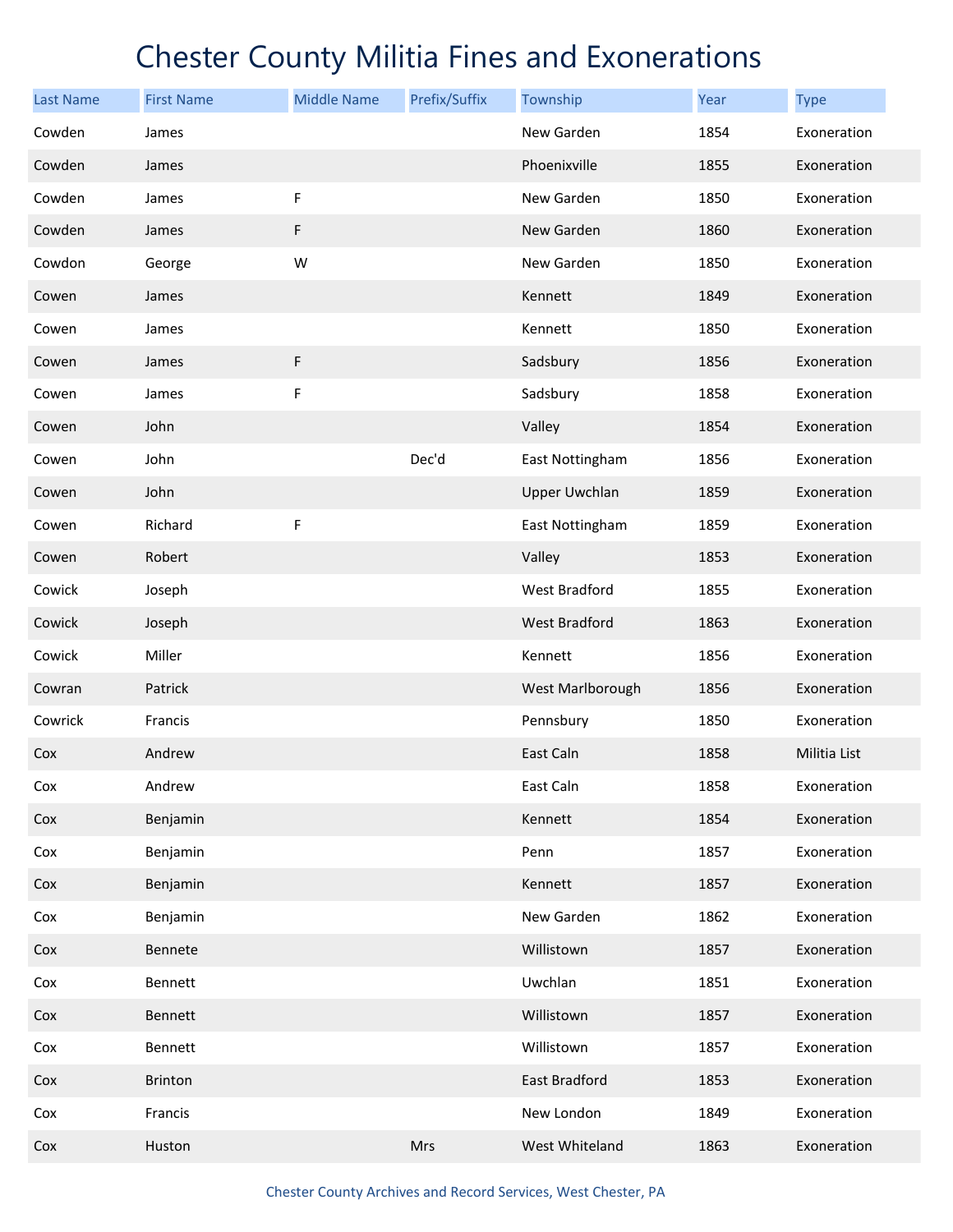# Chester County Militia Fines and Exonerations

| Last Name | First Name | Middle Name | Prefix/Suffix | Township | Year | Type |
|---|---|---|---|---|---|---|
| Cowden | James | | | New Garden | 1854 | Exoneration |
| Cowden | James | | | Phoenixville | 1855 | Exoneration |
| Cowden | James | F | | New Garden | 1850 | Exoneration |
| Cowden | James | F | | New Garden | 1860 | Exoneration |
| Cowdon | George | W | | New Garden | 1850 | Exoneration |
| Cowen | James | | | Kennett | 1849 | Exoneration |
| Cowen | James | | | Kennett | 1850 | Exoneration |
| Cowen | James | F | | Sadsbury | 1856 | Exoneration |
| Cowen | James | F | | Sadsbury | 1858 | Exoneration |
| Cowen | John | | | Valley | 1854 | Exoneration |
| Cowen | John | | Dec'd | East Nottingham | 1856 | Exoneration |
| Cowen | John | | | Upper Uwchlan | 1859 | Exoneration |
| Cowen | Richard | F | | East Nottingham | 1859 | Exoneration |
| Cowen | Robert | | | Valley | 1853 | Exoneration |
| Cowick | Joseph | | | West Bradford | 1855 | Exoneration |
| Cowick | Joseph | | | West Bradford | 1863 | Exoneration |
| Cowick | Miller | | | Kennett | 1856 | Exoneration |
| Cowran | Patrick | | | West Marlborough | 1856 | Exoneration |
| Cowrick | Francis | | | Pennsbury | 1850 | Exoneration |
| Cox | Andrew | | | East Caln | 1858 | Militia List |
| Cox | Andrew | | | East Caln | 1858 | Exoneration |
| Cox | Benjamin | | | Kennett | 1854 | Exoneration |
| Cox | Benjamin | | | Penn | 1857 | Exoneration |
| Cox | Benjamin | | | Kennett | 1857 | Exoneration |
| Cox | Benjamin | | | New Garden | 1862 | Exoneration |
| Cox | Bennete | | | Willistown | 1857 | Exoneration |
| Cox | Bennett | | | Uwchlan | 1851 | Exoneration |
| Cox | Bennett | | | Willistown | 1857 | Exoneration |
| Cox | Bennett | | | Willistown | 1857 | Exoneration |
| Cox | Brinton | | | East Bradford | 1853 | Exoneration |
| Cox | Francis | | | New London | 1849 | Exoneration |
| Cox | Huston | | Mrs | West Whiteland | 1863 | Exoneration |

Chester County Archives and Record Services, West Chester, PA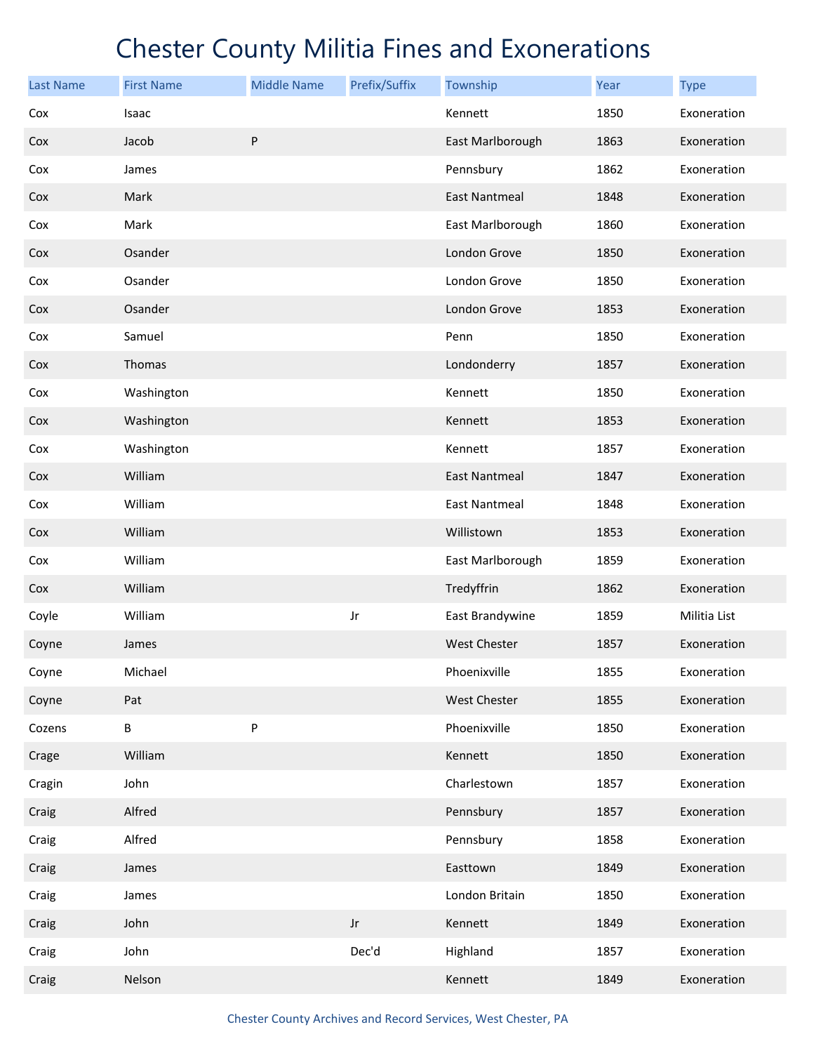# Chester County Militia Fines and Exonerations

| Last Name | First Name | Middle Name | Prefix/Suffix | Township | Year | Type |
|---|---|---|---|---|---|---|
| Cox | Isaac | | | Kennett | 1850 | Exoneration |
| Cox | Jacob | P | | East Marlborough | 1863 | Exoneration |
| Cox | James | | | Pennsbury | 1862 | Exoneration |
| Cox | Mark | | | East Nantmeal | 1848 | Exoneration |
| Cox | Mark | | | East Marlborough | 1860 | Exoneration |
| Cox | Osander | | | London Grove | 1850 | Exoneration |
| Cox | Osander | | | London Grove | 1850 | Exoneration |
| Cox | Osander | | | London Grove | 1853 | Exoneration |
| Cox | Samuel | | | Penn | 1850 | Exoneration |
| Cox | Thomas | | | Londonderry | 1857 | Exoneration |
| Cox | Washington | | | Kennett | 1850 | Exoneration |
| Cox | Washington | | | Kennett | 1853 | Exoneration |
| Cox | Washington | | | Kennett | 1857 | Exoneration |
| Cox | William | | | East Nantmeal | 1847 | Exoneration |
| Cox | William | | | East Nantmeal | 1848 | Exoneration |
| Cox | William | | | Willistown | 1853 | Exoneration |
| Cox | William | | | East Marlborough | 1859 | Exoneration |
| Cox | William | | | Tredyffrin | 1862 | Exoneration |
| Coyle | William | | Jr | East Brandywine | 1859 | Militia List |
| Coyne | James | | | West Chester | 1857 | Exoneration |
| Coyne | Michael | | | Phoenixville | 1855 | Exoneration |
| Coyne | Pat | | | West Chester | 1855 | Exoneration |
| Cozens | B | P | | Phoenixville | 1850 | Exoneration |
| Crage | William | | | Kennett | 1850 | Exoneration |
| Cragin | John | | | Charlestown | 1857 | Exoneration |
| Craig | Alfred | | | Pennsbury | 1857 | Exoneration |
| Craig | Alfred | | | Pennsbury | 1858 | Exoneration |
| Craig | James | | | Easttown | 1849 | Exoneration |
| Craig | James | | | London Britain | 1850 | Exoneration |
| Craig | John | | Jr | Kennett | 1849 | Exoneration |
| Craig | John | | Dec'd | Highland | 1857 | Exoneration |
| Craig | Nelson | | | Kennett | 1849 | Exoneration |

Chester County Archives and Record Services, West Chester, PA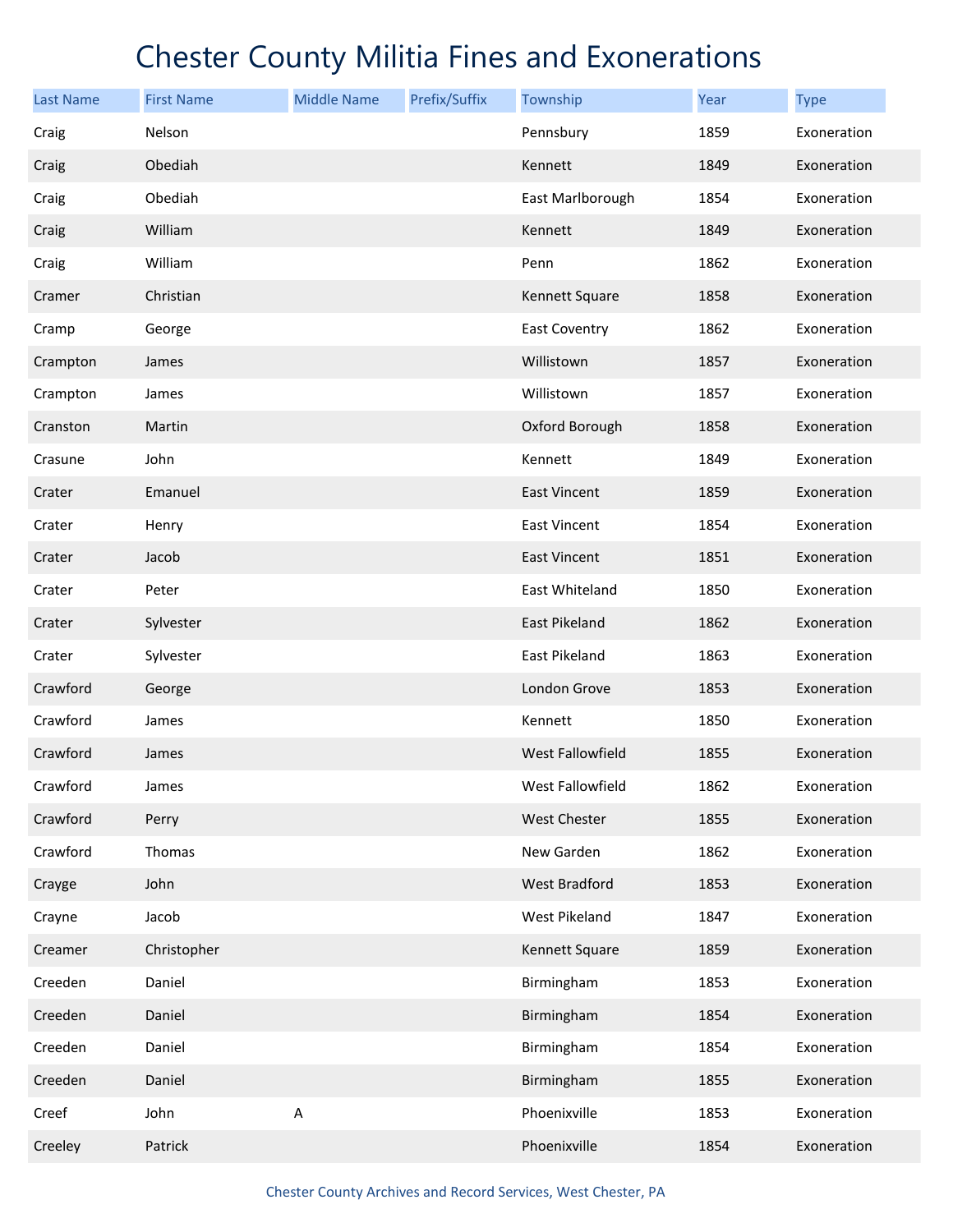# Chester County Militia Fines and Exonerations

| Last Name | First Name | Middle Name | Prefix/Suffix | Township | Year | Type |
|---|---|---|---|---|---|---|
| Craig | Nelson | | | Pennsbury | 1859 | Exoneration |
| Craig | Obediah | | | Kennett | 1849 | Exoneration |
| Craig | Obediah | | | East Marlborough | 1854 | Exoneration |
| Craig | William | | | Kennett | 1849 | Exoneration |
| Craig | William | | | Penn | 1862 | Exoneration |
| Cramer | Christian | | | Kennett Square | 1858 | Exoneration |
| Cramp | George | | | East Coventry | 1862 | Exoneration |
| Crampton | James | | | Willistown | 1857 | Exoneration |
| Crampton | James | | | Willistown | 1857 | Exoneration |
| Cranston | Martin | | | Oxford Borough | 1858 | Exoneration |
| Crasune | John | | | Kennett | 1849 | Exoneration |
| Crater | Emanuel | | | East Vincent | 1859 | Exoneration |
| Crater | Henry | | | East Vincent | 1854 | Exoneration |
| Crater | Jacob | | | East Vincent | 1851 | Exoneration |
| Crater | Peter | | | East Whiteland | 1850 | Exoneration |
| Crater | Sylvester | | | East Pikeland | 1862 | Exoneration |
| Crater | Sylvester | | | East Pikeland | 1863 | Exoneration |
| Crawford | George | | | London Grove | 1853 | Exoneration |
| Crawford | James | | | Kennett | 1850 | Exoneration |
| Crawford | James | | | West Fallowfield | 1855 | Exoneration |
| Crawford | James | | | West Fallowfield | 1862 | Exoneration |
| Crawford | Perry | | | West Chester | 1855 | Exoneration |
| Crawford | Thomas | | | New Garden | 1862 | Exoneration |
| Crayge | John | | | West Bradford | 1853 | Exoneration |
| Crayne | Jacob | | | West Pikeland | 1847 | Exoneration |
| Creamer | Christopher | | | Kennett Square | 1859 | Exoneration |
| Creeden | Daniel | | | Birmingham | 1853 | Exoneration |
| Creeden | Daniel | | | Birmingham | 1854 | Exoneration |
| Creeden | Daniel | | | Birmingham | 1854 | Exoneration |
| Creeden | Daniel | | | Birmingham | 1855 | Exoneration |
| Creef | John | A | | Phoenixville | 1853 | Exoneration |
| Creeley | Patrick | | | Phoenixville | 1854 | Exoneration |

Chester County Archives and Record Services, West Chester, PA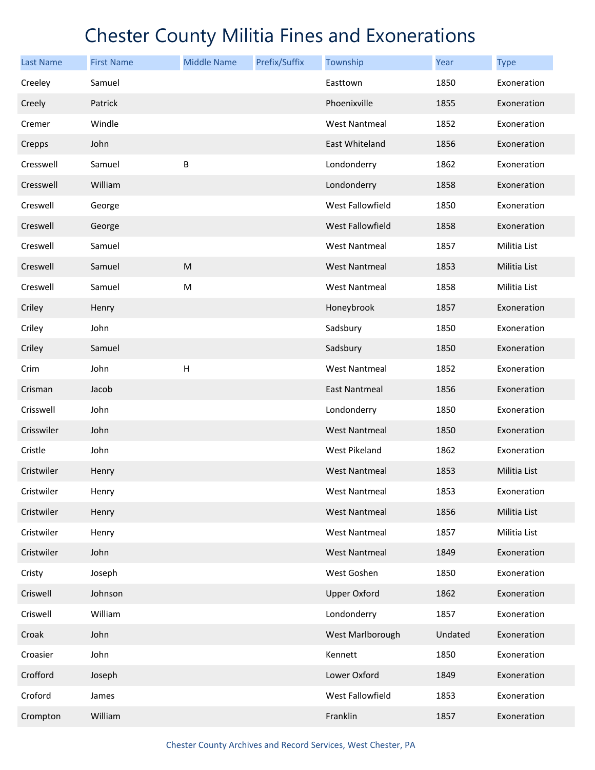# Chester County Militia Fines and Exonerations

| Last Name | First Name | Middle Name | Prefix/Suffix | Township | Year | Type |
|---|---|---|---|---|---|---|
| Creeley | Samuel | | | Easttown | 1850 | Exoneration |
| Creely | Patrick | | | Phoenixville | 1855 | Exoneration |
| Cremer | Windle | | | West Nantmeal | 1852 | Exoneration |
| Crepps | John | | | East Whiteland | 1856 | Exoneration |
| Cresswell | Samuel | B | | Londonderry | 1862 | Exoneration |
| Cresswell | William | | | Londonderry | 1858 | Exoneration |
| Creswell | George | | | West Fallowfield | 1850 | Exoneration |
| Creswell | George | | | West Fallowfield | 1858 | Exoneration |
| Creswell | Samuel | | | West Nantmeal | 1857 | Militia List |
| Creswell | Samuel | M | | West Nantmeal | 1853 | Militia List |
| Creswell | Samuel | M | | West Nantmeal | 1858 | Militia List |
| Criley | Henry | | | Honeybrook | 1857 | Exoneration |
| Criley | John | | | Sadsbury | 1850 | Exoneration |
| Criley | Samuel | | | Sadsbury | 1850 | Exoneration |
| Crim | John | H | | West Nantmeal | 1852 | Exoneration |
| Crisman | Jacob | | | East Nantmeal | 1856 | Exoneration |
| Crisswell | John | | | Londonderry | 1850 | Exoneration |
| Crisswiler | John | | | West Nantmeal | 1850 | Exoneration |
| Cristle | John | | | West Pikeland | 1862 | Exoneration |
| Cristwiler | Henry | | | West Nantmeal | 1853 | Militia List |
| Cristwiler | Henry | | | West Nantmeal | 1853 | Exoneration |
| Cristwiler | Henry | | | West Nantmeal | 1856 | Militia List |
| Cristwiler | Henry | | | West Nantmeal | 1857 | Militia List |
| Cristwiler | John | | | West Nantmeal | 1849 | Exoneration |
| Cristy | Joseph | | | West Goshen | 1850 | Exoneration |
| Criswell | Johnson | | | Upper Oxford | 1862 | Exoneration |
| Criswell | William | | | Londonderry | 1857 | Exoneration |
| Croak | John | | | West Marlborough | Undated | Exoneration |
| Croasier | John | | | Kennett | 1850 | Exoneration |
| Crofford | Joseph | | | Lower Oxford | 1849 | Exoneration |
| Croford | James | | | West Fallowfield | 1853 | Exoneration |
| Crompton | William | | | Franklin | 1857 | Exoneration |

Chester County Archives and Record Services, West Chester, PA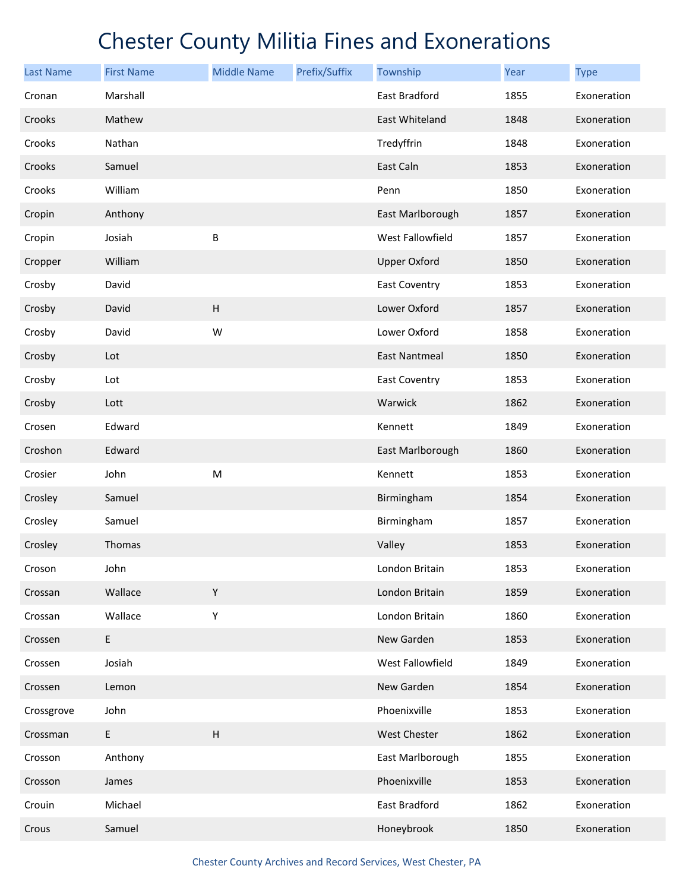# Chester County Militia Fines and Exonerations

| Last Name | First Name | Middle Name | Prefix/Suffix | Township | Year | Type |
|---|---|---|---|---|---|---|
| Cronan | Marshall | | | East Bradford | 1855 | Exoneration |
| Crooks | Mathew | | | East Whiteland | 1848 | Exoneration |
| Crooks | Nathan | | | Tredyffrin | 1848 | Exoneration |
| Crooks | Samuel | | | East Caln | 1853 | Exoneration |
| Crooks | William | | | Penn | 1850 | Exoneration |
| Cropin | Anthony | | | East Marlborough | 1857 | Exoneration |
| Cropin | Josiah | B | | West Fallowfield | 1857 | Exoneration |
| Cropper | William | | | Upper Oxford | 1850 | Exoneration |
| Crosby | David | | | East Coventry | 1853 | Exoneration |
| Crosby | David | H | | Lower Oxford | 1857 | Exoneration |
| Crosby | David | W | | Lower Oxford | 1858 | Exoneration |
| Crosby | Lot | | | East Nantmeal | 1850 | Exoneration |
| Crosby | Lot | | | East Coventry | 1853 | Exoneration |
| Crosby | Lott | | | Warwick | 1862 | Exoneration |
| Crosen | Edward | | | Kennett | 1849 | Exoneration |
| Croshon | Edward | | | East Marlborough | 1860 | Exoneration |
| Crosier | John | M | | Kennett | 1853 | Exoneration |
| Crosley | Samuel | | | Birmingham | 1854 | Exoneration |
| Crosley | Samuel | | | Birmingham | 1857 | Exoneration |
| Crosley | Thomas | | | Valley | 1853 | Exoneration |
| Croson | John | | | London Britain | 1853 | Exoneration |
| Crossan | Wallace | Y | | London Britain | 1859 | Exoneration |
| Crossan | Wallace | Y | | London Britain | 1860 | Exoneration |
| Crossen | E | | | New Garden | 1853 | Exoneration |
| Crossen | Josiah | | | West Fallowfield | 1849 | Exoneration |
| Crossen | Lemon | | | New Garden | 1854 | Exoneration |
| Crossgrove | John | | | Phoenixville | 1853 | Exoneration |
| Crossman | E | H | | West Chester | 1862 | Exoneration |
| Crosson | Anthony | | | East Marlborough | 1855 | Exoneration |
| Crosson | James | | | Phoenixville | 1853 | Exoneration |
| Crouin | Michael | | | East Bradford | 1862 | Exoneration |
| Crous | Samuel | | | Honeybrook | 1850 | Exoneration |

Chester County Archives and Record Services, West Chester, PA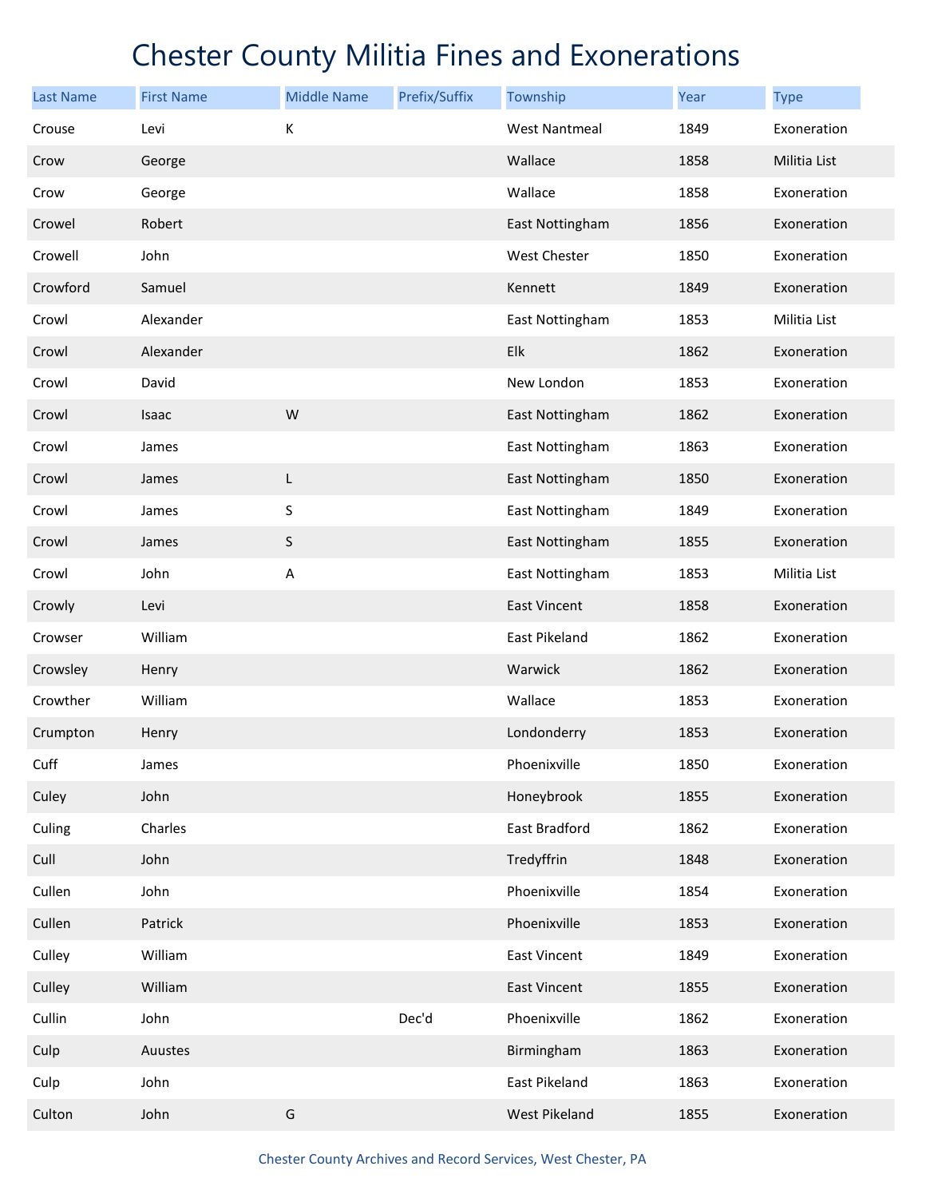# Chester County Militia Fines and Exonerations

| Last Name | First Name | Middle Name | Prefix/Suffix | Township | Year | Type |
|---|---|---|---|---|---|---|
| Crouse | Levi | K | | West Nantmeal | 1849 | Exoneration |
| Crow | George | | | Wallace | 1858 | Militia List |
| Crow | George | | | Wallace | 1858 | Exoneration |
| Crowel | Robert | | | East Nottingham | 1856 | Exoneration |
| Crowell | John | | | West Chester | 1850 | Exoneration |
| Crowford | Samuel | | | Kennett | 1849 | Exoneration |
| Crowl | Alexander | | | East Nottingham | 1853 | Militia List |
| Crowl | Alexander | | | Elk | 1862 | Exoneration |
| Crowl | David | | | New London | 1853 | Exoneration |
| Crowl | Isaac | W | | East Nottingham | 1862 | Exoneration |
| Crowl | James | | | East Nottingham | 1863 | Exoneration |
| Crowl | James | L | | East Nottingham | 1850 | Exoneration |
| Crowl | James | S | | East Nottingham | 1849 | Exoneration |
| Crowl | James | S | | East Nottingham | 1855 | Exoneration |
| Crowl | John | A | | East Nottingham | 1853 | Militia List |
| Crowly | Levi | | | East Vincent | 1858 | Exoneration |
| Crowser | William | | | East Pikeland | 1862 | Exoneration |
| Crowsley | Henry | | | Warwick | 1862 | Exoneration |
| Crowther | William | | | Wallace | 1853 | Exoneration |
| Crumpton | Henry | | | Londonderry | 1853 | Exoneration |
| Cuff | James | | | Phoenixville | 1850 | Exoneration |
| Culey | John | | | Honeybrook | 1855 | Exoneration |
| Culing | Charles | | | East Bradford | 1862 | Exoneration |
| Cull | John | | | Tredyffrin | 1848 | Exoneration |
| Cullen | John | | | Phoenixville | 1854 | Exoneration |
| Cullen | Patrick | | | Phoenixville | 1853 | Exoneration |
| Culley | William | | | East Vincent | 1849 | Exoneration |
| Culley | William | | | East Vincent | 1855 | Exoneration |
| Cullin | John | | Dec'd | Phoenixville | 1862 | Exoneration |
| Culp | Auustes | | | Birmingham | 1863 | Exoneration |
| Culp | John | | | East Pikeland | 1863 | Exoneration |
| Culton | John | G | | West Pikeland | 1855 | Exoneration |

Chester County Archives and Record Services, West Chester, PA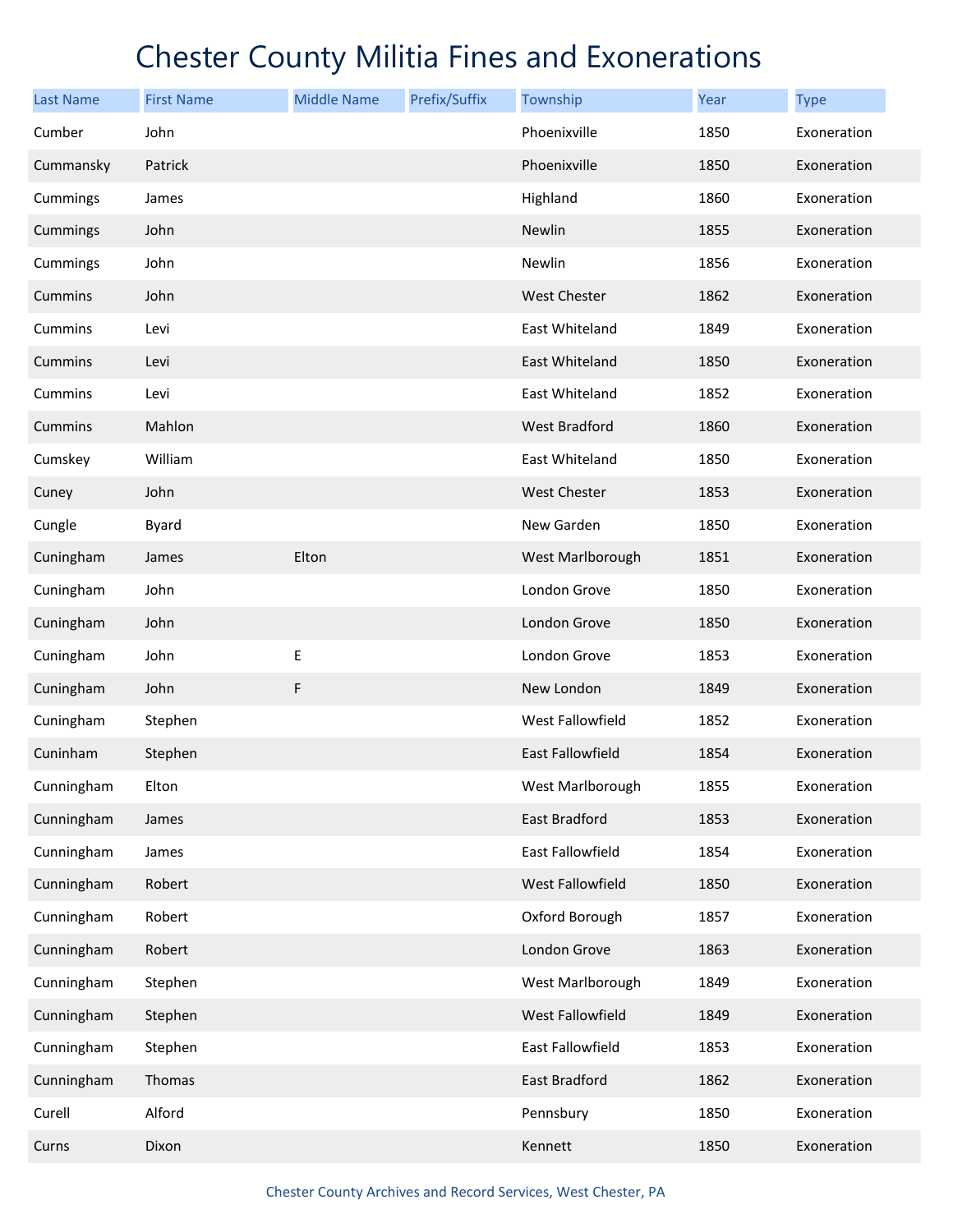# Chester County Militia Fines and Exonerations

| Last Name | First Name | Middle Name | Prefix/Suffix | Township | Year | Type |
|---|---|---|---|---|---|---|
| Cumber | John | | | Phoenixville | 1850 | Exoneration |
| Cummansky | Patrick | | | Phoenixville | 1850 | Exoneration |
| Cummings | James | | | Highland | 1860 | Exoneration |
| Cummings | John | | | Newlin | 1855 | Exoneration |
| Cummings | John | | | Newlin | 1856 | Exoneration |
| Cummins | John | | | West Chester | 1862 | Exoneration |
| Cummins | Levi | | | East Whiteland | 1849 | Exoneration |
| Cummins | Levi | | | East Whiteland | 1850 | Exoneration |
| Cummins | Levi | | | East Whiteland | 1852 | Exoneration |
| Cummins | Mahlon | | | West Bradford | 1860 | Exoneration |
| Cumskey | William | | | East Whiteland | 1850 | Exoneration |
| Cuney | John | | | West Chester | 1853 | Exoneration |
| Cungle | Byard | | | New Garden | 1850 | Exoneration |
| Cuningham | James | Elton | | West Marlborough | 1851 | Exoneration |
| Cuningham | John | | | London Grove | 1850 | Exoneration |
| Cuningham | John | | | London Grove | 1850 | Exoneration |
| Cuningham | John | E | | London Grove | 1853 | Exoneration |
| Cuningham | John | F | | New London | 1849 | Exoneration |
| Cuningham | Stephen | | | West Fallowfield | 1852 | Exoneration |
| Cuninham | Stephen | | | East Fallowfield | 1854 | Exoneration |
| Cunningham | Elton | | | West Marlborough | 1855 | Exoneration |
| Cunningham | James | | | East Bradford | 1853 | Exoneration |
| Cunningham | James | | | East Fallowfield | 1854 | Exoneration |
| Cunningham | Robert | | | West Fallowfield | 1850 | Exoneration |
| Cunningham | Robert | | | Oxford Borough | 1857 | Exoneration |
| Cunningham | Robert | | | London Grove | 1863 | Exoneration |
| Cunningham | Stephen | | | West Marlborough | 1849 | Exoneration |
| Cunningham | Stephen | | | West Fallowfield | 1849 | Exoneration |
| Cunningham | Stephen | | | East Fallowfield | 1853 | Exoneration |
| Cunningham | Thomas | | | East Bradford | 1862 | Exoneration |
| Curell | Alford | | | Pennsbury | 1850 | Exoneration |
| Curns | Dixon | | | Kennett | 1850 | Exoneration |

Chester County Archives and Record Services, West Chester, PA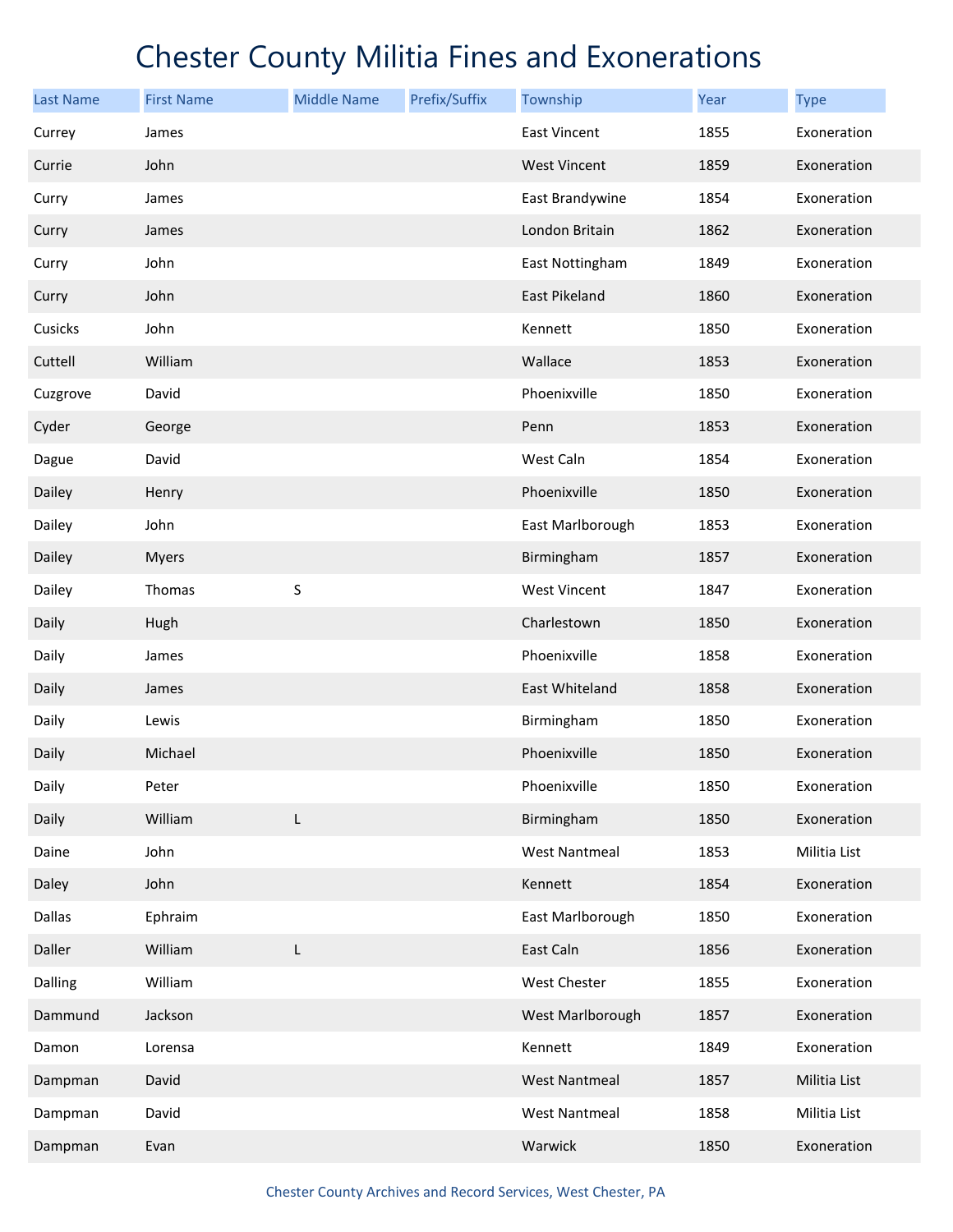# Chester County Militia Fines and Exonerations

| Last Name | First Name | Middle Name | Prefix/Suffix | Township | Year | Type |
|---|---|---|---|---|---|---|
| Currey | James | | | East Vincent | 1855 | Exoneration |
| Currie | John | | | West Vincent | 1859 | Exoneration |
| Curry | James | | | East Brandywine | 1854 | Exoneration |
| Curry | James | | | London Britain | 1862 | Exoneration |
| Curry | John | | | East Nottingham | 1849 | Exoneration |
| Curry | John | | | East Pikeland | 1860 | Exoneration |
| Cusicks | John | | | Kennett | 1850 | Exoneration |
| Cuttell | William | | | Wallace | 1853 | Exoneration |
| Cuzgrove | David | | | Phoenixville | 1850 | Exoneration |
| Cyder | George | | | Penn | 1853 | Exoneration |
| Dague | David | | | West Caln | 1854 | Exoneration |
| Dailey | Henry | | | Phoenixville | 1850 | Exoneration |
| Dailey | John | | | East Marlborough | 1853 | Exoneration |
| Dailey | Myers | | | Birmingham | 1857 | Exoneration |
| Dailey | Thomas | S | | West Vincent | 1847 | Exoneration |
| Daily | Hugh | | | Charlestown | 1850 | Exoneration |
| Daily | James | | | Phoenixville | 1858 | Exoneration |
| Daily | James | | | East Whiteland | 1858 | Exoneration |
| Daily | Lewis | | | Birmingham | 1850 | Exoneration |
| Daily | Michael | | | Phoenixville | 1850 | Exoneration |
| Daily | Peter | | | Phoenixville | 1850 | Exoneration |
| Daily | William | L | | Birmingham | 1850 | Exoneration |
| Daine | John | | | West Nantmeal | 1853 | Militia List |
| Daley | John | | | Kennett | 1854 | Exoneration |
| Dallas | Ephraim | | | East Marlborough | 1850 | Exoneration |
| Daller | William | L | | East Caln | 1856 | Exoneration |
| Dalling | William | | | West Chester | 1855 | Exoneration |
| Dammund | Jackson | | | West Marlborough | 1857 | Exoneration |
| Damon | Lorensa | | | Kennett | 1849 | Exoneration |
| Dampman | David | | | West Nantmeal | 1857 | Militia List |
| Dampman | David | | | West Nantmeal | 1858 | Militia List |
| Dampman | Evan | | | Warwick | 1850 | Exoneration |

Chester County Archives and Record Services, West Chester, PA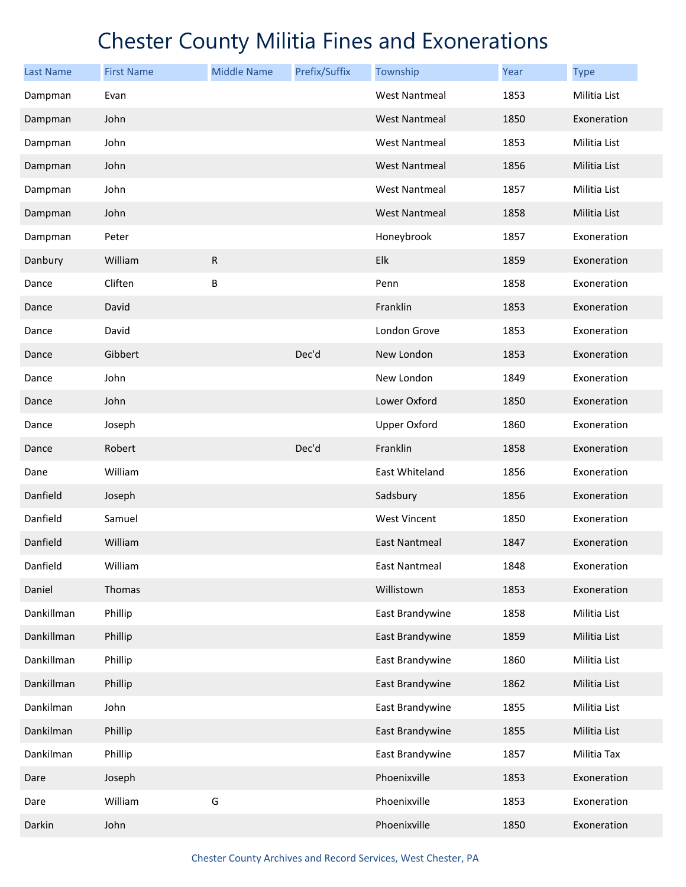# Chester County Militia Fines and Exonerations

| Last Name | First Name | Middle Name | Prefix/Suffix | Township | Year | Type |
|---|---|---|---|---|---|---|
| Dampman | Evan | | | West Nantmeal | 1853 | Militia List |
| Dampman | John | | | West Nantmeal | 1850 | Exoneration |
| Dampman | John | | | West Nantmeal | 1853 | Militia List |
| Dampman | John | | | West Nantmeal | 1856 | Militia List |
| Dampman | John | | | West Nantmeal | 1857 | Militia List |
| Dampman | John | | | West Nantmeal | 1858 | Militia List |
| Dampman | Peter | | | Honeybrook | 1857 | Exoneration |
| Danbury | William | R | | Elk | 1859 | Exoneration |
| Dance | Cliften | B | | Penn | 1858 | Exoneration |
| Dance | David | | | Franklin | 1853 | Exoneration |
| Dance | David | | | London Grove | 1853 | Exoneration |
| Dance | Gibbert | | Dec'd | New London | 1853 | Exoneration |
| Dance | John | | | New London | 1849 | Exoneration |
| Dance | John | | | Lower Oxford | 1850 | Exoneration |
| Dance | Joseph | | | Upper Oxford | 1860 | Exoneration |
| Dance | Robert | | Dec'd | Franklin | 1858 | Exoneration |
| Dane | William | | | East Whiteland | 1856 | Exoneration |
| Danfield | Joseph | | | Sadsbury | 1856 | Exoneration |
| Danfield | Samuel | | | West Vincent | 1850 | Exoneration |
| Danfield | William | | | East Nantmeal | 1847 | Exoneration |
| Danfield | William | | | East Nantmeal | 1848 | Exoneration |
| Daniel | Thomas | | | Willistown | 1853 | Exoneration |
| Dankillman | Phillip | | | East Brandywine | 1858 | Militia List |
| Dankillman | Phillip | | | East Brandywine | 1859 | Militia List |
| Dankillman | Phillip | | | East Brandywine | 1860 | Militia List |
| Dankillman | Phillip | | | East Brandywine | 1862 | Militia List |
| Dankilman | John | | | East Brandywine | 1855 | Militia List |
| Dankilman | Phillip | | | East Brandywine | 1855 | Militia List |
| Dankilman | Phillip | | | East Brandywine | 1857 | Militia Tax |
| Dare | Joseph | | | Phoenixville | 1853 | Exoneration |
| Dare | William | G | | Phoenixville | 1853 | Exoneration |
| Darkin | John | | | Phoenixville | 1850 | Exoneration |

Chester County Archives and Record Services, West Chester, PA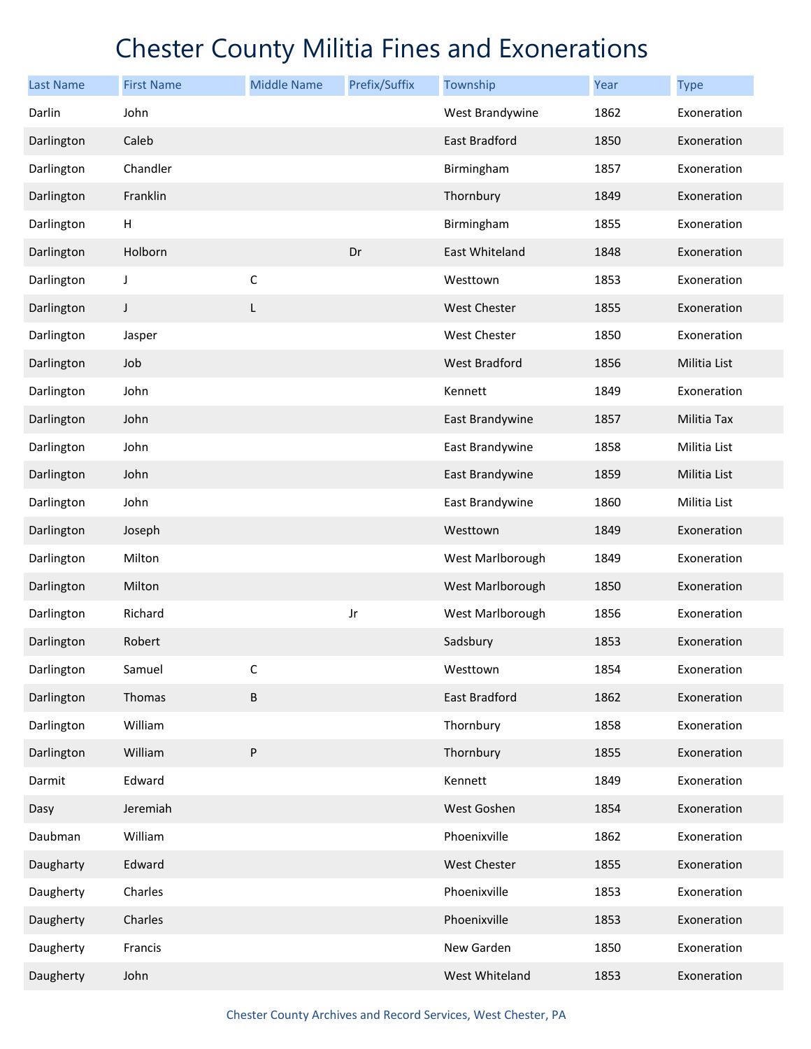# Chester County Militia Fines and Exonerations

| Last Name | First Name | Middle Name | Prefix/Suffix | Township | Year | Type |
|---|---|---|---|---|---|---|
| Darlin | John | | | West Brandywine | 1862 | Exoneration |
| Darlington | Caleb | | | East Bradford | 1850 | Exoneration |
| Darlington | Chandler | | | Birmingham | 1857 | Exoneration |
| Darlington | Franklin | | | Thornbury | 1849 | Exoneration |
| Darlington | H | | | Birmingham | 1855 | Exoneration |
| Darlington | Holborn | | Dr | East Whiteland | 1848 | Exoneration |
| Darlington | J | C | | Westtown | 1853 | Exoneration |
| Darlington | J | L | | West Chester | 1855 | Exoneration |
| Darlington | Jasper | | | West Chester | 1850 | Exoneration |
| Darlington | Job | | | West Bradford | 1856 | Militia List |
| Darlington | John | | | Kennett | 1849 | Exoneration |
| Darlington | John | | | East Brandywine | 1857 | Militia Tax |
| Darlington | John | | | East Brandywine | 1858 | Militia List |
| Darlington | John | | | East Brandywine | 1859 | Militia List |
| Darlington | John | | | East Brandywine | 1860 | Militia List |
| Darlington | Joseph | | | Westtown | 1849 | Exoneration |
| Darlington | Milton | | | West Marlborough | 1849 | Exoneration |
| Darlington | Milton | | | West Marlborough | 1850 | Exoneration |
| Darlington | Richard | | Jr | West Marlborough | 1856 | Exoneration |
| Darlington | Robert | | | Sadsbury | 1853 | Exoneration |
| Darlington | Samuel | C | | Westtown | 1854 | Exoneration |
| Darlington | Thomas | B | | East Bradford | 1862 | Exoneration |
| Darlington | William | | | Thornbury | 1858 | Exoneration |
| Darlington | William | P | | Thornbury | 1855 | Exoneration |
| Darmit | Edward | | | Kennett | 1849 | Exoneration |
| Dasy | Jeremiah | | | West Goshen | 1854 | Exoneration |
| Daubman | William | | | Phoenixville | 1862 | Exoneration |
| Daugharty | Edward | | | West Chester | 1855 | Exoneration |
| Daugherty | Charles | | | Phoenixville | 1853 | Exoneration |
| Daugherty | Charles | | | Phoenixville | 1853 | Exoneration |
| Daugherty | Francis | | | New Garden | 1850 | Exoneration |
| Daugherty | John | | | West Whiteland | 1853 | Exoneration |

Chester County Archives and Record Services, West Chester, PA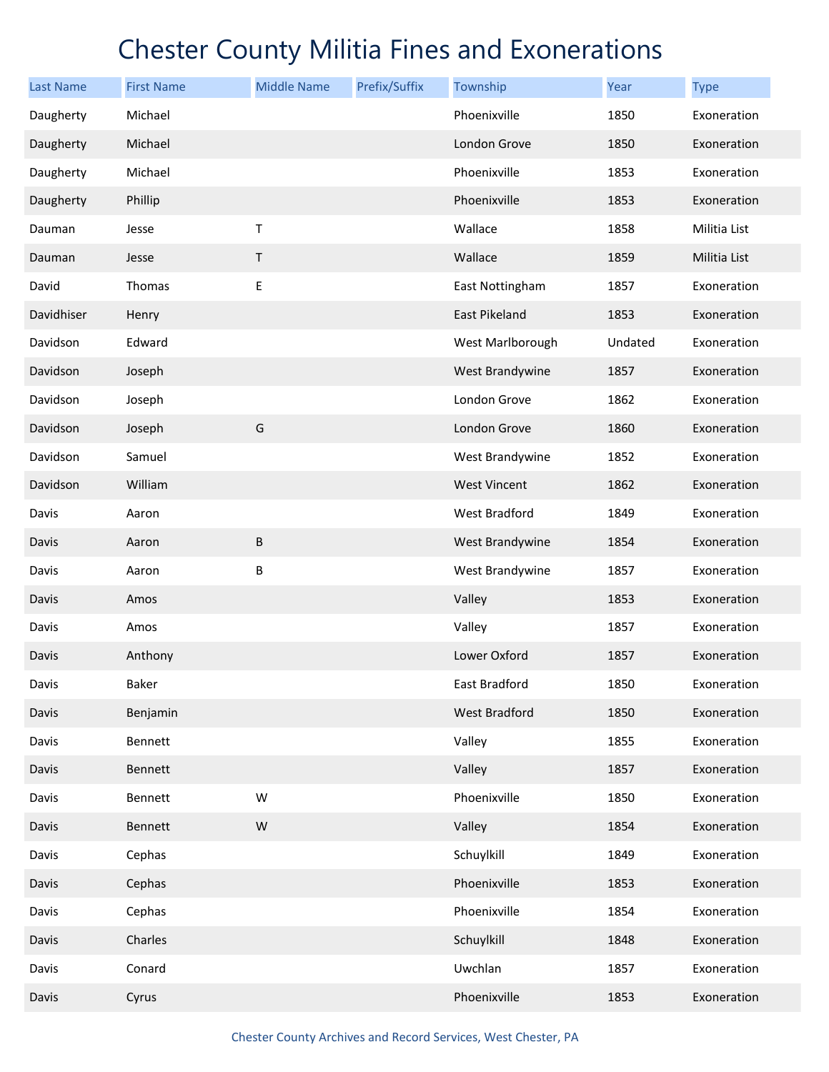# Chester County Militia Fines and Exonerations

| Last Name | First Name | Middle Name | Prefix/Suffix | Township | Year | Type |
|---|---|---|---|---|---|---|
| Daugherty | Michael | | | Phoenixville | 1850 | Exoneration |
| Daugherty | Michael | | | London Grove | 1850 | Exoneration |
| Daugherty | Michael | | | Phoenixville | 1853 | Exoneration |
| Daugherty | Phillip | | | Phoenixville | 1853 | Exoneration |
| Dauman | Jesse | T | | Wallace | 1858 | Militia List |
| Dauman | Jesse | T | | Wallace | 1859 | Militia List |
| David | Thomas | E | | East Nottingham | 1857 | Exoneration |
| Davidhiser | Henry | | | East Pikeland | 1853 | Exoneration |
| Davidson | Edward | | | West Marlborough | Undated | Exoneration |
| Davidson | Joseph | | | West Brandywine | 1857 | Exoneration |
| Davidson | Joseph | | | London Grove | 1862 | Exoneration |
| Davidson | Joseph | G | | London Grove | 1860 | Exoneration |
| Davidson | Samuel | | | West Brandywine | 1852 | Exoneration |
| Davidson | William | | | West Vincent | 1862 | Exoneration |
| Davis | Aaron | | | West Bradford | 1849 | Exoneration |
| Davis | Aaron | B | | West Brandywine | 1854 | Exoneration |
| Davis | Aaron | B | | West Brandywine | 1857 | Exoneration |
| Davis | Amos | | | Valley | 1853 | Exoneration |
| Davis | Amos | | | Valley | 1857 | Exoneration |
| Davis | Anthony | | | Lower Oxford | 1857 | Exoneration |
| Davis | Baker | | | East Bradford | 1850 | Exoneration |
| Davis | Benjamin | | | West Bradford | 1850 | Exoneration |
| Davis | Bennett | | | Valley | 1855 | Exoneration |
| Davis | Bennett | | | Valley | 1857 | Exoneration |
| Davis | Bennett | W | | Phoenixville | 1850 | Exoneration |
| Davis | Bennett | W | | Valley | 1854 | Exoneration |
| Davis | Cephas | | | Schuylkill | 1849 | Exoneration |
| Davis | Cephas | | | Phoenixville | 1853 | Exoneration |
| Davis | Cephas | | | Phoenixville | 1854 | Exoneration |
| Davis | Charles | | | Schuylkill | 1848 | Exoneration |
| Davis | Conard | | | Uwchlan | 1857 | Exoneration |
| Davis | Cyrus | | | Phoenixville | 1853 | Exoneration |

Chester County Archives and Record Services, West Chester, PA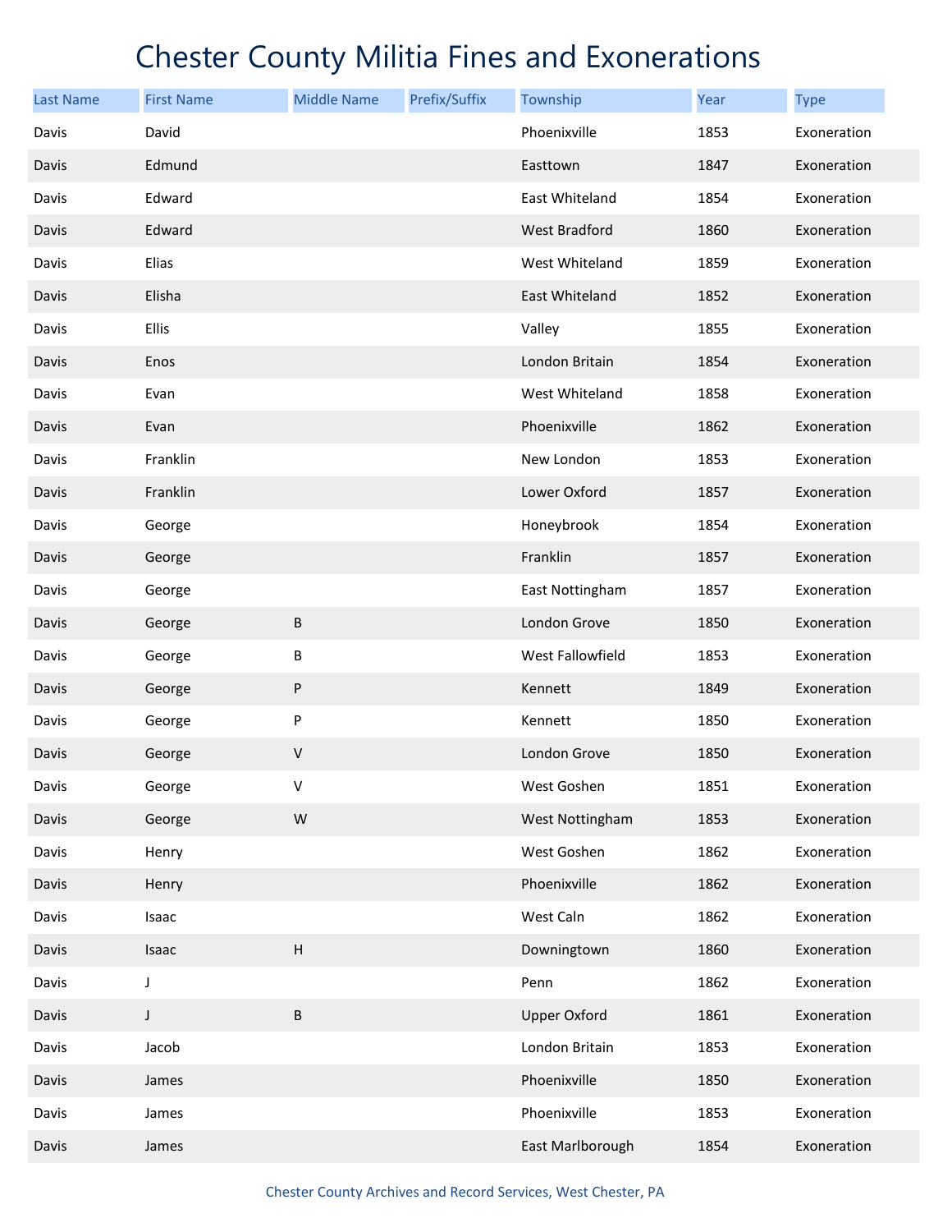# Chester County Militia Fines and Exonerations

| Last Name | First Name | Middle Name | Prefix/Suffix | Township | Year | Type |
|---|---|---|---|---|---|---|
| Davis | David | | | Phoenixville | 1853 | Exoneration |
| Davis | Edmund | | | Easttown | 1847 | Exoneration |
| Davis | Edward | | | East Whiteland | 1854 | Exoneration |
| Davis | Edward | | | West Bradford | 1860 | Exoneration |
| Davis | Elias | | | West Whiteland | 1859 | Exoneration |
| Davis | Elisha | | | East Whiteland | 1852 | Exoneration |
| Davis | Ellis | | | Valley | 1855 | Exoneration |
| Davis | Enos | | | London Britain | 1854 | Exoneration |
| Davis | Evan | | | West Whiteland | 1858 | Exoneration |
| Davis | Evan | | | Phoenixville | 1862 | Exoneration |
| Davis | Franklin | | | New London | 1853 | Exoneration |
| Davis | Franklin | | | Lower Oxford | 1857 | Exoneration |
| Davis | George | | | Honeybrook | 1854 | Exoneration |
| Davis | George | | | Franklin | 1857 | Exoneration |
| Davis | George | | | East Nottingham | 1857 | Exoneration |
| Davis | George | B | | London Grove | 1850 | Exoneration |
| Davis | George | B | | West Fallowfield | 1853 | Exoneration |
| Davis | George | P | | Kennett | 1849 | Exoneration |
| Davis | George | P | | Kennett | 1850 | Exoneration |
| Davis | George | V | | London Grove | 1850 | Exoneration |
| Davis | George | V | | West Goshen | 1851 | Exoneration |
| Davis | George | W | | West Nottingham | 1853 | Exoneration |
| Davis | Henry | | | West Goshen | 1862 | Exoneration |
| Davis | Henry | | | Phoenixville | 1862 | Exoneration |
| Davis | Isaac | | | West Caln | 1862 | Exoneration |
| Davis | Isaac | H | | Downingtown | 1860 | Exoneration |
| Davis | J | | | Penn | 1862 | Exoneration |
| Davis | J | B | | Upper Oxford | 1861 | Exoneration |
| Davis | Jacob | | | London Britain | 1853 | Exoneration |
| Davis | James | | | Phoenixville | 1850 | Exoneration |
| Davis | James | | | Phoenixville | 1853 | Exoneration |
| Davis | James | | | East Marlborough | 1854 | Exoneration |

Chester County Archives and Record Services, West Chester, PA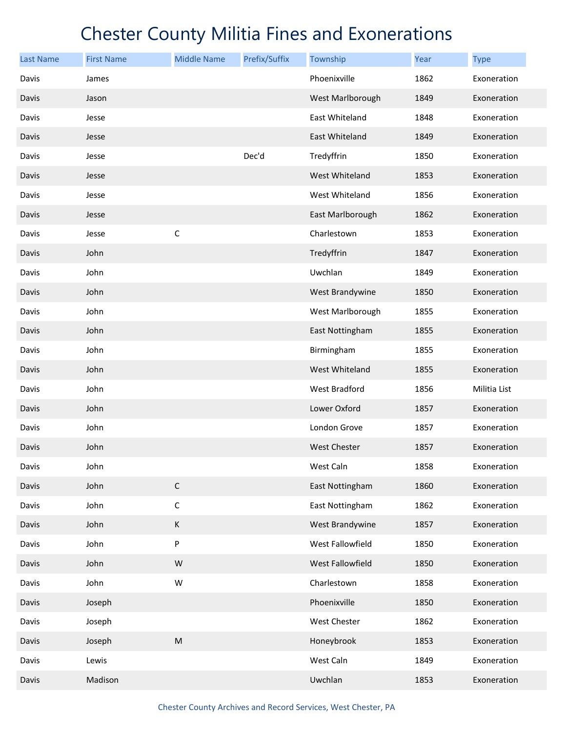# Chester County Militia Fines and Exonerations

| Last Name | First Name | Middle Name | Prefix/Suffix | Township | Year | Type |
|---|---|---|---|---|---|---|
| Davis | James | | | Phoenixville | 1862 | Exoneration |
| Davis | Jason | | | West Marlborough | 1849 | Exoneration |
| Davis | Jesse | | | East Whiteland | 1848 | Exoneration |
| Davis | Jesse | | | East Whiteland | 1849 | Exoneration |
| Davis | Jesse | | Dec'd | Tredyffrin | 1850 | Exoneration |
| Davis | Jesse | | | West Whiteland | 1853 | Exoneration |
| Davis | Jesse | | | West Whiteland | 1856 | Exoneration |
| Davis | Jesse | | | East Marlborough | 1862 | Exoneration |
| Davis | Jesse | C | | Charlestown | 1853 | Exoneration |
| Davis | John | | | Tredyffrin | 1847 | Exoneration |
| Davis | John | | | Uwchlan | 1849 | Exoneration |
| Davis | John | | | West Brandywine | 1850 | Exoneration |
| Davis | John | | | West Marlborough | 1855 | Exoneration |
| Davis | John | | | East Nottingham | 1855 | Exoneration |
| Davis | John | | | Birmingham | 1855 | Exoneration |
| Davis | John | | | West Whiteland | 1855 | Exoneration |
| Davis | John | | | West Bradford | 1856 | Militia List |
| Davis | John | | | Lower Oxford | 1857 | Exoneration |
| Davis | John | | | London Grove | 1857 | Exoneration |
| Davis | John | | | West Chester | 1857 | Exoneration |
| Davis | John | | | West Caln | 1858 | Exoneration |
| Davis | John | C | | East Nottingham | 1860 | Exoneration |
| Davis | John | C | | East Nottingham | 1862 | Exoneration |
| Davis | John | K | | West Brandywine | 1857 | Exoneration |
| Davis | John | P | | West Fallowfield | 1850 | Exoneration |
| Davis | John | W | | West Fallowfield | 1850 | Exoneration |
| Davis | John | W | | Charlestown | 1858 | Exoneration |
| Davis | Joseph | | | Phoenixville | 1850 | Exoneration |
| Davis | Joseph | | | West Chester | 1862 | Exoneration |
| Davis | Joseph | M | | Honeybrook | 1853 | Exoneration |
| Davis | Lewis | | | West Caln | 1849 | Exoneration |
| Davis | Madison | | | Uwchlan | 1853 | Exoneration |

Chester County Archives and Record Services, West Chester, PA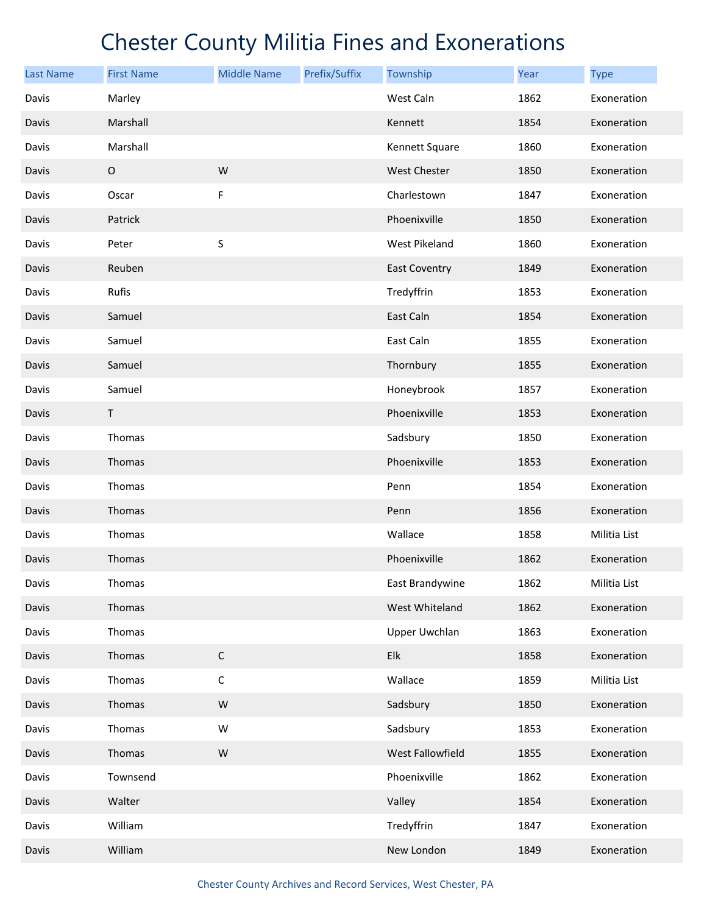# Chester County Militia Fines and Exonerations

| Last Name | First Name | Middle Name | Prefix/Suffix | Township | Year | Type |
|---|---|---|---|---|---|---|
| Davis | Marley | | | West Caln | 1862 | Exoneration |
| Davis | Marshall | | | Kennett | 1854 | Exoneration |
| Davis | Marshall | | | Kennett Square | 1860 | Exoneration |
| Davis | O | W | | West Chester | 1850 | Exoneration |
| Davis | Oscar | F | | Charlestown | 1847 | Exoneration |
| Davis | Patrick | | | Phoenixville | 1850 | Exoneration |
| Davis | Peter | S | | West Pikeland | 1860 | Exoneration |
| Davis | Reuben | | | East Coventry | 1849 | Exoneration |
| Davis | Rufis | | | Tredyffrin | 1853 | Exoneration |
| Davis | Samuel | | | East Caln | 1854 | Exoneration |
| Davis | Samuel | | | East Caln | 1855 | Exoneration |
| Davis | Samuel | | | Thornbury | 1855 | Exoneration |
| Davis | Samuel | | | Honeybrook | 1857 | Exoneration |
| Davis | T | | | Phoenixville | 1853 | Exoneration |
| Davis | Thomas | | | Sadsbury | 1850 | Exoneration |
| Davis | Thomas | | | Phoenixville | 1853 | Exoneration |
| Davis | Thomas | | | Penn | 1854 | Exoneration |
| Davis | Thomas | | | Penn | 1856 | Exoneration |
| Davis | Thomas | | | Wallace | 1858 | Militia List |
| Davis | Thomas | | | Phoenixville | 1862 | Exoneration |
| Davis | Thomas | | | East Brandywine | 1862 | Militia List |
| Davis | Thomas | | | West Whiteland | 1862 | Exoneration |
| Davis | Thomas | | | Upper Uwchlan | 1863 | Exoneration |
| Davis | Thomas | C | | Elk | 1858 | Exoneration |
| Davis | Thomas | C | | Wallace | 1859 | Militia List |
| Davis | Thomas | W | | Sadsbury | 1850 | Exoneration |
| Davis | Thomas | W | | Sadsbury | 1853 | Exoneration |
| Davis | Thomas | W | | West Fallowfield | 1855 | Exoneration |
| Davis | Townsend | | | Phoenixville | 1862 | Exoneration |
| Davis | Walter | | | Valley | 1854 | Exoneration |
| Davis | William | | | Tredyffrin | 1847 | Exoneration |
| Davis | William | | | New London | 1849 | Exoneration |

Chester County Archives and Record Services, West Chester, PA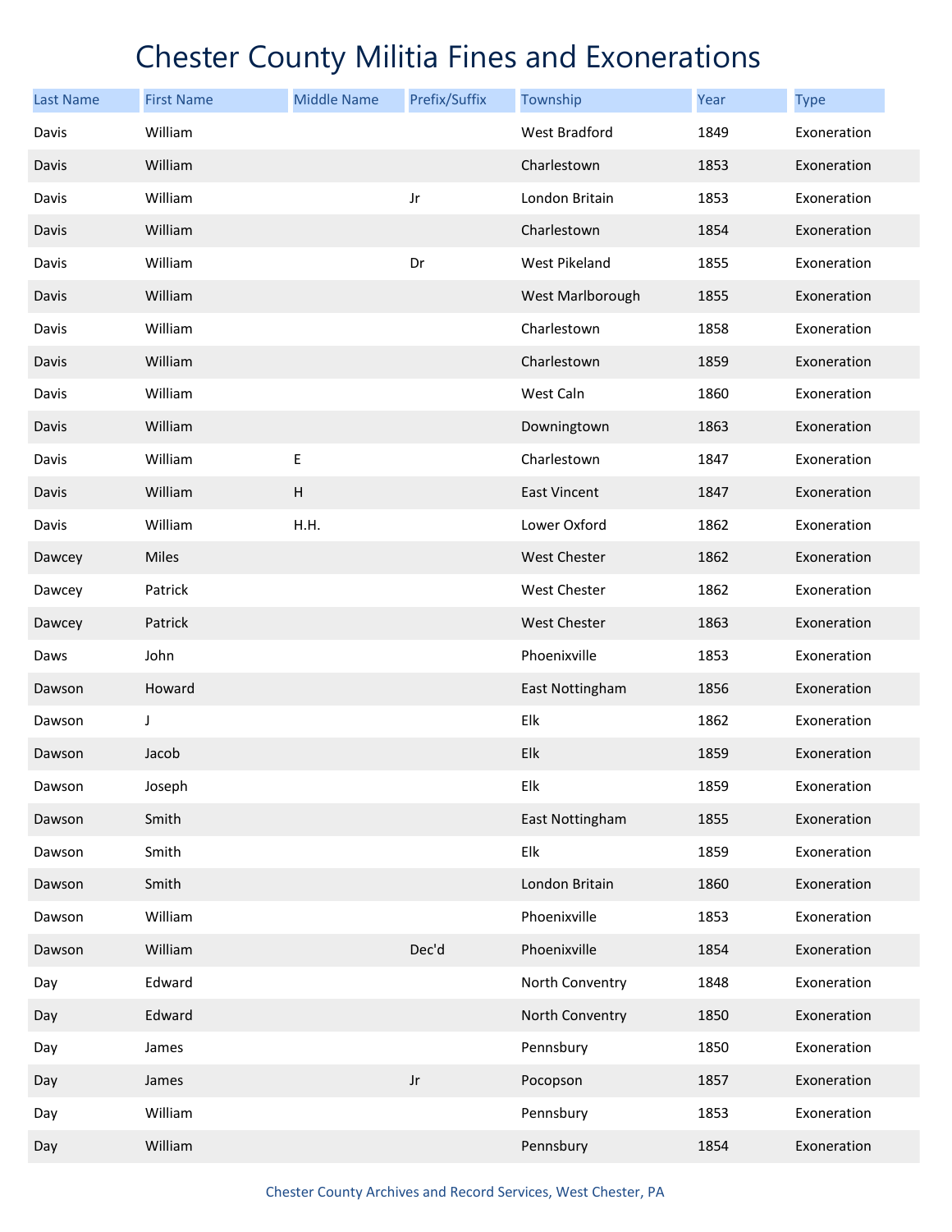# Chester County Militia Fines and Exonerations

| Last Name | First Name | Middle Name | Prefix/Suffix | Township | Year | Type |
|---|---|---|---|---|---|---|
| Davis | William | | | West Bradford | 1849 | Exoneration |
| Davis | William | | | Charlestown | 1853 | Exoneration |
| Davis | William | | Jr | London Britain | 1853 | Exoneration |
| Davis | William | | | Charlestown | 1854 | Exoneration |
| Davis | William | | Dr | West Pikeland | 1855 | Exoneration |
| Davis | William | | | West Marlborough | 1855 | Exoneration |
| Davis | William | | | Charlestown | 1858 | Exoneration |
| Davis | William | | | Charlestown | 1859 | Exoneration |
| Davis | William | | | West Caln | 1860 | Exoneration |
| Davis | William | | | Downingtown | 1863 | Exoneration |
| Davis | William | E | | Charlestown | 1847 | Exoneration |
| Davis | William | H | | East Vincent | 1847 | Exoneration |
| Davis | William | H.H. | | Lower Oxford | 1862 | Exoneration |
| Dawcey | Miles | | | West Chester | 1862 | Exoneration |
| Dawcey | Patrick | | | West Chester | 1862 | Exoneration |
| Dawcey | Patrick | | | West Chester | 1863 | Exoneration |
| Daws | John | | | Phoenixville | 1853 | Exoneration |
| Dawson | Howard | | | East Nottingham | 1856 | Exoneration |
| Dawson | J | | | Elk | 1862 | Exoneration |
| Dawson | Jacob | | | Elk | 1859 | Exoneration |
| Dawson | Joseph | | | Elk | 1859 | Exoneration |
| Dawson | Smith | | | East Nottingham | 1855 | Exoneration |
| Dawson | Smith | | | Elk | 1859 | Exoneration |
| Dawson | Smith | | | London Britain | 1860 | Exoneration |
| Dawson | William | | | Phoenixville | 1853 | Exoneration |
| Dawson | William | | Dec'd | Phoenixville | 1854 | Exoneration |
| Day | Edward | | | North Conventry | 1848 | Exoneration |
| Day | Edward | | | North Conventry | 1850 | Exoneration |
| Day | James | | | Pennsbury | 1850 | Exoneration |
| Day | James | | Jr | Pocopson | 1857 | Exoneration |
| Day | William | | | Pennsbury | 1853 | Exoneration |
| Day | William | | | Pennsbury | 1854 | Exoneration |

Chester County Archives and Record Services, West Chester, PA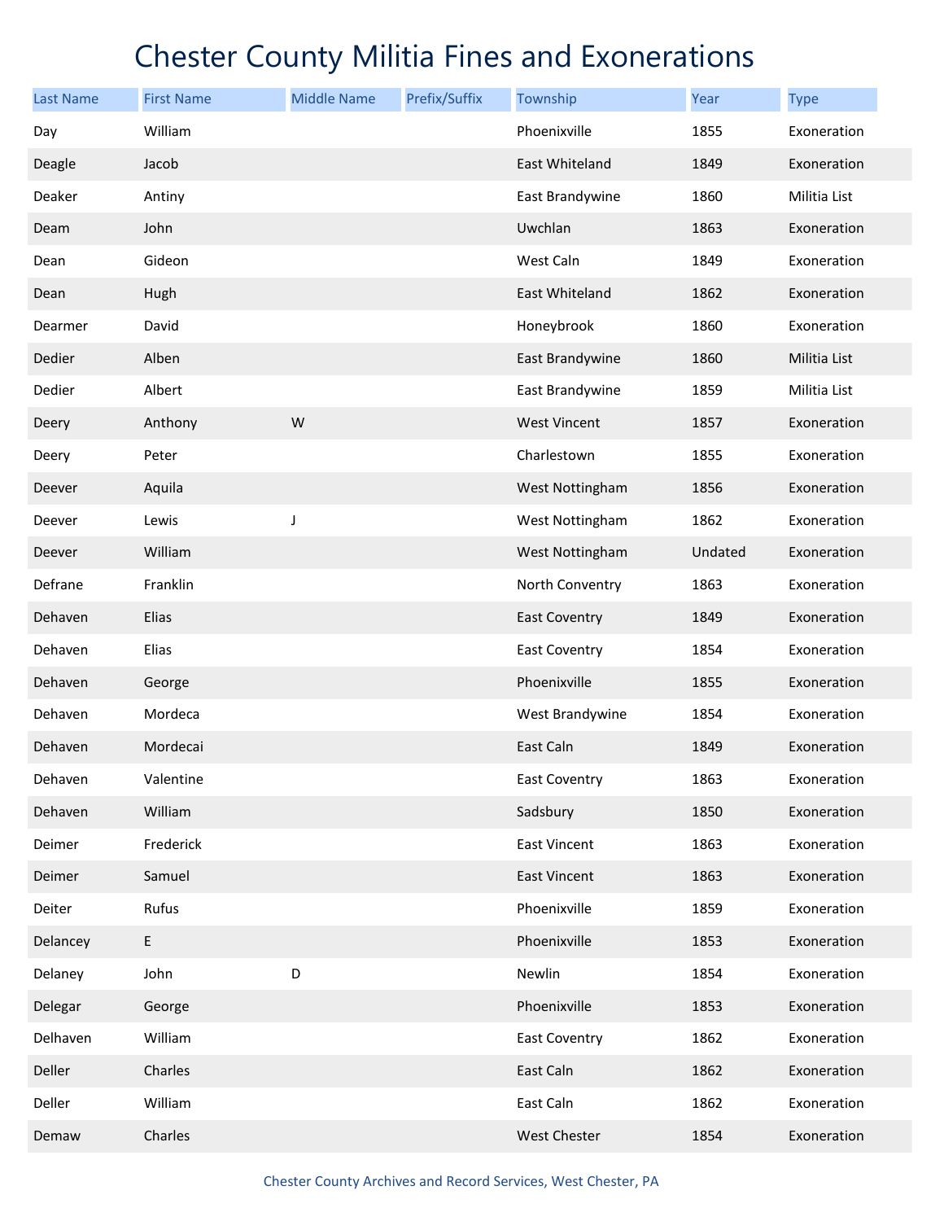# Chester County Militia Fines and Exonerations

| Last Name | First Name | Middle Name | Prefix/Suffix | Township | Year | Type |
|---|---|---|---|---|---|---|
| Day | William | | | Phoenixville | 1855 | Exoneration |
| Deagle | Jacob | | | East Whiteland | 1849 | Exoneration |
| Deaker | Antiny | | | East Brandywine | 1860 | Militia List |
| Deam | John | | | Uwchlan | 1863 | Exoneration |
| Dean | Gideon | | | West Caln | 1849 | Exoneration |
| Dean | Hugh | | | East Whiteland | 1862 | Exoneration |
| Dearmer | David | | | Honeybrook | 1860 | Exoneration |
| Dedier | Alben | | | East Brandywine | 1860 | Militia List |
| Dedier | Albert | | | East Brandywine | 1859 | Militia List |
| Deery | Anthony | W | | West Vincent | 1857 | Exoneration |
| Deery | Peter | | | Charlestown | 1855 | Exoneration |
| Deever | Aquila | | | West Nottingham | 1856 | Exoneration |
| Deever | Lewis | J | | West Nottingham | 1862 | Exoneration |
| Deever | William | | | West Nottingham | Undated | Exoneration |
| Defrane | Franklin | | | North Conventry | 1863 | Exoneration |
| Dehaven | Elias | | | East Coventry | 1849 | Exoneration |
| Dehaven | Elias | | | East Coventry | 1854 | Exoneration |
| Dehaven | George | | | Phoenixville | 1855 | Exoneration |
| Dehaven | Mordeca | | | West Brandywine | 1854 | Exoneration |
| Dehaven | Mordecai | | | East Caln | 1849 | Exoneration |
| Dehaven | Valentine | | | East Coventry | 1863 | Exoneration |
| Dehaven | William | | | Sadsbury | 1850 | Exoneration |
| Deimer | Frederick | | | East Vincent | 1863 | Exoneration |
| Deimer | Samuel | | | East Vincent | 1863 | Exoneration |
| Deiter | Rufus | | | Phoenixville | 1859 | Exoneration |
| Delancey | E | | | Phoenixville | 1853 | Exoneration |
| Delaney | John | D | | Newlin | 1854 | Exoneration |
| Delegar | George | | | Phoenixville | 1853 | Exoneration |
| Delhaven | William | | | East Coventry | 1862 | Exoneration |
| Deller | Charles | | | East Caln | 1862 | Exoneration |
| Deller | William | | | East Caln | 1862 | Exoneration |
| Demaw | Charles | | | West Chester | 1854 | Exoneration |

Chester County Archives and Record Services, West Chester, PA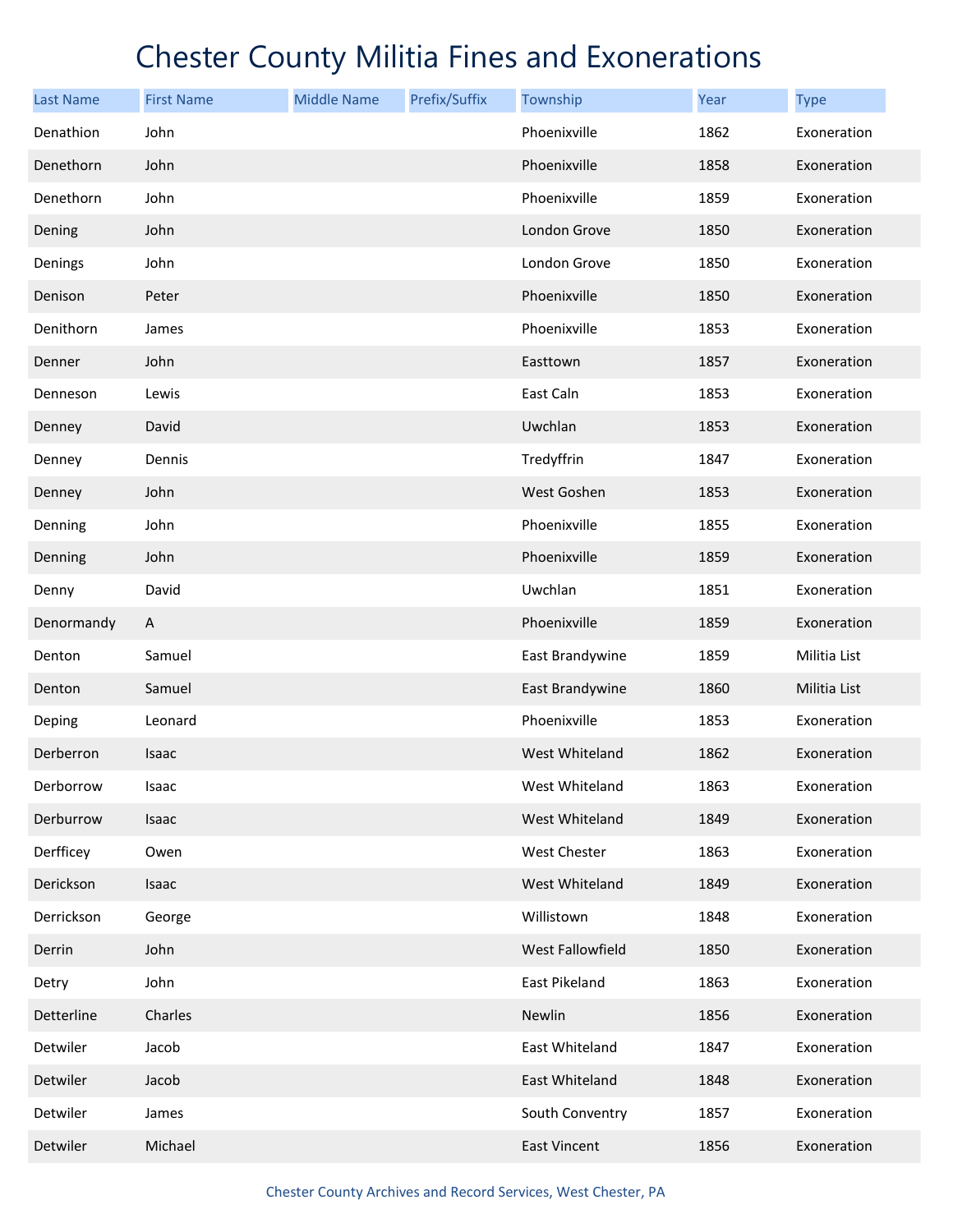# Chester County Militia Fines and Exonerations

| Last Name | First Name | Middle Name | Prefix/Suffix | Township | Year | Type |
|---|---|---|---|---|---|---|
| Denathion | John | | | Phoenixville | 1862 | Exoneration |
| Denethorn | John | | | Phoenixville | 1858 | Exoneration |
| Denethorn | John | | | Phoenixville | 1859 | Exoneration |
| Dening | John | | | London Grove | 1850 | Exoneration |
| Denings | John | | | London Grove | 1850 | Exoneration |
| Denison | Peter | | | Phoenixville | 1850 | Exoneration |
| Denithorn | James | | | Phoenixville | 1853 | Exoneration |
| Denner | John | | | Easttown | 1857 | Exoneration |
| Denneson | Lewis | | | East Caln | 1853 | Exoneration |
| Denney | David | | | Uwchlan | 1853 | Exoneration |
| Denney | Dennis | | | Tredyffrin | 1847 | Exoneration |
| Denney | John | | | West Goshen | 1853 | Exoneration |
| Denning | John | | | Phoenixville | 1855 | Exoneration |
| Denning | John | | | Phoenixville | 1859 | Exoneration |
| Denny | David | | | Uwchlan | 1851 | Exoneration |
| Denormandy | A | | | Phoenixville | 1859 | Exoneration |
| Denton | Samuel | | | East Brandywine | 1859 | Militia List |
| Denton | Samuel | | | East Brandywine | 1860 | Militia List |
| Deping | Leonard | | | Phoenixville | 1853 | Exoneration |
| Derberron | Isaac | | | West Whiteland | 1862 | Exoneration |
| Derborrow | Isaac | | | West Whiteland | 1863 | Exoneration |
| Derburrow | Isaac | | | West Whiteland | 1849 | Exoneration |
| Derfficey | Owen | | | West Chester | 1863 | Exoneration |
| Derickson | Isaac | | | West Whiteland | 1849 | Exoneration |
| Derrickson | George | | | Willistown | 1848 | Exoneration |
| Derrin | John | | | West Fallowfield | 1850 | Exoneration |
| Detry | John | | | East Pikeland | 1863 | Exoneration |
| Detterline | Charles | | | Newlin | 1856 | Exoneration |
| Detwiler | Jacob | | | East Whiteland | 1847 | Exoneration |
| Detwiler | Jacob | | | East Whiteland | 1848 | Exoneration |
| Detwiler | James | | | South Conventry | 1857 | Exoneration |
| Detwiler | Michael | | | East Vincent | 1856 | Exoneration |

Chester County Archives and Record Services, West Chester, PA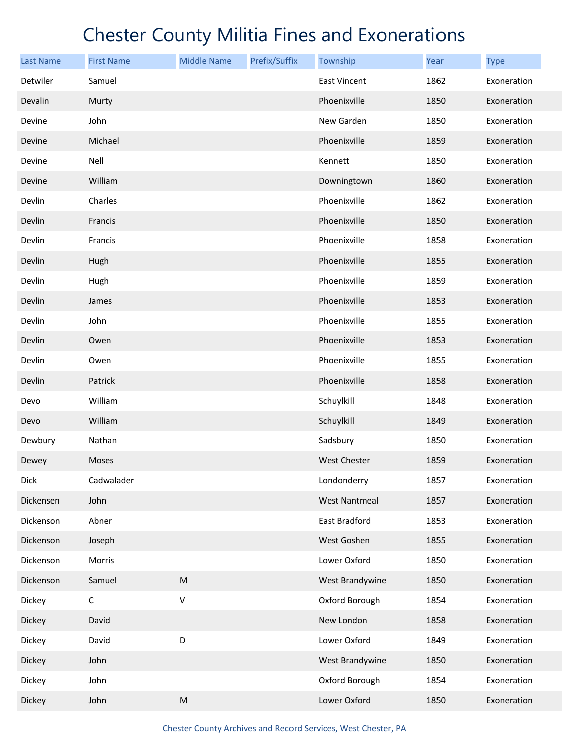# Chester County Militia Fines and Exonerations

| Last Name | First Name | Middle Name | Prefix/Suffix | Township | Year | Type |
|---|---|---|---|---|---|---|
| Detwiler | Samuel | | | East Vincent | 1862 | Exoneration |
| Devalin | Murty | | | Phoenixville | 1850 | Exoneration |
| Devine | John | | | New Garden | 1850 | Exoneration |
| Devine | Michael | | | Phoenixville | 1859 | Exoneration |
| Devine | Nell | | | Kennett | 1850 | Exoneration |
| Devine | William | | | Downingtown | 1860 | Exoneration |
| Devlin | Charles | | | Phoenixville | 1862 | Exoneration |
| Devlin | Francis | | | Phoenixville | 1850 | Exoneration |
| Devlin | Francis | | | Phoenixville | 1858 | Exoneration |
| Devlin | Hugh | | | Phoenixville | 1855 | Exoneration |
| Devlin | Hugh | | | Phoenixville | 1859 | Exoneration |
| Devlin | James | | | Phoenixville | 1853 | Exoneration |
| Devlin | John | | | Phoenixville | 1855 | Exoneration |
| Devlin | Owen | | | Phoenixville | 1853 | Exoneration |
| Devlin | Owen | | | Phoenixville | 1855 | Exoneration |
| Devlin | Patrick | | | Phoenixville | 1858 | Exoneration |
| Devo | William | | | Schuylkill | 1848 | Exoneration |
| Devo | William | | | Schuylkill | 1849 | Exoneration |
| Dewbury | Nathan | | | Sadsbury | 1850 | Exoneration |
| Dewey | Moses | | | West Chester | 1859 | Exoneration |
| Dick | Cadwalader | | | Londonderry | 1857 | Exoneration |
| Dickensen | John | | | West Nantmeal | 1857 | Exoneration |
| Dickenson | Abner | | | East Bradford | 1853 | Exoneration |
| Dickenson | Joseph | | | West Goshen | 1855 | Exoneration |
| Dickenson | Morris | | | Lower Oxford | 1850 | Exoneration |
| Dickenson | Samuel | M | | West Brandywine | 1850 | Exoneration |
| Dickey | C | V | | Oxford Borough | 1854 | Exoneration |
| Dickey | David | | | New London | 1858 | Exoneration |
| Dickey | David | D | | Lower Oxford | 1849 | Exoneration |
| Dickey | John | | | West Brandywine | 1850 | Exoneration |
| Dickey | John | | | Oxford Borough | 1854 | Exoneration |
| Dickey | John | M | | Lower Oxford | 1850 | Exoneration |

Chester County Archives and Record Services, West Chester, PA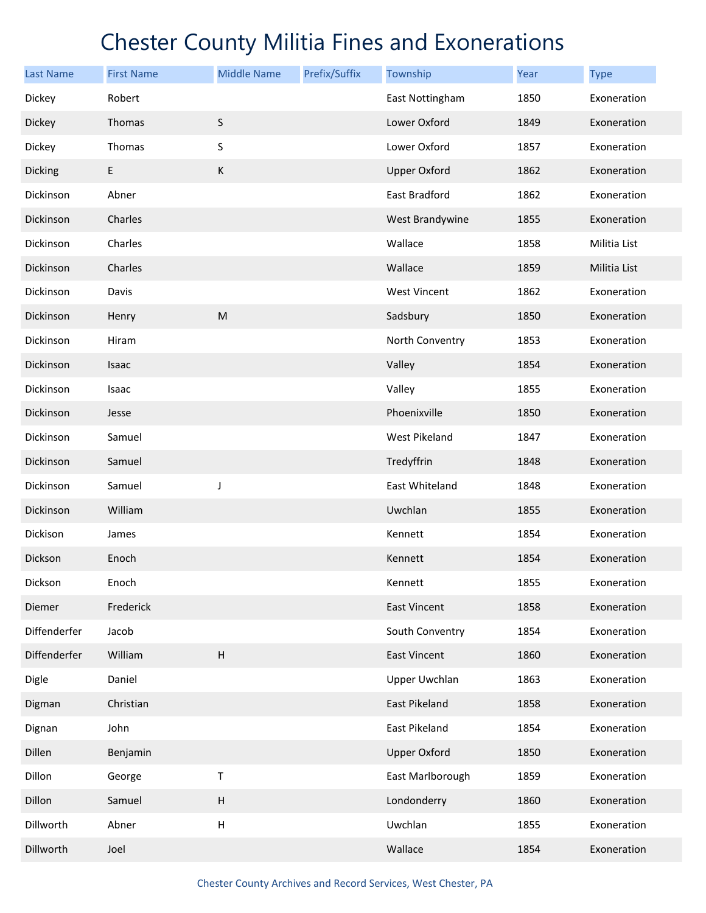# Chester County Militia Fines and Exonerations

| Last Name | First Name | Middle Name | Prefix/Suffix | Township | Year | Type |
|---|---|---|---|---|---|---|
| Dickey | Robert | | | East Nottingham | 1850 | Exoneration |
| Dickey | Thomas | S | | Lower Oxford | 1849 | Exoneration |
| Dickey | Thomas | S | | Lower Oxford | 1857 | Exoneration |
| Dicking | E | K | | Upper Oxford | 1862 | Exoneration |
| Dickinson | Abner | | | East Bradford | 1862 | Exoneration |
| Dickinson | Charles | | | West Brandywine | 1855 | Exoneration |
| Dickinson | Charles | | | Wallace | 1858 | Militia List |
| Dickinson | Charles | | | Wallace | 1859 | Militia List |
| Dickinson | Davis | | | West Vincent | 1862 | Exoneration |
| Dickinson | Henry | M | | Sadsbury | 1850 | Exoneration |
| Dickinson | Hiram | | | North Conventry | 1853 | Exoneration |
| Dickinson | Isaac | | | Valley | 1854 | Exoneration |
| Dickinson | Isaac | | | Valley | 1855 | Exoneration |
| Dickinson | Jesse | | | Phoenixville | 1850 | Exoneration |
| Dickinson | Samuel | | | West Pikeland | 1847 | Exoneration |
| Dickinson | Samuel | | | Tredyffrin | 1848 | Exoneration |
| Dickinson | Samuel | J | | East Whiteland | 1848 | Exoneration |
| Dickinson | William | | | Uwchlan | 1855 | Exoneration |
| Dickison | James | | | Kennett | 1854 | Exoneration |
| Dickson | Enoch | | | Kennett | 1854 | Exoneration |
| Dickson | Enoch | | | Kennett | 1855 | Exoneration |
| Diemer | Frederick | | | East Vincent | 1858 | Exoneration |
| Diffenderfer | Jacob | | | South Conventry | 1854 | Exoneration |
| Diffenderfer | William | H | | East Vincent | 1860 | Exoneration |
| Digle | Daniel | | | Upper Uwchlan | 1863 | Exoneration |
| Digman | Christian | | | East Pikeland | 1858 | Exoneration |
| Dignan | John | | | East Pikeland | 1854 | Exoneration |
| Dillen | Benjamin | | | Upper Oxford | 1850 | Exoneration |
| Dillon | George | T | | East Marlborough | 1859 | Exoneration |
| Dillon | Samuel | H | | Londonderry | 1860 | Exoneration |
| Dillworth | Abner | H | | Uwchlan | 1855 | Exoneration |
| Dillworth | Joel | | | Wallace | 1854 | Exoneration |

Chester County Archives and Record Services, West Chester, PA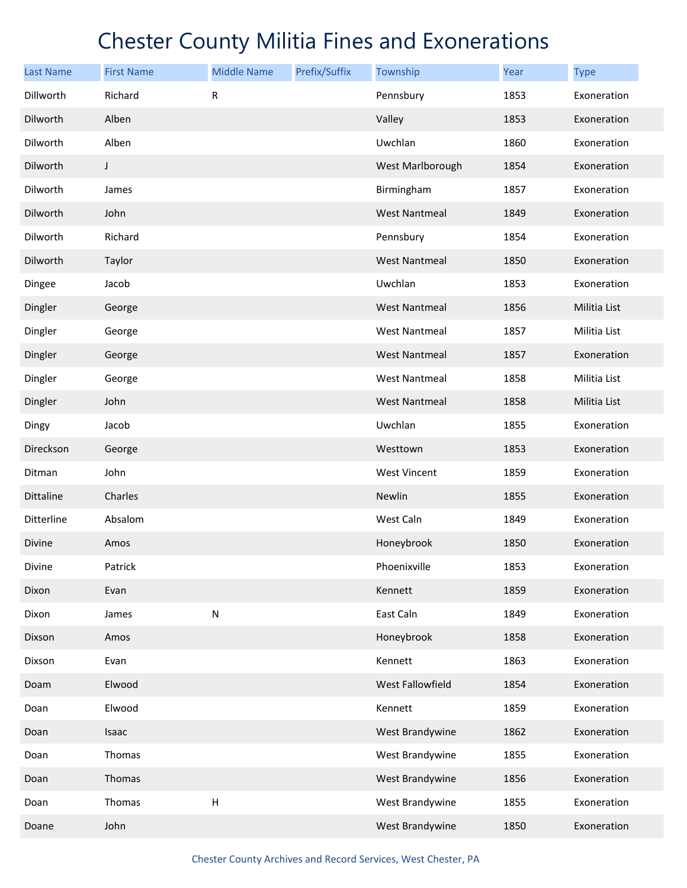# Chester County Militia Fines and Exonerations

| Last Name | First Name | Middle Name | Prefix/Suffix | Township | Year | Type |
|---|---|---|---|---|---|---|
| Dillworth | Richard | R | | Pennsbury | 1853 | Exoneration |
| Dilworth | Alben | | | Valley | 1853 | Exoneration |
| Dilworth | Alben | | | Uwchlan | 1860 | Exoneration |
| Dilworth | J | | | West Marlborough | 1854 | Exoneration |
| Dilworth | James | | | Birmingham | 1857 | Exoneration |
| Dilworth | John | | | West Nantmeal | 1849 | Exoneration |
| Dilworth | Richard | | | Pennsbury | 1854 | Exoneration |
| Dilworth | Taylor | | | West Nantmeal | 1850 | Exoneration |
| Dingee | Jacob | | | Uwchlan | 1853 | Exoneration |
| Dingler | George | | | West Nantmeal | 1856 | Militia List |
| Dingler | George | | | West Nantmeal | 1857 | Militia List |
| Dingler | George | | | West Nantmeal | 1857 | Exoneration |
| Dingler | George | | | West Nantmeal | 1858 | Militia List |
| Dingler | John | | | West Nantmeal | 1858 | Militia List |
| Dingy | Jacob | | | Uwchlan | 1855 | Exoneration |
| Direckson | George | | | Westtown | 1853 | Exoneration |
| Ditman | John | | | West Vincent | 1859 | Exoneration |
| Dittaline | Charles | | | Newlin | 1855 | Exoneration |
| Ditterline | Absalom | | | West Caln | 1849 | Exoneration |
| Divine | Amos | | | Honeybrook | 1850 | Exoneration |
| Divine | Patrick | | | Phoenixville | 1853 | Exoneration |
| Dixon | Evan | | | Kennett | 1859 | Exoneration |
| Dixon | James | N | | East Caln | 1849 | Exoneration |
| Dixson | Amos | | | Honeybrook | 1858 | Exoneration |
| Dixson | Evan | | | Kennett | 1863 | Exoneration |
| Doam | Elwood | | | West Fallowfield | 1854 | Exoneration |
| Doan | Elwood | | | Kennett | 1859 | Exoneration |
| Doan | Isaac | | | West Brandywine | 1862 | Exoneration |
| Doan | Thomas | | | West Brandywine | 1855 | Exoneration |
| Doan | Thomas | | | West Brandywine | 1856 | Exoneration |
| Doan | Thomas | H | | West Brandywine | 1855 | Exoneration |
| Doane | John | | | West Brandywine | 1850 | Exoneration |

Chester County Archives and Record Services, West Chester, PA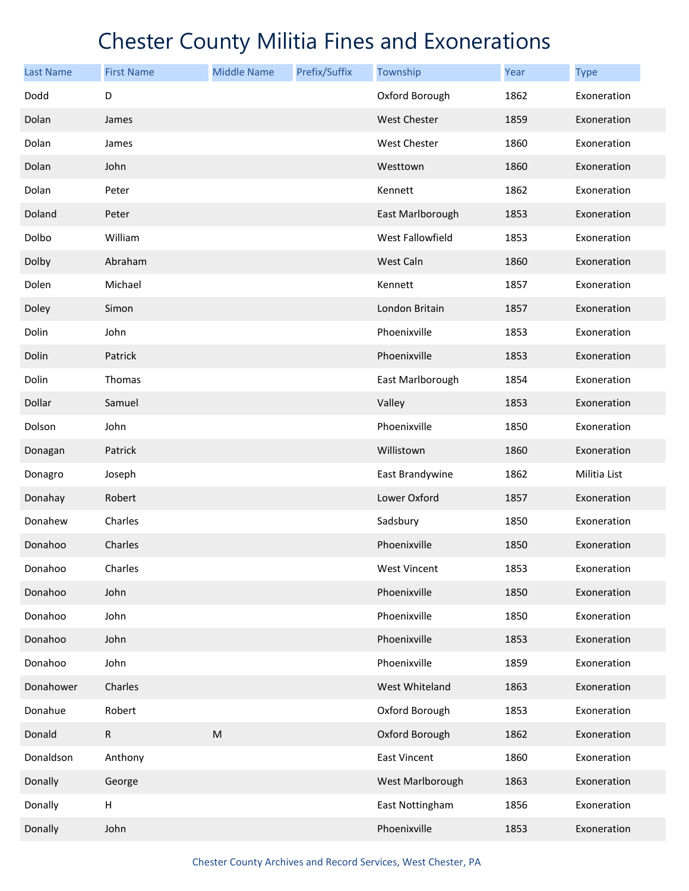# Chester County Militia Fines and Exonerations

| Last Name | First Name | Middle Name | Prefix/Suffix | Township | Year | Type |
|---|---|---|---|---|---|---|
| Dodd | D | | | Oxford Borough | 1862 | Exoneration |
| Dolan | James | | | West Chester | 1859 | Exoneration |
| Dolan | James | | | West Chester | 1860 | Exoneration |
| Dolan | John | | | Westtown | 1860 | Exoneration |
| Dolan | Peter | | | Kennett | 1862 | Exoneration |
| Doland | Peter | | | East Marlborough | 1853 | Exoneration |
| Dolbo | William | | | West Fallowfield | 1853 | Exoneration |
| Dolby | Abraham | | | West Caln | 1860 | Exoneration |
| Dolen | Michael | | | Kennett | 1857 | Exoneration |
| Doley | Simon | | | London Britain | 1857 | Exoneration |
| Dolin | John | | | Phoenixville | 1853 | Exoneration |
| Dolin | Patrick | | | Phoenixville | 1853 | Exoneration |
| Dolin | Thomas | | | East Marlborough | 1854 | Exoneration |
| Dollar | Samuel | | | Valley | 1853 | Exoneration |
| Dolson | John | | | Phoenixville | 1850 | Exoneration |
| Donagan | Patrick | | | Willistown | 1860 | Exoneration |
| Donagro | Joseph | | | East Brandywine | 1862 | Militia List |
| Donahay | Robert | | | Lower Oxford | 1857 | Exoneration |
| Donahew | Charles | | | Sadsbury | 1850 | Exoneration |
| Donahoo | Charles | | | Phoenixville | 1850 | Exoneration |
| Donahoo | Charles | | | West Vincent | 1853 | Exoneration |
| Donahoo | John | | | Phoenixville | 1850 | Exoneration |
| Donahoo | John | | | Phoenixville | 1850 | Exoneration |
| Donahoo | John | | | Phoenixville | 1853 | Exoneration |
| Donahoo | John | | | Phoenixville | 1859 | Exoneration |
| Donahower | Charles | | | West Whiteland | 1863 | Exoneration |
| Donahue | Robert | | | Oxford Borough | 1853 | Exoneration |
| Donald | R | M | | Oxford Borough | 1862 | Exoneration |
| Donaldson | Anthony | | | East Vincent | 1860 | Exoneration |
| Donally | George | | | West Marlborough | 1863 | Exoneration |
| Donally | H | | | East Nottingham | 1856 | Exoneration |
| Donally | John | | | Phoenixville | 1853 | Exoneration |

Chester County Archives and Record Services, West Chester, PA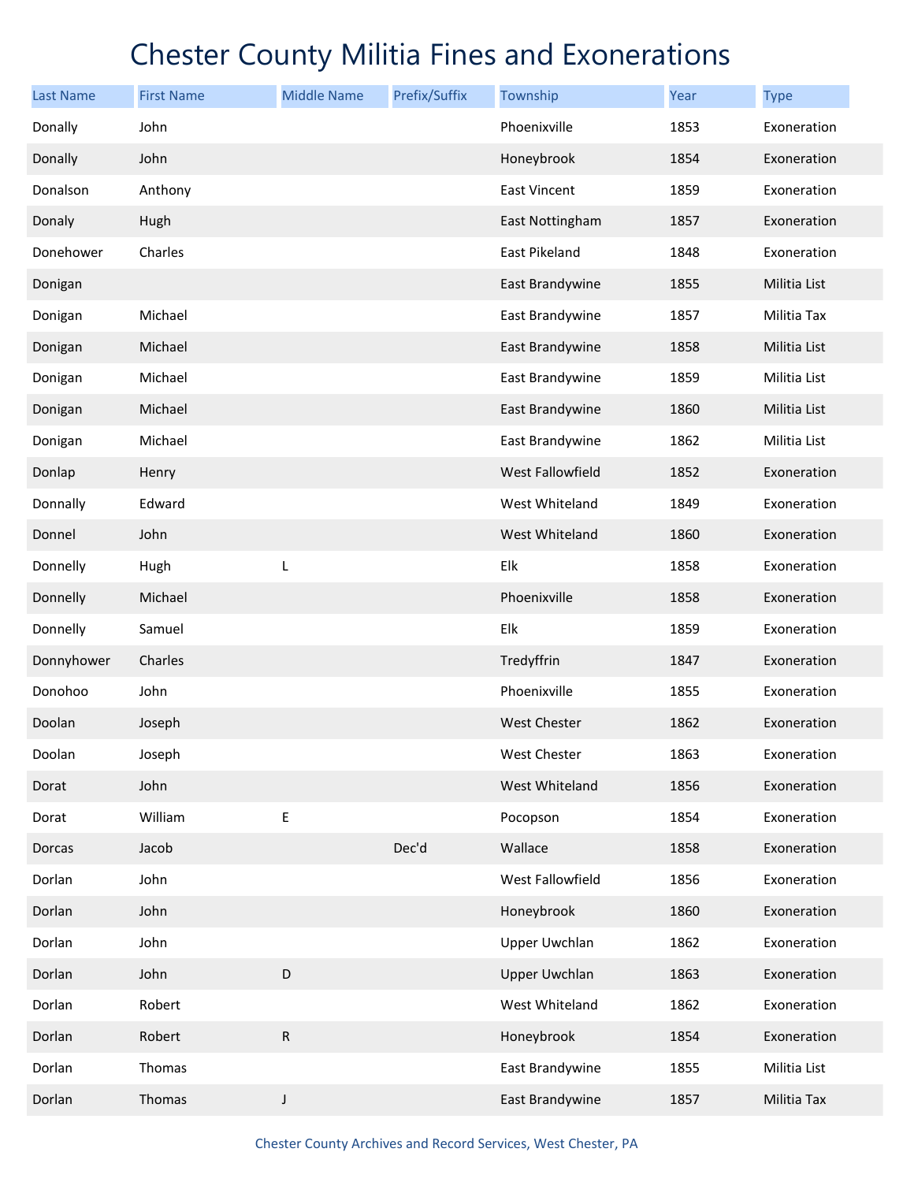# Chester County Militia Fines and Exonerations

| Last Name | First Name | Middle Name | Prefix/Suffix | Township | Year | Type |
|---|---|---|---|---|---|---|
| Donally | John | | | Phoenixville | 1853 | Exoneration |
| Donally | John | | | Honeybrook | 1854 | Exoneration |
| Donalson | Anthony | | | East Vincent | 1859 | Exoneration |
| Donaly | Hugh | | | East Nottingham | 1857 | Exoneration |
| Donehower | Charles | | | East Pikeland | 1848 | Exoneration |
| Donigan | | | | East Brandywine | 1855 | Militia List |
| Donigan | Michael | | | East Brandywine | 1857 | Militia Tax |
| Donigan | Michael | | | East Brandywine | 1858 | Militia List |
| Donigan | Michael | | | East Brandywine | 1859 | Militia List |
| Donigan | Michael | | | East Brandywine | 1860 | Militia List |
| Donigan | Michael | | | East Brandywine | 1862 | Militia List |
| Donlap | Henry | | | West Fallowfield | 1852 | Exoneration |
| Donnally | Edward | | | West Whiteland | 1849 | Exoneration |
| Donnel | John | | | West Whiteland | 1860 | Exoneration |
| Donnelly | Hugh | L | | Elk | 1858 | Exoneration |
| Donnelly | Michael | | | Phoenixville | 1858 | Exoneration |
| Donnelly | Samuel | | | Elk | 1859 | Exoneration |
| Donnyhower | Charles | | | Tredyffrin | 1847 | Exoneration |
| Donohoo | John | | | Phoenixville | 1855 | Exoneration |
| Doolan | Joseph | | | West Chester | 1862 | Exoneration |
| Doolan | Joseph | | | West Chester | 1863 | Exoneration |
| Dorat | John | | | West Whiteland | 1856 | Exoneration |
| Dorat | William | E | | Pocopson | 1854 | Exoneration |
| Dorcas | Jacob | | Dec'd | Wallace | 1858 | Exoneration |
| Dorlan | John | | | West Fallowfield | 1856 | Exoneration |
| Dorlan | John | | | Honeybrook | 1860 | Exoneration |
| Dorlan | John | | | Upper Uwchlan | 1862 | Exoneration |
| Dorlan | John | D | | Upper Uwchlan | 1863 | Exoneration |
| Dorlan | Robert | | | West Whiteland | 1862 | Exoneration |
| Dorlan | Robert | R | | Honeybrook | 1854 | Exoneration |
| Dorlan | Thomas | | | East Brandywine | 1855 | Militia List |
| Dorlan | Thomas | J | | East Brandywine | 1857 | Militia Tax |

Chester County Archives and Record Services, West Chester, PA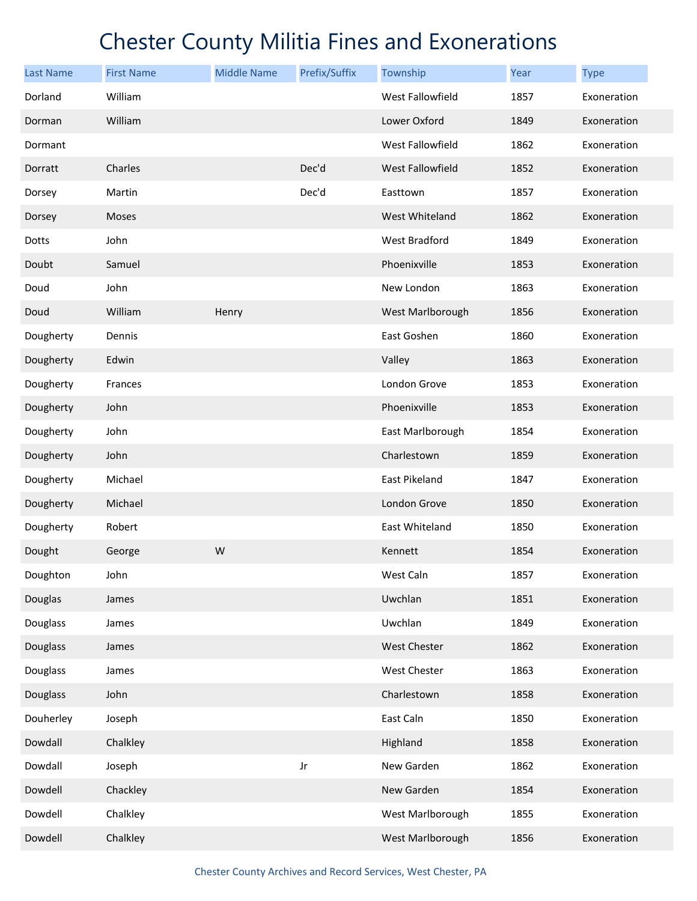# Chester County Militia Fines and Exonerations

| Last Name | First Name | Middle Name | Prefix/Suffix | Township | Year | Type |
|---|---|---|---|---|---|---|
| Dorland | William | | | West Fallowfield | 1857 | Exoneration |
| Dorman | William | | | Lower Oxford | 1849 | Exoneration |
| Dormant | | | | West Fallowfield | 1862 | Exoneration |
| Dorratt | Charles | | Dec'd | West Fallowfield | 1852 | Exoneration |
| Dorsey | Martin | | Dec'd | Easttown | 1857 | Exoneration |
| Dorsey | Moses | | | West Whiteland | 1862 | Exoneration |
| Dotts | John | | | West Bradford | 1849 | Exoneration |
| Doubt | Samuel | | | Phoenixville | 1853 | Exoneration |
| Doud | John | | | New London | 1863 | Exoneration |
| Doud | William | Henry | | West Marlborough | 1856 | Exoneration |
| Dougherty | Dennis | | | East Goshen | 1860 | Exoneration |
| Dougherty | Edwin | | | Valley | 1863 | Exoneration |
| Dougherty | Frances | | | London Grove | 1853 | Exoneration |
| Dougherty | John | | | Phoenixville | 1853 | Exoneration |
| Dougherty | John | | | East Marlborough | 1854 | Exoneration |
| Dougherty | John | | | Charlestown | 1859 | Exoneration |
| Dougherty | Michael | | | East Pikeland | 1847 | Exoneration |
| Dougherty | Michael | | | London Grove | 1850 | Exoneration |
| Dougherty | Robert | | | East Whiteland | 1850 | Exoneration |
| Dought | George | W | | Kennett | 1854 | Exoneration |
| Doughton | John | | | West Caln | 1857 | Exoneration |
| Douglas | James | | | Uwchlan | 1851 | Exoneration |
| Douglass | James | | | Uwchlan | 1849 | Exoneration |
| Douglass | James | | | West Chester | 1862 | Exoneration |
| Douglass | James | | | West Chester | 1863 | Exoneration |
| Douglass | John | | | Charlestown | 1858 | Exoneration |
| Douherley | Joseph | | | East Caln | 1850 | Exoneration |
| Dowdall | Chalkley | | | Highland | 1858 | Exoneration |
| Dowdall | Joseph | | Jr | New Garden | 1862 | Exoneration |
| Dowdell | Chackley | | | New Garden | 1854 | Exoneration |
| Dowdell | Chalkley | | | West Marlborough | 1855 | Exoneration |
| Dowdell | Chalkley | | | West Marlborough | 1856 | Exoneration |

Chester County Archives and Record Services, West Chester, PA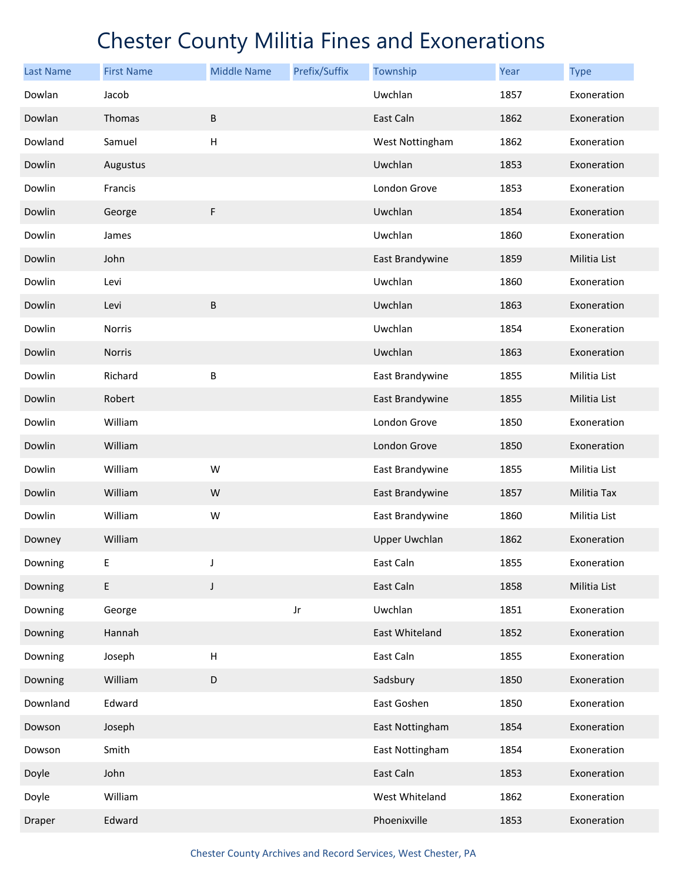# Chester County Militia Fines and Exonerations

| Last Name | First Name | Middle Name | Prefix/Suffix | Township | Year | Type |
|---|---|---|---|---|---|---|
| Dowlan | Jacob | | | Uwchlan | 1857 | Exoneration |
| Dowlan | Thomas | B | | East Caln | 1862 | Exoneration |
| Dowland | Samuel | H | | West Nottingham | 1862 | Exoneration |
| Dowlin | Augustus | | | Uwchlan | 1853 | Exoneration |
| Dowlin | Francis | | | London Grove | 1853 | Exoneration |
| Dowlin | George | F | | Uwchlan | 1854 | Exoneration |
| Dowlin | James | | | Uwchlan | 1860 | Exoneration |
| Dowlin | John | | | East Brandywine | 1859 | Militia List |
| Dowlin | Levi | | | Uwchlan | 1860 | Exoneration |
| Dowlin | Levi | B | | Uwchlan | 1863 | Exoneration |
| Dowlin | Norris | | | Uwchlan | 1854 | Exoneration |
| Dowlin | Norris | | | Uwchlan | 1863 | Exoneration |
| Dowlin | Richard | B | | East Brandywine | 1855 | Militia List |
| Dowlin | Robert | | | East Brandywine | 1855 | Militia List |
| Dowlin | William | | | London Grove | 1850 | Exoneration |
| Dowlin | William | | | London Grove | 1850 | Exoneration |
| Dowlin | William | W | | East Brandywine | 1855 | Militia List |
| Dowlin | William | W | | East Brandywine | 1857 | Militia Tax |
| Dowlin | William | W | | East Brandywine | 1860 | Militia List |
| Downey | William | | | Upper Uwchlan | 1862 | Exoneration |
| Downing | E | J | | East Caln | 1855 | Exoneration |
| Downing | E | J | | East Caln | 1858 | Militia List |
| Downing | George | | Jr | Uwchlan | 1851 | Exoneration |
| Downing | Hannah | | | East Whiteland | 1852 | Exoneration |
| Downing | Joseph | H | | East Caln | 1855 | Exoneration |
| Downing | William | D | | Sadsbury | 1850 | Exoneration |
| Downland | Edward | | | East Goshen | 1850 | Exoneration |
| Dowson | Joseph | | | East Nottingham | 1854 | Exoneration |
| Dowson | Smith | | | East Nottingham | 1854 | Exoneration |
| Doyle | John | | | East Caln | 1853 | Exoneration |
| Doyle | William | | | West Whiteland | 1862 | Exoneration |
| Draper | Edward | | | Phoenixville | 1853 | Exoneration |

Chester County Archives and Record Services, West Chester, PA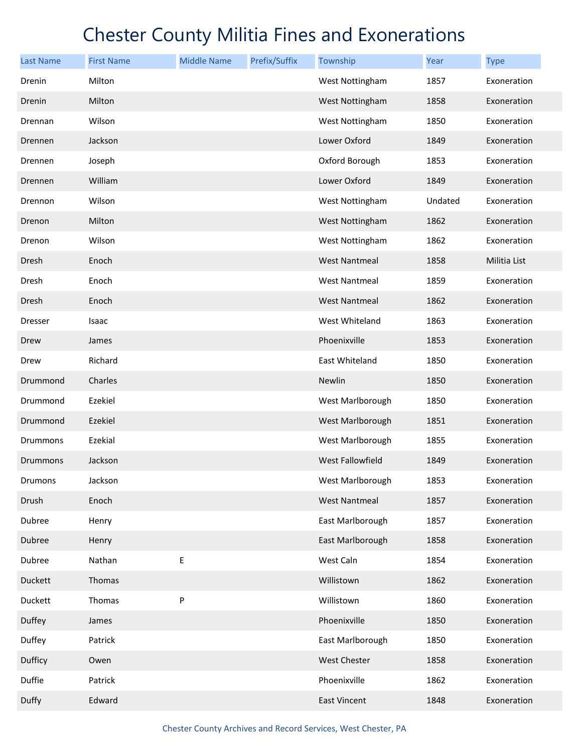# Chester County Militia Fines and Exonerations

| Last Name | First Name | Middle Name | Prefix/Suffix | Township | Year | Type |
|---|---|---|---|---|---|---|
| Drenin | Milton | | | West Nottingham | 1857 | Exoneration |
| Drenin | Milton | | | West Nottingham | 1858 | Exoneration |
| Drennan | Wilson | | | West Nottingham | 1850 | Exoneration |
| Drennen | Jackson | | | Lower Oxford | 1849 | Exoneration |
| Drennen | Joseph | | | Oxford Borough | 1853 | Exoneration |
| Drennen | William | | | Lower Oxford | 1849 | Exoneration |
| Drennon | Wilson | | | West Nottingham | Undated | Exoneration |
| Drenon | Milton | | | West Nottingham | 1862 | Exoneration |
| Drenon | Wilson | | | West Nottingham | 1862 | Exoneration |
| Dresh | Enoch | | | West Nantmeal | 1858 | Militia List |
| Dresh | Enoch | | | West Nantmeal | 1859 | Exoneration |
| Dresh | Enoch | | | West Nantmeal | 1862 | Exoneration |
| Dresser | Isaac | | | West Whiteland | 1863 | Exoneration |
| Drew | James | | | Phoenixville | 1853 | Exoneration |
| Drew | Richard | | | East Whiteland | 1850 | Exoneration |
| Drummond | Charles | | | Newlin | 1850 | Exoneration |
| Drummond | Ezekiel | | | West Marlborough | 1850 | Exoneration |
| Drummond | Ezekiel | | | West Marlborough | 1851 | Exoneration |
| Drummons | Ezekial | | | West Marlborough | 1855 | Exoneration |
| Drummons | Jackson | | | West Fallowfield | 1849 | Exoneration |
| Drumons | Jackson | | | West Marlborough | 1853 | Exoneration |
| Drush | Enoch | | | West Nantmeal | 1857 | Exoneration |
| Dubree | Henry | | | East Marlborough | 1857 | Exoneration |
| Dubree | Henry | | | East Marlborough | 1858 | Exoneration |
| Dubree | Nathan | E | | West Caln | 1854 | Exoneration |
| Duckett | Thomas | | | Willistown | 1862 | Exoneration |
| Duckett | Thomas | P | | Willistown | 1860 | Exoneration |
| Duffey | James | | | Phoenixville | 1850 | Exoneration |
| Duffey | Patrick | | | East Marlborough | 1850 | Exoneration |
| Dufficy | Owen | | | West Chester | 1858 | Exoneration |
| Duffie | Patrick | | | Phoenixville | 1862 | Exoneration |
| Duffy | Edward | | | East Vincent | 1848 | Exoneration |

Chester County Archives and Record Services, West Chester, PA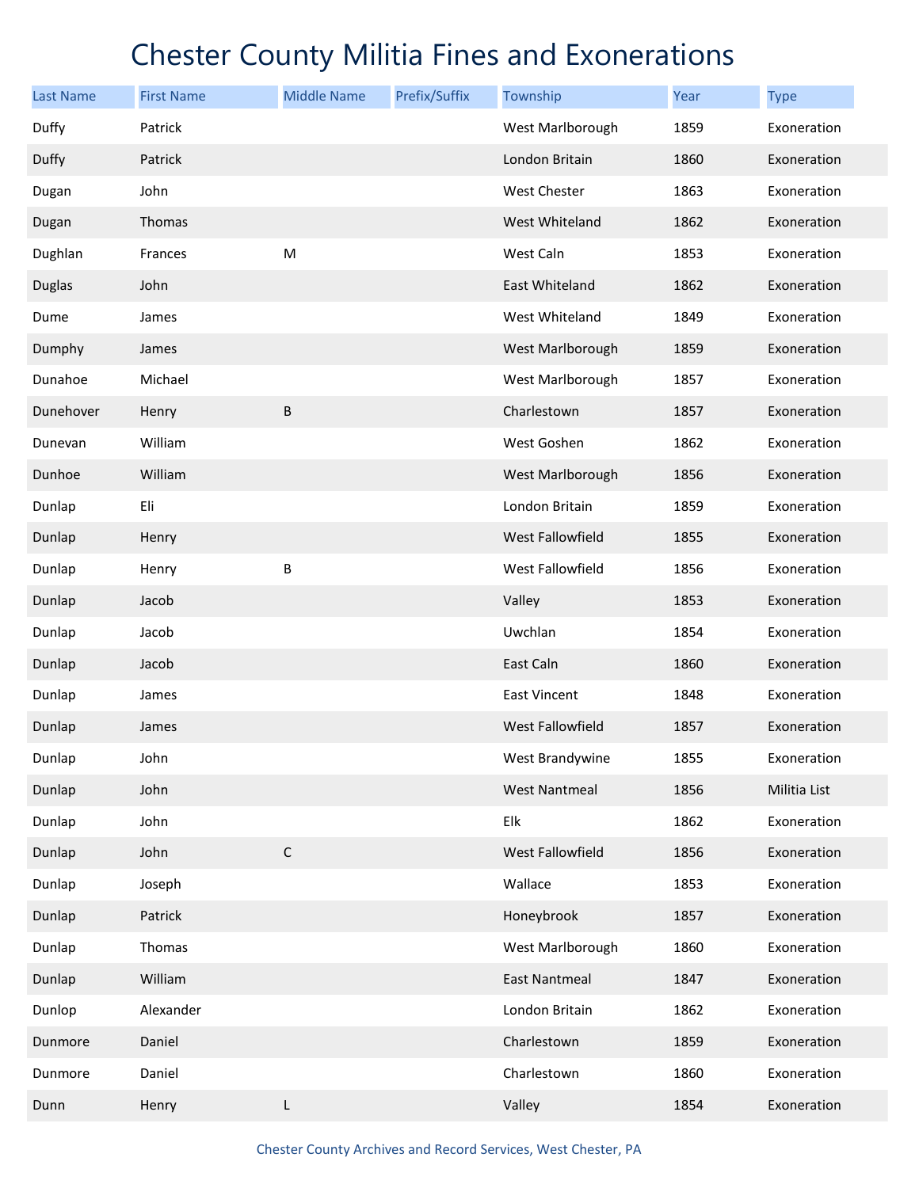# Chester County Militia Fines and Exonerations

| Last Name | First Name | Middle Name | Prefix/Suffix | Township | Year | Type |
|---|---|---|---|---|---|---|
| Duffy | Patrick | | | West Marlborough | 1859 | Exoneration |
| Duffy | Patrick | | | London Britain | 1860 | Exoneration |
| Dugan | John | | | West Chester | 1863 | Exoneration |
| Dugan | Thomas | | | West Whiteland | 1862 | Exoneration |
| Dughlan | Frances | M | | West Caln | 1853 | Exoneration |
| Duglas | John | | | East Whiteland | 1862 | Exoneration |
| Dume | James | | | West Whiteland | 1849 | Exoneration |
| Dumphy | James | | | West Marlborough | 1859 | Exoneration |
| Dunahoe | Michael | | | West Marlborough | 1857 | Exoneration |
| Dunehover | Henry | B | | Charlestown | 1857 | Exoneration |
| Dunevan | William | | | West Goshen | 1862 | Exoneration |
| Dunhoe | William | | | West Marlborough | 1856 | Exoneration |
| Dunlap | Eli | | | London Britain | 1859 | Exoneration |
| Dunlap | Henry | | | West Fallowfield | 1855 | Exoneration |
| Dunlap | Henry | B | | West Fallowfield | 1856 | Exoneration |
| Dunlap | Jacob | | | Valley | 1853 | Exoneration |
| Dunlap | Jacob | | | Uwchlan | 1854 | Exoneration |
| Dunlap | Jacob | | | East Caln | 1860 | Exoneration |
| Dunlap | James | | | East Vincent | 1848 | Exoneration |
| Dunlap | James | | | West Fallowfield | 1857 | Exoneration |
| Dunlap | John | | | West Brandywine | 1855 | Exoneration |
| Dunlap | John | | | West Nantmeal | 1856 | Militia List |
| Dunlap | John | | | Elk | 1862 | Exoneration |
| Dunlap | John | C | | West Fallowfield | 1856 | Exoneration |
| Dunlap | Joseph | | | Wallace | 1853 | Exoneration |
| Dunlap | Patrick | | | Honeybrook | 1857 | Exoneration |
| Dunlap | Thomas | | | West Marlborough | 1860 | Exoneration |
| Dunlap | William | | | East Nantmeal | 1847 | Exoneration |
| Dunlop | Alexander | | | London Britain | 1862 | Exoneration |
| Dunmore | Daniel | | | Charlestown | 1859 | Exoneration |
| Dunmore | Daniel | | | Charlestown | 1860 | Exoneration |
| Dunn | Henry | L | | Valley | 1854 | Exoneration |

Chester County Archives and Record Services, West Chester, PA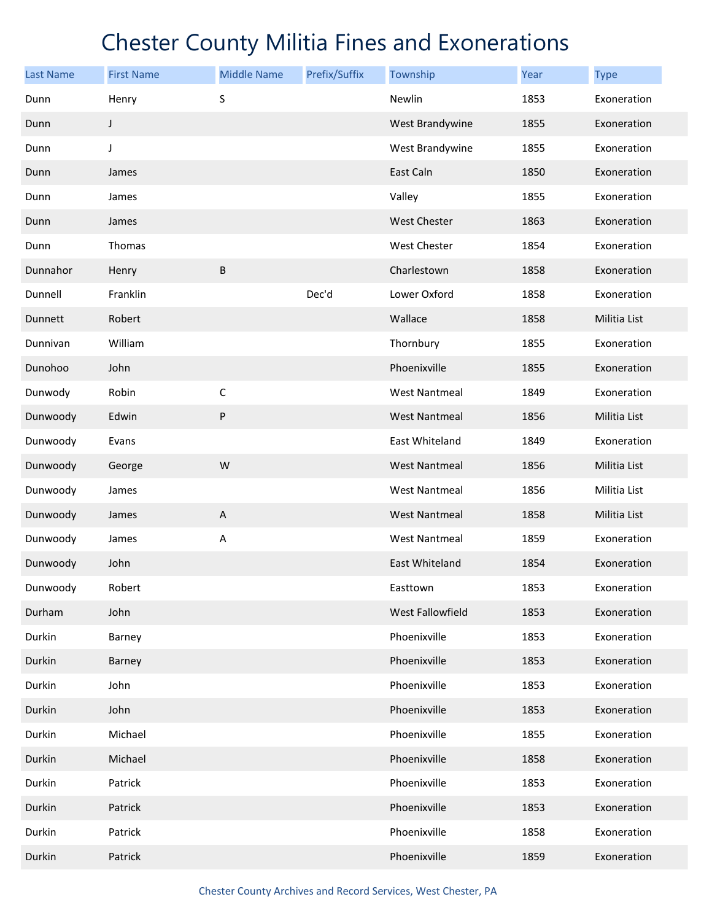# Chester County Militia Fines and Exonerations

| Last Name | First Name | Middle Name | Prefix/Suffix | Township | Year | Type |
|---|---|---|---|---|---|---|
| Dunn | Henry | S | | Newlin | 1853 | Exoneration |
| Dunn | J | | | West Brandywine | 1855 | Exoneration |
| Dunn | J | | | West Brandywine | 1855 | Exoneration |
| Dunn | James | | | East Caln | 1850 | Exoneration |
| Dunn | James | | | Valley | 1855 | Exoneration |
| Dunn | James | | | West Chester | 1863 | Exoneration |
| Dunn | Thomas | | | West Chester | 1854 | Exoneration |
| Dunnahor | Henry | B | | Charlestown | 1858 | Exoneration |
| Dunnell | Franklin | | Dec'd | Lower Oxford | 1858 | Exoneration |
| Dunnett | Robert | | | Wallace | 1858 | Militia List |
| Dunnivan | William | | | Thornbury | 1855 | Exoneration |
| Dunohoo | John | | | Phoenixville | 1855 | Exoneration |
| Dunwody | Robin | C | | West Nantmeal | 1849 | Exoneration |
| Dunwoody | Edwin | P | | West Nantmeal | 1856 | Militia List |
| Dunwoody | Evans | | | East Whiteland | 1849 | Exoneration |
| Dunwoody | George | W | | West Nantmeal | 1856 | Militia List |
| Dunwoody | James | | | West Nantmeal | 1856 | Militia List |
| Dunwoody | James | A | | West Nantmeal | 1858 | Militia List |
| Dunwoody | James | A | | West Nantmeal | 1859 | Exoneration |
| Dunwoody | John | | | East Whiteland | 1854 | Exoneration |
| Dunwoody | Robert | | | Easttown | 1853 | Exoneration |
| Durham | John | | | West Fallowfield | 1853 | Exoneration |
| Durkin | Barney | | | Phoenixville | 1853 | Exoneration |
| Durkin | Barney | | | Phoenixville | 1853 | Exoneration |
| Durkin | John | | | Phoenixville | 1853 | Exoneration |
| Durkin | John | | | Phoenixville | 1853 | Exoneration |
| Durkin | Michael | | | Phoenixville | 1855 | Exoneration |
| Durkin | Michael | | | Phoenixville | 1858 | Exoneration |
| Durkin | Patrick | | | Phoenixville | 1853 | Exoneration |
| Durkin | Patrick | | | Phoenixville | 1853 | Exoneration |
| Durkin | Patrick | | | Phoenixville | 1858 | Exoneration |
| Durkin | Patrick | | | Phoenixville | 1859 | Exoneration |

Chester County Archives and Record Services, West Chester, PA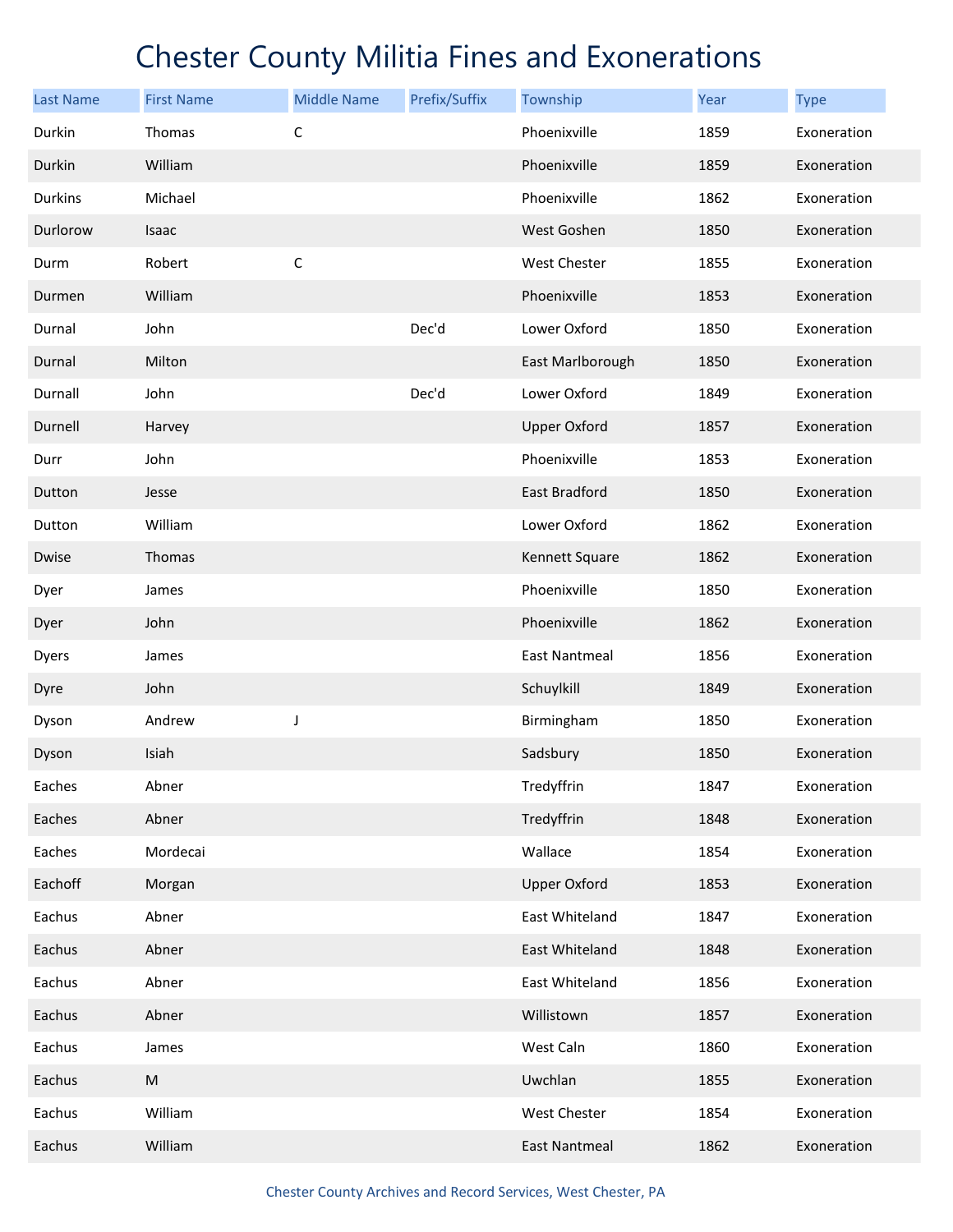# Chester County Militia Fines and Exonerations

| Last Name | First Name | Middle Name | Prefix/Suffix | Township | Year | Type |
|---|---|---|---|---|---|---|
| Durkin | Thomas | C | | Phoenixville | 1859 | Exoneration |
| Durkin | William | | | Phoenixville | 1859 | Exoneration |
| Durkins | Michael | | | Phoenixville | 1862 | Exoneration |
| Durlorow | Isaac | | | West Goshen | 1850 | Exoneration |
| Durm | Robert | C | | West Chester | 1855 | Exoneration |
| Durmen | William | | | Phoenixville | 1853 | Exoneration |
| Durnal | John | | Dec'd | Lower Oxford | 1850 | Exoneration |
| Durnal | Milton | | | East Marlborough | 1850 | Exoneration |
| Durnall | John | | Dec'd | Lower Oxford | 1849 | Exoneration |
| Durnell | Harvey | | | Upper Oxford | 1857 | Exoneration |
| Durr | John | | | Phoenixville | 1853 | Exoneration |
| Dutton | Jesse | | | East Bradford | 1850 | Exoneration |
| Dutton | William | | | Lower Oxford | 1862 | Exoneration |
| Dwise | Thomas | | | Kennett Square | 1862 | Exoneration |
| Dyer | James | | | Phoenixville | 1850 | Exoneration |
| Dyer | John | | | Phoenixville | 1862 | Exoneration |
| Dyers | James | | | East Nantmeal | 1856 | Exoneration |
| Dyre | John | | | Schuylkill | 1849 | Exoneration |
| Dyson | Andrew | J | | Birmingham | 1850 | Exoneration |
| Dyson | Isiah | | | Sadsbury | 1850 | Exoneration |
| Eaches | Abner | | | Tredyffrin | 1847 | Exoneration |
| Eaches | Abner | | | Tredyffrin | 1848 | Exoneration |
| Eaches | Mordecai | | | Wallace | 1854 | Exoneration |
| Eachoff | Morgan | | | Upper Oxford | 1853 | Exoneration |
| Eachus | Abner | | | East Whiteland | 1847 | Exoneration |
| Eachus | Abner | | | East Whiteland | 1848 | Exoneration |
| Eachus | Abner | | | East Whiteland | 1856 | Exoneration |
| Eachus | Abner | | | Willistown | 1857 | Exoneration |
| Eachus | James | | | West Caln | 1860 | Exoneration |
| Eachus | M | | | Uwchlan | 1855 | Exoneration |
| Eachus | William | | | West Chester | 1854 | Exoneration |
| Eachus | William | | | East Nantmeal | 1862 | Exoneration |

Chester County Archives and Record Services, West Chester, PA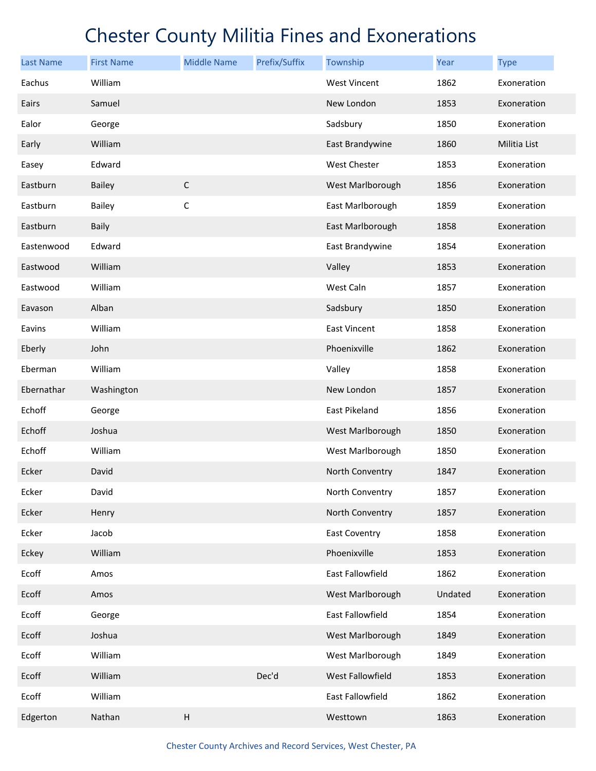# Chester County Militia Fines and Exonerations

| Last Name | First Name | Middle Name | Prefix/Suffix | Township | Year | Type |
|---|---|---|---|---|---|---|
| Eachus | William | | | West Vincent | 1862 | Exoneration |
| Eairs | Samuel | | | New London | 1853 | Exoneration |
| Ealor | George | | | Sadsbury | 1850 | Exoneration |
| Early | William | | | East Brandywine | 1860 | Militia List |
| Easey | Edward | | | West Chester | 1853 | Exoneration |
| Eastburn | Bailey | C | | West Marlborough | 1856 | Exoneration |
| Eastburn | Bailey | C | | East Marlborough | 1859 | Exoneration |
| Eastburn | Baily | | | East Marlborough | 1858 | Exoneration |
| Eastenwood | Edward | | | East Brandywine | 1854 | Exoneration |
| Eastwood | William | | | Valley | 1853 | Exoneration |
| Eastwood | William | | | West Caln | 1857 | Exoneration |
| Eavason | Alban | | | Sadsbury | 1850 | Exoneration |
| Eavins | William | | | East Vincent | 1858 | Exoneration |
| Eberly | John | | | Phoenixville | 1862 | Exoneration |
| Eberman | William | | | Valley | 1858 | Exoneration |
| Ebernathar | Washington | | | New London | 1857 | Exoneration |
| Echoff | George | | | East Pikeland | 1856 | Exoneration |
| Echoff | Joshua | | | West Marlborough | 1850 | Exoneration |
| Echoff | William | | | West Marlborough | 1850 | Exoneration |
| Ecker | David | | | North Conventry | 1847 | Exoneration |
| Ecker | David | | | North Conventry | 1857 | Exoneration |
| Ecker | Henry | | | North Conventry | 1857 | Exoneration |
| Ecker | Jacob | | | East Coventry | 1858 | Exoneration |
| Eckey | William | | | Phoenixville | 1853 | Exoneration |
| Ecoff | Amos | | | East Fallowfield | 1862 | Exoneration |
| Ecoff | Amos | | | West Marlborough | Undated | Exoneration |
| Ecoff | George | | | East Fallowfield | 1854 | Exoneration |
| Ecoff | Joshua | | | West Marlborough | 1849 | Exoneration |
| Ecoff | William | | | West Marlborough | 1849 | Exoneration |
| Ecoff | William | | Dec'd | West Fallowfield | 1853 | Exoneration |
| Ecoff | William | | | East Fallowfield | 1862 | Exoneration |
| Edgerton | Nathan | H | | Westtown | 1863 | Exoneration |

Chester County Archives and Record Services, West Chester, PA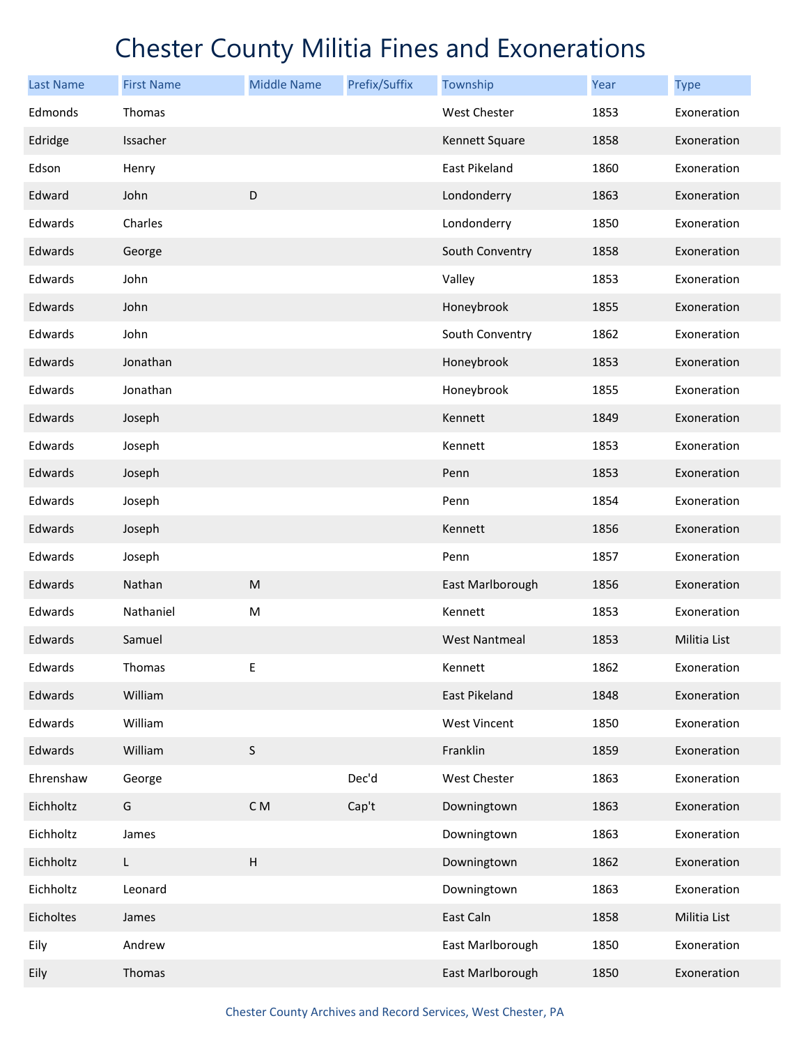# Chester County Militia Fines and Exonerations

| Last Name | First Name | Middle Name | Prefix/Suffix | Township | Year | Type |
|---|---|---|---|---|---|---|
| Edmonds | Thomas | | | West Chester | 1853 | Exoneration |
| Edridge | Issacher | | | Kennett Square | 1858 | Exoneration |
| Edson | Henry | | | East Pikeland | 1860 | Exoneration |
| Edward | John | D | | Londonderry | 1863 | Exoneration |
| Edwards | Charles | | | Londonderry | 1850 | Exoneration |
| Edwards | George | | | South Conventry | 1858 | Exoneration |
| Edwards | John | | | Valley | 1853 | Exoneration |
| Edwards | John | | | Honeybrook | 1855 | Exoneration |
| Edwards | John | | | South Conventry | 1862 | Exoneration |
| Edwards | Jonathan | | | Honeybrook | 1853 | Exoneration |
| Edwards | Jonathan | | | Honeybrook | 1855 | Exoneration |
| Edwards | Joseph | | | Kennett | 1849 | Exoneration |
| Edwards | Joseph | | | Kennett | 1853 | Exoneration |
| Edwards | Joseph | | | Penn | 1853 | Exoneration |
| Edwards | Joseph | | | Penn | 1854 | Exoneration |
| Edwards | Joseph | | | Kennett | 1856 | Exoneration |
| Edwards | Joseph | | | Penn | 1857 | Exoneration |
| Edwards | Nathan | M | | East Marlborough | 1856 | Exoneration |
| Edwards | Nathaniel | M | | Kennett | 1853 | Exoneration |
| Edwards | Samuel | | | West Nantmeal | 1853 | Militia List |
| Edwards | Thomas | E | | Kennett | 1862 | Exoneration |
| Edwards | William | | | East Pikeland | 1848 | Exoneration |
| Edwards | William | | | West Vincent | 1850 | Exoneration |
| Edwards | William | S | | Franklin | 1859 | Exoneration |
| Ehrenshaw | George | | Dec'd | West Chester | 1863 | Exoneration |
| Eichholtz | G | C M | Cap't | Downingtown | 1863 | Exoneration |
| Eichholtz | James | | | Downingtown | 1863 | Exoneration |
| Eichholtz | L | H | | Downingtown | 1862 | Exoneration |
| Eichholtz | Leonard | | | Downingtown | 1863 | Exoneration |
| Eicholtes | James | | | East Caln | 1858 | Militia List |
| Eily | Andrew | | | East Marlborough | 1850 | Exoneration |
| Eily | Thomas | | | East Marlborough | 1850 | Exoneration |

Chester County Archives and Record Services, West Chester, PA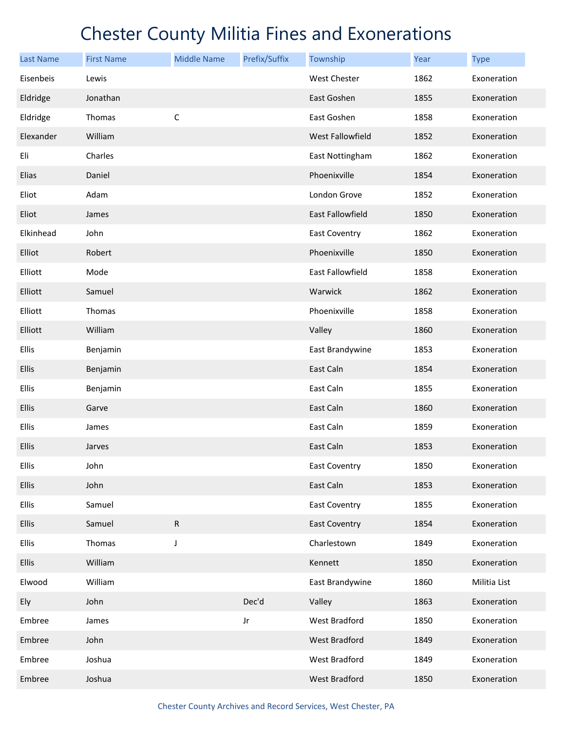# Chester County Militia Fines and Exonerations

| Last Name | First Name | Middle Name | Prefix/Suffix | Township | Year | Type |
|---|---|---|---|---|---|---|
| Eisenbeis | Lewis | | | West Chester | 1862 | Exoneration |
| Eldridge | Jonathan | | | East Goshen | 1855 | Exoneration |
| Eldridge | Thomas | C | | East Goshen | 1858 | Exoneration |
| Elexander | William | | | West Fallowfield | 1852 | Exoneration |
| Eli | Charles | | | East Nottingham | 1862 | Exoneration |
| Elias | Daniel | | | Phoenixville | 1854 | Exoneration |
| Eliot | Adam | | | London Grove | 1852 | Exoneration |
| Eliot | James | | | East Fallowfield | 1850 | Exoneration |
| Elkinhead | John | | | East Coventry | 1862 | Exoneration |
| Elliot | Robert | | | Phoenixville | 1850 | Exoneration |
| Elliott | Mode | | | East Fallowfield | 1858 | Exoneration |
| Elliott | Samuel | | | Warwick | 1862 | Exoneration |
| Elliott | Thomas | | | Phoenixville | 1858 | Exoneration |
| Elliott | William | | | Valley | 1860 | Exoneration |
| Ellis | Benjamin | | | East Brandywine | 1853 | Exoneration |
| Ellis | Benjamin | | | East Caln | 1854 | Exoneration |
| Ellis | Benjamin | | | East Caln | 1855 | Exoneration |
| Ellis | Garve | | | East Caln | 1860 | Exoneration |
| Ellis | James | | | East Caln | 1859 | Exoneration |
| Ellis | Jarves | | | East Caln | 1853 | Exoneration |
| Ellis | John | | | East Coventry | 1850 | Exoneration |
| Ellis | John | | | East Caln | 1853 | Exoneration |
| Ellis | Samuel | | | East Coventry | 1855 | Exoneration |
| Ellis | Samuel | R | | East Coventry | 1854 | Exoneration |
| Ellis | Thomas | J | | Charlestown | 1849 | Exoneration |
| Ellis | William | | | Kennett | 1850 | Exoneration |
| Elwood | William | | | East Brandywine | 1860 | Militia List |
| Ely | John | | Dec'd | Valley | 1863 | Exoneration |
| Embree | James | | Jr | West Bradford | 1850 | Exoneration |
| Embree | John | | | West Bradford | 1849 | Exoneration |
| Embree | Joshua | | | West Bradford | 1849 | Exoneration |
| Embree | Joshua | | | West Bradford | 1850 | Exoneration |

Chester County Archives and Record Services, West Chester, PA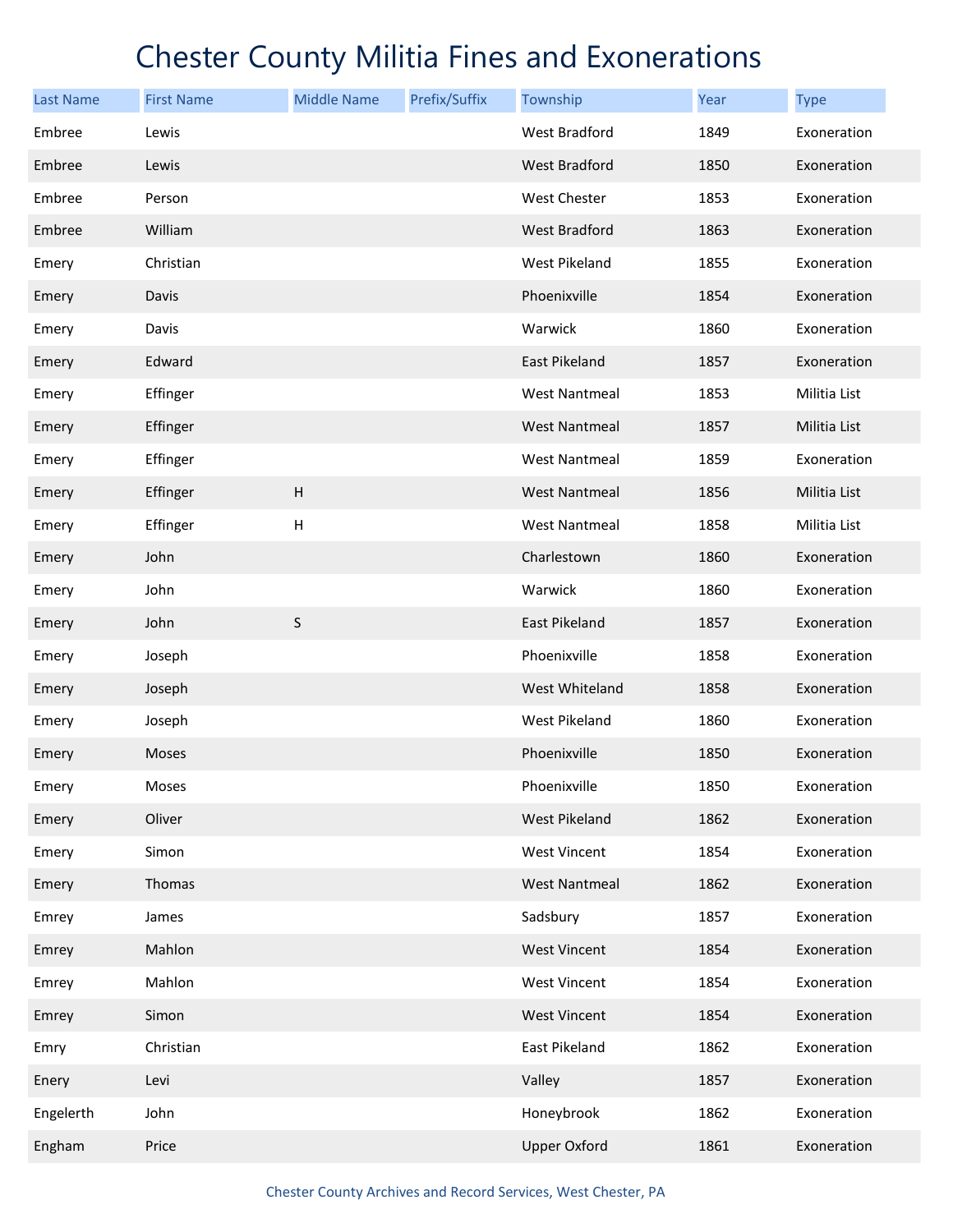# Chester County Militia Fines and Exonerations

| Last Name | First Name | Middle Name | Prefix/Suffix | Township | Year | Type |
|---|---|---|---|---|---|---|
| Embree | Lewis | | | West Bradford | 1849 | Exoneration |
| Embree | Lewis | | | West Bradford | 1850 | Exoneration |
| Embree | Person | | | West Chester | 1853 | Exoneration |
| Embree | William | | | West Bradford | 1863 | Exoneration |
| Emery | Christian | | | West Pikeland | 1855 | Exoneration |
| Emery | Davis | | | Phoenixville | 1854 | Exoneration |
| Emery | Davis | | | Warwick | 1860 | Exoneration |
| Emery | Edward | | | East Pikeland | 1857 | Exoneration |
| Emery | Effinger | | | West Nantmeal | 1853 | Militia List |
| Emery | Effinger | | | West Nantmeal | 1857 | Militia List |
| Emery | Effinger | | | West Nantmeal | 1859 | Exoneration |
| Emery | Effinger | H | | West Nantmeal | 1856 | Militia List |
| Emery | Effinger | H | | West Nantmeal | 1858 | Militia List |
| Emery | John | | | Charlestown | 1860 | Exoneration |
| Emery | John | | | Warwick | 1860 | Exoneration |
| Emery | John | S | | East Pikeland | 1857 | Exoneration |
| Emery | Joseph | | | Phoenixville | 1858 | Exoneration |
| Emery | Joseph | | | West Whiteland | 1858 | Exoneration |
| Emery | Joseph | | | West Pikeland | 1860 | Exoneration |
| Emery | Moses | | | Phoenixville | 1850 | Exoneration |
| Emery | Moses | | | Phoenixville | 1850 | Exoneration |
| Emery | Oliver | | | West Pikeland | 1862 | Exoneration |
| Emery | Simon | | | West Vincent | 1854 | Exoneration |
| Emery | Thomas | | | West Nantmeal | 1862 | Exoneration |
| Emrey | James | | | Sadsbury | 1857 | Exoneration |
| Emrey | Mahlon | | | West Vincent | 1854 | Exoneration |
| Emrey | Mahlon | | | West Vincent | 1854 | Exoneration |
| Emrey | Simon | | | West Vincent | 1854 | Exoneration |
| Emry | Christian | | | East Pikeland | 1862 | Exoneration |
| Enery | Levi | | | Valley | 1857 | Exoneration |
| Engelerth | John | | | Honeybrook | 1862 | Exoneration |
| Engham | Price | | | Upper Oxford | 1861 | Exoneration |

Chester County Archives and Record Services, West Chester, PA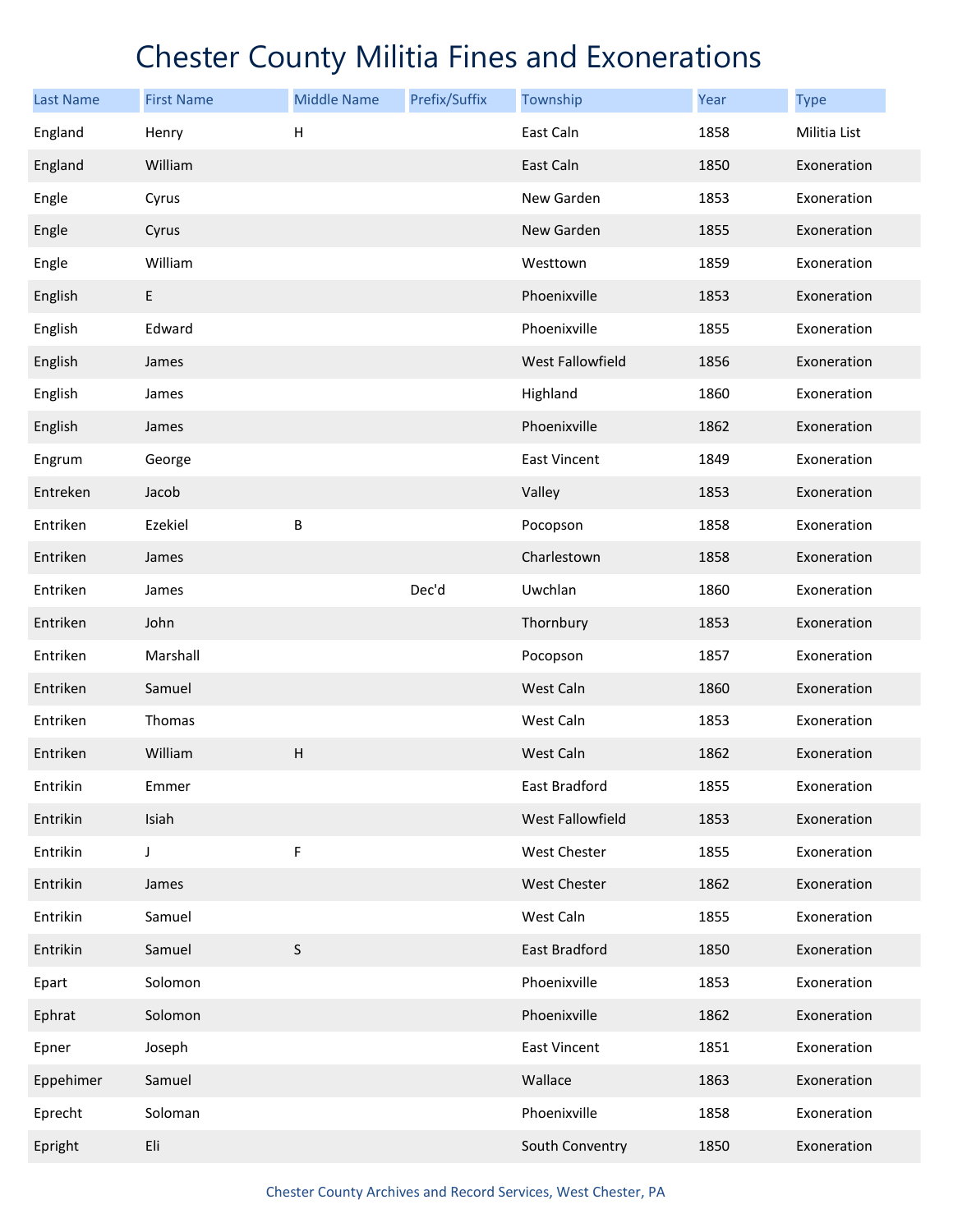# Chester County Militia Fines and Exonerations

| Last Name | First Name | Middle Name | Prefix/Suffix | Township | Year | Type |
|---|---|---|---|---|---|---|
| England | Henry | H | | East Caln | 1858 | Militia List |
| England | William | | | East Caln | 1850 | Exoneration |
| Engle | Cyrus | | | New Garden | 1853 | Exoneration |
| Engle | Cyrus | | | New Garden | 1855 | Exoneration |
| Engle | William | | | Westtown | 1859 | Exoneration |
| English | E | | | Phoenixville | 1853 | Exoneration |
| English | Edward | | | Phoenixville | 1855 | Exoneration |
| English | James | | | West Fallowfield | 1856 | Exoneration |
| English | James | | | Highland | 1860 | Exoneration |
| English | James | | | Phoenixville | 1862 | Exoneration |
| Engrum | George | | | East Vincent | 1849 | Exoneration |
| Entreken | Jacob | | | Valley | 1853 | Exoneration |
| Entriken | Ezekiel | B | | Pocopson | 1858 | Exoneration |
| Entriken | James | | | Charlestown | 1858 | Exoneration |
| Entriken | James | | Dec'd | Uwchlan | 1860 | Exoneration |
| Entriken | John | | | Thornbury | 1853 | Exoneration |
| Entriken | Marshall | | | Pocopson | 1857 | Exoneration |
| Entriken | Samuel | | | West Caln | 1860 | Exoneration |
| Entriken | Thomas | | | West Caln | 1853 | Exoneration |
| Entriken | William | H | | West Caln | 1862 | Exoneration |
| Entrikin | Emmer | | | East Bradford | 1855 | Exoneration |
| Entrikin | Isiah | | | West Fallowfield | 1853 | Exoneration |
| Entrikin | J | F | | West Chester | 1855 | Exoneration |
| Entrikin | James | | | West Chester | 1862 | Exoneration |
| Entrikin | Samuel | | | West Caln | 1855 | Exoneration |
| Entrikin | Samuel | S | | East Bradford | 1850 | Exoneration |
| Epart | Solomon | | | Phoenixville | 1853 | Exoneration |
| Ephrat | Solomon | | | Phoenixville | 1862 | Exoneration |
| Epner | Joseph | | | East Vincent | 1851 | Exoneration |
| Eppehimer | Samuel | | | Wallace | 1863 | Exoneration |
| Eprecht | Soloman | | | Phoenixville | 1858 | Exoneration |
| Epright | Eli | | | South Conventry | 1850 | Exoneration |

Chester County Archives and Record Services, West Chester, PA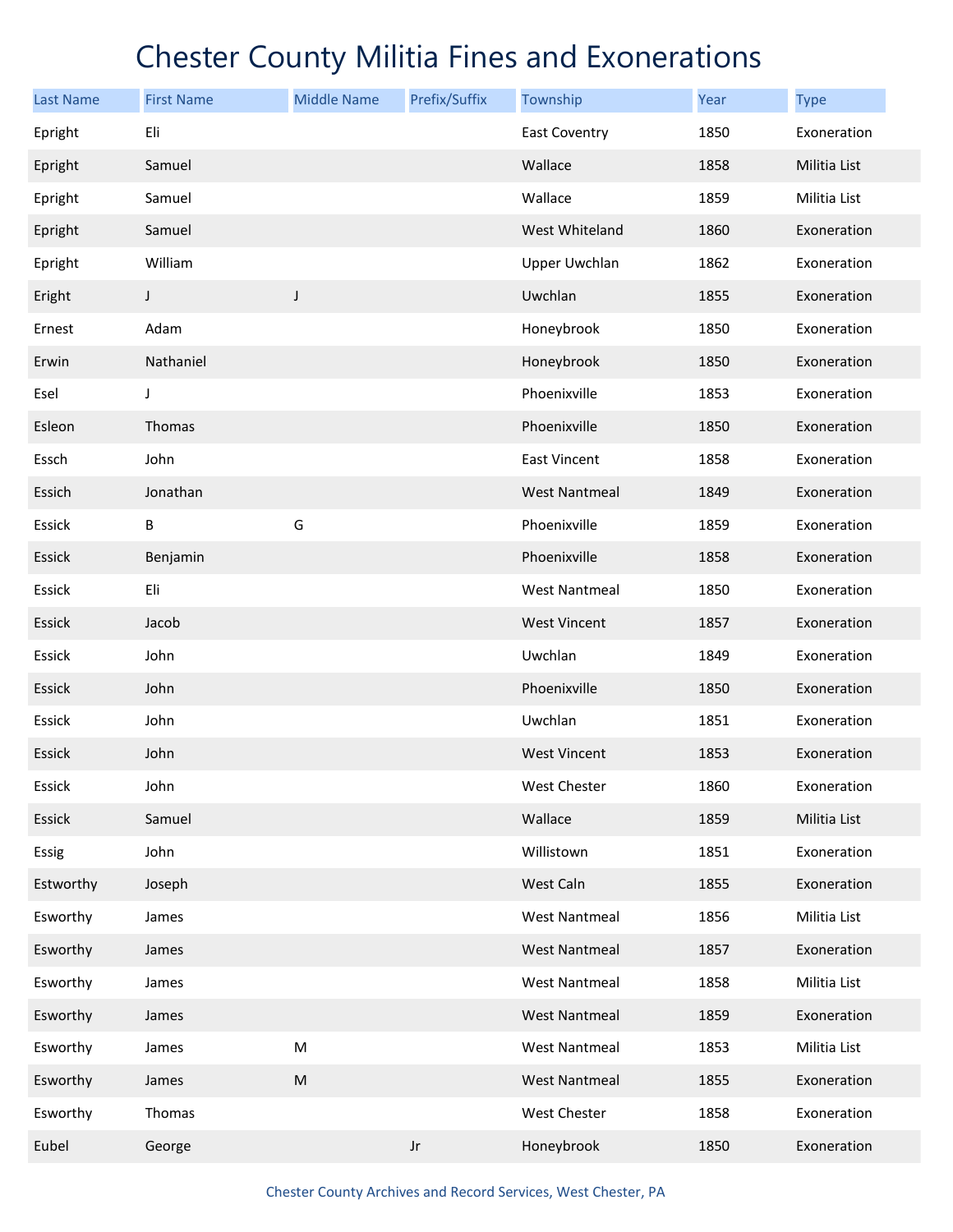# Chester County Militia Fines and Exonerations

| Last Name | First Name | Middle Name | Prefix/Suffix | Township | Year | Type |
|---|---|---|---|---|---|---|
| Epright | Eli | | | East Coventry | 1850 | Exoneration |
| Epright | Samuel | | | Wallace | 1858 | Militia List |
| Epright | Samuel | | | Wallace | 1859 | Militia List |
| Epright | Samuel | | | West Whiteland | 1860 | Exoneration |
| Epright | William | | | Upper Uwchlan | 1862 | Exoneration |
| Eright | J | J | | Uwchlan | 1855 | Exoneration |
| Ernest | Adam | | | Honeybrook | 1850 | Exoneration |
| Erwin | Nathaniel | | | Honeybrook | 1850 | Exoneration |
| Esel | J | | | Phoenixville | 1853 | Exoneration |
| Esleon | Thomas | | | Phoenixville | 1850 | Exoneration |
| Essch | John | | | East Vincent | 1858 | Exoneration |
| Essich | Jonathan | | | West Nantmeal | 1849 | Exoneration |
| Essick | B | G | | Phoenixville | 1859 | Exoneration |
| Essick | Benjamin | | | Phoenixville | 1858 | Exoneration |
| Essick | Eli | | | West Nantmeal | 1850 | Exoneration |
| Essick | Jacob | | | West Vincent | 1857 | Exoneration |
| Essick | John | | | Uwchlan | 1849 | Exoneration |
| Essick | John | | | Phoenixville | 1850 | Exoneration |
| Essick | John | | | Uwchlan | 1851 | Exoneration |
| Essick | John | | | West Vincent | 1853 | Exoneration |
| Essick | John | | | West Chester | 1860 | Exoneration |
| Essick | Samuel | | | Wallace | 1859 | Militia List |
| Essig | John | | | Willistown | 1851 | Exoneration |
| Estworthy | Joseph | | | West Caln | 1855 | Exoneration |
| Esworthy | James | | | West Nantmeal | 1856 | Militia List |
| Esworthy | James | | | West Nantmeal | 1857 | Exoneration |
| Esworthy | James | | | West Nantmeal | 1858 | Militia List |
| Esworthy | James | | | West Nantmeal | 1859 | Exoneration |
| Esworthy | James | M | | West Nantmeal | 1853 | Militia List |
| Esworthy | James | M | | West Nantmeal | 1855 | Exoneration |
| Esworthy | Thomas | | | West Chester | 1858 | Exoneration |
| Eubel | George | | Jr | Honeybrook | 1850 | Exoneration |

Chester County Archives and Record Services, West Chester, PA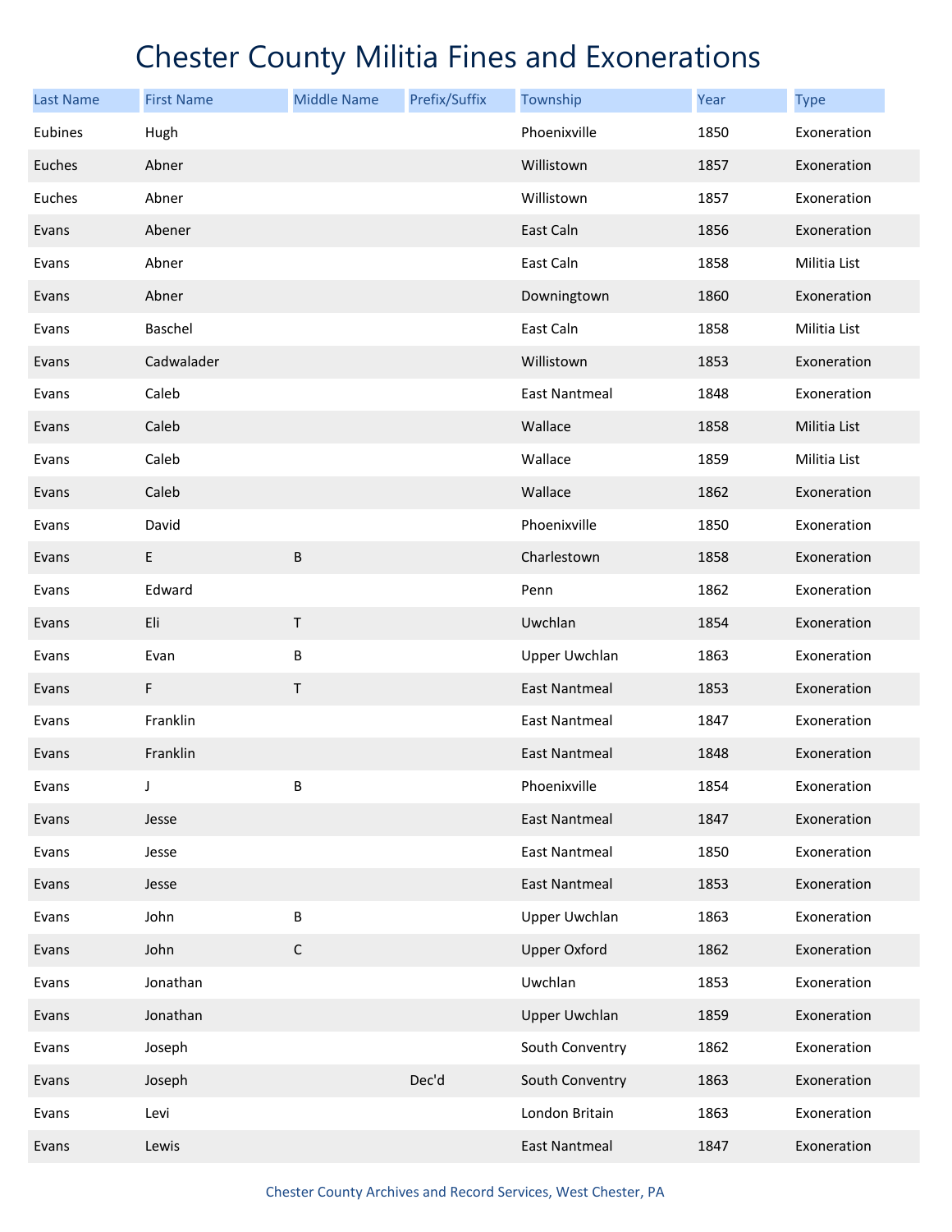# Chester County Militia Fines and Exonerations

| Last Name | First Name | Middle Name | Prefix/Suffix | Township | Year | Type |
|---|---|---|---|---|---|---|
| Eubines | Hugh | | | Phoenixville | 1850 | Exoneration |
| Euches | Abner | | | Willistown | 1857 | Exoneration |
| Euches | Abner | | | Willistown | 1857 | Exoneration |
| Evans | Abener | | | East Caln | 1856 | Exoneration |
| Evans | Abner | | | East Caln | 1858 | Militia List |
| Evans | Abner | | | Downingtown | 1860 | Exoneration |
| Evans | Baschel | | | East Caln | 1858 | Militia List |
| Evans | Cadwalader | | | Willistown | 1853 | Exoneration |
| Evans | Caleb | | | East Nantmeal | 1848 | Exoneration |
| Evans | Caleb | | | Wallace | 1858 | Militia List |
| Evans | Caleb | | | Wallace | 1859 | Militia List |
| Evans | Caleb | | | Wallace | 1862 | Exoneration |
| Evans | David | | | Phoenixville | 1850 | Exoneration |
| Evans | E | B | | Charlestown | 1858 | Exoneration |
| Evans | Edward | | | Penn | 1862 | Exoneration |
| Evans | Eli | T | | Uwchlan | 1854 | Exoneration |
| Evans | Evan | B | | Upper Uwchlan | 1863 | Exoneration |
| Evans | F | T | | East Nantmeal | 1853 | Exoneration |
| Evans | Franklin | | | East Nantmeal | 1847 | Exoneration |
| Evans | Franklin | | | East Nantmeal | 1848 | Exoneration |
| Evans | J | B | | Phoenixville | 1854 | Exoneration |
| Evans | Jesse | | | East Nantmeal | 1847 | Exoneration |
| Evans | Jesse | | | East Nantmeal | 1850 | Exoneration |
| Evans | Jesse | | | East Nantmeal | 1853 | Exoneration |
| Evans | John | B | | Upper Uwchlan | 1863 | Exoneration |
| Evans | John | C | | Upper Oxford | 1862 | Exoneration |
| Evans | Jonathan | | | Uwchlan | 1853 | Exoneration |
| Evans | Jonathan | | | Upper Uwchlan | 1859 | Exoneration |
| Evans | Joseph | | | South Conventry | 1862 | Exoneration |
| Evans | Joseph | | Dec'd | South Conventry | 1863 | Exoneration |
| Evans | Levi | | | London Britain | 1863 | Exoneration |
| Evans | Lewis | | | East Nantmeal | 1847 | Exoneration |

Chester County Archives and Record Services, West Chester, PA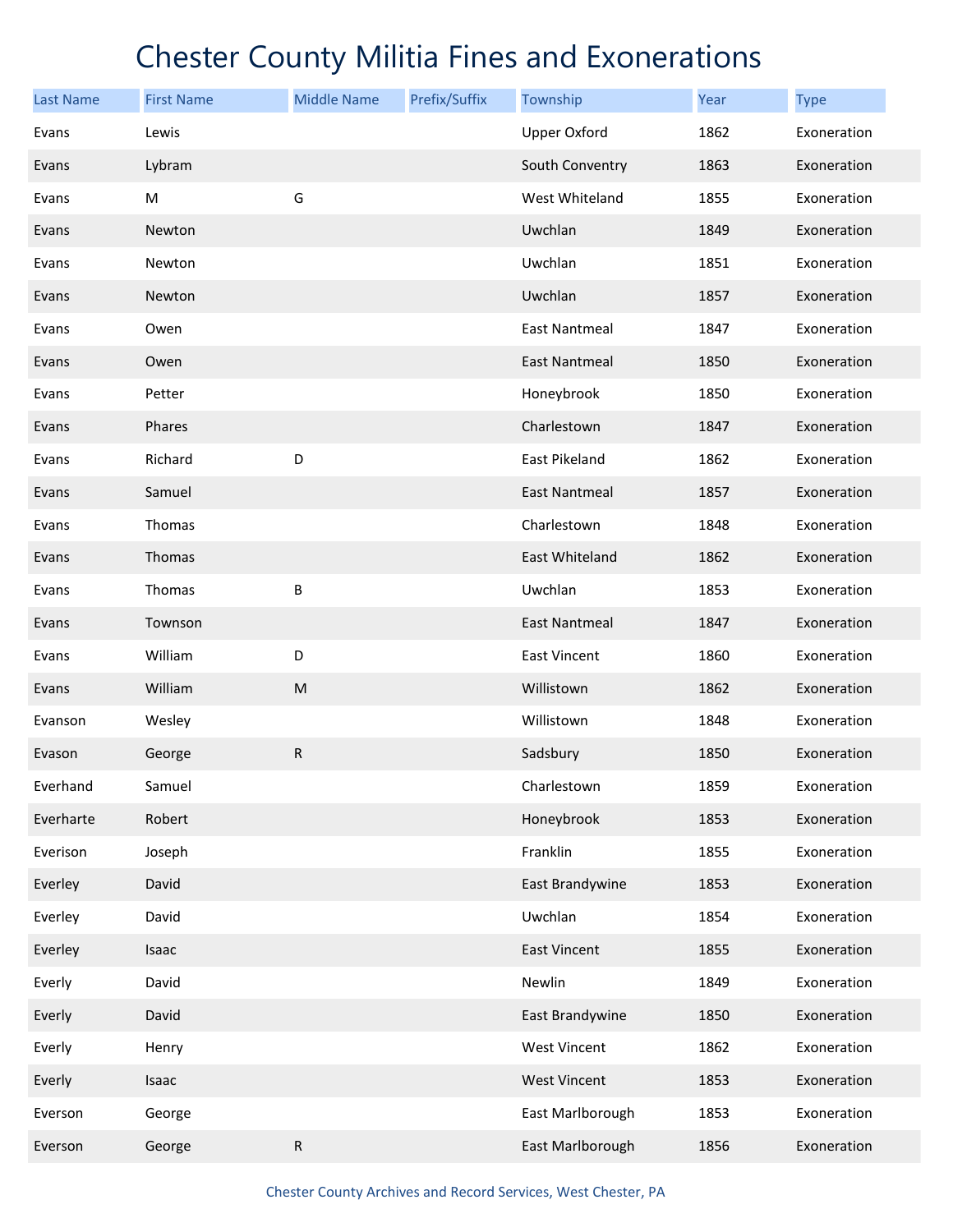# Chester County Militia Fines and Exonerations

| Last Name | First Name | Middle Name | Prefix/Suffix | Township | Year | Type |
|---|---|---|---|---|---|---|
| Evans | Lewis | | | Upper Oxford | 1862 | Exoneration |
| Evans | Lybram | | | South Conventry | 1863 | Exoneration |
| Evans | M | G | | West Whiteland | 1855 | Exoneration |
| Evans | Newton | | | Uwchlan | 1849 | Exoneration |
| Evans | Newton | | | Uwchlan | 1851 | Exoneration |
| Evans | Newton | | | Uwchlan | 1857 | Exoneration |
| Evans | Owen | | | East Nantmeal | 1847 | Exoneration |
| Evans | Owen | | | East Nantmeal | 1850 | Exoneration |
| Evans | Petter | | | Honeybrook | 1850 | Exoneration |
| Evans | Phares | | | Charlestown | 1847 | Exoneration |
| Evans | Richard | D | | East Pikeland | 1862 | Exoneration |
| Evans | Samuel | | | East Nantmeal | 1857 | Exoneration |
| Evans | Thomas | | | Charlestown | 1848 | Exoneration |
| Evans | Thomas | | | East Whiteland | 1862 | Exoneration |
| Evans | Thomas | B | | Uwchlan | 1853 | Exoneration |
| Evans | Townson | | | East Nantmeal | 1847 | Exoneration |
| Evans | William | D | | East Vincent | 1860 | Exoneration |
| Evans | William | M | | Willistown | 1862 | Exoneration |
| Evanson | Wesley | | | Willistown | 1848 | Exoneration |
| Evason | George | R | | Sadsbury | 1850 | Exoneration |
| Everhand | Samuel | | | Charlestown | 1859 | Exoneration |
| Everharte | Robert | | | Honeybrook | 1853 | Exoneration |
| Everison | Joseph | | | Franklin | 1855 | Exoneration |
| Everley | David | | | East Brandywine | 1853 | Exoneration |
| Everley | David | | | Uwchlan | 1854 | Exoneration |
| Everley | Isaac | | | East Vincent | 1855 | Exoneration |
| Everly | David | | | Newlin | 1849 | Exoneration |
| Everly | David | | | East Brandywine | 1850 | Exoneration |
| Everly | Henry | | | West Vincent | 1862 | Exoneration |
| Everly | Isaac | | | West Vincent | 1853 | Exoneration |
| Everson | George | | | East Marlborough | 1853 | Exoneration |
| Everson | George | R | | East Marlborough | 1856 | Exoneration |

Chester County Archives and Record Services, West Chester, PA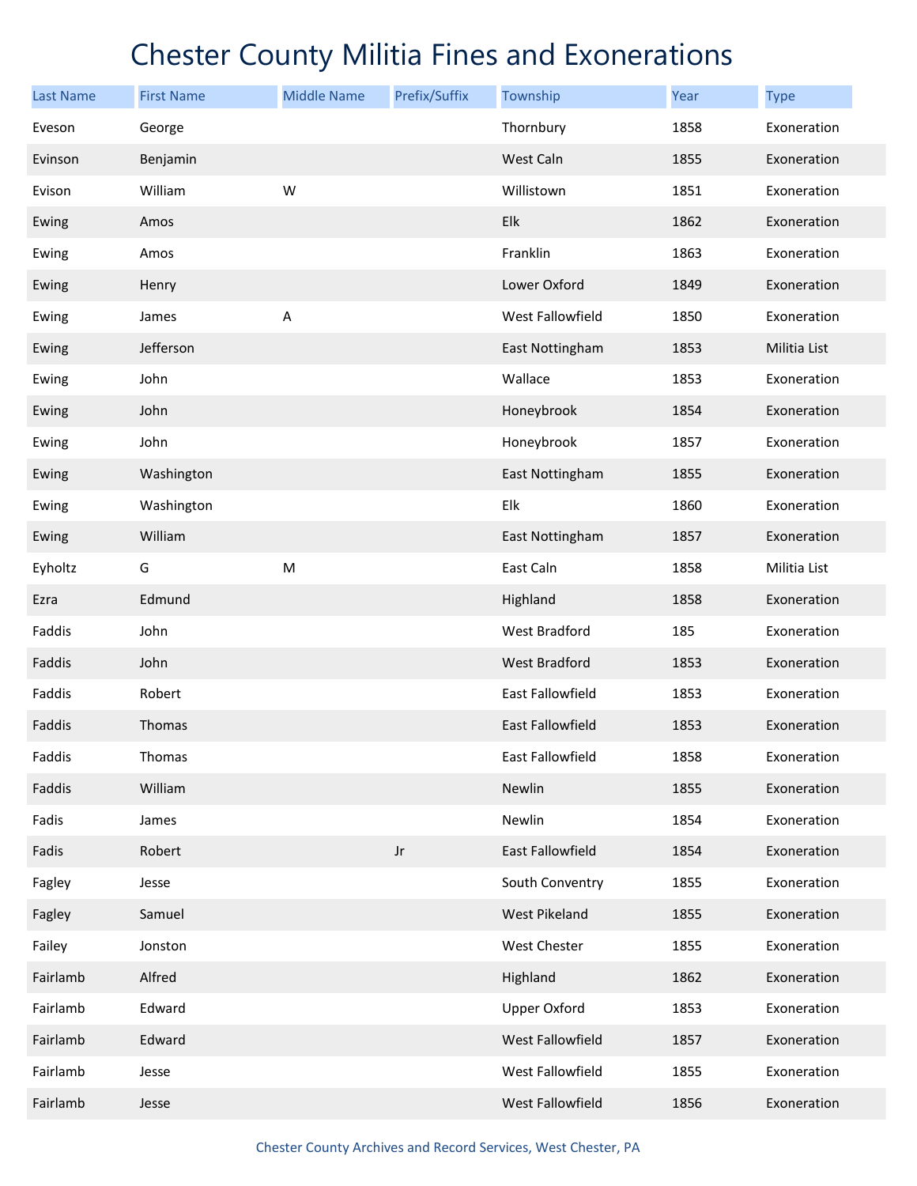# Chester County Militia Fines and Exonerations

| Last Name | First Name | Middle Name | Prefix/Suffix | Township | Year | Type |
|---|---|---|---|---|---|---|
| Eveson | George | | | Thornbury | 1858 | Exoneration |
| Evinson | Benjamin | | | West Caln | 1855 | Exoneration |
| Evison | William | W | | Willistown | 1851 | Exoneration |
| Ewing | Amos | | | Elk | 1862 | Exoneration |
| Ewing | Amos | | | Franklin | 1863 | Exoneration |
| Ewing | Henry | | | Lower Oxford | 1849 | Exoneration |
| Ewing | James | A | | West Fallowfield | 1850 | Exoneration |
| Ewing | Jefferson | | | East Nottingham | 1853 | Militia List |
| Ewing | John | | | Wallace | 1853 | Exoneration |
| Ewing | John | | | Honeybrook | 1854 | Exoneration |
| Ewing | John | | | Honeybrook | 1857 | Exoneration |
| Ewing | Washington | | | East Nottingham | 1855 | Exoneration |
| Ewing | Washington | | | Elk | 1860 | Exoneration |
| Ewing | William | | | East Nottingham | 1857 | Exoneration |
| Eyholtz | G | M | | East Caln | 1858 | Militia List |
| Ezra | Edmund | | | Highland | 1858 | Exoneration |
| Faddis | John | | | West Bradford | 185 | Exoneration |
| Faddis | John | | | West Bradford | 1853 | Exoneration |
| Faddis | Robert | | | East Fallowfield | 1853 | Exoneration |
| Faddis | Thomas | | | East Fallowfield | 1853 | Exoneration |
| Faddis | Thomas | | | East Fallowfield | 1858 | Exoneration |
| Faddis | William | | | Newlin | 1855 | Exoneration |
| Fadis | James | | | Newlin | 1854 | Exoneration |
| Fadis | Robert | | Jr | East Fallowfield | 1854 | Exoneration |
| Fagley | Jesse | | | South Conventry | 1855 | Exoneration |
| Fagley | Samuel | | | West Pikeland | 1855 | Exoneration |
| Failey | Jonston | | | West Chester | 1855 | Exoneration |
| Fairlamb | Alfred | | | Highland | 1862 | Exoneration |
| Fairlamb | Edward | | | Upper Oxford | 1853 | Exoneration |
| Fairlamb | Edward | | | West Fallowfield | 1857 | Exoneration |
| Fairlamb | Jesse | | | West Fallowfield | 1855 | Exoneration |
| Fairlamb | Jesse | | | West Fallowfield | 1856 | Exoneration |

Chester County Archives and Record Services, West Chester, PA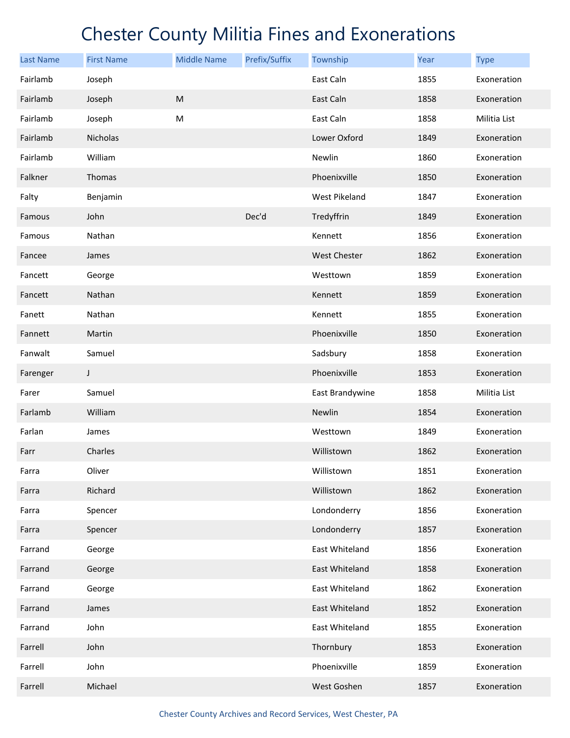# Chester County Militia Fines and Exonerations

| Last Name | First Name | Middle Name | Prefix/Suffix | Township | Year | Type |
|---|---|---|---|---|---|---|
| Fairlamb | Joseph | | | East Caln | 1855 | Exoneration |
| Fairlamb | Joseph | M | | East Caln | 1858 | Exoneration |
| Fairlamb | Joseph | M | | East Caln | 1858 | Militia List |
| Fairlamb | Nicholas | | | Lower Oxford | 1849 | Exoneration |
| Fairlamb | William | | | Newlin | 1860 | Exoneration |
| Falkner | Thomas | | | Phoenixville | 1850 | Exoneration |
| Falty | Benjamin | | | West Pikeland | 1847 | Exoneration |
| Famous | John | | Dec'd | Tredyffrin | 1849 | Exoneration |
| Famous | Nathan | | | Kennett | 1856 | Exoneration |
| Fancee | James | | | West Chester | 1862 | Exoneration |
| Fancett | George | | | Westtown | 1859 | Exoneration |
| Fancett | Nathan | | | Kennett | 1859 | Exoneration |
| Fanett | Nathan | | | Kennett | 1855 | Exoneration |
| Fannett | Martin | | | Phoenixville | 1850 | Exoneration |
| Fanwalt | Samuel | | | Sadsbury | 1858 | Exoneration |
| Farenger | J | | | Phoenixville | 1853 | Exoneration |
| Farer | Samuel | | | East Brandywine | 1858 | Militia List |
| Farlamb | William | | | Newlin | 1854 | Exoneration |
| Farlan | James | | | Westtown | 1849 | Exoneration |
| Farr | Charles | | | Willistown | 1862 | Exoneration |
| Farra | Oliver | | | Willistown | 1851 | Exoneration |
| Farra | Richard | | | Willistown | 1862 | Exoneration |
| Farra | Spencer | | | Londonderry | 1856 | Exoneration |
| Farra | Spencer | | | Londonderry | 1857 | Exoneration |
| Farrand | George | | | East Whiteland | 1856 | Exoneration |
| Farrand | George | | | East Whiteland | 1858 | Exoneration |
| Farrand | George | | | East Whiteland | 1862 | Exoneration |
| Farrand | James | | | East Whiteland | 1852 | Exoneration |
| Farrand | John | | | East Whiteland | 1855 | Exoneration |
| Farrell | John | | | Thornbury | 1853 | Exoneration |
| Farrell | John | | | Phoenixville | 1859 | Exoneration |
| Farrell | Michael | | | West Goshen | 1857 | Exoneration |

Chester County Archives and Record Services, West Chester, PA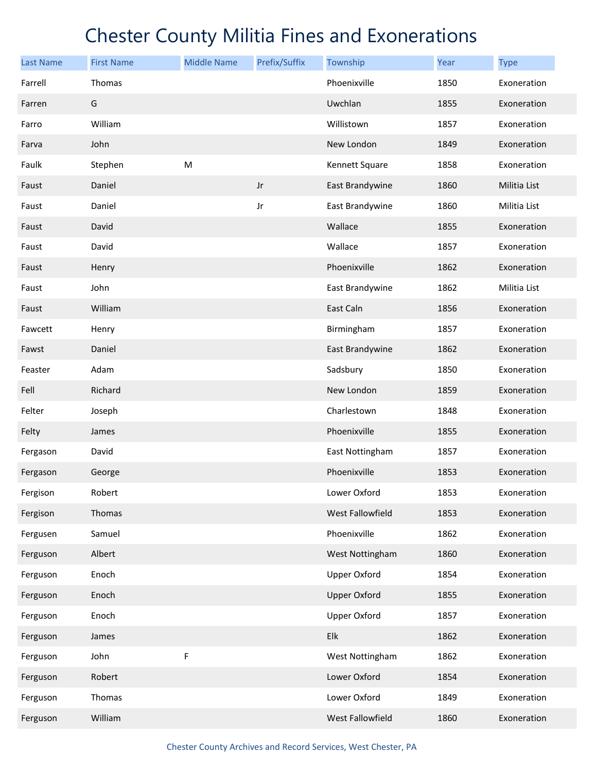# Chester County Militia Fines and Exonerations

| Last Name | First Name | Middle Name | Prefix/Suffix | Township | Year | Type |
|---|---|---|---|---|---|---|
| Farrell | Thomas | | | Phoenixville | 1850 | Exoneration |
| Farren | G | | | Uwchlan | 1855 | Exoneration |
| Farro | William | | | Willistown | 1857 | Exoneration |
| Farva | John | | | New London | 1849 | Exoneration |
| Faulk | Stephen | M | | Kennett Square | 1858 | Exoneration |
| Faust | Daniel | | Jr | East Brandywine | 1860 | Militia List |
| Faust | Daniel | | Jr | East Brandywine | 1860 | Militia List |
| Faust | David | | | Wallace | 1855 | Exoneration |
| Faust | David | | | Wallace | 1857 | Exoneration |
| Faust | Henry | | | Phoenixville | 1862 | Exoneration |
| Faust | John | | | East Brandywine | 1862 | Militia List |
| Faust | William | | | East Caln | 1856 | Exoneration |
| Fawcett | Henry | | | Birmingham | 1857 | Exoneration |
| Fawst | Daniel | | | East Brandywine | 1862 | Exoneration |
| Feaster | Adam | | | Sadsbury | 1850 | Exoneration |
| Fell | Richard | | | New London | 1859 | Exoneration |
| Felter | Joseph | | | Charlestown | 1848 | Exoneration |
| Felty | James | | | Phoenixville | 1855 | Exoneration |
| Fergason | David | | | East Nottingham | 1857 | Exoneration |
| Fergason | George | | | Phoenixville | 1853 | Exoneration |
| Fergison | Robert | | | Lower Oxford | 1853 | Exoneration |
| Fergison | Thomas | | | West Fallowfield | 1853 | Exoneration |
| Fergusen | Samuel | | | Phoenixville | 1862 | Exoneration |
| Ferguson | Albert | | | West Nottingham | 1860 | Exoneration |
| Ferguson | Enoch | | | Upper Oxford | 1854 | Exoneration |
| Ferguson | Enoch | | | Upper Oxford | 1855 | Exoneration |
| Ferguson | Enoch | | | Upper Oxford | 1857 | Exoneration |
| Ferguson | James | | | Elk | 1862 | Exoneration |
| Ferguson | John | F | | West Nottingham | 1862 | Exoneration |
| Ferguson | Robert | | | Lower Oxford | 1854 | Exoneration |
| Ferguson | Thomas | | | Lower Oxford | 1849 | Exoneration |
| Ferguson | William | | | West Fallowfield | 1860 | Exoneration |

Chester County Archives and Record Services, West Chester, PA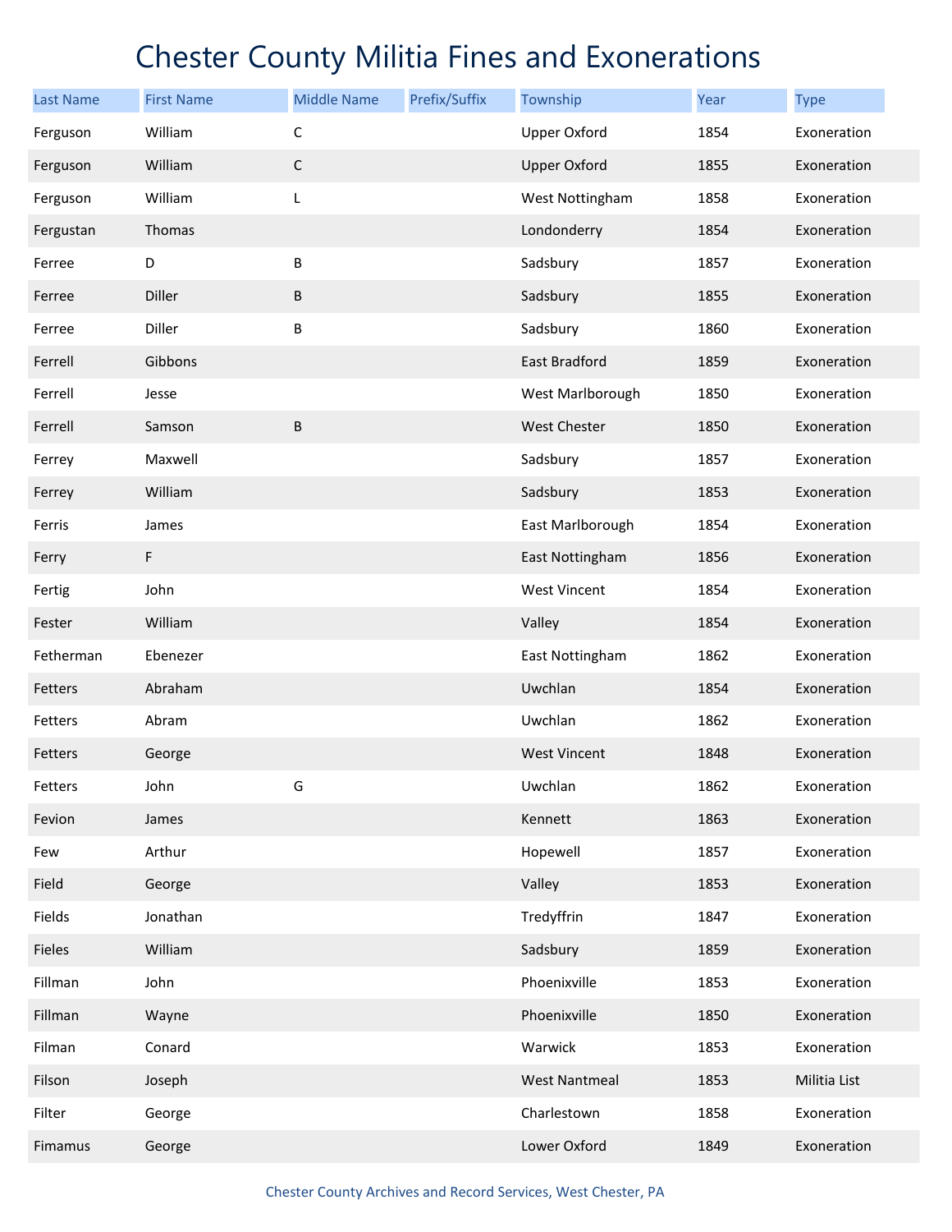# Chester County Militia Fines and Exonerations

| Last Name | First Name | Middle Name | Prefix/Suffix | Township | Year | Type |
|---|---|---|---|---|---|---|
| Ferguson | William | C | | Upper Oxford | 1854 | Exoneration |
| Ferguson | William | C | | Upper Oxford | 1855 | Exoneration |
| Ferguson | William | L | | West Nottingham | 1858 | Exoneration |
| Fergustan | Thomas | | | Londonderry | 1854 | Exoneration |
| Ferree | D | B | | Sadsbury | 1857 | Exoneration |
| Ferree | Diller | B | | Sadsbury | 1855 | Exoneration |
| Ferree | Diller | B | | Sadsbury | 1860 | Exoneration |
| Ferrell | Gibbons | | | East Bradford | 1859 | Exoneration |
| Ferrell | Jesse | | | West Marlborough | 1850 | Exoneration |
| Ferrell | Samson | B | | West Chester | 1850 | Exoneration |
| Ferrey | Maxwell | | | Sadsbury | 1857 | Exoneration |
| Ferrey | William | | | Sadsbury | 1853 | Exoneration |
| Ferris | James | | | East Marlborough | 1854 | Exoneration |
| Ferry | F | | | East Nottingham | 1856 | Exoneration |
| Fertig | John | | | West Vincent | 1854 | Exoneration |
| Fester | William | | | Valley | 1854 | Exoneration |
| Fetherman | Ebenezer | | | East Nottingham | 1862 | Exoneration |
| Fetters | Abraham | | | Uwchlan | 1854 | Exoneration |
| Fetters | Abram | | | Uwchlan | 1862 | Exoneration |
| Fetters | George | | | West Vincent | 1848 | Exoneration |
| Fetters | John | G | | Uwchlan | 1862 | Exoneration |
| Fevion | James | | | Kennett | 1863 | Exoneration |
| Few | Arthur | | | Hopewell | 1857 | Exoneration |
| Field | George | | | Valley | 1853 | Exoneration |
| Fields | Jonathan | | | Tredyffrin | 1847 | Exoneration |
| Fieles | William | | | Sadsbury | 1859 | Exoneration |
| Fillman | John | | | Phoenixville | 1853 | Exoneration |
| Fillman | Wayne | | | Phoenixville | 1850 | Exoneration |
| Filman | Conard | | | Warwick | 1853 | Exoneration |
| Filson | Joseph | | | West Nantmeal | 1853 | Militia List |
| Filter | George | | | Charlestown | 1858 | Exoneration |
| Fimamus | George | | | Lower Oxford | 1849 | Exoneration |

Chester County Archives and Record Services, West Chester, PA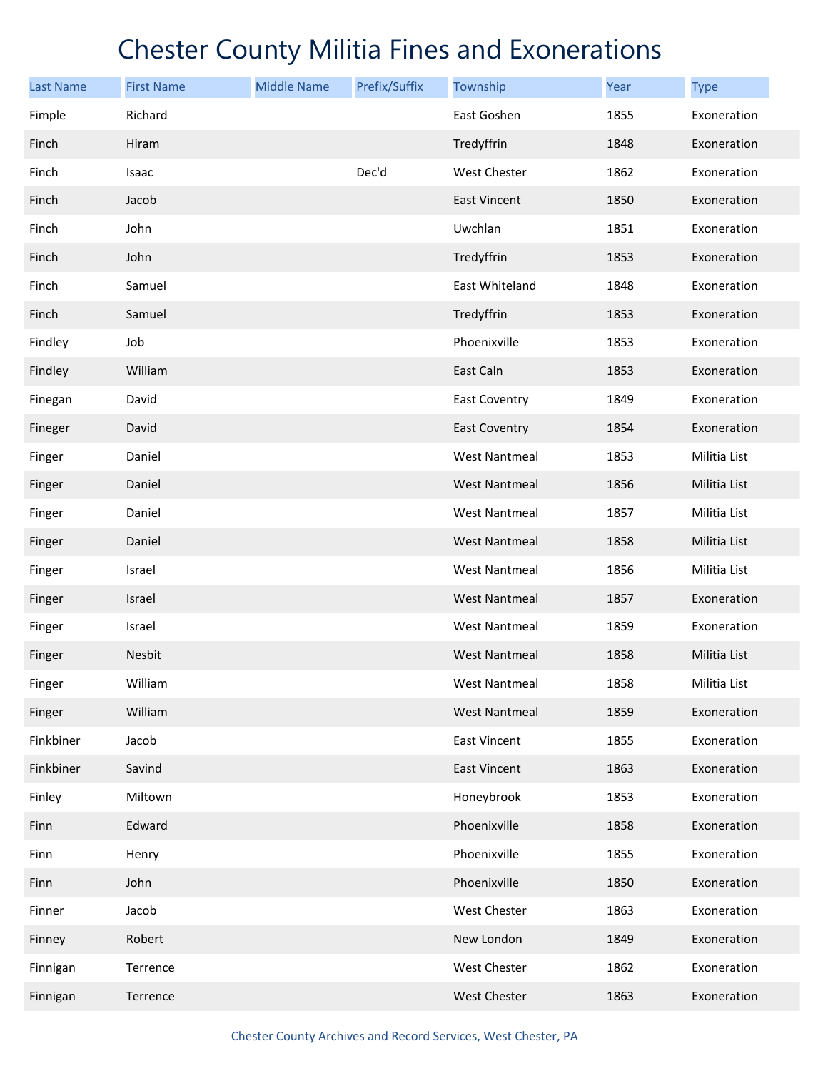# Chester County Militia Fines and Exonerations

| Last Name | First Name | Middle Name | Prefix/Suffix | Township | Year | Type |
|---|---|---|---|---|---|---|
| Fimple | Richard | | | East Goshen | 1855 | Exoneration |
| Finch | Hiram | | | Tredyffrin | 1848 | Exoneration |
| Finch | Isaac | | Dec'd | West Chester | 1862 | Exoneration |
| Finch | Jacob | | | East Vincent | 1850 | Exoneration |
| Finch | John | | | Uwchlan | 1851 | Exoneration |
| Finch | John | | | Tredyffrin | 1853 | Exoneration |
| Finch | Samuel | | | East Whiteland | 1848 | Exoneration |
| Finch | Samuel | | | Tredyffrin | 1853 | Exoneration |
| Findley | Job | | | Phoenixville | 1853 | Exoneration |
| Findley | William | | | East Caln | 1853 | Exoneration |
| Finegan | David | | | East Coventry | 1849 | Exoneration |
| Fineger | David | | | East Coventry | 1854 | Exoneration |
| Finger | Daniel | | | West Nantmeal | 1853 | Militia List |
| Finger | Daniel | | | West Nantmeal | 1856 | Militia List |
| Finger | Daniel | | | West Nantmeal | 1857 | Militia List |
| Finger | Daniel | | | West Nantmeal | 1858 | Militia List |
| Finger | Israel | | | West Nantmeal | 1856 | Militia List |
| Finger | Israel | | | West Nantmeal | 1857 | Exoneration |
| Finger | Israel | | | West Nantmeal | 1859 | Exoneration |
| Finger | Nesbit | | | West Nantmeal | 1858 | Militia List |
| Finger | William | | | West Nantmeal | 1858 | Militia List |
| Finger | William | | | West Nantmeal | 1859 | Exoneration |
| Finkbiner | Jacob | | | East Vincent | 1855 | Exoneration |
| Finkbiner | Savind | | | East Vincent | 1863 | Exoneration |
| Finley | Miltown | | | Honeybrook | 1853 | Exoneration |
| Finn | Edward | | | Phoenixville | 1858 | Exoneration |
| Finn | Henry | | | Phoenixville | 1855 | Exoneration |
| Finn | John | | | Phoenixville | 1850 | Exoneration |
| Finner | Jacob | | | West Chester | 1863 | Exoneration |
| Finney | Robert | | | New London | 1849 | Exoneration |
| Finnigan | Terrence | | | West Chester | 1862 | Exoneration |
| Finnigan | Terrence | | | West Chester | 1863 | Exoneration |

Chester County Archives and Record Services, West Chester, PA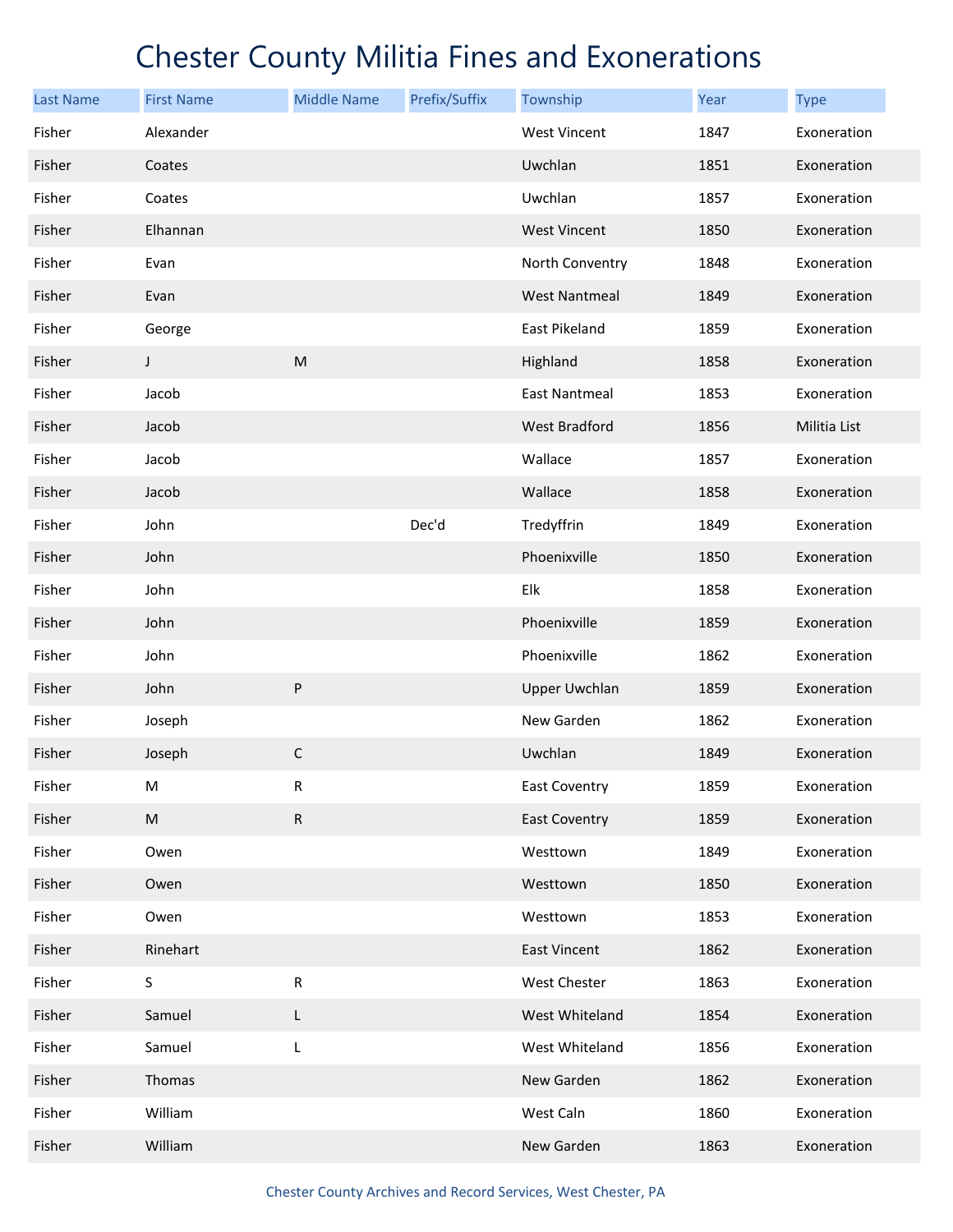# Chester County Militia Fines and Exonerations

| Last Name | First Name | Middle Name | Prefix/Suffix | Township | Year | Type |
|---|---|---|---|---|---|---|
| Fisher | Alexander | | | West Vincent | 1847 | Exoneration |
| Fisher | Coates | | | Uwchlan | 1851 | Exoneration |
| Fisher | Coates | | | Uwchlan | 1857 | Exoneration |
| Fisher | Elhannan | | | West Vincent | 1850 | Exoneration |
| Fisher | Evan | | | North Conventry | 1848 | Exoneration |
| Fisher | Evan | | | West Nantmeal | 1849 | Exoneration |
| Fisher | George | | | East Pikeland | 1859 | Exoneration |
| Fisher | J | M | | Highland | 1858 | Exoneration |
| Fisher | Jacob | | | East Nantmeal | 1853 | Exoneration |
| Fisher | Jacob | | | West Bradford | 1856 | Militia List |
| Fisher | Jacob | | | Wallace | 1857 | Exoneration |
| Fisher | Jacob | | | Wallace | 1858 | Exoneration |
| Fisher | John | | Dec'd | Tredyffrin | 1849 | Exoneration |
| Fisher | John | | | Phoenixville | 1850 | Exoneration |
| Fisher | John | | | Elk | 1858 | Exoneration |
| Fisher | John | | | Phoenixville | 1859 | Exoneration |
| Fisher | John | | | Phoenixville | 1862 | Exoneration |
| Fisher | John | P | | Upper Uwchlan | 1859 | Exoneration |
| Fisher | Joseph | | | New Garden | 1862 | Exoneration |
| Fisher | Joseph | C | | Uwchlan | 1849 | Exoneration |
| Fisher | M | R | | East Coventry | 1859 | Exoneration |
| Fisher | M | R | | East Coventry | 1859 | Exoneration |
| Fisher | Owen | | | Westtown | 1849 | Exoneration |
| Fisher | Owen | | | Westtown | 1850 | Exoneration |
| Fisher | Owen | | | Westtown | 1853 | Exoneration |
| Fisher | Rinehart | | | East Vincent | 1862 | Exoneration |
| Fisher | S | R | | West Chester | 1863 | Exoneration |
| Fisher | Samuel | L | | West Whiteland | 1854 | Exoneration |
| Fisher | Samuel | L | | West Whiteland | 1856 | Exoneration |
| Fisher | Thomas | | | New Garden | 1862 | Exoneration |
| Fisher | William | | | West Caln | 1860 | Exoneration |
| Fisher | William | | | New Garden | 1863 | Exoneration |

Chester County Archives and Record Services, West Chester, PA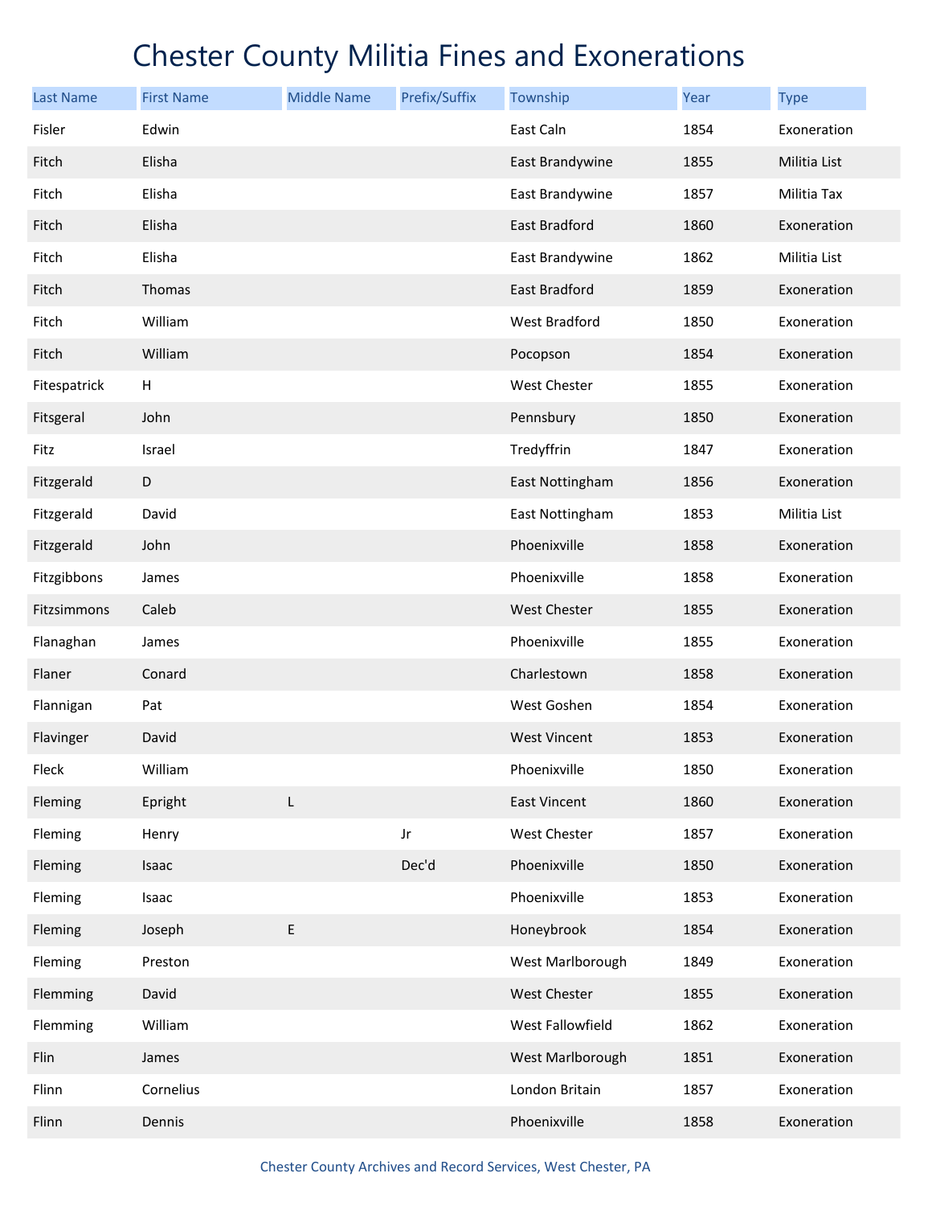# Chester County Militia Fines and Exonerations

| Last Name | First Name | Middle Name | Prefix/Suffix | Township | Year | Type |
|---|---|---|---|---|---|---|
| Fisler | Edwin | | | East Caln | 1854 | Exoneration |
| Fitch | Elisha | | | East Brandywine | 1855 | Militia List |
| Fitch | Elisha | | | East Brandywine | 1857 | Militia Tax |
| Fitch | Elisha | | | East Bradford | 1860 | Exoneration |
| Fitch | Elisha | | | East Brandywine | 1862 | Militia List |
| Fitch | Thomas | | | East Bradford | 1859 | Exoneration |
| Fitch | William | | | West Bradford | 1850 | Exoneration |
| Fitch | William | | | Pocopson | 1854 | Exoneration |
| Fitespatrick | H | | | West Chester | 1855 | Exoneration |
| Fitsgeral | John | | | Pennsbury | 1850 | Exoneration |
| Fitz | Israel | | | Tredyffrin | 1847 | Exoneration |
| Fitzgerald | D | | | East Nottingham | 1856 | Exoneration |
| Fitzgerald | David | | | East Nottingham | 1853 | Militia List |
| Fitzgerald | John | | | Phoenixville | 1858 | Exoneration |
| Fitzgibbons | James | | | Phoenixville | 1858 | Exoneration |
| Fitzsimmons | Caleb | | | West Chester | 1855 | Exoneration |
| Flanaghan | James | | | Phoenixville | 1855 | Exoneration |
| Flaner | Conard | | | Charlestown | 1858 | Exoneration |
| Flannigan | Pat | | | West Goshen | 1854 | Exoneration |
| Flavinger | David | | | West Vincent | 1853 | Exoneration |
| Fleck | William | | | Phoenixville | 1850 | Exoneration |
| Fleming | Epright | L | | East Vincent | 1860 | Exoneration |
| Fleming | Henry | | Jr | West Chester | 1857 | Exoneration |
| Fleming | Isaac | | Dec'd | Phoenixville | 1850 | Exoneration |
| Fleming | Isaac | | | Phoenixville | 1853 | Exoneration |
| Fleming | Joseph | E | | Honeybrook | 1854 | Exoneration |
| Fleming | Preston | | | West Marlborough | 1849 | Exoneration |
| Flemming | David | | | West Chester | 1855 | Exoneration |
| Flemming | William | | | West Fallowfield | 1862 | Exoneration |
| Flin | James | | | West Marlborough | 1851 | Exoneration |
| Flinn | Cornelius | | | London Britain | 1857 | Exoneration |
| Flinn | Dennis | | | Phoenixville | 1858 | Exoneration |

Chester County Archives and Record Services, West Chester, PA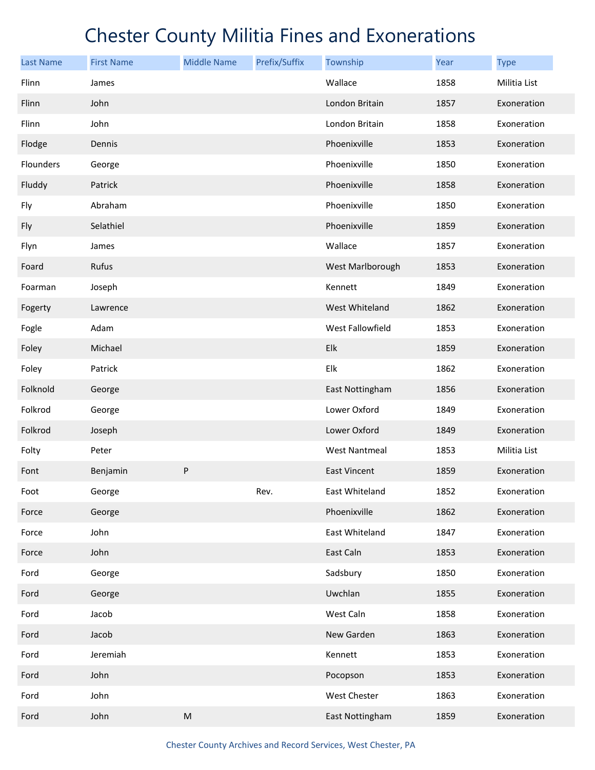# Chester County Militia Fines and Exonerations

| Last Name | First Name | Middle Name | Prefix/Suffix | Township | Year | Type |
|---|---|---|---|---|---|---|
| Flinn | James | | | Wallace | 1858 | Militia List |
| Flinn | John | | | London Britain | 1857 | Exoneration |
| Flinn | John | | | London Britain | 1858 | Exoneration |
| Flodge | Dennis | | | Phoenixville | 1853 | Exoneration |
| Flounders | George | | | Phoenixville | 1850 | Exoneration |
| Fluddy | Patrick | | | Phoenixville | 1858 | Exoneration |
| Fly | Abraham | | | Phoenixville | 1850 | Exoneration |
| Fly | Selathiel | | | Phoenixville | 1859 | Exoneration |
| Flyn | James | | | Wallace | 1857 | Exoneration |
| Foard | Rufus | | | West Marlborough | 1853 | Exoneration |
| Foarman | Joseph | | | Kennett | 1849 | Exoneration |
| Fogerty | Lawrence | | | West Whiteland | 1862 | Exoneration |
| Fogle | Adam | | | West Fallowfield | 1853 | Exoneration |
| Foley | Michael | | | Elk | 1859 | Exoneration |
| Foley | Patrick | | | Elk | 1862 | Exoneration |
| Folknold | George | | | East Nottingham | 1856 | Exoneration |
| Folkrod | George | | | Lower Oxford | 1849 | Exoneration |
| Folkrod | Joseph | | | Lower Oxford | 1849 | Exoneration |
| Folty | Peter | | | West Nantmeal | 1853 | Militia List |
| Font | Benjamin | P | | East Vincent | 1859 | Exoneration |
| Foot | George | | Rev. | East Whiteland | 1852 | Exoneration |
| Force | George | | | Phoenixville | 1862 | Exoneration |
| Force | John | | | East Whiteland | 1847 | Exoneration |
| Force | John | | | East Caln | 1853 | Exoneration |
| Ford | George | | | Sadsbury | 1850 | Exoneration |
| Ford | George | | | Uwchlan | 1855 | Exoneration |
| Ford | Jacob | | | West Caln | 1858 | Exoneration |
| Ford | Jacob | | | New Garden | 1863 | Exoneration |
| Ford | Jeremiah | | | Kennett | 1853 | Exoneration |
| Ford | John | | | Pocopson | 1853 | Exoneration |
| Ford | John | | | West Chester | 1863 | Exoneration |
| Ford | John | M | | East Nottingham | 1859 | Exoneration |

Chester County Archives and Record Services, West Chester, PA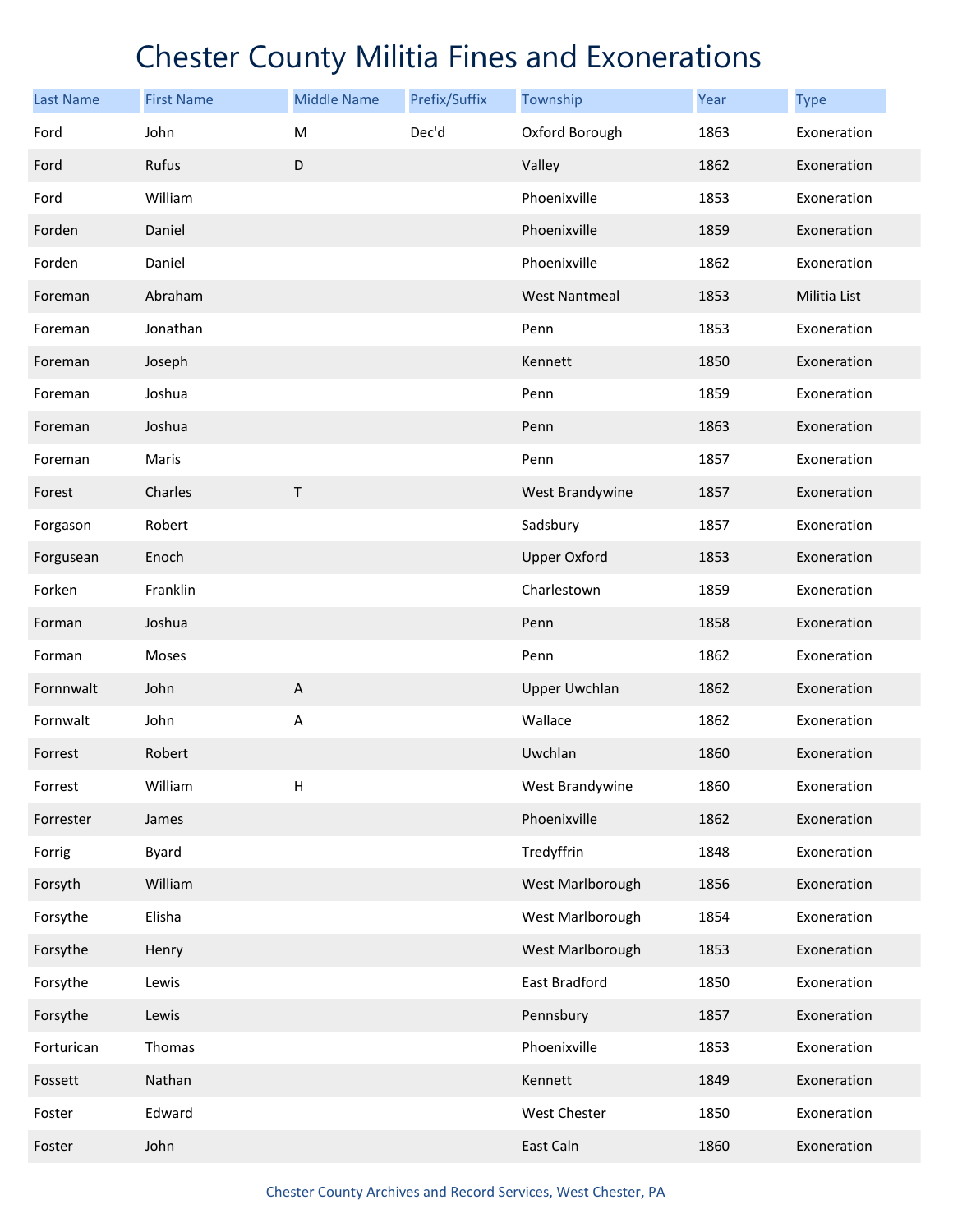# Chester County Militia Fines and Exonerations

| Last Name | First Name | Middle Name | Prefix/Suffix | Township | Year | Type |
|---|---|---|---|---|---|---|
| Ford | John | M | Dec'd | Oxford Borough | 1863 | Exoneration |
| Ford | Rufus | D | | Valley | 1862 | Exoneration |
| Ford | William | | | Phoenixville | 1853 | Exoneration |
| Forden | Daniel | | | Phoenixville | 1859 | Exoneration |
| Forden | Daniel | | | Phoenixville | 1862 | Exoneration |
| Foreman | Abraham | | | West Nantmeal | 1853 | Militia List |
| Foreman | Jonathan | | | Penn | 1853 | Exoneration |
| Foreman | Joseph | | | Kennett | 1850 | Exoneration |
| Foreman | Joshua | | | Penn | 1859 | Exoneration |
| Foreman | Joshua | | | Penn | 1863 | Exoneration |
| Foreman | Maris | | | Penn | 1857 | Exoneration |
| Forest | Charles | T | | West Brandywine | 1857 | Exoneration |
| Forgason | Robert | | | Sadsbury | 1857 | Exoneration |
| Forgusean | Enoch | | | Upper Oxford | 1853 | Exoneration |
| Forken | Franklin | | | Charlestown | 1859 | Exoneration |
| Forman | Joshua | | | Penn | 1858 | Exoneration |
| Forman | Moses | | | Penn | 1862 | Exoneration |
| Fornnwalt | John | A | | Upper Uwchlan | 1862 | Exoneration |
| Fornwalt | John | A | | Wallace | 1862 | Exoneration |
| Forrest | Robert | | | Uwchlan | 1860 | Exoneration |
| Forrest | William | H | | West Brandywine | 1860 | Exoneration |
| Forrester | James | | | Phoenixville | 1862 | Exoneration |
| Forrig | Byard | | | Tredyffrin | 1848 | Exoneration |
| Forsyth | William | | | West Marlborough | 1856 | Exoneration |
| Forsythe | Elisha | | | West Marlborough | 1854 | Exoneration |
| Forsythe | Henry | | | West Marlborough | 1853 | Exoneration |
| Forsythe | Lewis | | | East Bradford | 1850 | Exoneration |
| Forsythe | Lewis | | | Pennsbury | 1857 | Exoneration |
| Forturican | Thomas | | | Phoenixville | 1853 | Exoneration |
| Fossett | Nathan | | | Kennett | 1849 | Exoneration |
| Foster | Edward | | | West Chester | 1850 | Exoneration |
| Foster | John | | | East Caln | 1860 | Exoneration |

Chester County Archives and Record Services, West Chester, PA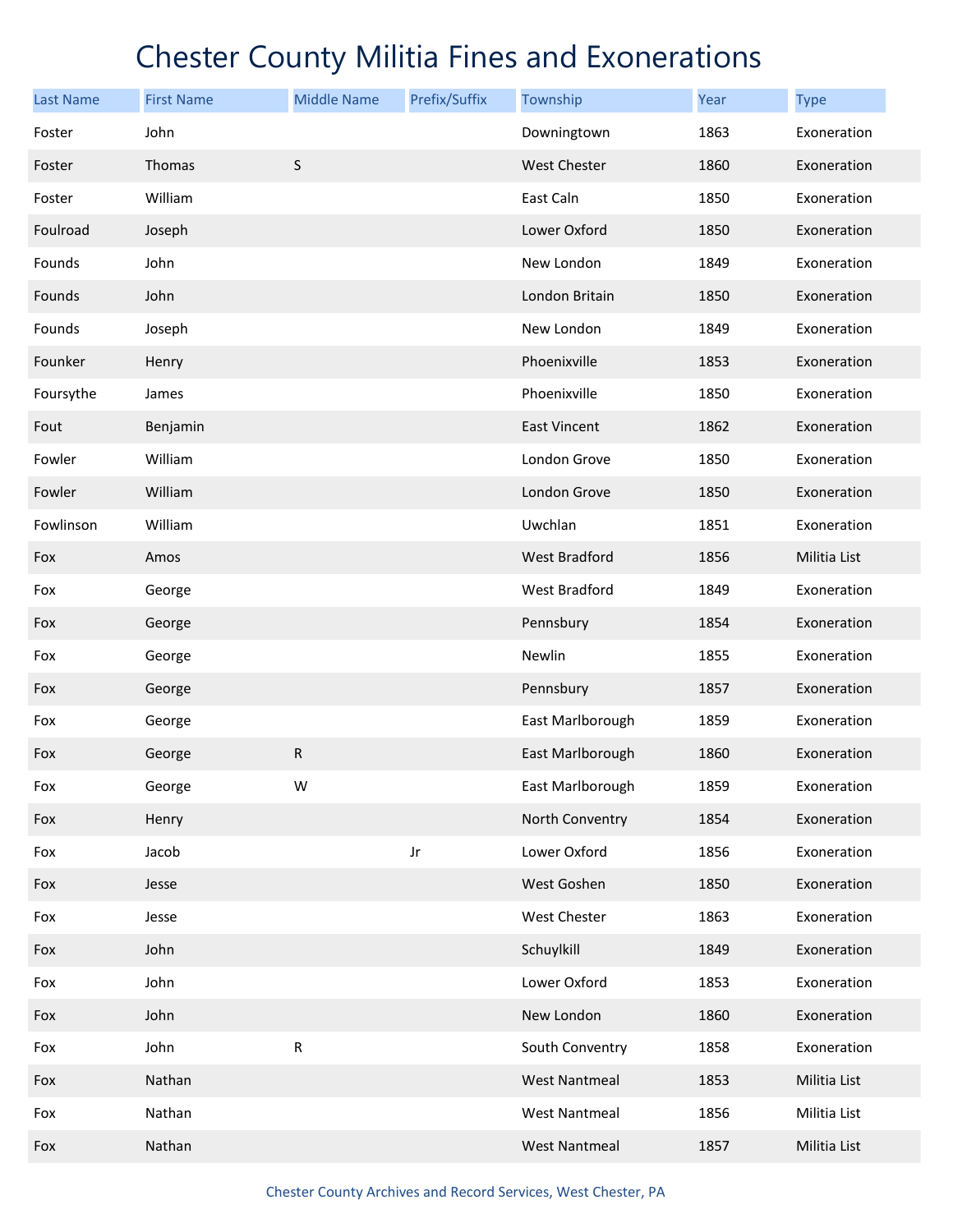# Chester County Militia Fines and Exonerations

| Last Name | First Name | Middle Name | Prefix/Suffix | Township | Year | Type |
|---|---|---|---|---|---|---|
| Foster | John | | | Downingtown | 1863 | Exoneration |
| Foster | Thomas | S | | West Chester | 1860 | Exoneration |
| Foster | William | | | East Caln | 1850 | Exoneration |
| Foulroad | Joseph | | | Lower Oxford | 1850 | Exoneration |
| Founds | John | | | New London | 1849 | Exoneration |
| Founds | John | | | London Britain | 1850 | Exoneration |
| Founds | Joseph | | | New London | 1849 | Exoneration |
| Founker | Henry | | | Phoenixville | 1853 | Exoneration |
| Foursythe | James | | | Phoenixville | 1850 | Exoneration |
| Fout | Benjamin | | | East Vincent | 1862 | Exoneration |
| Fowler | William | | | London Grove | 1850 | Exoneration |
| Fowler | William | | | London Grove | 1850 | Exoneration |
| Fowlinson | William | | | Uwchlan | 1851 | Exoneration |
| Fox | Amos | | | West Bradford | 1856 | Militia List |
| Fox | George | | | West Bradford | 1849 | Exoneration |
| Fox | George | | | Pennsbury | 1854 | Exoneration |
| Fox | George | | | Newlin | 1855 | Exoneration |
| Fox | George | | | Pennsbury | 1857 | Exoneration |
| Fox | George | | | East Marlborough | 1859 | Exoneration |
| Fox | George | R | | East Marlborough | 1860 | Exoneration |
| Fox | George | W | | East Marlborough | 1859 | Exoneration |
| Fox | Henry | | | North Conventry | 1854 | Exoneration |
| Fox | Jacob | | Jr | Lower Oxford | 1856 | Exoneration |
| Fox | Jesse | | | West Goshen | 1850 | Exoneration |
| Fox | Jesse | | | West Chester | 1863 | Exoneration |
| Fox | John | | | Schuylkill | 1849 | Exoneration |
| Fox | John | | | Lower Oxford | 1853 | Exoneration |
| Fox | John | | | New London | 1860 | Exoneration |
| Fox | John | R | | South Conventry | 1858 | Exoneration |
| Fox | Nathan | | | West Nantmeal | 1853 | Militia List |
| Fox | Nathan | | | West Nantmeal | 1856 | Militia List |
| Fox | Nathan | | | West Nantmeal | 1857 | Militia List |

Chester County Archives and Record Services, West Chester, PA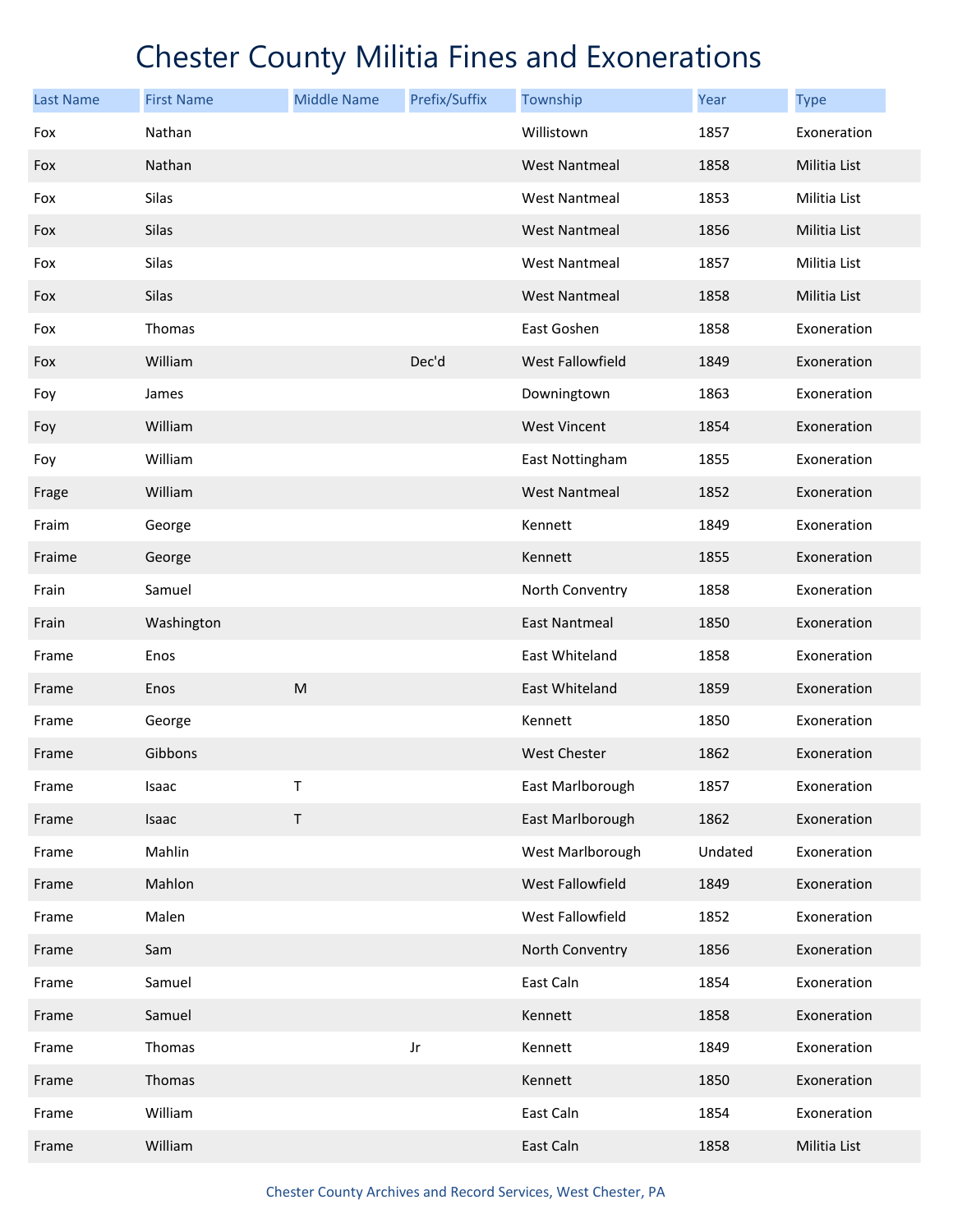# Chester County Militia Fines and Exonerations

| Last Name | First Name | Middle Name | Prefix/Suffix | Township | Year | Type |
|---|---|---|---|---|---|---|
| Fox | Nathan | | | Willistown | 1857 | Exoneration |
| Fox | Nathan | | | West Nantmeal | 1858 | Militia List |
| Fox | Silas | | | West Nantmeal | 1853 | Militia List |
| Fox | Silas | | | West Nantmeal | 1856 | Militia List |
| Fox | Silas | | | West Nantmeal | 1857 | Militia List |
| Fox | Silas | | | West Nantmeal | 1858 | Militia List |
| Fox | Thomas | | | East Goshen | 1858 | Exoneration |
| Fox | William | | Dec'd | West Fallowfield | 1849 | Exoneration |
| Foy | James | | | Downingtown | 1863 | Exoneration |
| Foy | William | | | West Vincent | 1854 | Exoneration |
| Foy | William | | | East Nottingham | 1855 | Exoneration |
| Frage | William | | | West Nantmeal | 1852 | Exoneration |
| Fraim | George | | | Kennett | 1849 | Exoneration |
| Fraime | George | | | Kennett | 1855 | Exoneration |
| Frain | Samuel | | | North Conventry | 1858 | Exoneration |
| Frain | Washington | | | East Nantmeal | 1850 | Exoneration |
| Frame | Enos | | | East Whiteland | 1858 | Exoneration |
| Frame | Enos | M | | East Whiteland | 1859 | Exoneration |
| Frame | George | | | Kennett | 1850 | Exoneration |
| Frame | Gibbons | | | West Chester | 1862 | Exoneration |
| Frame | Isaac | T | | East Marlborough | 1857 | Exoneration |
| Frame | Isaac | T | | East Marlborough | 1862 | Exoneration |
| Frame | Mahlin | | | West Marlborough | Undated | Exoneration |
| Frame | Mahlon | | | West Fallowfield | 1849 | Exoneration |
| Frame | Malen | | | West Fallowfield | 1852 | Exoneration |
| Frame | Sam | | | North Conventry | 1856 | Exoneration |
| Frame | Samuel | | | East Caln | 1854 | Exoneration |
| Frame | Samuel | | | Kennett | 1858 | Exoneration |
| Frame | Thomas | | Jr | Kennett | 1849 | Exoneration |
| Frame | Thomas | | | Kennett | 1850 | Exoneration |
| Frame | William | | | East Caln | 1854 | Exoneration |
| Frame | William | | | East Caln | 1858 | Militia List |

Chester County Archives and Record Services, West Chester, PA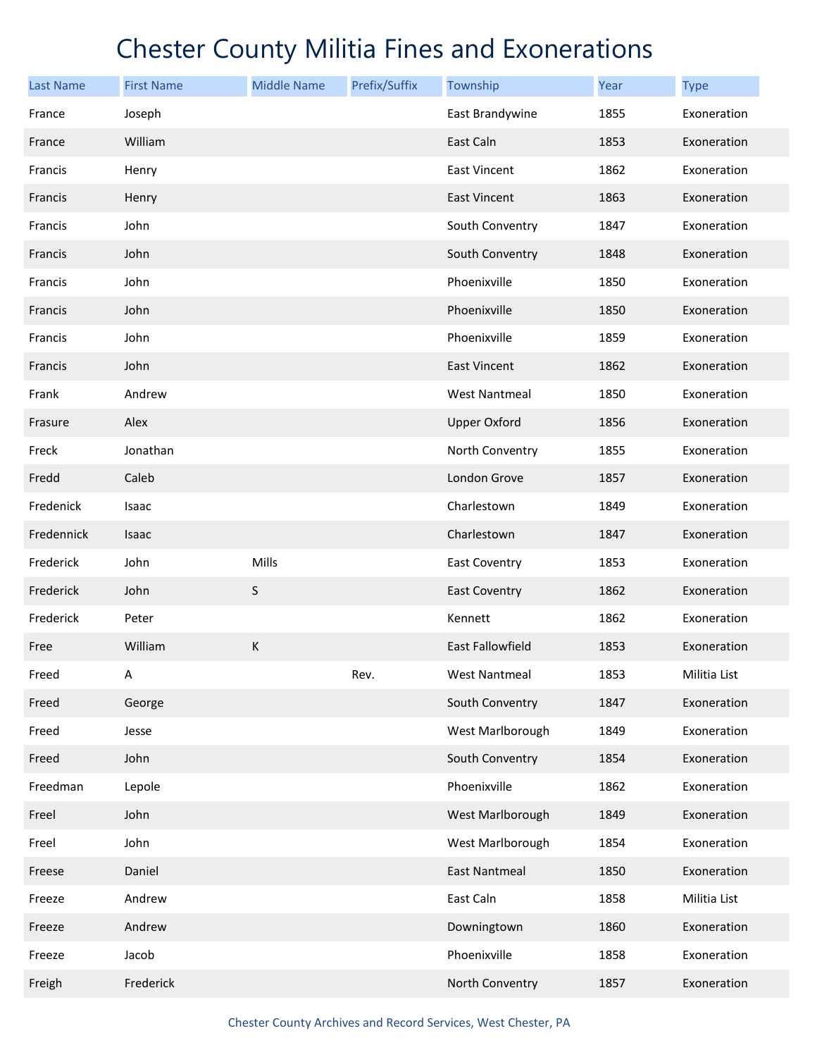# Chester County Militia Fines and Exonerations

| Last Name | First Name | Middle Name | Prefix/Suffix | Township | Year | Type |
|---|---|---|---|---|---|---|
| France | Joseph | | | East Brandywine | 1855 | Exoneration |
| France | William | | | East Caln | 1853 | Exoneration |
| Francis | Henry | | | East Vincent | 1862 | Exoneration |
| Francis | Henry | | | East Vincent | 1863 | Exoneration |
| Francis | John | | | South Conventry | 1847 | Exoneration |
| Francis | John | | | South Conventry | 1848 | Exoneration |
| Francis | John | | | Phoenixville | 1850 | Exoneration |
| Francis | John | | | Phoenixville | 1850 | Exoneration |
| Francis | John | | | Phoenixville | 1859 | Exoneration |
| Francis | John | | | East Vincent | 1862 | Exoneration |
| Frank | Andrew | | | West Nantmeal | 1850 | Exoneration |
| Frasure | Alex | | | Upper Oxford | 1856 | Exoneration |
| Freck | Jonathan | | | North Conventry | 1855 | Exoneration |
| Fredd | Caleb | | | London Grove | 1857 | Exoneration |
| Fredenick | Isaac | | | Charlestown | 1849 | Exoneration |
| Fredennick | Isaac | | | Charlestown | 1847 | Exoneration |
| Frederick | John | Mills | | East Coventry | 1853 | Exoneration |
| Frederick | John | S | | East Coventry | 1862 | Exoneration |
| Frederick | Peter | | | Kennett | 1862 | Exoneration |
| Free | William | K | | East Fallowfield | 1853 | Exoneration |
| Freed | A | | Rev. | West Nantmeal | 1853 | Militia List |
| Freed | George | | | South Conventry | 1847 | Exoneration |
| Freed | Jesse | | | West Marlborough | 1849 | Exoneration |
| Freed | John | | | South Conventry | 1854 | Exoneration |
| Freedman | Lepole | | | Phoenixville | 1862 | Exoneration |
| Freel | John | | | West Marlborough | 1849 | Exoneration |
| Freel | John | | | West Marlborough | 1854 | Exoneration |
| Freese | Daniel | | | East Nantmeal | 1850 | Exoneration |
| Freeze | Andrew | | | East Caln | 1858 | Militia List |
| Freeze | Andrew | | | Downingtown | 1860 | Exoneration |
| Freeze | Jacob | | | Phoenixville | 1858 | Exoneration |
| Freigh | Frederick | | | North Conventry | 1857 | Exoneration |

Chester County Archives and Record Services, West Chester, PA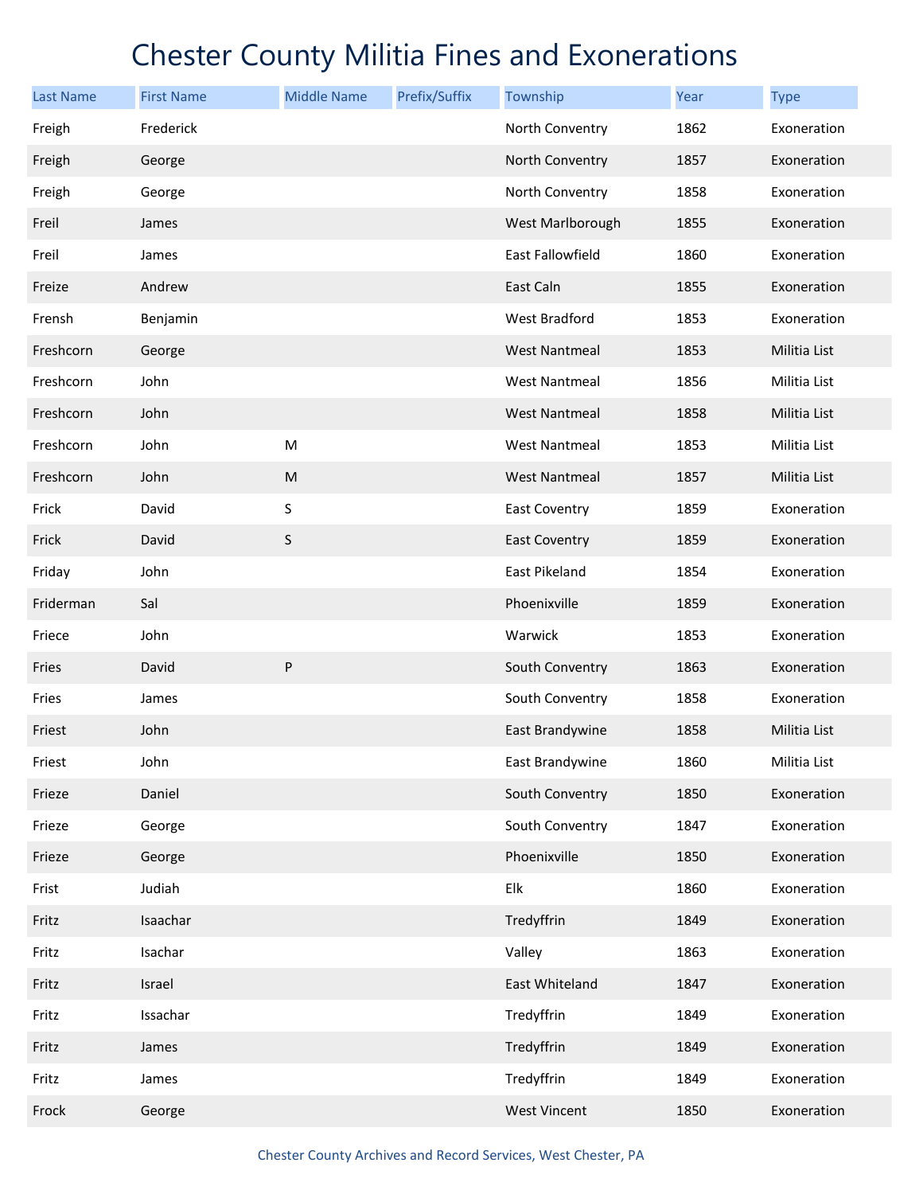# Chester County Militia Fines and Exonerations

| Last Name | First Name | Middle Name | Prefix/Suffix | Township | Year | Type |
|---|---|---|---|---|---|---|
| Freigh | Frederick | | | North Conventry | 1862 | Exoneration |
| Freigh | George | | | North Conventry | 1857 | Exoneration |
| Freigh | George | | | North Conventry | 1858 | Exoneration |
| Freil | James | | | West Marlborough | 1855 | Exoneration |
| Freil | James | | | East Fallowfield | 1860 | Exoneration |
| Freize | Andrew | | | East Caln | 1855 | Exoneration |
| Frensh | Benjamin | | | West Bradford | 1853 | Exoneration |
| Freshcorn | George | | | West Nantmeal | 1853 | Militia List |
| Freshcorn | John | | | West Nantmeal | 1856 | Militia List |
| Freshcorn | John | | | West Nantmeal | 1858 | Militia List |
| Freshcorn | John | M | | West Nantmeal | 1853 | Militia List |
| Freshcorn | John | M | | West Nantmeal | 1857 | Militia List |
| Frick | David | S | | East Coventry | 1859 | Exoneration |
| Frick | David | S | | East Coventry | 1859 | Exoneration |
| Friday | John | | | East Pikeland | 1854 | Exoneration |
| Friderman | Sal | | | Phoenixville | 1859 | Exoneration |
| Friece | John | | | Warwick | 1853 | Exoneration |
| Fries | David | P | | South Conventry | 1863 | Exoneration |
| Fries | James | | | South Conventry | 1858 | Exoneration |
| Friest | John | | | East Brandywine | 1858 | Militia List |
| Friest | John | | | East Brandywine | 1860 | Militia List |
| Frieze | Daniel | | | South Conventry | 1850 | Exoneration |
| Frieze | George | | | South Conventry | 1847 | Exoneration |
| Frieze | George | | | Phoenixville | 1850 | Exoneration |
| Frist | Judiah | | | Elk | 1860 | Exoneration |
| Fritz | Isaachar | | | Tredyffrin | 1849 | Exoneration |
| Fritz | Isachar | | | Valley | 1863 | Exoneration |
| Fritz | Israel | | | East Whiteland | 1847 | Exoneration |
| Fritz | Issachar | | | Tredyffrin | 1849 | Exoneration |
| Fritz | James | | | Tredyffrin | 1849 | Exoneration |
| Fritz | James | | | Tredyffrin | 1849 | Exoneration |
| Frock | George | | | West Vincent | 1850 | Exoneration |

Chester County Archives and Record Services, West Chester, PA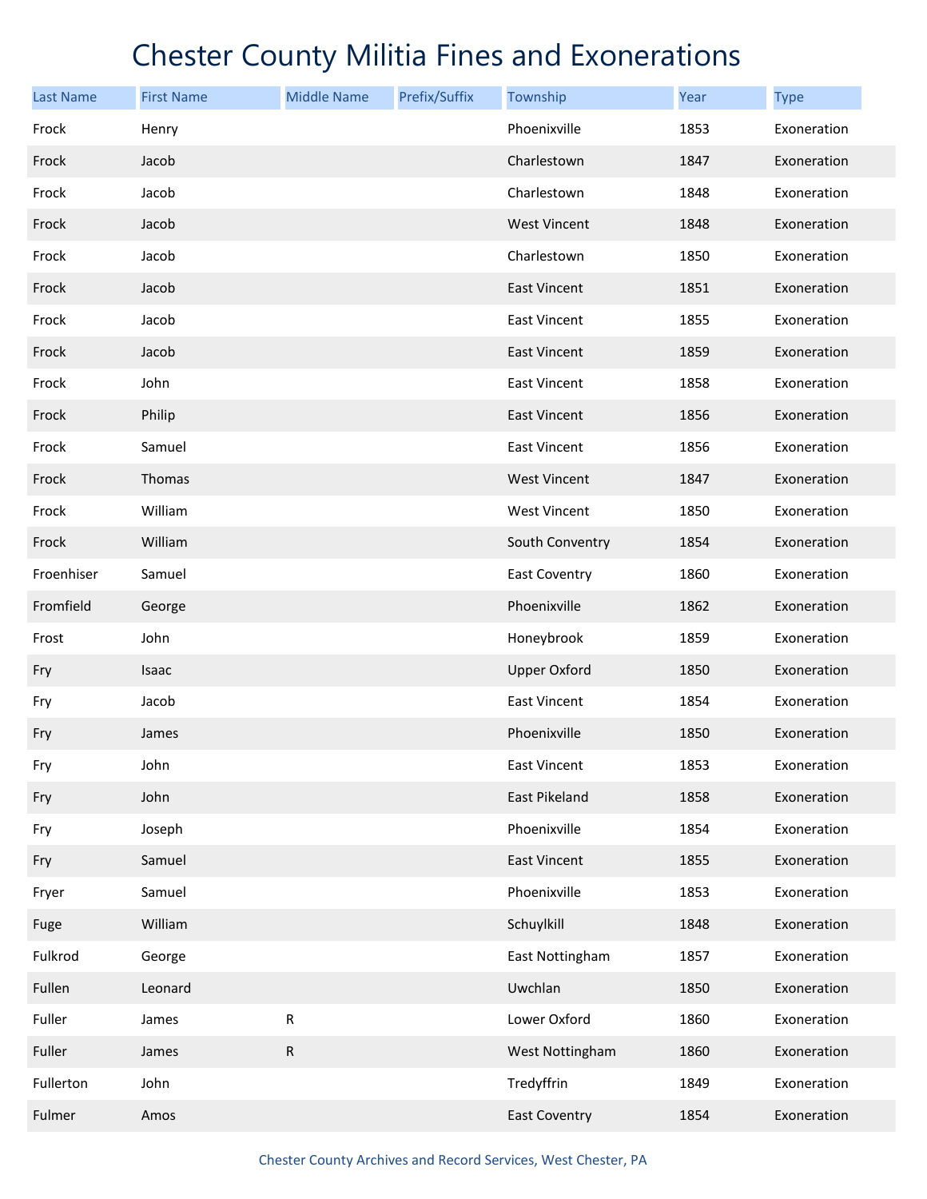# Chester County Militia Fines and Exonerations

| Last Name | First Name | Middle Name | Prefix/Suffix | Township | Year | Type |
|---|---|---|---|---|---|---|
| Frock | Henry | | | Phoenixville | 1853 | Exoneration |
| Frock | Jacob | | | Charlestown | 1847 | Exoneration |
| Frock | Jacob | | | Charlestown | 1848 | Exoneration |
| Frock | Jacob | | | West Vincent | 1848 | Exoneration |
| Frock | Jacob | | | Charlestown | 1850 | Exoneration |
| Frock | Jacob | | | East Vincent | 1851 | Exoneration |
| Frock | Jacob | | | East Vincent | 1855 | Exoneration |
| Frock | Jacob | | | East Vincent | 1859 | Exoneration |
| Frock | John | | | East Vincent | 1858 | Exoneration |
| Frock | Philip | | | East Vincent | 1856 | Exoneration |
| Frock | Samuel | | | East Vincent | 1856 | Exoneration |
| Frock | Thomas | | | West Vincent | 1847 | Exoneration |
| Frock | William | | | West Vincent | 1850 | Exoneration |
| Frock | William | | | South Conventry | 1854 | Exoneration |
| Froenhiser | Samuel | | | East Coventry | 1860 | Exoneration |
| Fromfield | George | | | Phoenixville | 1862 | Exoneration |
| Frost | John | | | Honeybrook | 1859 | Exoneration |
| Fry | Isaac | | | Upper Oxford | 1850 | Exoneration |
| Fry | Jacob | | | East Vincent | 1854 | Exoneration |
| Fry | James | | | Phoenixville | 1850 | Exoneration |
| Fry | John | | | East Vincent | 1853 | Exoneration |
| Fry | John | | | East Pikeland | 1858 | Exoneration |
| Fry | Joseph | | | Phoenixville | 1854 | Exoneration |
| Fry | Samuel | | | East Vincent | 1855 | Exoneration |
| Fryer | Samuel | | | Phoenixville | 1853 | Exoneration |
| Fuge | William | | | Schuylkill | 1848 | Exoneration |
| Fulkrod | George | | | East Nottingham | 1857 | Exoneration |
| Fullen | Leonard | | | Uwchlan | 1850 | Exoneration |
| Fuller | James | R | | Lower Oxford | 1860 | Exoneration |
| Fuller | James | R | | West Nottingham | 1860 | Exoneration |
| Fullerton | John | | | Tredyffrin | 1849 | Exoneration |
| Fulmer | Amos | | | East Coventry | 1854 | Exoneration |

Chester County Archives and Record Services, West Chester, PA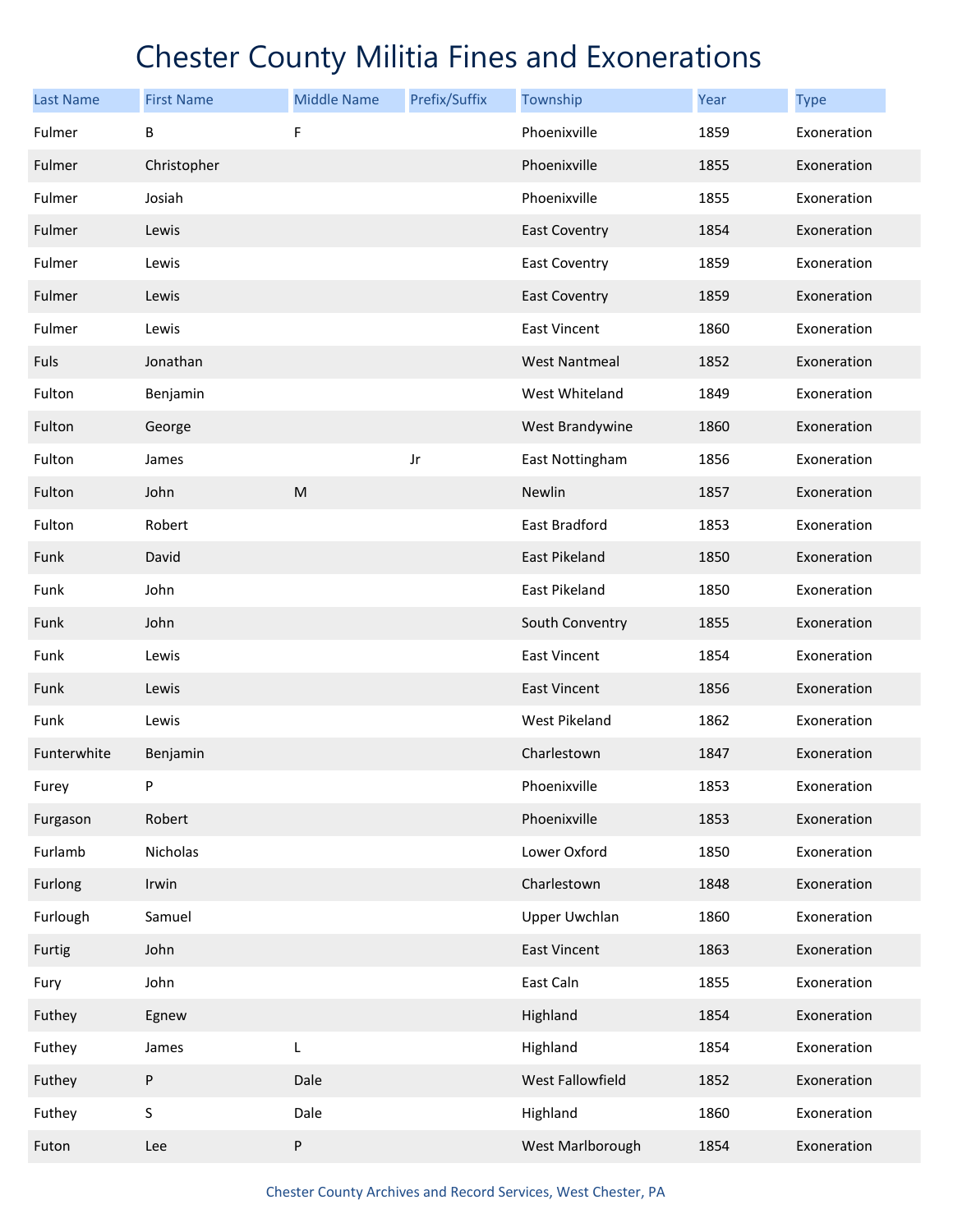# Chester County Militia Fines and Exonerations

| Last Name | First Name | Middle Name | Prefix/Suffix | Township | Year | Type |
|---|---|---|---|---|---|---|
| Fulmer | B | F | | Phoenixville | 1859 | Exoneration |
| Fulmer | Christopher | | | Phoenixville | 1855 | Exoneration |
| Fulmer | Josiah | | | Phoenixville | 1855 | Exoneration |
| Fulmer | Lewis | | | East Coventry | 1854 | Exoneration |
| Fulmer | Lewis | | | East Coventry | 1859 | Exoneration |
| Fulmer | Lewis | | | East Coventry | 1859 | Exoneration |
| Fulmer | Lewis | | | East Vincent | 1860 | Exoneration |
| Fuls | Jonathan | | | West Nantmeal | 1852 | Exoneration |
| Fulton | Benjamin | | | West Whiteland | 1849 | Exoneration |
| Fulton | George | | | West Brandywine | 1860 | Exoneration |
| Fulton | James | | Jr | East Nottingham | 1856 | Exoneration |
| Fulton | John | M | | Newlin | 1857 | Exoneration |
| Fulton | Robert | | | East Bradford | 1853 | Exoneration |
| Funk | David | | | East Pikeland | 1850 | Exoneration |
| Funk | John | | | East Pikeland | 1850 | Exoneration |
| Funk | John | | | South Conventry | 1855 | Exoneration |
| Funk | Lewis | | | East Vincent | 1854 | Exoneration |
| Funk | Lewis | | | East Vincent | 1856 | Exoneration |
| Funk | Lewis | | | West Pikeland | 1862 | Exoneration |
| Funterwhite | Benjamin | | | Charlestown | 1847 | Exoneration |
| Furey | P | | | Phoenixville | 1853 | Exoneration |
| Furgason | Robert | | | Phoenixville | 1853 | Exoneration |
| Furlamb | Nicholas | | | Lower Oxford | 1850 | Exoneration |
| Furlong | Irwin | | | Charlestown | 1848 | Exoneration |
| Furlough | Samuel | | | Upper Uwchlan | 1860 | Exoneration |
| Furtig | John | | | East Vincent | 1863 | Exoneration |
| Fury | John | | | East Caln | 1855 | Exoneration |
| Futhey | Egnew | | | Highland | 1854 | Exoneration |
| Futhey | James | L | | Highland | 1854 | Exoneration |
| Futhey | P | Dale | | West Fallowfield | 1852 | Exoneration |
| Futhey | S | Dale | | Highland | 1860 | Exoneration |
| Futon | Lee | P | | West Marlborough | 1854 | Exoneration |

Chester County Archives and Record Services, West Chester, PA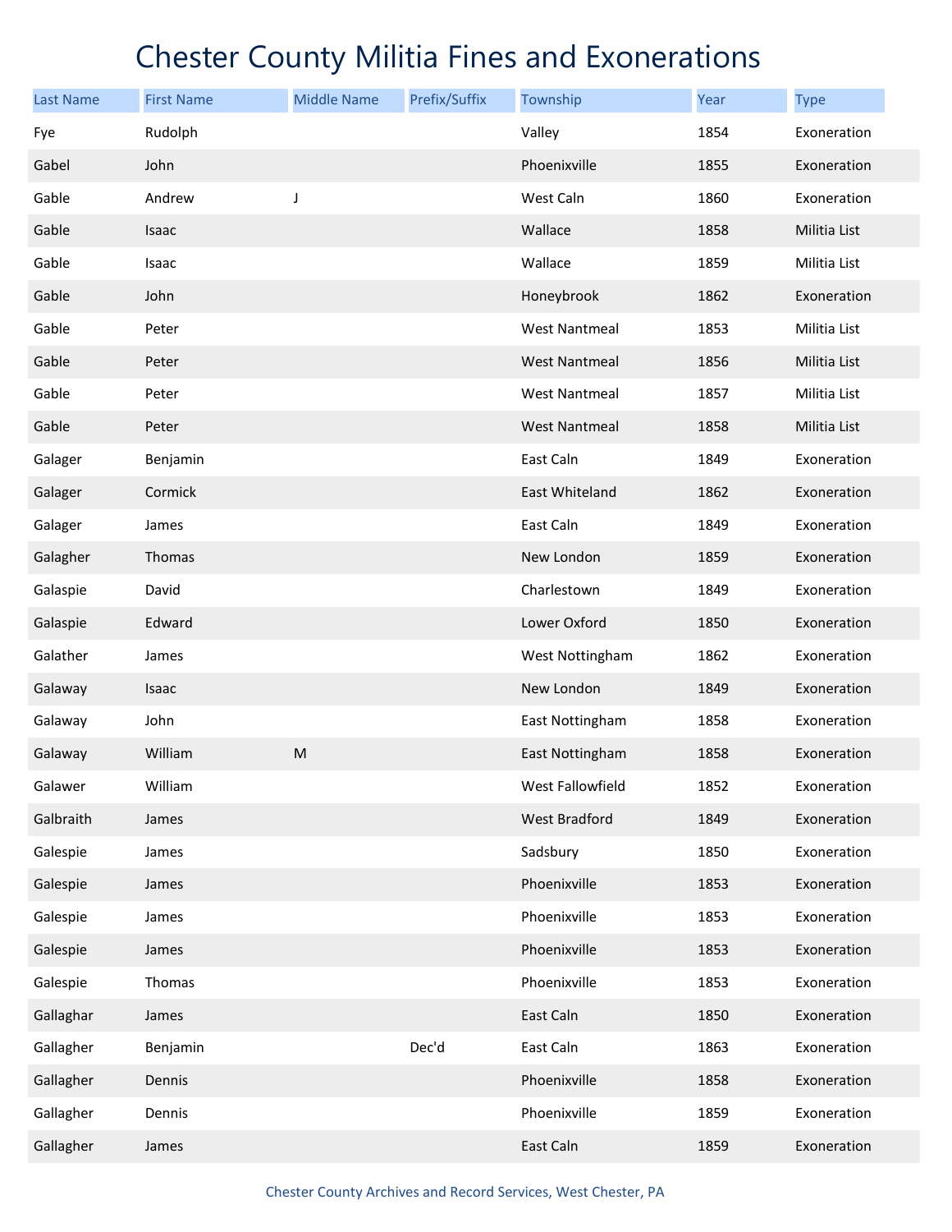# Chester County Militia Fines and Exonerations

| Last Name | First Name | Middle Name | Prefix/Suffix | Township | Year | Type |
|---|---|---|---|---|---|---|
| Fye | Rudolph | | | Valley | 1854 | Exoneration |
| Gabel | John | | | Phoenixville | 1855 | Exoneration |
| Gable | Andrew | J | | West Caln | 1860 | Exoneration |
| Gable | Isaac | | | Wallace | 1858 | Militia List |
| Gable | Isaac | | | Wallace | 1859 | Militia List |
| Gable | John | | | Honeybrook | 1862 | Exoneration |
| Gable | Peter | | | West Nantmeal | 1853 | Militia List |
| Gable | Peter | | | West Nantmeal | 1856 | Militia List |
| Gable | Peter | | | West Nantmeal | 1857 | Militia List |
| Gable | Peter | | | West Nantmeal | 1858 | Militia List |
| Galager | Benjamin | | | East Caln | 1849 | Exoneration |
| Galager | Cormick | | | East Whiteland | 1862 | Exoneration |
| Galager | James | | | East Caln | 1849 | Exoneration |
| Galagher | Thomas | | | New London | 1859 | Exoneration |
| Galaspie | David | | | Charlestown | 1849 | Exoneration |
| Galaspie | Edward | | | Lower Oxford | 1850 | Exoneration |
| Galather | James | | | West Nottingham | 1862 | Exoneration |
| Galaway | Isaac | | | New London | 1849 | Exoneration |
| Galaway | John | | | East Nottingham | 1858 | Exoneration |
| Galaway | William | M | | East Nottingham | 1858 | Exoneration |
| Galawer | William | | | West Fallowfield | 1852 | Exoneration |
| Galbraith | James | | | West Bradford | 1849 | Exoneration |
| Galespie | James | | | Sadsbury | 1850 | Exoneration |
| Galespie | James | | | Phoenixville | 1853 | Exoneration |
| Galespie | James | | | Phoenixville | 1853 | Exoneration |
| Galespie | James | | | Phoenixville | 1853 | Exoneration |
| Galespie | Thomas | | | Phoenixville | 1853 | Exoneration |
| Gallaghar | James | | | East Caln | 1850 | Exoneration |
| Gallagher | Benjamin | | Dec'd | East Caln | 1863 | Exoneration |
| Gallagher | Dennis | | | Phoenixville | 1858 | Exoneration |
| Gallagher | Dennis | | | Phoenixville | 1859 | Exoneration |
| Gallagher | James | | | East Caln | 1859 | Exoneration |

Chester County Archives and Record Services, West Chester, PA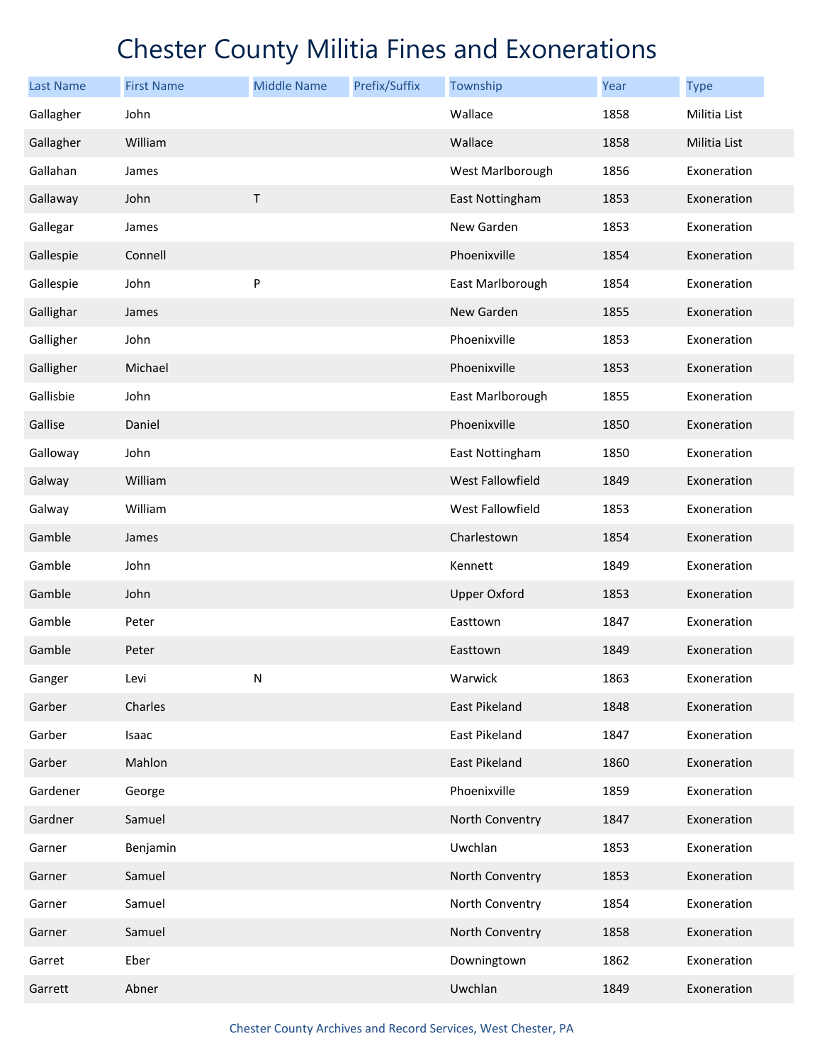# Chester County Militia Fines and Exonerations

| Last Name | First Name | Middle Name | Prefix/Suffix | Township | Year | Type |
|---|---|---|---|---|---|---|
| Gallagher | John | | | Wallace | 1858 | Militia List |
| Gallagher | William | | | Wallace | 1858 | Militia List |
| Gallahan | James | | | West Marlborough | 1856 | Exoneration |
| Gallaway | John | T | | East Nottingham | 1853 | Exoneration |
| Gallegar | James | | | New Garden | 1853 | Exoneration |
| Gallespie | Connell | | | Phoenixville | 1854 | Exoneration |
| Gallespie | John | P | | East Marlborough | 1854 | Exoneration |
| Gallighar | James | | | New Garden | 1855 | Exoneration |
| Galligher | John | | | Phoenixville | 1853 | Exoneration |
| Galligher | Michael | | | Phoenixville | 1853 | Exoneration |
| Gallisbie | John | | | East Marlborough | 1855 | Exoneration |
| Gallise | Daniel | | | Phoenixville | 1850 | Exoneration |
| Galloway | John | | | East Nottingham | 1850 | Exoneration |
| Galway | William | | | West Fallowfield | 1849 | Exoneration |
| Galway | William | | | West Fallowfield | 1853 | Exoneration |
| Gamble | James | | | Charlestown | 1854 | Exoneration |
| Gamble | John | | | Kennett | 1849 | Exoneration |
| Gamble | John | | | Upper Oxford | 1853 | Exoneration |
| Gamble | Peter | | | Easttown | 1847 | Exoneration |
| Gamble | Peter | | | Easttown | 1849 | Exoneration |
| Ganger | Levi | N | | Warwick | 1863 | Exoneration |
| Garber | Charles | | | East Pikeland | 1848 | Exoneration |
| Garber | Isaac | | | East Pikeland | 1847 | Exoneration |
| Garber | Mahlon | | | East Pikeland | 1860 | Exoneration |
| Gardener | George | | | Phoenixville | 1859 | Exoneration |
| Gardner | Samuel | | | North Conventry | 1847 | Exoneration |
| Garner | Benjamin | | | Uwchlan | 1853 | Exoneration |
| Garner | Samuel | | | North Conventry | 1853 | Exoneration |
| Garner | Samuel | | | North Conventry | 1854 | Exoneration |
| Garner | Samuel | | | North Conventry | 1858 | Exoneration |
| Garret | Eber | | | Downingtown | 1862 | Exoneration |
| Garrett | Abner | | | Uwchlan | 1849 | Exoneration |

Chester County Archives and Record Services, West Chester, PA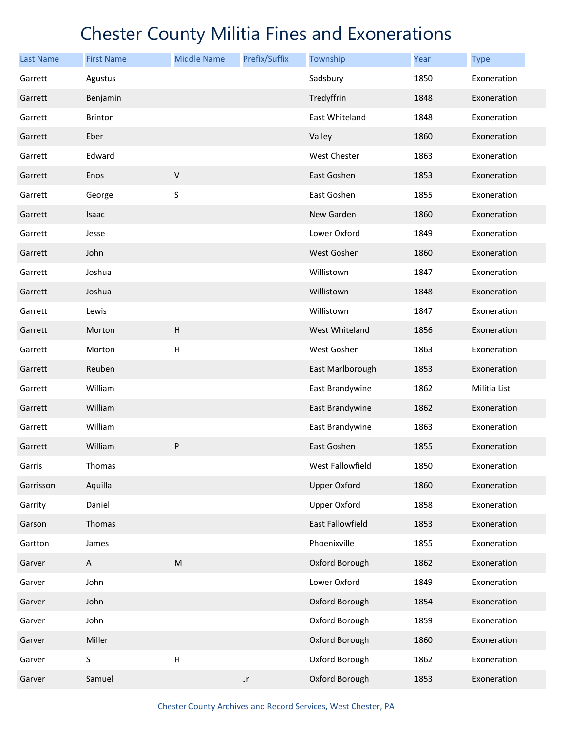# Chester County Militia Fines and Exonerations

| Last Name | First Name | Middle Name | Prefix/Suffix | Township | Year | Type |
|---|---|---|---|---|---|---|
| Garrett | Agustus | | | Sadsbury | 1850 | Exoneration |
| Garrett | Benjamin | | | Tredyffrin | 1848 | Exoneration |
| Garrett | Brinton | | | East Whiteland | 1848 | Exoneration |
| Garrett | Eber | | | Valley | 1860 | Exoneration |
| Garrett | Edward | | | West Chester | 1863 | Exoneration |
| Garrett | Enos | V | | East Goshen | 1853 | Exoneration |
| Garrett | George | S | | East Goshen | 1855 | Exoneration |
| Garrett | Isaac | | | New Garden | 1860 | Exoneration |
| Garrett | Jesse | | | Lower Oxford | 1849 | Exoneration |
| Garrett | John | | | West Goshen | 1860 | Exoneration |
| Garrett | Joshua | | | Willistown | 1847 | Exoneration |
| Garrett | Joshua | | | Willistown | 1848 | Exoneration |
| Garrett | Lewis | | | Willistown | 1847 | Exoneration |
| Garrett | Morton | H | | West Whiteland | 1856 | Exoneration |
| Garrett | Morton | H | | West Goshen | 1863 | Exoneration |
| Garrett | Reuben | | | East Marlborough | 1853 | Exoneration |
| Garrett | William | | | East Brandywine | 1862 | Militia List |
| Garrett | William | | | East Brandywine | 1862 | Exoneration |
| Garrett | William | | | East Brandywine | 1863 | Exoneration |
| Garrett | William | P | | East Goshen | 1855 | Exoneration |
| Garris | Thomas | | | West Fallowfield | 1850 | Exoneration |
| Garrisson | Aquilla | | | Upper Oxford | 1860 | Exoneration |
| Garrity | Daniel | | | Upper Oxford | 1858 | Exoneration |
| Garson | Thomas | | | East Fallowfield | 1853 | Exoneration |
| Gartton | James | | | Phoenixville | 1855 | Exoneration |
| Garver | A | M | | Oxford Borough | 1862 | Exoneration |
| Garver | John | | | Lower Oxford | 1849 | Exoneration |
| Garver | John | | | Oxford Borough | 1854 | Exoneration |
| Garver | John | | | Oxford Borough | 1859 | Exoneration |
| Garver | Miller | | | Oxford Borough | 1860 | Exoneration |
| Garver | S | H | | Oxford Borough | 1862 | Exoneration |
| Garver | Samuel | | Jr | Oxford Borough | 1853 | Exoneration |

Chester County Archives and Record Services, West Chester, PA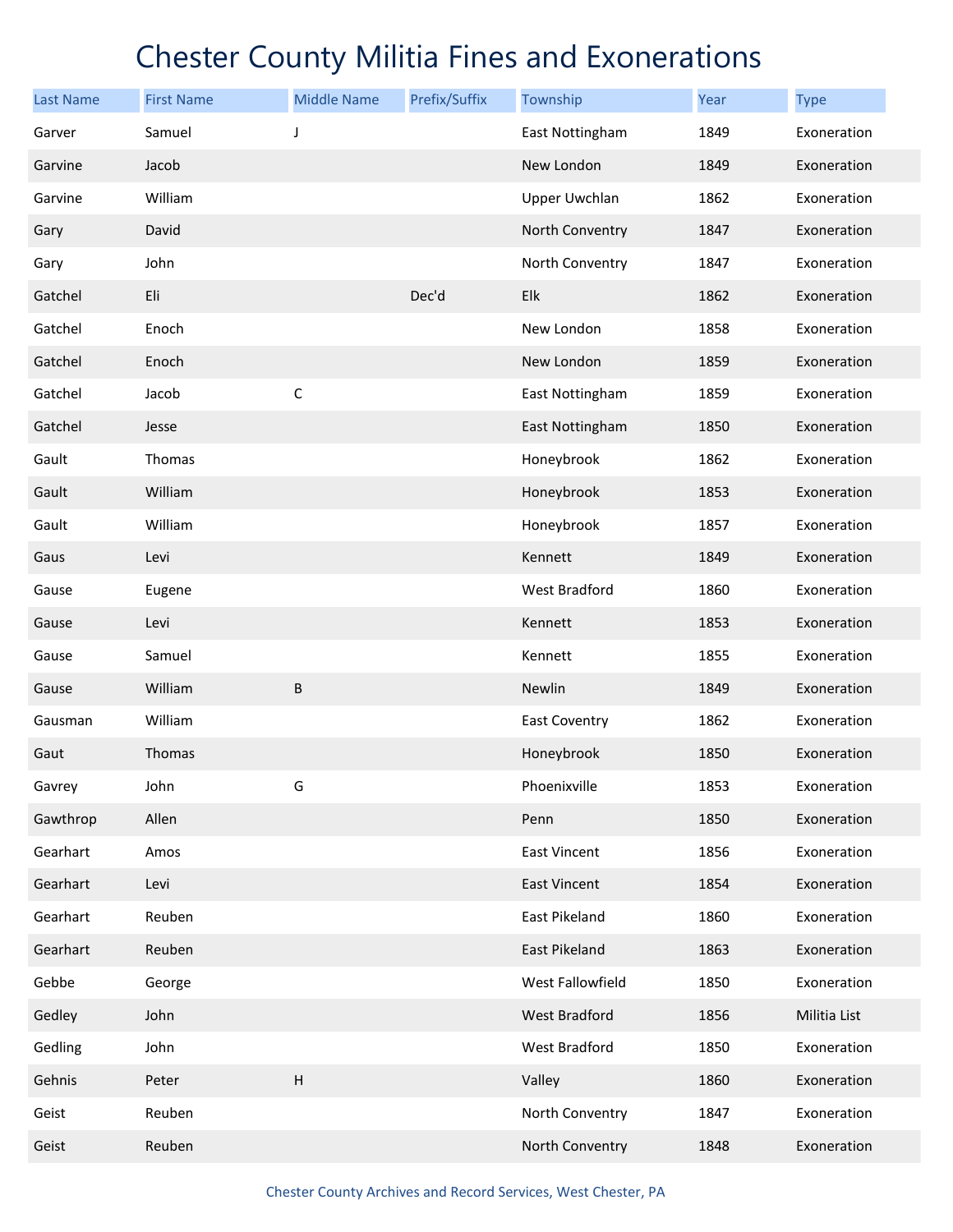# Chester County Militia Fines and Exonerations

| Last Name | First Name | Middle Name | Prefix/Suffix | Township | Year | Type |
|---|---|---|---|---|---|---|
| Garver | Samuel | J | | East Nottingham | 1849 | Exoneration |
| Garvine | Jacob | | | New London | 1849 | Exoneration |
| Garvine | William | | | Upper Uwchlan | 1862 | Exoneration |
| Gary | David | | | North Conventry | 1847 | Exoneration |
| Gary | John | | | North Conventry | 1847 | Exoneration |
| Gatchel | Eli | | Dec'd | Elk | 1862 | Exoneration |
| Gatchel | Enoch | | | New London | 1858 | Exoneration |
| Gatchel | Enoch | | | New London | 1859 | Exoneration |
| Gatchel | Jacob | C | | East Nottingham | 1859 | Exoneration |
| Gatchel | Jesse | | | East Nottingham | 1850 | Exoneration |
| Gault | Thomas | | | Honeybrook | 1862 | Exoneration |
| Gault | William | | | Honeybrook | 1853 | Exoneration |
| Gault | William | | | Honeybrook | 1857 | Exoneration |
| Gaus | Levi | | | Kennett | 1849 | Exoneration |
| Gause | Eugene | | | West Bradford | 1860 | Exoneration |
| Gause | Levi | | | Kennett | 1853 | Exoneration |
| Gause | Samuel | | | Kennett | 1855 | Exoneration |
| Gause | William | B | | Newlin | 1849 | Exoneration |
| Gausman | William | | | East Coventry | 1862 | Exoneration |
| Gaut | Thomas | | | Honeybrook | 1850 | Exoneration |
| Gavrey | John | G | | Phoenixville | 1853 | Exoneration |
| Gawthrop | Allen | | | Penn | 1850 | Exoneration |
| Gearhart | Amos | | | East Vincent | 1856 | Exoneration |
| Gearhart | Levi | | | East Vincent | 1854 | Exoneration |
| Gearhart | Reuben | | | East Pikeland | 1860 | Exoneration |
| Gearhart | Reuben | | | East Pikeland | 1863 | Exoneration |
| Gebbe | George | | | West Fallowfield | 1850 | Exoneration |
| Gedley | John | | | West Bradford | 1856 | Militia List |
| Gedling | John | | | West Bradford | 1850 | Exoneration |
| Gehnis | Peter | H | | Valley | 1860 | Exoneration |
| Geist | Reuben | | | North Conventry | 1847 | Exoneration |
| Geist | Reuben | | | North Conventry | 1848 | Exoneration |

Chester County Archives and Record Services, West Chester, PA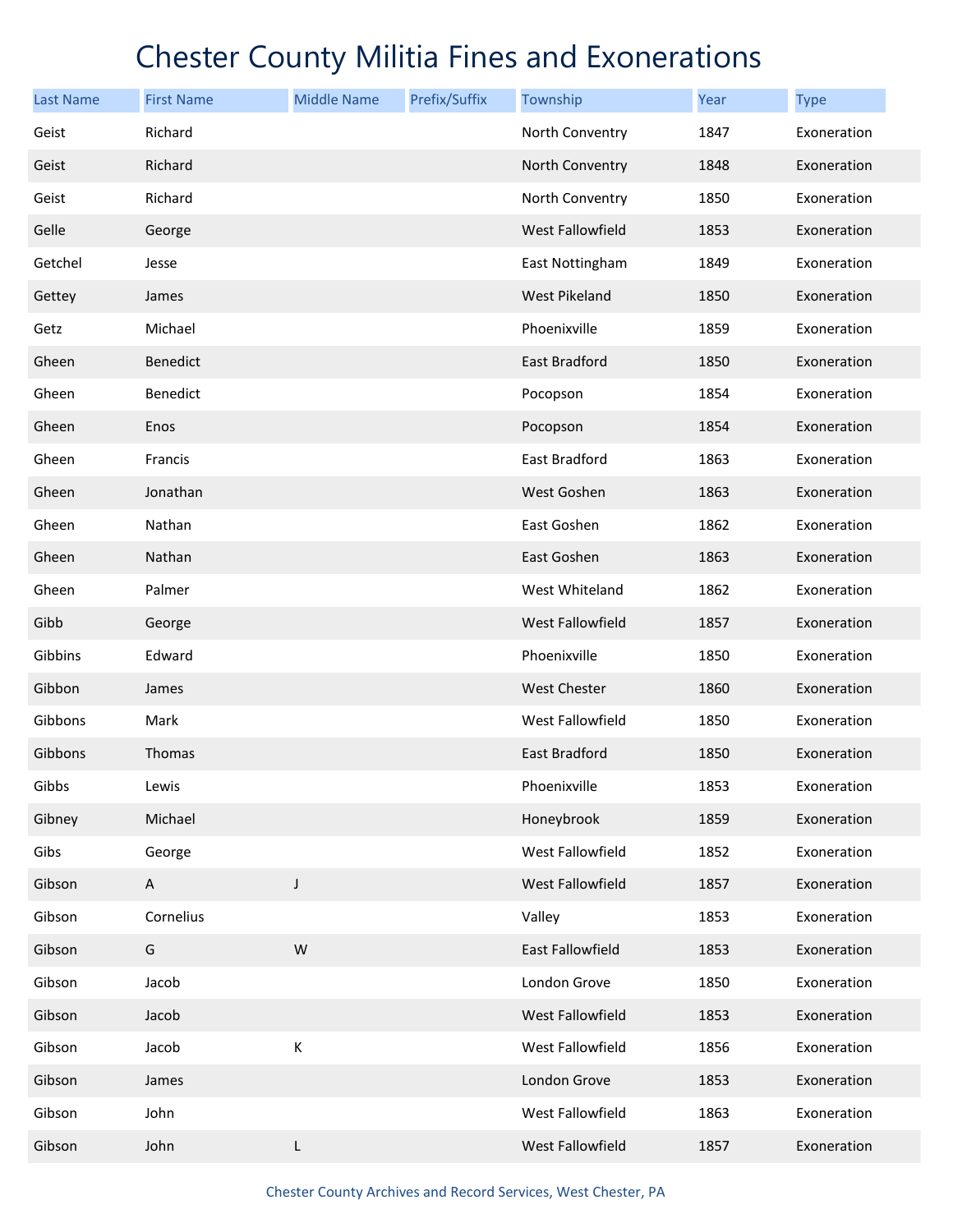# Chester County Militia Fines and Exonerations

| Last Name | First Name | Middle Name | Prefix/Suffix | Township | Year | Type |
|---|---|---|---|---|---|---|
| Geist | Richard | | | North Conventry | 1847 | Exoneration |
| Geist | Richard | | | North Conventry | 1848 | Exoneration |
| Geist | Richard | | | North Conventry | 1850 | Exoneration |
| Gelle | George | | | West Fallowfield | 1853 | Exoneration |
| Getchel | Jesse | | | East Nottingham | 1849 | Exoneration |
| Gettey | James | | | West Pikeland | 1850 | Exoneration |
| Getz | Michael | | | Phoenixville | 1859 | Exoneration |
| Gheen | Benedict | | | East Bradford | 1850 | Exoneration |
| Gheen | Benedict | | | Pocopson | 1854 | Exoneration |
| Gheen | Enos | | | Pocopson | 1854 | Exoneration |
| Gheen | Francis | | | East Bradford | 1863 | Exoneration |
| Gheen | Jonathan | | | West Goshen | 1863 | Exoneration |
| Gheen | Nathan | | | East Goshen | 1862 | Exoneration |
| Gheen | Nathan | | | East Goshen | 1863 | Exoneration |
| Gheen | Palmer | | | West Whiteland | 1862 | Exoneration |
| Gibb | George | | | West Fallowfield | 1857 | Exoneration |
| Gibbins | Edward | | | Phoenixville | 1850 | Exoneration |
| Gibbon | James | | | West Chester | 1860 | Exoneration |
| Gibbons | Mark | | | West Fallowfield | 1850 | Exoneration |
| Gibbons | Thomas | | | East Bradford | 1850 | Exoneration |
| Gibbs | Lewis | | | Phoenixville | 1853 | Exoneration |
| Gibney | Michael | | | Honeybrook | 1859 | Exoneration |
| Gibs | George | | | West Fallowfield | 1852 | Exoneration |
| Gibson | A | J | | West Fallowfield | 1857 | Exoneration |
| Gibson | Cornelius | | | Valley | 1853 | Exoneration |
| Gibson | G | W | | East Fallowfield | 1853 | Exoneration |
| Gibson | Jacob | | | London Grove | 1850 | Exoneration |
| Gibson | Jacob | | | West Fallowfield | 1853 | Exoneration |
| Gibson | Jacob | K | | West Fallowfield | 1856 | Exoneration |
| Gibson | James | | | London Grove | 1853 | Exoneration |
| Gibson | John | | | West Fallowfield | 1863 | Exoneration |
| Gibson | John | L | | West Fallowfield | 1857 | Exoneration |

Chester County Archives and Record Services, West Chester, PA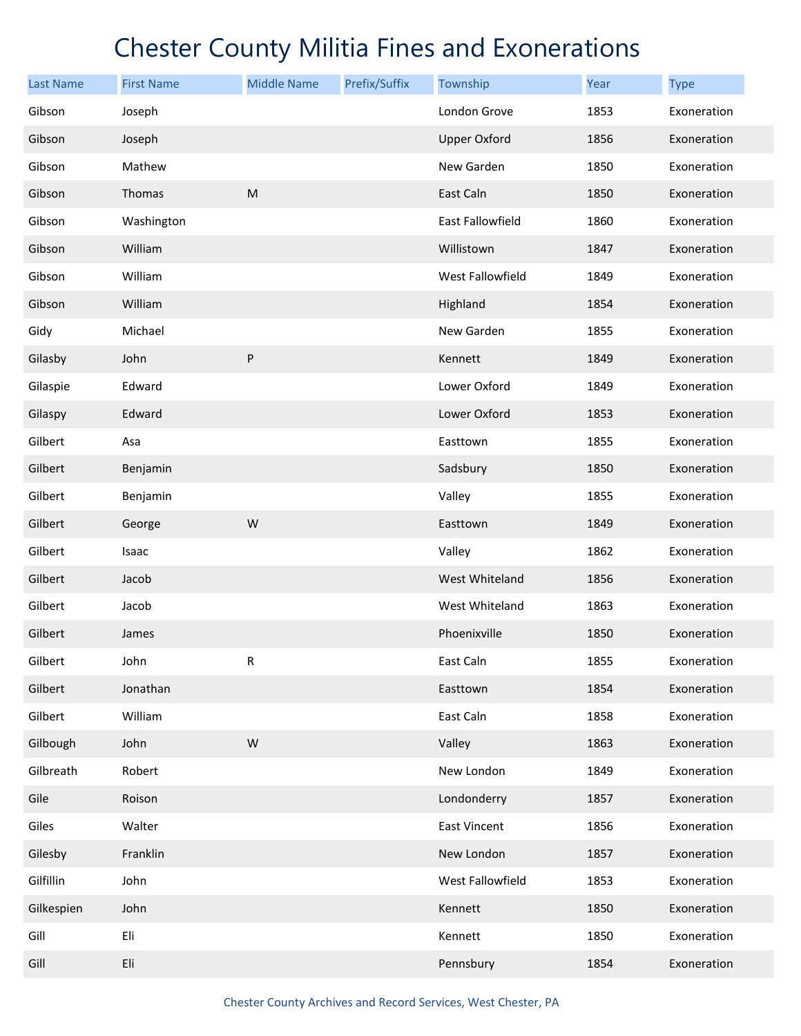# Chester County Militia Fines and Exonerations

| Last Name | First Name | Middle Name | Prefix/Suffix | Township | Year | Type |
|---|---|---|---|---|---|---|
| Gibson | Joseph | | | London Grove | 1853 | Exoneration |
| Gibson | Joseph | | | Upper Oxford | 1856 | Exoneration |
| Gibson | Mathew | | | New Garden | 1850 | Exoneration |
| Gibson | Thomas | M | | East Caln | 1850 | Exoneration |
| Gibson | Washington | | | East Fallowfield | 1860 | Exoneration |
| Gibson | William | | | Willistown | 1847 | Exoneration |
| Gibson | William | | | West Fallowfield | 1849 | Exoneration |
| Gibson | William | | | Highland | 1854 | Exoneration |
| Gidy | Michael | | | New Garden | 1855 | Exoneration |
| Gilasby | John | P | | Kennett | 1849 | Exoneration |
| Gilaspie | Edward | | | Lower Oxford | 1849 | Exoneration |
| Gilaspy | Edward | | | Lower Oxford | 1853 | Exoneration |
| Gilbert | Asa | | | Easttown | 1855 | Exoneration |
| Gilbert | Benjamin | | | Sadsbury | 1850 | Exoneration |
| Gilbert | Benjamin | | | Valley | 1855 | Exoneration |
| Gilbert | George | W | | Easttown | 1849 | Exoneration |
| Gilbert | Isaac | | | Valley | 1862 | Exoneration |
| Gilbert | Jacob | | | West Whiteland | 1856 | Exoneration |
| Gilbert | Jacob | | | West Whiteland | 1863 | Exoneration |
| Gilbert | James | | | Phoenixville | 1850 | Exoneration |
| Gilbert | John | R | | East Caln | 1855 | Exoneration |
| Gilbert | Jonathan | | | Easttown | 1854 | Exoneration |
| Gilbert | William | | | East Caln | 1858 | Exoneration |
| Gilbough | John | W | | Valley | 1863 | Exoneration |
| Gilbreath | Robert | | | New London | 1849 | Exoneration |
| Gile | Roison | | | Londonderry | 1857 | Exoneration |
| Giles | Walter | | | East Vincent | 1856 | Exoneration |
| Gilesby | Franklin | | | New London | 1857 | Exoneration |
| Gilfillin | John | | | West Fallowfield | 1853 | Exoneration |
| Gilkespien | John | | | Kennett | 1850 | Exoneration |
| Gill | Eli | | | Kennett | 1850 | Exoneration |
| Gill | Eli | | | Pennsbury | 1854 | Exoneration |

Chester County Archives and Record Services, West Chester, PA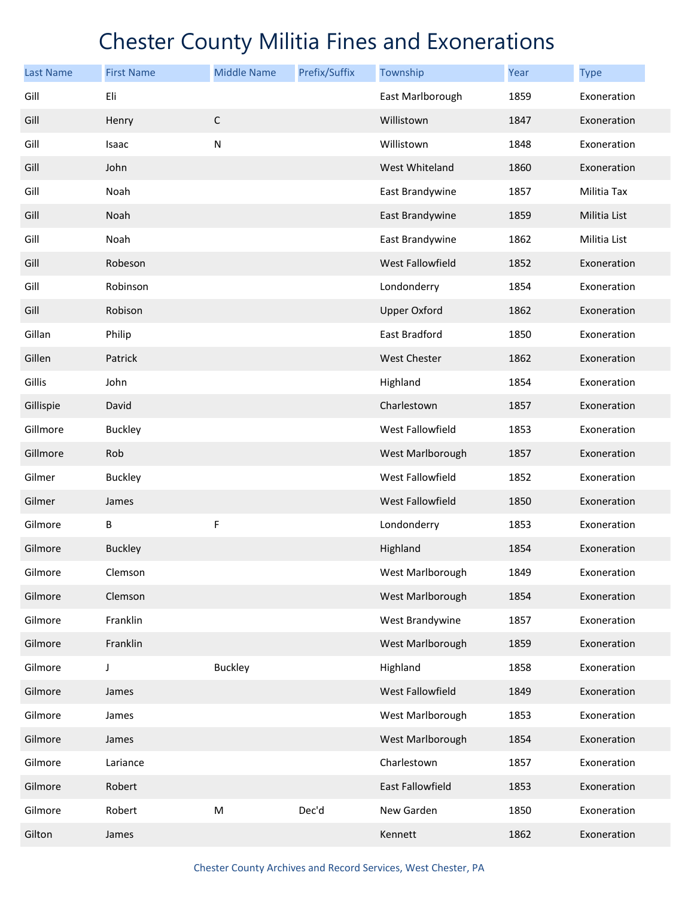# Chester County Militia Fines and Exonerations

| Last Name | First Name | Middle Name | Prefix/Suffix | Township | Year | Type |
|---|---|---|---|---|---|---|
| Gill | Eli | | | East Marlborough | 1859 | Exoneration |
| Gill | Henry | C | | Willistown | 1847 | Exoneration |
| Gill | Isaac | N | | Willistown | 1848 | Exoneration |
| Gill | John | | | West Whiteland | 1860 | Exoneration |
| Gill | Noah | | | East Brandywine | 1857 | Militia Tax |
| Gill | Noah | | | East Brandywine | 1859 | Militia List |
| Gill | Noah | | | East Brandywine | 1862 | Militia List |
| Gill | Robeson | | | West Fallowfield | 1852 | Exoneration |
| Gill | Robinson | | | Londonderry | 1854 | Exoneration |
| Gill | Robison | | | Upper Oxford | 1862 | Exoneration |
| Gillan | Philip | | | East Bradford | 1850 | Exoneration |
| Gillen | Patrick | | | West Chester | 1862 | Exoneration |
| Gillis | John | | | Highland | 1854 | Exoneration |
| Gillispie | David | | | Charlestown | 1857 | Exoneration |
| Gillmore | Buckley | | | West Fallowfield | 1853 | Exoneration |
| Gillmore | Rob | | | West Marlborough | 1857 | Exoneration |
| Gilmer | Buckley | | | West Fallowfield | 1852 | Exoneration |
| Gilmer | James | | | West Fallowfield | 1850 | Exoneration |
| Gilmore | B | F | | Londonderry | 1853 | Exoneration |
| Gilmore | Buckley | | | Highland | 1854 | Exoneration |
| Gilmore | Clemson | | | West Marlborough | 1849 | Exoneration |
| Gilmore | Clemson | | | West Marlborough | 1854 | Exoneration |
| Gilmore | Franklin | | | West Brandywine | 1857 | Exoneration |
| Gilmore | Franklin | | | West Marlborough | 1859 | Exoneration |
| Gilmore | J | Buckley | | Highland | 1858 | Exoneration |
| Gilmore | James | | | West Fallowfield | 1849 | Exoneration |
| Gilmore | James | | | West Marlborough | 1853 | Exoneration |
| Gilmore | James | | | West Marlborough | 1854 | Exoneration |
| Gilmore | Lariance | | | Charlestown | 1857 | Exoneration |
| Gilmore | Robert | | | East Fallowfield | 1853 | Exoneration |
| Gilmore | Robert | M | Dec'd | New Garden | 1850 | Exoneration |
| Gilton | James | | | Kennett | 1862 | Exoneration |

Chester County Archives and Record Services, West Chester, PA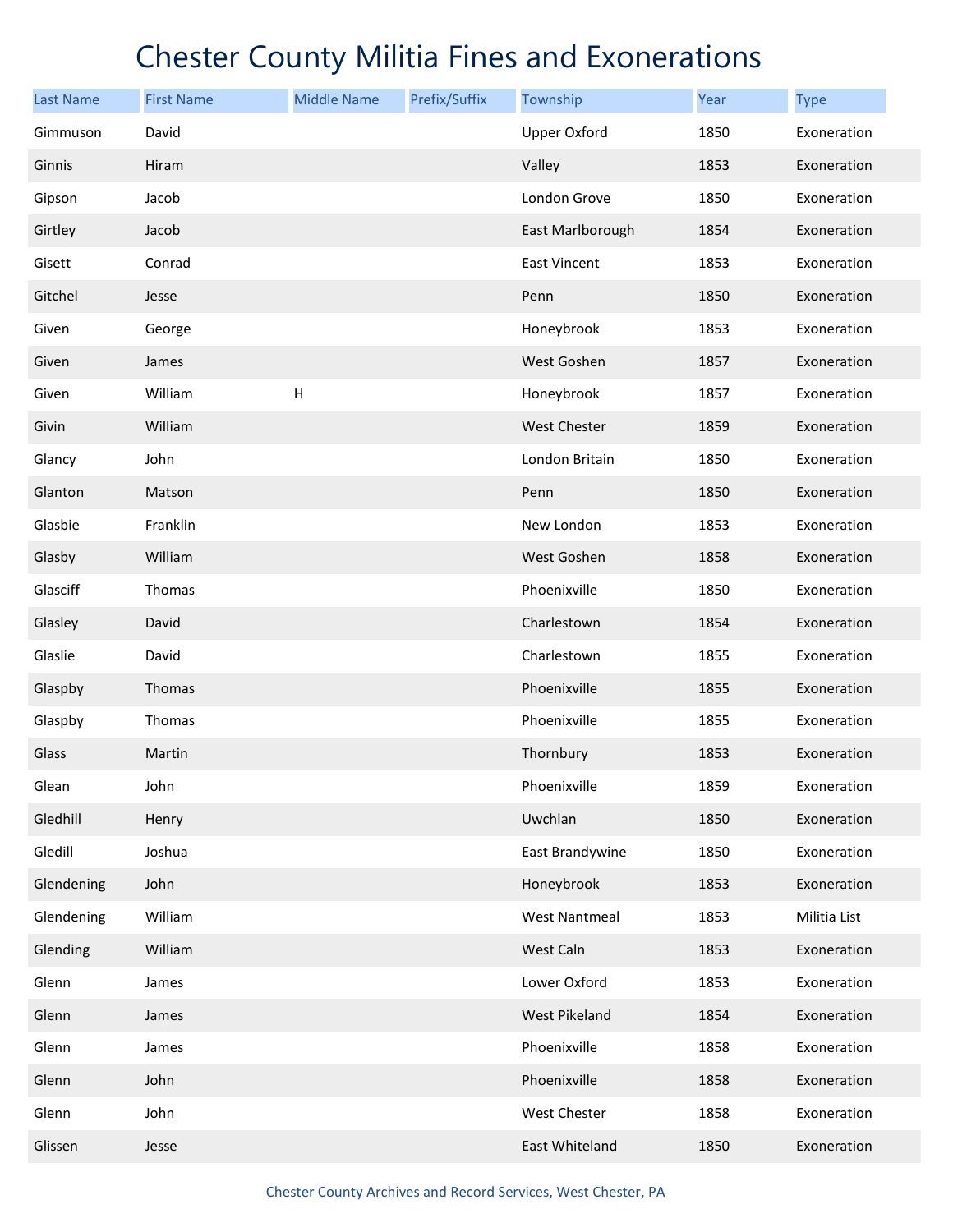# Chester County Militia Fines and Exonerations

| Last Name | First Name | Middle Name | Prefix/Suffix | Township | Year | Type |
|---|---|---|---|---|---|---|
| Gimmuson | David | | | Upper Oxford | 1850 | Exoneration |
| Ginnis | Hiram | | | Valley | 1853 | Exoneration |
| Gipson | Jacob | | | London Grove | 1850 | Exoneration |
| Girtley | Jacob | | | East Marlborough | 1854 | Exoneration |
| Gisett | Conrad | | | East Vincent | 1853 | Exoneration |
| Gitchel | Jesse | | | Penn | 1850 | Exoneration |
| Given | George | | | Honeybrook | 1853 | Exoneration |
| Given | James | | | West Goshen | 1857 | Exoneration |
| Given | William | H | | Honeybrook | 1857 | Exoneration |
| Givin | William | | | West Chester | 1859 | Exoneration |
| Glancy | John | | | London Britain | 1850 | Exoneration |
| Glanton | Matson | | | Penn | 1850 | Exoneration |
| Glasbie | Franklin | | | New London | 1853 | Exoneration |
| Glasby | William | | | West Goshen | 1858 | Exoneration |
| Glasciff | Thomas | | | Phoenixville | 1850 | Exoneration |
| Glasley | David | | | Charlestown | 1854 | Exoneration |
| Glaslie | David | | | Charlestown | 1855 | Exoneration |
| Glaspby | Thomas | | | Phoenixville | 1855 | Exoneration |
| Glaspby | Thomas | | | Phoenixville | 1855 | Exoneration |
| Glass | Martin | | | Thornbury | 1853 | Exoneration |
| Glean | John | | | Phoenixville | 1859 | Exoneration |
| Gledhill | Henry | | | Uwchlan | 1850 | Exoneration |
| Gledill | Joshua | | | East Brandywine | 1850 | Exoneration |
| Glendening | John | | | Honeybrook | 1853 | Exoneration |
| Glendening | William | | | West Nantmeal | 1853 | Militia List |
| Glending | William | | | West Caln | 1853 | Exoneration |
| Glenn | James | | | Lower Oxford | 1853 | Exoneration |
| Glenn | James | | | West Pikeland | 1854 | Exoneration |
| Glenn | James | | | Phoenixville | 1858 | Exoneration |
| Glenn | John | | | Phoenixville | 1858 | Exoneration |
| Glenn | John | | | West Chester | 1858 | Exoneration |
| Glissen | Jesse | | | East Whiteland | 1850 | Exoneration |

Chester County Archives and Record Services, West Chester, PA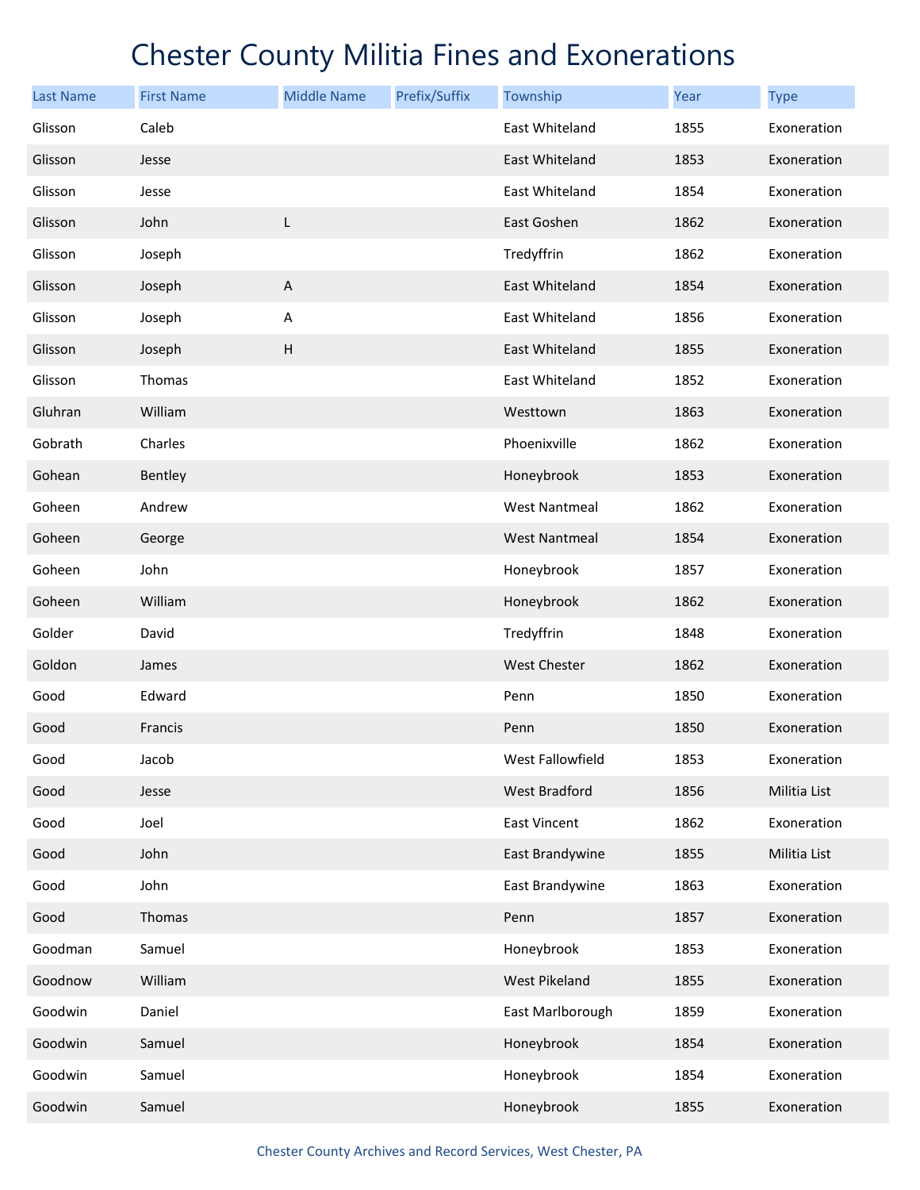# Chester County Militia Fines and Exonerations

| Last Name | First Name | Middle Name | Prefix/Suffix | Township | Year | Type |
|---|---|---|---|---|---|---|
| Glisson | Caleb | | | East Whiteland | 1855 | Exoneration |
| Glisson | Jesse | | | East Whiteland | 1853 | Exoneration |
| Glisson | Jesse | | | East Whiteland | 1854 | Exoneration |
| Glisson | John | L | | East Goshen | 1862 | Exoneration |
| Glisson | Joseph | | | Tredyffrin | 1862 | Exoneration |
| Glisson | Joseph | A | | East Whiteland | 1854 | Exoneration |
| Glisson | Joseph | A | | East Whiteland | 1856 | Exoneration |
| Glisson | Joseph | H | | East Whiteland | 1855 | Exoneration |
| Glisson | Thomas | | | East Whiteland | 1852 | Exoneration |
| Gluhran | William | | | Westtown | 1863 | Exoneration |
| Gobrath | Charles | | | Phoenixville | 1862 | Exoneration |
| Gohean | Bentley | | | Honeybrook | 1853 | Exoneration |
| Goheen | Andrew | | | West Nantmeal | 1862 | Exoneration |
| Goheen | George | | | West Nantmeal | 1854 | Exoneration |
| Goheen | John | | | Honeybrook | 1857 | Exoneration |
| Goheen | William | | | Honeybrook | 1862 | Exoneration |
| Golder | David | | | Tredyffrin | 1848 | Exoneration |
| Goldon | James | | | West Chester | 1862 | Exoneration |
| Good | Edward | | | Penn | 1850 | Exoneration |
| Good | Francis | | | Penn | 1850 | Exoneration |
| Good | Jacob | | | West Fallowfield | 1853 | Exoneration |
| Good | Jesse | | | West Bradford | 1856 | Militia List |
| Good | Joel | | | East Vincent | 1862 | Exoneration |
| Good | John | | | East Brandywine | 1855 | Militia List |
| Good | John | | | East Brandywine | 1863 | Exoneration |
| Good | Thomas | | | Penn | 1857 | Exoneration |
| Goodman | Samuel | | | Honeybrook | 1853 | Exoneration |
| Goodnow | William | | | West Pikeland | 1855 | Exoneration |
| Goodwin | Daniel | | | East Marlborough | 1859 | Exoneration |
| Goodwin | Samuel | | | Honeybrook | 1854 | Exoneration |
| Goodwin | Samuel | | | Honeybrook | 1854 | Exoneration |
| Goodwin | Samuel | | | Honeybrook | 1855 | Exoneration |

Chester County Archives and Record Services, West Chester, PA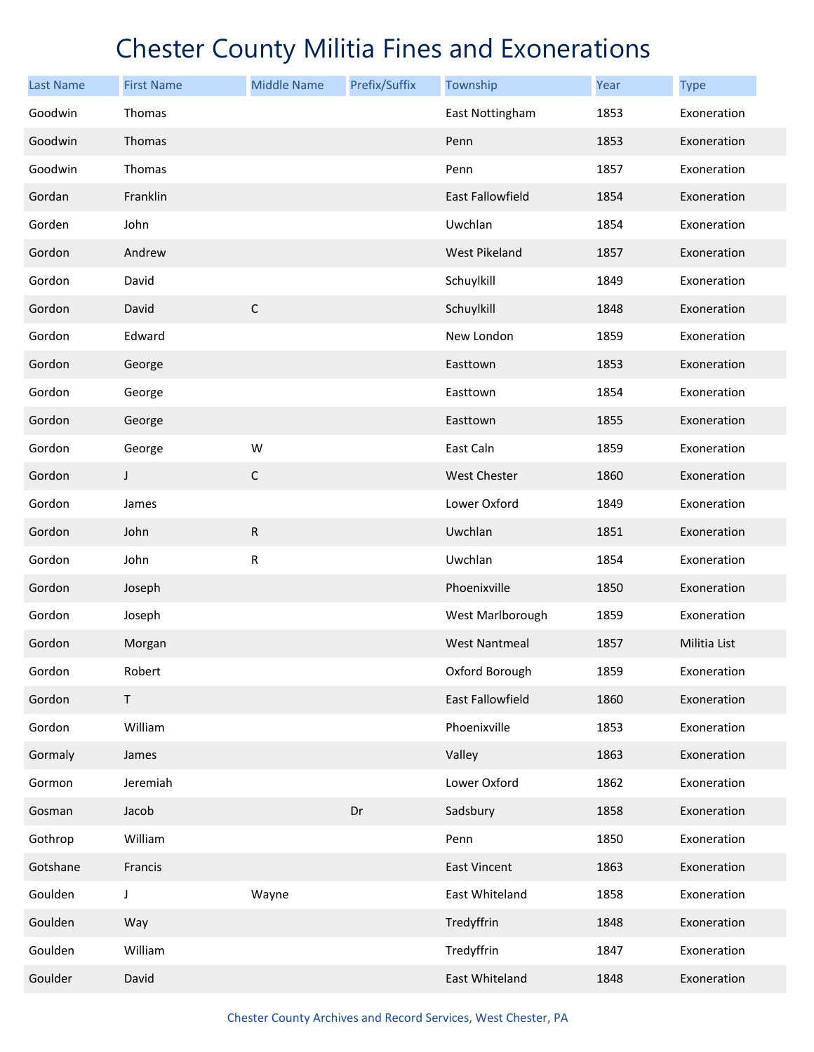# Chester County Militia Fines and Exonerations

| Last Name | First Name | Middle Name | Prefix/Suffix | Township | Year | Type |
|---|---|---|---|---|---|---|
| Goodwin | Thomas | | | East Nottingham | 1853 | Exoneration |
| Goodwin | Thomas | | | Penn | 1853 | Exoneration |
| Goodwin | Thomas | | | Penn | 1857 | Exoneration |
| Gordan | Franklin | | | East Fallowfield | 1854 | Exoneration |
| Gorden | John | | | Uwchlan | 1854 | Exoneration |
| Gordon | Andrew | | | West Pikeland | 1857 | Exoneration |
| Gordon | David | | | Schuylkill | 1849 | Exoneration |
| Gordon | David | C | | Schuylkill | 1848 | Exoneration |
| Gordon | Edward | | | New London | 1859 | Exoneration |
| Gordon | George | | | Easttown | 1853 | Exoneration |
| Gordon | George | | | Easttown | 1854 | Exoneration |
| Gordon | George | | | Easttown | 1855 | Exoneration |
| Gordon | George | W | | East Caln | 1859 | Exoneration |
| Gordon | J | C | | West Chester | 1860 | Exoneration |
| Gordon | James | | | Lower Oxford | 1849 | Exoneration |
| Gordon | John | R | | Uwchlan | 1851 | Exoneration |
| Gordon | John | R | | Uwchlan | 1854 | Exoneration |
| Gordon | Joseph | | | Phoenixville | 1850 | Exoneration |
| Gordon | Joseph | | | West Marlborough | 1859 | Exoneration |
| Gordon | Morgan | | | West Nantmeal | 1857 | Militia List |
| Gordon | Robert | | | Oxford Borough | 1859 | Exoneration |
| Gordon | T | | | East Fallowfield | 1860 | Exoneration |
| Gordon | William | | | Phoenixville | 1853 | Exoneration |
| Gormaly | James | | | Valley | 1863 | Exoneration |
| Gormon | Jeremiah | | | Lower Oxford | 1862 | Exoneration |
| Gosman | Jacob | | Dr | Sadsbury | 1858 | Exoneration |
| Gothrop | William | | | Penn | 1850 | Exoneration |
| Gotshane | Francis | | | East Vincent | 1863 | Exoneration |
| Goulden | J | Wayne | | East Whiteland | 1858 | Exoneration |
| Goulden | Way | | | Tredyffrin | 1848 | Exoneration |
| Goulden | William | | | Tredyffrin | 1847 | Exoneration |
| Goulder | David | | | East Whiteland | 1848 | Exoneration |

Chester County Archives and Record Services, West Chester, PA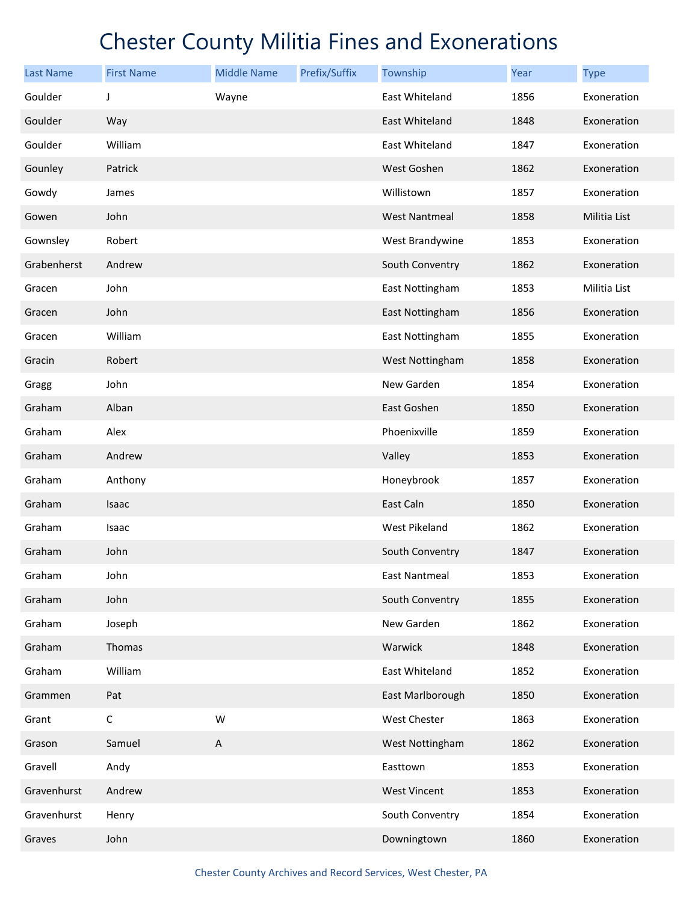# Chester County Militia Fines and Exonerations

| Last Name | First Name | Middle Name | Prefix/Suffix | Township | Year | Type |
|---|---|---|---|---|---|---|
| Goulder | J | Wayne | | East Whiteland | 1856 | Exoneration |
| Goulder | Way | | | East Whiteland | 1848 | Exoneration |
| Goulder | William | | | East Whiteland | 1847 | Exoneration |
| Gounley | Patrick | | | West Goshen | 1862 | Exoneration |
| Gowdy | James | | | Willistown | 1857 | Exoneration |
| Gowen | John | | | West Nantmeal | 1858 | Militia List |
| Gownsley | Robert | | | West Brandywine | 1853 | Exoneration |
| Grabenherst | Andrew | | | South Conventry | 1862 | Exoneration |
| Gracen | John | | | East Nottingham | 1853 | Militia List |
| Gracen | John | | | East Nottingham | 1856 | Exoneration |
| Gracen | William | | | East Nottingham | 1855 | Exoneration |
| Gracin | Robert | | | West Nottingham | 1858 | Exoneration |
| Gragg | John | | | New Garden | 1854 | Exoneration |
| Graham | Alban | | | East Goshen | 1850 | Exoneration |
| Graham | Alex | | | Phoenixville | 1859 | Exoneration |
| Graham | Andrew | | | Valley | 1853 | Exoneration |
| Graham | Anthony | | | Honeybrook | 1857 | Exoneration |
| Graham | Isaac | | | East Caln | 1850 | Exoneration |
| Graham | Isaac | | | West Pikeland | 1862 | Exoneration |
| Graham | John | | | South Conventry | 1847 | Exoneration |
| Graham | John | | | East Nantmeal | 1853 | Exoneration |
| Graham | John | | | South Conventry | 1855 | Exoneration |
| Graham | Joseph | | | New Garden | 1862 | Exoneration |
| Graham | Thomas | | | Warwick | 1848 | Exoneration |
| Graham | William | | | East Whiteland | 1852 | Exoneration |
| Grammen | Pat | | | East Marlborough | 1850 | Exoneration |
| Grant | C | W | | West Chester | 1863 | Exoneration |
| Grason | Samuel | A | | West Nottingham | 1862 | Exoneration |
| Gravell | Andy | | | Easttown | 1853 | Exoneration |
| Gravenhurst | Andrew | | | West Vincent | 1853 | Exoneration |
| Gravenhurst | Henry | | | South Conventry | 1854 | Exoneration |
| Graves | John | | | Downingtown | 1860 | Exoneration |

Chester County Archives and Record Services, West Chester, PA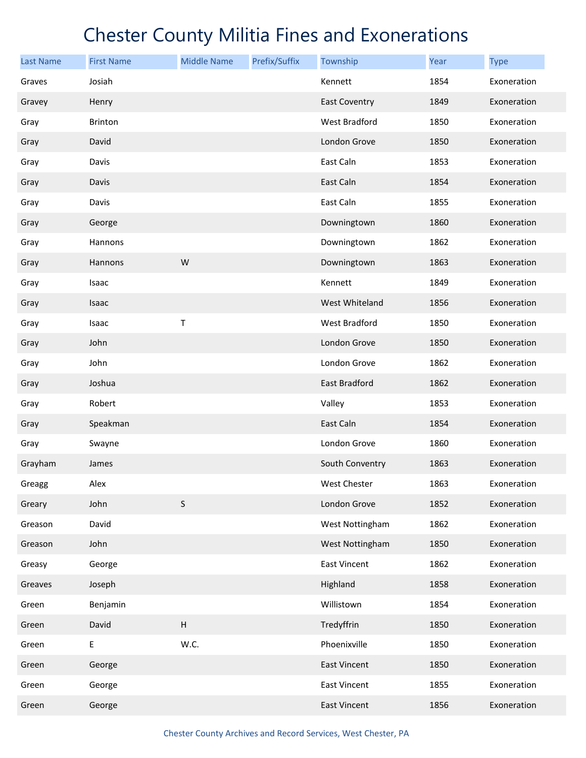# Chester County Militia Fines and Exonerations

| Last Name | First Name | Middle Name | Prefix/Suffix | Township | Year | Type |
|---|---|---|---|---|---|---|
| Graves | Josiah | | | Kennett | 1854 | Exoneration |
| Gravey | Henry | | | East Coventry | 1849 | Exoneration |
| Gray | Brinton | | | West Bradford | 1850 | Exoneration |
| Gray | David | | | London Grove | 1850 | Exoneration |
| Gray | Davis | | | East Caln | 1853 | Exoneration |
| Gray | Davis | | | East Caln | 1854 | Exoneration |
| Gray | Davis | | | East Caln | 1855 | Exoneration |
| Gray | George | | | Downingtown | 1860 | Exoneration |
| Gray | Hannons | | | Downingtown | 1862 | Exoneration |
| Gray | Hannons | W | | Downingtown | 1863 | Exoneration |
| Gray | Isaac | | | Kennett | 1849 | Exoneration |
| Gray | Isaac | | | West Whiteland | 1856 | Exoneration |
| Gray | Isaac | T | | West Bradford | 1850 | Exoneration |
| Gray | John | | | London Grove | 1850 | Exoneration |
| Gray | John | | | London Grove | 1862 | Exoneration |
| Gray | Joshua | | | East Bradford | 1862 | Exoneration |
| Gray | Robert | | | Valley | 1853 | Exoneration |
| Gray | Speakman | | | East Caln | 1854 | Exoneration |
| Gray | Swayne | | | London Grove | 1860 | Exoneration |
| Grayham | James | | | South Conventry | 1863 | Exoneration |
| Greagg | Alex | | | West Chester | 1863 | Exoneration |
| Greary | John | S | | London Grove | 1852 | Exoneration |
| Greason | David | | | West Nottingham | 1862 | Exoneration |
| Greason | John | | | West Nottingham | 1850 | Exoneration |
| Greasy | George | | | East Vincent | 1862 | Exoneration |
| Greaves | Joseph | | | Highland | 1858 | Exoneration |
| Green | Benjamin | | | Willistown | 1854 | Exoneration |
| Green | David | H | | Tredyffrin | 1850 | Exoneration |
| Green | E | W.C. | | Phoenixville | 1850 | Exoneration |
| Green | George | | | East Vincent | 1850 | Exoneration |
| Green | George | | | East Vincent | 1855 | Exoneration |
| Green | George | | | East Vincent | 1856 | Exoneration |

Chester County Archives and Record Services, West Chester, PA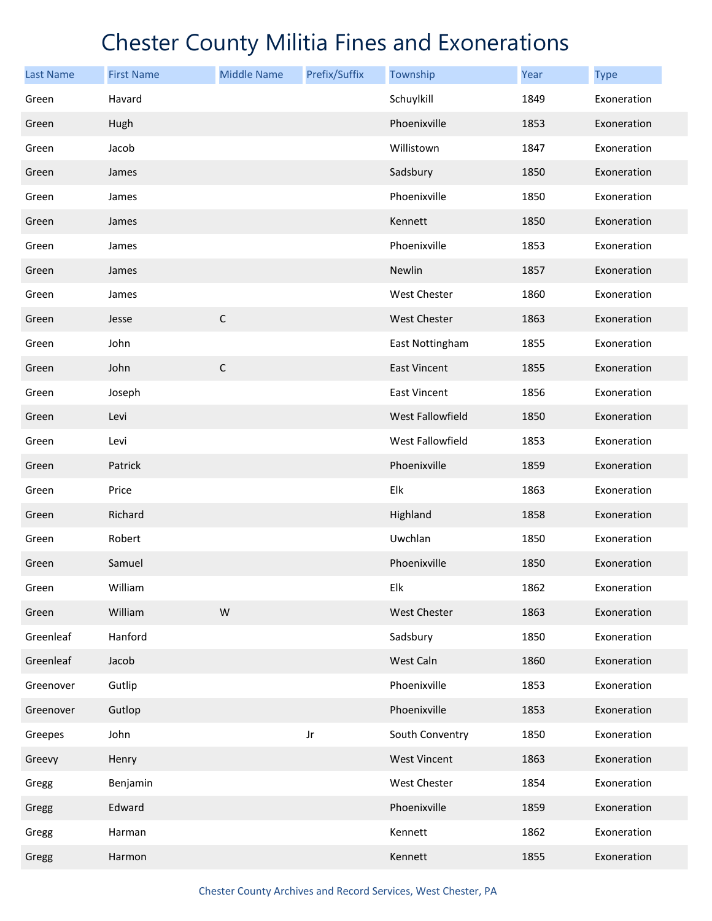# Chester County Militia Fines and Exonerations

| Last Name | First Name | Middle Name | Prefix/Suffix | Township | Year | Type |
|---|---|---|---|---|---|---|
| Green | Havard | | | Schuylkill | 1849 | Exoneration |
| Green | Hugh | | | Phoenixville | 1853 | Exoneration |
| Green | Jacob | | | Willistown | 1847 | Exoneration |
| Green | James | | | Sadsbury | 1850 | Exoneration |
| Green | James | | | Phoenixville | 1850 | Exoneration |
| Green | James | | | Kennett | 1850 | Exoneration |
| Green | James | | | Phoenixville | 1853 | Exoneration |
| Green | James | | | Newlin | 1857 | Exoneration |
| Green | James | | | West Chester | 1860 | Exoneration |
| Green | Jesse | C | | West Chester | 1863 | Exoneration |
| Green | John | | | East Nottingham | 1855 | Exoneration |
| Green | John | C | | East Vincent | 1855 | Exoneration |
| Green | Joseph | | | East Vincent | 1856 | Exoneration |
| Green | Levi | | | West Fallowfield | 1850 | Exoneration |
| Green | Levi | | | West Fallowfield | 1853 | Exoneration |
| Green | Patrick | | | Phoenixville | 1859 | Exoneration |
| Green | Price | | | Elk | 1863 | Exoneration |
| Green | Richard | | | Highland | 1858 | Exoneration |
| Green | Robert | | | Uwchlan | 1850 | Exoneration |
| Green | Samuel | | | Phoenixville | 1850 | Exoneration |
| Green | William | | | Elk | 1862 | Exoneration |
| Green | William | W | | West Chester | 1863 | Exoneration |
| Greenleaf | Hanford | | | Sadsbury | 1850 | Exoneration |
| Greenleaf | Jacob | | | West Caln | 1860 | Exoneration |
| Greenover | Gutlip | | | Phoenixville | 1853 | Exoneration |
| Greenover | Gutlop | | | Phoenixville | 1853 | Exoneration |
| Greepes | John | | Jr | South Conventry | 1850 | Exoneration |
| Greevy | Henry | | | West Vincent | 1863 | Exoneration |
| Gregg | Benjamin | | | West Chester | 1854 | Exoneration |
| Gregg | Edward | | | Phoenixville | 1859 | Exoneration |
| Gregg | Harman | | | Kennett | 1862 | Exoneration |
| Gregg | Harmon | | | Kennett | 1855 | Exoneration |

Chester County Archives and Record Services, West Chester, PA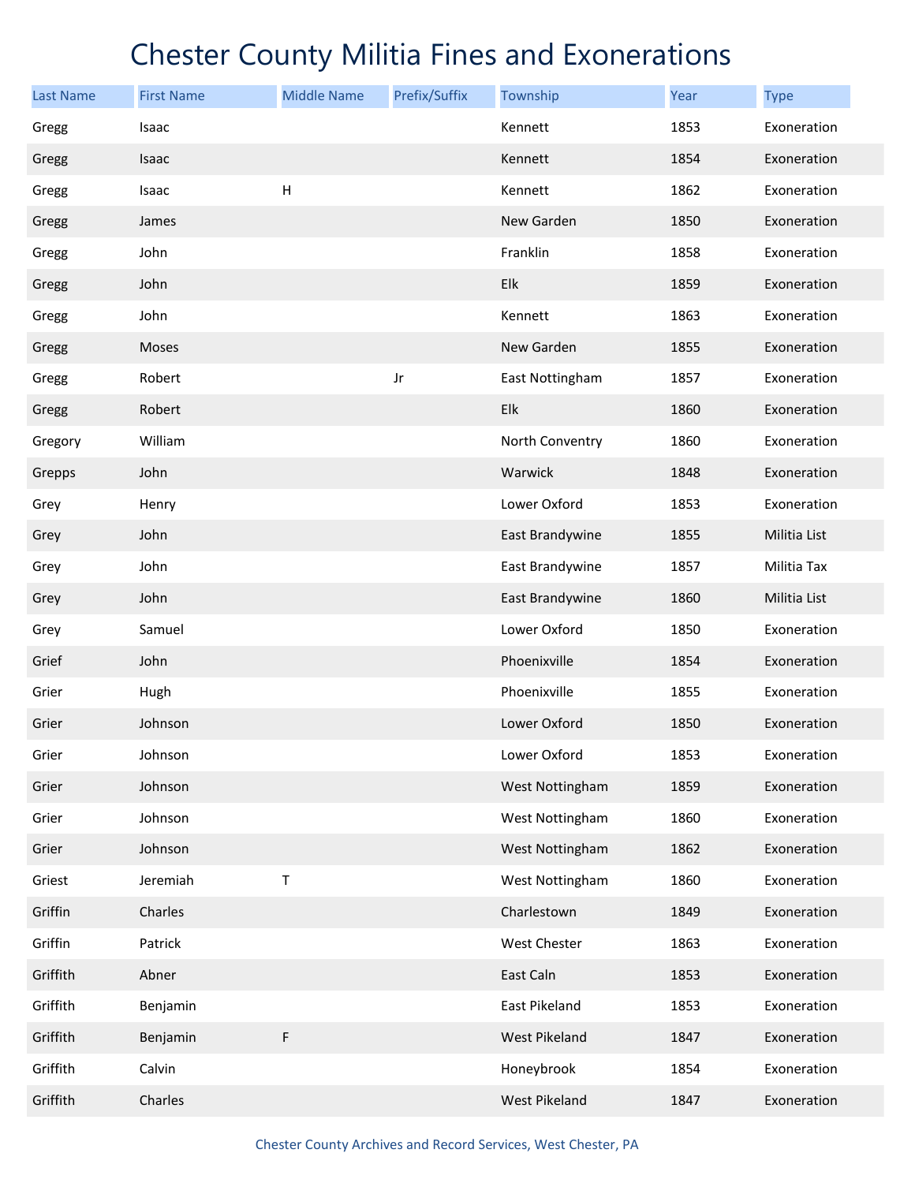# Chester County Militia Fines and Exonerations

| Last Name | First Name | Middle Name | Prefix/Suffix | Township | Year | Type |
|---|---|---|---|---|---|---|
| Gregg | Isaac | | | Kennett | 1853 | Exoneration |
| Gregg | Isaac | | | Kennett | 1854 | Exoneration |
| Gregg | Isaac | H | | Kennett | 1862 | Exoneration |
| Gregg | James | | | New Garden | 1850 | Exoneration |
| Gregg | John | | | Franklin | 1858 | Exoneration |
| Gregg | John | | | Elk | 1859 | Exoneration |
| Gregg | John | | | Kennett | 1863 | Exoneration |
| Gregg | Moses | | | New Garden | 1855 | Exoneration |
| Gregg | Robert | | Jr | East Nottingham | 1857 | Exoneration |
| Gregg | Robert | | | Elk | 1860 | Exoneration |
| Gregory | William | | | North Conventry | 1860 | Exoneration |
| Grepps | John | | | Warwick | 1848 | Exoneration |
| Grey | Henry | | | Lower Oxford | 1853 | Exoneration |
| Grey | John | | | East Brandywine | 1855 | Militia List |
| Grey | John | | | East Brandywine | 1857 | Militia Tax |
| Grey | John | | | East Brandywine | 1860 | Militia List |
| Grey | Samuel | | | Lower Oxford | 1850 | Exoneration |
| Grief | John | | | Phoenixville | 1854 | Exoneration |
| Grier | Hugh | | | Phoenixville | 1855 | Exoneration |
| Grier | Johnson | | | Lower Oxford | 1850 | Exoneration |
| Grier | Johnson | | | Lower Oxford | 1853 | Exoneration |
| Grier | Johnson | | | West Nottingham | 1859 | Exoneration |
| Grier | Johnson | | | West Nottingham | 1860 | Exoneration |
| Grier | Johnson | | | West Nottingham | 1862 | Exoneration |
| Griest | Jeremiah | T | | West Nottingham | 1860 | Exoneration |
| Griffin | Charles | | | Charlestown | 1849 | Exoneration |
| Griffin | Patrick | | | West Chester | 1863 | Exoneration |
| Griffith | Abner | | | East Caln | 1853 | Exoneration |
| Griffith | Benjamin | | | East Pikeland | 1853 | Exoneration |
| Griffith | Benjamin | F | | West Pikeland | 1847 | Exoneration |
| Griffith | Calvin | | | Honeybrook | 1854 | Exoneration |
| Griffith | Charles | | | West Pikeland | 1847 | Exoneration |

Chester County Archives and Record Services, West Chester, PA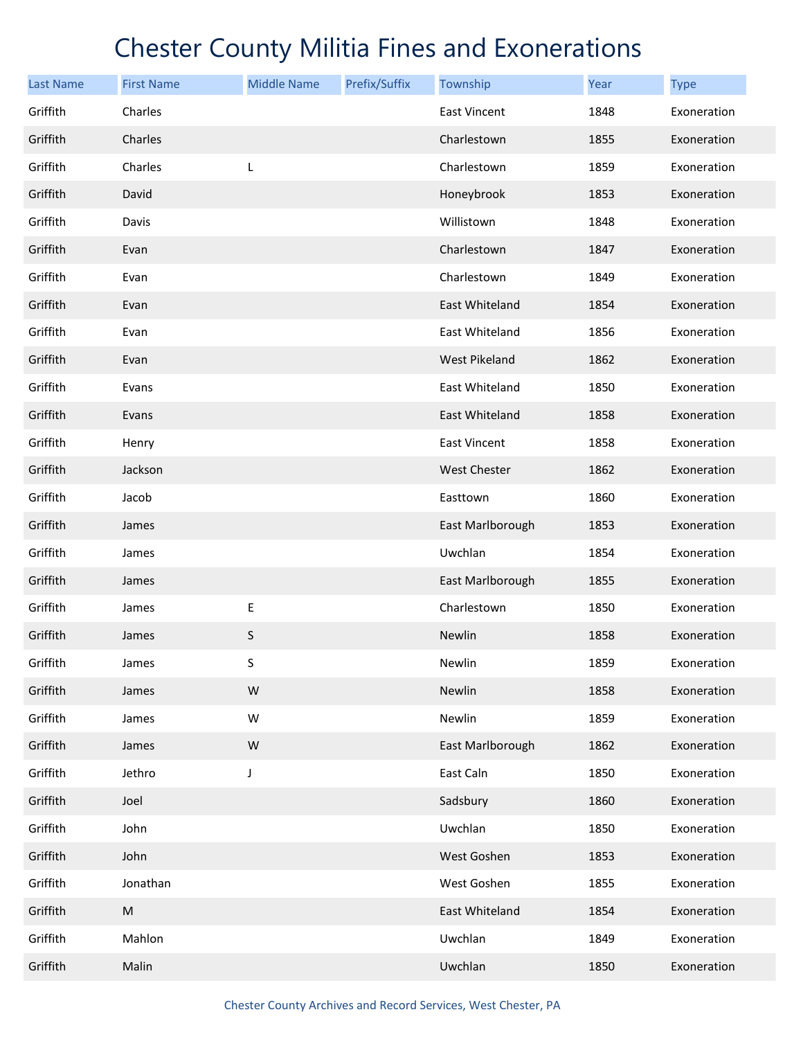# Chester County Militia Fines and Exonerations

| Last Name | First Name | Middle Name | Prefix/Suffix | Township | Year | Type |
|---|---|---|---|---|---|---|
| Griffith | Charles | | | East Vincent | 1848 | Exoneration |
| Griffith | Charles | | | Charlestown | 1855 | Exoneration |
| Griffith | Charles | L | | Charlestown | 1859 | Exoneration |
| Griffith | David | | | Honeybrook | 1853 | Exoneration |
| Griffith | Davis | | | Willistown | 1848 | Exoneration |
| Griffith | Evan | | | Charlestown | 1847 | Exoneration |
| Griffith | Evan | | | Charlestown | 1849 | Exoneration |
| Griffith | Evan | | | East Whiteland | 1854 | Exoneration |
| Griffith | Evan | | | East Whiteland | 1856 | Exoneration |
| Griffith | Evan | | | West Pikeland | 1862 | Exoneration |
| Griffith | Evans | | | East Whiteland | 1850 | Exoneration |
| Griffith | Evans | | | East Whiteland | 1858 | Exoneration |
| Griffith | Henry | | | East Vincent | 1858 | Exoneration |
| Griffith | Jackson | | | West Chester | 1862 | Exoneration |
| Griffith | Jacob | | | Easttown | 1860 | Exoneration |
| Griffith | James | | | East Marlborough | 1853 | Exoneration |
| Griffith | James | | | Uwchlan | 1854 | Exoneration |
| Griffith | James | | | East Marlborough | 1855 | Exoneration |
| Griffith | James | E | | Charlestown | 1850 | Exoneration |
| Griffith | James | S | | Newlin | 1858 | Exoneration |
| Griffith | James | S | | Newlin | 1859 | Exoneration |
| Griffith | James | W | | Newlin | 1858 | Exoneration |
| Griffith | James | W | | Newlin | 1859 | Exoneration |
| Griffith | James | W | | East Marlborough | 1862 | Exoneration |
| Griffith | Jethro | J | | East Caln | 1850 | Exoneration |
| Griffith | Joel | | | Sadsbury | 1860 | Exoneration |
| Griffith | John | | | Uwchlan | 1850 | Exoneration |
| Griffith | John | | | West Goshen | 1853 | Exoneration |
| Griffith | Jonathan | | | West Goshen | 1855 | Exoneration |
| Griffith | M | | | East Whiteland | 1854 | Exoneration |
| Griffith | Mahlon | | | Uwchlan | 1849 | Exoneration |
| Griffith | Malin | | | Uwchlan | 1850 | Exoneration |

Chester County Archives and Record Services, West Chester, PA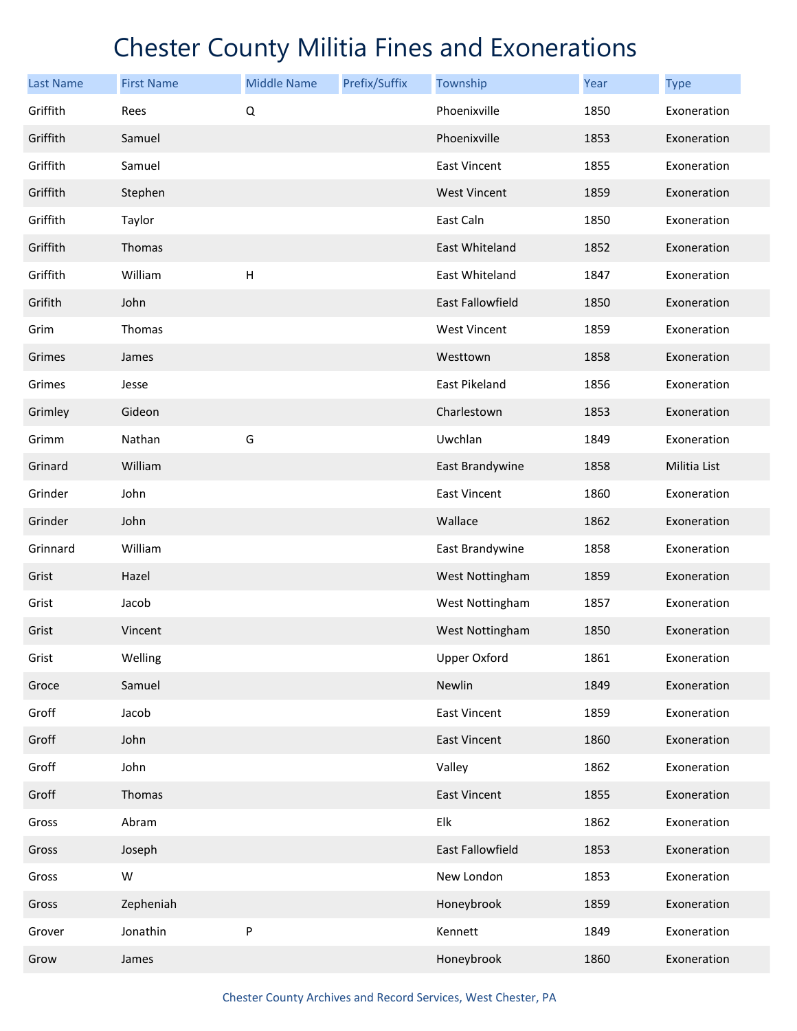# Chester County Militia Fines and Exonerations

| Last Name | First Name | Middle Name | Prefix/Suffix | Township | Year | Type |
|---|---|---|---|---|---|---|
| Griffith | Rees | Q | | Phoenixville | 1850 | Exoneration |
| Griffith | Samuel | | | Phoenixville | 1853 | Exoneration |
| Griffith | Samuel | | | East Vincent | 1855 | Exoneration |
| Griffith | Stephen | | | West Vincent | 1859 | Exoneration |
| Griffith | Taylor | | | East Caln | 1850 | Exoneration |
| Griffith | Thomas | | | East Whiteland | 1852 | Exoneration |
| Griffith | William | H | | East Whiteland | 1847 | Exoneration |
| Grifith | John | | | East Fallowfield | 1850 | Exoneration |
| Grim | Thomas | | | West Vincent | 1859 | Exoneration |
| Grimes | James | | | Westtown | 1858 | Exoneration |
| Grimes | Jesse | | | East Pikeland | 1856 | Exoneration |
| Grimley | Gideon | | | Charlestown | 1853 | Exoneration |
| Grimm | Nathan | G | | Uwchlan | 1849 | Exoneration |
| Grinard | William | | | East Brandywine | 1858 | Militia List |
| Grinder | John | | | East Vincent | 1860 | Exoneration |
| Grinder | John | | | Wallace | 1862 | Exoneration |
| Grinnard | William | | | East Brandywine | 1858 | Exoneration |
| Grist | Hazel | | | West Nottingham | 1859 | Exoneration |
| Grist | Jacob | | | West Nottingham | 1857 | Exoneration |
| Grist | Vincent | | | West Nottingham | 1850 | Exoneration |
| Grist | Welling | | | Upper Oxford | 1861 | Exoneration |
| Groce | Samuel | | | Newlin | 1849 | Exoneration |
| Groff | Jacob | | | East Vincent | 1859 | Exoneration |
| Groff | John | | | East Vincent | 1860 | Exoneration |
| Groff | John | | | Valley | 1862 | Exoneration |
| Groff | Thomas | | | East Vincent | 1855 | Exoneration |
| Gross | Abram | | | Elk | 1862 | Exoneration |
| Gross | Joseph | | | East Fallowfield | 1853 | Exoneration |
| Gross | W | | | New London | 1853 | Exoneration |
| Gross | Zepheniah | | | Honeybrook | 1859 | Exoneration |
| Grover | Jonathin | P | | Kennett | 1849 | Exoneration |
| Grow | James | | | Honeybrook | 1860 | Exoneration |

Chester County Archives and Record Services, West Chester, PA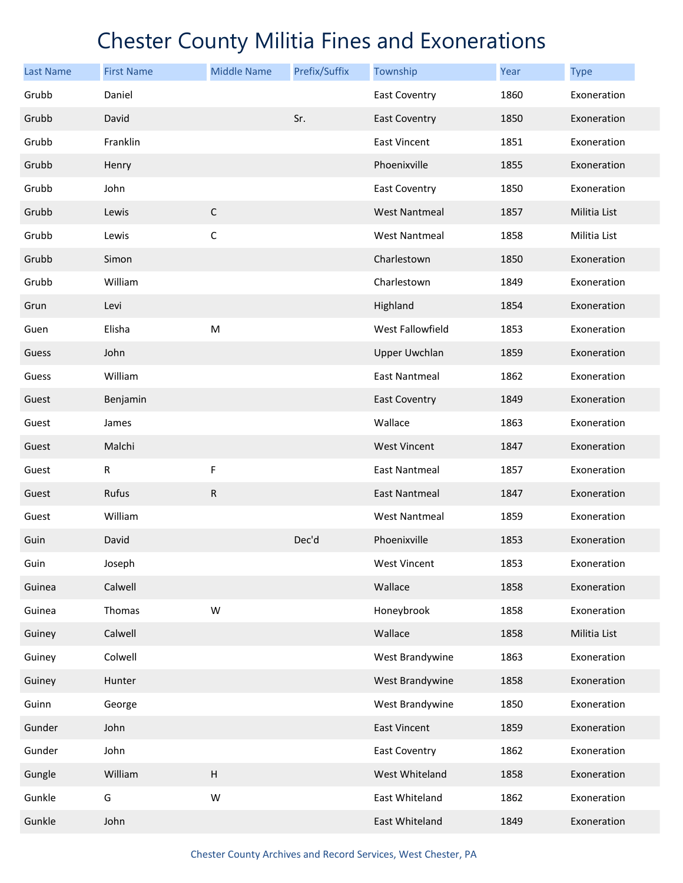# Chester County Militia Fines and Exonerations

| Last Name | First Name | Middle Name | Prefix/Suffix | Township | Year | Type |
|---|---|---|---|---|---|---|
| Grubb | Daniel | | | East Coventry | 1860 | Exoneration |
| Grubb | David | | Sr. | East Coventry | 1850 | Exoneration |
| Grubb | Franklin | | | East Vincent | 1851 | Exoneration |
| Grubb | Henry | | | Phoenixville | 1855 | Exoneration |
| Grubb | John | | | East Coventry | 1850 | Exoneration |
| Grubb | Lewis | C | | West Nantmeal | 1857 | Militia List |
| Grubb | Lewis | C | | West Nantmeal | 1858 | Militia List |
| Grubb | Simon | | | Charlestown | 1850 | Exoneration |
| Grubb | William | | | Charlestown | 1849 | Exoneration |
| Grun | Levi | | | Highland | 1854 | Exoneration |
| Guen | Elisha | M | | West Fallowfield | 1853 | Exoneration |
| Guess | John | | | Upper Uwchlan | 1859 | Exoneration |
| Guess | William | | | East Nantmeal | 1862 | Exoneration |
| Guest | Benjamin | | | East Coventry | 1849 | Exoneration |
| Guest | James | | | Wallace | 1863 | Exoneration |
| Guest | Malchi | | | West Vincent | 1847 | Exoneration |
| Guest | R | F | | East Nantmeal | 1857 | Exoneration |
| Guest | Rufus | R | | East Nantmeal | 1847 | Exoneration |
| Guest | William | | | West Nantmeal | 1859 | Exoneration |
| Guin | David | | Dec'd | Phoenixville | 1853 | Exoneration |
| Guin | Joseph | | | West Vincent | 1853 | Exoneration |
| Guinea | Calwell | | | Wallace | 1858 | Exoneration |
| Guinea | Thomas | W | | Honeybrook | 1858 | Exoneration |
| Guiney | Calwell | | | Wallace | 1858 | Militia List |
| Guiney | Colwell | | | West Brandywine | 1863 | Exoneration |
| Guiney | Hunter | | | West Brandywine | 1858 | Exoneration |
| Guinn | George | | | West Brandywine | 1850 | Exoneration |
| Gunder | John | | | East Vincent | 1859 | Exoneration |
| Gunder | John | | | East Coventry | 1862 | Exoneration |
| Gungle | William | H | | West Whiteland | 1858 | Exoneration |
| Gunkle | G | W | | East Whiteland | 1862 | Exoneration |
| Gunkle | John | | | East Whiteland | 1849 | Exoneration |

Chester County Archives and Record Services, West Chester, PA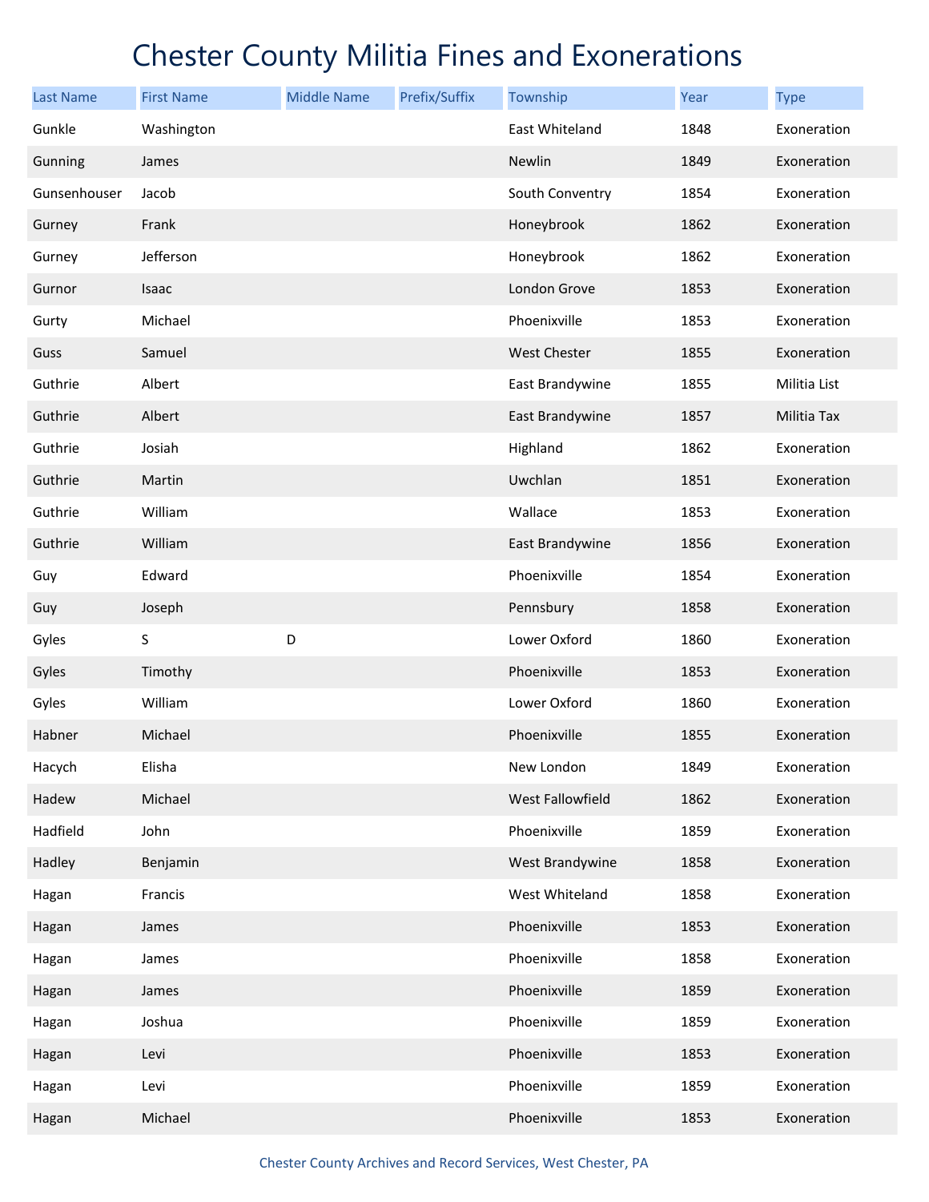# Chester County Militia Fines and Exonerations

| Last Name | First Name | Middle Name | Prefix/Suffix | Township | Year | Type |
|---|---|---|---|---|---|---|
| Gunkle | Washington | | | East Whiteland | 1848 | Exoneration |
| Gunning | James | | | Newlin | 1849 | Exoneration |
| Gunsenhouser | Jacob | | | South Conventry | 1854 | Exoneration |
| Gurney | Frank | | | Honeybrook | 1862 | Exoneration |
| Gurney | Jefferson | | | Honeybrook | 1862 | Exoneration |
| Gurnor | Isaac | | | London Grove | 1853 | Exoneration |
| Gurty | Michael | | | Phoenixville | 1853 | Exoneration |
| Guss | Samuel | | | West Chester | 1855 | Exoneration |
| Guthrie | Albert | | | East Brandywine | 1855 | Militia List |
| Guthrie | Albert | | | East Brandywine | 1857 | Militia Tax |
| Guthrie | Josiah | | | Highland | 1862 | Exoneration |
| Guthrie | Martin | | | Uwchlan | 1851 | Exoneration |
| Guthrie | William | | | Wallace | 1853 | Exoneration |
| Guthrie | William | | | East Brandywine | 1856 | Exoneration |
| Guy | Edward | | | Phoenixville | 1854 | Exoneration |
| Guy | Joseph | | | Pennsbury | 1858 | Exoneration |
| Gyles | S | D | | Lower Oxford | 1860 | Exoneration |
| Gyles | Timothy | | | Phoenixville | 1853 | Exoneration |
| Gyles | William | | | Lower Oxford | 1860 | Exoneration |
| Habner | Michael | | | Phoenixville | 1855 | Exoneration |
| Hacych | Elisha | | | New London | 1849 | Exoneration |
| Hadew | Michael | | | West Fallowfield | 1862 | Exoneration |
| Hadfield | John | | | Phoenixville | 1859 | Exoneration |
| Hadley | Benjamin | | | West Brandywine | 1858 | Exoneration |
| Hagan | Francis | | | West Whiteland | 1858 | Exoneration |
| Hagan | James | | | Phoenixville | 1853 | Exoneration |
| Hagan | James | | | Phoenixville | 1858 | Exoneration |
| Hagan | James | | | Phoenixville | 1859 | Exoneration |
| Hagan | Joshua | | | Phoenixville | 1859 | Exoneration |
| Hagan | Levi | | | Phoenixville | 1853 | Exoneration |
| Hagan | Levi | | | Phoenixville | 1859 | Exoneration |
| Hagan | Michael | | | Phoenixville | 1853 | Exoneration |

Chester County Archives and Record Services, West Chester, PA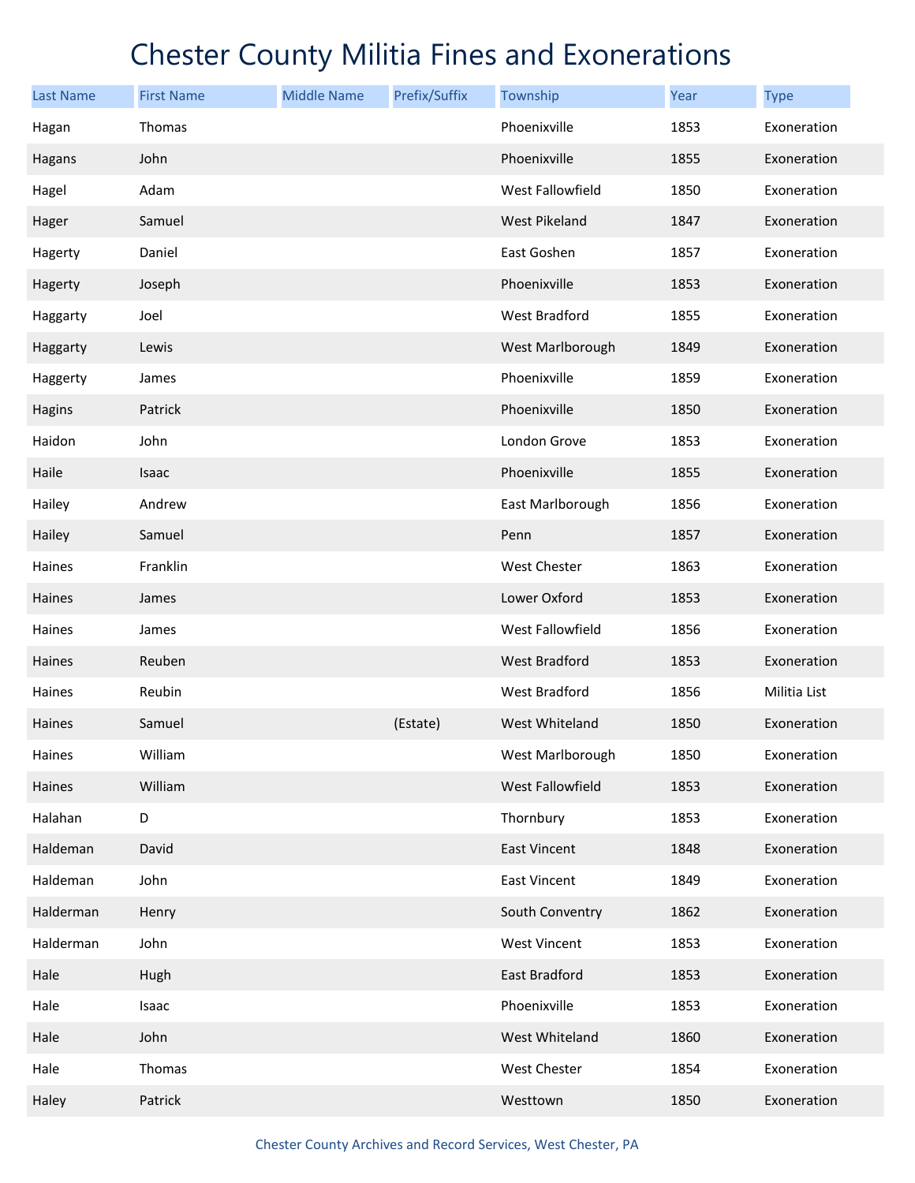# Chester County Militia Fines and Exonerations

| Last Name | First Name | Middle Name | Prefix/Suffix | Township | Year | Type |
|---|---|---|---|---|---|---|
| Hagan | Thomas | | | Phoenixville | 1853 | Exoneration |
| Hagans | John | | | Phoenixville | 1855 | Exoneration |
| Hagel | Adam | | | West Fallowfield | 1850 | Exoneration |
| Hager | Samuel | | | West Pikeland | 1847 | Exoneration |
| Hagerty | Daniel | | | East Goshen | 1857 | Exoneration |
| Hagerty | Joseph | | | Phoenixville | 1853 | Exoneration |
| Haggarty | Joel | | | West Bradford | 1855 | Exoneration |
| Haggarty | Lewis | | | West Marlborough | 1849 | Exoneration |
| Haggerty | James | | | Phoenixville | 1859 | Exoneration |
| Hagins | Patrick | | | Phoenixville | 1850 | Exoneration |
| Haidon | John | | | London Grove | 1853 | Exoneration |
| Haile | Isaac | | | Phoenixville | 1855 | Exoneration |
| Hailey | Andrew | | | East Marlborough | 1856 | Exoneration |
| Hailey | Samuel | | | Penn | 1857 | Exoneration |
| Haines | Franklin | | | West Chester | 1863 | Exoneration |
| Haines | James | | | Lower Oxford | 1853 | Exoneration |
| Haines | James | | | West Fallowfield | 1856 | Exoneration |
| Haines | Reuben | | | West Bradford | 1853 | Exoneration |
| Haines | Reubin | | | West Bradford | 1856 | Militia List |
| Haines | Samuel | | (Estate) | West Whiteland | 1850 | Exoneration |
| Haines | William | | | West Marlborough | 1850 | Exoneration |
| Haines | William | | | West Fallowfield | 1853 | Exoneration |
| Halahan | D | | | Thornbury | 1853 | Exoneration |
| Haldeman | David | | | East Vincent | 1848 | Exoneration |
| Haldeman | John | | | East Vincent | 1849 | Exoneration |
| Halderman | Henry | | | South Conventry | 1862 | Exoneration |
| Halderman | John | | | West Vincent | 1853 | Exoneration |
| Hale | Hugh | | | East Bradford | 1853 | Exoneration |
| Hale | Isaac | | | Phoenixville | 1853 | Exoneration |
| Hale | John | | | West Whiteland | 1860 | Exoneration |
| Hale | Thomas | | | West Chester | 1854 | Exoneration |
| Haley | Patrick | | | Westtown | 1850 | Exoneration |

Chester County Archives and Record Services, West Chester, PA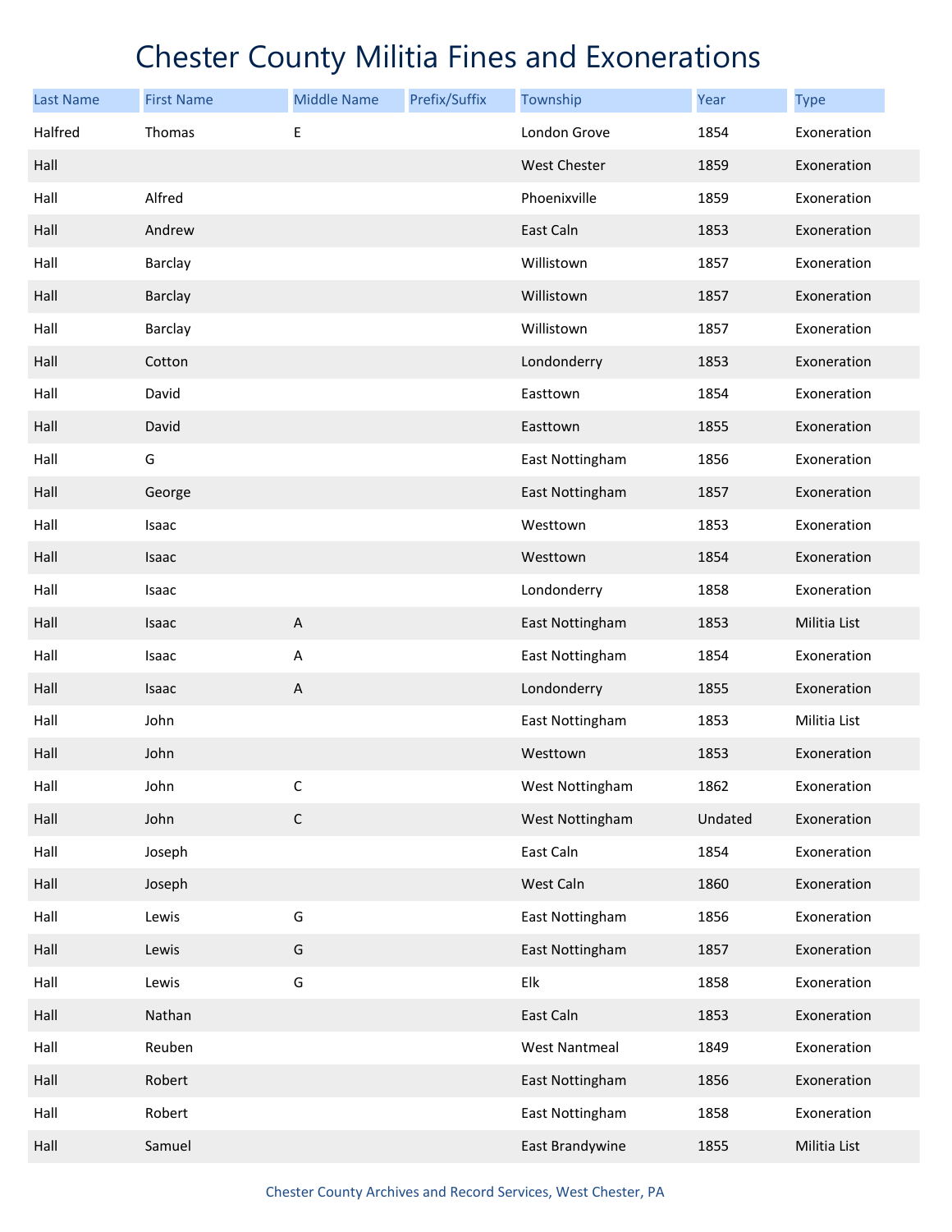# Chester County Militia Fines and Exonerations

| Last Name | First Name | Middle Name | Prefix/Suffix | Township | Year | Type |
|---|---|---|---|---|---|---|
| Halfred | Thomas | E | | London Grove | 1854 | Exoneration |
| Hall | | | | West Chester | 1859 | Exoneration |
| Hall | Alfred | | | Phoenixville | 1859 | Exoneration |
| Hall | Andrew | | | East Caln | 1853 | Exoneration |
| Hall | Barclay | | | Willistown | 1857 | Exoneration |
| Hall | Barclay | | | Willistown | 1857 | Exoneration |
| Hall | Barclay | | | Willistown | 1857 | Exoneration |
| Hall | Cotton | | | Londonderry | 1853 | Exoneration |
| Hall | David | | | Easttown | 1854 | Exoneration |
| Hall | David | | | Easttown | 1855 | Exoneration |
| Hall | G | | | East Nottingham | 1856 | Exoneration |
| Hall | George | | | East Nottingham | 1857 | Exoneration |
| Hall | Isaac | | | Westtown | 1853 | Exoneration |
| Hall | Isaac | | | Westtown | 1854 | Exoneration |
| Hall | Isaac | | | Londonderry | 1858 | Exoneration |
| Hall | Isaac | A | | East Nottingham | 1853 | Militia List |
| Hall | Isaac | A | | East Nottingham | 1854 | Exoneration |
| Hall | Isaac | A | | Londonderry | 1855 | Exoneration |
| Hall | John | | | East Nottingham | 1853 | Militia List |
| Hall | John | | | Westtown | 1853 | Exoneration |
| Hall | John | C | | West Nottingham | 1862 | Exoneration |
| Hall | John | C | | West Nottingham | Undated | Exoneration |
| Hall | Joseph | | | East Caln | 1854 | Exoneration |
| Hall | Joseph | | | West Caln | 1860 | Exoneration |
| Hall | Lewis | G | | East Nottingham | 1856 | Exoneration |
| Hall | Lewis | G | | East Nottingham | 1857 | Exoneration |
| Hall | Lewis | G | | Elk | 1858 | Exoneration |
| Hall | Nathan | | | East Caln | 1853 | Exoneration |
| Hall | Reuben | | | West Nantmeal | 1849 | Exoneration |
| Hall | Robert | | | East Nottingham | 1856 | Exoneration |
| Hall | Robert | | | East Nottingham | 1858 | Exoneration |
| Hall | Samuel | | | East Brandywine | 1855 | Militia List |

Chester County Archives and Record Services, West Chester, PA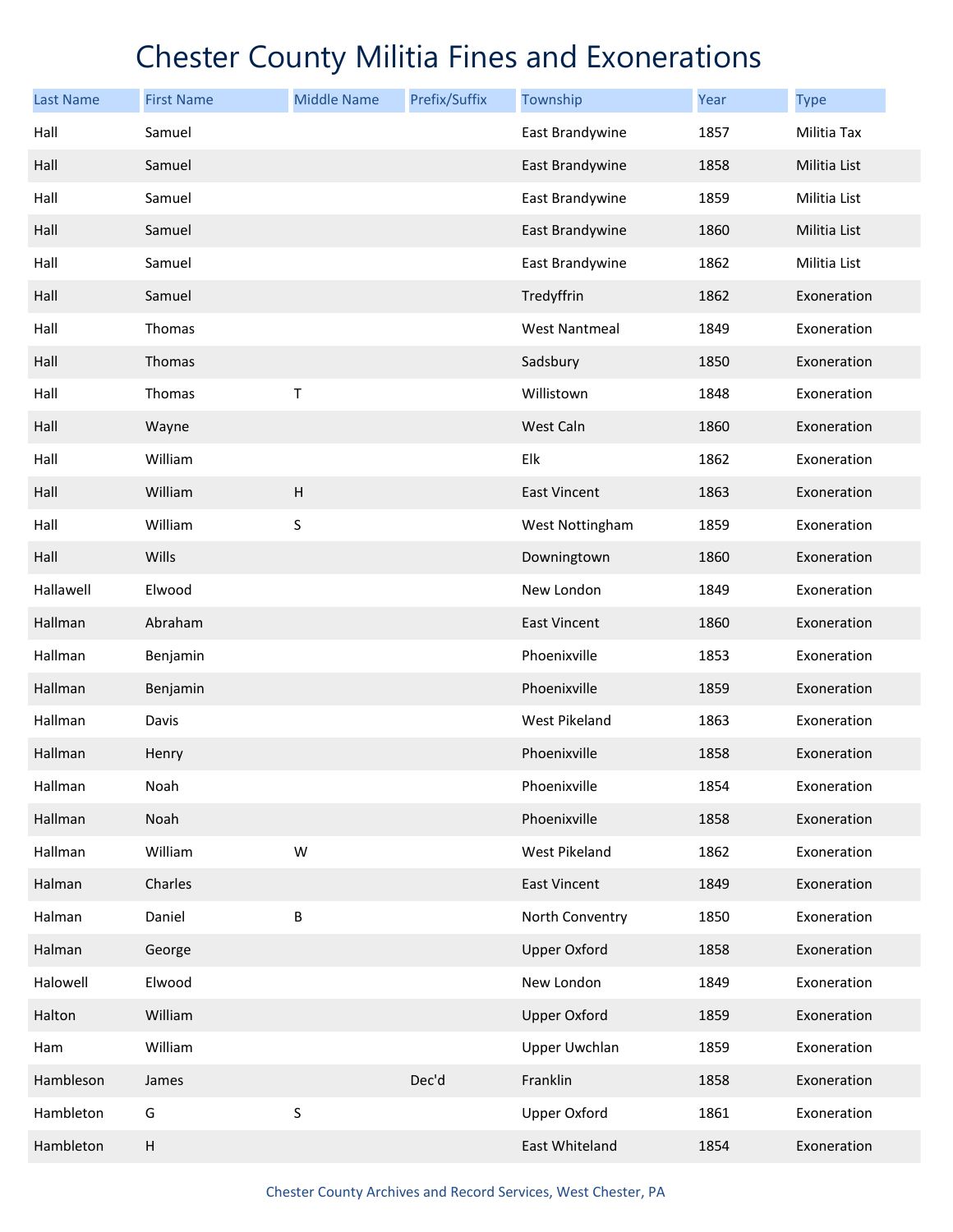# Chester County Militia Fines and Exonerations

| Last Name | First Name | Middle Name | Prefix/Suffix | Township | Year | Type |
|---|---|---|---|---|---|---|
| Hall | Samuel | | | East Brandywine | 1857 | Militia Tax |
| Hall | Samuel | | | East Brandywine | 1858 | Militia List |
| Hall | Samuel | | | East Brandywine | 1859 | Militia List |
| Hall | Samuel | | | East Brandywine | 1860 | Militia List |
| Hall | Samuel | | | East Brandywine | 1862 | Militia List |
| Hall | Samuel | | | Tredyffrin | 1862 | Exoneration |
| Hall | Thomas | | | West Nantmeal | 1849 | Exoneration |
| Hall | Thomas | | | Sadsbury | 1850 | Exoneration |
| Hall | Thomas | T | | Willistown | 1848 | Exoneration |
| Hall | Wayne | | | West Caln | 1860 | Exoneration |
| Hall | William | | | Elk | 1862 | Exoneration |
| Hall | William | H | | East Vincent | 1863 | Exoneration |
| Hall | William | S | | West Nottingham | 1859 | Exoneration |
| Hall | Wills | | | Downingtown | 1860 | Exoneration |
| Hallawell | Elwood | | | New London | 1849 | Exoneration |
| Hallman | Abraham | | | East Vincent | 1860 | Exoneration |
| Hallman | Benjamin | | | Phoenixville | 1853 | Exoneration |
| Hallman | Benjamin | | | Phoenixville | 1859 | Exoneration |
| Hallman | Davis | | | West Pikeland | 1863 | Exoneration |
| Hallman | Henry | | | Phoenixville | 1858 | Exoneration |
| Hallman | Noah | | | Phoenixville | 1854 | Exoneration |
| Hallman | Noah | | | Phoenixville | 1858 | Exoneration |
| Hallman | William | W | | West Pikeland | 1862 | Exoneration |
| Halman | Charles | | | East Vincent | 1849 | Exoneration |
| Halman | Daniel | B | | North Conventry | 1850 | Exoneration |
| Halman | George | | | Upper Oxford | 1858 | Exoneration |
| Halowell | Elwood | | | New London | 1849 | Exoneration |
| Halton | William | | | Upper Oxford | 1859 | Exoneration |
| Ham | William | | | Upper Uwchlan | 1859 | Exoneration |
| Hambleson | James | | Dec'd | Franklin | 1858 | Exoneration |
| Hambleton | G | S | | Upper Oxford | 1861 | Exoneration |
| Hambleton | H | | | East Whiteland | 1854 | Exoneration |

Chester County Archives and Record Services, West Chester, PA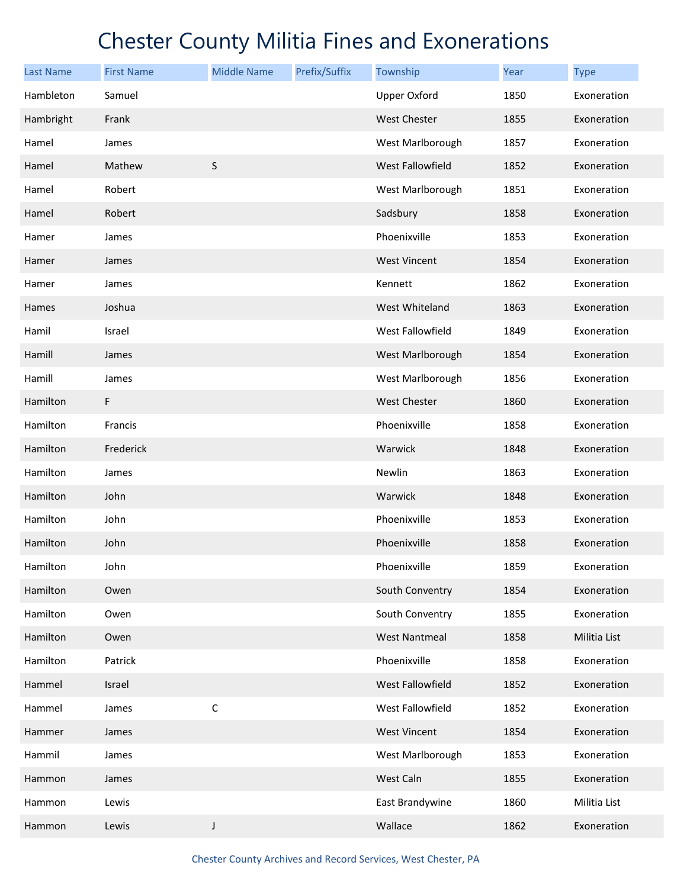# Chester County Militia Fines and Exonerations

| Last Name | First Name | Middle Name | Prefix/Suffix | Township | Year | Type |
|---|---|---|---|---|---|---|
| Hambleton | Samuel | | | Upper Oxford | 1850 | Exoneration |
| Hambright | Frank | | | West Chester | 1855 | Exoneration |
| Hamel | James | | | West Marlborough | 1857 | Exoneration |
| Hamel | Mathew | S | | West Fallowfield | 1852 | Exoneration |
| Hamel | Robert | | | West Marlborough | 1851 | Exoneration |
| Hamel | Robert | | | Sadsbury | 1858 | Exoneration |
| Hamer | James | | | Phoenixville | 1853 | Exoneration |
| Hamer | James | | | West Vincent | 1854 | Exoneration |
| Hamer | James | | | Kennett | 1862 | Exoneration |
| Hames | Joshua | | | West Whiteland | 1863 | Exoneration |
| Hamil | Israel | | | West Fallowfield | 1849 | Exoneration |
| Hamill | James | | | West Marlborough | 1854 | Exoneration |
| Hamill | James | | | West Marlborough | 1856 | Exoneration |
| Hamilton | F | | | West Chester | 1860 | Exoneration |
| Hamilton | Francis | | | Phoenixville | 1858 | Exoneration |
| Hamilton | Frederick | | | Warwick | 1848 | Exoneration |
| Hamilton | James | | | Newlin | 1863 | Exoneration |
| Hamilton | John | | | Warwick | 1848 | Exoneration |
| Hamilton | John | | | Phoenixville | 1853 | Exoneration |
| Hamilton | John | | | Phoenixville | 1858 | Exoneration |
| Hamilton | John | | | Phoenixville | 1859 | Exoneration |
| Hamilton | Owen | | | South Conventry | 1854 | Exoneration |
| Hamilton | Owen | | | South Conventry | 1855 | Exoneration |
| Hamilton | Owen | | | West Nantmeal | 1858 | Militia List |
| Hamilton | Patrick | | | Phoenixville | 1858 | Exoneration |
| Hammel | Israel | | | West Fallowfield | 1852 | Exoneration |
| Hammel | James | C | | West Fallowfield | 1852 | Exoneration |
| Hammer | James | | | West Vincent | 1854 | Exoneration |
| Hammil | James | | | West Marlborough | 1853 | Exoneration |
| Hammon | James | | | West Caln | 1855 | Exoneration |
| Hammon | Lewis | | | East Brandywine | 1860 | Militia List |
| Hammon | Lewis | J | | Wallace | 1862 | Exoneration |

Chester County Archives and Record Services, West Chester, PA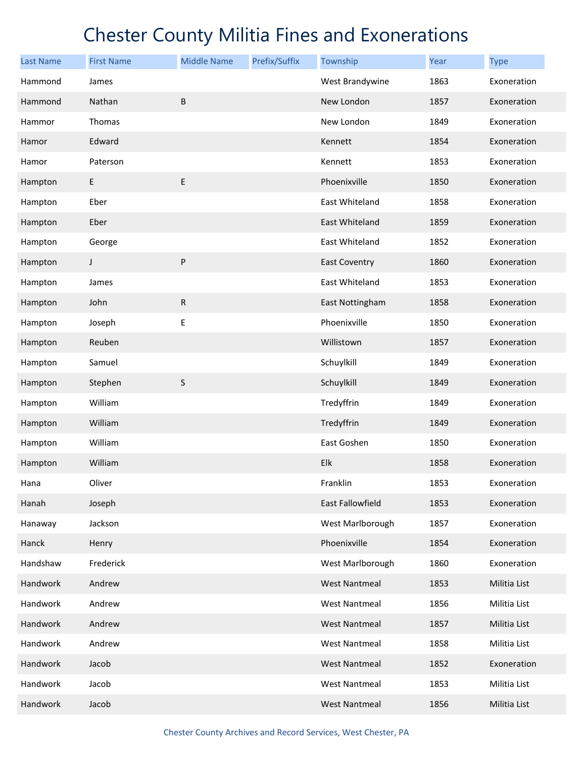# Chester County Militia Fines and Exonerations

| Last Name | First Name | Middle Name | Prefix/Suffix | Township | Year | Type |
|---|---|---|---|---|---|---|
| Hammond | James | | | West Brandywine | 1863 | Exoneration |
| Hammond | Nathan | B | | New London | 1857 | Exoneration |
| Hammor | Thomas | | | New London | 1849 | Exoneration |
| Hamor | Edward | | | Kennett | 1854 | Exoneration |
| Hamor | Paterson | | | Kennett | 1853 | Exoneration |
| Hampton | E | E | | Phoenixville | 1850 | Exoneration |
| Hampton | Eber | | | East Whiteland | 1858 | Exoneration |
| Hampton | Eber | | | East Whiteland | 1859 | Exoneration |
| Hampton | George | | | East Whiteland | 1852 | Exoneration |
| Hampton | J | P | | East Coventry | 1860 | Exoneration |
| Hampton | James | | | East Whiteland | 1853 | Exoneration |
| Hampton | John | R | | East Nottingham | 1858 | Exoneration |
| Hampton | Joseph | E | | Phoenixville | 1850 | Exoneration |
| Hampton | Reuben | | | Willistown | 1857 | Exoneration |
| Hampton | Samuel | | | Schuylkill | 1849 | Exoneration |
| Hampton | Stephen | S | | Schuylkill | 1849 | Exoneration |
| Hampton | William | | | Tredyffrin | 1849 | Exoneration |
| Hampton | William | | | Tredyffrin | 1849 | Exoneration |
| Hampton | William | | | East Goshen | 1850 | Exoneration |
| Hampton | William | | | Elk | 1858 | Exoneration |
| Hana | Oliver | | | Franklin | 1853 | Exoneration |
| Hanah | Joseph | | | East Fallowfield | 1853 | Exoneration |
| Hanaway | Jackson | | | West Marlborough | 1857 | Exoneration |
| Hanck | Henry | | | Phoenixville | 1854 | Exoneration |
| Handshaw | Frederick | | | West Marlborough | 1860 | Exoneration |
| Handwork | Andrew | | | West Nantmeal | 1853 | Militia List |
| Handwork | Andrew | | | West Nantmeal | 1856 | Militia List |
| Handwork | Andrew | | | West Nantmeal | 1857 | Militia List |
| Handwork | Andrew | | | West Nantmeal | 1858 | Militia List |
| Handwork | Jacob | | | West Nantmeal | 1852 | Exoneration |
| Handwork | Jacob | | | West Nantmeal | 1853 | Militia List |
| Handwork | Jacob | | | West Nantmeal | 1856 | Militia List |

Chester County Archives and Record Services, West Chester, PA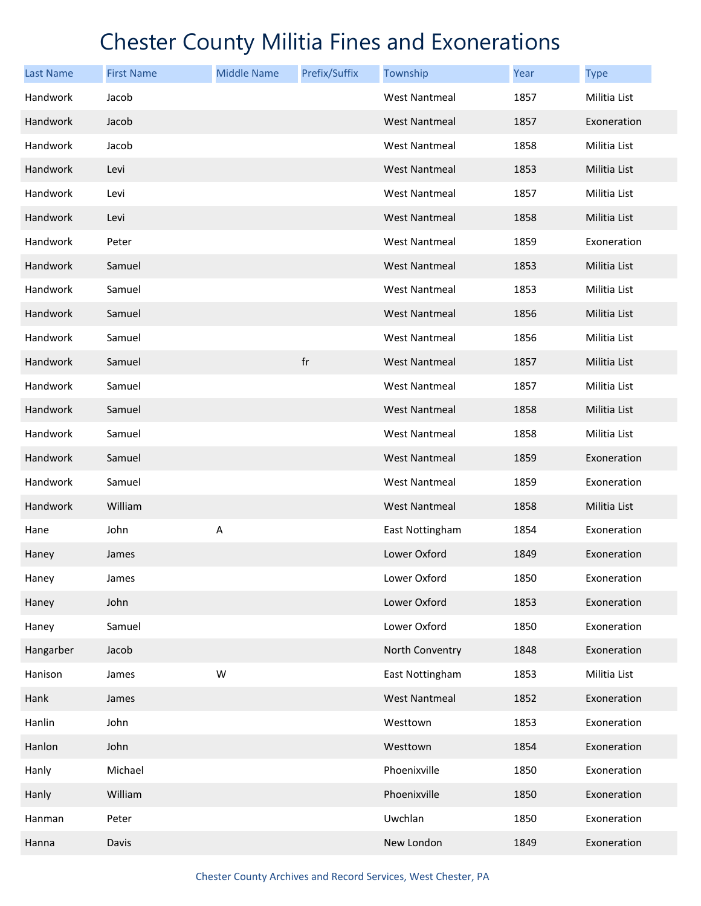# Chester County Militia Fines and Exonerations

| Last Name | First Name | Middle Name | Prefix/Suffix | Township | Year | Type |
|---|---|---|---|---|---|---|
| Handwork | Jacob | | | West Nantmeal | 1857 | Militia List |
| Handwork | Jacob | | | West Nantmeal | 1857 | Exoneration |
| Handwork | Jacob | | | West Nantmeal | 1858 | Militia List |
| Handwork | Levi | | | West Nantmeal | 1853 | Militia List |
| Handwork | Levi | | | West Nantmeal | 1857 | Militia List |
| Handwork | Levi | | | West Nantmeal | 1858 | Militia List |
| Handwork | Peter | | | West Nantmeal | 1859 | Exoneration |
| Handwork | Samuel | | | West Nantmeal | 1853 | Militia List |
| Handwork | Samuel | | | West Nantmeal | 1853 | Militia List |
| Handwork | Samuel | | | West Nantmeal | 1856 | Militia List |
| Handwork | Samuel | | | West Nantmeal | 1856 | Militia List |
| Handwork | Samuel | | fr | West Nantmeal | 1857 | Militia List |
| Handwork | Samuel | | | West Nantmeal | 1857 | Militia List |
| Handwork | Samuel | | | West Nantmeal | 1858 | Militia List |
| Handwork | Samuel | | | West Nantmeal | 1858 | Militia List |
| Handwork | Samuel | | | West Nantmeal | 1859 | Exoneration |
| Handwork | Samuel | | | West Nantmeal | 1859 | Exoneration |
| Handwork | William | | | West Nantmeal | 1858 | Militia List |
| Hane | John | A | | East Nottingham | 1854 | Exoneration |
| Haney | James | | | Lower Oxford | 1849 | Exoneration |
| Haney | James | | | Lower Oxford | 1850 | Exoneration |
| Haney | John | | | Lower Oxford | 1853 | Exoneration |
| Haney | Samuel | | | Lower Oxford | 1850 | Exoneration |
| Hangarber | Jacob | | | North Conventry | 1848 | Exoneration |
| Hanison | James | W | | East Nottingham | 1853 | Militia List |
| Hank | James | | | West Nantmeal | 1852 | Exoneration |
| Hanlin | John | | | Westtown | 1853 | Exoneration |
| Hanlon | John | | | Westtown | 1854 | Exoneration |
| Hanly | Michael | | | Phoenixville | 1850 | Exoneration |
| Hanly | William | | | Phoenixville | 1850 | Exoneration |
| Hanman | Peter | | | Uwchlan | 1850 | Exoneration |
| Hanna | Davis | | | New London | 1849 | Exoneration |

Chester County Archives and Record Services, West Chester, PA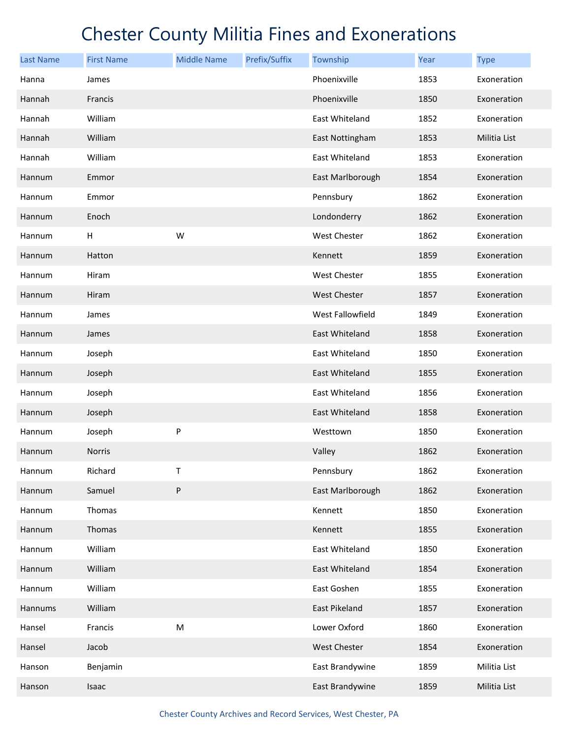# Chester County Militia Fines and Exonerations

| Last Name | First Name | Middle Name | Prefix/Suffix | Township | Year | Type |
|---|---|---|---|---|---|---|
| Hanna | James | | | Phoenixville | 1853 | Exoneration |
| Hannah | Francis | | | Phoenixville | 1850 | Exoneration |
| Hannah | William | | | East Whiteland | 1852 | Exoneration |
| Hannah | William | | | East Nottingham | 1853 | Militia List |
| Hannah | William | | | East Whiteland | 1853 | Exoneration |
| Hannum | Emmor | | | East Marlborough | 1854 | Exoneration |
| Hannum | Emmor | | | Pennsbury | 1862 | Exoneration |
| Hannum | Enoch | | | Londonderry | 1862 | Exoneration |
| Hannum | H | W | | West Chester | 1862 | Exoneration |
| Hannum | Hatton | | | Kennett | 1859 | Exoneration |
| Hannum | Hiram | | | West Chester | 1855 | Exoneration |
| Hannum | Hiram | | | West Chester | 1857 | Exoneration |
| Hannum | James | | | West Fallowfield | 1849 | Exoneration |
| Hannum | James | | | East Whiteland | 1858 | Exoneration |
| Hannum | Joseph | | | East Whiteland | 1850 | Exoneration |
| Hannum | Joseph | | | East Whiteland | 1855 | Exoneration |
| Hannum | Joseph | | | East Whiteland | 1856 | Exoneration |
| Hannum | Joseph | | | East Whiteland | 1858 | Exoneration |
| Hannum | Joseph | P | | Westtown | 1850 | Exoneration |
| Hannum | Norris | | | Valley | 1862 | Exoneration |
| Hannum | Richard | T | | Pennsbury | 1862 | Exoneration |
| Hannum | Samuel | P | | East Marlborough | 1862 | Exoneration |
| Hannum | Thomas | | | Kennett | 1850 | Exoneration |
| Hannum | Thomas | | | Kennett | 1855 | Exoneration |
| Hannum | William | | | East Whiteland | 1850 | Exoneration |
| Hannum | William | | | East Whiteland | 1854 | Exoneration |
| Hannum | William | | | East Goshen | 1855 | Exoneration |
| Hannums | William | | | East Pikeland | 1857 | Exoneration |
| Hansel | Francis | M | | Lower Oxford | 1860 | Exoneration |
| Hansel | Jacob | | | West Chester | 1854 | Exoneration |
| Hanson | Benjamin | | | East Brandywine | 1859 | Militia List |
| Hanson | Isaac | | | East Brandywine | 1859 | Militia List |

Chester County Archives and Record Services, West Chester, PA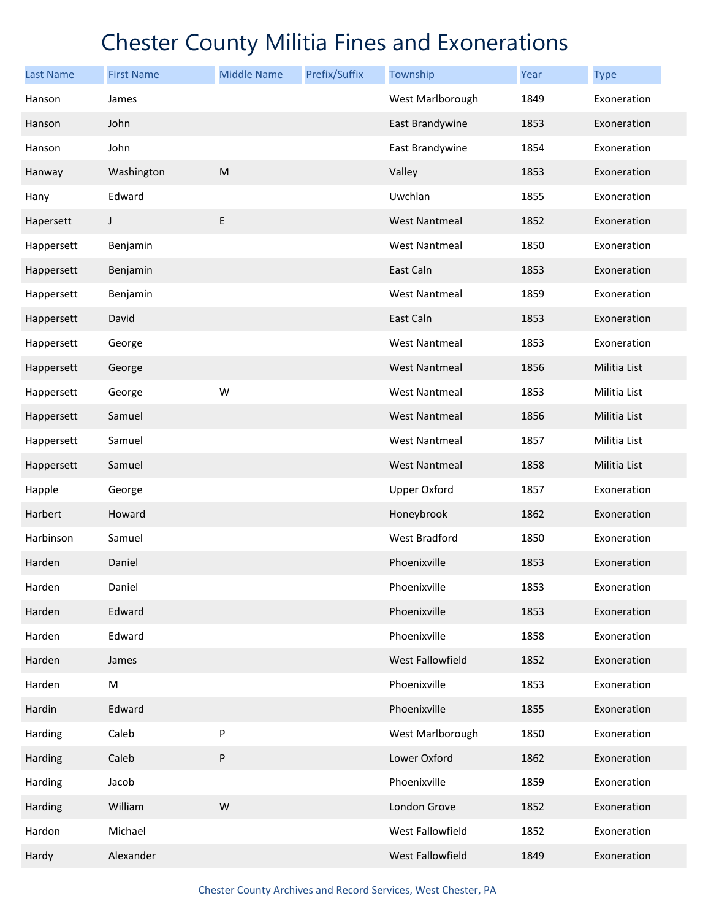# Chester County Militia Fines and Exonerations

| Last Name | First Name | Middle Name | Prefix/Suffix | Township | Year | Type |
|---|---|---|---|---|---|---|
| Hanson | James | | | West Marlborough | 1849 | Exoneration |
| Hanson | John | | | East Brandywine | 1853 | Exoneration |
| Hanson | John | | | East Brandywine | 1854 | Exoneration |
| Hanway | Washington | M | | Valley | 1853 | Exoneration |
| Hany | Edward | | | Uwchlan | 1855 | Exoneration |
| Hapersett | J | E | | West Nantmeal | 1852 | Exoneration |
| Happersett | Benjamin | | | West Nantmeal | 1850 | Exoneration |
| Happersett | Benjamin | | | East Caln | 1853 | Exoneration |
| Happersett | Benjamin | | | West Nantmeal | 1859 | Exoneration |
| Happersett | David | | | East Caln | 1853 | Exoneration |
| Happersett | George | | | West Nantmeal | 1853 | Exoneration |
| Happersett | George | | | West Nantmeal | 1856 | Militia List |
| Happersett | George | W | | West Nantmeal | 1853 | Militia List |
| Happersett | Samuel | | | West Nantmeal | 1856 | Militia List |
| Happersett | Samuel | | | West Nantmeal | 1857 | Militia List |
| Happersett | Samuel | | | West Nantmeal | 1858 | Militia List |
| Happle | George | | | Upper Oxford | 1857 | Exoneration |
| Harbert | Howard | | | Honeybrook | 1862 | Exoneration |
| Harbinson | Samuel | | | West Bradford | 1850 | Exoneration |
| Harden | Daniel | | | Phoenixville | 1853 | Exoneration |
| Harden | Daniel | | | Phoenixville | 1853 | Exoneration |
| Harden | Edward | | | Phoenixville | 1853 | Exoneration |
| Harden | Edward | | | Phoenixville | 1858 | Exoneration |
| Harden | James | | | West Fallowfield | 1852 | Exoneration |
| Harden | M | | | Phoenixville | 1853 | Exoneration |
| Hardin | Edward | | | Phoenixville | 1855 | Exoneration |
| Harding | Caleb | P | | West Marlborough | 1850 | Exoneration |
| Harding | Caleb | P | | Lower Oxford | 1862 | Exoneration |
| Harding | Jacob | | | Phoenixville | 1859 | Exoneration |
| Harding | William | W | | London Grove | 1852 | Exoneration |
| Hardon | Michael | | | West Fallowfield | 1852 | Exoneration |
| Hardy | Alexander | | | West Fallowfield | 1849 | Exoneration |

Chester County Archives and Record Services, West Chester, PA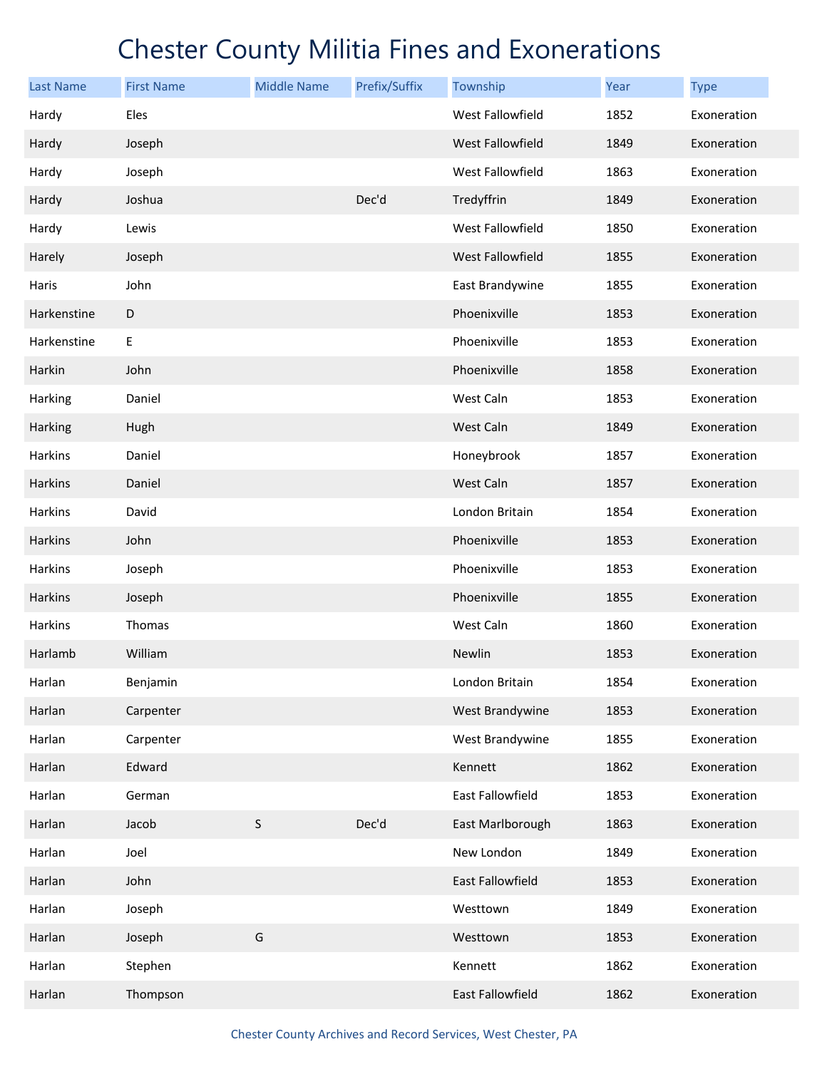# Chester County Militia Fines and Exonerations

| Last Name | First Name | Middle Name | Prefix/Suffix | Township | Year | Type |
|---|---|---|---|---|---|---|
| Hardy | Eles | | | West Fallowfield | 1852 | Exoneration |
| Hardy | Joseph | | | West Fallowfield | 1849 | Exoneration |
| Hardy | Joseph | | | West Fallowfield | 1863 | Exoneration |
| Hardy | Joshua | | Dec'd | Tredyffrin | 1849 | Exoneration |
| Hardy | Lewis | | | West Fallowfield | 1850 | Exoneration |
| Harely | Joseph | | | West Fallowfield | 1855 | Exoneration |
| Haris | John | | | East Brandywine | 1855 | Exoneration |
| Harkenstine | D | | | Phoenixville | 1853 | Exoneration |
| Harkenstine | E | | | Phoenixville | 1853 | Exoneration |
| Harkin | John | | | Phoenixville | 1858 | Exoneration |
| Harking | Daniel | | | West Caln | 1853 | Exoneration |
| Harking | Hugh | | | West Caln | 1849 | Exoneration |
| Harkins | Daniel | | | Honeybrook | 1857 | Exoneration |
| Harkins | Daniel | | | West Caln | 1857 | Exoneration |
| Harkins | David | | | London Britain | 1854 | Exoneration |
| Harkins | John | | | Phoenixville | 1853 | Exoneration |
| Harkins | Joseph | | | Phoenixville | 1853 | Exoneration |
| Harkins | Joseph | | | Phoenixville | 1855 | Exoneration |
| Harkins | Thomas | | | West Caln | 1860 | Exoneration |
| Harlamb | William | | | Newlin | 1853 | Exoneration |
| Harlan | Benjamin | | | London Britain | 1854 | Exoneration |
| Harlan | Carpenter | | | West Brandywine | 1853 | Exoneration |
| Harlan | Carpenter | | | West Brandywine | 1855 | Exoneration |
| Harlan | Edward | | | Kennett | 1862 | Exoneration |
| Harlan | German | | | East Fallowfield | 1853 | Exoneration |
| Harlan | Jacob | S | Dec'd | East Marlborough | 1863 | Exoneration |
| Harlan | Joel | | | New London | 1849 | Exoneration |
| Harlan | John | | | East Fallowfield | 1853 | Exoneration |
| Harlan | Joseph | | | Westtown | 1849 | Exoneration |
| Harlan | Joseph | G | | Westtown | 1853 | Exoneration |
| Harlan | Stephen | | | Kennett | 1862 | Exoneration |
| Harlan | Thompson | | | East Fallowfield | 1862 | Exoneration |

Chester County Archives and Record Services, West Chester, PA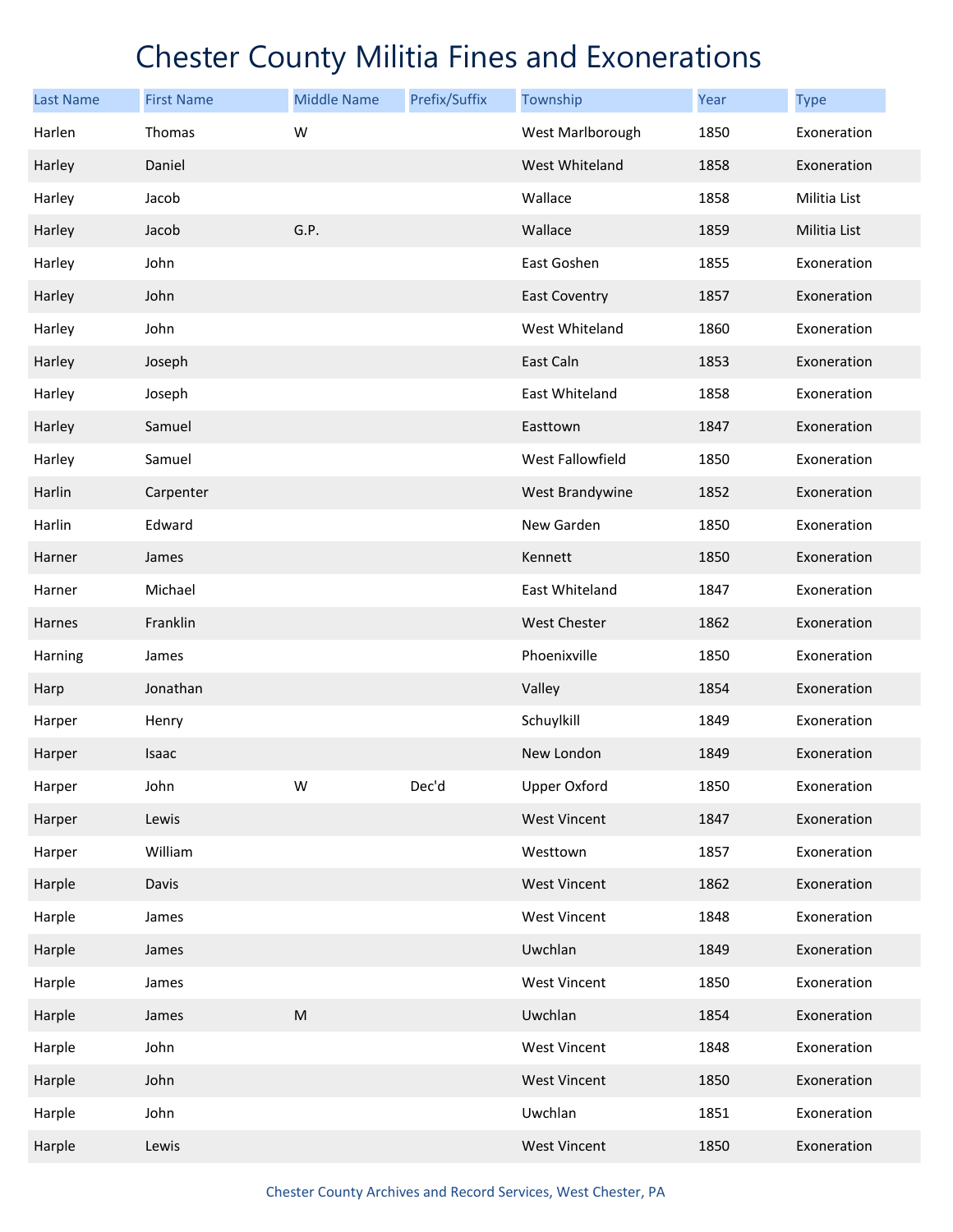# Chester County Militia Fines and Exonerations

| Last Name | First Name | Middle Name | Prefix/Suffix | Township | Year | Type |
|---|---|---|---|---|---|---|
| Harlen | Thomas | W | | West Marlborough | 1850 | Exoneration |
| Harley | Daniel | | | West Whiteland | 1858 | Exoneration |
| Harley | Jacob | | | Wallace | 1858 | Militia List |
| Harley | Jacob | G.P. | | Wallace | 1859 | Militia List |
| Harley | John | | | East Goshen | 1855 | Exoneration |
| Harley | John | | | East Coventry | 1857 | Exoneration |
| Harley | John | | | West Whiteland | 1860 | Exoneration |
| Harley | Joseph | | | East Caln | 1853 | Exoneration |
| Harley | Joseph | | | East Whiteland | 1858 | Exoneration |
| Harley | Samuel | | | Easttown | 1847 | Exoneration |
| Harley | Samuel | | | West Fallowfield | 1850 | Exoneration |
| Harlin | Carpenter | | | West Brandywine | 1852 | Exoneration |
| Harlin | Edward | | | New Garden | 1850 | Exoneration |
| Harner | James | | | Kennett | 1850 | Exoneration |
| Harner | Michael | | | East Whiteland | 1847 | Exoneration |
| Harnes | Franklin | | | West Chester | 1862 | Exoneration |
| Harning | James | | | Phoenixville | 1850 | Exoneration |
| Harp | Jonathan | | | Valley | 1854 | Exoneration |
| Harper | Henry | | | Schuylkill | 1849 | Exoneration |
| Harper | Isaac | | | New London | 1849 | Exoneration |
| Harper | John | W | Dec'd | Upper Oxford | 1850 | Exoneration |
| Harper | Lewis | | | West Vincent | 1847 | Exoneration |
| Harper | William | | | Westtown | 1857 | Exoneration |
| Harple | Davis | | | West Vincent | 1862 | Exoneration |
| Harple | James | | | West Vincent | 1848 | Exoneration |
| Harple | James | | | Uwchlan | 1849 | Exoneration |
| Harple | James | | | West Vincent | 1850 | Exoneration |
| Harple | James | M | | Uwchlan | 1854 | Exoneration |
| Harple | John | | | West Vincent | 1848 | Exoneration |
| Harple | John | | | West Vincent | 1850 | Exoneration |
| Harple | John | | | Uwchlan | 1851 | Exoneration |
| Harple | Lewis | | | West Vincent | 1850 | Exoneration |

Chester County Archives and Record Services, West Chester, PA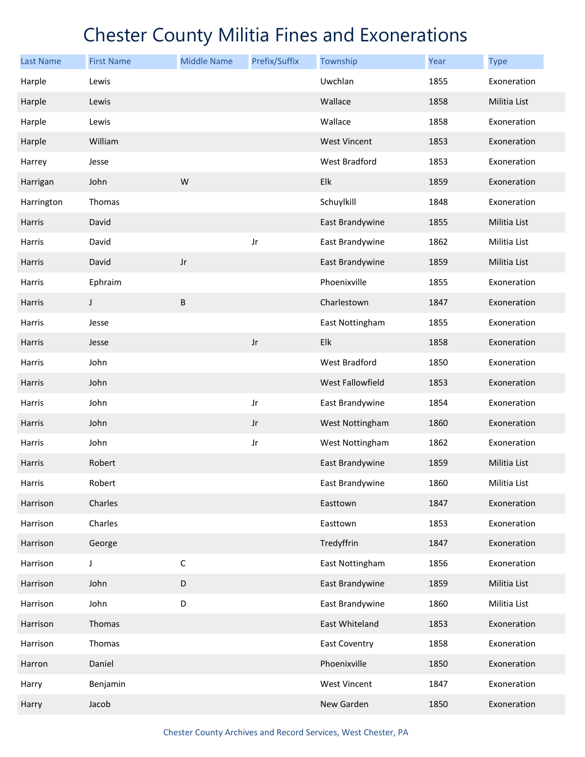# Chester County Militia Fines and Exonerations

| Last Name | First Name | Middle Name | Prefix/Suffix | Township | Year | Type |
|---|---|---|---|---|---|---|
| Harple | Lewis | | | Uwchlan | 1855 | Exoneration |
| Harple | Lewis | | | Wallace | 1858 | Militia List |
| Harple | Lewis | | | Wallace | 1858 | Exoneration |
| Harple | William | | | West Vincent | 1853 | Exoneration |
| Harrey | Jesse | | | West Bradford | 1853 | Exoneration |
| Harrigan | John | W | | Elk | 1859 | Exoneration |
| Harrington | Thomas | | | Schuylkill | 1848 | Exoneration |
| Harris | David | | | East Brandywine | 1855 | Militia List |
| Harris | David | | Jr | East Brandywine | 1862 | Militia List |
| Harris | David | Jr | | East Brandywine | 1859 | Militia List |
| Harris | Ephraim | | | Phoenixville | 1855 | Exoneration |
| Harris | J | B | | Charlestown | 1847 | Exoneration |
| Harris | Jesse | | | East Nottingham | 1855 | Exoneration |
| Harris | Jesse | | Jr | Elk | 1858 | Exoneration |
| Harris | John | | | West Bradford | 1850 | Exoneration |
| Harris | John | | | West Fallowfield | 1853 | Exoneration |
| Harris | John | | Jr | East Brandywine | 1854 | Exoneration |
| Harris | John | | Jr | West Nottingham | 1860 | Exoneration |
| Harris | John | | Jr | West Nottingham | 1862 | Exoneration |
| Harris | Robert | | | East Brandywine | 1859 | Militia List |
| Harris | Robert | | | East Brandywine | 1860 | Militia List |
| Harrison | Charles | | | Easttown | 1847 | Exoneration |
| Harrison | Charles | | | Easttown | 1853 | Exoneration |
| Harrison | George | | | Tredyffrin | 1847 | Exoneration |
| Harrison | J | C | | East Nottingham | 1856 | Exoneration |
| Harrison | John | D | | East Brandywine | 1859 | Militia List |
| Harrison | John | D | | East Brandywine | 1860 | Militia List |
| Harrison | Thomas | | | East Whiteland | 1853 | Exoneration |
| Harrison | Thomas | | | East Coventry | 1858 | Exoneration |
| Harron | Daniel | | | Phoenixville | 1850 | Exoneration |
| Harry | Benjamin | | | West Vincent | 1847 | Exoneration |
| Harry | Jacob | | | New Garden | 1850 | Exoneration |

Chester County Archives and Record Services, West Chester, PA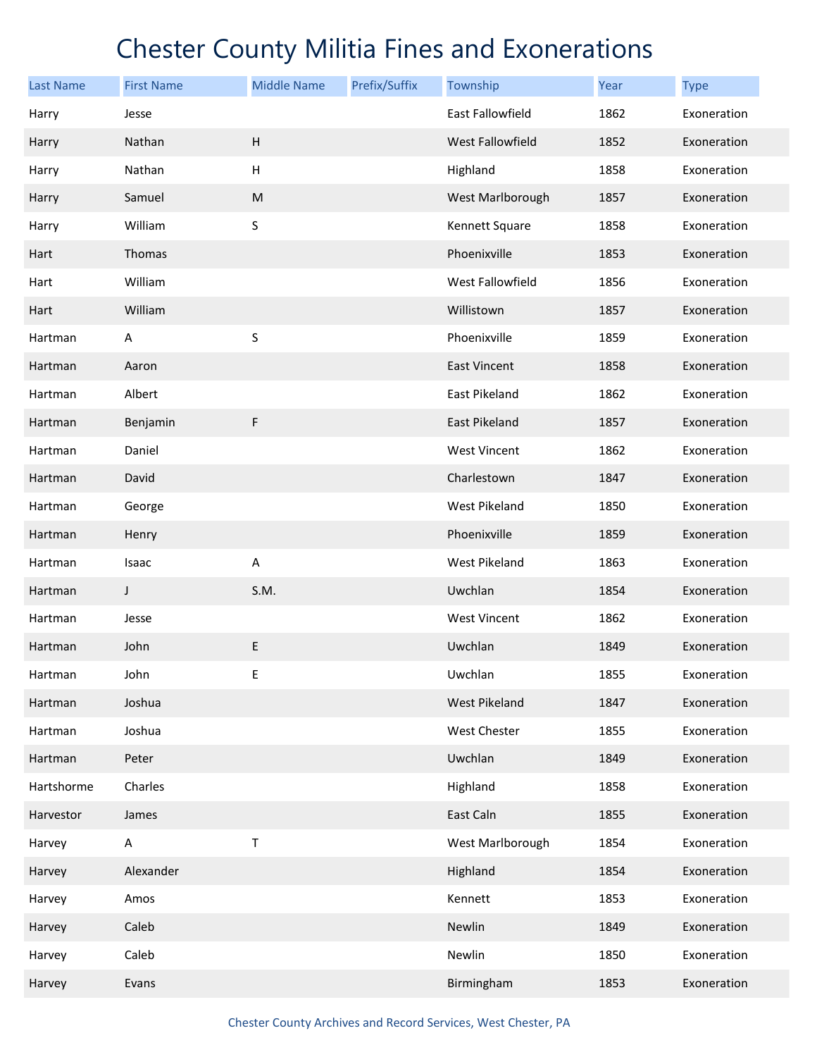# Chester County Militia Fines and Exonerations

| Last Name | First Name | Middle Name | Prefix/Suffix | Township | Year | Type |
|---|---|---|---|---|---|---|
| Harry | Jesse | | | East Fallowfield | 1862 | Exoneration |
| Harry | Nathan | H | | West Fallowfield | 1852 | Exoneration |
| Harry | Nathan | H | | Highland | 1858 | Exoneration |
| Harry | Samuel | M | | West Marlborough | 1857 | Exoneration |
| Harry | William | S | | Kennett Square | 1858 | Exoneration |
| Hart | Thomas | | | Phoenixville | 1853 | Exoneration |
| Hart | William | | | West Fallowfield | 1856 | Exoneration |
| Hart | William | | | Willistown | 1857 | Exoneration |
| Hartman | A | S | | Phoenixville | 1859 | Exoneration |
| Hartman | Aaron | | | East Vincent | 1858 | Exoneration |
| Hartman | Albert | | | East Pikeland | 1862 | Exoneration |
| Hartman | Benjamin | F | | East Pikeland | 1857 | Exoneration |
| Hartman | Daniel | | | West Vincent | 1862 | Exoneration |
| Hartman | David | | | Charlestown | 1847 | Exoneration |
| Hartman | George | | | West Pikeland | 1850 | Exoneration |
| Hartman | Henry | | | Phoenixville | 1859 | Exoneration |
| Hartman | Isaac | A | | West Pikeland | 1863 | Exoneration |
| Hartman | J | S.M. | | Uwchlan | 1854 | Exoneration |
| Hartman | Jesse | | | West Vincent | 1862 | Exoneration |
| Hartman | John | E | | Uwchlan | 1849 | Exoneration |
| Hartman | John | E | | Uwchlan | 1855 | Exoneration |
| Hartman | Joshua | | | West Pikeland | 1847 | Exoneration |
| Hartman | Joshua | | | West Chester | 1855 | Exoneration |
| Hartman | Peter | | | Uwchlan | 1849 | Exoneration |
| Hartshorme | Charles | | | Highland | 1858 | Exoneration |
| Harvestor | James | | | East Caln | 1855 | Exoneration |
| Harvey | A | T | | West Marlborough | 1854 | Exoneration |
| Harvey | Alexander | | | Highland | 1854 | Exoneration |
| Harvey | Amos | | | Kennett | 1853 | Exoneration |
| Harvey | Caleb | | | Newlin | 1849 | Exoneration |
| Harvey | Caleb | | | Newlin | 1850 | Exoneration |
| Harvey | Evans | | | Birmingham | 1853 | Exoneration |

Chester County Archives and Record Services, West Chester, PA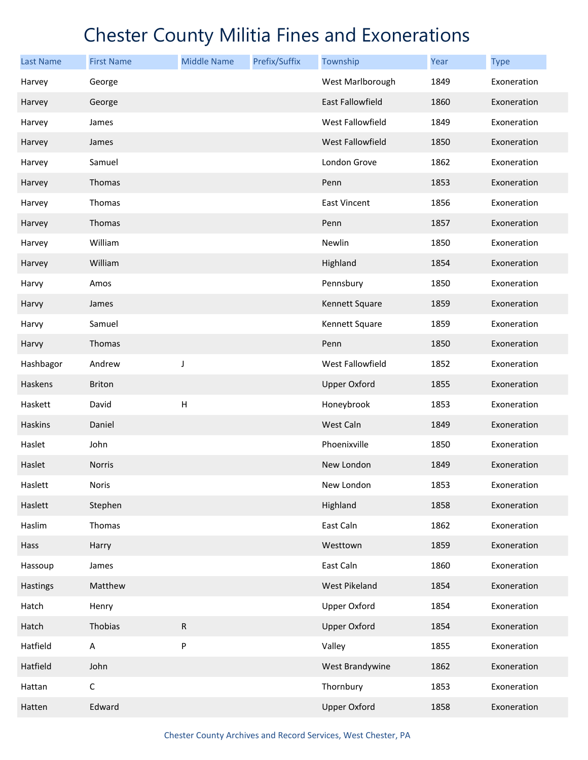# Chester County Militia Fines and Exonerations

| Last Name | First Name | Middle Name | Prefix/Suffix | Township | Year | Type |
|---|---|---|---|---|---|---|
| Harvey | George | | | West Marlborough | 1849 | Exoneration |
| Harvey | George | | | East Fallowfield | 1860 | Exoneration |
| Harvey | James | | | West Fallowfield | 1849 | Exoneration |
| Harvey | James | | | West Fallowfield | 1850 | Exoneration |
| Harvey | Samuel | | | London Grove | 1862 | Exoneration |
| Harvey | Thomas | | | Penn | 1853 | Exoneration |
| Harvey | Thomas | | | East Vincent | 1856 | Exoneration |
| Harvey | Thomas | | | Penn | 1857 | Exoneration |
| Harvey | William | | | Newlin | 1850 | Exoneration |
| Harvey | William | | | Highland | 1854 | Exoneration |
| Harvy | Amos | | | Pennsbury | 1850 | Exoneration |
| Harvy | James | | | Kennett Square | 1859 | Exoneration |
| Harvy | Samuel | | | Kennett Square | 1859 | Exoneration |
| Harvy | Thomas | | | Penn | 1850 | Exoneration |
| Hashbagor | Andrew | J | | West Fallowfield | 1852 | Exoneration |
| Haskens | Briton | | | Upper Oxford | 1855 | Exoneration |
| Haskett | David | H | | Honeybrook | 1853 | Exoneration |
| Haskins | Daniel | | | West Caln | 1849 | Exoneration |
| Haslet | John | | | Phoenixville | 1850 | Exoneration |
| Haslet | Norris | | | New London | 1849 | Exoneration |
| Haslett | Noris | | | New London | 1853 | Exoneration |
| Haslett | Stephen | | | Highland | 1858 | Exoneration |
| Haslim | Thomas | | | East Caln | 1862 | Exoneration |
| Hass | Harry | | | Westtown | 1859 | Exoneration |
| Hassoup | James | | | East Caln | 1860 | Exoneration |
| Hastings | Matthew | | | West Pikeland | 1854 | Exoneration |
| Hatch | Henry | | | Upper Oxford | 1854 | Exoneration |
| Hatch | Thobias | R | | Upper Oxford | 1854 | Exoneration |
| Hatfield | A | P | | Valley | 1855 | Exoneration |
| Hatfield | John | | | West Brandywine | 1862 | Exoneration |
| Hattan | C | | | Thornbury | 1853 | Exoneration |
| Hatten | Edward | | | Upper Oxford | 1858 | Exoneration |

Chester County Archives and Record Services, West Chester, PA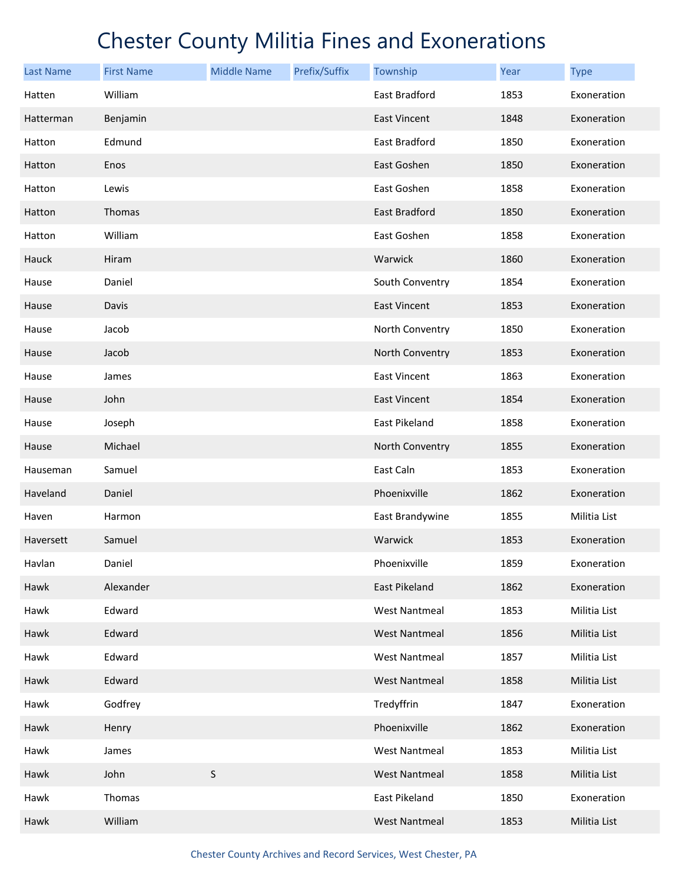# Chester County Militia Fines and Exonerations

| Last Name | First Name | Middle Name | Prefix/Suffix | Township | Year | Type |
|---|---|---|---|---|---|---|
| Hatten | William | | | East Bradford | 1853 | Exoneration |
| Hatterman | Benjamin | | | East Vincent | 1848 | Exoneration |
| Hatton | Edmund | | | East Bradford | 1850 | Exoneration |
| Hatton | Enos | | | East Goshen | 1850 | Exoneration |
| Hatton | Lewis | | | East Goshen | 1858 | Exoneration |
| Hatton | Thomas | | | East Bradford | 1850 | Exoneration |
| Hatton | William | | | East Goshen | 1858 | Exoneration |
| Hauck | Hiram | | | Warwick | 1860 | Exoneration |
| Hause | Daniel | | | South Conventry | 1854 | Exoneration |
| Hause | Davis | | | East Vincent | 1853 | Exoneration |
| Hause | Jacob | | | North Conventry | 1850 | Exoneration |
| Hause | Jacob | | | North Conventry | 1853 | Exoneration |
| Hause | James | | | East Vincent | 1863 | Exoneration |
| Hause | John | | | East Vincent | 1854 | Exoneration |
| Hause | Joseph | | | East Pikeland | 1858 | Exoneration |
| Hause | Michael | | | North Conventry | 1855 | Exoneration |
| Hauseman | Samuel | | | East Caln | 1853 | Exoneration |
| Haveland | Daniel | | | Phoenixville | 1862 | Exoneration |
| Haven | Harmon | | | East Brandywine | 1855 | Militia List |
| Haversett | Samuel | | | Warwick | 1853 | Exoneration |
| Havlan | Daniel | | | Phoenixville | 1859 | Exoneration |
| Hawk | Alexander | | | East Pikeland | 1862 | Exoneration |
| Hawk | Edward | | | West Nantmeal | 1853 | Militia List |
| Hawk | Edward | | | West Nantmeal | 1856 | Militia List |
| Hawk | Edward | | | West Nantmeal | 1857 | Militia List |
| Hawk | Edward | | | West Nantmeal | 1858 | Militia List |
| Hawk | Godfrey | | | Tredyffrin | 1847 | Exoneration |
| Hawk | Henry | | | Phoenixville | 1862 | Exoneration |
| Hawk | James | | | West Nantmeal | 1853 | Militia List |
| Hawk | John | S | | West Nantmeal | 1858 | Militia List |
| Hawk | Thomas | | | East Pikeland | 1850 | Exoneration |
| Hawk | William | | | West Nantmeal | 1853 | Militia List |

Chester County Archives and Record Services, West Chester, PA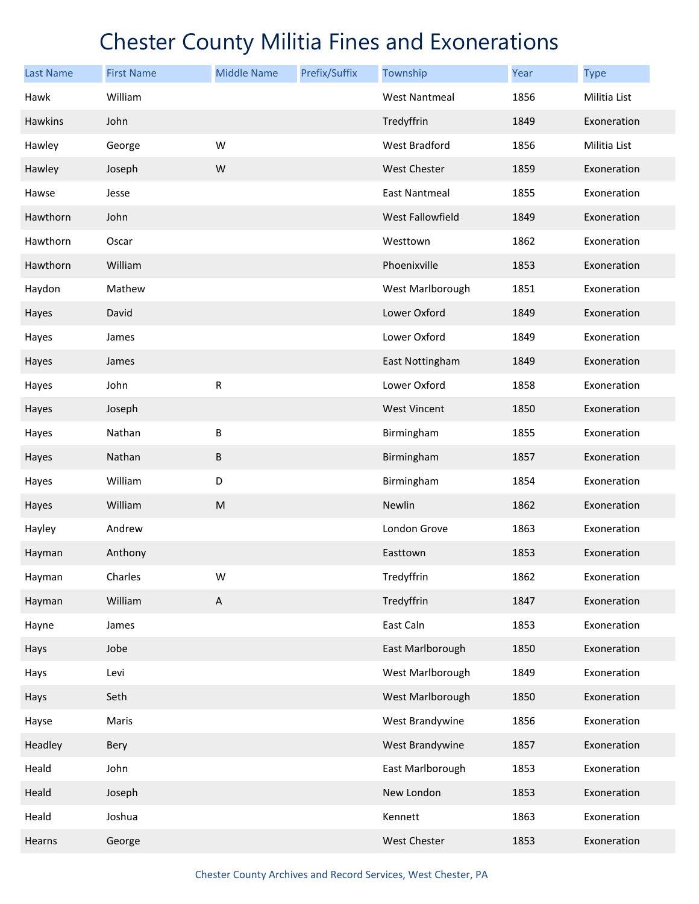# Chester County Militia Fines and Exonerations

| Last Name | First Name | Middle Name | Prefix/Suffix | Township | Year | Type |
|---|---|---|---|---|---|---|
| Hawk | William | | | West Nantmeal | 1856 | Militia List |
| Hawkins | John | | | Tredyffrin | 1849 | Exoneration |
| Hawley | George | W | | West Bradford | 1856 | Militia List |
| Hawley | Joseph | W | | West Chester | 1859 | Exoneration |
| Hawse | Jesse | | | East Nantmeal | 1855 | Exoneration |
| Hawthorn | John | | | West Fallowfield | 1849 | Exoneration |
| Hawthorn | Oscar | | | Westtown | 1862 | Exoneration |
| Hawthorn | William | | | Phoenixville | 1853 | Exoneration |
| Haydon | Mathew | | | West Marlborough | 1851 | Exoneration |
| Hayes | David | | | Lower Oxford | 1849 | Exoneration |
| Hayes | James | | | Lower Oxford | 1849 | Exoneration |
| Hayes | James | | | East Nottingham | 1849 | Exoneration |
| Hayes | John | R | | Lower Oxford | 1858 | Exoneration |
| Hayes | Joseph | | | West Vincent | 1850 | Exoneration |
| Hayes | Nathan | B | | Birmingham | 1855 | Exoneration |
| Hayes | Nathan | B | | Birmingham | 1857 | Exoneration |
| Hayes | William | D | | Birmingham | 1854 | Exoneration |
| Hayes | William | M | | Newlin | 1862 | Exoneration |
| Hayley | Andrew | | | London Grove | 1863 | Exoneration |
| Hayman | Anthony | | | Easttown | 1853 | Exoneration |
| Hayman | Charles | W | | Tredyffrin | 1862 | Exoneration |
| Hayman | William | A | | Tredyffrin | 1847 | Exoneration |
| Hayne | James | | | East Caln | 1853 | Exoneration |
| Hays | Jobe | | | East Marlborough | 1850 | Exoneration |
| Hays | Levi | | | West Marlborough | 1849 | Exoneration |
| Hays | Seth | | | West Marlborough | 1850 | Exoneration |
| Hayse | Maris | | | West Brandywine | 1856 | Exoneration |
| Headley | Bery | | | West Brandywine | 1857 | Exoneration |
| Heald | John | | | East Marlborough | 1853 | Exoneration |
| Heald | Joseph | | | New London | 1853 | Exoneration |
| Heald | Joshua | | | Kennett | 1863 | Exoneration |
| Hearns | George | | | West Chester | 1853 | Exoneration |

Chester County Archives and Record Services, West Chester, PA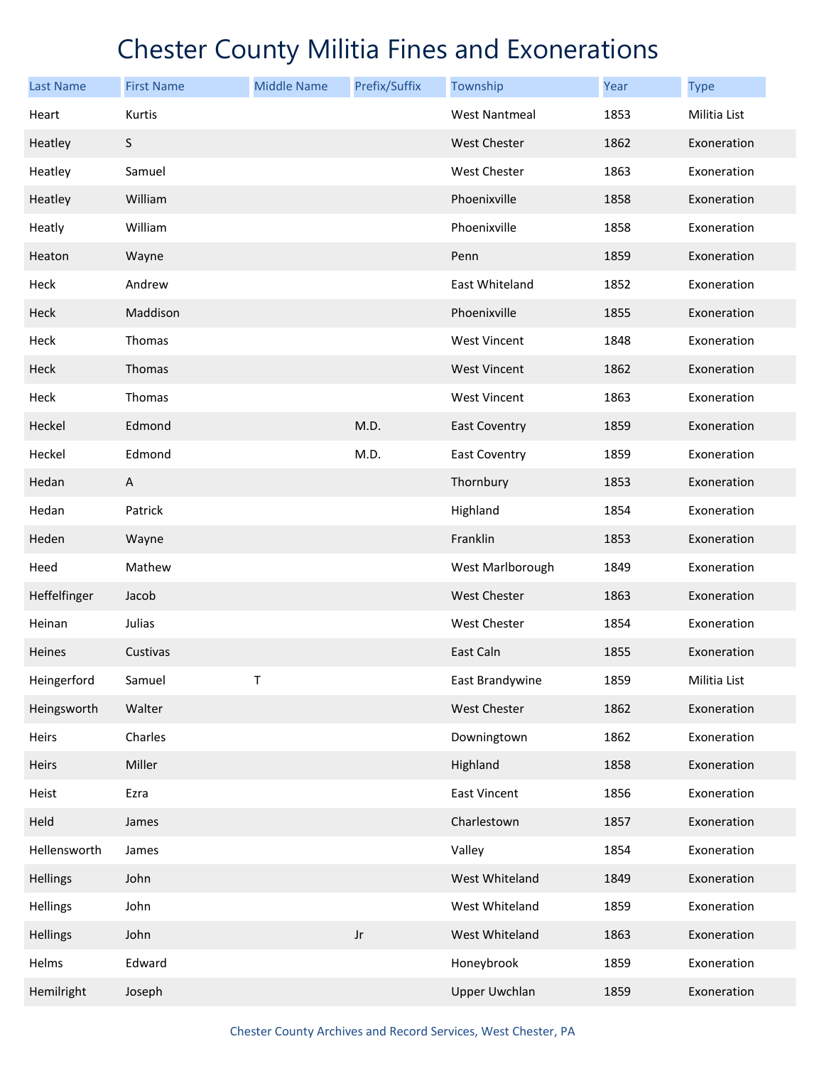# Chester County Militia Fines and Exonerations

| Last Name | First Name | Middle Name | Prefix/Suffix | Township | Year | Type |
|---|---|---|---|---|---|---|
| Heart | Kurtis | | | West Nantmeal | 1853 | Militia List |
| Heatley | S | | | West Chester | 1862 | Exoneration |
| Heatley | Samuel | | | West Chester | 1863 | Exoneration |
| Heatley | William | | | Phoenixville | 1858 | Exoneration |
| Heatly | William | | | Phoenixville | 1858 | Exoneration |
| Heaton | Wayne | | | Penn | 1859 | Exoneration |
| Heck | Andrew | | | East Whiteland | 1852 | Exoneration |
| Heck | Maddison | | | Phoenixville | 1855 | Exoneration |
| Heck | Thomas | | | West Vincent | 1848 | Exoneration |
| Heck | Thomas | | | West Vincent | 1862 | Exoneration |
| Heck | Thomas | | | West Vincent | 1863 | Exoneration |
| Heckel | Edmond | | M.D. | East Coventry | 1859 | Exoneration |
| Heckel | Edmond | | M.D. | East Coventry | 1859 | Exoneration |
| Hedan | A | | | Thornbury | 1853 | Exoneration |
| Hedan | Patrick | | | Highland | 1854 | Exoneration |
| Heden | Wayne | | | Franklin | 1853 | Exoneration |
| Heed | Mathew | | | West Marlborough | 1849 | Exoneration |
| Heffelfinger | Jacob | | | West Chester | 1863 | Exoneration |
| Heinan | Julias | | | West Chester | 1854 | Exoneration |
| Heines | Custivas | | | East Caln | 1855 | Exoneration |
| Heingerford | Samuel | T | | East Brandywine | 1859 | Militia List |
| Heingsworth | Walter | | | West Chester | 1862 | Exoneration |
| Heirs | Charles | | | Downingtown | 1862 | Exoneration |
| Heirs | Miller | | | Highland | 1858 | Exoneration |
| Heist | Ezra | | | East Vincent | 1856 | Exoneration |
| Held | James | | | Charlestown | 1857 | Exoneration |
| Hellensworth | James | | | Valley | 1854 | Exoneration |
| Hellings | John | | | West Whiteland | 1849 | Exoneration |
| Hellings | John | | | West Whiteland | 1859 | Exoneration |
| Hellings | John | | Jr | West Whiteland | 1863 | Exoneration |
| Helms | Edward | | | Honeybrook | 1859 | Exoneration |
| Hemilright | Joseph | | | Upper Uwchlan | 1859 | Exoneration |

Chester County Archives and Record Services, West Chester, PA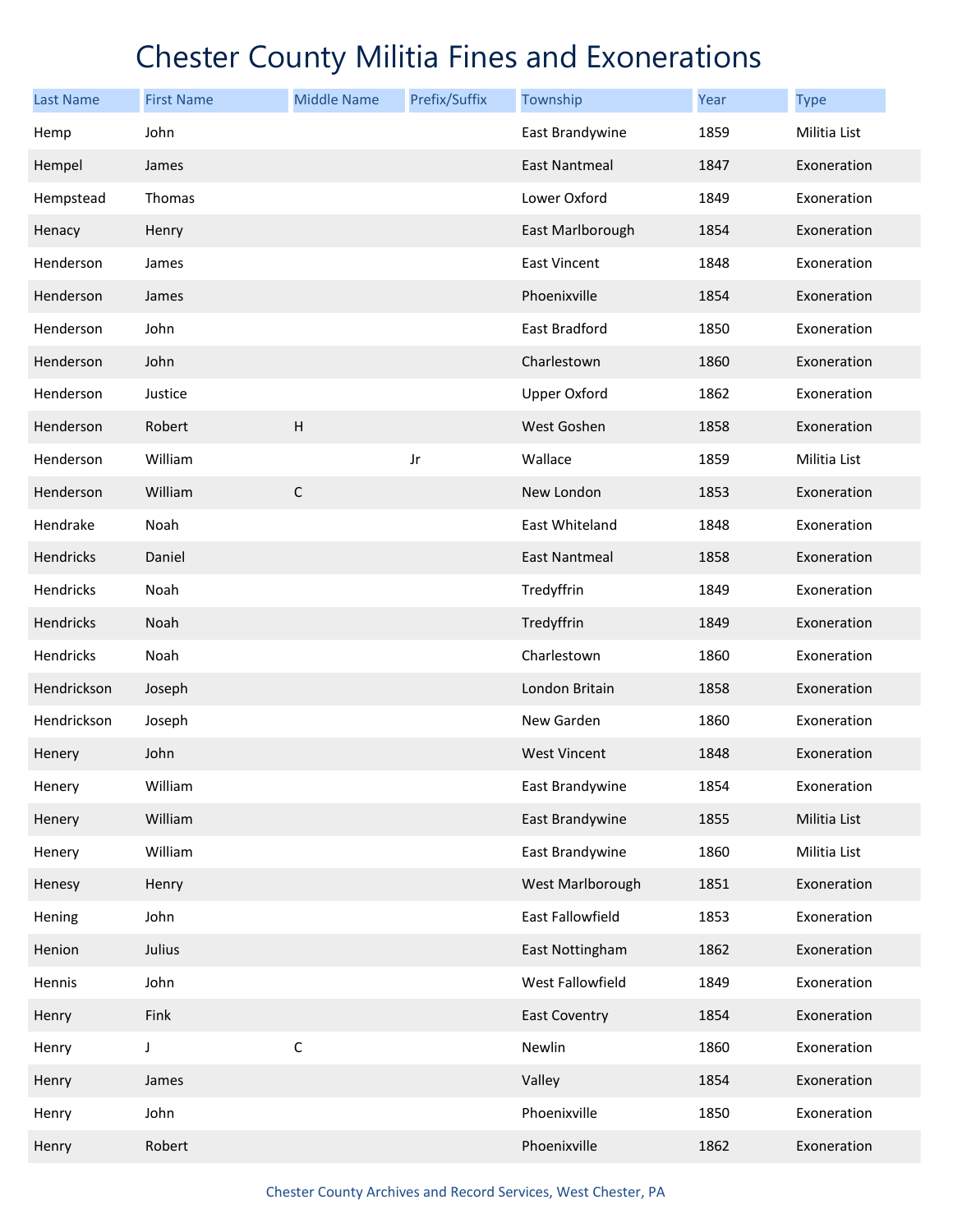# Chester County Militia Fines and Exonerations

| Last Name | First Name | Middle Name | Prefix/Suffix | Township | Year | Type |
|---|---|---|---|---|---|---|
| Hemp | John | | | East Brandywine | 1859 | Militia List |
| Hempel | James | | | East Nantmeal | 1847 | Exoneration |
| Hempstead | Thomas | | | Lower Oxford | 1849 | Exoneration |
| Henacy | Henry | | | East Marlborough | 1854 | Exoneration |
| Henderson | James | | | East Vincent | 1848 | Exoneration |
| Henderson | James | | | Phoenixville | 1854 | Exoneration |
| Henderson | John | | | East Bradford | 1850 | Exoneration |
| Henderson | John | | | Charlestown | 1860 | Exoneration |
| Henderson | Justice | | | Upper Oxford | 1862 | Exoneration |
| Henderson | Robert | H | | West Goshen | 1858 | Exoneration |
| Henderson | William | | Jr | Wallace | 1859 | Militia List |
| Henderson | William | C | | New London | 1853 | Exoneration |
| Hendrake | Noah | | | East Whiteland | 1848 | Exoneration |
| Hendricks | Daniel | | | East Nantmeal | 1858 | Exoneration |
| Hendricks | Noah | | | Tredyffrin | 1849 | Exoneration |
| Hendricks | Noah | | | Tredyffrin | 1849 | Exoneration |
| Hendricks | Noah | | | Charlestown | 1860 | Exoneration |
| Hendrickson | Joseph | | | London Britain | 1858 | Exoneration |
| Hendrickson | Joseph | | | New Garden | 1860 | Exoneration |
| Henery | John | | | West Vincent | 1848 | Exoneration |
| Henery | William | | | East Brandywine | 1854 | Exoneration |
| Henery | William | | | East Brandywine | 1855 | Militia List |
| Henery | William | | | East Brandywine | 1860 | Militia List |
| Henesy | Henry | | | West Marlborough | 1851 | Exoneration |
| Hening | John | | | East Fallowfield | 1853 | Exoneration |
| Henion | Julius | | | East Nottingham | 1862 | Exoneration |
| Hennis | John | | | West Fallowfield | 1849 | Exoneration |
| Henry | Fink | | | East Coventry | 1854 | Exoneration |
| Henry | J | C | | Newlin | 1860 | Exoneration |
| Henry | James | | | Valley | 1854 | Exoneration |
| Henry | John | | | Phoenixville | 1850 | Exoneration |
| Henry | Robert | | | Phoenixville | 1862 | Exoneration |

Chester County Archives and Record Services, West Chester, PA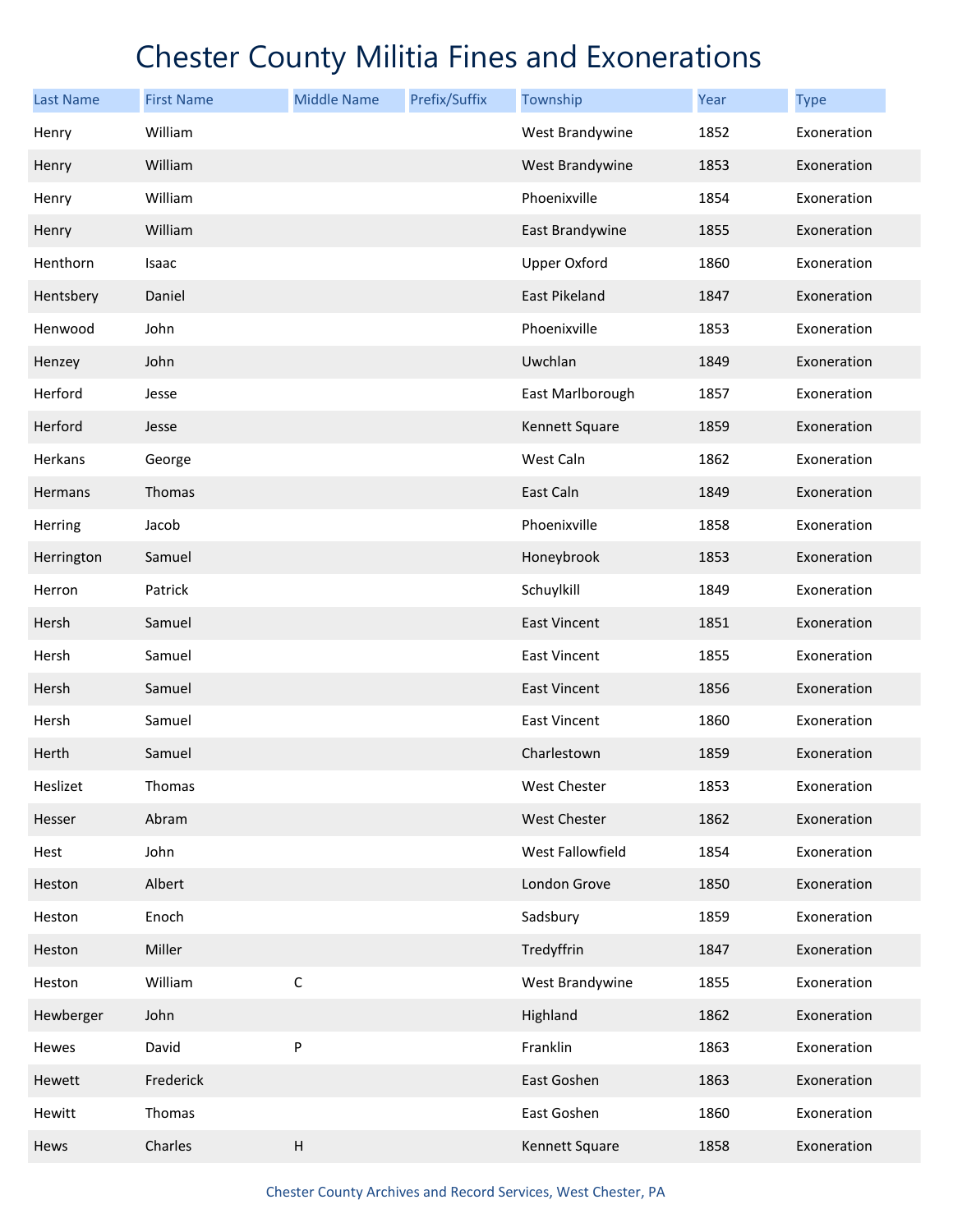# Chester County Militia Fines and Exonerations

| Last Name | First Name | Middle Name | Prefix/Suffix | Township | Year | Type |
|---|---|---|---|---|---|---|
| Henry | William | | | West Brandywine | 1852 | Exoneration |
| Henry | William | | | West Brandywine | 1853 | Exoneration |
| Henry | William | | | Phoenixville | 1854 | Exoneration |
| Henry | William | | | East Brandywine | 1855 | Exoneration |
| Henthorn | Isaac | | | Upper Oxford | 1860 | Exoneration |
| Hentsbery | Daniel | | | East Pikeland | 1847 | Exoneration |
| Henwood | John | | | Phoenixville | 1853 | Exoneration |
| Henzey | John | | | Uwchlan | 1849 | Exoneration |
| Herford | Jesse | | | East Marlborough | 1857 | Exoneration |
| Herford | Jesse | | | Kennett Square | 1859 | Exoneration |
| Herkans | George | | | West Caln | 1862 | Exoneration |
| Hermans | Thomas | | | East Caln | 1849 | Exoneration |
| Herring | Jacob | | | Phoenixville | 1858 | Exoneration |
| Herrington | Samuel | | | Honeybrook | 1853 | Exoneration |
| Herron | Patrick | | | Schuylkill | 1849 | Exoneration |
| Hersh | Samuel | | | East Vincent | 1851 | Exoneration |
| Hersh | Samuel | | | East Vincent | 1855 | Exoneration |
| Hersh | Samuel | | | East Vincent | 1856 | Exoneration |
| Hersh | Samuel | | | East Vincent | 1860 | Exoneration |
| Herth | Samuel | | | Charlestown | 1859 | Exoneration |
| Heslizet | Thomas | | | West Chester | 1853 | Exoneration |
| Hesser | Abram | | | West Chester | 1862 | Exoneration |
| Hest | John | | | West Fallowfield | 1854 | Exoneration |
| Heston | Albert | | | London Grove | 1850 | Exoneration |
| Heston | Enoch | | | Sadsbury | 1859 | Exoneration |
| Heston | Miller | | | Tredyffrin | 1847 | Exoneration |
| Heston | William | C | | West Brandywine | 1855 | Exoneration |
| Hewberger | John | | | Highland | 1862 | Exoneration |
| Hewes | David | P | | Franklin | 1863 | Exoneration |
| Hewett | Frederick | | | East Goshen | 1863 | Exoneration |
| Hewitt | Thomas | | | East Goshen | 1860 | Exoneration |
| Hews | Charles | H | | Kennett Square | 1858 | Exoneration |

Chester County Archives and Record Services, West Chester, PA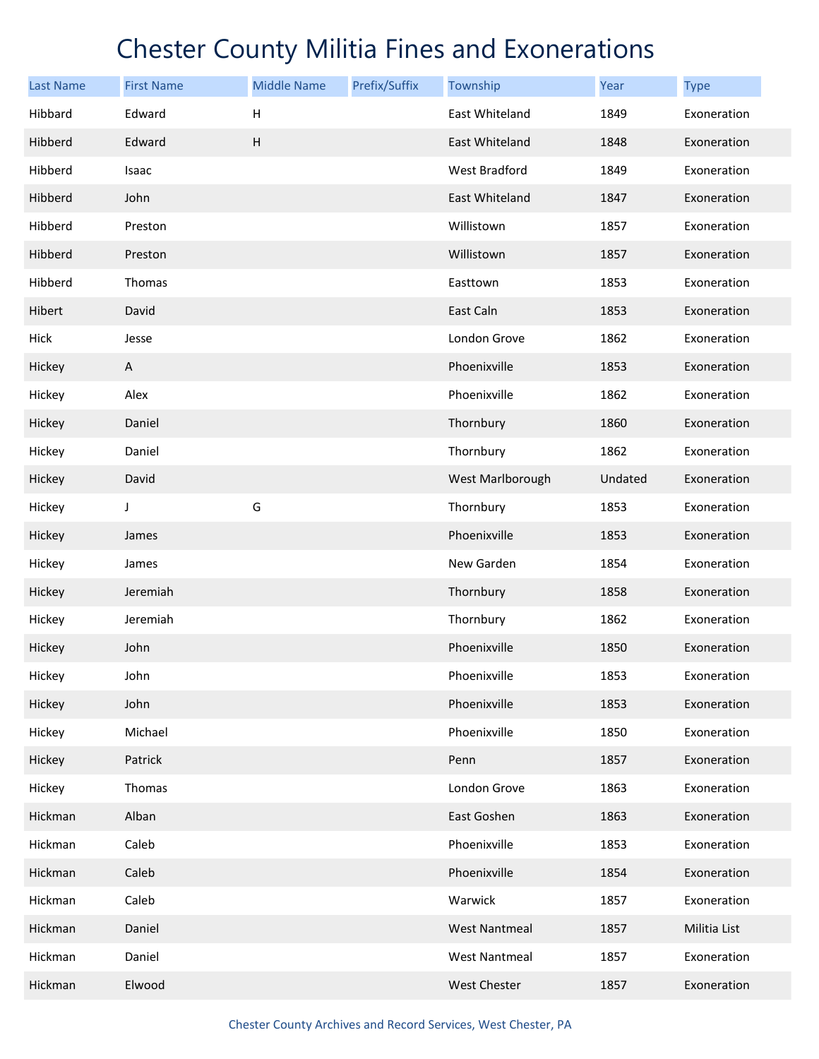# Chester County Militia Fines and Exonerations

| Last Name | First Name | Middle Name | Prefix/Suffix | Township | Year | Type |
|---|---|---|---|---|---|---|
| Hibbard | Edward | H | | East Whiteland | 1849 | Exoneration |
| Hibberd | Edward | H | | East Whiteland | 1848 | Exoneration |
| Hibberd | Isaac | | | West Bradford | 1849 | Exoneration |
| Hibberd | John | | | East Whiteland | 1847 | Exoneration |
| Hibberd | Preston | | | Willistown | 1857 | Exoneration |
| Hibberd | Preston | | | Willistown | 1857 | Exoneration |
| Hibberd | Thomas | | | Easttown | 1853 | Exoneration |
| Hibert | David | | | East Caln | 1853 | Exoneration |
| Hick | Jesse | | | London Grove | 1862 | Exoneration |
| Hickey | A | | | Phoenixville | 1853 | Exoneration |
| Hickey | Alex | | | Phoenixville | 1862 | Exoneration |
| Hickey | Daniel | | | Thornbury | 1860 | Exoneration |
| Hickey | Daniel | | | Thornbury | 1862 | Exoneration |
| Hickey | David | | | West Marlborough | Undated | Exoneration |
| Hickey | J | G | | Thornbury | 1853 | Exoneration |
| Hickey | James | | | Phoenixville | 1853 | Exoneration |
| Hickey | James | | | New Garden | 1854 | Exoneration |
| Hickey | Jeremiah | | | Thornbury | 1858 | Exoneration |
| Hickey | Jeremiah | | | Thornbury | 1862 | Exoneration |
| Hickey | John | | | Phoenixville | 1850 | Exoneration |
| Hickey | John | | | Phoenixville | 1853 | Exoneration |
| Hickey | John | | | Phoenixville | 1853 | Exoneration |
| Hickey | Michael | | | Phoenixville | 1850 | Exoneration |
| Hickey | Patrick | | | Penn | 1857 | Exoneration |
| Hickey | Thomas | | | London Grove | 1863 | Exoneration |
| Hickman | Alban | | | East Goshen | 1863 | Exoneration |
| Hickman | Caleb | | | Phoenixville | 1853 | Exoneration |
| Hickman | Caleb | | | Phoenixville | 1854 | Exoneration |
| Hickman | Caleb | | | Warwick | 1857 | Exoneration |
| Hickman | Daniel | | | West Nantmeal | 1857 | Militia List |
| Hickman | Daniel | | | West Nantmeal | 1857 | Exoneration |
| Hickman | Elwood | | | West Chester | 1857 | Exoneration |

Chester County Archives and Record Services, West Chester, PA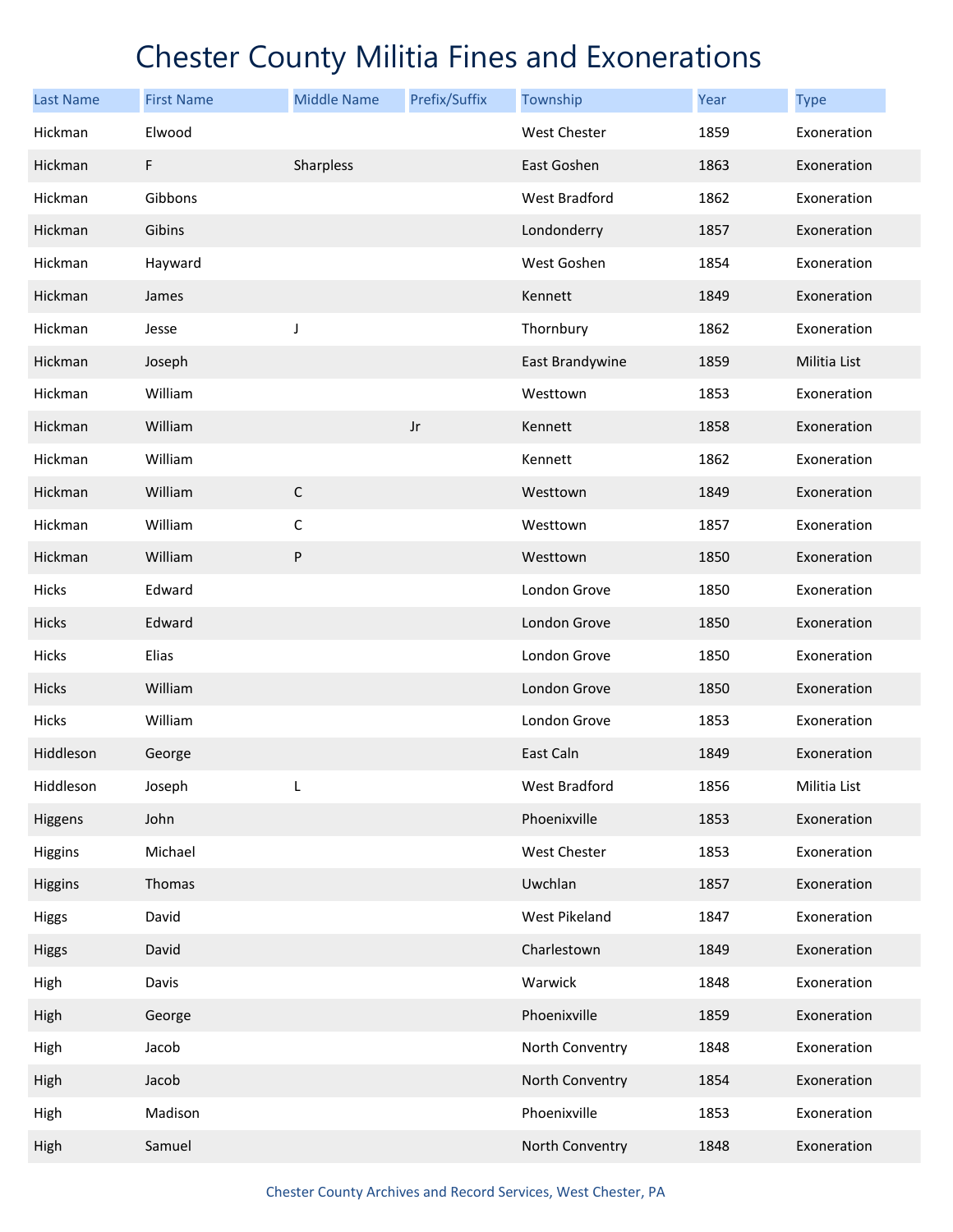# Chester County Militia Fines and Exonerations

| Last Name | First Name | Middle Name | Prefix/Suffix | Township | Year | Type |
|---|---|---|---|---|---|---|
| Hickman | Elwood | | | West Chester | 1859 | Exoneration |
| Hickman | F | Sharpless | | East Goshen | 1863 | Exoneration |
| Hickman | Gibbons | | | West Bradford | 1862 | Exoneration |
| Hickman | Gibins | | | Londonderry | 1857 | Exoneration |
| Hickman | Hayward | | | West Goshen | 1854 | Exoneration |
| Hickman | James | | | Kennett | 1849 | Exoneration |
| Hickman | Jesse | J | | Thornbury | 1862 | Exoneration |
| Hickman | Joseph | | | East Brandywine | 1859 | Militia List |
| Hickman | William | | | Westtown | 1853 | Exoneration |
| Hickman | William | | Jr | Kennett | 1858 | Exoneration |
| Hickman | William | | | Kennett | 1862 | Exoneration |
| Hickman | William | C | | Westtown | 1849 | Exoneration |
| Hickman | William | C | | Westtown | 1857 | Exoneration |
| Hickman | William | P | | Westtown | 1850 | Exoneration |
| Hicks | Edward | | | London Grove | 1850 | Exoneration |
| Hicks | Edward | | | London Grove | 1850 | Exoneration |
| Hicks | Elias | | | London Grove | 1850 | Exoneration |
| Hicks | William | | | London Grove | 1850 | Exoneration |
| Hicks | William | | | London Grove | 1853 | Exoneration |
| Hiddleson | George | | | East Caln | 1849 | Exoneration |
| Hiddleson | Joseph | L | | West Bradford | 1856 | Militia List |
| Higgens | John | | | Phoenixville | 1853 | Exoneration |
| Higgins | Michael | | | West Chester | 1853 | Exoneration |
| Higgins | Thomas | | | Uwchlan | 1857 | Exoneration |
| Higgs | David | | | West Pikeland | 1847 | Exoneration |
| Higgs | David | | | Charlestown | 1849 | Exoneration |
| High | Davis | | | Warwick | 1848 | Exoneration |
| High | George | | | Phoenixville | 1859 | Exoneration |
| High | Jacob | | | North Conventry | 1848 | Exoneration |
| High | Jacob | | | North Conventry | 1854 | Exoneration |
| High | Madison | | | Phoenixville | 1853 | Exoneration |
| High | Samuel | | | North Conventry | 1848 | Exoneration |

Chester County Archives and Record Services, West Chester, PA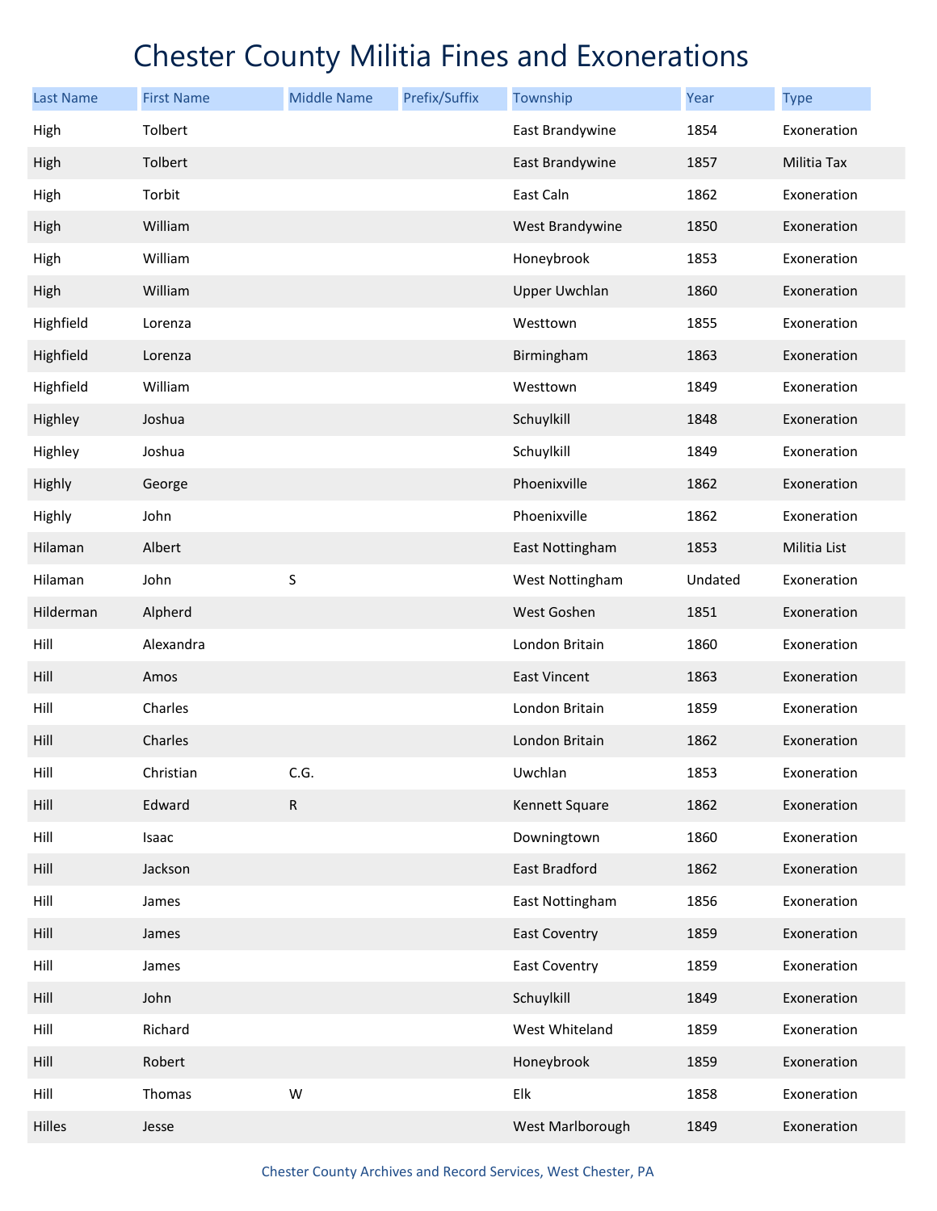# Chester County Militia Fines and Exonerations

| Last Name | First Name | Middle Name | Prefix/Suffix | Township | Year | Type |
|---|---|---|---|---|---|---|
| High | Tolbert | | | East Brandywine | 1854 | Exoneration |
| High | Tolbert | | | East Brandywine | 1857 | Militia Tax |
| High | Torbit | | | East Caln | 1862 | Exoneration |
| High | William | | | West Brandywine | 1850 | Exoneration |
| High | William | | | Honeybrook | 1853 | Exoneration |
| High | William | | | Upper Uwchlan | 1860 | Exoneration |
| Highfield | Lorenza | | | Westtown | 1855 | Exoneration |
| Highfield | Lorenza | | | Birmingham | 1863 | Exoneration |
| Highfield | William | | | Westtown | 1849 | Exoneration |
| Highley | Joshua | | | Schuylkill | 1848 | Exoneration |
| Highley | Joshua | | | Schuylkill | 1849 | Exoneration |
| Highly | George | | | Phoenixville | 1862 | Exoneration |
| Highly | John | | | Phoenixville | 1862 | Exoneration |
| Hilaman | Albert | | | East Nottingham | 1853 | Militia List |
| Hilaman | John | S | | West Nottingham | Undated | Exoneration |
| Hilderman | Alpherd | | | West Goshen | 1851 | Exoneration |
| Hill | Alexandra | | | London Britain | 1860 | Exoneration |
| Hill | Amos | | | East Vincent | 1863 | Exoneration |
| Hill | Charles | | | London Britain | 1859 | Exoneration |
| Hill | Charles | | | London Britain | 1862 | Exoneration |
| Hill | Christian | C.G. | | Uwchlan | 1853 | Exoneration |
| Hill | Edward | R | | Kennett Square | 1862 | Exoneration |
| Hill | Isaac | | | Downingtown | 1860 | Exoneration |
| Hill | Jackson | | | East Bradford | 1862 | Exoneration |
| Hill | James | | | East Nottingham | 1856 | Exoneration |
| Hill | James | | | East Coventry | 1859 | Exoneration |
| Hill | James | | | East Coventry | 1859 | Exoneration |
| Hill | John | | | Schuylkill | 1849 | Exoneration |
| Hill | Richard | | | West Whiteland | 1859 | Exoneration |
| Hill | Robert | | | Honeybrook | 1859 | Exoneration |
| Hill | Thomas | W | | Elk | 1858 | Exoneration |
| Hilles | Jesse | | | West Marlborough | 1849 | Exoneration |

Chester County Archives and Record Services, West Chester, PA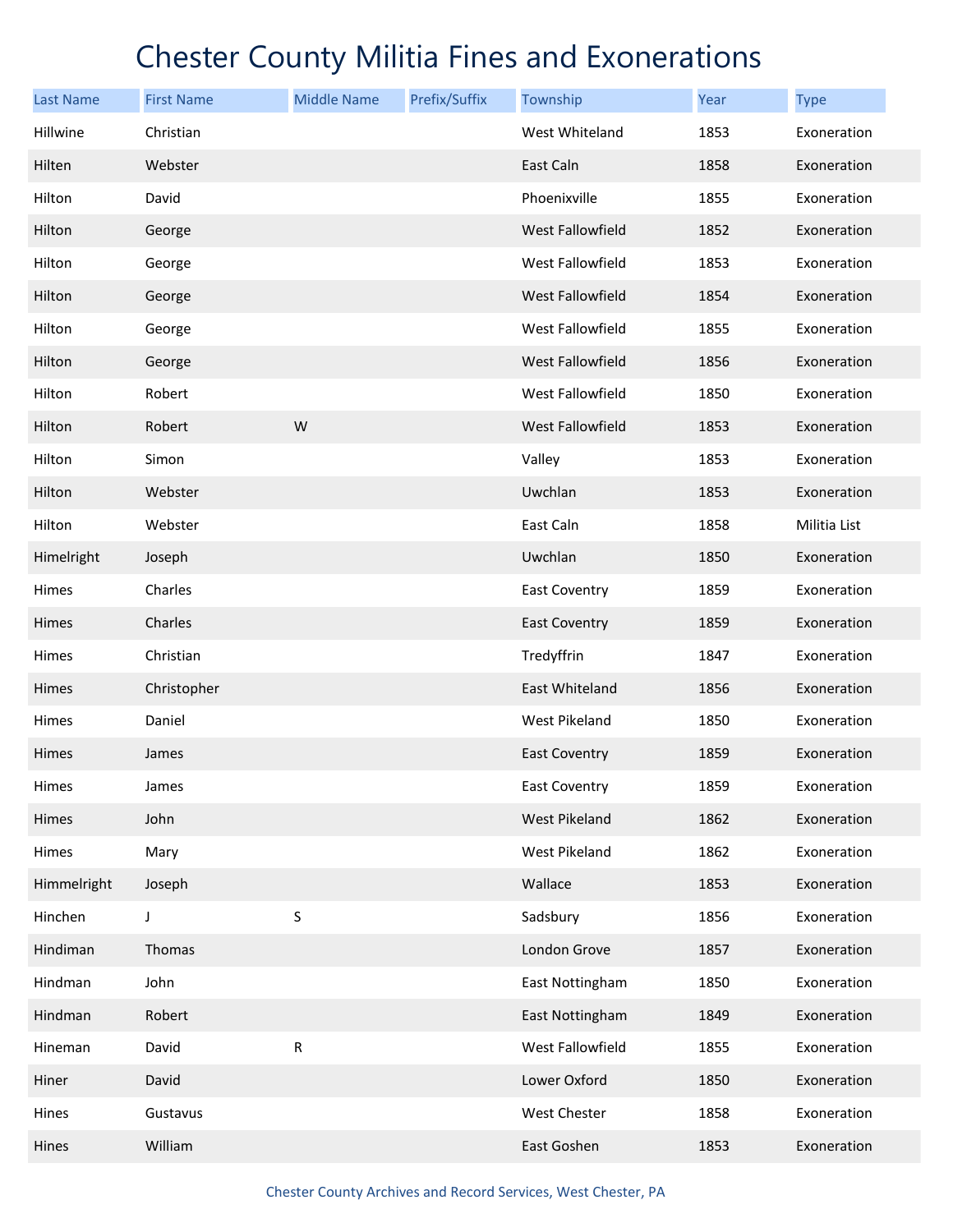# Chester County Militia Fines and Exonerations

| Last Name | First Name | Middle Name | Prefix/Suffix | Township | Year | Type |
|---|---|---|---|---|---|---|
| Hillwine | Christian | | | West Whiteland | 1853 | Exoneration |
| Hilten | Webster | | | East Caln | 1858 | Exoneration |
| Hilton | David | | | Phoenixville | 1855 | Exoneration |
| Hilton | George | | | West Fallowfield | 1852 | Exoneration |
| Hilton | George | | | West Fallowfield | 1853 | Exoneration |
| Hilton | George | | | West Fallowfield | 1854 | Exoneration |
| Hilton | George | | | West Fallowfield | 1855 | Exoneration |
| Hilton | George | | | West Fallowfield | 1856 | Exoneration |
| Hilton | Robert | | | West Fallowfield | 1850 | Exoneration |
| Hilton | Robert | W | | West Fallowfield | 1853 | Exoneration |
| Hilton | Simon | | | Valley | 1853 | Exoneration |
| Hilton | Webster | | | Uwchlan | 1853 | Exoneration |
| Hilton | Webster | | | East Caln | 1858 | Militia List |
| Himelright | Joseph | | | Uwchlan | 1850 | Exoneration |
| Himes | Charles | | | East Coventry | 1859 | Exoneration |
| Himes | Charles | | | East Coventry | 1859 | Exoneration |
| Himes | Christian | | | Tredyffrin | 1847 | Exoneration |
| Himes | Christopher | | | East Whiteland | 1856 | Exoneration |
| Himes | Daniel | | | West Pikeland | 1850 | Exoneration |
| Himes | James | | | East Coventry | 1859 | Exoneration |
| Himes | James | | | East Coventry | 1859 | Exoneration |
| Himes | John | | | West Pikeland | 1862 | Exoneration |
| Himes | Mary | | | West Pikeland | 1862 | Exoneration |
| Himmelright | Joseph | | | Wallace | 1853 | Exoneration |
| Hinchen | J | S | | Sadsbury | 1856 | Exoneration |
| Hindiman | Thomas | | | London Grove | 1857 | Exoneration |
| Hindman | John | | | East Nottingham | 1850 | Exoneration |
| Hindman | Robert | | | East Nottingham | 1849 | Exoneration |
| Hineman | David | R | | West Fallowfield | 1855 | Exoneration |
| Hiner | David | | | Lower Oxford | 1850 | Exoneration |
| Hines | Gustavus | | | West Chester | 1858 | Exoneration |
| Hines | William | | | East Goshen | 1853 | Exoneration |

Chester County Archives and Record Services, West Chester, PA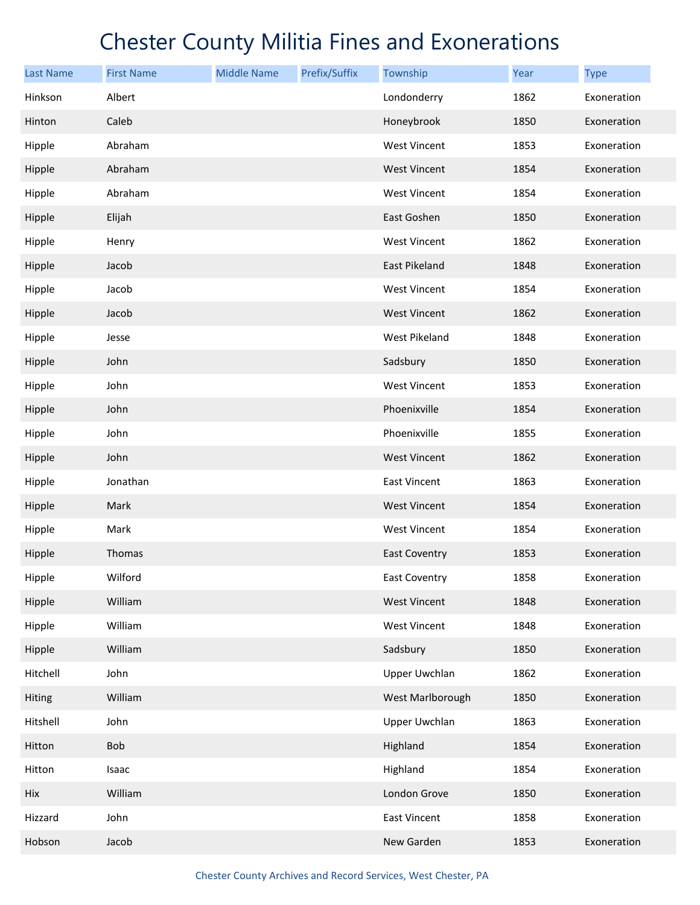# Chester County Militia Fines and Exonerations

| Last Name | First Name | Middle Name | Prefix/Suffix | Township | Year | Type |
|---|---|---|---|---|---|---|
| Hinkson | Albert | | | Londonderry | 1862 | Exoneration |
| Hinton | Caleb | | | Honeybrook | 1850 | Exoneration |
| Hipple | Abraham | | | West Vincent | 1853 | Exoneration |
| Hipple | Abraham | | | West Vincent | 1854 | Exoneration |
| Hipple | Abraham | | | West Vincent | 1854 | Exoneration |
| Hipple | Elijah | | | East Goshen | 1850 | Exoneration |
| Hipple | Henry | | | West Vincent | 1862 | Exoneration |
| Hipple | Jacob | | | East Pikeland | 1848 | Exoneration |
| Hipple | Jacob | | | West Vincent | 1854 | Exoneration |
| Hipple | Jacob | | | West Vincent | 1862 | Exoneration |
| Hipple | Jesse | | | West Pikeland | 1848 | Exoneration |
| Hipple | John | | | Sadsbury | 1850 | Exoneration |
| Hipple | John | | | West Vincent | 1853 | Exoneration |
| Hipple | John | | | Phoenixville | 1854 | Exoneration |
| Hipple | John | | | Phoenixville | 1855 | Exoneration |
| Hipple | John | | | West Vincent | 1862 | Exoneration |
| Hipple | Jonathan | | | East Vincent | 1863 | Exoneration |
| Hipple | Mark | | | West Vincent | 1854 | Exoneration |
| Hipple | Mark | | | West Vincent | 1854 | Exoneration |
| Hipple | Thomas | | | East Coventry | 1853 | Exoneration |
| Hipple | Wilford | | | East Coventry | 1858 | Exoneration |
| Hipple | William | | | West Vincent | 1848 | Exoneration |
| Hipple | William | | | West Vincent | 1848 | Exoneration |
| Hipple | William | | | Sadsbury | 1850 | Exoneration |
| Hitchell | John | | | Upper Uwchlan | 1862 | Exoneration |
| Hiting | William | | | West Marlborough | 1850 | Exoneration |
| Hitshell | John | | | Upper Uwchlan | 1863 | Exoneration |
| Hitton | Bob | | | Highland | 1854 | Exoneration |
| Hitton | Isaac | | | Highland | 1854 | Exoneration |
| Hix | William | | | London Grove | 1850 | Exoneration |
| Hizzard | John | | | East Vincent | 1858 | Exoneration |
| Hobson | Jacob | | | New Garden | 1853 | Exoneration |

Chester County Archives and Record Services, West Chester, PA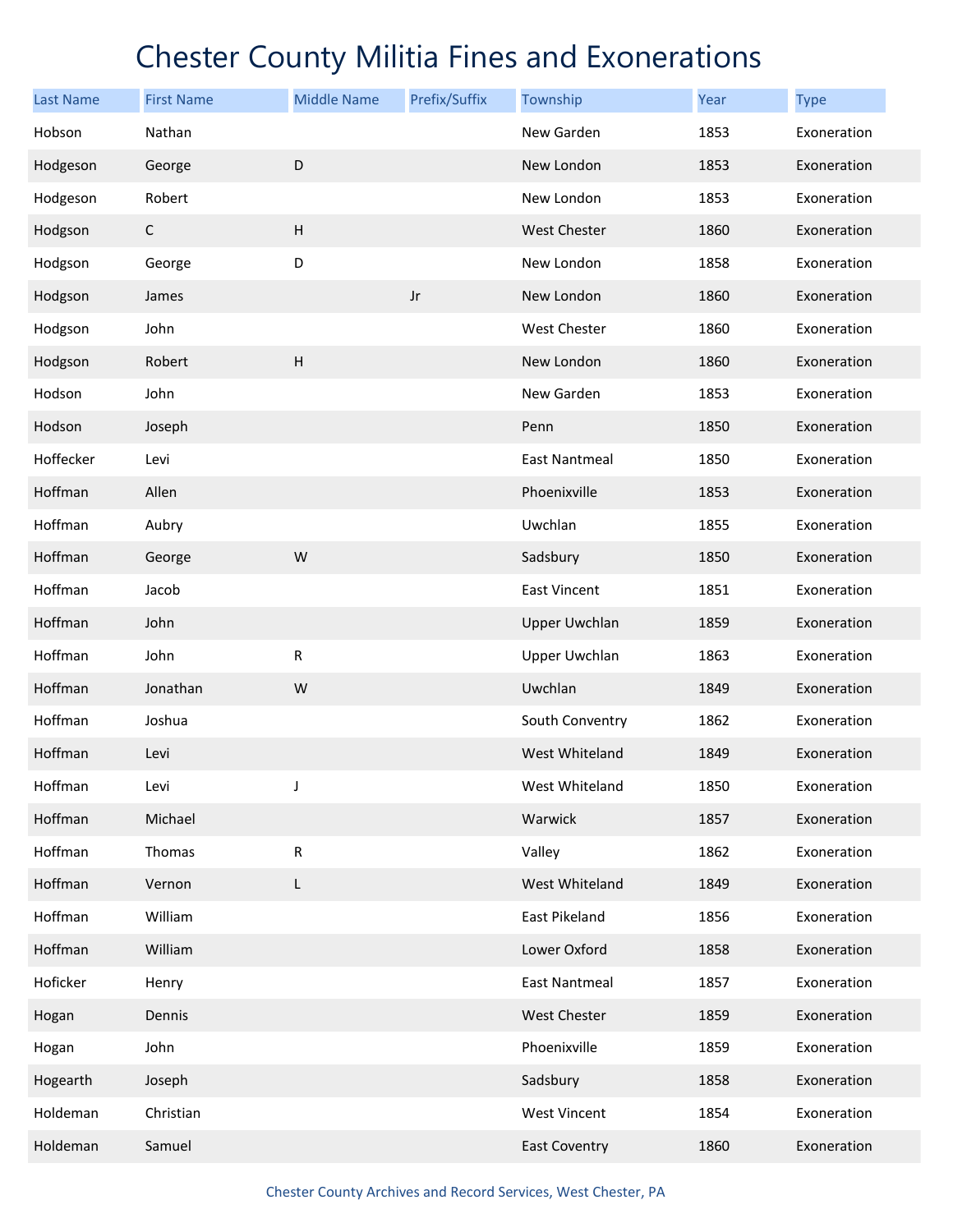# Chester County Militia Fines and Exonerations

| Last Name | First Name | Middle Name | Prefix/Suffix | Township | Year | Type |
|---|---|---|---|---|---|---|
| Hobson | Nathan | | | New Garden | 1853 | Exoneration |
| Hodgeson | George | D | | New London | 1853 | Exoneration |
| Hodgeson | Robert | | | New London | 1853 | Exoneration |
| Hodgson | C | H | | West Chester | 1860 | Exoneration |
| Hodgson | George | D | | New London | 1858 | Exoneration |
| Hodgson | James | | Jr | New London | 1860 | Exoneration |
| Hodgson | John | | | West Chester | 1860 | Exoneration |
| Hodgson | Robert | H | | New London | 1860 | Exoneration |
| Hodson | John | | | New Garden | 1853 | Exoneration |
| Hodson | Joseph | | | Penn | 1850 | Exoneration |
| Hoffecker | Levi | | | East Nantmeal | 1850 | Exoneration |
| Hoffman | Allen | | | Phoenixville | 1853 | Exoneration |
| Hoffman | Aubry | | | Uwchlan | 1855 | Exoneration |
| Hoffman | George | W | | Sadsbury | 1850 | Exoneration |
| Hoffman | Jacob | | | East Vincent | 1851 | Exoneration |
| Hoffman | John | | | Upper Uwchlan | 1859 | Exoneration |
| Hoffman | John | R | | Upper Uwchlan | 1863 | Exoneration |
| Hoffman | Jonathan | W | | Uwchlan | 1849 | Exoneration |
| Hoffman | Joshua | | | South Conventry | 1862 | Exoneration |
| Hoffman | Levi | | | West Whiteland | 1849 | Exoneration |
| Hoffman | Levi | J | | West Whiteland | 1850 | Exoneration |
| Hoffman | Michael | | | Warwick | 1857 | Exoneration |
| Hoffman | Thomas | R | | Valley | 1862 | Exoneration |
| Hoffman | Vernon | L | | West Whiteland | 1849 | Exoneration |
| Hoffman | William | | | East Pikeland | 1856 | Exoneration |
| Hoffman | William | | | Lower Oxford | 1858 | Exoneration |
| Hoficker | Henry | | | East Nantmeal | 1857 | Exoneration |
| Hogan | Dennis | | | West Chester | 1859 | Exoneration |
| Hogan | John | | | Phoenixville | 1859 | Exoneration |
| Hogearth | Joseph | | | Sadsbury | 1858 | Exoneration |
| Holdeman | Christian | | | West Vincent | 1854 | Exoneration |
| Holdeman | Samuel | | | East Coventry | 1860 | Exoneration |

Chester County Archives and Record Services, West Chester, PA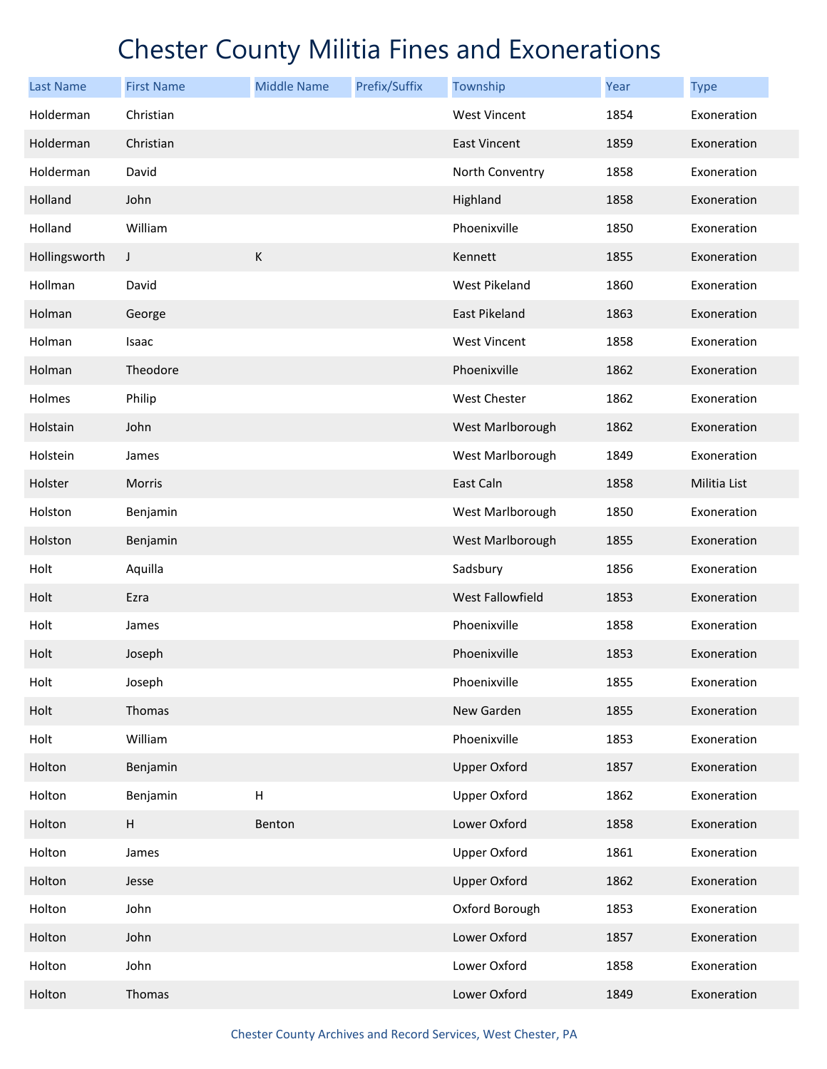# Chester County Militia Fines and Exonerations

| Last Name | First Name | Middle Name | Prefix/Suffix | Township | Year | Type |
|---|---|---|---|---|---|---|
| Holderman | Christian | | | West Vincent | 1854 | Exoneration |
| Holderman | Christian | | | East Vincent | 1859 | Exoneration |
| Holderman | David | | | North Conventry | 1858 | Exoneration |
| Holland | John | | | Highland | 1858 | Exoneration |
| Holland | William | | | Phoenixville | 1850 | Exoneration |
| Hollingsworth | J | K | | Kennett | 1855 | Exoneration |
| Hollman | David | | | West Pikeland | 1860 | Exoneration |
| Holman | George | | | East Pikeland | 1863 | Exoneration |
| Holman | Isaac | | | West Vincent | 1858 | Exoneration |
| Holman | Theodore | | | Phoenixville | 1862 | Exoneration |
| Holmes | Philip | | | West Chester | 1862 | Exoneration |
| Holstain | John | | | West Marlborough | 1862 | Exoneration |
| Holstein | James | | | West Marlborough | 1849 | Exoneration |
| Holster | Morris | | | East Caln | 1858 | Militia List |
| Holston | Benjamin | | | West Marlborough | 1850 | Exoneration |
| Holston | Benjamin | | | West Marlborough | 1855 | Exoneration |
| Holt | Aquilla | | | Sadsbury | 1856 | Exoneration |
| Holt | Ezra | | | West Fallowfield | 1853 | Exoneration |
| Holt | James | | | Phoenixville | 1858 | Exoneration |
| Holt | Joseph | | | Phoenixville | 1853 | Exoneration |
| Holt | Joseph | | | Phoenixville | 1855 | Exoneration |
| Holt | Thomas | | | New Garden | 1855 | Exoneration |
| Holt | William | | | Phoenixville | 1853 | Exoneration |
| Holton | Benjamin | | | Upper Oxford | 1857 | Exoneration |
| Holton | Benjamin | H | | Upper Oxford | 1862 | Exoneration |
| Holton | H | Benton | | Lower Oxford | 1858 | Exoneration |
| Holton | James | | | Upper Oxford | 1861 | Exoneration |
| Holton | Jesse | | | Upper Oxford | 1862 | Exoneration |
| Holton | John | | | Oxford Borough | 1853 | Exoneration |
| Holton | John | | | Lower Oxford | 1857 | Exoneration |
| Holton | John | | | Lower Oxford | 1858 | Exoneration |
| Holton | Thomas | | | Lower Oxford | 1849 | Exoneration |

Chester County Archives and Record Services, West Chester, PA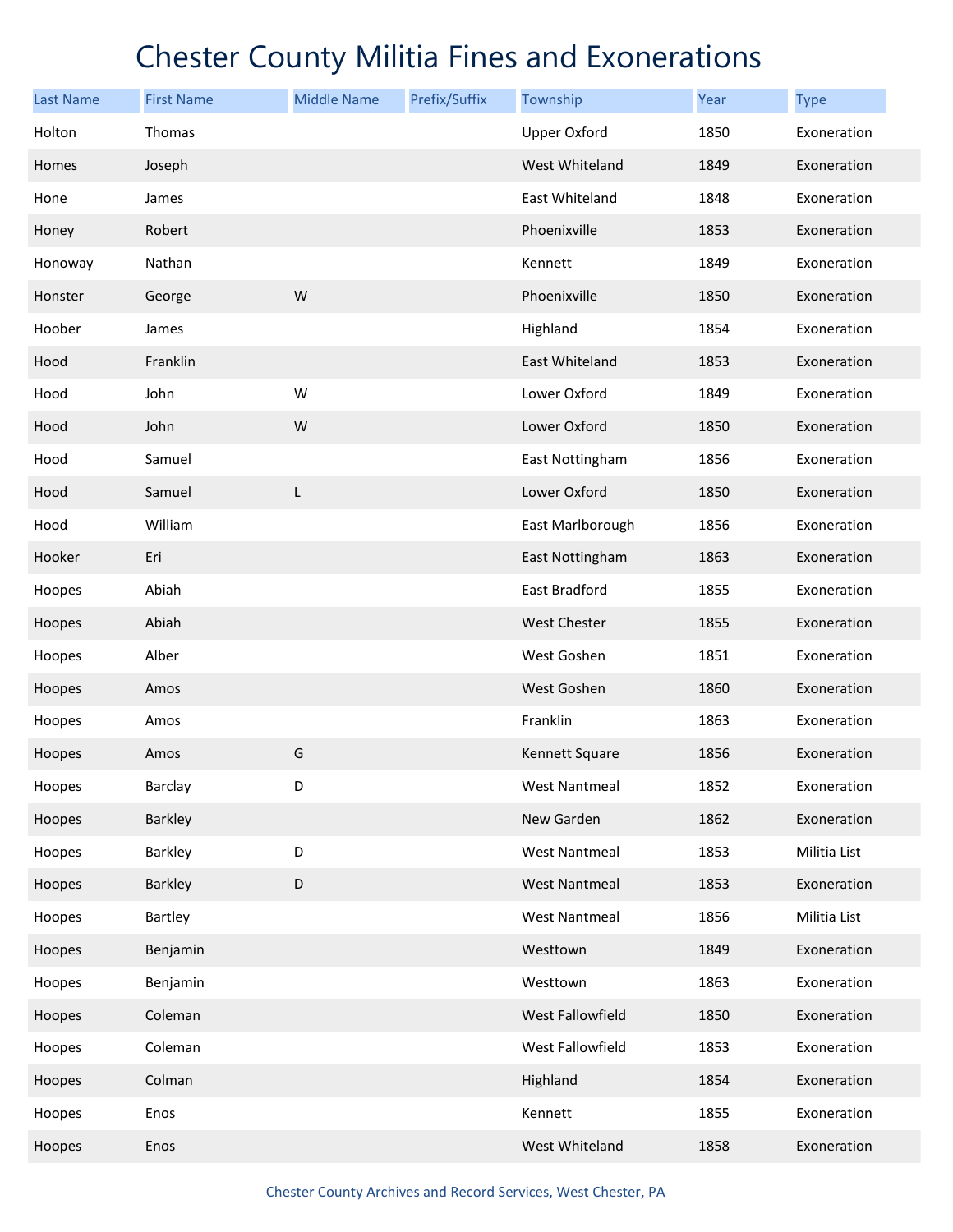# Chester County Militia Fines and Exonerations

| Last Name | First Name | Middle Name | Prefix/Suffix | Township | Year | Type |
|---|---|---|---|---|---|---|
| Holton | Thomas | | | Upper Oxford | 1850 | Exoneration |
| Homes | Joseph | | | West Whiteland | 1849 | Exoneration |
| Hone | James | | | East Whiteland | 1848 | Exoneration |
| Honey | Robert | | | Phoenixville | 1853 | Exoneration |
| Honoway | Nathan | | | Kennett | 1849 | Exoneration |
| Honster | George | W | | Phoenixville | 1850 | Exoneration |
| Hoober | James | | | Highland | 1854 | Exoneration |
| Hood | Franklin | | | East Whiteland | 1853 | Exoneration |
| Hood | John | W | | Lower Oxford | 1849 | Exoneration |
| Hood | John | W | | Lower Oxford | 1850 | Exoneration |
| Hood | Samuel | | | East Nottingham | 1856 | Exoneration |
| Hood | Samuel | L | | Lower Oxford | 1850 | Exoneration |
| Hood | William | | | East Marlborough | 1856 | Exoneration |
| Hooker | Eri | | | East Nottingham | 1863 | Exoneration |
| Hoopes | Abiah | | | East Bradford | 1855 | Exoneration |
| Hoopes | Abiah | | | West Chester | 1855 | Exoneration |
| Hoopes | Alber | | | West Goshen | 1851 | Exoneration |
| Hoopes | Amos | | | West Goshen | 1860 | Exoneration |
| Hoopes | Amos | | | Franklin | 1863 | Exoneration |
| Hoopes | Amos | G | | Kennett Square | 1856 | Exoneration |
| Hoopes | Barclay | D | | West Nantmeal | 1852 | Exoneration |
| Hoopes | Barkley | | | New Garden | 1862 | Exoneration |
| Hoopes | Barkley | D | | West Nantmeal | 1853 | Militia List |
| Hoopes | Barkley | D | | West Nantmeal | 1853 | Exoneration |
| Hoopes | Bartley | | | West Nantmeal | 1856 | Militia List |
| Hoopes | Benjamin | | | Westtown | 1849 | Exoneration |
| Hoopes | Benjamin | | | Westtown | 1863 | Exoneration |
| Hoopes | Coleman | | | West Fallowfield | 1850 | Exoneration |
| Hoopes | Coleman | | | West Fallowfield | 1853 | Exoneration |
| Hoopes | Colman | | | Highland | 1854 | Exoneration |
| Hoopes | Enos | | | Kennett | 1855 | Exoneration |
| Hoopes | Enos | | | West Whiteland | 1858 | Exoneration |

Chester County Archives and Record Services, West Chester, PA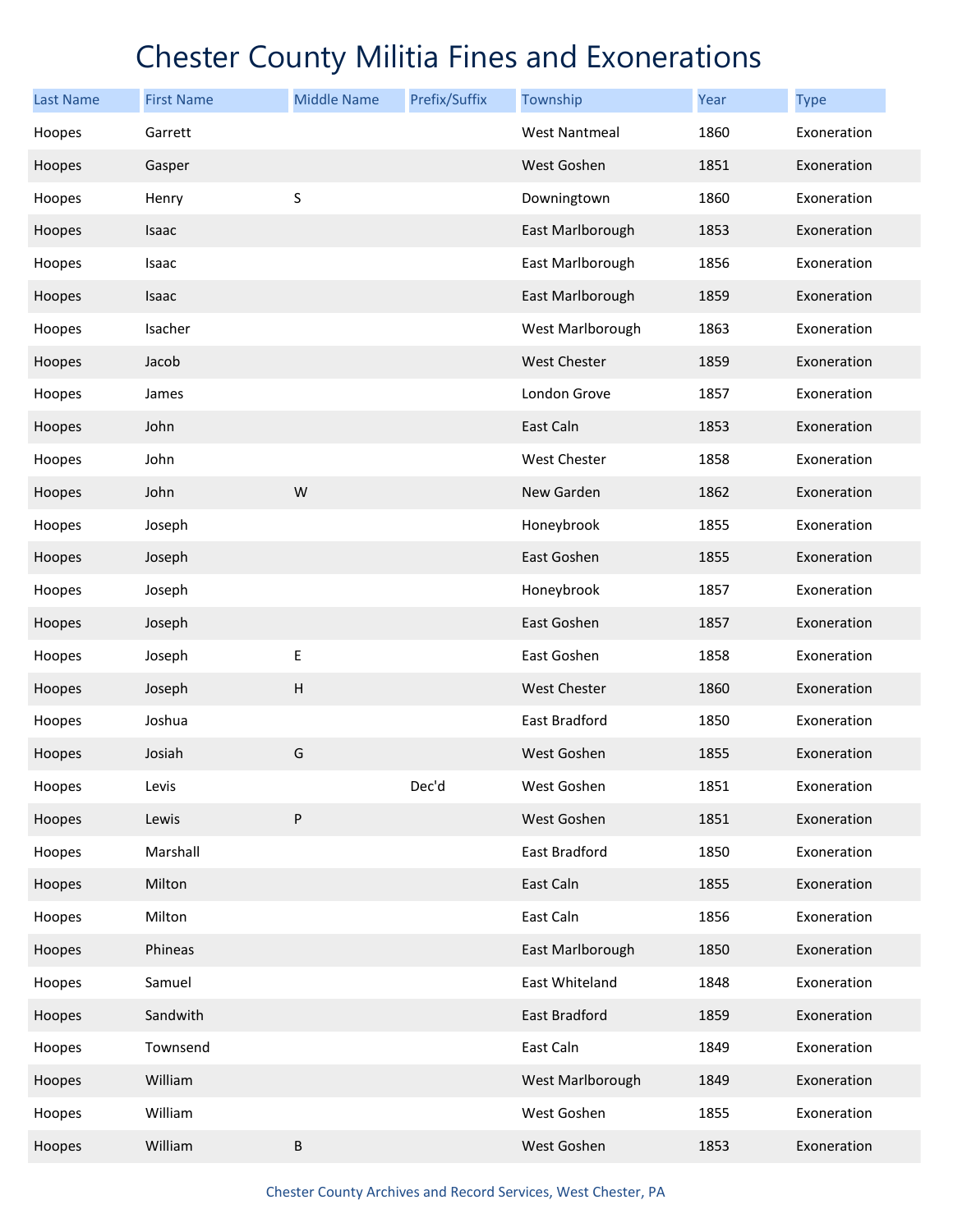# Chester County Militia Fines and Exonerations

| Last Name | First Name | Middle Name | Prefix/Suffix | Township | Year | Type |
|---|---|---|---|---|---|---|
| Hoopes | Garrett | | | West Nantmeal | 1860 | Exoneration |
| Hoopes | Gasper | | | West Goshen | 1851 | Exoneration |
| Hoopes | Henry | S | | Downingtown | 1860 | Exoneration |
| Hoopes | Isaac | | | East Marlborough | 1853 | Exoneration |
| Hoopes | Isaac | | | East Marlborough | 1856 | Exoneration |
| Hoopes | Isaac | | | East Marlborough | 1859 | Exoneration |
| Hoopes | Isacher | | | West Marlborough | 1863 | Exoneration |
| Hoopes | Jacob | | | West Chester | 1859 | Exoneration |
| Hoopes | James | | | London Grove | 1857 | Exoneration |
| Hoopes | John | | | East Caln | 1853 | Exoneration |
| Hoopes | John | | | West Chester | 1858 | Exoneration |
| Hoopes | John | W | | New Garden | 1862 | Exoneration |
| Hoopes | Joseph | | | Honeybrook | 1855 | Exoneration |
| Hoopes | Joseph | | | East Goshen | 1855 | Exoneration |
| Hoopes | Joseph | | | Honeybrook | 1857 | Exoneration |
| Hoopes | Joseph | | | East Goshen | 1857 | Exoneration |
| Hoopes | Joseph | E | | East Goshen | 1858 | Exoneration |
| Hoopes | Joseph | H | | West Chester | 1860 | Exoneration |
| Hoopes | Joshua | | | East Bradford | 1850 | Exoneration |
| Hoopes | Josiah | G | | West Goshen | 1855 | Exoneration |
| Hoopes | Levis | | Dec'd | West Goshen | 1851 | Exoneration |
| Hoopes | Lewis | P | | West Goshen | 1851 | Exoneration |
| Hoopes | Marshall | | | East Bradford | 1850 | Exoneration |
| Hoopes | Milton | | | East Caln | 1855 | Exoneration |
| Hoopes | Milton | | | East Caln | 1856 | Exoneration |
| Hoopes | Phineas | | | East Marlborough | 1850 | Exoneration |
| Hoopes | Samuel | | | East Whiteland | 1848 | Exoneration |
| Hoopes | Sandwith | | | East Bradford | 1859 | Exoneration |
| Hoopes | Townsend | | | East Caln | 1849 | Exoneration |
| Hoopes | William | | | West Marlborough | 1849 | Exoneration |
| Hoopes | William | | | West Goshen | 1855 | Exoneration |
| Hoopes | William | B | | West Goshen | 1853 | Exoneration |

Chester County Archives and Record Services, West Chester, PA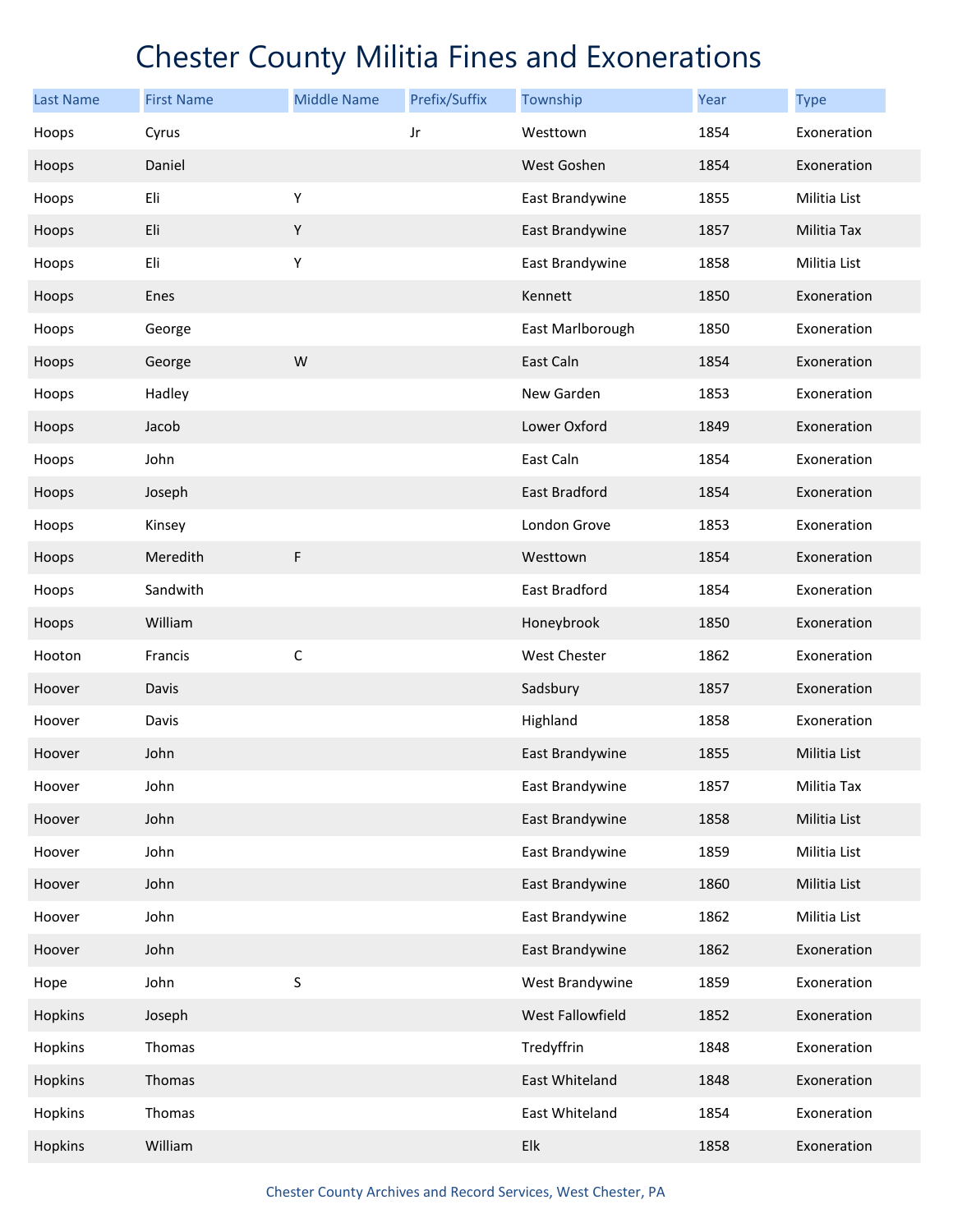# Chester County Militia Fines and Exonerations

| Last Name | First Name | Middle Name | Prefix/Suffix | Township | Year | Type |
|---|---|---|---|---|---|---|
| Hoops | Cyrus | | Jr | Westtown | 1854 | Exoneration |
| Hoops | Daniel | | | West Goshen | 1854 | Exoneration |
| Hoops | Eli | Y | | East Brandywine | 1855 | Militia List |
| Hoops | Eli | Y | | East Brandywine | 1857 | Militia Tax |
| Hoops | Eli | Y | | East Brandywine | 1858 | Militia List |
| Hoops | Enes | | | Kennett | 1850 | Exoneration |
| Hoops | George | | | East Marlborough | 1850 | Exoneration |
| Hoops | George | W | | East Caln | 1854 | Exoneration |
| Hoops | Hadley | | | New Garden | 1853 | Exoneration |
| Hoops | Jacob | | | Lower Oxford | 1849 | Exoneration |
| Hoops | John | | | East Caln | 1854 | Exoneration |
| Hoops | Joseph | | | East Bradford | 1854 | Exoneration |
| Hoops | Kinsey | | | London Grove | 1853 | Exoneration |
| Hoops | Meredith | F | | Westtown | 1854 | Exoneration |
| Hoops | Sandwith | | | East Bradford | 1854 | Exoneration |
| Hoops | William | | | Honeybrook | 1850 | Exoneration |
| Hooton | Francis | C | | West Chester | 1862 | Exoneration |
| Hoover | Davis | | | Sadsbury | 1857 | Exoneration |
| Hoover | Davis | | | Highland | 1858 | Exoneration |
| Hoover | John | | | East Brandywine | 1855 | Militia List |
| Hoover | John | | | East Brandywine | 1857 | Militia Tax |
| Hoover | John | | | East Brandywine | 1858 | Militia List |
| Hoover | John | | | East Brandywine | 1859 | Militia List |
| Hoover | John | | | East Brandywine | 1860 | Militia List |
| Hoover | John | | | East Brandywine | 1862 | Militia List |
| Hoover | John | | | East Brandywine | 1862 | Exoneration |
| Hope | John | S | | West Brandywine | 1859 | Exoneration |
| Hopkins | Joseph | | | West Fallowfield | 1852 | Exoneration |
| Hopkins | Thomas | | | Tredyffrin | 1848 | Exoneration |
| Hopkins | Thomas | | | East Whiteland | 1848 | Exoneration |
| Hopkins | Thomas | | | East Whiteland | 1854 | Exoneration |
| Hopkins | William | | | Elk | 1858 | Exoneration |

Chester County Archives and Record Services, West Chester, PA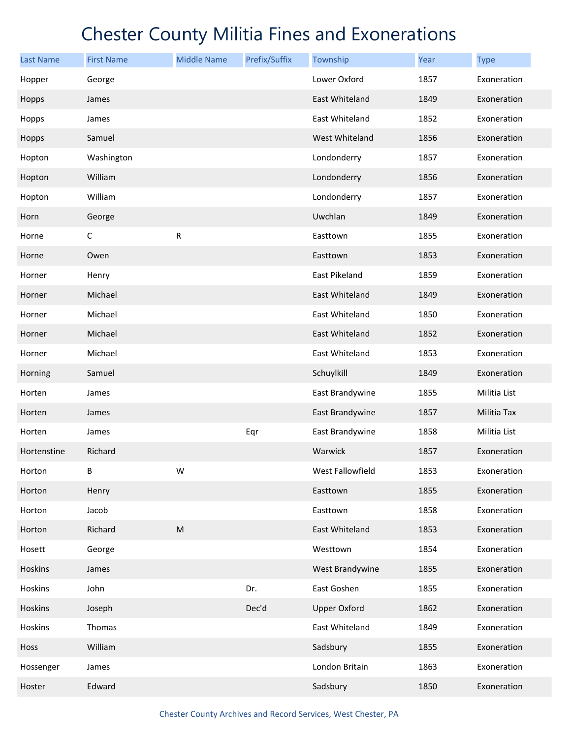# Chester County Militia Fines and Exonerations

| Last Name | First Name | Middle Name | Prefix/Suffix | Township | Year | Type |
|---|---|---|---|---|---|---|
| Hopper | George | | | Lower Oxford | 1857 | Exoneration |
| Hopps | James | | | East Whiteland | 1849 | Exoneration |
| Hopps | James | | | East Whiteland | 1852 | Exoneration |
| Hopps | Samuel | | | West Whiteland | 1856 | Exoneration |
| Hopton | Washington | | | Londonderry | 1857 | Exoneration |
| Hopton | William | | | Londonderry | 1856 | Exoneration |
| Hopton | William | | | Londonderry | 1857 | Exoneration |
| Horn | George | | | Uwchlan | 1849 | Exoneration |
| Horne | C | R | | Easttown | 1855 | Exoneration |
| Horne | Owen | | | Easttown | 1853 | Exoneration |
| Horner | Henry | | | East Pikeland | 1859 | Exoneration |
| Horner | Michael | | | East Whiteland | 1849 | Exoneration |
| Horner | Michael | | | East Whiteland | 1850 | Exoneration |
| Horner | Michael | | | East Whiteland | 1852 | Exoneration |
| Horner | Michael | | | East Whiteland | 1853 | Exoneration |
| Horning | Samuel | | | Schuylkill | 1849 | Exoneration |
| Horten | James | | | East Brandywine | 1855 | Militia List |
| Horten | James | | | East Brandywine | 1857 | Militia Tax |
| Horten | James | | Eqr | East Brandywine | 1858 | Militia List |
| Hortenstine | Richard | | | Warwick | 1857 | Exoneration |
| Horton | B | W | | West Fallowfield | 1853 | Exoneration |
| Horton | Henry | | | Easttown | 1855 | Exoneration |
| Horton | Jacob | | | Easttown | 1858 | Exoneration |
| Horton | Richard | M | | East Whiteland | 1853 | Exoneration |
| Hosett | George | | | Westtown | 1854 | Exoneration |
| Hoskins | James | | | West Brandywine | 1855 | Exoneration |
| Hoskins | John | | Dr. | East Goshen | 1855 | Exoneration |
| Hoskins | Joseph | | Dec'd | Upper Oxford | 1862 | Exoneration |
| Hoskins | Thomas | | | East Whiteland | 1849 | Exoneration |
| Hoss | William | | | Sadsbury | 1855 | Exoneration |
| Hossenger | James | | | London Britain | 1863 | Exoneration |
| Hoster | Edward | | | Sadsbury | 1850 | Exoneration |

Chester County Archives and Record Services, West Chester, PA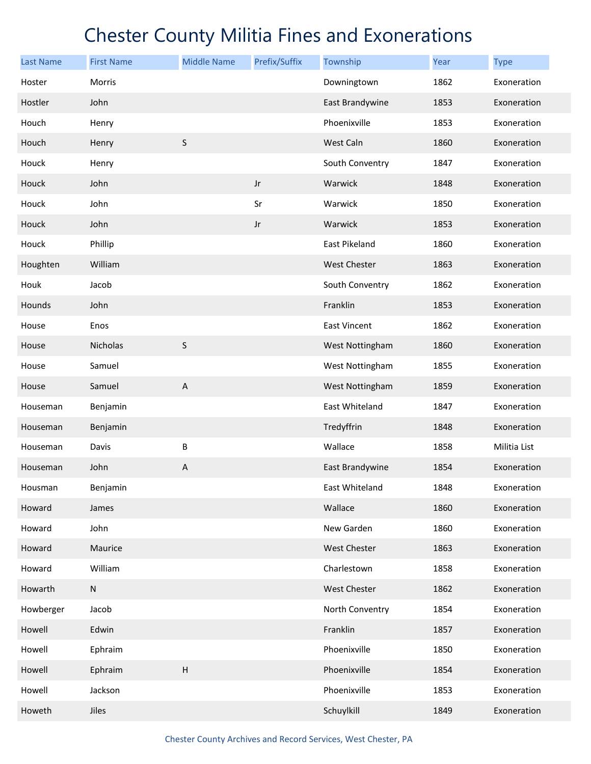# Chester County Militia Fines and Exonerations

| Last Name | First Name | Middle Name | Prefix/Suffix | Township | Year | Type |
|---|---|---|---|---|---|---|
| Hoster | Morris | | | Downingtown | 1862 | Exoneration |
| Hostler | John | | | East Brandywine | 1853 | Exoneration |
| Houch | Henry | | | Phoenixville | 1853 | Exoneration |
| Houch | Henry | S | | West Caln | 1860 | Exoneration |
| Houck | Henry | | | South Conventry | 1847 | Exoneration |
| Houck | John | | Jr | Warwick | 1848 | Exoneration |
| Houck | John | | Sr | Warwick | 1850 | Exoneration |
| Houck | John | | Jr | Warwick | 1853 | Exoneration |
| Houck | Phillip | | | East Pikeland | 1860 | Exoneration |
| Houghten | William | | | West Chester | 1863 | Exoneration |
| Houk | Jacob | | | South Conventry | 1862 | Exoneration |
| Hounds | John | | | Franklin | 1853 | Exoneration |
| House | Enos | | | East Vincent | 1862 | Exoneration |
| House | Nicholas | S | | West Nottingham | 1860 | Exoneration |
| House | Samuel | | | West Nottingham | 1855 | Exoneration |
| House | Samuel | A | | West Nottingham | 1859 | Exoneration |
| Houseman | Benjamin | | | East Whiteland | 1847 | Exoneration |
| Houseman | Benjamin | | | Tredyffrin | 1848 | Exoneration |
| Houseman | Davis | B | | Wallace | 1858 | Militia List |
| Houseman | John | A | | East Brandywine | 1854 | Exoneration |
| Housman | Benjamin | | | East Whiteland | 1848 | Exoneration |
| Howard | James | | | Wallace | 1860 | Exoneration |
| Howard | John | | | New Garden | 1860 | Exoneration |
| Howard | Maurice | | | West Chester | 1863 | Exoneration |
| Howard | William | | | Charlestown | 1858 | Exoneration |
| Howarth | N | | | West Chester | 1862 | Exoneration |
| Howberger | Jacob | | | North Conventry | 1854 | Exoneration |
| Howell | Edwin | | | Franklin | 1857 | Exoneration |
| Howell | Ephraim | | | Phoenixville | 1850 | Exoneration |
| Howell | Ephraim | H | | Phoenixville | 1854 | Exoneration |
| Howell | Jackson | | | Phoenixville | 1853 | Exoneration |
| Howeth | Jiles | | | Schuylkill | 1849 | Exoneration |

Chester County Archives and Record Services, West Chester, PA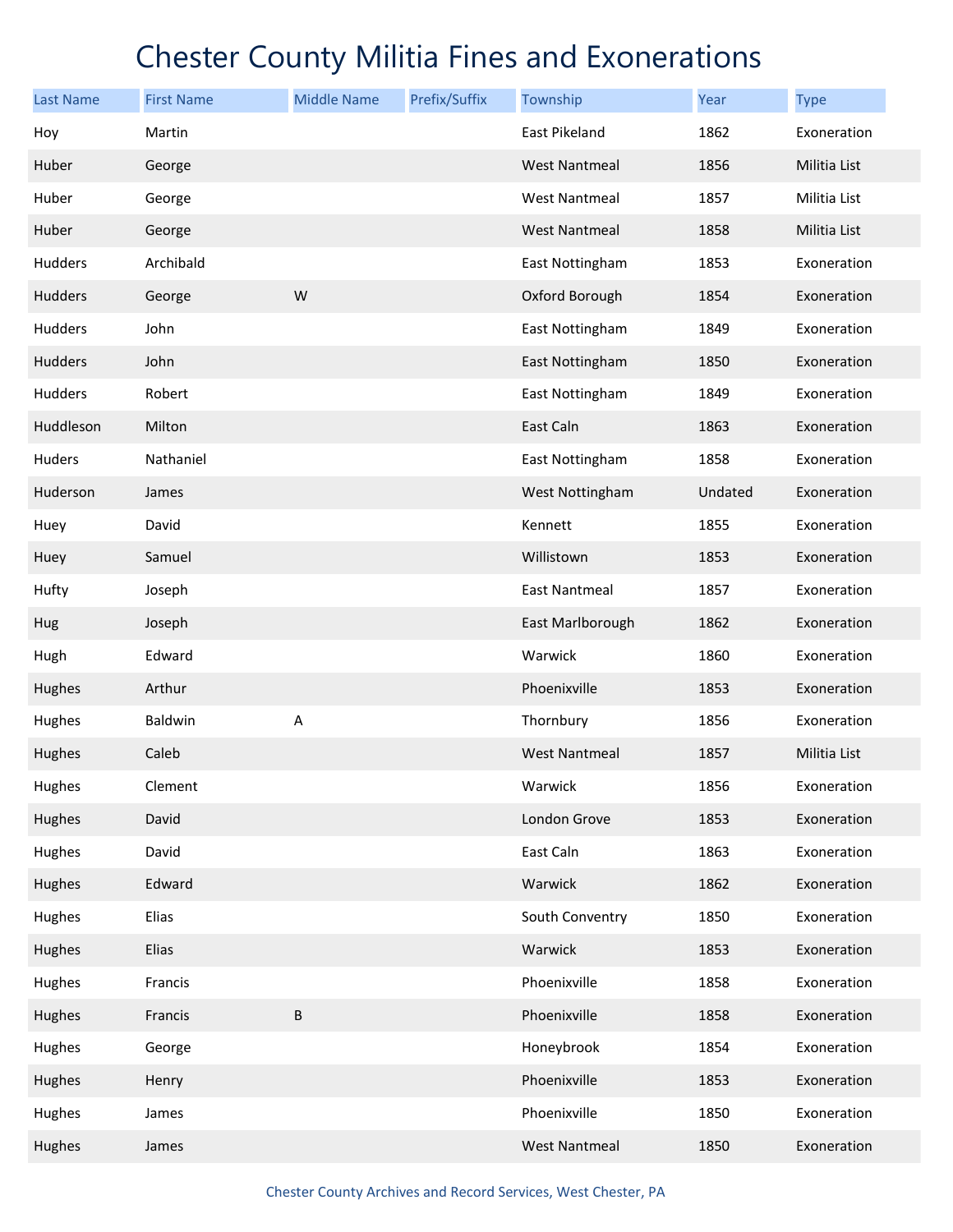# Chester County Militia Fines and Exonerations

| Last Name | First Name | Middle Name | Prefix/Suffix | Township | Year | Type |
|---|---|---|---|---|---|---|
| Hoy | Martin | | | East Pikeland | 1862 | Exoneration |
| Huber | George | | | West Nantmeal | 1856 | Militia List |
| Huber | George | | | West Nantmeal | 1857 | Militia List |
| Huber | George | | | West Nantmeal | 1858 | Militia List |
| Hudders | Archibald | | | East Nottingham | 1853 | Exoneration |
| Hudders | George | W | | Oxford Borough | 1854 | Exoneration |
| Hudders | John | | | East Nottingham | 1849 | Exoneration |
| Hudders | John | | | East Nottingham | 1850 | Exoneration |
| Hudders | Robert | | | East Nottingham | 1849 | Exoneration |
| Huddleson | Milton | | | East Caln | 1863 | Exoneration |
| Huders | Nathaniel | | | East Nottingham | 1858 | Exoneration |
| Huderson | James | | | West Nottingham | Undated | Exoneration |
| Huey | David | | | Kennett | 1855 | Exoneration |
| Huey | Samuel | | | Willistown | 1853 | Exoneration |
| Hufty | Joseph | | | East Nantmeal | 1857 | Exoneration |
| Hug | Joseph | | | East Marlborough | 1862 | Exoneration |
| Hugh | Edward | | | Warwick | 1860 | Exoneration |
| Hughes | Arthur | | | Phoenixville | 1853 | Exoneration |
| Hughes | Baldwin | A | | Thornbury | 1856 | Exoneration |
| Hughes | Caleb | | | West Nantmeal | 1857 | Militia List |
| Hughes | Clement | | | Warwick | 1856 | Exoneration |
| Hughes | David | | | London Grove | 1853 | Exoneration |
| Hughes | David | | | East Caln | 1863 | Exoneration |
| Hughes | Edward | | | Warwick | 1862 | Exoneration |
| Hughes | Elias | | | South Conventry | 1850 | Exoneration |
| Hughes | Elias | | | Warwick | 1853 | Exoneration |
| Hughes | Francis | | | Phoenixville | 1858 | Exoneration |
| Hughes | Francis | B | | Phoenixville | 1858 | Exoneration |
| Hughes | George | | | Honeybrook | 1854 | Exoneration |
| Hughes | Henry | | | Phoenixville | 1853 | Exoneration |
| Hughes | James | | | Phoenixville | 1850 | Exoneration |
| Hughes | James | | | West Nantmeal | 1850 | Exoneration |

Chester County Archives and Record Services, West Chester, PA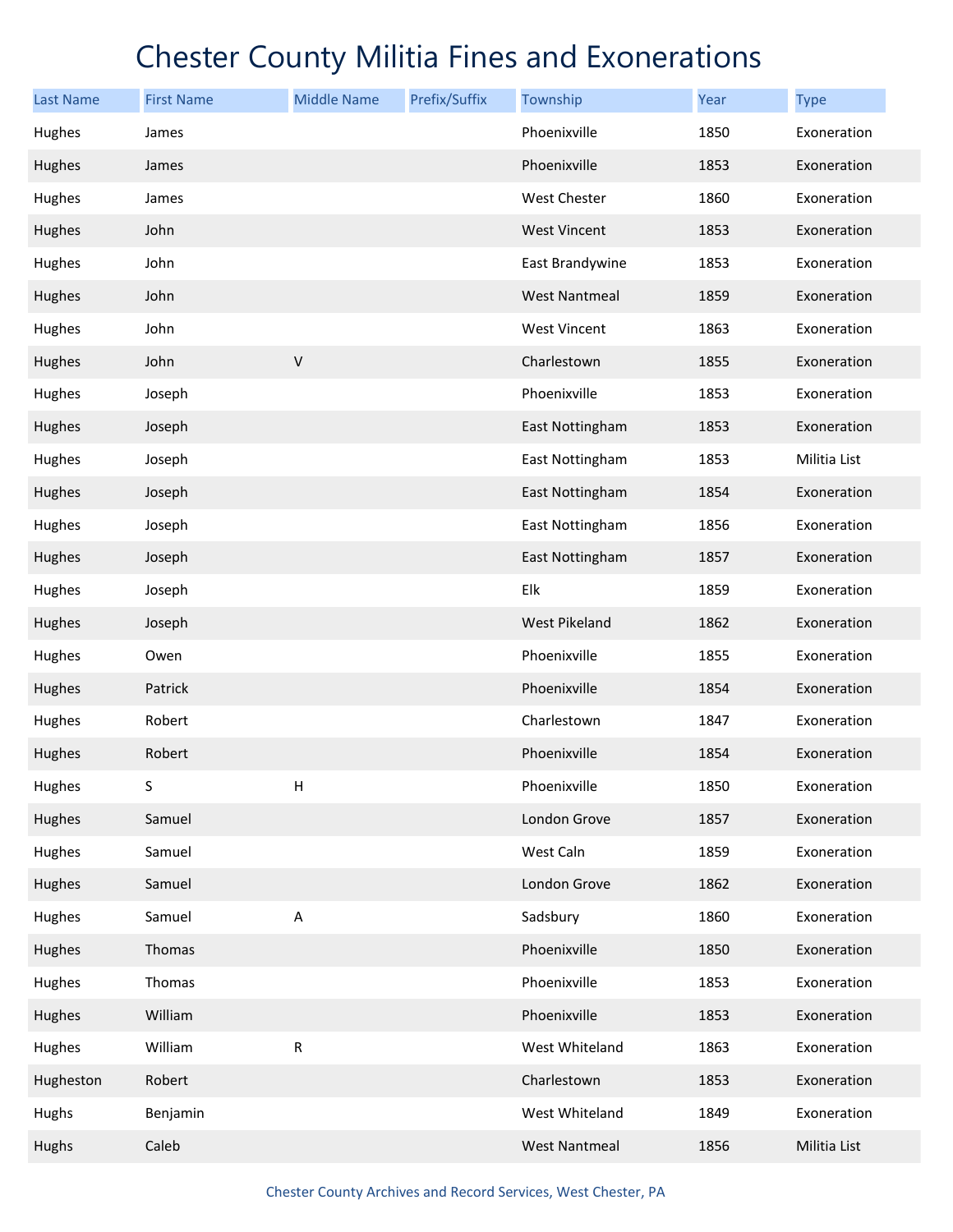# Chester County Militia Fines and Exonerations

| Last Name | First Name | Middle Name | Prefix/Suffix | Township | Year | Type |
|---|---|---|---|---|---|---|
| Hughes | James | | | Phoenixville | 1850 | Exoneration |
| Hughes | James | | | Phoenixville | 1853 | Exoneration |
| Hughes | James | | | West Chester | 1860 | Exoneration |
| Hughes | John | | | West Vincent | 1853 | Exoneration |
| Hughes | John | | | East Brandywine | 1853 | Exoneration |
| Hughes | John | | | West Nantmeal | 1859 | Exoneration |
| Hughes | John | | | West Vincent | 1863 | Exoneration |
| Hughes | John | V | | Charlestown | 1855 | Exoneration |
| Hughes | Joseph | | | Phoenixville | 1853 | Exoneration |
| Hughes | Joseph | | | East Nottingham | 1853 | Exoneration |
| Hughes | Joseph | | | East Nottingham | 1853 | Militia List |
| Hughes | Joseph | | | East Nottingham | 1854 | Exoneration |
| Hughes | Joseph | | | East Nottingham | 1856 | Exoneration |
| Hughes | Joseph | | | East Nottingham | 1857 | Exoneration |
| Hughes | Joseph | | | Elk | 1859 | Exoneration |
| Hughes | Joseph | | | West Pikeland | 1862 | Exoneration |
| Hughes | Owen | | | Phoenixville | 1855 | Exoneration |
| Hughes | Patrick | | | Phoenixville | 1854 | Exoneration |
| Hughes | Robert | | | Charlestown | 1847 | Exoneration |
| Hughes | Robert | | | Phoenixville | 1854 | Exoneration |
| Hughes | S | H | | Phoenixville | 1850 | Exoneration |
| Hughes | Samuel | | | London Grove | 1857 | Exoneration |
| Hughes | Samuel | | | West Caln | 1859 | Exoneration |
| Hughes | Samuel | | | London Grove | 1862 | Exoneration |
| Hughes | Samuel | A | | Sadsbury | 1860 | Exoneration |
| Hughes | Thomas | | | Phoenixville | 1850 | Exoneration |
| Hughes | Thomas | | | Phoenixville | 1853 | Exoneration |
| Hughes | William | | | Phoenixville | 1853 | Exoneration |
| Hughes | William | R | | West Whiteland | 1863 | Exoneration |
| Hugheston | Robert | | | Charlestown | 1853 | Exoneration |
| Hughs | Benjamin | | | West Whiteland | 1849 | Exoneration |
| Hughs | Caleb | | | West Nantmeal | 1856 | Militia List |

Chester County Archives and Record Services, West Chester, PA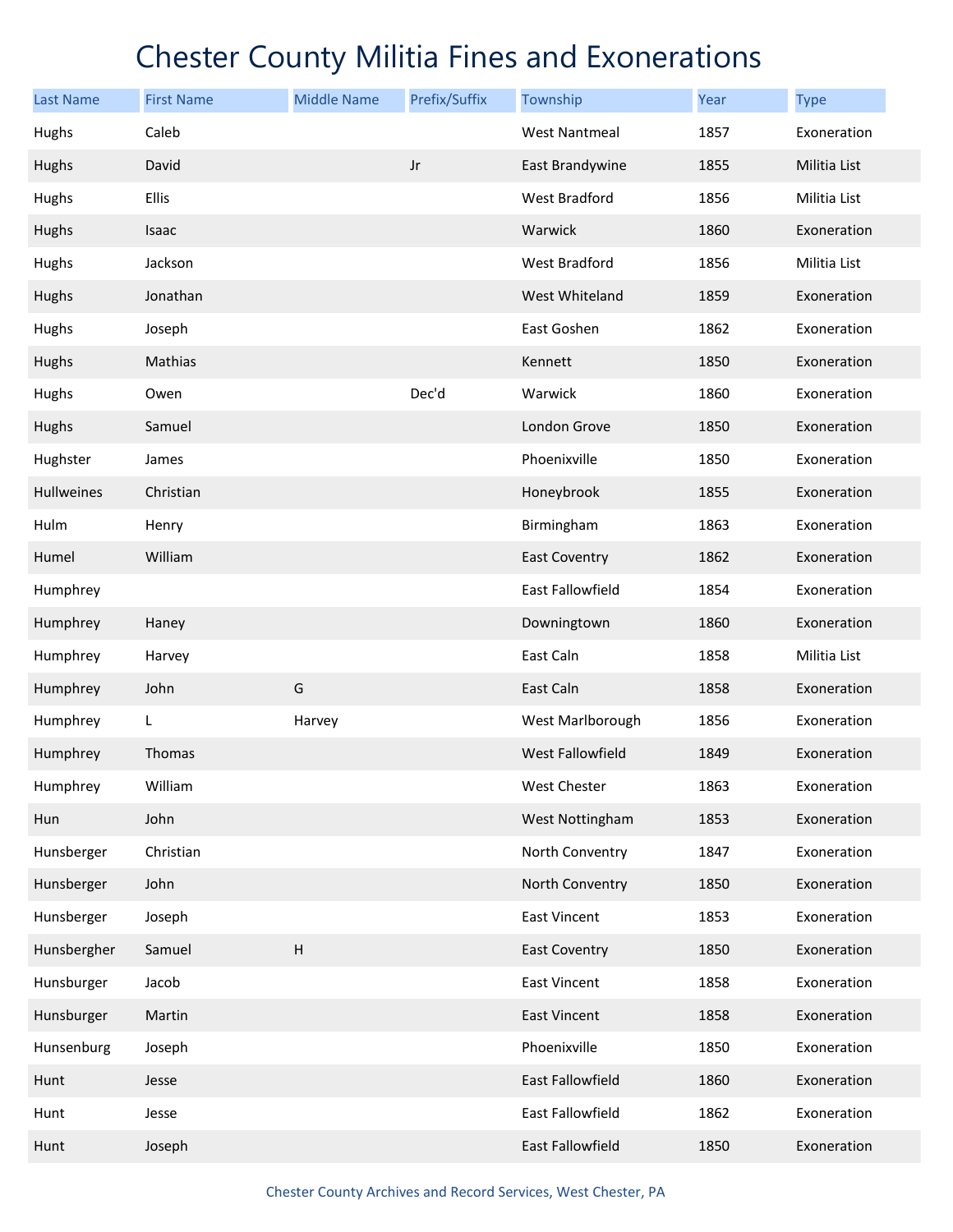# Chester County Militia Fines and Exonerations

| Last Name | First Name | Middle Name | Prefix/Suffix | Township | Year | Type |
|---|---|---|---|---|---|---|
| Hughs | Caleb | | | West Nantmeal | 1857 | Exoneration |
| Hughs | David | | Jr | East Brandywine | 1855 | Militia List |
| Hughs | Ellis | | | West Bradford | 1856 | Militia List |
| Hughs | Isaac | | | Warwick | 1860 | Exoneration |
| Hughs | Jackson | | | West Bradford | 1856 | Militia List |
| Hughs | Jonathan | | | West Whiteland | 1859 | Exoneration |
| Hughs | Joseph | | | East Goshen | 1862 | Exoneration |
| Hughs | Mathias | | | Kennett | 1850 | Exoneration |
| Hughs | Owen | | Dec'd | Warwick | 1860 | Exoneration |
| Hughs | Samuel | | | London Grove | 1850 | Exoneration |
| Hughster | James | | | Phoenixville | 1850 | Exoneration |
| Hullweines | Christian | | | Honeybrook | 1855 | Exoneration |
| Hulm | Henry | | | Birmingham | 1863 | Exoneration |
| Humel | William | | | East Coventry | 1862 | Exoneration |
| Humphrey | | | | East Fallowfield | 1854 | Exoneration |
| Humphrey | Haney | | | Downingtown | 1860 | Exoneration |
| Humphrey | Harvey | | | East Caln | 1858 | Militia List |
| Humphrey | John | G | | East Caln | 1858 | Exoneration |
| Humphrey | L | Harvey | | West Marlborough | 1856 | Exoneration |
| Humphrey | Thomas | | | West Fallowfield | 1849 | Exoneration |
| Humphrey | William | | | West Chester | 1863 | Exoneration |
| Hun | John | | | West Nottingham | 1853 | Exoneration |
| Hunsberger | Christian | | | North Conventry | 1847 | Exoneration |
| Hunsberger | John | | | North Conventry | 1850 | Exoneration |
| Hunsberger | Joseph | | | East Vincent | 1853 | Exoneration |
| Hunsbergher | Samuel | H | | East Coventry | 1850 | Exoneration |
| Hunsburger | Jacob | | | East Vincent | 1858 | Exoneration |
| Hunsburger | Martin | | | East Vincent | 1858 | Exoneration |
| Hunsenburg | Joseph | | | Phoenixville | 1850 | Exoneration |
| Hunt | Jesse | | | East Fallowfield | 1860 | Exoneration |
| Hunt | Jesse | | | East Fallowfield | 1862 | Exoneration |
| Hunt | Joseph | | | East Fallowfield | 1850 | Exoneration |

Chester County Archives and Record Services, West Chester, PA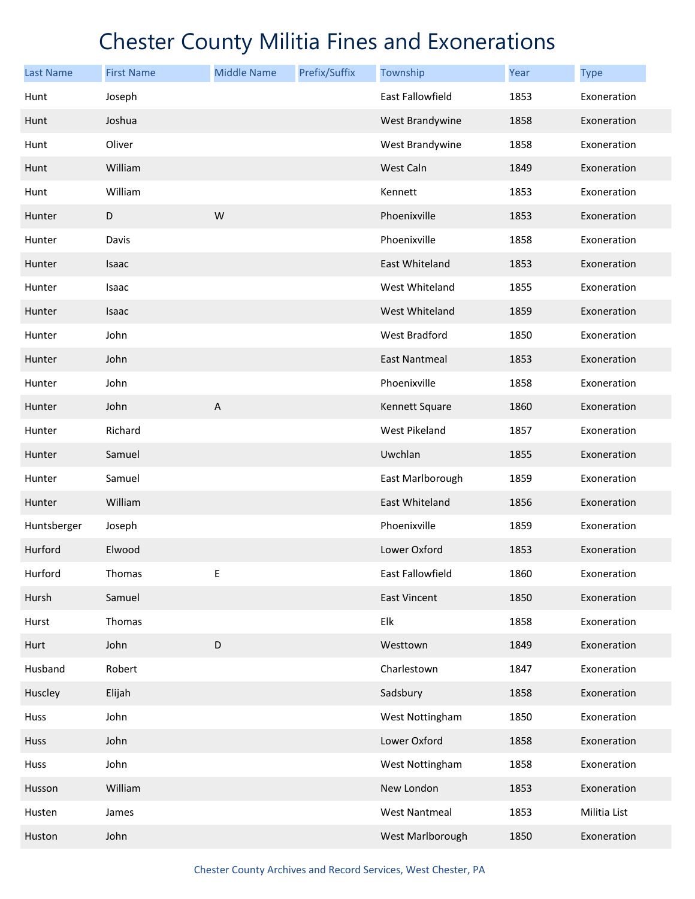# Chester County Militia Fines and Exonerations

| Last Name | First Name | Middle Name | Prefix/Suffix | Township | Year | Type |
|---|---|---|---|---|---|---|
| Hunt | Joseph | | | East Fallowfield | 1853 | Exoneration |
| Hunt | Joshua | | | West Brandywine | 1858 | Exoneration |
| Hunt | Oliver | | | West Brandywine | 1858 | Exoneration |
| Hunt | William | | | West Caln | 1849 | Exoneration |
| Hunt | William | | | Kennett | 1853 | Exoneration |
| Hunter | D | W | | Phoenixville | 1853 | Exoneration |
| Hunter | Davis | | | Phoenixville | 1858 | Exoneration |
| Hunter | Isaac | | | East Whiteland | 1853 | Exoneration |
| Hunter | Isaac | | | West Whiteland | 1855 | Exoneration |
| Hunter | Isaac | | | West Whiteland | 1859 | Exoneration |
| Hunter | John | | | West Bradford | 1850 | Exoneration |
| Hunter | John | | | East Nantmeal | 1853 | Exoneration |
| Hunter | John | | | Phoenixville | 1858 | Exoneration |
| Hunter | John | A | | Kennett Square | 1860 | Exoneration |
| Hunter | Richard | | | West Pikeland | 1857 | Exoneration |
| Hunter | Samuel | | | Uwchlan | 1855 | Exoneration |
| Hunter | Samuel | | | East Marlborough | 1859 | Exoneration |
| Hunter | William | | | East Whiteland | 1856 | Exoneration |
| Huntsberger | Joseph | | | Phoenixville | 1859 | Exoneration |
| Hurford | Elwood | | | Lower Oxford | 1853 | Exoneration |
| Hurford | Thomas | E | | East Fallowfield | 1860 | Exoneration |
| Hursh | Samuel | | | East Vincent | 1850 | Exoneration |
| Hurst | Thomas | | | Elk | 1858 | Exoneration |
| Hurt | John | D | | Westtown | 1849 | Exoneration |
| Husband | Robert | | | Charlestown | 1847 | Exoneration |
| Huscley | Elijah | | | Sadsbury | 1858 | Exoneration |
| Huss | John | | | West Nottingham | 1850 | Exoneration |
| Huss | John | | | Lower Oxford | 1858 | Exoneration |
| Huss | John | | | West Nottingham | 1858 | Exoneration |
| Husson | William | | | New London | 1853 | Exoneration |
| Husten | James | | | West Nantmeal | 1853 | Militia List |
| Huston | John | | | West Marlborough | 1850 | Exoneration |

Chester County Archives and Record Services, West Chester, PA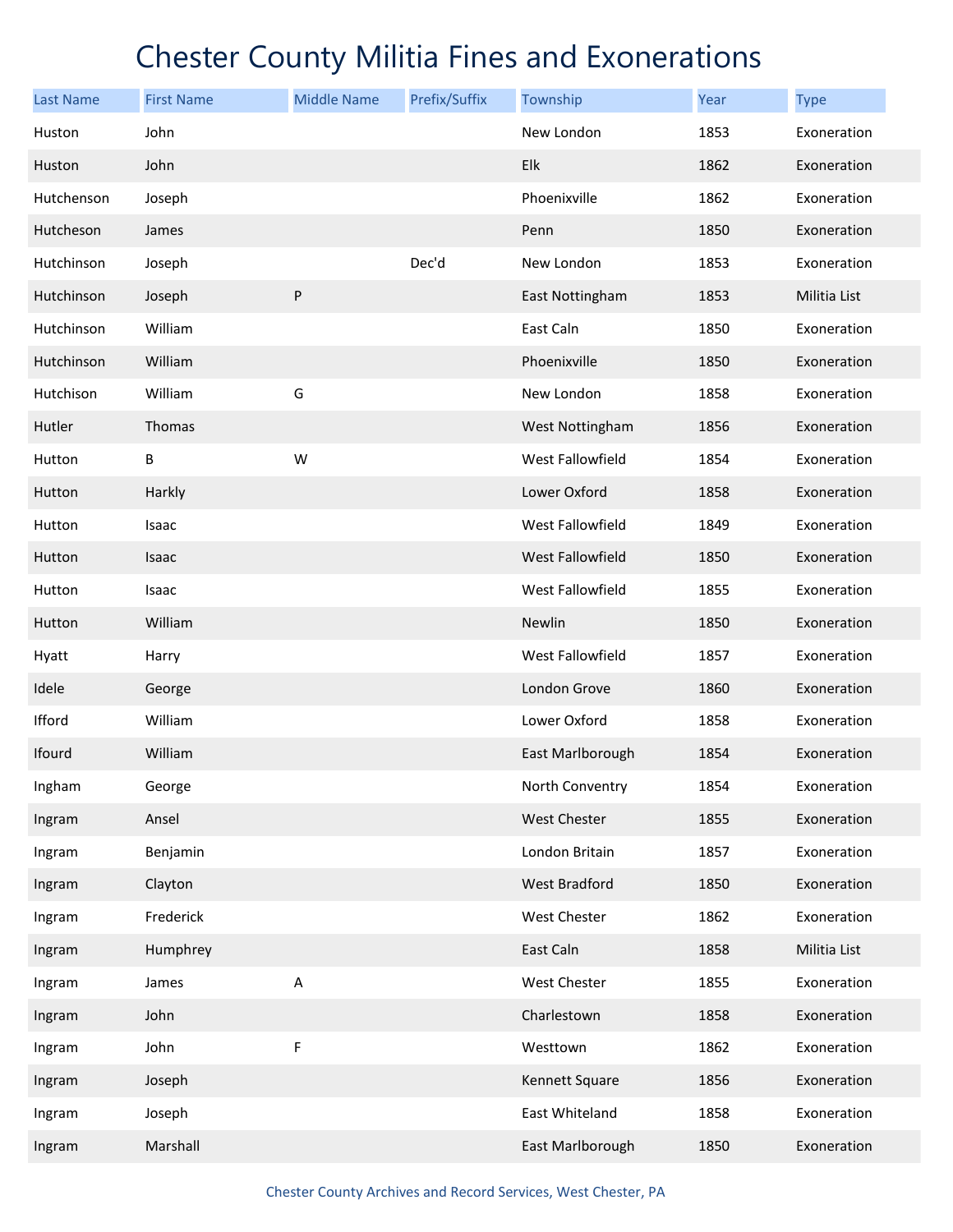# Chester County Militia Fines and Exonerations

| Last Name | First Name | Middle Name | Prefix/Suffix | Township | Year | Type |
|---|---|---|---|---|---|---|
| Huston | John | | | New London | 1853 | Exoneration |
| Huston | John | | | Elk | 1862 | Exoneration |
| Hutchenson | Joseph | | | Phoenixville | 1862 | Exoneration |
| Hutcheson | James | | | Penn | 1850 | Exoneration |
| Hutchinson | Joseph | | Dec'd | New London | 1853 | Exoneration |
| Hutchinson | Joseph | P | | East Nottingham | 1853 | Militia List |
| Hutchinson | William | | | East Caln | 1850 | Exoneration |
| Hutchinson | William | | | Phoenixville | 1850 | Exoneration |
| Hutchison | William | G | | New London | 1858 | Exoneration |
| Hutler | Thomas | | | West Nottingham | 1856 | Exoneration |
| Hutton | B | W | | West Fallowfield | 1854 | Exoneration |
| Hutton | Harkly | | | Lower Oxford | 1858 | Exoneration |
| Hutton | Isaac | | | West Fallowfield | 1849 | Exoneration |
| Hutton | Isaac | | | West Fallowfield | 1850 | Exoneration |
| Hutton | Isaac | | | West Fallowfield | 1855 | Exoneration |
| Hutton | William | | | Newlin | 1850 | Exoneration |
| Hyatt | Harry | | | West Fallowfield | 1857 | Exoneration |
| Idele | George | | | London Grove | 1860 | Exoneration |
| Ifford | William | | | Lower Oxford | 1858 | Exoneration |
| Ifourd | William | | | East Marlborough | 1854 | Exoneration |
| Ingham | George | | | North Conventry | 1854 | Exoneration |
| Ingram | Ansel | | | West Chester | 1855 | Exoneration |
| Ingram | Benjamin | | | London Britain | 1857 | Exoneration |
| Ingram | Clayton | | | West Bradford | 1850 | Exoneration |
| Ingram | Frederick | | | West Chester | 1862 | Exoneration |
| Ingram | Humphrey | | | East Caln | 1858 | Militia List |
| Ingram | James | A | | West Chester | 1855 | Exoneration |
| Ingram | John | | | Charlestown | 1858 | Exoneration |
| Ingram | John | F | | Westtown | 1862 | Exoneration |
| Ingram | Joseph | | | Kennett Square | 1856 | Exoneration |
| Ingram | Joseph | | | East Whiteland | 1858 | Exoneration |
| Ingram | Marshall | | | East Marlborough | 1850 | Exoneration |

Chester County Archives and Record Services, West Chester, PA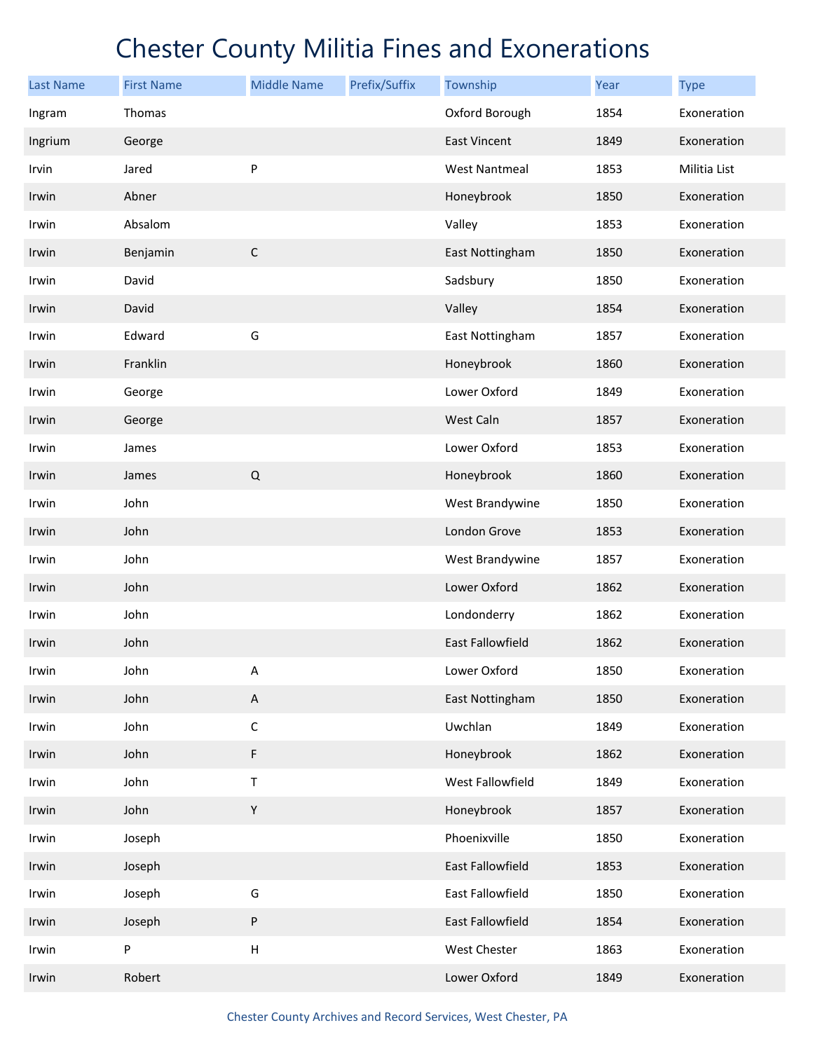# Chester County Militia Fines and Exonerations

| Last Name | First Name | Middle Name | Prefix/Suffix | Township | Year | Type |
|---|---|---|---|---|---|---|
| Ingram | Thomas | | | Oxford Borough | 1854 | Exoneration |
| Ingrium | George | | | East Vincent | 1849 | Exoneration |
| Irvin | Jared | P | | West Nantmeal | 1853 | Militia List |
| Irwin | Abner | | | Honeybrook | 1850 | Exoneration |
| Irwin | Absalom | | | Valley | 1853 | Exoneration |
| Irwin | Benjamin | C | | East Nottingham | 1850 | Exoneration |
| Irwin | David | | | Sadsbury | 1850 | Exoneration |
| Irwin | David | | | Valley | 1854 | Exoneration |
| Irwin | Edward | G | | East Nottingham | 1857 | Exoneration |
| Irwin | Franklin | | | Honeybrook | 1860 | Exoneration |
| Irwin | George | | | Lower Oxford | 1849 | Exoneration |
| Irwin | George | | | West Caln | 1857 | Exoneration |
| Irwin | James | | | Lower Oxford | 1853 | Exoneration |
| Irwin | James | Q | | Honeybrook | 1860 | Exoneration |
| Irwin | John | | | West Brandywine | 1850 | Exoneration |
| Irwin | John | | | London Grove | 1853 | Exoneration |
| Irwin | John | | | West Brandywine | 1857 | Exoneration |
| Irwin | John | | | Lower Oxford | 1862 | Exoneration |
| Irwin | John | | | Londonderry | 1862 | Exoneration |
| Irwin | John | | | East Fallowfield | 1862 | Exoneration |
| Irwin | John | A | | Lower Oxford | 1850 | Exoneration |
| Irwin | John | A | | East Nottingham | 1850 | Exoneration |
| Irwin | John | C | | Uwchlan | 1849 | Exoneration |
| Irwin | John | F | | Honeybrook | 1862 | Exoneration |
| Irwin | John | T | | West Fallowfield | 1849 | Exoneration |
| Irwin | John | Y | | Honeybrook | 1857 | Exoneration |
| Irwin | Joseph | | | Phoenixville | 1850 | Exoneration |
| Irwin | Joseph | | | East Fallowfield | 1853 | Exoneration |
| Irwin | Joseph | G | | East Fallowfield | 1850 | Exoneration |
| Irwin | Joseph | P | | East Fallowfield | 1854 | Exoneration |
| Irwin | P | H | | West Chester | 1863 | Exoneration |
| Irwin | Robert | | | Lower Oxford | 1849 | Exoneration |

Chester County Archives and Record Services, West Chester, PA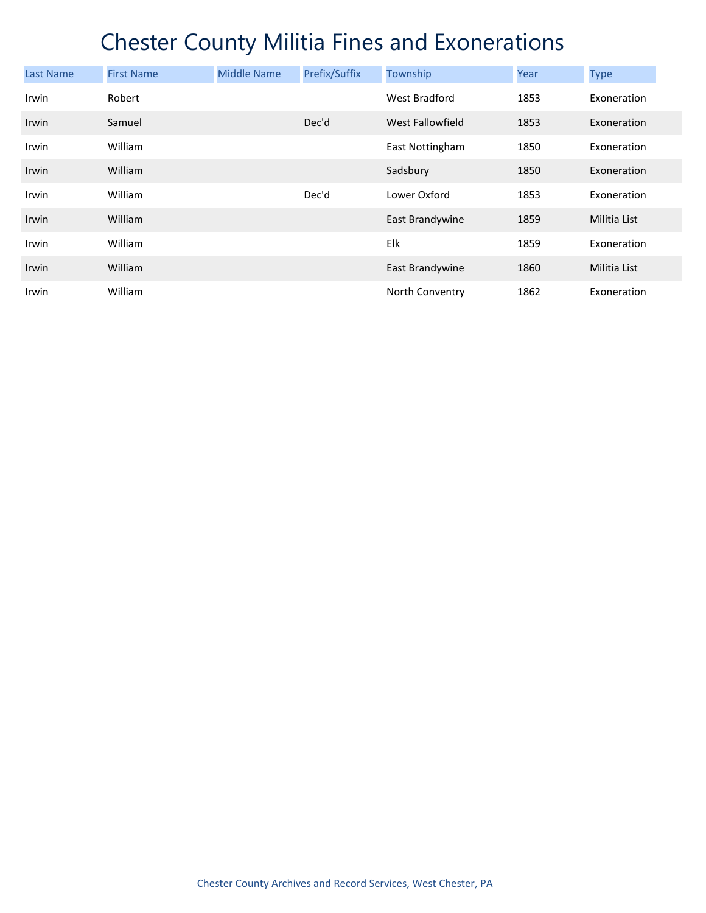# Chester County Militia Fines and Exonerations

| Last Name | First Name | Middle Name | Prefix/Suffix | Township | Year | Type |
|---|---|---|---|---|---|---|
| Irwin | Robert | | | West Bradford | 1853 | Exoneration |
| Irwin | Samuel | | Dec'd | West Fallowfield | 1853 | Exoneration |
| Irwin | William | | | East Nottingham | 1850 | Exoneration |
| Irwin | William | | | Sadsbury | 1850 | Exoneration |
| Irwin | William | | Dec'd | Lower Oxford | 1853 | Exoneration |
| Irwin | William | | | East Brandywine | 1859 | Militia List |
| Irwin | William | | | Elk | 1859 | Exoneration |
| Irwin | William | | | East Brandywine | 1860 | Militia List |
| Irwin | William | | | North Conventry | 1862 | Exoneration |

Chester County Archives and Record Services, West Chester, PA